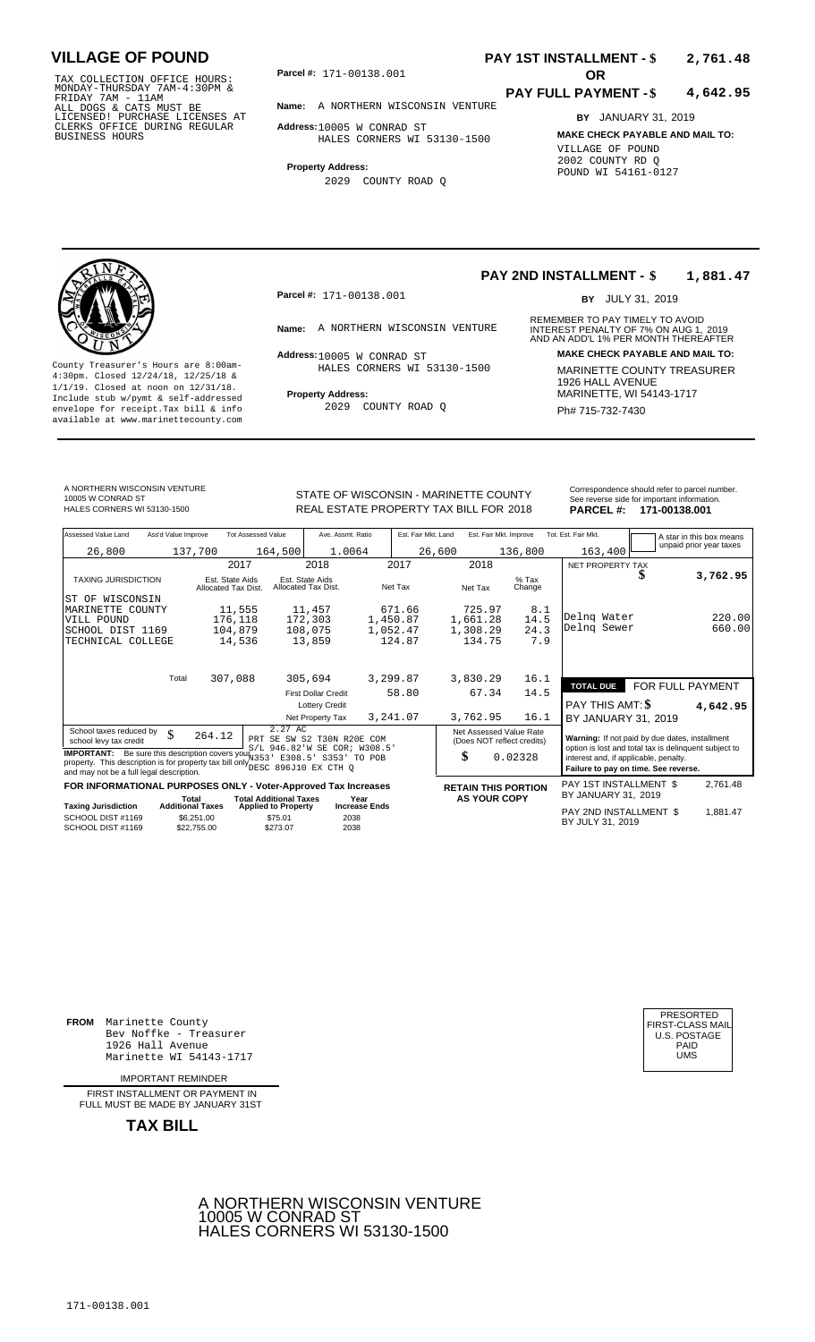# VILLAGE OF POUND

TAX COLLECTION OFFICE HOURS: MONDAY-THURSDAY 7AM-4:30PM & FRIDAY 7AM - 11AM
ALL DOGS & CATS MUST BE LICENSED! PURCHASE LICENSES AT CLERKS OFFICE DURING REGULAR BUSINESS HOURS

**Parcel #:** 171-00138.001

**Name:** A NORTHERN WISCONSIN VENTURE

**Address:** 10005 W CONRAD ST
HALES CORNERS WI 53130-1500

**Property Address:**
2029 COUNTY ROAD Q

**PAY 1ST INSTALLMENT - $ 2,761.48**

**OR**

**PAY FULL PAYMENT - $ 4,642.95**

**BY** JANUARY 31, 2019

**MAKE CHECK PAYABLE AND MAIL TO:**
VILLAGE OF POUND
2002 COUNTY RD Q
POUND WI 54161-0127

---

**PAY 2ND INSTALLMENT - $ 1,881.47**

**BY** JULY 31, 2019

County Treasurer's Hours are 8:00am-4:30pm. Closed 12/24/18, 12/25/18 & 1/1/19. Closed at noon on 12/31/18. Include stub w/pymt & self-addressed envelope for receipt.Tax bill & info available at www.marinettecounty.com

**Parcel #:** 171-00138.001

**Name:** A NORTHERN WISCONSIN VENTURE

**Address:** 10005 W CONRAD ST
HALES CORNERS WI 53130-1500

**Property Address:**
2029 COUNTY ROAD Q

REMEMBER TO PAY TIMELY TO AVOID INTEREST PENALTY OF 7% ON AUG 1, 2019 AND AN ADD'L 1% PER MONTH THEREAFTER

**MAKE CHECK PAYABLE AND MAIL TO:**
MARINETTE COUNTY TREASURER
1926 HALL AVENUE
MARINETTE, WI 54143-1717
Ph# 715-732-7430

---

A NORTHERN WISCONSIN VENTURE
10005 W CONRAD ST
HALES CORNERS WI 53130-1500

STATE OF WISCONSIN - MARINETTE COUNTY
REAL ESTATE PROPERTY TAX BILL FOR 2018

Correspondence should refer to parcel number. See reverse side for important information.
**PARCEL #: 171-00138.001**

| Assessed Value Land | Ass'd Value Improve | Tot Assessed Value | Ave. Assmt. Ratio | Est. Fair Mkt. Land | Est. Fair Mkt. Improve | Tot. Est. Fair Mkt. | A star in this box means unpaid prior year taxes |
|---|---|---|---|---|---|---|---|
| 26,800 | 137,700 | 164,500 | 1.0064 | 26,600 | 136,800 | 163,400 | |

| TAXING JURISDICTION | 2017 Est. State Aids Allocated Tax Dist. | 2018 Est. State Aids Allocated Tax Dist. | 2017 Net Tax | 2018 Net Tax | % Tax Change |
|---|---|---|---|---|---|
| ST OF WISCONSIN | | | | | |
| MARINETTE COUNTY | 11,555 | 11,457 | 671.66 | 725.97 | 8.1 |
| VILL POUND | 176,118 | 172,303 | 1,450.87 | 1,661.28 | 14.5 |
| SCHOOL DIST 1169 | 104,879 | 108,075 | 1,052.47 | 1,308.29 | 24.3 |
| TECHNICAL COLLEGE | 14,536 | 13,859 | 124.87 | 134.75 | 7.9 |
| Total | 307,088 | 305,694 | 3,299.87 | 3,830.29 | 16.1 |
| | | First Dollar Credit | 58.80 | 67.34 | 14.5 |
| | | Lottery Credit | | | |
| | | Net Property Tax | 3,241.07 | 3,762.95 | 16.1 |

| NET PROPERTY TAX | $ 3,762.95 |
|---|---|
| Delnq Water | 220.00 |
| Delnq Sewer | 660.00 |
| **TOTAL DUE** | **FOR FULL PAYMENT** |
| PAY THIS AMT: $ | 4,642.95 |
| BY JANUARY 31, 2019 | |

School taxes reduced by school levy tax credit $ 264.12

2.27 AC
PRT SE SW S2 T30N R20E COM S/L 946.82'W SE COR; W308.5' N353' E308.5' S353' TO POB DESC 896J10 EX CTH Q

**IMPORTANT:** Be sure this description covers your property. This description is for property tax bill only and may not be a full legal description.

Net Assessed Value Rate (Does NOT reflect credits): $ 0.02328

**Warning:** If not paid by due dates, installment option is lost and total tax is delinquent subject to interest and, if applicable, penalty.
**Failure to pay on time. See reverse.**

**FOR INFORMATIONAL PURPOSES ONLY - Voter-Approved Tax Increases**

| Taxing Jurisdiction | Total Additional Taxes | Total Additional Taxes Applied to Property | Year Increase Ends |
|---|---|---|---|
| SCHOOL DIST #1169 | $6,251.00 | $75.01 | 2038 |
| SCHOOL DIST #1169 | $22,755.00 | $273.07 | 2038 |

**RETAIN THIS PORTION AS YOUR COPY**

PAY 1ST INSTALLMENT $ 2,761.48
BY JANUARY 31, 2019

PAY 2ND INSTALLMENT $ 1,881.47
BY JULY 31, 2019

---

**FROM** Marinette County
Bev Noffke - Treasurer
1926 Hall Avenue
Marinette WI 54143-1717

PRESORTED
FIRST-CLASS MAIL
U.S. POSTAGE
PAID
UMS

IMPORTANT REMINDER

FIRST INSTALLMENT OR PAYMENT IN FULL MUST BE MADE BY JANUARY 31ST

**TAX BILL**

A NORTHERN WISCONSIN VENTURE
10005 W CONRAD ST
HALES CORNERS WI 53130-1500

171-00138.001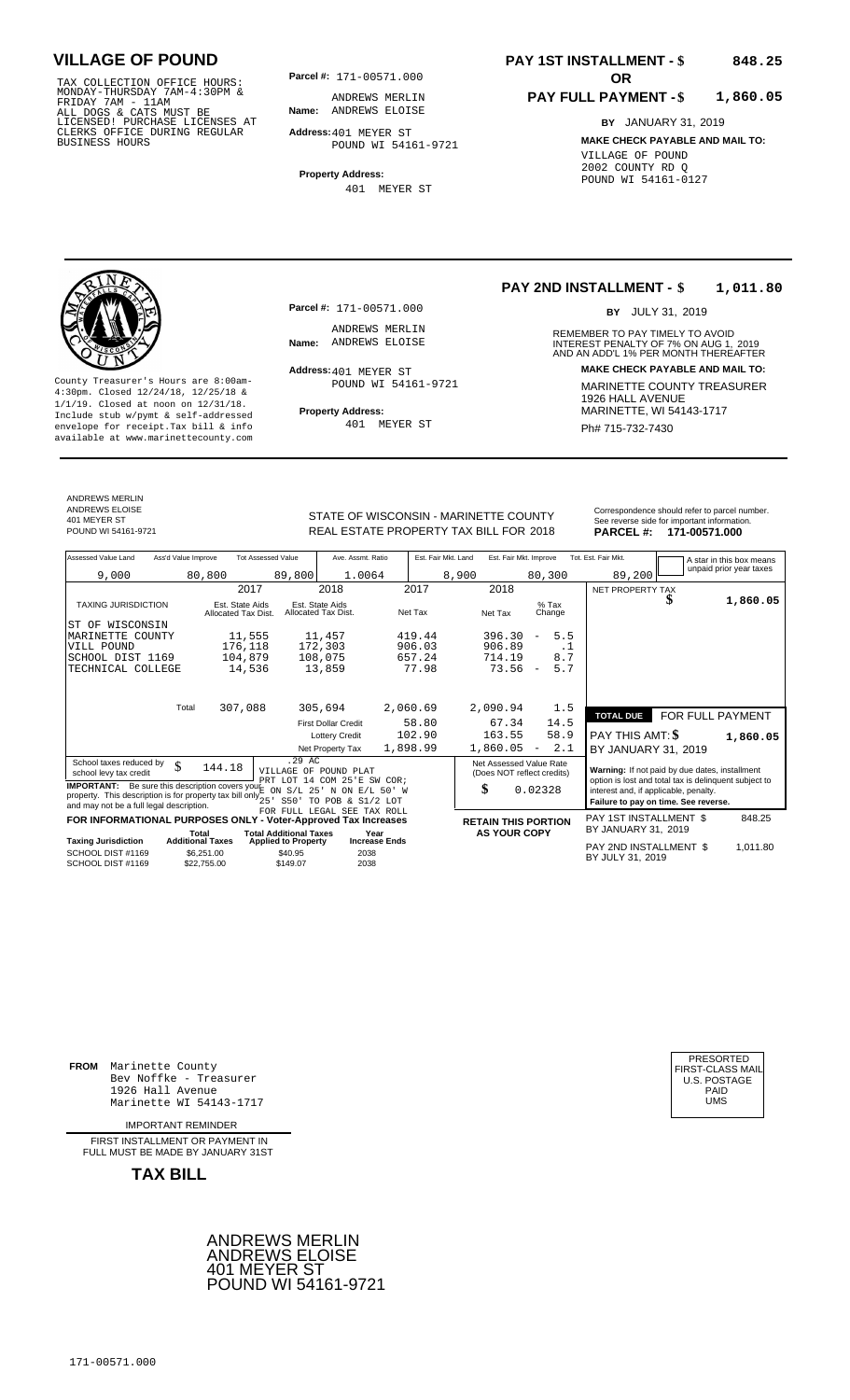# VILLAGE OF POUND

TAX COLLECTION OFFICE HOURS: MONDAY-THURSDAY 7AM-4:30PM & FRIDAY 7AM - 11AM ALL DOGS & CATS MUST BE LICENSED! PURCHASE LICENSES AT CLERKS OFFICE DURING REGULAR BUSINESS HOURS

**Parcel #:** 171-00571.000

**Name:** ANDREWS MERLIN ANDREWS ELOISE

**Address:** 401 MEYER ST POUND WI 54161-9721

**Property Address:** 401 MEYER ST

**PAY 1ST INSTALLMENT - $ 848.25**

**OR**

**PAY FULL PAYMENT - $ 1,860.05**

**BY** JANUARY 31, 2019

**MAKE CHECK PAYABLE AND MAIL TO:**
VILLAGE OF POUND
2002 COUNTY RD Q
POUND WI 54161-0127

---

County Treasurer's Hours are 8:00am-4:30pm. Closed 12/24/18, 12/25/18 & 1/1/19. Closed at noon on 12/31/18. Include stub w/pymt & self-addressed envelope for receipt. Tax bill & info available at www.marinettecounty.com

**Parcel #:** 171-00571.000

**Name:** ANDREWS MERLIN ANDREWS ELOISE

**Address:** 401 MEYER ST POUND WI 54161-9721

**Property Address:** 401 MEYER ST

**PAY 2ND INSTALLMENT - $ 1,011.80**

**BY** JULY 31, 2019

REMEMBER TO PAY TIMELY TO AVOID INTEREST PENALTY OF 7% ON AUG 1, 2019 AND AN ADD'L 1% PER MONTH THEREAFTER

**MAKE CHECK PAYABLE AND MAIL TO:**
MARINETTE COUNTY TREASURER
1926 HALL AVENUE
MARINETTE, WI 54143-1717
Ph# 715-732-7430

---

ANDREWS MERLIN
ANDREWS ELOISE
401 MEYER ST
POUND WI 54161-9721

STATE OF WISCONSIN - MARINETTE COUNTY
REAL ESTATE PROPERTY TAX BILL FOR 2018

Correspondence should refer to parcel number. See reverse side for important information.
**PARCEL #: 171-00571.000**

| Assessed Value Land | Ass'd Value Improve | Tot Assessed Value | Ave. Assmt. Ratio | Est. Fair Mkt. Land | Est. Fair Mkt. Improve | Tot. Est. Fair Mkt. |
|---|---|---|---|---|---|---|
| 9,000 | 80,800 | 89,800 | 1.0064 | 8,900 | 80,300 | 89,200 |

A star in this box means unpaid prior year taxes

| TAXING JURISDICTION | 2017 Est. State Aids Allocated Tax Dist. | 2018 Est. State Aids Allocated Tax Dist. | 2017 Net Tax | 2018 Net Tax | % Tax Change |
|---|---|---|---|---|---|
| ST OF WISCONSIN | | | | | |
| MARINETTE COUNTY | 11,555 | 11,457 | 419.44 | 396.30 | - 5.5 |
| VILL POUND | 176,118 | 172,303 | 906.03 | 906.89 | .1 |
| SCHOOL DIST 1169 | 104,879 | 108,075 | 657.24 | 714.19 | 8.7 |
| TECHNICAL COLLEGE | 14,536 | 13,859 | 77.98 | 73.56 | - 5.7 |
| Total | 307,088 | 305,694 | 2,060.69 | 2,090.94 | 1.5 |
| | | First Dollar Credit | 58.80 | 67.34 | 14.5 |
| | | Lottery Credit | 102.90 | 163.55 | 58.9 |
| | | Net Property Tax | 1,898.99 | 1,860.05 | - 2.1 |

NET PROPERTY TAX $ 1,860.05

**TOTAL DUE** FOR FULL PAYMENT
PAY THIS AMT: $ 1,860.05
BY JANUARY 31, 2019

School taxes reduced by school levy tax credit $ 144.18

.29 AC VILLAGE OF POUND PLAT PRT LOT 14 COM 25'E SW COR; E ON S/L 25' N ON E/L 50' W 25' S50' TO POB & S1/2 LOT FOR FULL LEGAL SEE TAX ROLL

**IMPORTANT:** Be sure this description covers your property. This description is for property tax bill only and may not be a full legal description.

Net Assessed Value Rate (Does NOT reflect credits) $ 0.02328

**Warning:** If not paid by due dates, installment option is lost and total tax is delinquent subject to interest and, if applicable, penalty. **Failure to pay on time. See reverse.**

**FOR INFORMATIONAL PURPOSES ONLY - Voter-Approved Tax Increases**

| Taxing Jurisdiction | Total Additional Taxes | Total Additional Taxes Applied to Property | Year Increase Ends |
|---|---|---|---|
| SCHOOL DIST #1169 | $6,251.00 | $40.95 | 2038 |
| SCHOOL DIST #1169 | $22,755.00 | $149.07 | 2038 |

**RETAIN THIS PORTION AS YOUR COPY**

PAY 1ST INSTALLMENT $ 848.25 BY JANUARY 31, 2019

PAY 2ND INSTALLMENT $ 1,011.80 BY JULY 31, 2019

---

**FROM** Marinette County
Bev Noffke - Treasurer
1926 Hall Avenue
Marinette WI 54143-1717

PRESORTED FIRST-CLASS MAIL U.S. POSTAGE PAID UMS

IMPORTANT REMINDER

FIRST INSTALLMENT OR PAYMENT IN FULL MUST BE MADE BY JANUARY 31ST

**TAX BILL**

ANDREWS MERLIN
ANDREWS ELOISE
401 MEYER ST
POUND WI 54161-9721

171-00571.000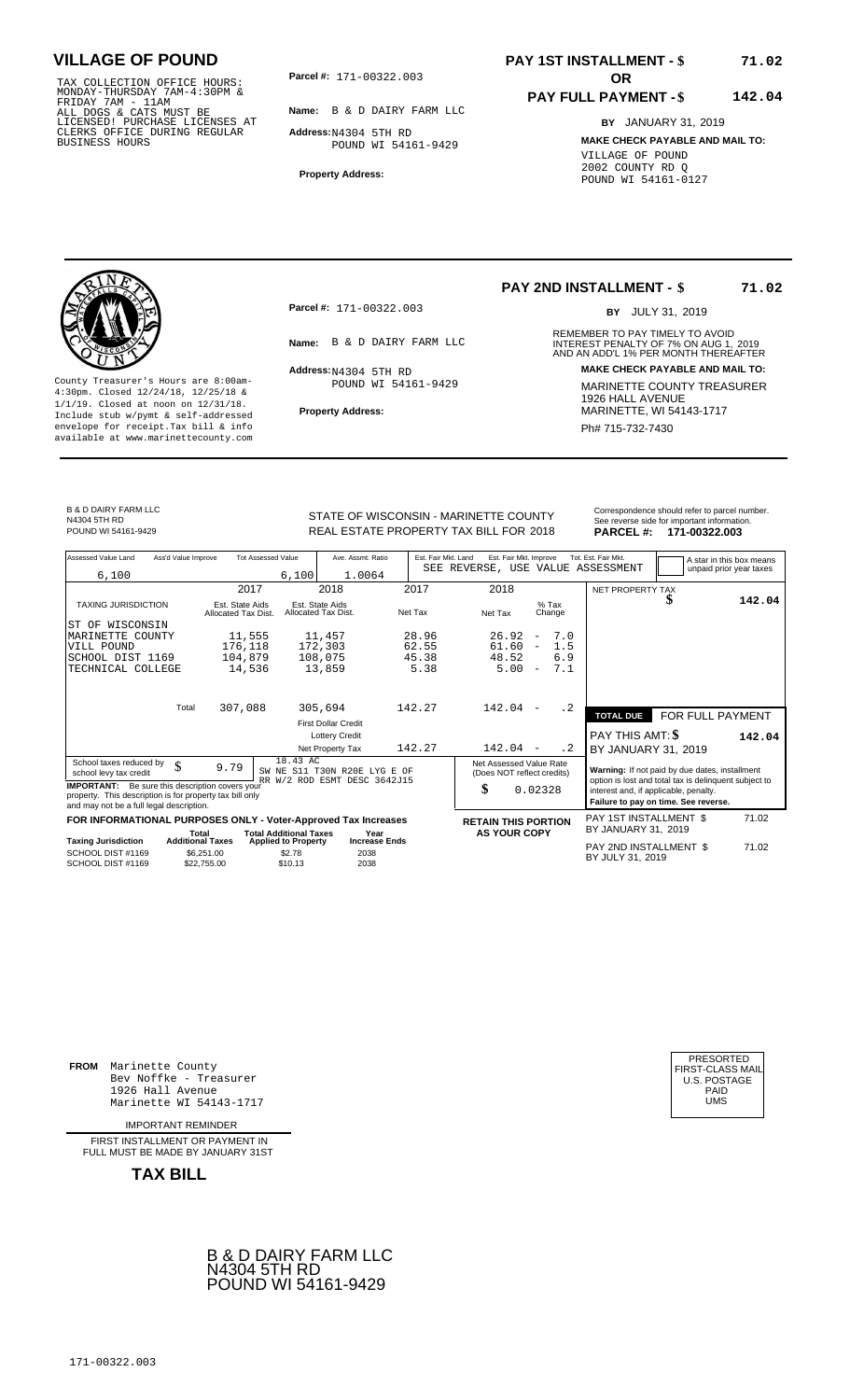# VILLAGE OF POUND

TAX COLLECTION OFFICE HOURS:
MONDAY-THURSDAY 7AM-4:30PM &
FRIDAY 7AM - 11AM
ALL DOGS & CATS MUST BE
LICENSED! PURCHASE LICENSES AT
CLERKS OFFICE DURING REGULAR
BUSINESS HOURS

**Parcel #:** 171-00322.003

**Name:** B & D DAIRY FARM LLC

**Address:** N4304 5TH RD
POUND WI 54161-9429

**Property Address:**

**PAY 1ST INSTALLMENT - $ 71.02**

**OR**

**PAY FULL PAYMENT - $ 142.04**

**BY** JANUARY 31, 2019

**MAKE CHECK PAYABLE AND MAIL TO:**
VILLAGE OF POUND
2002 COUNTY RD Q
POUND WI 54161-0127

---

County Treasurer's Hours are 8:00am-4:30pm. Closed 12/24/18, 12/25/18 & 1/1/19. Closed at noon on 12/31/18. Include stub w/pymt & self-addressed envelope for receipt.Tax bill & info available at www.marinettecounty.com

**Parcel #:** 171-00322.003

**Name:** B & D DAIRY FARM LLC

**Address:** N4304 5TH RD
POUND WI 54161-9429

**Property Address:**

**PAY 2ND INSTALLMENT - $ 71.02**

**BY** JULY 31, 2019

REMEMBER TO PAY TIMELY TO AVOID INTEREST PENALTY OF 7% ON AUG 1, 2019 AND AN ADD'L 1% PER MONTH THEREAFTER

**MAKE CHECK PAYABLE AND MAIL TO:**
MARINETTE COUNTY TREASURER
1926 HALL AVENUE
MARINETTE, WI 54143-1717
Ph# 715-732-7430

---

B & D DAIRY FARM LLC
N4304 5TH RD
POUND WI 54161-9429

STATE OF WISCONSIN - MARINETTE COUNTY
REAL ESTATE PROPERTY TAX BILL FOR 2018

Correspondence should refer to parcel number. See reverse side for important information.
**PARCEL #: 171-00322.003**

| Assessed Value Land | Ass'd Value Improve | Tot Assessed Value | Ave. Assmt. Ratio | Est. Fair Mkt. Land | Est. Fair Mkt. Improve | Tot. Est. Fair Mkt. |
|---|---|---|---|---|---|---|
| 6,100 | | 6,100 | 1.0064 | SEE REVERSE, USE VALUE ASSESSMENT | | |

A star in this box means unpaid prior year taxes

| TAXING JURISDICTION | 2017 Est. State Aids Allocated Tax Dist. | 2018 Est. State Aids Allocated Tax Dist. | 2017 Net Tax | 2018 Net Tax | % Tax Change |
|---|---|---|---|---|---|
| ST OF WISCONSIN | | | | | |
| MARINETTE COUNTY | 11,555 | 11,457 | 28.96 | 26.92 | - 7.0 |
| VILL POUND | 176,118 | 172,303 | 62.55 | 61.60 | - 1.5 |
| SCHOOL DIST 1169 | 104,879 | 108,075 | 45.38 | 48.52 | 6.9 |
| TECHNICAL COLLEGE | 14,536 | 13,859 | 5.38 | 5.00 | - 7.1 |
| Total | 307,088 | 305,694 | 142.27 | 142.04 | - .2 |
| First Dollar Credit | | | | | |
| Lottery Credit | | | | | |
| Net Property Tax | | | 142.27 | 142.04 | - .2 |

NET PROPERTY TAX $ 142.04

| TOTAL DUE | FOR FULL PAYMENT |
|---|---|
| PAY THIS AMT: $ | 142.04 |
| BY JANUARY 31, 2019 | |

School taxes reduced by school levy tax credit $ 9.79

18.43 AC
SW NE S11 T30N R20E LYG E OF RR W/2 ROD ESMT DESC 3642J15

**IMPORTANT:** Be sure this description covers your property. This description is for property tax bill only and may not be a full legal description.

Net Assessed Value Rate (Does NOT reflect credits) $ 0.02328

**Warning:** If not paid by due dates, installment option is lost and total tax is delinquent subject to interest and, if applicable, penalty.
**Failure to pay on time. See reverse.**

**FOR INFORMATIONAL PURPOSES ONLY - Voter-Approved Tax Increases**

| Taxing Jurisdiction | Total Additional Taxes | Total Additional Taxes Applied to Property | Year Increase Ends |
|---|---|---|---|
| SCHOOL DIST #1169 | $6,251.00 | $2.78 | 2038 |
| SCHOOL DIST #1169 | $22,755.00 | $10.13 | 2038 |

**RETAIN THIS PORTION AS YOUR COPY**

PAY 1ST INSTALLMENT $ 71.02
BY JANUARY 31, 2019

PAY 2ND INSTALLMENT $ 71.02
BY JULY 31, 2019

---

**FROM** Marinette County
Bev Noffke - Treasurer
1926 Hall Avenue
Marinette WI 54143-1717

IMPORTANT REMINDER

FIRST INSTALLMENT OR PAYMENT IN FULL MUST BE MADE BY JANUARY 31ST

**TAX BILL**

PRESORTED
FIRST-CLASS MAIL
U.S. POSTAGE
PAID
UMS

B & D DAIRY FARM LLC
N4304 5TH RD
POUND WI 54161-9429

171-00322.003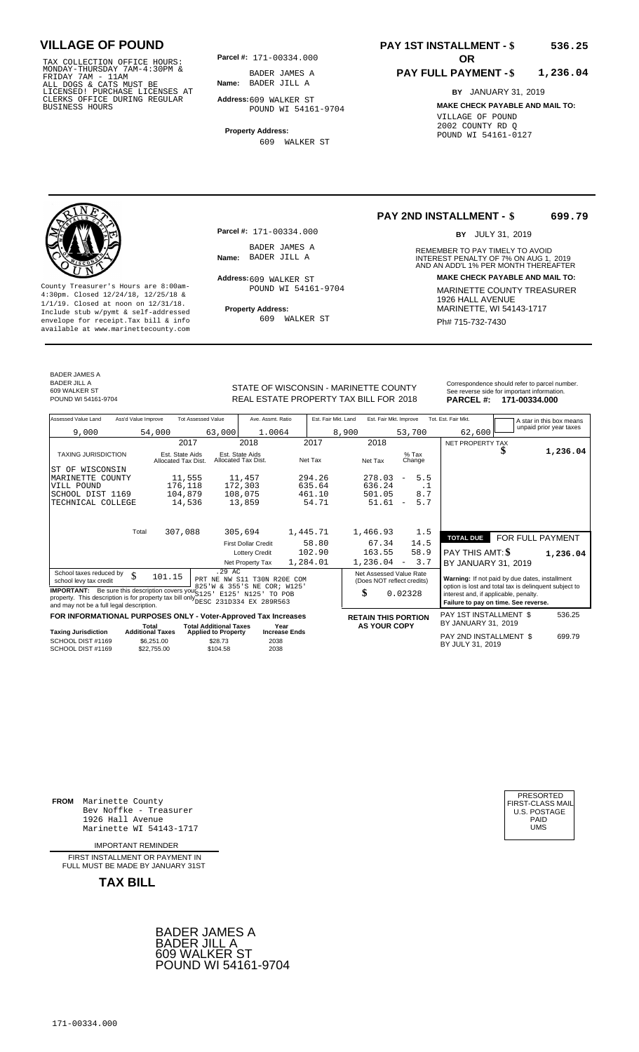# VILLAGE OF POUND

TAX COLLECTION OFFICE HOURS: MONDAY-THURSDAY 7AM-4:30PM & FRIDAY 7AM - 11AM
ALL DOGS & CATS MUST BE LICENSED! PURCHASE LICENSES AT CLERKS OFFICE DURING REGULAR BUSINESS HOURS

**Parcel #:** 171-00334.000

**Name:** BADER JAMES A
BADER JILL A

**Address:** 609 WALKER ST
POUND WI 54161-9704

**Property Address:**
609 WALKER ST

**PAY 1ST INSTALLMENT - $ 536.25**

**OR**

**PAY FULL PAYMENT - $ 1,236.04**

**BY** JANUARY 31, 2019

**MAKE CHECK PAYABLE AND MAIL TO:**
VILLAGE OF POUND
2002 COUNTY RD Q
POUND WI 54161-0127

---

County Treasurer's Hours are 8:00am-4:30pm. Closed 12/24/18, 12/25/18 & 1/1/19. Closed at noon on 12/31/18. Include stub w/pymt & self-addressed envelope for receipt.Tax bill & info available at www.marinettecounty.com

**Parcel #:** 171-00334.000

**Name:** BADER JAMES A
BADER JILL A

**Address:** 609 WALKER ST
POUND WI 54161-9704

**Property Address:**
609 WALKER ST

**PAY 2ND INSTALLMENT - $ 699.79**

**BY** JULY 31, 2019

REMEMBER TO PAY TIMELY TO AVOID INTEREST PENALTY OF 7% ON AUG 1, 2019 AND AN ADD'L 1% PER MONTH THEREAFTER

**MAKE CHECK PAYABLE AND MAIL TO:**
MARINETTE COUNTY TREASURER
1926 HALL AVENUE
MARINETTE, WI 54143-1717
Ph# 715-732-7430

---

BADER JAMES A
BADER JILL A
609 WALKER ST
POUND WI 54161-9704

STATE OF WISCONSIN - MARINETTE COUNTY
REAL ESTATE PROPERTY TAX BILL FOR 2018

Correspondence should refer to parcel number. See reverse side for important information.
**PARCEL #: 171-00334.000**

| Assessed Value Land | Ass'd Value Improve | Tot Assessed Value | Ave. Assmt. Ratio | Est. Fair Mkt. Land | Est. Fair Mkt. Improve | Tot. Est. Fair Mkt. |
|---|---|---|---|---|---|---|
| 9,000 | 54,000 | 63,000 | 1.0064 | 8,900 | 53,700 | 62,600 |

A star in this box means unpaid prior year taxes

| TAXING JURISDICTION | 2017 Est. State Aids Allocated Tax Dist. | 2018 Est. State Aids Allocated Tax Dist. | 2017 Net Tax | 2018 Net Tax | % Tax Change |
|---|---|---|---|---|---|
| ST OF WISCONSIN | | | | | |
| MARINETTE COUNTY | 11,555 | 11,457 | 294.26 | 278.03 | - 5.5 |
| VILL POUND | 176,118 | 172,303 | 635.64 | 636.24 | .1 |
| SCHOOL DIST 1169 | 104,879 | 108,075 | 461.10 | 501.05 | 8.7 |
| TECHNICAL COLLEGE | 14,536 | 13,859 | 54.71 | 51.61 | - 5.7 |
| Total | 307,088 | 305,694 | 1,445.71 | 1,466.93 | 1.5 |
| | | First Dollar Credit | 58.80 | 67.34 | 14.5 |
| | | Lottery Credit | 102.90 | 163.55 | 58.9 |
| | | Net Property Tax | 1,284.01 | 1,236.04 | - 3.7 |

NET PROPERTY TAX $ 1,236.04

**TOTAL DUE** FOR FULL PAYMENT
PAY THIS AMT: $ 1,236.04
BY JANUARY 31, 2019

School taxes reduced by school levy tax credit $ 101.15

.29 AC
PRT NE NW S11 T30N R20E COM 825'W & 355'S NE COR; W125' S125' E125' N125' TO POB DESC 231D334 EX 289R563

**IMPORTANT:** Be sure this description covers your property. This description is for property tax bill only and may not be a full legal description.

Net Assessed Value Rate (Does NOT reflect credits) $ 0.02328

**Warning:** If not paid by due dates, installment option is lost and total tax is delinquent subject to interest and, if applicable, penalty.
**Failure to pay on time. See reverse.**

**FOR INFORMATIONAL PURPOSES ONLY - Voter-Approved Tax Increases**

| Taxing Jurisdiction | Total Additional Taxes | Total Additional Taxes Applied to Property | Year Increase Ends |
|---|---|---|---|
| SCHOOL DIST #1169 | $6,251.00 | $28.73 | 2038 |
| SCHOOL DIST #1169 | $22,755.00 | $104.58 | 2038 |

**RETAIN THIS PORTION AS YOUR COPY**

PAY 1ST INSTALLMENT $ 536.25
BY JANUARY 31, 2019

PAY 2ND INSTALLMENT $ 699.79
BY JULY 31, 2019

---

**FROM** Marinette County
Bev Noffke - Treasurer
1926 Hall Avenue
Marinette WI 54143-1717

IMPORTANT REMINDER

FIRST INSTALLMENT OR PAYMENT IN FULL MUST BE MADE BY JANUARY 31ST

**TAX BILL**

PRESORTED
FIRST-CLASS MAIL
U.S. POSTAGE
PAID
UMS

BADER JAMES A
BADER JILL A
609 WALKER ST
POUND WI 54161-9704

171-00334.000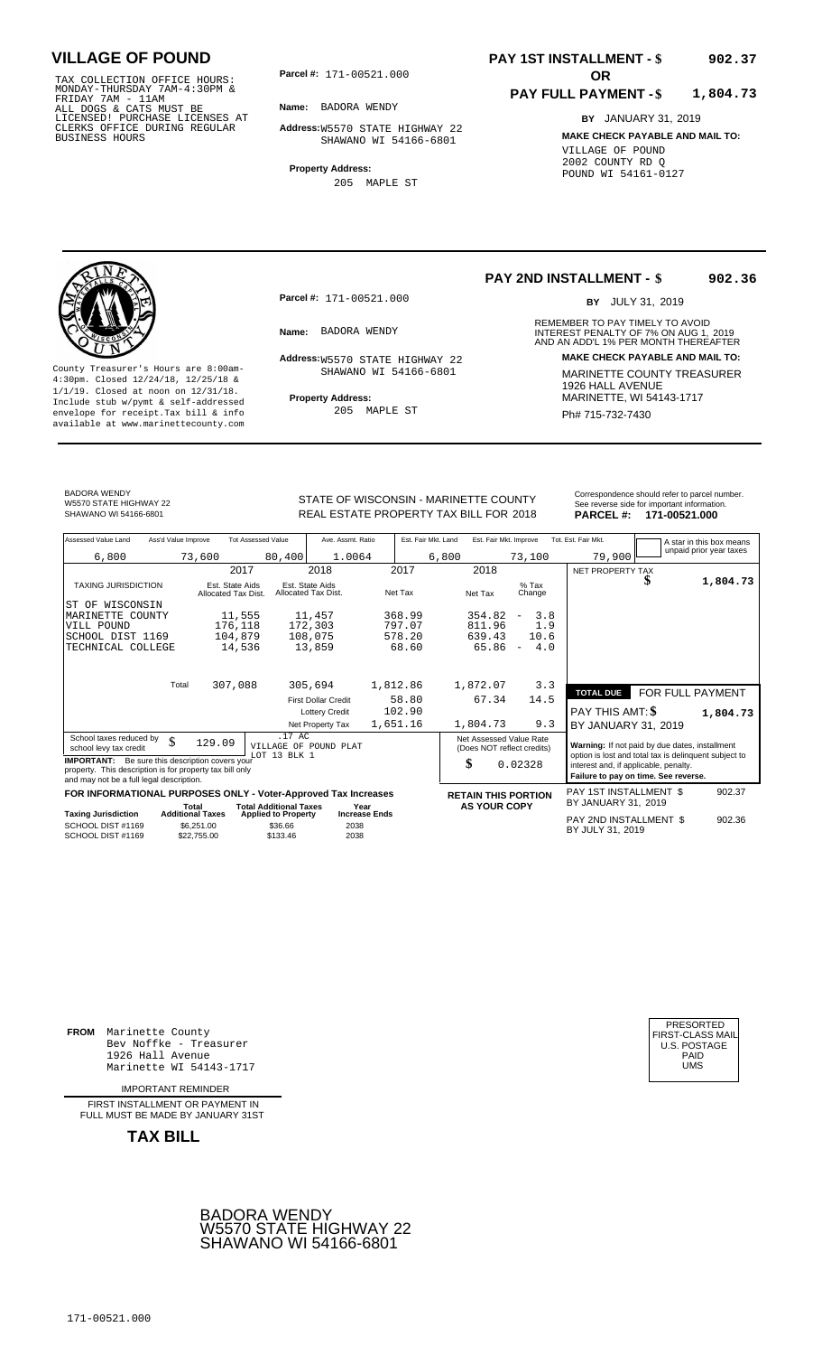# VILLAGE OF POUND

TAX COLLECTION OFFICE HOURS: MONDAY-THURSDAY 7AM-4:30PM & FRIDAY 7AM - 11AM
ALL DOGS & CATS MUST BE LICENSED! PURCHASE LICENSES AT CLERKS OFFICE DURING REGULAR BUSINESS HOURS

**Parcel #:** 171-00521.000

**Name:** BADORA WENDY

**Address:** W5570 STATE HIGHWAY 22
SHAWANO WI 54166-6801

**Property Address:**
205 MAPLE ST

**PAY 1ST INSTALLMENT - $ 902.37**

**OR**

**PAY FULL PAYMENT - $ 1,804.73**

**BY** JANUARY 31, 2019

**MAKE CHECK PAYABLE AND MAIL TO:**
VILLAGE OF POUND
2002 COUNTY RD Q
POUND WI 54161-0127

---

**PAY 2ND INSTALLMENT - $ 902.36**

**BY** JULY 31, 2019

REMEMBER TO PAY TIMELY TO AVOID INTEREST PENALTY OF 7% ON AUG 1, 2019 AND AN ADD'L 1% PER MONTH THEREAFTER

**Parcel #:** 171-00521.000

**Name:** BADORA WENDY

**Address:** W5570 STATE HIGHWAY 22
SHAWANO WI 54166-6801

**Property Address:**
205 MAPLE ST

County Treasurer's Hours are 8:00am-4:30pm. Closed 12/24/18, 12/25/18 & 1/1/19. Closed at noon on 12/31/18. Include stub w/pymt & self-addressed envelope for receipt. Tax bill & info available at www.marinettecounty.com

**MAKE CHECK PAYABLE AND MAIL TO:**
MARINETTE COUNTY TREASURER
1926 HALL AVENUE
MARINETTE, WI 54143-1717
Ph# 715-732-7430

---

BADORA WENDY
W5570 STATE HIGHWAY 22
SHAWANO WI 54166-6801

STATE OF WISCONSIN - MARINETTE COUNTY
REAL ESTATE PROPERTY TAX BILL FOR 2018

Correspondence should refer to parcel number. See reverse side for important information.
**PARCEL #: 171-00521.000**

| Assessed Value Land | Ass'd Value Improve | Tot Assessed Value | Ave. Assmt. Ratio | Est. Fair Mkt. Land | Est. Fair Mkt. Improve | Tot. Est. Fair Mkt. |
|---|---|---|---|---|---|---|
| 6,800 | 73,600 | 80,400 | 1.0064 | 6,800 | 73,100 | 79,900 |

A star in this box means unpaid prior year taxes

| TAXING JURISDICTION | 2017 Est. State Aids Allocated Tax Dist. | 2018 Est. State Aids Allocated Tax Dist. | 2017 Net Tax | 2018 Net Tax | % Tax Change |
|---|---|---|---|---|---|
| ST OF WISCONSIN | | | | | |
| MARINETTE COUNTY | 11,555 | 11,457 | 368.99 | 354.82 | - 3.8 |
| VILL POUND | 176,118 | 172,303 | 797.07 | 811.96 | 1.9 |
| SCHOOL DIST 1169 | 104,879 | 108,075 | 578.20 | 639.43 | 10.6 |
| TECHNICAL COLLEGE | 14,536 | 13,859 | 68.60 | 65.86 | - 4.0 |
| Total | 307,088 | 305,694 | 1,812.86 | 1,872.07 | 3.3 |
| | | First Dollar Credit | 58.80 | 67.34 | 14.5 |
| | | Lottery Credit | 102.90 | | |
| | | Net Property Tax | 1,651.16 | 1,804.73 | 9.3 |

NET PROPERTY TAX $ 1,804.73

| TOTAL DUE | FOR FULL PAYMENT |
|---|---|
| PAY THIS AMT: $ | 1,804.73 |
| BY JANUARY 31, 2019 | |

School taxes reduced by school levy tax credit $ 129.09

.17 AC
VILLAGE OF POUND PLAT
LOT 13 BLK 1

**IMPORTANT:** Be sure this description covers your property. This description is for property tax bill only and may not be a full legal description.

Net Assessed Value Rate (Does NOT reflect credits) $ 0.02328

**Warning:** If not paid by due dates, installment option is lost and total tax is delinquent subject to interest and, if applicable, penalty.
**Failure to pay on time. See reverse.**

**FOR INFORMATIONAL PURPOSES ONLY - Voter-Approved Tax Increases**

| Taxing Jurisdiction | Total Additional Taxes | Total Additional Taxes Applied to Property | Year Increase Ends |
|---|---|---|---|
| SCHOOL DIST #1169 | $6,251.00 | $36.66 | 2038 |
| SCHOOL DIST #1169 | $22,755.00 | $133.46 | 2038 |

**RETAIN THIS PORTION AS YOUR COPY**

PAY 1ST INSTALLMENT $ 902.37
BY JANUARY 31, 2019

PAY 2ND INSTALLMENT $ 902.36
BY JULY 31, 2019

---

**FROM** Marinette County
Bev Noffke - Treasurer
1926 Hall Avenue
Marinette WI 54143-1717

IMPORTANT REMINDER

FIRST INSTALLMENT OR PAYMENT IN FULL MUST BE MADE BY JANUARY 31ST

**TAX BILL**

PRESORTED FIRST-CLASS MAIL U.S. POSTAGE PAID UMS

BADORA WENDY
W5570 STATE HIGHWAY 22
SHAWANO WI 54166-6801

171-00521.000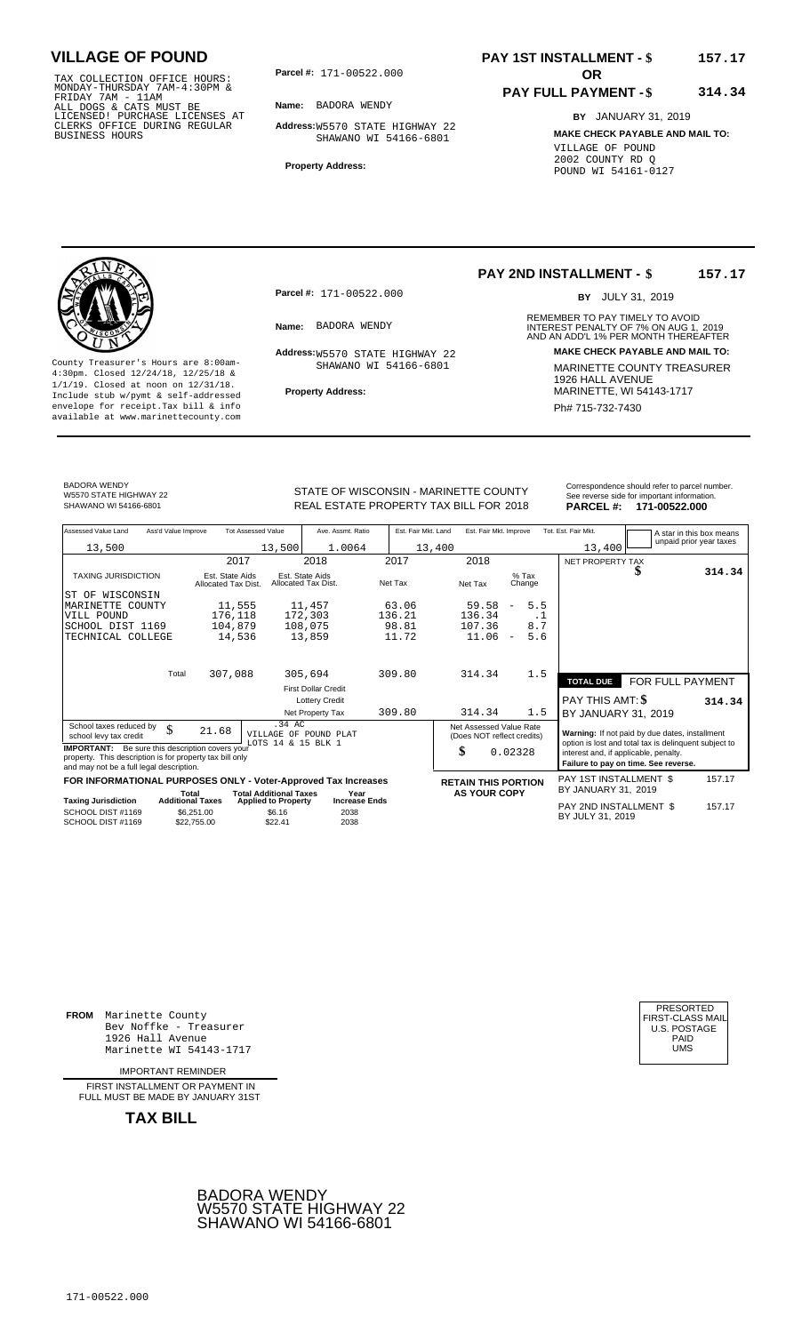# VILLAGE OF POUND

TAX COLLECTION OFFICE HOURS: MONDAY-THURSDAY 7AM-4:30PM & FRIDAY 7AM - 11AM
ALL DOGS & CATS MUST BE LICENSED! PURCHASE LICENSES AT CLERKS OFFICE DURING REGULAR BUSINESS HOURS

**Parcel #:** 171-00522.000

**Name:** BADORA WENDY

**Address:** W5570 STATE HIGHWAY 22
SHAWANO WI 54166-6801

**Property Address:**

**PAY 1ST INSTALLMENT - $** 157.17

**OR**

**PAY FULL PAYMENT - $** 314.34

**BY** JANUARY 31, 2019

**MAKE CHECK PAYABLE AND MAIL TO:**
VILLAGE OF POUND
2002 COUNTY RD Q
POUND WI 54161-0127

---

County Treasurer's Hours are 8:00am-4:30pm. Closed 12/24/18, 12/25/18 & 1/1/19. Closed at noon on 12/31/18. Include stub w/pymt & self-addressed envelope for receipt.Tax bill & info available at www.marinettecounty.com

**Parcel #:** 171-00522.000

**Name:** BADORA WENDY

**Address:** W5570 STATE HIGHWAY 22
SHAWANO WI 54166-6801

**Property Address:**

**PAY 2ND INSTALLMENT - $** 157.17

**BY** JULY 31, 2019

REMEMBER TO PAY TIMELY TO AVOID INTEREST PENALTY OF 7% ON AUG 1, 2019 AND AN ADD'L 1% PER MONTH THEREAFTER

**MAKE CHECK PAYABLE AND MAIL TO:**
MARINETTE COUNTY TREASURER
1926 HALL AVENUE
MARINETTE, WI 54143-1717
Ph# 715-732-7430

---

BADORA WENDY
W5570 STATE HIGHWAY 22
SHAWANO WI 54166-6801

STATE OF WISCONSIN - MARINETTE COUNTY
REAL ESTATE PROPERTY TAX BILL FOR 2018

Correspondence should refer to parcel number. See reverse side for important information.
**PARCEL #: 171-00522.000**

| Assessed Value Land | Ass'd Value Improve | Tot Assessed Value | Ave. Assmt. Ratio | Est. Fair Mkt. Land | Est. Fair Mkt. Improve | Tot. Est. Fair Mkt. |
|---|---|---|---|---|---|---|
| 13,500 | | 13,500 | 1.0064 | 13,400 | | 13,400 |

A star in this box means unpaid prior year taxes

| TAXING JURISDICTION | 2017 Est. State Aids Allocated Tax Dist. | 2018 Est. State Aids Allocated Tax Dist. | 2017 Net Tax | 2018 Net Tax | % Tax Change |
|---|---|---|---|---|---|
| ST OF WISCONSIN | | | | | |
| MARINETTE COUNTY | 11,555 | 11,457 | 63.06 | 59.58 | - 5.5 |
| VILL POUND | 176,118 | 172,303 | 136.21 | 136.34 | .1 |
| SCHOOL DIST 1169 | 104,879 | 108,075 | 98.81 | 107.36 | 8.7 |
| TECHNICAL COLLEGE | 14,536 | 13,859 | 11.72 | 11.06 | - 5.6 |
| Total | 307,088 | 305,694 | 309.80 | 314.34 | 1.5 |
| First Dollar Credit | | | | | |
| Lottery Credit | | | | | |
| Net Property Tax | | | 309.80 | 314.34 | 1.5 |

NET PROPERTY TAX $ 314.34

**TOTAL DUE** FOR FULL PAYMENT
PAY THIS AMT: $ 314.34
BY JANUARY 31, 2019

School taxes reduced by school levy tax credit $ 21.68

.34 AC
VILLAGE OF POUND PLAT
LOTS 14 & 15 BLK 1

**IMPORTANT:** Be sure this description covers your property. This description is for property tax bill only and may not be a full legal description.

Net Assessed Value Rate (Does NOT reflect credits) $ 0.02328

**Warning:** If not paid by due dates, installment option is lost and total tax is delinquent subject to interest and, if applicable, penalty.
**Failure to pay on time. See reverse.**

**FOR INFORMATIONAL PURPOSES ONLY - Voter-Approved Tax Increases**

| Taxing Jurisdiction | Total Additional Taxes | Total Additional Taxes Applied to Property | Year Increase Ends |
|---|---|---|---|
| SCHOOL DIST #1169 | $6,251.00 | $6.16 | 2038 |
| SCHOOL DIST #1169 | $22,755.00 | $22.41 | 2038 |

**RETAIN THIS PORTION AS YOUR COPY**

PAY 1ST INSTALLMENT $ 157.17
BY JANUARY 31, 2019

PAY 2ND INSTALLMENT $ 157.17
BY JULY 31, 2019

---

**FROM** Marinette County
Bev Noffke - Treasurer
1926 Hall Avenue
Marinette WI 54143-1717

IMPORTANT REMINDER

FIRST INSTALLMENT OR PAYMENT IN FULL MUST BE MADE BY JANUARY 31ST

**TAX BILL**

PRESORTED
FIRST-CLASS MAIL
U.S. POSTAGE
PAID
UMS

BADORA WENDY
W5570 STATE HIGHWAY 22
SHAWANO WI 54166-6801

171-00522.000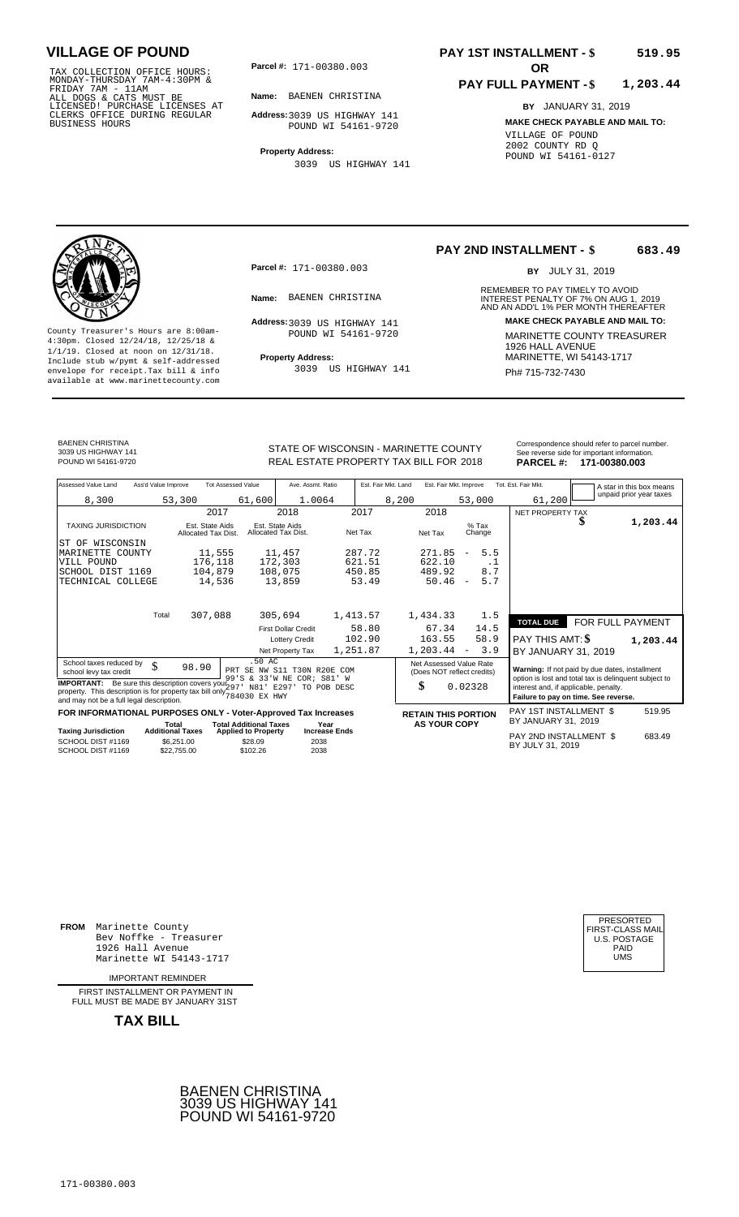# VILLAGE OF POUND

TAX COLLECTION OFFICE HOURS:
MONDAY-THURSDAY 7AM-4:30PM &
FRIDAY 7AM - 11AM
ALL DOGS & CATS MUST BE
LICENSED! PURCHASE LICENSES AT
CLERKS OFFICE DURING REGULAR
BUSINESS HOURS

**Parcel #:** 171-00380.003

**Name:** BAENEN CHRISTINA

**Address:** 3039 US HIGHWAY 141
POUND WI 54161-9720

**Property Address:**
3039 US HIGHWAY 141

**PAY 1ST INSTALLMENT - $ 519.95**

**OR**

**PAY FULL PAYMENT - $ 1,203.44**

**BY** JANUARY 31, 2019

**MAKE CHECK PAYABLE AND MAIL TO:**
VILLAGE OF POUND
2002 COUNTY RD Q
POUND WI 54161-0127

---

**PAY 2ND INSTALLMENT - $ 683.49**

**BY** JULY 31, 2019

REMEMBER TO PAY TIMELY TO AVOID INTEREST PENALTY OF 7% ON AUG 1, 2019 AND AN ADD'L 1% PER MONTH THEREAFTER

**Parcel #:** 171-00380.003

**Name:** BAENEN CHRISTINA

**Address:** 3039 US HIGHWAY 141
POUND WI 54161-9720

**Property Address:**
3039 US HIGHWAY 141

County Treasurer's Hours are 8:00am-4:30pm. Closed 12/24/18, 12/25/18 & 1/1/19. Closed at noon on 12/31/18. Include stub w/pymt & self-addressed envelope for receipt.Tax bill & info available at www.marinettecounty.com

**MAKE CHECK PAYABLE AND MAIL TO:**
MARINETTE COUNTY TREASURER
1926 HALL AVENUE
MARINETTE, WI 54143-1717
Ph# 715-732-7430

---

BAENEN CHRISTINA
3039 US HIGHWAY 141
POUND WI 54161-9720

STATE OF WISCONSIN - MARINETTE COUNTY
REAL ESTATE PROPERTY TAX BILL FOR 2018

Correspondence should refer to parcel number. See reverse side for important information.
**PARCEL #: 171-00380.003**

| Assessed Value Land | Ass'd Value Improve | Tot Assessed Value | Ave. Assmt. Ratio | Est. Fair Mkt. Land | Est. Fair Mkt. Improve | Tot. Est. Fair Mkt. |
|---|---|---|---|---|---|---|
| 8,300 | 53,300 | 61,600 | 1.0064 | 8,200 | 53,000 | 61,200 |

A star in this box means unpaid prior year taxes

| TAXING JURISDICTION | 2017 Est. State Aids Allocated Tax Dist. | 2018 Est. State Aids Allocated Tax Dist. | 2017 Net Tax | 2018 Net Tax | % Tax Change |
|---|---|---|---|---|---|
| ST OF WISCONSIN | | | | | |
| MARINETTE COUNTY | 11,555 | 11,457 | 287.72 | 271.85 | - 5.5 |
| VILL POUND | 176,118 | 172,303 | 621.51 | 622.10 | .1 |
| SCHOOL DIST 1169 | 104,879 | 108,075 | 450.85 | 489.92 | 8.7 |
| TECHNICAL COLLEGE | 14,536 | 13,859 | 53.49 | 50.46 | - 5.7 |
| Total | 307,088 | 305,694 | 1,413.57 | 1,434.33 | 1.5 |
| | | First Dollar Credit | 58.80 | 67.34 | 14.5 |
| | | Lottery Credit | 102.90 | 163.55 | 58.9 |
| | | Net Property Tax | 1,251.87 | 1,203.44 | - 3.9 |

NET PROPERTY TAX $ **1,203.44**

**TOTAL DUE** FOR FULL PAYMENT

PAY THIS AMT: $ **1,203.44**

BY JANUARY 31, 2019

School taxes reduced by school levy tax credit $ 98.90

.50 AC
PRT SE NW S11 T30N R20E COM 99'S & 33'W NE COR; S81' W 297' N81' E297' TO POB DESC 784030 EX HWY

**IMPORTANT:** Be sure this description covers your property. This description is for property tax bill only and may not be a full legal description.

Net Assessed Value Rate (Does NOT reflect credits) $ 0.02328

**Warning:** If not paid by due dates, installment option is lost and total tax is delinquent subject to interest and, if applicable, penalty.
**Failure to pay on time. See reverse.**

**FOR INFORMATIONAL PURPOSES ONLY - Voter-Approved Tax Increases**

| Taxing Jurisdiction | Total Additional Taxes | Total Additional Taxes Applied to Property | Year Increase Ends |
|---|---|---|---|
| SCHOOL DIST #1169 | $6,251.00 | $28.09 | 2038 |
| SCHOOL DIST #1169 | $22,755.00 | $102.26 | 2038 |

**RETAIN THIS PORTION AS YOUR COPY**

PAY 1ST INSTALLMENT $ 519.95
BY JANUARY 31, 2019

PAY 2ND INSTALLMENT $ 683.49
BY JULY 31, 2019

---

**FROM** Marinette County
Bev Noffke - Treasurer
1926 Hall Avenue
Marinette WI 54143-1717

IMPORTANT REMINDER

FIRST INSTALLMENT OR PAYMENT IN FULL MUST BE MADE BY JANUARY 31ST

**TAX BILL**

PRESORTED
FIRST-CLASS MAIL
U.S. POSTAGE
PAID
UMS

BAENEN CHRISTINA
3039 US HIGHWAY 141
POUND WI 54161-9720

171-00380.003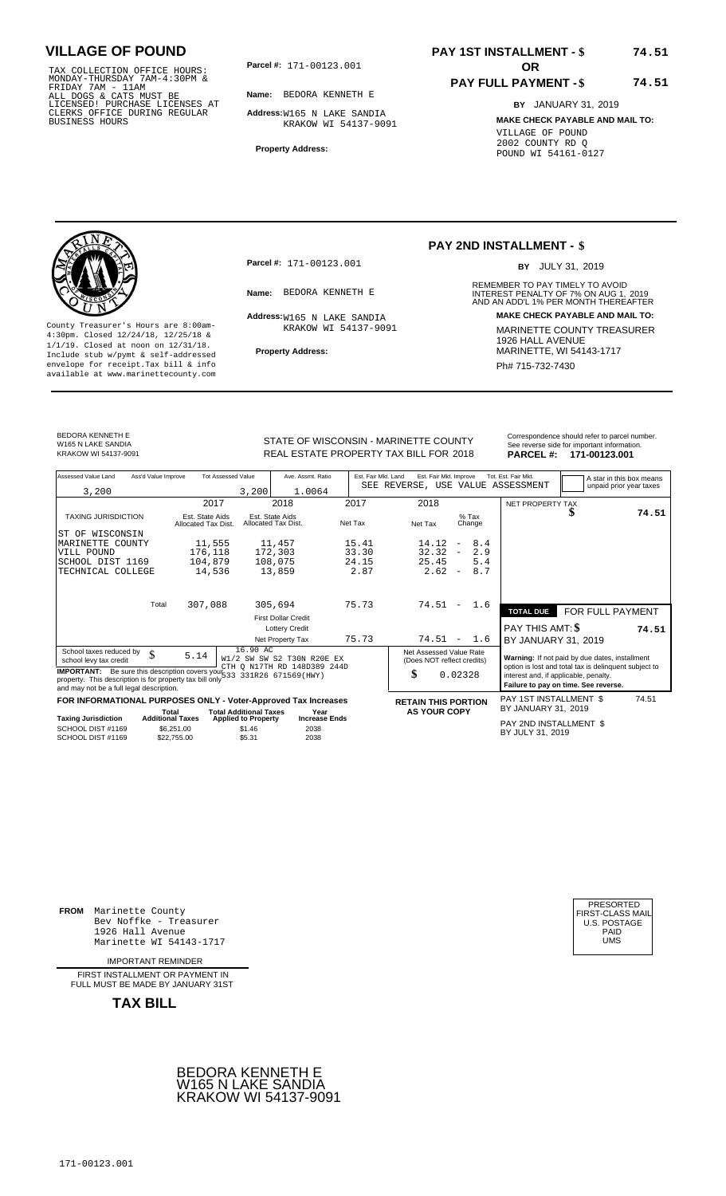# VILLAGE OF POUND

TAX COLLECTION OFFICE HOURS: MONDAY-THURSDAY 7AM-4:30PM & FRIDAY 7AM - 11AM
ALL DOGS & CATS MUST BE LICENSED! PURCHASE LICENSES AT CLERKS OFFICE DURING REGULAR BUSINESS HOURS

**Parcel #:** 171-00123.001

**Name:** BEDORA KENNETH E

**Address:** W165 N LAKE SANDIA
KRAKOW WI 54137-9091

**Property Address:**

**PAY 1ST INSTALLMENT - $ 74.51**

**OR**

**PAY FULL PAYMENT - $ 74.51**

**BY** JANUARY 31, 2019

**MAKE CHECK PAYABLE AND MAIL TO:**
VILLAGE OF POUND
2002 COUNTY RD Q
POUND WI 54161-0127

---

County Treasurer's Hours are 8:00am-4:30pm. Closed 12/24/18, 12/25/18 & 1/1/19. Closed at noon on 12/31/18. Include stub w/pymt & self-addressed envelope for receipt. Tax bill & info available at www.marinettecounty.com

**Parcel #:** 171-00123.001

**Name:** BEDORA KENNETH E

**Address:** W165 N LAKE SANDIA
KRAKOW WI 54137-9091

**Property Address:**

**PAY 2ND INSTALLMENT - $**

**BY** JULY 31, 2019

REMEMBER TO PAY TIMELY TO AVOID INTEREST PENALTY OF 7% ON AUG 1, 2019 AND AN ADD'L 1% PER MONTH THEREAFTER

**MAKE CHECK PAYABLE AND MAIL TO:**
MARINETTE COUNTY TREASURER
1926 HALL AVENUE
MARINETTE, WI 54143-1717
Ph# 715-732-7430

---

BEDORA KENNETH E
W165 N LAKE SANDIA
KRAKOW WI 54137-9091

STATE OF WISCONSIN - MARINETTE COUNTY
REAL ESTATE PROPERTY TAX BILL FOR 2018

Correspondence should refer to parcel number. See reverse side for important information.
**PARCEL #: 171-00123.001**

| Assessed Value Land | Ass'd Value Improve | Tot Assessed Value | Ave. Assmt. Ratio | Est. Fair Mkt. Land | Est. Fair Mkt. Improve | Tot. Est. Fair Mkt. |
|---|---|---|---|---|---|---|
| 3,200 | | 3,200 | 1.0064 | SEE REVERSE, USE VALUE ASSESSMENT | | |

A star in this box means unpaid prior year taxes

| TAXING JURISDICTION | 2017 Est. State Aids Allocated Tax Dist. | 2018 Est. State Aids Allocated Tax Dist. | 2017 Net Tax | 2018 Net Tax | % Tax Change |
|---|---|---|---|---|---|
| ST OF WISCONSIN | | | | | |
| MARINETTE COUNTY | 11,555 | 11,457 | 15.41 | 14.12 | - 8.4 |
| VILL POUND | 176,118 | 172,303 | 33.30 | 32.32 | - 2.9 |
| SCHOOL DIST 1169 | 104,879 | 108,075 | 24.15 | 25.45 | 5.4 |
| TECHNICAL COLLEGE | 14,536 | 13,859 | 2.87 | 2.62 | - 8.7 |
| Total | 307,088 | 305,694 | 75.73 | 74.51 | - 1.6 |
| | | First Dollar Credit | | | |
| | | Lottery Credit | | | |
| | | Net Property Tax | 75.73 | 74.51 | - 1.6 |

NET PROPERTY TAX $ 74.51

**TOTAL DUE** FOR FULL PAYMENT
PAY THIS AMT: **$ 74.51**
BY JANUARY 31, 2019

School taxes reduced by school levy tax credit $ 5.14

16.90 AC
W1/2 SW SW S2 T30N R20E EX CTH Q N17TH RD 148D389 244D 533 331R26 671569(HWY)

**IMPORTANT:** Be sure this description covers your property. This description is for property tax bill only and may not be a full legal description.

Net Assessed Value Rate (Does NOT reflect credits) $ 0.02328

**Warning:** If not paid by due dates, installment option is lost and total tax is delinquent subject to interest and, if applicable, penalty.
**Failure to pay on time. See reverse.**

**FOR INFORMATIONAL PURPOSES ONLY - Voter-Approved Tax Increases**

| Taxing Jurisdiction | Total Additional Taxes | Total Additional Taxes Applied to Property | Year Increase Ends |
|---|---|---|---|
| SCHOOL DIST #1169 | $6,251.00 | $1.46 | 2038 |
| SCHOOL DIST #1169 | $22,755.00 | $5.31 | 2038 |

**RETAIN THIS PORTION AS YOUR COPY**

PAY 1ST INSTALLMENT $ 74.51
BY JANUARY 31, 2019

PAY 2ND INSTALLMENT $
BY JULY 31, 2019

---

**FROM** Marinette County
Bev Noffke - Treasurer
1926 Hall Avenue
Marinette WI 54143-1717

IMPORTANT REMINDER

FIRST INSTALLMENT OR PAYMENT IN FULL MUST BE MADE BY JANUARY 31ST

**TAX BILL**

PRESORTED
FIRST-CLASS MAIL
U.S. POSTAGE
PAID
UMS

BEDORA KENNETH E
W165 N LAKE SANDIA
KRAKOW WI 54137-9091

171-00123.001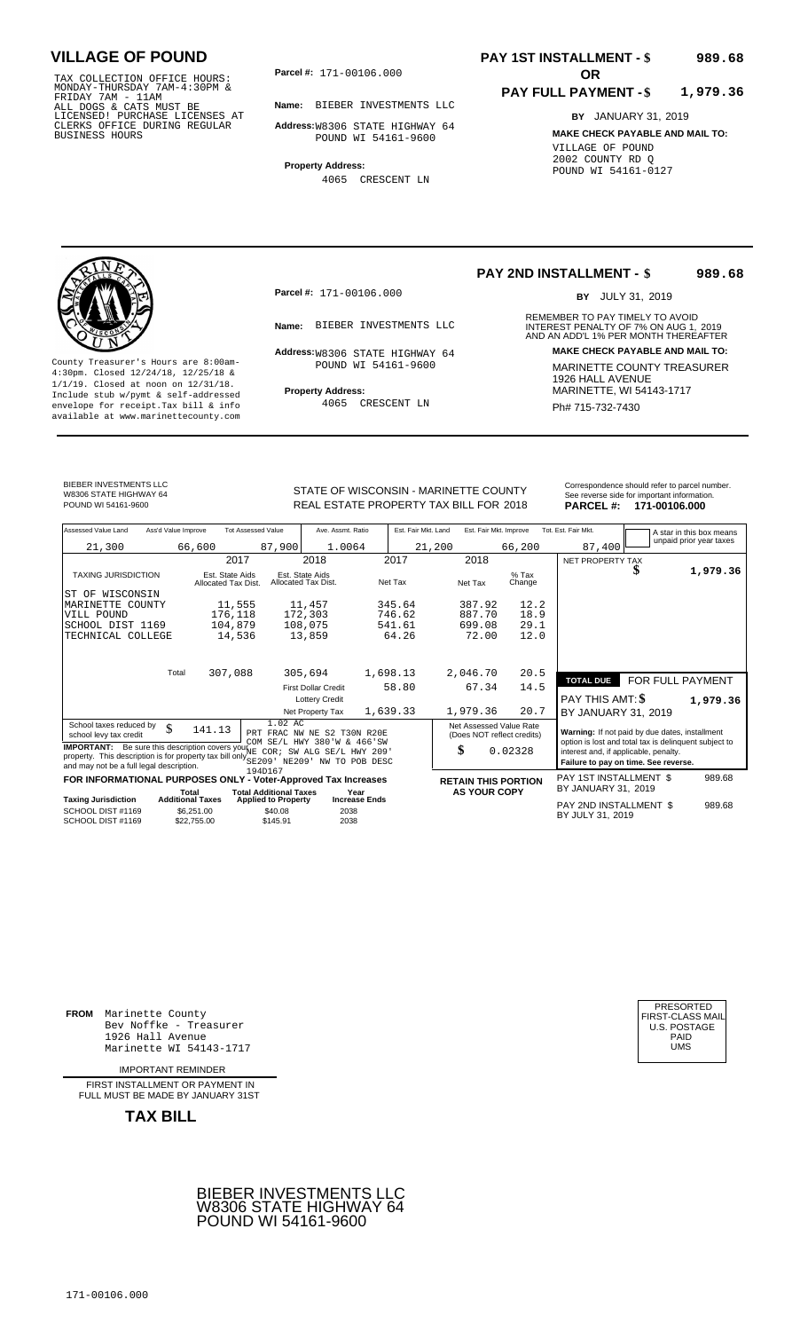# VILLAGE OF POUND

TAX COLLECTION OFFICE HOURS: MONDAY-THURSDAY 7AM-4:30PM & FRIDAY 7AM - 11AM
ALL DOGS & CATS MUST BE LICENSED! PURCHASE LICENSES AT CLERKS OFFICE DURING REGULAR BUSINESS HOURS

**Parcel #:** 171-00106.000

**Name:** BIEBER INVESTMENTS LLC

**Address:** W8306 STATE HIGHWAY 64
POUND WI 54161-9600

**Property Address:**
4065 CRESCENT LN

**PAY 1ST INSTALLMENT - $ 989.68**

**OR**

**PAY FULL PAYMENT - $ 1,979.36**

**BY** JANUARY 31, 2019

**MAKE CHECK PAYABLE AND MAIL TO:**
VILLAGE OF POUND
2002 COUNTY RD Q
POUND WI 54161-0127

---

County Treasurer's Hours are 8:00am-4:30pm. Closed 12/24/18, 12/25/18 & 1/1/19. Closed at noon on 12/31/18. Include stub w/pymt & self-addressed envelope for receipt.Tax bill & info available at www.marinettecounty.com

**Parcel #:** 171-00106.000

**Name:** BIEBER INVESTMENTS LLC

**Address:** W8306 STATE HIGHWAY 64
POUND WI 54161-9600

**Property Address:**
4065 CRESCENT LN

**PAY 2ND INSTALLMENT - $ 989.68**

**BY** JULY 31, 2019

REMEMBER TO PAY TIMELY TO AVOID INTEREST PENALTY OF 7% ON AUG 1, 2019 AND AN ADD'L 1% PER MONTH THEREAFTER

**MAKE CHECK PAYABLE AND MAIL TO:**
MARINETTE COUNTY TREASURER
1926 HALL AVENUE
MARINETTE, WI 54143-1717
Ph# 715-732-7430

---

BIEBER INVESTMENTS LLC
W8306 STATE HIGHWAY 64
POUND WI 54161-9600

STATE OF WISCONSIN - MARINETTE COUNTY
REAL ESTATE PROPERTY TAX BILL FOR 2018

Correspondence should refer to parcel number. See reverse side for important information.
**PARCEL #: 171-00106.000**

| Assessed Value Land | Ass'd Value Improve | Tot Assessed Value | Ave. Assmt. Ratio | Est. Fair Mkt. Land | Est. Fair Mkt. Improve | Tot. Est. Fair Mkt. |
|---|---|---|---|---|---|---|
| 21,300 | 66,600 | 87,900 | 1.0064 | 21,200 | 66,200 | 87,400 |

A star in this box means unpaid prior year taxes

| TAXING JURISDICTION | 2017 Est. State Aids Allocated Tax Dist. | 2018 Est. State Aids Allocated Tax Dist. | 2017 Net Tax | 2018 Net Tax | % Tax Change |
|---|---|---|---|---|---|
| ST OF WISCONSIN | | | | | |
| MARINETTE COUNTY | 11,555 | 11,457 | 345.64 | 387.92 | 12.2 |
| VILL POUND | 176,118 | 172,303 | 746.62 | 887.70 | 18.9 |
| SCHOOL DIST 1169 | 104,879 | 108,075 | 541.61 | 699.08 | 29.1 |
| TECHNICAL COLLEGE | 14,536 | 13,859 | 64.26 | 72.00 | 12.0 |
| Total | 307,088 | 305,694 | 1,698.13 | 2,046.70 | 20.5 |
| | | First Dollar Credit | 58.80 | 67.34 | 14.5 |
| | | Lottery Credit | | | |
| | | Net Property Tax | 1,639.33 | 1,979.36 | 20.7 |

NET PROPERTY TAX $ 1,979.36

**TOTAL DUE** FOR FULL PAYMENT
PAY THIS AMT: $ 1,979.36
BY JANUARY 31, 2019

School taxes reduced by school levy tax credit $ 141.13

1.02 AC
PRT FRAC NW NE S2 T30N R20E
COM SE/L HWY 380'W & 466'SW
NE COR; SW ALG SE/L HWY 209'
SE209' NE209' NW TO POB DESC
194D167

**IMPORTANT:** Be sure this description covers your property. This description is for property tax bill only and may not be a full legal description.

Net Assessed Value Rate (Does NOT reflect credits)
$ 0.02328

**Warning:** If not paid by due dates, installment option is lost and total tax is delinquent subject to interest and, if applicable, penalty.
**Failure to pay on time. See reverse.**

**FOR INFORMATIONAL PURPOSES ONLY - Voter-Approved Tax Increases**

| Taxing Jurisdiction | Total Additional Taxes | Total Additional Taxes Applied to Property | Year Increase Ends |
|---|---|---|---|
| SCHOOL DIST #1169 | $6,251.00 | $40.08 | 2038 |
| SCHOOL DIST #1169 | $22,755.00 | $145.91 | 2038 |

**RETAIN THIS PORTION AS YOUR COPY**

PAY 1ST INSTALLMENT $ 989.68
BY JANUARY 31, 2019

PAY 2ND INSTALLMENT $ 989.68
BY JULY 31, 2019

---

**FROM** Marinette County
Bev Noffke - Treasurer
1926 Hall Avenue
Marinette WI 54143-1717

PRESORTED
FIRST-CLASS MAIL
U.S. POSTAGE
PAID
UMS

IMPORTANT REMINDER

FIRST INSTALLMENT OR PAYMENT IN FULL MUST BE MADE BY JANUARY 31ST

**TAX BILL**

BIEBER INVESTMENTS LLC
W8306 STATE HIGHWAY 64
POUND WI 54161-9600

171-00106.000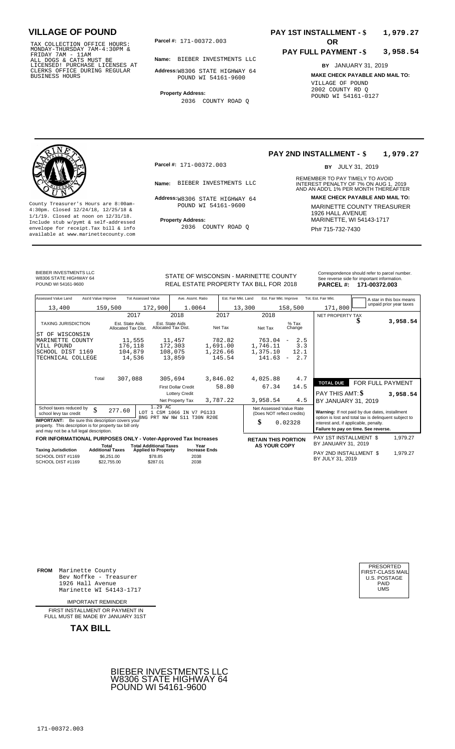# VILLAGE OF POUND

TAX COLLECTION OFFICE HOURS: MONDAY-THURSDAY 7AM-4:30PM & FRIDAY 7AM - 11AM ALL DOGS & CATS MUST BE LICENSED! PURCHASE LICENSES AT CLERKS OFFICE DURING REGULAR BUSINESS HOURS

**Parcel #:** 171-00372.003

**Name:** BIEBER INVESTMENTS LLC

**Address:** W8306 STATE HIGHWAY 64 POUND WI 54161-9600

**Property Address:** 2036 COUNTY ROAD Q

**PAY 1ST INSTALLMENT - $ 1,979.27**

**OR**

**PAY FULL PAYMENT - $ 3,958.54**

**BY** JANUARY 31, 2019

**MAKE CHECK PAYABLE AND MAIL TO:**
VILLAGE OF POUND
2002 COUNTY RD Q
POUND WI 54161-0127

---

County Treasurer's Hours are 8:00am-4:30pm. Closed 12/24/18, 12/25/18 & 1/1/19. Closed at noon on 12/31/18. Include stub w/pymt & self-addressed envelope for receipt. Tax bill & info available at www.marinettecounty.com

**Parcel #:** 171-00372.003

**Name:** BIEBER INVESTMENTS LLC

**Address:** W8306 STATE HIGHWAY 64 POUND WI 54161-9600

**Property Address:** 2036 COUNTY ROAD Q

**PAY 2ND INSTALLMENT - $ 1,979.27**

**BY** JULY 31, 2019

REMEMBER TO PAY TIMELY TO AVOID INTEREST PENALTY OF 7% ON AUG 1, 2019 AND AN ADD'L 1% PER MONTH THEREAFTER

**MAKE CHECK PAYABLE AND MAIL TO:**
MARINETTE COUNTY TREASURER
1926 HALL AVENUE
MARINETTE, WI 54143-1717
Ph# 715-732-7430

---

BIEBER INVESTMENTS LLC
W8306 STATE HIGHWAY 64
POUND WI 54161-9600

STATE OF WISCONSIN - MARINETTE COUNTY
REAL ESTATE PROPERTY TAX BILL FOR 2018

Correspondence should refer to parcel number. See reverse side for important information.

**PARCEL #: 171-00372.003**

| Assessed Value Land | Ass'd Value Improve | Tot Assessed Value | Ave. Assmt. Ratio | Est. Fair Mkt. Land | Est. Fair Mkt. Improve | Tot. Est. Fair Mkt. |
|---|---|---|---|---|---|---|
| 13,400 | 159,500 | 172,900 | 1.0064 | 13,300 | 158,500 | 171,800 |

A star in this box means unpaid prior year taxes

| TAXING JURISDICTION | 2017 Est. State Aids Allocated Tax Dist. | 2018 Est. State Aids Allocated Tax Dist. | 2017 Net Tax | 2018 Net Tax | % Tax Change |
|---|---|---|---|---|---|
| ST OF WISCONSIN | | | | | |
| MARINETTE COUNTY | 11,555 | 11,457 | 782.82 | 763.04 | - 2.5 |
| VILL POUND | 176,118 | 172,303 | 1,691.00 | 1,746.11 | 3.3 |
| SCHOOL DIST 1169 | 104,879 | 108,075 | 1,226.66 | 1,375.10 | 12.1 |
| TECHNICAL COLLEGE | 14,536 | 13,859 | 145.54 | 141.63 | - 2.7 |
| Total | 307,088 | 305,694 | 3,846.02 | 4,025.88 | 4.7 |
| | | First Dollar Credit | 58.80 | 67.34 | 14.5 |
| | | Lottery Credit | | | |
| | | Net Property Tax | 3,787.22 | 3,958.54 | 4.5 |

NET PROPERTY TAX $ 3,958.54

**TOTAL DUE FOR FULL PAYMENT**
PAY THIS AMT: $ 3,958.54
BY JANUARY 31, 2019

School taxes reduced by school levy tax credit $ 277.60

1.29 AC
LOT 1 CSM 1066 IN V7 PG133
BNG PRT NW NW S11 T30N R20E

**IMPORTANT:** Be sure this description covers your property. This description is for property tax bill only and may not be a full legal description.

Net Assessed Value Rate (Does NOT reflect credits) $ 0.02328

**Warning:** If not paid by due dates, installment option is lost and total tax is delinquent subject to interest and, if applicable, penalty.
**Failure to pay on time. See reverse.**

**FOR INFORMATIONAL PURPOSES ONLY - Voter-Approved Tax Increases**

| Taxing Jurisdiction | Total Additional Taxes | Total Additional Taxes Applied to Property | Year Increase Ends |
|---|---|---|---|
| SCHOOL DIST #1169 | $6,251.00 | $78.85 | 2038 |
| SCHOOL DIST #1169 | $22,755.00 | $287.01 | 2038 |

**RETAIN THIS PORTION AS YOUR COPY**

PAY 1ST INSTALLMENT $ 1,979.27
BY JANUARY 31, 2019

PAY 2ND INSTALLMENT $ 1,979.27
BY JULY 31, 2019

---

**FROM** Marinette County
Bev Noffke - Treasurer
1926 Hall Avenue
Marinette WI 54143-1717

PRESORTED FIRST-CLASS MAIL U.S. POSTAGE PAID UMS

IMPORTANT REMINDER

FIRST INSTALLMENT OR PAYMENT IN FULL MUST BE MADE BY JANUARY 31ST

**TAX BILL**

BIEBER INVESTMENTS LLC
W8306 STATE HIGHWAY 64
POUND WI 54161-9600

171-00372.003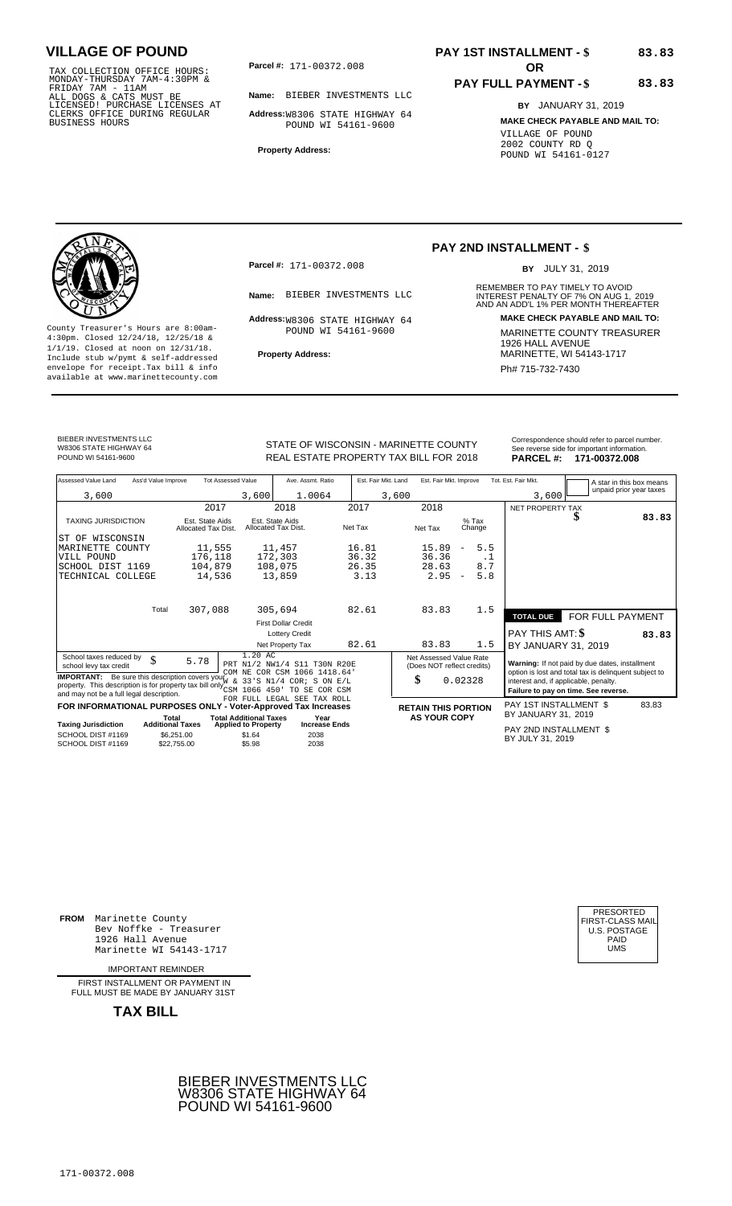# VILLAGE OF POUND

TAX COLLECTION OFFICE HOURS: MONDAY-THURSDAY 7AM-4:30PM & FRIDAY 7AM - 11AM ALL DOGS & CATS MUST BE LICENSED! PURCHASE LICENSES AT CLERKS OFFICE DURING REGULAR BUSINESS HOURS

**Parcel #:** 171-00372.008

**Name:** BIEBER INVESTMENTS LLC

**Address:** W8306 STATE HIGHWAY 64 POUND WI 54161-9600

**Property Address:**

**PAY 1ST INSTALLMENT - $ 83.83**

**OR**

**PAY FULL PAYMENT - $ 83.83**

**BY** JANUARY 31, 2019

**MAKE CHECK PAYABLE AND MAIL TO:**

VILLAGE OF POUND
2002 COUNTY RD Q
POUND WI 54161-0127

## PAY 2ND INSTALLMENT - $

**BY** JULY 31, 2019

County Treasurer's Hours are 8:00am-4:30pm. Closed 12/24/18, 12/25/18 & 1/1/19. Closed at noon on 12/31/18. Include stub w/pymt & self-addressed envelope for receipt. Tax bill & info available at www.marinettecounty.com

**Parcel #:** 171-00372.008

**Name:** BIEBER INVESTMENTS LLC

**Address:** W8306 STATE HIGHWAY 64 POUND WI 54161-9600

**Property Address:**

REMEMBER TO PAY TIMELY TO AVOID INTEREST PENALTY OF 7% ON AUG 1, 2019 AND AN ADD'L 1% PER MONTH THEREAFTER

**MAKE CHECK PAYABLE AND MAIL TO:**

MARINETTE COUNTY TREASURER
1926 HALL AVENUE
MARINETTE, WI 54143-1717
Ph# 715-732-7430

BIEBER INVESTMENTS LLC
W8306 STATE HIGHWAY 64
POUND WI 54161-9600

STATE OF WISCONSIN - MARINETTE COUNTY
REAL ESTATE PROPERTY TAX BILL FOR 2018

Correspondence should refer to parcel number. See reverse side for important information.
**PARCEL #: 171-00372.008**

| Assessed Value Land | Ass'd Value Improve | Tot Assessed Value | Ave. Assmt. Ratio | Est. Fair Mkt. Land | Est. Fair Mkt. Improve | Tot. Est. Fair Mkt. |
|---|---|---|---|---|---|---|
| 3,600 | | 3,600 | 1.0064 | 3,600 | | 3,600 |

A star in this box means unpaid prior year taxes

| TAXING JURISDICTION | 2017 Est. State Aids Allocated Tax Dist. | 2018 Est. State Aids Allocated Tax Dist. | 2017 Net Tax | 2018 Net Tax | % Tax Change |
|---|---|---|---|---|---|
| ST OF WISCONSIN | | | | | |
| MARINETTE COUNTY | 11,555 | 11,457 | 16.81 | 15.89 | - 5.5 |
| VILL POUND | 176,118 | 172,303 | 36.32 | 36.36 | .1 |
| SCHOOL DIST 1169 | 104,879 | 108,075 | 26.35 | 28.63 | 8.7 |
| TECHNICAL COLLEGE | 14,536 | 13,859 | 3.13 | 2.95 | - 5.8 |
| Total | 307,088 | 305,694 | 82.61 | 83.83 | 1.5 |
| | | First Dollar Credit | | | |
| | | Lottery Credit | | | |
| | | Net Property Tax | 82.61 | 83.83 | 1.5 |

NET PROPERTY TAX $ 83.83

**TOTAL DUE** FOR FULL PAYMENT

PAY THIS AMT: $ 83.83

BY JANUARY 31, 2019

School taxes reduced by school levy tax credit $ 5.78

1.20 AC
PRT N1/2 NW1/4 S11 T30N R20E COM NE COR CSM 1066 1418.64' W & 33'S N1/4 COR; S ON E/L CSM 1066 450' TO SE COR CSM FOR FULL LEGAL SEE TAX ROLL

**IMPORTANT:** Be sure this description covers your property. This description is for property tax bill only and may not be a full legal description.

Net Assessed Value Rate (Does NOT reflect credits) $ 0.02328

**Warning:** If not paid by due dates, installment option is lost and total tax is delinquent subject to interest and, if applicable, penalty.
**Failure to pay on time. See reverse.**

**FOR INFORMATIONAL PURPOSES ONLY - Voter-Approved Tax Increases**

| Taxing Jurisdiction | Total Additional Taxes | Total Additional Taxes Applied to Property | Year Increase Ends |
|---|---|---|---|
| SCHOOL DIST #1169 | $6,251.00 | $1.64 | 2038 |
| SCHOOL DIST #1169 | $22,755.00 | $5.98 | 2038 |

**RETAIN THIS PORTION AS YOUR COPY**

PAY 1ST INSTALLMENT $ 83.83
BY JANUARY 31, 2019

PAY 2ND INSTALLMENT $
BY JULY 31, 2019

**FROM** Marinette County
Bev Noffke - Treasurer
1926 Hall Avenue
Marinette WI 54143-1717

PRESORTED FIRST-CLASS MAIL U.S. POSTAGE PAID UMS

IMPORTANT REMINDER

FIRST INSTALLMENT OR PAYMENT IN FULL MUST BE MADE BY JANUARY 31ST

**TAX BILL**

BIEBER INVESTMENTS LLC
W8306 STATE HIGHWAY 64
POUND WI 54161-9600

171-00372.008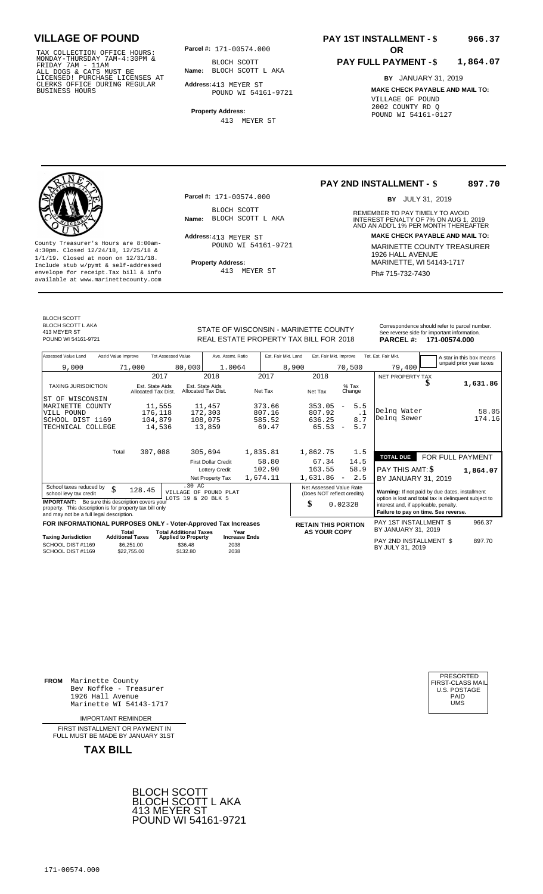# VILLAGE OF POUND

TAX COLLECTION OFFICE HOURS: MONDAY-THURSDAY 7AM-4:30PM & FRIDAY 7AM - 11AM ALL DOGS & CATS MUST BE LICENSED! PURCHASE LICENSES AT CLERKS OFFICE DURING REGULAR BUSINESS HOURS

**Parcel #:** 171-00574.000

**Name:** BLOCH SCOTT
BLOCH SCOTT L AKA

**Address:** 413 MEYER ST
POUND WI 54161-9721

**Property Address:**
413 MEYER ST

**PAY 1ST INSTALLMENT - $ 966.37**

**OR**

**PAY FULL PAYMENT - $ 1,864.07**

**BY** JANUARY 31, 2019

**MAKE CHECK PAYABLE AND MAIL TO:**
VILLAGE OF POUND
2002 COUNTY RD Q
POUND WI 54161-0127

---

County Treasurer's Hours are 8:00am-4:30pm. Closed 12/24/18, 12/25/18 & 1/1/19. Closed at noon on 12/31/18. Include stub w/pymt & self-addressed envelope for receipt. Tax bill & info available at www.marinettecounty.com

**Parcel #:** 171-00574.000

**Name:** BLOCH SCOTT
BLOCH SCOTT L AKA

**Address:** 413 MEYER ST
POUND WI 54161-9721

**Property Address:**
413 MEYER ST

**PAY 2ND INSTALLMENT - $ 897.70**

**BY** JULY 31, 2019

REMEMBER TO PAY TIMELY TO AVOID INTEREST PENALTY OF 7% ON AUG 1, 2019 AND AN ADD'L 1% PER MONTH THEREAFTER

**MAKE CHECK PAYABLE AND MAIL TO:**
MARINETTE COUNTY TREASURER
1926 HALL AVENUE
MARINETTE, WI 54143-1717
Ph# 715-732-7430

---

BLOCH SCOTT
BLOCH SCOTT L AKA
413 MEYER ST
POUND WI 54161-9721

STATE OF WISCONSIN - MARINETTE COUNTY
REAL ESTATE PROPERTY TAX BILL FOR 2018

Correspondence should refer to parcel number. See reverse side for important information.
**PARCEL #: 171-00574.000**

| Assessed Value Land | Ass'd Value Improve | Tot Assessed Value | Ave. Assmt. Ratio | Est. Fair Mkt. Land | Est. Fair Mkt. Improve | Tot. Est. Fair Mkt. |
|---|---|---|---|---|---|---|
| 9,000 | 71,000 | 80,000 | 1.0064 | 8,900 | 70,500 | 79,400 |

A star in this box means unpaid prior year taxes

| TAXING JURISDICTION | 2017 Est. State Aids Allocated Tax Dist. | 2018 Est. State Aids Allocated Tax Dist. | 2017 Net Tax | 2018 Net Tax | % Tax Change |
|---|---|---|---|---|---|
| ST OF WISCONSIN | | | | | |
| MARINETTE COUNTY | 11,555 | 11,457 | 373.66 | 353.05 | - 5.5 |
| VILL POUND | 176,118 | 172,303 | 807.16 | 807.92 | .1 |
| SCHOOL DIST 1169 | 104,879 | 108,075 | 585.52 | 636.25 | 8.7 |
| TECHNICAL COLLEGE | 14,536 | 13,859 | 69.47 | 65.53 | - 5.7 |
| Total | 307,088 | 305,694 | 1,835.81 | 1,862.75 | 1.5 |
| | | First Dollar Credit | 58.80 | 67.34 | 14.5 |
| | | Lottery Credit | 102.90 | 163.55 | 58.9 |
| | | Net Property Tax | 1,674.11 | 1,631.86 | - 2.5 |

| NET PROPERTY TAX | $ 1,631.86 |
|---|---|
| Delnq Water | 58.05 |
| Delnq Sewer | 174.16 |
| **TOTAL DUE** | **FOR FULL PAYMENT** |
| PAY THIS AMT: $ | 1,864.07 |
| BY JANUARY 31, 2019 | |

School taxes reduced by school levy tax credit: $ 128.45

.30 AC
VILLAGE OF POUND PLAT
LOTS 19 & 20 BLK 5

**IMPORTANT:** Be sure this description covers your property. This description is for property tax bill only and may not be a full legal description.

Net Assessed Value Rate (Does NOT reflect credits): $ 0.02328

**Warning:** If not paid by due dates, installment option is lost and total tax is delinquent subject to interest and, if applicable, penalty.
**Failure to pay on time. See reverse.**

**FOR INFORMATIONAL PURPOSES ONLY - Voter-Approved Tax Increases**

| Taxing Jurisdiction | Total Additional Taxes | Total Additional Taxes Applied to Property | Year Increase Ends |
|---|---|---|---|
| SCHOOL DIST #1169 | $6,251.00 | $36.48 | 2038 |
| SCHOOL DIST #1169 | $22,755.00 | $132.80 | 2038 |

**RETAIN THIS PORTION AS YOUR COPY**

PAY 1ST INSTALLMENT $ 966.37
BY JANUARY 31, 2019

PAY 2ND INSTALLMENT $ 897.70
BY JULY 31, 2019

---

**FROM** Marinette County
Bev Noffke - Treasurer
1926 Hall Avenue
Marinette WI 54143-1717

IMPORTANT REMINDER

FIRST INSTALLMENT OR PAYMENT IN FULL MUST BE MADE BY JANUARY 31ST

**TAX BILL**

PRESORTED
FIRST-CLASS MAIL
U.S. POSTAGE
PAID
UMS

BLOCH SCOTT
BLOCH SCOTT L AKA
413 MEYER ST
POUND WI 54161-9721

171-00574.000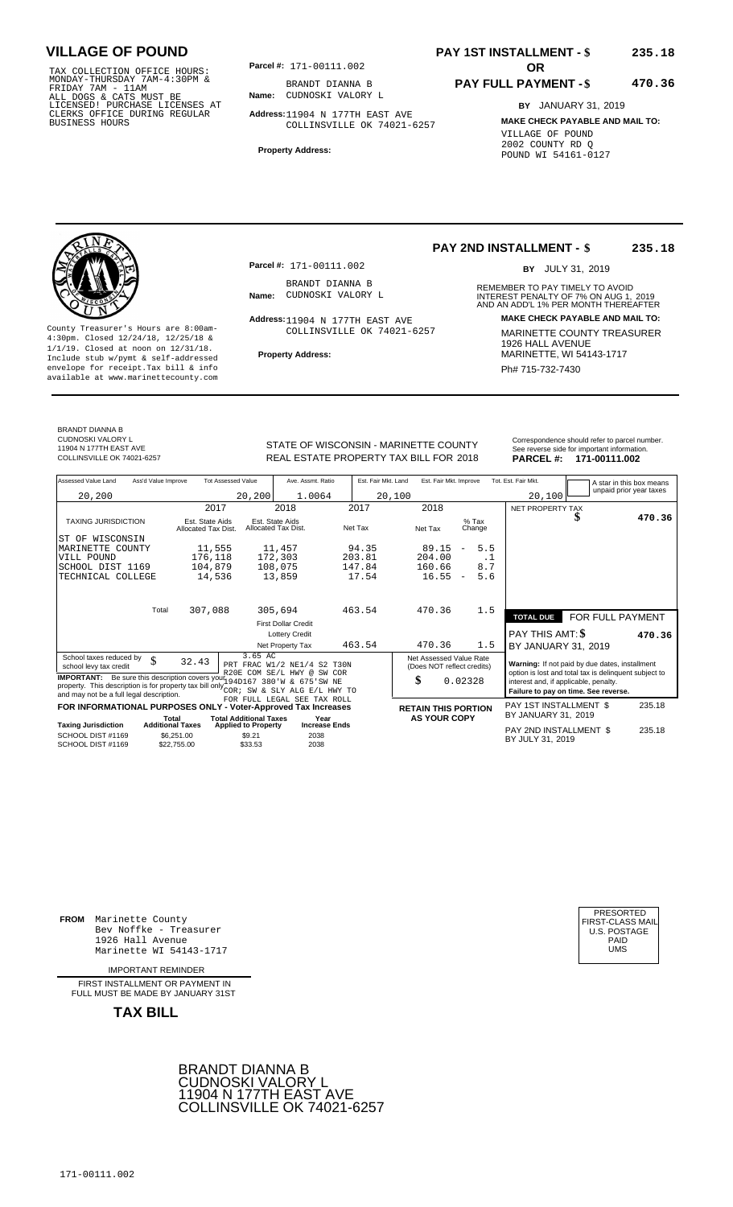# VILLAGE OF POUND

TAX COLLECTION OFFICE HOURS: MONDAY-THURSDAY 7AM-4:30PM & FRIDAY 7AM - 11AM
ALL DOGS & CATS MUST BE LICENSED! PURCHASE LICENSES AT CLERKS OFFICE DURING REGULAR BUSINESS HOURS

**Parcel #:** 171-00111.002

**Name:** BRANDT DIANNA B
CUDNOSKI VALORY L

**Address:** 11904 N 177TH EAST AVE
COLLINSVILLE OK 74021-6257

**Property Address:**

**PAY 1ST INSTALLMENT - $ 235.18**

**OR**

**PAY FULL PAYMENT - $ 470.36**

**BY** JANUARY 31, 2019

**MAKE CHECK PAYABLE AND MAIL TO:**
VILLAGE OF POUND
2002 COUNTY RD Q
POUND WI 54161-0127

---

County Treasurer's Hours are 8:00am-4:30pm. Closed 12/24/18, 12/25/18 & 1/1/19. Closed at noon on 12/31/18. Include stub w/pymt & self-addressed envelope for receipt. Tax bill & info available at www.marinettecounty.com

**Parcel #:** 171-00111.002

**Name:** BRANDT DIANNA B
CUDNOSKI VALORY L

**Address:** 11904 N 177TH EAST AVE
COLLINSVILLE OK 74021-6257

**Property Address:**

**PAY 2ND INSTALLMENT - $ 235.18**

**BY** JULY 31, 2019

REMEMBER TO PAY TIMELY TO AVOID INTEREST PENALTY OF 7% ON AUG 1, 2019 AND AN ADD'L 1% PER MONTH THEREAFTER

**MAKE CHECK PAYABLE AND MAIL TO:**
MARINETTE COUNTY TREASURER
1926 HALL AVENUE
MARINETTE, WI 54143-1717
Ph# 715-732-7430

---

BRANDT DIANNA B
CUDNOSKI VALORY L
11904 N 177TH EAST AVE
COLLINSVILLE OK 74021-6257

STATE OF WISCONSIN - MARINETTE COUNTY
REAL ESTATE PROPERTY TAX BILL FOR 2018

Correspondence should refer to parcel number. See reverse side for important information.
**PARCEL #: 171-00111.002**

| Assessed Value Land | Ass'd Value Improve | Tot Assessed Value | Ave. Assmt. Ratio | Est. Fair Mkt. Land | Est. Fair Mkt. Improve | Tot. Est. Fair Mkt. |
|---|---|---|---|---|---|---|
| 20,200 | | 20,200 | 1.0064 | 20,100 | | 20,100 |

A star in this box means unpaid prior year taxes

| TAXING JURISDICTION | 2017 Est. State Aids Allocated Tax Dist. | 2018 Est. State Aids Allocated Tax Dist. | 2017 Net Tax | 2018 Net Tax | % Tax Change |
|---|---|---|---|---|---|
| ST OF WISCONSIN | | | | | |
| MARINETTE COUNTY | 11,555 | 11,457 | 94.35 | 89.15 | - 5.5 |
| VILL POUND | 176,118 | 172,303 | 203.81 | 204.00 | .1 |
| SCHOOL DIST 1169 | 104,879 | 108,075 | 147.84 | 160.66 | 8.7 |
| TECHNICAL COLLEGE | 14,536 | 13,859 | 17.54 | 16.55 | - 5.6 |
| Total | 307,088 | 305,694 | 463.54 | 470.36 | 1.5 |
| First Dollar Credit | | | | | |
| Lottery Credit | | | | | |
| Net Property Tax | | | 463.54 | 470.36 | 1.5 |

NET PROPERTY TAX $ 470.36

| TOTAL DUE | FOR FULL PAYMENT |
|---|---|
| PAY THIS AMT: $ | 470.36 |
| BY JANUARY 31, 2019 | |

School taxes reduced by school levy tax credit $ 32.43

**IMPORTANT:** Be sure this description covers your property. This description is for property tax bill only and may not be a full legal description.

3.65 AC
PRT FRAC W1/2 NE1/4 S2 T30N R20E COM SE/L HWY @ SW COR 194D167 380'W & 675'SW NE COR; SW & SLY ALG E/L HWY TO FOR FULL LEGAL SEE TAX ROLL

Net Assessed Value Rate (Does NOT reflect credits) $ 0.02328

**Warning:** If not paid by due dates, installment option is lost and total tax is delinquent subject to interest and, if applicable, penalty.
**Failure to pay on time. See reverse.**

**FOR INFORMATIONAL PURPOSES ONLY - Voter-Approved Tax Increases**

| Taxing Jurisdiction | Total Additional Taxes | Total Additional Taxes Applied to Property | Year Increase Ends |
|---|---|---|---|
| SCHOOL DIST #1169 | $6,251.00 | $9.21 | 2038 |
| SCHOOL DIST #1169 | $22,755.00 | $33.53 | 2038 |

**RETAIN THIS PORTION AS YOUR COPY**

PAY 1ST INSTALLMENT $ 235.18
BY JANUARY 31, 2019

PAY 2ND INSTALLMENT $ 235.18
BY JULY 31, 2019

---

**FROM** Marinette County
Bev Noffke - Treasurer
1926 Hall Avenue
Marinette WI 54143-1717

PRESORTED FIRST-CLASS MAIL U.S. POSTAGE PAID UMS

IMPORTANT REMINDER

FIRST INSTALLMENT OR PAYMENT IN FULL MUST BE MADE BY JANUARY 31ST

**TAX BILL**

BRANDT DIANNA B
CUDNOSKI VALORY L
11904 N 177TH EAST AVE
COLLINSVILLE OK 74021-6257

171-00111.002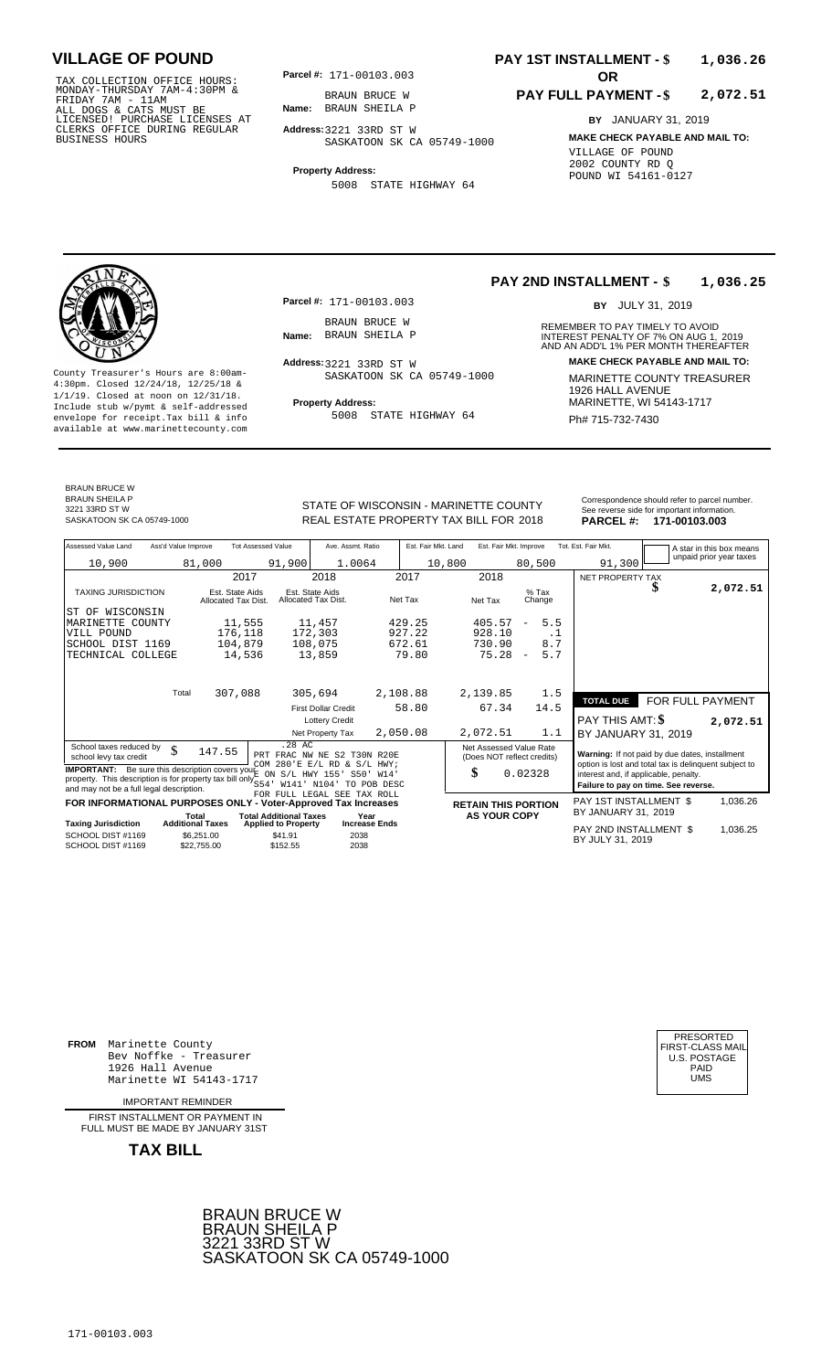# VILLAGE OF POUND

TAX COLLECTION OFFICE HOURS: MONDAY-THURSDAY 7AM-4:30PM & FRIDAY 7AM - 11AM ALL DOGS & CATS MUST BE LICENSED! PURCHASE LICENSES AT CLERKS OFFICE DURING REGULAR BUSINESS HOURS

**Parcel #:** 171-00103.003

**Name:** BRAUN BRUCE W BRAUN SHEILA P

**Address:** 3221 33RD ST W SASKATOON SK CA 05749-1000

**Property Address:** 5008 STATE HIGHWAY 64

**PAY 1ST INSTALLMENT - $ 1,036.26**

**OR**

**PAY FULL PAYMENT - $ 2,072.51**

**BY** JANUARY 31, 2019

**MAKE CHECK PAYABLE AND MAIL TO:**
VILLAGE OF POUND
2002 COUNTY RD Q
POUND WI 54161-0127

---

**PAY 2ND INSTALLMENT - $ 1,036.25**

**BY** JULY 31, 2019

REMEMBER TO PAY TIMELY TO AVOID INTEREST PENALTY OF 7% ON AUG 1, 2019 AND AN ADD'L 1% PER MONTH THEREAFTER

**MAKE CHECK PAYABLE AND MAIL TO:**
MARINETTE COUNTY TREASURER
1926 HALL AVENUE
MARINETTE, WI 54143-1717
Ph# 715-732-7430

County Treasurer's Hours are 8:00am-4:30pm. Closed 12/24/18, 12/25/18 & 1/1/19. Closed at noon on 12/31/18. Include stub w/pymt & self-addressed envelope for receipt.Tax bill & info available at www.marinettecounty.com

**Parcel #:** 171-00103.003

**Name:** BRAUN BRUCE W BRAUN SHEILA P

**Address:** 3221 33RD ST W SASKATOON SK CA 05749-1000

**Property Address:** 5008 STATE HIGHWAY 64

---

BRAUN BRUCE W
BRAUN SHEILA P
3221 33RD ST W
SASKATOON SK CA 05749-1000

STATE OF WISCONSIN - MARINETTE COUNTY
REAL ESTATE PROPERTY TAX BILL FOR 2018

Correspondence should refer to parcel number. See reverse side for important information.
**PARCEL #: 171-00103.003**

| Assessed Value Land | Ass'd Value Improve | Tot Assessed Value | Ave. Assmt. Ratio | Est. Fair Mkt. Land | Est. Fair Mkt. Improve | Tot. Est. Fair Mkt. |
|---|---|---|---|---|---|---|
| 10,900 | 81,000 | 91,900 | 1.0064 | 10,800 | 80,500 | 91,300 |

A star in this box means unpaid prior year taxes

| TAXING JURISDICTION | 2017 Est. State Aids Allocated Tax Dist. | 2018 Est. State Aids Allocated Tax Dist. | 2017 Net Tax | 2018 Net Tax | % Tax Change |
|---|---|---|---|---|---|
| ST OF WISCONSIN | | | | | |
| MARINETTE COUNTY | 11,555 | 11,457 | 429.25 | 405.57 | - 5.5 |
| VILL POUND | 176,118 | 172,303 | 927.22 | 928.10 | .1 |
| SCHOOL DIST 1169 | 104,879 | 108,075 | 672.61 | 730.90 | 8.7 |
| TECHNICAL COLLEGE | 14,536 | 13,859 | 79.80 | 75.28 | - 5.7 |
| Total | 307,088 | 305,694 | 2,108.88 | 2,139.85 | 1.5 |
| | | First Dollar Credit | 58.80 | 67.34 | 14.5 |
| | | Lottery Credit | | | |
| | | Net Property Tax | 2,050.08 | 2,072.51 | 1.1 |

NET PROPERTY TAX $ 2,072.51

| TOTAL DUE | FOR FULL PAYMENT |
|---|---|
| PAY THIS AMT: $ | 2,072.51 |
| BY JANUARY 31, 2019 | |

School taxes reduced by school levy tax credit $ 147.55

.28 AC
PRT FRAC NW NE S2 T30N R20E COM 280'E E/L RD & S/L HWY; E ON S/L HWY 155' S50' W14' S54' W141' N104' TO POB DESC FOR FULL LEGAL SEE TAX ROLL

**IMPORTANT:** Be sure this description covers your property. This description is for property tax bill only and may not be a full legal description.

Net Assessed Value Rate (Does NOT reflect credits) $ 0.02328

**Warning:** If not paid by due dates, installment option is lost and total tax is delinquent subject to interest and, if applicable, penalty.
**Failure to pay on time. See reverse.**

**FOR INFORMATIONAL PURPOSES ONLY - Voter-Approved Tax Increases**

| Taxing Jurisdiction | Total Additional Taxes | Total Additional Taxes Applied to Property | Year Increase Ends |
|---|---|---|---|
| SCHOOL DIST #1169 | $6,251.00 | $41.91 | 2038 |
| SCHOOL DIST #1169 | $22,755.00 | $152.55 | 2038 |

**RETAIN THIS PORTION AS YOUR COPY**

PAY 1ST INSTALLMENT $ 1,036.26
BY JANUARY 31, 2019

PAY 2ND INSTALLMENT $ 1,036.25
BY JULY 31, 2019

---

**FROM** Marinette County
Bev Noffke - Treasurer
1926 Hall Avenue
Marinette WI 54143-1717

PRESORTED FIRST-CLASS MAIL U.S. POSTAGE PAID UMS

IMPORTANT REMINDER

FIRST INSTALLMENT OR PAYMENT IN FULL MUST BE MADE BY JANUARY 31ST

**TAX BILL**

BRAUN BRUCE W
BRAUN SHEILA P
3221 33RD ST W
SASKATOON SK CA 05749-1000

171-00103.003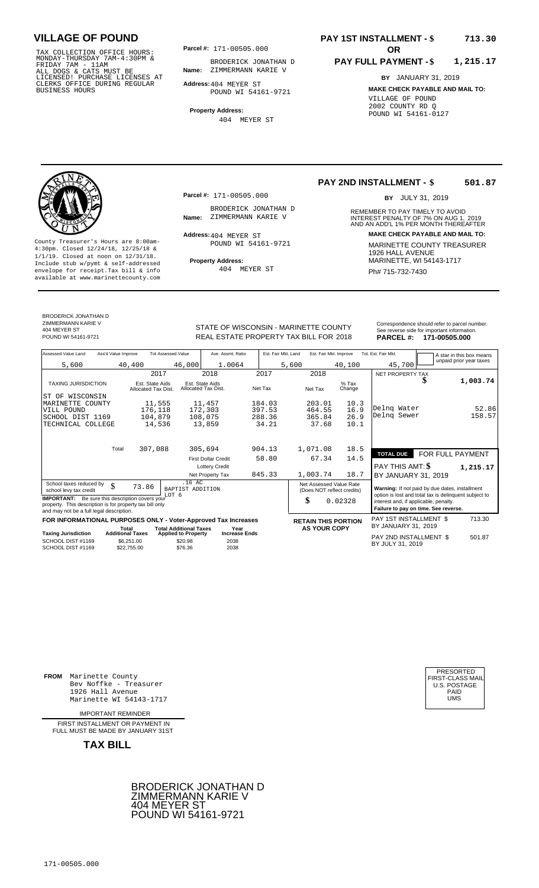## VILLAGE OF POUND

TAX COLLECTION OFFICE HOURS:
MONDAY-THURSDAY 7AM-4:30PM &
FRIDAY 7AM - 11AM
ALL DOGS & CATS MUST BE
LICENSED! PURCHASE LICENSES AT
CLERKS OFFICE DURING REGULAR
BUSINESS HOURS

**Parcel #:** 171-00505.000

**Name:** BRODERICK JONATHAN D
ZIMMERMANN KARIE V

**Address:** 404 MEYER ST
POUND WI 54161-9721

**Property Address:**
404 MEYER ST

**PAY 1ST INSTALLMENT - $ 713.30**

**OR**

**PAY FULL PAYMENT - $ 1,215.17**

**BY** JANUARY 31, 2019

**MAKE CHECK PAYABLE AND MAIL TO:**
VILLAGE OF POUND
2002 COUNTY RD Q
POUND WI 54161-0127

---

**PAY 2ND INSTALLMENT - $ 501.87**

**BY** JULY 31, 2019

REMEMBER TO PAY TIMELY TO AVOID INTEREST PENALTY OF 7% ON AUG 1, 2019 AND AN ADD'L 1% PER MONTH THEREAFTER

**MAKE CHECK PAYABLE AND MAIL TO:**
MARINETTE COUNTY TREASURER
1926 HALL AVENUE
MARINETTE, WI 54143-1717
Ph# 715-732-7430

County Treasurer's Hours are 8:00am-4:30pm. Closed 12/24/18, 12/25/18 & 1/1/19. Closed at noon on 12/31/18. Include stub w/pymt & self-addressed envelope for receipt.Tax bill & info available at www.marinettecounty.com

**Parcel #:** 171-00505.000

**Name:** BRODERICK JONATHAN D
ZIMMERMANN KARIE V

**Address:** 404 MEYER ST
POUND WI 54161-9721

**Property Address:**
404 MEYER ST

---

BRODERICK JONATHAN D
ZIMMERMANN KARIE V
404 MEYER ST
POUND WI 54161-9721

STATE OF WISCONSIN - MARINETTE COUNTY
REAL ESTATE PROPERTY TAX BILL FOR 2018

Correspondence should refer to parcel number. See reverse side for important information.
**PARCEL #: 171-00505.000**

| Assessed Value Land | Ass'd Value Improve | Tot Assessed Value | Ave. Assmt. Ratio | Est. Fair Mkt. Land | Est. Fair Mkt. Improve | Tot. Est. Fair Mkt. |
|---|---|---|---|---|---|---|
| 5,600 | 40,400 | 46,000 | 1.0064 | 5,600 | 40,100 | 45,700 |

A star in this box means unpaid prior year taxes

| TAXING JURISDICTION | 2017 Est. State Aids Allocated Tax Dist. | 2018 Est. State Aids Allocated Tax Dist. | 2017 Net Tax | 2018 Net Tax | % Tax Change |
|---|---|---|---|---|---|
| ST OF WISCONSIN | | | | | |
| MARINETTE COUNTY | 11,555 | 11,457 | 184.03 | 203.01 | 10.3 |
| VILL POUND | 176,118 | 172,303 | 397.53 | 464.55 | 16.9 |
| SCHOOL DIST 1169 | 104,879 | 108,075 | 288.36 | 365.84 | 26.9 |
| TECHNICAL COLLEGE | 14,536 | 13,859 | 34.21 | 37.68 | 10.1 |
| Total | 307,088 | 305,694 | 904.13 | 1,071.08 | 18.5 |
| | | First Dollar Credit | 58.80 | 67.34 | 14.5 |
| | | Lottery Credit | | | |
| | | Net Property Tax | 845.33 | 1,003.74 | 18.7 |

| | |
|---|---|
| NET PROPERTY TAX | $ 1,003.74 |
| Delnq Water | 52.86 |
| Delnq Sewer | 158.57 |
| **TOTAL DUE** | **FOR FULL PAYMENT** |
| PAY THIS AMT: $ | 1,215.17 |
| BY JANUARY 31, 2019 | |

School taxes reduced by school levy tax credit $ 73.86

.16 AC
BAPTIST ADDITION
LOT 6

**IMPORTANT:** Be sure this description covers your property. This description is for property tax bill only and may not be a full legal description.

Net Assessed Value Rate (Does NOT reflect credits) $ 0.02328

**Warning:** If not paid by due dates, installment option is lost and total tax is delinquent subject to interest and, if applicable, penalty. **Failure to pay on time. See reverse.**

**FOR INFORMATIONAL PURPOSES ONLY - Voter-Approved Tax Increases**

| Taxing Jurisdiction | Total Additional Taxes | Total Additional Taxes Applied to Property | Year Increase Ends |
|---|---|---|---|
| SCHOOL DIST #1169 | $6,251.00 | $20.98 | 2038 |
| SCHOOL DIST #1169 | $22,755.00 | $76.36 | 2038 |

**RETAIN THIS PORTION AS YOUR COPY**

PAY 1ST INSTALLMENT $ 713.30
BY JANUARY 31, 2019

PAY 2ND INSTALLMENT $ 501.87
BY JULY 31, 2019

---

**FROM** Marinette County
Bev Noffke - Treasurer
1926 Hall Avenue
Marinette WI 54143-1717

IMPORTANT REMINDER

FIRST INSTALLMENT OR PAYMENT IN FULL MUST BE MADE BY JANUARY 31ST

**TAX BILL**

PRESORTED
FIRST-CLASS MAIL
U.S. POSTAGE
PAID
UMS

BRODERICK JONATHAN D
ZIMMERMANN KARIE V
404 MEYER ST
POUND WI 54161-9721

171-00505.000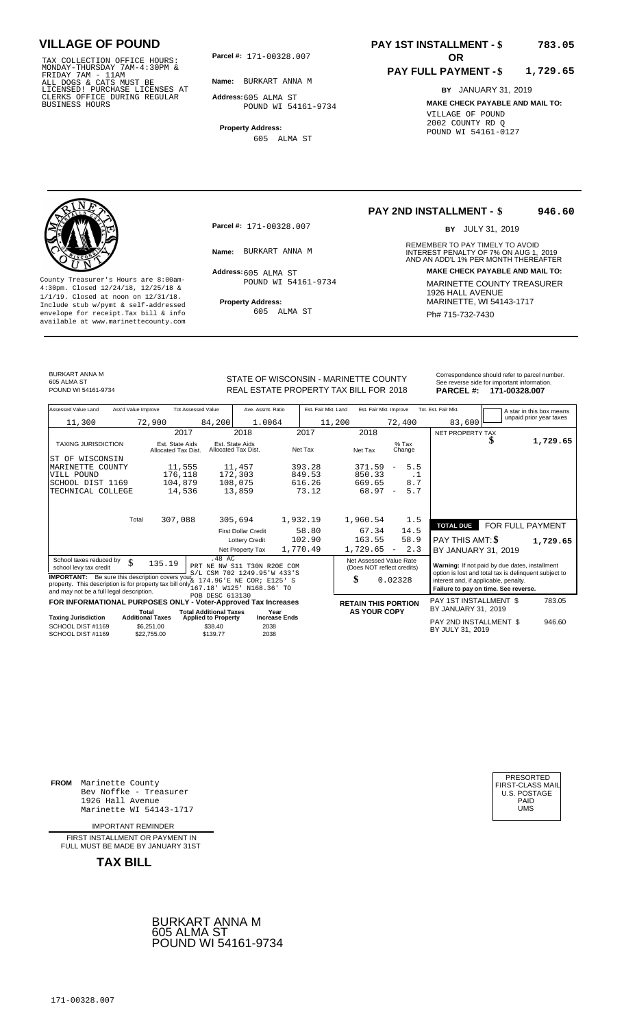# VILLAGE OF POUND

TAX COLLECTION OFFICE HOURS: MONDAY-THURSDAY 7AM-4:30PM & FRIDAY 7AM - 11AM ALL DOGS & CATS MUST BE LICENSED! PURCHASE LICENSES AT CLERKS OFFICE DURING REGULAR BUSINESS HOURS

**Parcel #:** 171-00328.007

**Name:** BURKART ANNA M

**Address:** 605 ALMA ST POUND WI 54161-9734

**Property Address:** 605 ALMA ST

**PAY 1ST INSTALLMENT - $ 783.05**

**OR**

**PAY FULL PAYMENT - $ 1,729.65**

**BY** JANUARY 31, 2019

**MAKE CHECK PAYABLE AND MAIL TO:**
VILLAGE OF POUND
2002 COUNTY RD Q
POUND WI 54161-0127

---

County Treasurer's Hours are 8:00am-4:30pm. Closed 12/24/18, 12/25/18 & 1/1/19. Closed at noon on 12/31/18. Include stub w/pymt & self-addressed envelope for receipt. Tax bill & info available at www.marinettecounty.com

**Parcel #:** 171-00328.007

**Name:** BURKART ANNA M

**Address:** 605 ALMA ST POUND WI 54161-9734

**Property Address:** 605 ALMA ST

**PAY 2ND INSTALLMENT - $ 946.60**

**BY** JULY 31, 2019

REMEMBER TO PAY TIMELY TO AVOID INTEREST PENALTY OF 7% ON AUG 1, 2019 AND AN ADD'L 1% PER MONTH THEREAFTER

**MAKE CHECK PAYABLE AND MAIL TO:**
MARINETTE COUNTY TREASURER
1926 HALL AVENUE
MARINETTE, WI 54143-1717
Ph# 715-732-7430

---

BURKART ANNA M
605 ALMA ST
POUND WI 54161-9734

STATE OF WISCONSIN - MARINETTE COUNTY
REAL ESTATE PROPERTY TAX BILL FOR 2018

Correspondence should refer to parcel number. See reverse side for important information.
**PARCEL #: 171-00328.007**

| Assessed Value Land | Ass'd Value Improve | Tot Assessed Value | Ave. Assmt. Ratio | Est. Fair Mkt. Land | Est. Fair Mkt. Improve | Tot. Est. Fair Mkt. |
|---|---|---|---|---|---|---|
| 11,300 | 72,900 | 84,200 | 1.0064 | 11,200 | 72,400 | 83,600 |

A star in this box means unpaid prior year taxes

| TAXING JURISDICTION | 2017 Est. State Aids Allocated Tax Dist. | 2018 Est. State Aids Allocated Tax Dist. | 2017 Net Tax | 2018 Net Tax | % Tax Change |
|---|---|---|---|---|---|
| ST OF WISCONSIN | | | | | |
| MARINETTE COUNTY | 11,555 | 11,457 | 393.28 | 371.59 | - 5.5 |
| VILL POUND | 176,118 | 172,303 | 849.53 | 850.33 | .1 |
| SCHOOL DIST 1169 | 104,879 | 108,075 | 616.26 | 669.65 | 8.7 |
| TECHNICAL COLLEGE | 14,536 | 13,859 | 73.12 | 68.97 | - 5.7 |
| Total | 307,088 | 305,694 | 1,932.19 | 1,960.54 | 1.5 |
| | | First Dollar Credit | 58.80 | 67.34 | 14.5 |
| | | Lottery Credit | 102.90 | 163.55 | 58.9 |
| | | Net Property Tax | 1,770.49 | 1,729.65 | - 2.3 |

NET PROPERTY TAX $ 1,729.65

School taxes reduced by school levy tax credit $ 135.19

**IMPORTANT:** Be sure this description covers your property. This description is for property tax bill only and may not be a full legal description.

.48 AC
PRT NE NW S11 T30N R20E COM S/L CSM 702 1249.95'W 433'S & 174.96'E NE COR; E125' S 167.18' W125' N168.36' TO POB DESC 613130

Net Assessed Value Rate (Does NOT reflect credits) $ 0.02328

| TOTAL DUE | FOR FULL PAYMENT |
|---|---|
| PAY THIS AMT: $ | 1,729.65 |
| BY JANUARY 31, 2019 | |

**Warning:** If not paid by due dates, installment option is lost and total tax is delinquent subject to interest and, if applicable, penalty. **Failure to pay on time. See reverse.**

**FOR INFORMATIONAL PURPOSES ONLY - Voter-Approved Tax Increases**

| Taxing Jurisdiction | Total Additional Taxes | Total Additional Taxes Applied to Property | Year Increase Ends |
|---|---|---|---|
| SCHOOL DIST #1169 | $6,251.00 | $38.40 | 2038 |
| SCHOOL DIST #1169 | $22,755.00 | $139.77 | 2038 |

**RETAIN THIS PORTION AS YOUR COPY**

PAY 1ST INSTALLMENT $ 783.05 BY JANUARY 31, 2019

PAY 2ND INSTALLMENT $ 946.60 BY JULY 31, 2019

---

**FROM** Marinette County
Bev Noffke - Treasurer
1926 Hall Avenue
Marinette WI 54143-1717

PRESORTED FIRST-CLASS MAIL U.S. POSTAGE PAID UMS

IMPORTANT REMINDER

FIRST INSTALLMENT OR PAYMENT IN FULL MUST BE MADE BY JANUARY 31ST

**TAX BILL**

BURKART ANNA M
605 ALMA ST
POUND WI 54161-9734

171-00328.007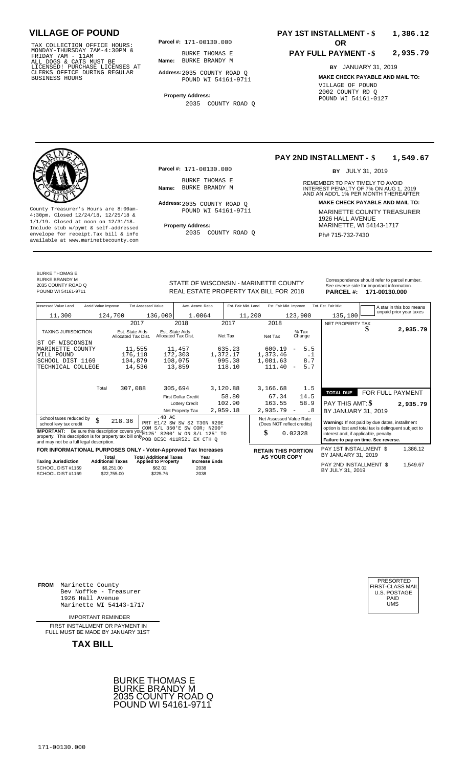# VILLAGE OF POUND

TAX COLLECTION OFFICE HOURS: MONDAY-THURSDAY 7AM-4:30PM & FRIDAY 7AM - 11AM
ALL DOGS & CATS MUST BE LICENSED! PURCHASE LICENSES AT CLERKS OFFICE DURING REGULAR BUSINESS HOURS

**Parcel #:** 171-00130.000

**Name:** BURKE THOMAS E
BURKE BRANDY M

**Address:** 2035 COUNTY ROAD Q
POUND WI 54161-9711

**Property Address:**
2035 COUNTY ROAD Q

**PAY 1ST INSTALLMENT - $ 1,386.12**

**OR**

**PAY FULL PAYMENT - $ 2,935.79**

**BY** JANUARY 31, 2019

**MAKE CHECK PAYABLE AND MAIL TO:**
VILLAGE OF POUND
2002 COUNTY RD Q
POUND WI 54161-0127

---

County Treasurer's Hours are 8:00am-4:30pm. Closed 12/24/18, 12/25/18 & 1/1/19. Closed at noon on 12/31/18. Include stub w/pymt & self-addressed envelope for receipt.Tax bill & info available at www.marinettecounty.com

**Parcel #:** 171-00130.000

**Name:** BURKE THOMAS E
BURKE BRANDY M

**Address:** 2035 COUNTY ROAD Q
POUND WI 54161-9711

**Property Address:**
2035 COUNTY ROAD Q

**PAY 2ND INSTALLMENT - $ 1,549.67**

**BY** JULY 31, 2019

REMEMBER TO PAY TIMELY TO AVOID INTEREST PENALTY OF 7% ON AUG 1, 2019 AND AN ADD'L 1% PER MONTH THEREAFTER

**MAKE CHECK PAYABLE AND MAIL TO:**
MARINETTE COUNTY TREASURER
1926 HALL AVENUE
MARINETTE, WI 54143-1717
Ph# 715-732-7430

---

BURKE THOMAS E
BURKE BRANDY M
2035 COUNTY ROAD Q
POUND WI 54161-9711

STATE OF WISCONSIN - MARINETTE COUNTY
REAL ESTATE PROPERTY TAX BILL FOR 2018

Correspondence should refer to parcel number. See reverse side for important information.
**PARCEL #: 171-00130.000**

| Assessed Value Land | Ass'd Value Improve | Tot Assessed Value | Ave. Assmt. Ratio | Est. Fair Mkt. Land | Est. Fair Mkt. Improve | Tot. Est. Fair Mkt. |
|---|---|---|---|---|---|---|
| 11,300 | 124,700 | 136,000 | 1.0064 | 11,200 | 123,900 | 135,100 |

A star in this box means unpaid prior year taxes

| TAXING JURISDICTION | 2017 Est. State Aids Allocated Tax Dist. | 2018 Est. State Aids Allocated Tax Dist. | 2017 Net Tax | 2018 Net Tax | % Tax Change |
|---|---|---|---|---|---|
| ST OF WISCONSIN | | | | | |
| MARINETTE COUNTY | 11,555 | 11,457 | 635.23 | 600.19 | - 5.5 |
| VILL POUND | 176,118 | 172,303 | 1,372.17 | 1,373.46 | .1 |
| SCHOOL DIST 1169 | 104,879 | 108,075 | 995.38 | 1,081.63 | 8.7 |
| TECHNICAL COLLEGE | 14,536 | 13,859 | 118.10 | 111.40 | - 5.7 |
| Total | 307,088 | 305,694 | 3,120.88 | 3,166.68 | 1.5 |
| | | First Dollar Credit | 58.80 | 67.34 | 14.5 |
| | | Lottery Credit | 102.90 | 163.55 | 58.9 |
| | | Net Property Tax | 2,959.18 | 2,935.79 | - .8 |

NET PROPERTY TAX $ 2,935.79

School taxes reduced by school levy tax credit $ 218.36

**IMPORTANT:** Be sure this description covers your property. This description is for property tax bill only and may not be a full legal description.

.48 AC
PRT E1/2 SW SW S2 T30N R20E COM S/L 350'E SW COR; N200' E125' S200' W ON S/L 125' TO POB DESC 411R521 EX CTH Q

Net Assessed Value Rate (Does NOT reflect credits) $ 0.02328

| TOTAL DUE | FOR FULL PAYMENT |
|---|---|
| PAY THIS AMT: $ | 2,935.79 |
| BY JANUARY 31, 2019 | |

**Warning:** If not paid by due dates, installment option is lost and total tax is delinquent subject to interest and, if applicable, penalty.
**Failure to pay on time. See reverse.**

**FOR INFORMATIONAL PURPOSES ONLY - Voter-Approved Tax Increases**

| Taxing Jurisdiction | Total Additional Taxes | Total Additional Taxes Applied to Property | Year Increase Ends |
|---|---|---|---|
| SCHOOL DIST #1169 | $6,251.00 | $62.02 | 2038 |
| SCHOOL DIST #1169 | $22,755.00 | $225.76 | 2038 |

**RETAIN THIS PORTION AS YOUR COPY**

PAY 1ST INSTALLMENT $ 1,386.12 BY JANUARY 31, 2019

PAY 2ND INSTALLMENT $ 1,549.67 BY JULY 31, 2019

---

**FROM** Marinette County
Bev Noffke - Treasurer
1926 Hall Avenue
Marinette WI 54143-1717

IMPORTANT REMINDER

FIRST INSTALLMENT OR PAYMENT IN FULL MUST BE MADE BY JANUARY 31ST

**TAX BILL**

PRESORTED
FIRST-CLASS MAIL
U.S. POSTAGE
PAID
UMS

BURKE THOMAS E
BURKE BRANDY M
2035 COUNTY ROAD Q
POUND WI 54161-9711

171-00130.000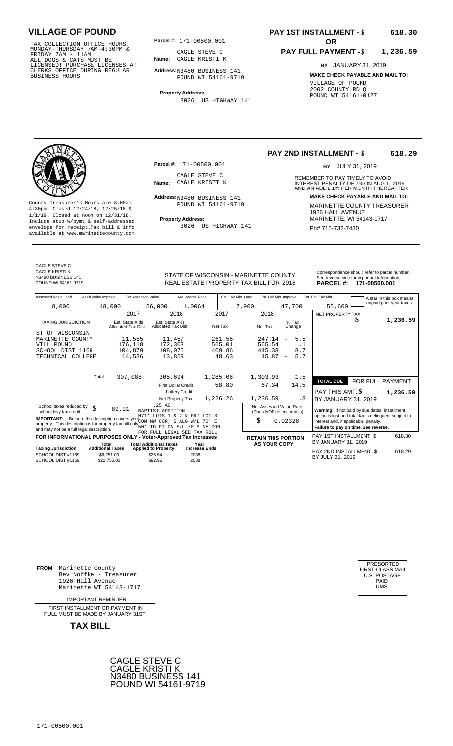# VILLAGE OF POUND

TAX COLLECTION OFFICE HOURS:
MONDAY-THURSDAY 7AM-4:30PM &
FRIDAY 7AM - 11AM
ALL DOGS & CATS MUST BE
LICENSED! PURCHASE LICENSES AT
CLERKS OFFICE DURING REGULAR
BUSINESS HOURS

**Parcel #:** 171-00500.001

**Name:** CAGLE STEVE C
CAGLE KRISTI K

**Address:** N3480 BUSINESS 141
POUND WI 54161-9719

**Property Address:**
3026 US HIGHWAY 141

**PAY 1ST INSTALLMENT - $ 618.30**

**OR**

**PAY FULL PAYMENT - $ 1,236.59**

**BY** JANUARY 31, 2019

**MAKE CHECK PAYABLE AND MAIL TO:**
VILLAGE OF POUND
2002 COUNTY RD Q
POUND WI 54161-0127

---

**PAY 2ND INSTALLMENT - $ 618.29**

**BY** JULY 31, 2019

REMEMBER TO PAY TIMELY TO AVOID INTEREST PENALTY OF 7% ON AUG 1, 2019 AND AN ADD'L 1% PER MONTH THEREAFTER

**MAKE CHECK PAYABLE AND MAIL TO:**
MARINETTE COUNTY TREASURER
1926 HALL AVENUE
MARINETTE, WI 54143-1717
Ph# 715-732-7430

County Treasurer's Hours are 8:00am-4:30pm. Closed 12/24/18, 12/25/18 & 1/1/19. Closed at noon on 12/31/18. Include stub w/pymt & self-addressed envelope for receipt.Tax bill & info available at www.marinettecounty.com

**Parcel #:** 171-00500.001

**Name:** CAGLE STEVE C
CAGLE KRISTI K

**Address:** N3480 BUSINESS 141
POUND WI 54161-9719

**Property Address:**
3026 US HIGHWAY 141

---

CAGLE STEVE C
CAGLE KRISTI K
N3480 BUSINESS 141
POUND WI 54161-9719

STATE OF WISCONSIN - MARINETTE COUNTY
REAL ESTATE PROPERTY TAX BILL FOR 2018

Correspondence should refer to parcel number. See reverse side for important information.
**PARCEL #: 171-00500.001**

| Assessed Value Land | Ass'd Value Improve | Tot Assessed Value | Ave. Assmt. Ratio | Est. Fair Mkt. Land | Est. Fair Mkt. Improve | Tot. Est. Fair Mkt. | A star in this box means unpaid prior year taxes |
|---|---|---|---|---|---|---|---|
| 8,000 | 48,000 | 56,000 | 1.0064 | 7,900 | 47,700 | 55,600 | |

| TAXING JURISDICTION | 2017 Est. State Aids Allocated Tax Dist. | 2018 Est. State Aids Allocated Tax Dist. | 2017 Net Tax | 2018 Net Tax | % Tax Change |
|---|---|---|---|---|---|
| ST OF WISCONSIN | | | | | |
| MARINETTE COUNTY | 11,555 | 11,457 | 261.56 | 247.14 | - 5.5 |
| VILL POUND | 176,118 | 172,303 | 565.01 | 565.54 | .1 |
| SCHOOL DIST 1169 | 104,879 | 108,075 | 409.86 | 445.38 | 8.7 |
| TECHNICAL COLLEGE | 14,536 | 13,859 | 48.63 | 45.87 | - 5.7 |
| Total | 307,088 | 305,694 | 1,285.06 | 1,303.93 | 1.5 |
| | | First Dollar Credit | 58.80 | 67.34 | 14.5 |
| | | Lottery Credit | | | |
| | | Net Property Tax | 1,226.26 | 1,236.59 | .8 |

NET PROPERTY TAX $ **1,236.59**

**TOTAL DUE** FOR FULL PAYMENT

PAY THIS AMT: $ **1,236.59**

BY JANUARY 31, 2019

School taxes reduced by school levy tax credit $ 89.91

.25 AC
BAPTIST ADDITION
N71' LOTS 1 & 2 & PRT LOT 3
COM NW COR; S ALG W/L 70' E
50' TO PT ON E/L 70'S NE COR
FOR FULL LEGAL SEE TAX ROLL

**IMPORTANT:** Be sure this description covers your property. This description is for property tax bill only and may not be a full legal description.

Net Assessed Value Rate (Does NOT reflect credits) $ 0.02328

**Warning:** If not paid by due dates, installment option is lost and total tax is delinquent subject to interest and, if applicable, penalty.
**Failure to pay on time. See reverse.**

**FOR INFORMATIONAL PURPOSES ONLY - Voter-Approved Tax Increases**

| Taxing Jurisdiction | Total Additional Taxes | Total Additional Taxes Applied to Property | Year Increase Ends |
|---|---|---|---|
| SCHOOL DIST #1169 | $6,251.00 | $25.54 | 2038 |
| SCHOOL DIST #1169 | $22,755.00 | $92.96 | 2038 |

**RETAIN THIS PORTION AS YOUR COPY**

PAY 1ST INSTALLMENT $ 618.30
BY JANUARY 31, 2019

PAY 2ND INSTALLMENT $ 618.29
BY JULY 31, 2019

---

**FROM** Marinette County
Bev Noffke - Treasurer
1926 Hall Avenue
Marinette WI 54143-1717

PRESORTED FIRST-CLASS MAIL U.S. POSTAGE PAID UMS

IMPORTANT REMINDER

FIRST INSTALLMENT OR PAYMENT IN FULL MUST BE MADE BY JANUARY 31ST

**TAX BILL**

CAGLE STEVE C
CAGLE KRISTI K
N3480 BUSINESS 141
POUND WI 54161-9719

171-00500.001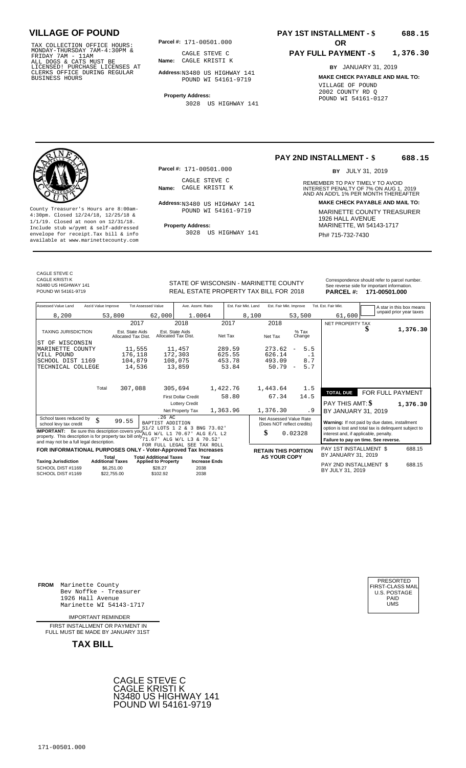# VILLAGE OF POUND

TAX COLLECTION OFFICE HOURS: MONDAY-THURSDAY 7AM-4:30PM & FRIDAY 7AM - 11AM ALL DOGS & CATS MUST BE LICENSED! PURCHASE LICENSES AT CLERKS OFFICE DURING REGULAR BUSINESS HOURS

**Parcel #:** 171-00501.000

**Name:** CAGLE STEVE C
CAGLE KRISTI K

**Address:** N3480 US HIGHWAY 141
POUND WI 54161-9719

**Property Address:**
3028 US HIGHWAY 141

**PAY 1ST INSTALLMENT - $ 688.15**

**OR**

**PAY FULL PAYMENT - $ 1,376.30**

**BY** JANUARY 31, 2019

**MAKE CHECK PAYABLE AND MAIL TO:**
VILLAGE OF POUND
2002 COUNTY RD Q
POUND WI 54161-0127

---

County Treasurer's Hours are 8:00am-4:30pm. Closed 12/24/18, 12/25/18 & 1/1/19. Closed at noon on 12/31/18. Include stub w/pymt & self-addressed envelope for receipt.Tax bill & info available at www.marinettecounty.com

**Parcel #:** 171-00501.000

**Name:** CAGLE STEVE C
CAGLE KRISTI K

**Address:** N3480 US HIGHWAY 141
POUND WI 54161-9719

**Property Address:**
3028 US HIGHWAY 141

**PAY 2ND INSTALLMENT - $ 688.15**

**BY** JULY 31, 2019

REMEMBER TO PAY TIMELY TO AVOID INTEREST PENALTY OF 7% ON AUG 1, 2019 AND AN ADD'L 1% PER MONTH THEREAFTER

**MAKE CHECK PAYABLE AND MAIL TO:**
MARINETTE COUNTY TREASURER
1926 HALL AVENUE
MARINETTE, WI 54143-1717
Ph# 715-732-7430

---

CAGLE STEVE C
CAGLE KRISTI K
N3480 US HIGHWAY 141
POUND WI 54161-9719

STATE OF WISCONSIN - MARINETTE COUNTY
REAL ESTATE PROPERTY TAX BILL FOR 2018

Correspondence should refer to parcel number. See reverse side for important information.
**PARCEL #: 171-00501.000**

| Assessed Value Land | Ass'd Value Improve | Tot Assessed Value | Ave. Assmt. Ratio | Est. Fair Mkt. Land | Est. Fair Mkt. Improve | Tot. Est. Fair Mkt. |
|---|---|---|---|---|---|---|
| 8,200 | 53,800 | 62,000 | 1.0064 | 8,100 | 53,500 | 61,600 |

A star in this box means unpaid prior year taxes

| TAXING JURISDICTION | 2017 Est. State Aids Allocated Tax Dist. | 2018 Est. State Aids Allocated Tax Dist. | 2017 Net Tax | 2018 Net Tax | % Tax Change |
|---|---|---|---|---|---|
| ST OF WISCONSIN | | | | | |
| MARINETTE COUNTY | 11,555 | 11,457 | 289.59 | 273.62 | - 5.5 |
| VILL POUND | 176,118 | 172,303 | 625.55 | 626.14 | .1 |
| SCHOOL DIST 1169 | 104,879 | 108,075 | 453.78 | 493.09 | 8.7 |
| TECHNICAL COLLEGE | 14,536 | 13,859 | 53.84 | 50.79 | - 5.7 |
| Total | 307,088 | 305,694 | 1,422.76 | 1,443.64 | 1.5 |
| | | First Dollar Credit | 58.80 | 67.34 | 14.5 |
| | | Lottery Credit | | | |
| | | Net Property Tax | 1,363.96 | 1,376.30 | .9 |

NET PROPERTY TAX $ 1,376.30

**TOTAL DUE** FOR FULL PAYMENT
PAY THIS AMT: $ 1,376.30
BY JANUARY 31, 2019

School taxes reduced by school levy tax credit $ 99.55

.26 AC
BAPTIST ADDITION
S1/2 LOTS 1 2 & 3 BNG 73.02' ALG W/L L1 70.67' ALG E/L L2 71.67' ALG W/L L3 & 70.52'
FOR FULL LEGAL SEE TAX ROLL

**IMPORTANT:** Be sure this description covers your property. This description is for property tax bill only and may not be a full legal description.

Net Assessed Value Rate (Does NOT reflect credits)
$ 0.02328

**Warning:** If not paid by due dates, installment option is lost and total tax is delinquent subject to interest and, if applicable, penalty.
**Failure to pay on time. See reverse.**

**FOR INFORMATIONAL PURPOSES ONLY - Voter-Approved Tax Increases**

| Taxing Jurisdiction | Total Additional Taxes | Total Additional Taxes Applied to Property | Year Increase Ends |
|---|---|---|---|
| SCHOOL DIST #1169 | $6,251.00 | $28.27 | 2038 |
| SCHOOL DIST #1169 | $22,755.00 | $102.92 | 2038 |

**RETAIN THIS PORTION AS YOUR COPY**

PAY 1ST INSTALLMENT $ 688.15
BY JANUARY 31, 2019

PAY 2ND INSTALLMENT $ 688.15
BY JULY 31, 2019

---

**FROM** Marinette County
Bev Noffke - Treasurer
1926 Hall Avenue
Marinette WI 54143-1717

PRESORTED
FIRST-CLASS MAIL
U.S. POSTAGE
PAID
UMS

IMPORTANT REMINDER

FIRST INSTALLMENT OR PAYMENT IN FULL MUST BE MADE BY JANUARY 31ST

**TAX BILL**

CAGLE STEVE C
CAGLE KRISTI K
N3480 US HIGHWAY 141
POUND WI 54161-9719

171-00501.000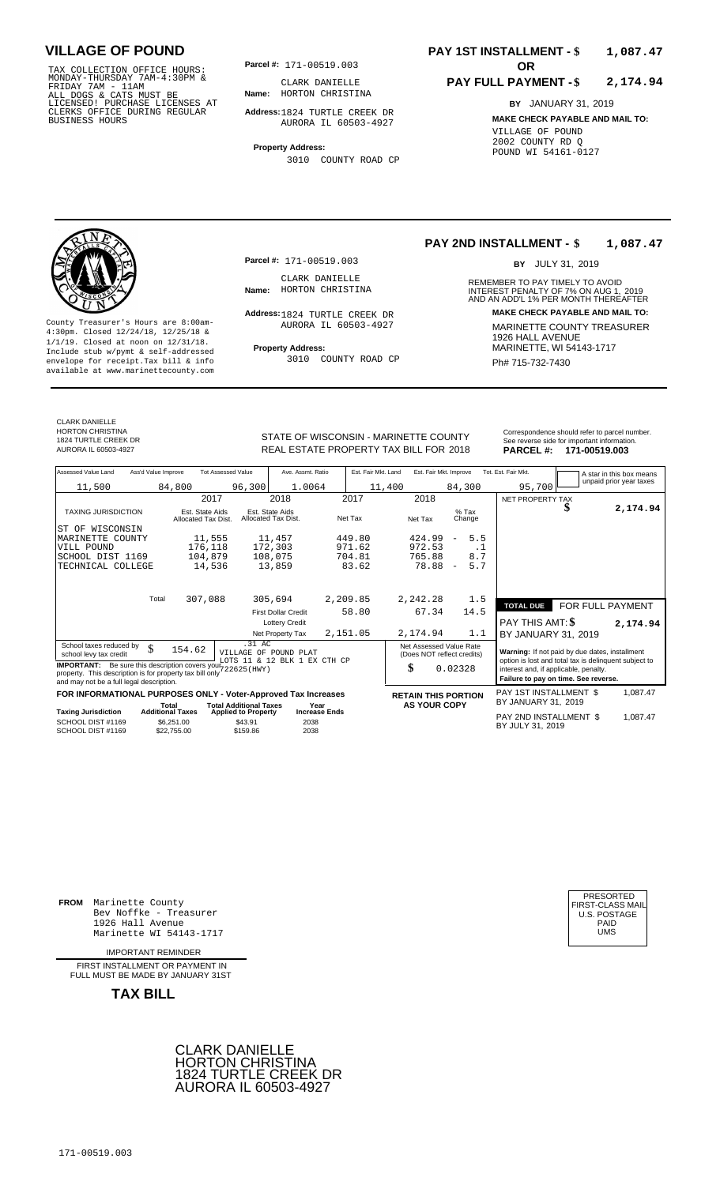# VILLAGE OF POUND

TAX COLLECTION OFFICE HOURS: MONDAY-THURSDAY 7AM-4:30PM & FRIDAY 7AM - 11AM ALL DOGS & CATS MUST BE LICENSED! PURCHASE LICENSES AT CLERKS OFFICE DURING REGULAR BUSINESS HOURS

**Parcel #:** 171-00519.003

**Name:** CLARK DANIELLE HORTON CHRISTINA

**Address:** 1824 TURTLE CREEK DR AURORA IL 60503-4927

**Property Address:** 3010 COUNTY ROAD CP

**PAY 1ST INSTALLMENT - $ 1,087.47**

**OR**

**PAY FULL PAYMENT - $ 2,174.94**

**BY** JANUARY 31, 2019

**MAKE CHECK PAYABLE AND MAIL TO:**
VILLAGE OF POUND
2002 COUNTY RD Q
POUND WI 54161-0127

---

**PAY 2ND INSTALLMENT - $ 1,087.47**

**BY** JULY 31, 2019

REMEMBER TO PAY TIMELY TO AVOID INTEREST PENALTY OF 7% ON AUG 1, 2019 AND AN ADD'L 1% PER MONTH THEREAFTER

**MAKE CHECK PAYABLE AND MAIL TO:**
MARINETTE COUNTY TREASURER
1926 HALL AVENUE
MARINETTE, WI 54143-1717
Ph# 715-732-7430

County Treasurer's Hours are 8:00am-4:30pm. Closed 12/24/18, 12/25/18 & 1/1/19. Closed at noon on 12/31/18. Include stub w/pymt & self-addressed envelope for receipt. Tax bill & info available at www.marinettecounty.com

**Parcel #:** 171-00519.003

**Name:** CLARK DANIELLE HORTON CHRISTINA

**Address:** 1824 TURTLE CREEK DR AURORA IL 60503-4927

**Property Address:** 3010 COUNTY ROAD CP

---

CLARK DANIELLE
HORTON CHRISTINA
1824 TURTLE CREEK DR
AURORA IL 60503-4927

STATE OF WISCONSIN - MARINETTE COUNTY
REAL ESTATE PROPERTY TAX BILL FOR 2018

Correspondence should refer to parcel number. See reverse side for important information.

**PARCEL #: 171-00519.003**

| Assessed Value Land | Ass'd Value Improve | Tot Assessed Value | Ave. Assmt. Ratio | Est. Fair Mkt. Land | Est. Fair Mkt. Improve | Tot. Est. Fair Mkt. |
|---|---|---|---|---|---|---|
| 11,500 | 84,800 | 96,300 | 1.0064 | 11,400 | 84,300 | 95,700 |

A star in this box means unpaid prior year taxes

| TAXING JURISDICTION | 2017 Est. State Aids Allocated Tax Dist. | 2018 Est. State Aids Allocated Tax Dist. | 2017 Net Tax | 2018 Net Tax | % Tax Change |
|---|---|---|---|---|---|
| ST OF WISCONSIN | | | | | |
| MARINETTE COUNTY | 11,555 | 11,457 | 449.80 | 424.99 | - 5.5 |
| VILL POUND | 176,118 | 172,303 | 971.62 | 972.53 | .1 |
| SCHOOL DIST 1169 | 104,879 | 108,075 | 704.81 | 765.88 | 8.7 |
| TECHNICAL COLLEGE | 14,536 | 13,859 | 83.62 | 78.88 | - 5.7 |
| Total | 307,088 | 305,694 | 2,209.85 | 2,242.28 | 1.5 |
| | | First Dollar Credit | 58.80 | 67.34 | 14.5 |
| | | Lottery Credit | | | |
| | | Net Property Tax | 2,151.05 | 2,174.94 | 1.1 |

NET PROPERTY TAX $ 2,174.94

**TOTAL DUE FOR FULL PAYMENT**
PAY THIS AMT: $ 2,174.94
BY JANUARY 31, 2019

School taxes reduced by school levy tax credit $ 154.62

.31 AC
VILLAGE OF POUND PLAT
LOTS 11 & 12 BLK 1 EX CTH CP
722625(HWY)

**IMPORTANT:** Be sure this description covers your property. This description is for property tax bill only and may not be a full legal description.

Net Assessed Value Rate (Does NOT reflect credits) $ 0.02328

**Warning:** If not paid by due dates, installment option is lost and total tax is delinquent subject to interest and, if applicable, penalty. **Failure to pay on time. See reverse.**

**FOR INFORMATIONAL PURPOSES ONLY - Voter-Approved Tax Increases**

| Taxing Jurisdiction | Total Additional Taxes | Total Additional Taxes Applied to Property | Year Increase Ends |
|---|---|---|---|
| SCHOOL DIST #1169 | $6,251.00 | $43.91 | 2038 |
| SCHOOL DIST #1169 | $22,755.00 | $159.86 | 2038 |

**RETAIN THIS PORTION AS YOUR COPY**

PAY 1ST INSTALLMENT $ 1,087.47 BY JANUARY 31, 2019

PAY 2ND INSTALLMENT $ 1,087.47 BY JULY 31, 2019

---

**FROM** Marinette County
Bev Noffke - Treasurer
1926 Hall Avenue
Marinette WI 54143-1717

PRESORTED FIRST-CLASS MAIL U.S. POSTAGE PAID UMS

IMPORTANT REMINDER

FIRST INSTALLMENT OR PAYMENT IN FULL MUST BE MADE BY JANUARY 31ST

**TAX BILL**

CLARK DANIELLE
HORTON CHRISTINA
1824 TURTLE CREEK DR
AURORA IL 60503-4927

171-00519.003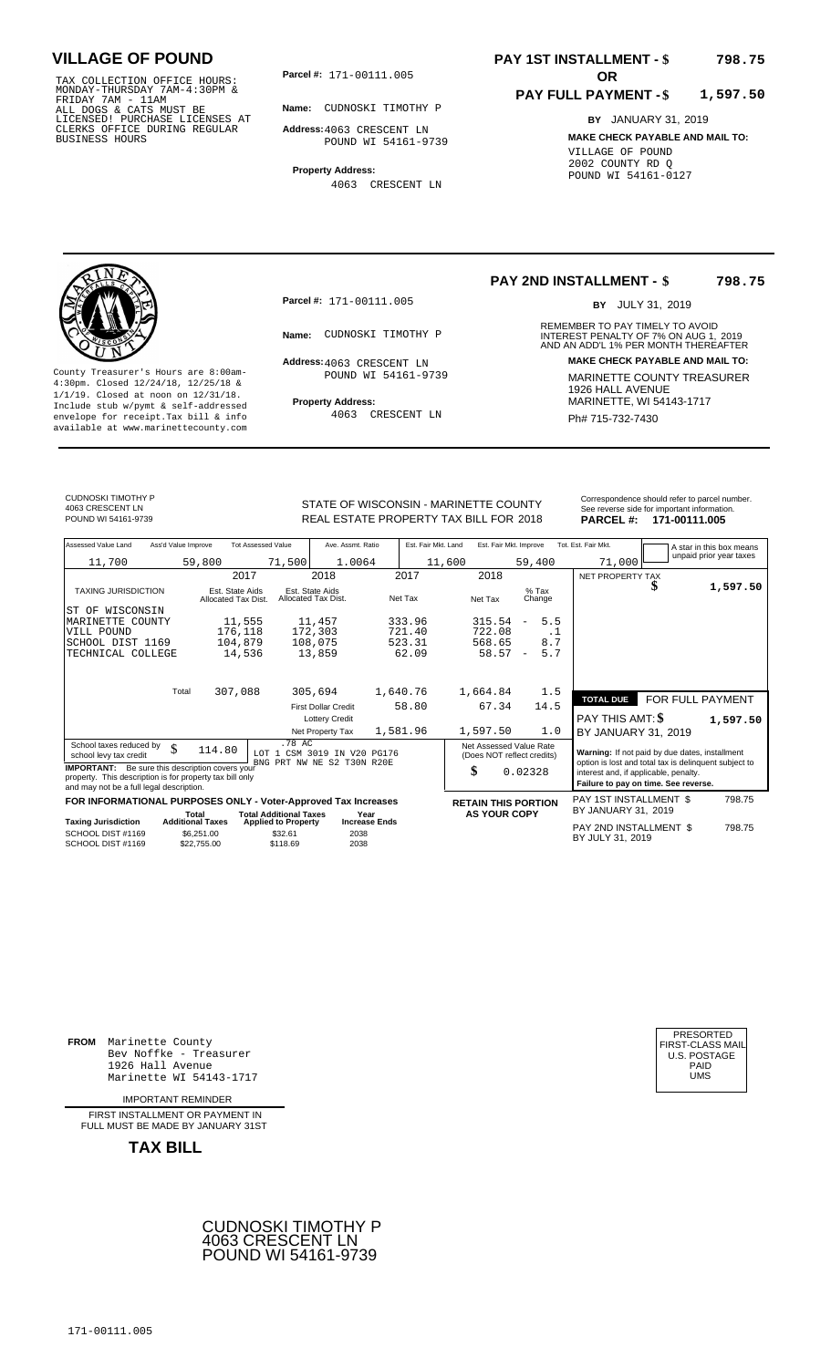# VILLAGE OF POUND

TAX COLLECTION OFFICE HOURS: MONDAY-THURSDAY 7AM-4:30PM & FRIDAY 7AM - 11AM
ALL DOGS & CATS MUST BE LICENSED! PURCHASE LICENSES AT CLERKS OFFICE DURING REGULAR BUSINESS HOURS

**Parcel #:** 171-00111.005

**Name:** CUDNOSKI TIMOTHY P

**Address:** 4063 CRESCENT LN
POUND WI 54161-9739

**Property Address:**
4063 CRESCENT LN

**PAY 1ST INSTALLMENT - $ 798.75**

**OR**

**PAY FULL PAYMENT - $ 1,597.50**

**BY** JANUARY 31, 2019

**MAKE CHECK PAYABLE AND MAIL TO:**
VILLAGE OF POUND
2002 COUNTY RD Q
POUND WI 54161-0127

---

County Treasurer's Hours are 8:00am-4:30pm. Closed 12/24/18, 12/25/18 & 1/1/19. Closed at noon on 12/31/18. Include stub w/pymt & self-addressed envelope for receipt. Tax bill & info available at www.marinettecounty.com

**Parcel #:** 171-00111.005

**Name:** CUDNOSKI TIMOTHY P

**Address:** 4063 CRESCENT LN
POUND WI 54161-9739

**Property Address:**
4063 CRESCENT LN

**PAY 2ND INSTALLMENT - $ 798.75**

**BY** JULY 31, 2019

REMEMBER TO PAY TIMELY TO AVOID INTEREST PENALTY OF 7% ON AUG 1, 2019 AND AN ADD'L 1% PER MONTH THEREAFTER

**MAKE CHECK PAYABLE AND MAIL TO:**
MARINETTE COUNTY TREASURER
1926 HALL AVENUE
MARINETTE, WI 54143-1717
Ph# 715-732-7430

---

CUDNOSKI TIMOTHY P
4063 CRESCENT LN
POUND WI 54161-9739

STATE OF WISCONSIN - MARINETTE COUNTY
REAL ESTATE PROPERTY TAX BILL FOR 2018

Correspondence should refer to parcel number. See reverse side for important information.
**PARCEL #: 171-00111.005**

| Assessed Value Land | Ass'd Value Improve | Tot Assessed Value | Ave. Assmt. Ratio | Est. Fair Mkt. Land | Est. Fair Mkt. Improve | Tot. Est. Fair Mkt. |
|---|---|---|---|---|---|---|
| 11,700 | 59,800 | 71,500 | 1.0064 | 11,600 | 59,400 | 71,000 |

A star in this box means unpaid prior year taxes

| TAXING JURISDICTION | 2017 Est. State Aids Allocated Tax Dist. | 2018 Est. State Aids Allocated Tax Dist. | 2017 Net Tax | 2018 Net Tax | % Tax Change |
|---|---|---|---|---|---|
| ST OF WISCONSIN | | | | | |
| MARINETTE COUNTY | 11,555 | 11,457 | 333.96 | 315.54 | - 5.5 |
| VILL POUND | 176,118 | 172,303 | 721.40 | 722.08 | .1 |
| SCHOOL DIST 1169 | 104,879 | 108,075 | 523.31 | 568.65 | 8.7 |
| TECHNICAL COLLEGE | 14,536 | 13,859 | 62.09 | 58.57 | - 5.7 |
| Total | 307,088 | 305,694 | 1,640.76 | 1,664.84 | 1.5 |
| | | First Dollar Credit | 58.80 | 67.34 | 14.5 |
| | | Lottery Credit | | | |
| | | Net Property Tax | 1,581.96 | 1,597.50 | 1.0 |

NET PROPERTY TAX $ 1,597.50

**TOTAL DUE** FOR FULL PAYMENT
PAY THIS AMT: $ 1,597.50
BY JANUARY 31, 2019

School taxes reduced by school levy tax credit $ 114.80

.78 AC
LOT 1 CSM 3019 IN V20 PG176
BNG PRT NW NE S2 T30N R20E

**IMPORTANT:** Be sure this description covers your property. This description is for property tax bill only and may not be a full legal description.

Net Assessed Value Rate (Does NOT reflect credits) $ 0.02328

**Warning:** If not paid by due dates, installment option is lost and total tax is delinquent subject to interest and, if applicable, penalty.
**Failure to pay on time. See reverse.**

**FOR INFORMATIONAL PURPOSES ONLY - Voter-Approved Tax Increases**

| Taxing Jurisdiction | Total Additional Taxes | Total Additional Taxes Applied to Property | Year Increase Ends |
|---|---|---|---|
| SCHOOL DIST #1169 | $6,251.00 | $32.61 | 2038 |
| SCHOOL DIST #1169 | $22,755.00 | $118.69 | 2038 |

**RETAIN THIS PORTION AS YOUR COPY**

PAY 1ST INSTALLMENT $ 798.75
BY JANUARY 31, 2019

PAY 2ND INSTALLMENT $ 798.75
BY JULY 31, 2019

---

**FROM** Marinette County
Bev Noffke - Treasurer
1926 Hall Avenue
Marinette WI 54143-1717

IMPORTANT REMINDER

FIRST INSTALLMENT OR PAYMENT IN FULL MUST BE MADE BY JANUARY 31ST

**TAX BILL**

PRESORTED
FIRST-CLASS MAIL
U.S. POSTAGE
PAID
UMS

CUDNOSKI TIMOTHY P
4063 CRESCENT LN
POUND WI 54161-9739

171-00111.005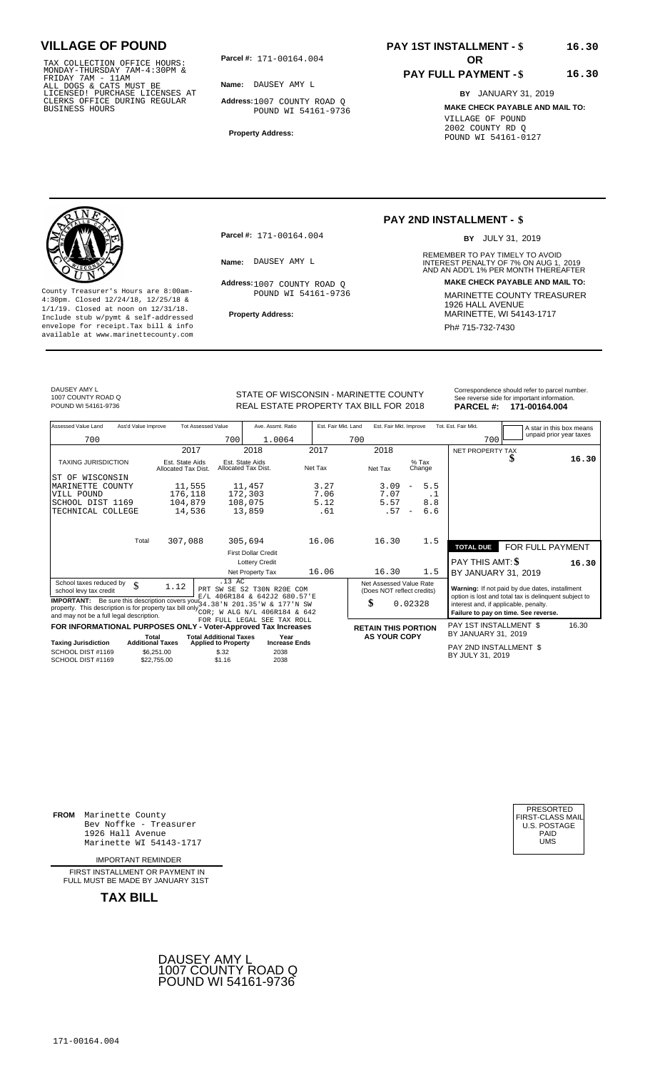# VILLAGE OF POUND

TAX COLLECTION OFFICE HOURS: MONDAY-THURSDAY 7AM-4:30PM & FRIDAY 7AM - 11AM
ALL DOGS & CATS MUST BE LICENSED! PURCHASE LICENSES AT CLERKS OFFICE DURING REGULAR BUSINESS HOURS

**Parcel #:** 171-00164.004

**Name:** DAUSEY AMY L

**Address:** 1007 COUNTY ROAD Q
POUND WI 54161-9736

**Property Address:**

**PAY 1ST INSTALLMENT - $** 16.30

**OR**

**PAY FULL PAYMENT - $** 16.30

**BY** JANUARY 31, 2019

**MAKE CHECK PAYABLE AND MAIL TO:**
VILLAGE OF POUND
2002 COUNTY RD Q
POUND WI 54161-0127

---

County Treasurer's Hours are 8:00am-4:30pm. Closed 12/24/18, 12/25/18 & 1/1/19. Closed at noon on 12/31/18. Include stub w/pymt & self-addressed envelope for receipt. Tax bill & info available at www.marinettecounty.com

**Parcel #:** 171-00164.004

**Name:** DAUSEY AMY L

**Address:** 1007 COUNTY ROAD Q
POUND WI 54161-9736

**Property Address:**

## PAY 2ND INSTALLMENT - $

**BY** JULY 31, 2019

REMEMBER TO PAY TIMELY TO AVOID INTEREST PENALTY OF 7% ON AUG 1, 2019 AND AN ADD'L 1% PER MONTH THEREAFTER

**MAKE CHECK PAYABLE AND MAIL TO:**
MARINETTE COUNTY TREASURER
1926 HALL AVENUE
MARINETTE, WI 54143-1717
Ph# 715-732-7430

---

DAUSEY AMY L
1007 COUNTY ROAD Q
POUND WI 54161-9736

STATE OF WISCONSIN - MARINETTE COUNTY
REAL ESTATE PROPERTY TAX BILL FOR 2018

Correspondence should refer to parcel number. See reverse side for important information.
**PARCEL #: 171-00164.004**

| Assessed Value Land | Ass'd Value Improve | Tot Assessed Value | Ave. Assmt. Ratio | Est. Fair Mkt. Land | Est. Fair Mkt. Improve | Tot. Est. Fair Mkt. |
|---|---|---|---|---|---|---|
| 700 | | 700 | 1.0064 | 700 | | 700 |

A star in this box means unpaid prior year taxes

| TAXING JURISDICTION | 2017 Est. State Aids Allocated Tax Dist. | 2018 Est. State Aids Allocated Tax Dist. | 2017 Net Tax | 2018 Net Tax | % Tax Change |
|---|---|---|---|---|---|
| ST OF WISCONSIN | | | | | |
| MARINETTE COUNTY | 11,555 | 11,457 | 3.27 | 3.09 | - 5.5 |
| VILL POUND | 176,118 | 172,303 | 7.06 | 7.07 | .1 |
| SCHOOL DIST 1169 | 104,879 | 108,075 | 5.12 | 5.57 | 8.8 |
| TECHNICAL COLLEGE | 14,536 | 13,859 | .61 | .57 | - 6.6 |
| Total | 307,088 | 305,694 | 16.06 | 16.30 | 1.5 |
| | | First Dollar Credit | | | |
| | | Lottery Credit | | | |
| | | Net Property Tax | 16.06 | 16.30 | 1.5 |

NET PROPERTY TAX $ 16.30

**TOTAL DUE** FOR FULL PAYMENT
PAY THIS AMT: $ 16.30
BY JANUARY 31, 2019

School taxes reduced by school levy tax credit $ 1.12

.13 AC
PRT SW SE S2 T30N R20E COM E/L 406R184 & 642J2 680.57'E 34.38'N 201.35'W & 177'N SW COR; W ALG N/L 406R184 & 642
FOR FULL LEGAL SEE TAX ROLL

**IMPORTANT:** Be sure this description covers your property. This description is for property tax bill only and may not be a full legal description.

Net Assessed Value Rate (Does NOT reflect credits) $ 0.02328

**Warning:** If not paid by due dates, installment option is lost and total tax is delinquent subject to interest and, if applicable, penalty.
**Failure to pay on time. See reverse.**

**FOR INFORMATIONAL PURPOSES ONLY - Voter-Approved Tax Increases**

| Taxing Jurisdiction | Total Additional Taxes | Total Additional Taxes Applied to Property | Year Increase Ends |
|---|---|---|---|
| SCHOOL DIST #1169 | $6,251.00 | $.32 | 2038 |
| SCHOOL DIST #1169 | $22,755.00 | $1.16 | 2038 |

**RETAIN THIS PORTION AS YOUR COPY**

PAY 1ST INSTALLMENT $ 16.30
BY JANUARY 31, 2019

PAY 2ND INSTALLMENT $
BY JULY 31, 2019

---

**FROM** Marinette County
Bev Noffke - Treasurer
1926 Hall Avenue
Marinette WI 54143-1717

IMPORTANT REMINDER

FIRST INSTALLMENT OR PAYMENT IN FULL MUST BE MADE BY JANUARY 31ST

**TAX BILL**

PRESORTED
FIRST-CLASS MAIL
U.S. POSTAGE
PAID
UMS

DAUSEY AMY L
1007 COUNTY ROAD Q
POUND WI 54161-9736

171-00164.004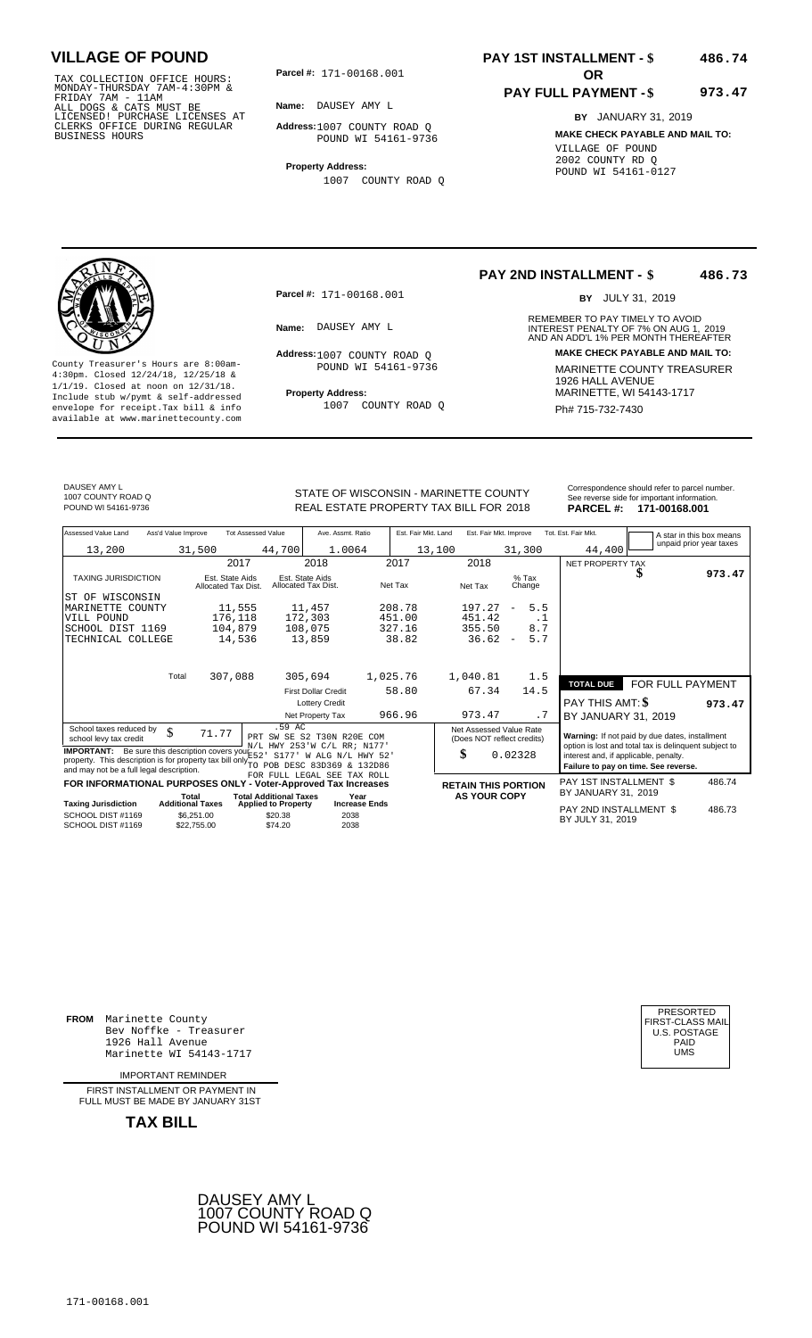## VILLAGE OF POUND

TAX COLLECTION OFFICE HOURS: MONDAY-THURSDAY 7AM-4:30PM & FRIDAY 7AM - 11AM
ALL DOGS & CATS MUST BE LICENSED! PURCHASE LICENSES AT CLERKS OFFICE DURING REGULAR BUSINESS HOURS

**Parcel #:** 171-00168.001

**Name:** DAUSEY AMY L

**Address:** 1007 COUNTY ROAD Q
POUND WI 54161-9736

**Property Address:**
1007 COUNTY ROAD Q

**PAY 1ST INSTALLMENT - $ 486.74**

**OR**

**PAY FULL PAYMENT - $ 973.47**

**BY** JANUARY 31, 2019

**MAKE CHECK PAYABLE AND MAIL TO:**
VILLAGE OF POUND
2002 COUNTY RD Q
POUND WI 54161-0127

---

County Treasurer's Hours are 8:00am-4:30pm. Closed 12/24/18, 12/25/18 & 1/1/19. Closed at noon on 12/31/18. Include stub w/pymt & self-addressed envelope for receipt. Tax bill & info available at www.marinettecounty.com

**Parcel #:** 171-00168.001

**Name:** DAUSEY AMY L

**Address:** 1007 COUNTY ROAD Q
POUND WI 54161-9736

**Property Address:**
1007 COUNTY ROAD Q

**PAY 2ND INSTALLMENT - $ 486.73**

**BY** JULY 31, 2019

REMEMBER TO PAY TIMELY TO AVOID INTEREST PENALTY OF 7% ON AUG 1, 2019 AND AN ADD'L 1% PER MONTH THEREAFTER

**MAKE CHECK PAYABLE AND MAIL TO:**
MARINETTE COUNTY TREASURER
1926 HALL AVENUE
MARINETTE, WI 54143-1717
Ph# 715-732-7430

---

DAUSEY AMY L
1007 COUNTY ROAD Q
POUND WI 54161-9736

STATE OF WISCONSIN - MARINETTE COUNTY
REAL ESTATE PROPERTY TAX BILL FOR 2018

Correspondence should refer to parcel number. See reverse side for important information.
**PARCEL #: 171-00168.001**

| Assessed Value Land | Ass'd Value Improve | Tot Assessed Value | Ave. Assmt. Ratio | Est. Fair Mkt. Land | Est. Fair Mkt. Improve | Tot. Est. Fair Mkt. |
|---|---|---|---|---|---|---|
| 13,200 | 31,500 | 44,700 | 1.0064 | 13,100 | 31,300 | 44,400 |

A star in this box means unpaid prior year taxes

| TAXING JURISDICTION | 2017 Est. State Aids Allocated Tax Dist. | 2018 Est. State Aids Allocated Tax Dist. | 2017 Net Tax | 2018 Net Tax | % Tax Change |
|---|---|---|---|---|---|
| ST OF WISCONSIN | | | | | |
| MARINETTE COUNTY | 11,555 | 11,457 | 208.78 | 197.27 | - 5.5 |
| VILL POUND | 176,118 | 172,303 | 451.00 | 451.42 | .1 |
| SCHOOL DIST 1169 | 104,879 | 108,075 | 327.16 | 355.50 | 8.7 |
| TECHNICAL COLLEGE | 14,536 | 13,859 | 38.82 | 36.62 | - 5.7 |
| Total | 307,088 | 305,694 | 1,025.76 | 1,040.81 | 1.5 |
| | | First Dollar Credit | 58.80 | 67.34 | 14.5 |
| | | Lottery Credit | | | |
| | | Net Property Tax | 966.96 | 973.47 | .7 |

NET PROPERTY TAX $ **973.47**

**TOTAL DUE** FOR FULL PAYMENT
PAY THIS AMT: $ **973.47**
BY JANUARY 31, 2019

School taxes reduced by school levy tax credit $ 71.77

.59 AC
PRT SW SE S2 T30N R20E COM N/L HWY 253'W C/L RR; N177' E52' S177' W ALG N/L HWY 52' TO POB DESC 83D369 & 132D86 FOR FULL LEGAL SEE TAX ROLL

**IMPORTANT:** Be sure this description covers your property. This description is for property tax bill only and may not be a full legal description.

Net Assessed Value Rate (Does NOT reflect credits) $ 0.02328

**Warning:** If not paid by due dates, installment option is lost and total tax is delinquent subject to interest and, if applicable, penalty.
**Failure to pay on time. See reverse.**

**FOR INFORMATIONAL PURPOSES ONLY - Voter-Approved Tax Increases**

| Taxing Jurisdiction | Total Additional Taxes | Total Additional Taxes Applied to Property | Year Increase Ends |
|---|---|---|---|
| SCHOOL DIST #1169 | $6,251.00 | $20.38 | 2038 |
| SCHOOL DIST #1169 | $22,755.00 | $74.20 | 2038 |

**RETAIN THIS PORTION AS YOUR COPY**

PAY 1ST INSTALLMENT $ 486.74
BY JANUARY 31, 2019

PAY 2ND INSTALLMENT $ 486.73
BY JULY 31, 2019

---

**FROM** Marinette County
Bev Noffke - Treasurer
1926 Hall Avenue
Marinette WI 54143-1717

IMPORTANT REMINDER

FIRST INSTALLMENT OR PAYMENT IN FULL MUST BE MADE BY JANUARY 31ST

**TAX BILL**

PRESORTED
FIRST-CLASS MAIL
U.S. POSTAGE
PAID
UMS

DAUSEY AMY L
1007 COUNTY ROAD Q
POUND WI 54161-9736

171-00168.001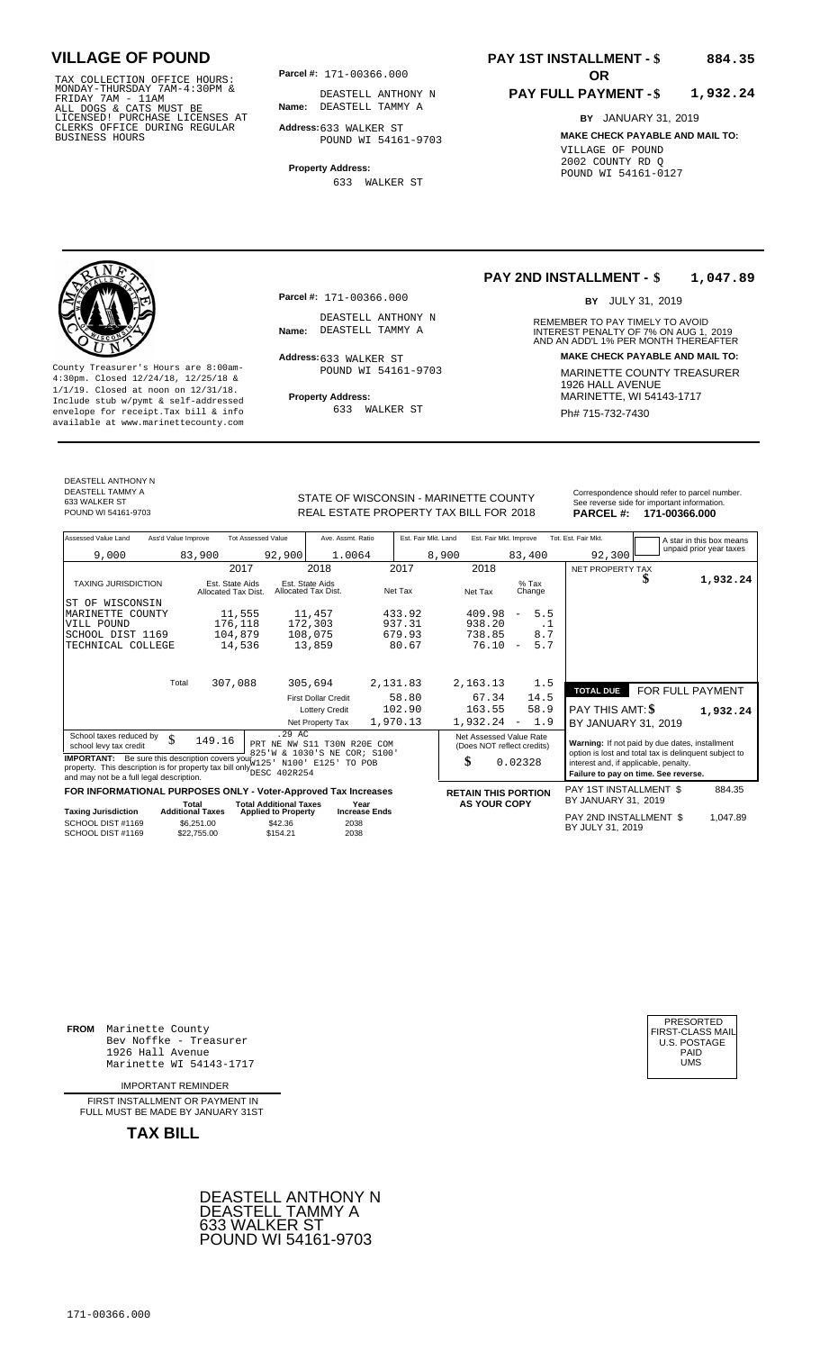# VILLAGE OF POUND

TAX COLLECTION OFFICE HOURS: MONDAY-THURSDAY 7AM-4:30PM & FRIDAY 7AM - 11AM ALL DOGS & CATS MUST BE LICENSED! PURCHASE LICENSES AT CLERKS OFFICE DURING REGULAR BUSINESS HOURS

**Parcel #:** 171-00366.000

**Name:** DEASTELL ANTHONY N
DEASTELL TAMMY A

**Address:** 633 WALKER ST
POUND WI 54161-9703

**Property Address:**
633 WALKER ST

**PAY 1ST INSTALLMENT - $ 884.35**

**OR**

**PAY FULL PAYMENT - $ 1,932.24**

**BY** JANUARY 31, 2019

**MAKE CHECK PAYABLE AND MAIL TO:**
VILLAGE OF POUND
2002 COUNTY RD Q
POUND WI 54161-0127

---

County Treasurer's Hours are 8:00am-4:30pm. Closed 12/24/18, 12/25/18 & 1/1/19. Closed at noon on 12/31/18. Include stub w/pymt & self-addressed envelope for receipt.Tax bill & info available at www.marinettecounty.com

**Parcel #:** 171-00366.000

**Name:** DEASTELL ANTHONY N
DEASTELL TAMMY A

**Address:** 633 WALKER ST
POUND WI 54161-9703

**Property Address:**
633 WALKER ST

**PAY 2ND INSTALLMENT - $ 1,047.89**

**BY** JULY 31, 2019

REMEMBER TO PAY TIMELY TO AVOID INTEREST PENALTY OF 7% ON AUG 1, 2019 AND AN ADD'L 1% PER MONTH THEREAFTER

**MAKE CHECK PAYABLE AND MAIL TO:**
MARINETTE COUNTY TREASURER
1926 HALL AVENUE
MARINETTE, WI 54143-1717
Ph# 715-732-7430

---

DEASTELL ANTHONY N
DEASTELL TAMMY A
633 WALKER ST
POUND WI 54161-9703

STATE OF WISCONSIN - MARINETTE COUNTY
REAL ESTATE PROPERTY TAX BILL FOR 2018

Correspondence should refer to parcel number. See reverse side for important information.
**PARCEL #: 171-00366.000**

| Assessed Value Land | Ass'd Value Improve | Tot Assessed Value | Ave. Assmt. Ratio | Est. Fair Mkt. Land | Est. Fair Mkt. Improve | Tot. Est. Fair Mkt. |
|---|---|---|---|---|---|---|
| 9,000 | 83,900 | 92,900 | 1.0064 | 8,900 | 83,400 | 92,300 |

A star in this box means unpaid prior year taxes

| TAXING JURISDICTION | 2017 Est. State Aids Allocated Tax Dist. | 2018 Est. State Aids Allocated Tax Dist. | 2017 Net Tax | 2018 Net Tax | % Tax Change |
|---|---|---|---|---|---|
| ST OF WISCONSIN | | | | | |
| MARINETTE COUNTY | 11,555 | 11,457 | 433.92 | 409.98 | - 5.5 |
| VILL POUND | 176,118 | 172,303 | 937.31 | 938.20 | .1 |
| SCHOOL DIST 1169 | 104,879 | 108,075 | 679.93 | 738.85 | 8.7 |
| TECHNICAL COLLEGE | 14,536 | 13,859 | 80.67 | 76.10 | - 5.7 |
| Total | 307,088 | 305,694 | 2,131.83 | 2,163.13 | 1.5 |
| | | First Dollar Credit | 58.80 | 67.34 | 14.5 |
| | | Lottery Credit | 102.90 | 163.55 | 58.9 |
| | | Net Property Tax | 1,970.13 | 1,932.24 | - 1.9 |

NET PROPERTY TAX **$ 1,932.24**

**TOTAL DUE** FOR FULL PAYMENT
PAY THIS AMT: **$ 1,932.24**
BY JANUARY 31, 2019

School taxes reduced by school levy tax credit: $ 149.16

.29 AC
PRT NE NW S11 T30N R20E COM 825'W & 1030'S NE COR; S100' W125' N100' E125' TO POB DESC 402R254

**IMPORTANT:** Be sure this description covers your property. This description is for property tax bill only and may not be a full legal description.

Net Assessed Value Rate (Does NOT reflect credits): $ 0.02328

**Warning:** If not paid by due dates, installment option is lost and total tax is delinquent subject to interest and, if applicable, penalty.
**Failure to pay on time. See reverse.**

**FOR INFORMATIONAL PURPOSES ONLY - Voter-Approved Tax Increases**

| Taxing Jurisdiction | Total Additional Taxes | Total Additional Taxes Applied to Property | Year Increase Ends |
|---|---|---|---|
| SCHOOL DIST #1169 | $6,251.00 | $42.36 | 2038 |
| SCHOOL DIST #1169 | $22,755.00 | $154.21 | 2038 |

**RETAIN THIS PORTION AS YOUR COPY**

PAY 1ST INSTALLMENT $ 884.35
BY JANUARY 31, 2019

PAY 2ND INSTALLMENT $ 1,047.89
BY JULY 31, 2019

---

**FROM** Marinette County
Bev Noffke - Treasurer
1926 Hall Avenue
Marinette WI 54143-1717

IMPORTANT REMINDER

FIRST INSTALLMENT OR PAYMENT IN FULL MUST BE MADE BY JANUARY 31ST

**TAX BILL**

PRESORTED
FIRST-CLASS MAIL
U.S. POSTAGE
PAID
UMS

DEASTELL ANTHONY N
DEASTELL TAMMY A
633 WALKER ST
POUND WI 54161-9703

171-00366.000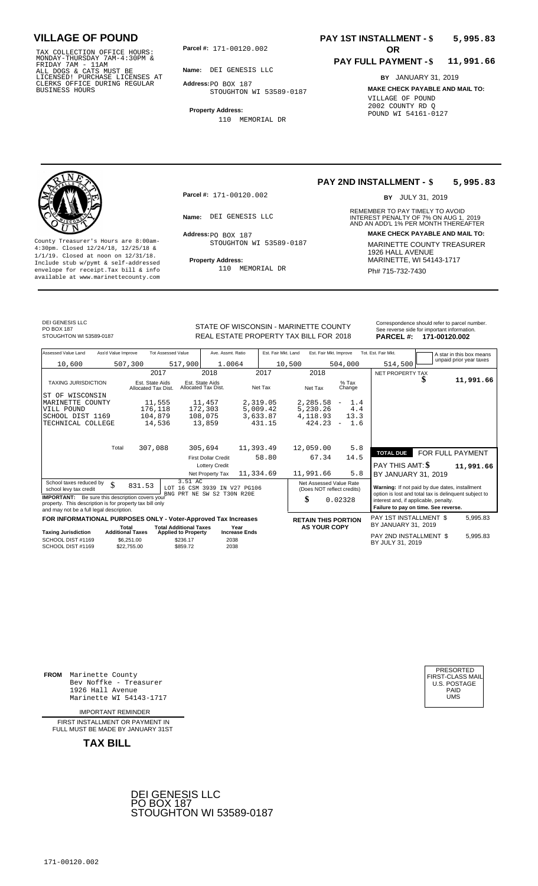# VILLAGE OF POUND

TAX COLLECTION OFFICE HOURS: MONDAY-THURSDAY 7AM-4:30PM & FRIDAY 7AM - 11AM ALL DOGS & CATS MUST BE LICENSED! PURCHASE LICENSES AT CLERKS OFFICE DURING REGULAR BUSINESS HOURS

**Parcel #:** 171-00120.002

**Name:** DEI GENESIS LLC

**Address:** PO BOX 187
STOUGHTON WI 53589-0187

**Property Address:**
110 MEMORIAL DR

**PAY 1ST INSTALLMENT - $ 5,995.83**

**OR**

**PAY FULL PAYMENT - $ 11,991.66**

**BY** JANUARY 31, 2019

**MAKE CHECK PAYABLE AND MAIL TO:**
VILLAGE OF POUND
2002 COUNTY RD Q
POUND WI 54161-0127

---

County Treasurer's Hours are 8:00am-4:30pm. Closed 12/24/18, 12/25/18 & 1/1/19. Closed at noon on 12/31/18. Include stub w/pymt & self-addressed envelope for receipt.Tax bill & info available at www.marinettecounty.com

**Parcel #:** 171-00120.002

**Name:** DEI GENESIS LLC

**Address:** PO BOX 187
STOUGHTON WI 53589-0187

**Property Address:**
110 MEMORIAL DR

**PAY 2ND INSTALLMENT - $ 5,995.83**

**BY** JULY 31, 2019

REMEMBER TO PAY TIMELY TO AVOID INTEREST PENALTY OF 7% ON AUG 1, 2019 AND AN ADD'L 1% PER MONTH THEREAFTER

**MAKE CHECK PAYABLE AND MAIL TO:**
MARINETTE COUNTY TREASURER
1926 HALL AVENUE
MARINETTE, WI 54143-1717
Ph# 715-732-7430

---

DEI GENESIS LLC
PO BOX 187
STOUGHTON WI 53589-0187

STATE OF WISCONSIN - MARINETTE COUNTY
REAL ESTATE PROPERTY TAX BILL FOR 2018

Correspondence should refer to parcel number. See reverse side for important information.
**PARCEL #: 171-00120.002**

| Assessed Value Land | Ass'd Value Improve | Tot Assessed Value | Ave. Assmt. Ratio | Est. Fair Mkt. Land | Est. Fair Mkt. Improve | Tot. Est. Fair Mkt. | A star in this box means unpaid prior year taxes |
|---|---|---|---|---|---|---|---|
| 10,600 | 507,300 | 517,900 | 1.0064 | 10,500 | 504,000 | 514,500 | |

| TAXING JURISDICTION | 2017 Est. State Aids Allocated Tax Dist. | 2018 Est. State Aids Allocated Tax Dist. | 2017 Net Tax | 2018 Net Tax | % Tax Change |
|---|---|---|---|---|---|
| ST OF WISCONSIN | | | | | |
| MARINETTE COUNTY | 11,555 | 11,457 | 2,319.05 | 2,285.58 | - 1.4 |
| VILL POUND | 176,118 | 172,303 | 5,009.42 | 5,230.26 | 4.4 |
| SCHOOL DIST 1169 | 104,879 | 108,075 | 3,633.87 | 4,118.93 | 13.3 |
| TECHNICAL COLLEGE | 14,536 | 13,859 | 431.15 | 424.23 | - 1.6 |
| Total | 307,088 | 305,694 | 11,393.49 | 12,059.00 | 5.8 |
| | | First Dollar Credit | 58.80 | 67.34 | 14.5 |
| | | Lottery Credit | | | |
| | | Net Property Tax | 11,334.69 | 11,991.66 | 5.8 |

NET PROPERTY TAX $ 11,991.66

**TOTAL DUE FOR FULL PAYMENT**
PAY THIS AMT: $ 11,991.66
BY JANUARY 31, 2019

School taxes reduced by school levy tax credit $ 831.53

3.51 AC
LOT 16 CSM 3939 IN V27 PG106
BNG PRT NE SW S2 T30N R20E

**IMPORTANT:** Be sure this description covers your property. This description is for property tax bill only and may not be a full legal description.

Net Assessed Value Rate (Does NOT reflect credits) $ 0.02328

**Warning:** If not paid by due dates, installment option is lost and total tax is delinquent subject to interest and, if applicable, penalty.
**Failure to pay on time. See reverse.**

**FOR INFORMATIONAL PURPOSES ONLY - Voter-Approved Tax Increases**

| Taxing Jurisdiction | Total Additional Taxes | Total Additional Taxes Applied to Property | Year Increase Ends |
|---|---|---|---|
| SCHOOL DIST #1169 | $6,251.00 | $236.17 | 2038 |
| SCHOOL DIST #1169 | $22,755.00 | $859.72 | 2038 |

**RETAIN THIS PORTION AS YOUR COPY**

PAY 1ST INSTALLMENT $ 5,995.83
BY JANUARY 31, 2019

PAY 2ND INSTALLMENT $ 5,995.83
BY JULY 31, 2019

---

**FROM** Marinette County
Bev Noffke - Treasurer
1926 Hall Avenue
Marinette WI 54143-1717

PRESORTED
FIRST-CLASS MAIL
U.S. POSTAGE
PAID
UMS

IMPORTANT REMINDER

FIRST INSTALLMENT OR PAYMENT IN FULL MUST BE MADE BY JANUARY 31ST

**TAX BILL**

DEI GENESIS LLC
PO BOX 187
STOUGHTON WI 53589-0187

171-00120.002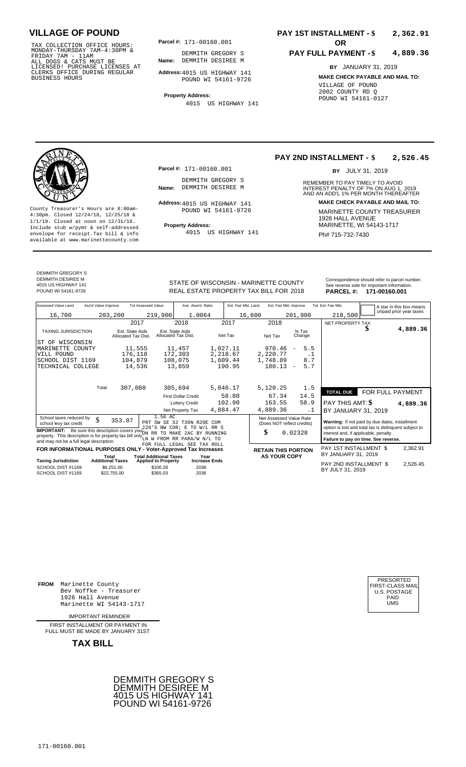# VILLAGE OF POUND

TAX COLLECTION OFFICE HOURS: MONDAY-THURSDAY 7AM-4:30PM & FRIDAY 7AM - 11AM ALL DOGS & CATS MUST BE LICENSED! PURCHASE LICENSES AT CLERKS OFFICE DURING REGULAR BUSINESS HOURS

**Parcel #:** 171-00160.001

**Name:** DEMMITH GREGORY S
DEMMITH DESIREE M

**Address:** 4015 US HIGHWAY 141
POUND WI 54161-9726

**Property Address:**
4015 US HIGHWAY 141

**PAY 1ST INSTALLMENT - $ 2,362.91**

**OR**

**PAY FULL PAYMENT - $ 4,889.36**

**BY** JANUARY 31, 2019

**MAKE CHECK PAYABLE AND MAIL TO:**
VILLAGE OF POUND
2002 COUNTY RD Q
POUND WI 54161-0127

---

County Treasurer's Hours are 8:00am-4:30pm. Closed 12/24/18, 12/25/18 & 1/1/19. Closed at noon on 12/31/18. Include stub w/pymt & self-addressed envelope for receipt.Tax bill & info available at www.marinettecounty.com

**Parcel #:** 171-00160.001

**Name:** DEMMITH GREGORY S
DEMMITH DESIREE M

**Address:** 4015 US HIGHWAY 141
POUND WI 54161-9726

**Property Address:**
4015 US HIGHWAY 141

**PAY 2ND INSTALLMENT - $ 2,526.45**

**BY** JULY 31, 2019

REMEMBER TO PAY TIMELY TO AVOID INTEREST PENALTY OF 7% ON AUG 1, 2019 AND AN ADD'L 1% PER MONTH THEREAFTER

**MAKE CHECK PAYABLE AND MAIL TO:**
MARINETTE COUNTY TREASURER
1926 HALL AVENUE
MARINETTE, WI 54143-1717
Ph# 715-732-7430

---

DEMMITH GREGORY S
DEMMITH DESIREE M
4015 US HIGHWAY 141
POUND WI 54161-9726

STATE OF WISCONSIN - MARINETTE COUNTY
REAL ESTATE PROPERTY TAX BILL FOR 2018

Correspondence should refer to parcel number. See reverse side for important information.
**PARCEL #: 171-00160.001**

| Assessed Value Land | Ass'd Value Improve | Tot Assessed Value | Ave. Assmt. Ratio | Est. Fair Mkt. Land | Est. Fair Mkt. Improve | Tot. Est. Fair Mkt. |
|---|---|---|---|---|---|---|
| 16,700 | 203,200 | 219,900 | 1.0064 | 16,600 | 201,900 | 218,500 |

A star in this box means unpaid prior year taxes

| TAXING JURISDICTION | 2017 Est. State Aids Allocated Tax Dist. | 2018 Est. State Aids Allocated Tax Dist. | 2017 Net Tax | 2018 Net Tax | % Tax Change |
|---|---|---|---|---|---|
| ST OF WISCONSIN | | | | | |
| MARINETTE COUNTY | 11,555 | 11,457 | 1,027.11 | 970.46 | - 5.5 |
| VILL POUND | 176,118 | 172,303 | 2,218.67 | 2,220.77 | .1 |
| SCHOOL DIST 1169 | 104,879 | 108,075 | 1,609.44 | 1,748.89 | 8.7 |
| TECHNICAL COLLEGE | 14,536 | 13,859 | 190.95 | 180.13 | - 5.7 |
| Total | 307,088 | 305,694 | 5,046.17 | 5,120.25 | 1.5 |
| | | First Dollar Credit | 58.80 | 67.34 | 14.5 |
| | | Lottery Credit | 102.90 | 163.55 | 58.9 |
| | | Net Property Tax | 4,884.47 | 4,889.36 | .1 |

NET PROPERTY TAX $ 4,889.36

**TOTAL DUE FOR FULL PAYMENT**
PAY THIS AMT: $ 4,889.36
BY JANUARY 31, 2019

School taxes reduced by school levy tax credit $ 353.07

1.56 AC
PRT SW SE S2 T30N R20E COM 220'S NW COR; E TO W/L RR S ON RR TO MAKE 2AC BY RUNNING LN W FROM RR PARA/W N/L TO FOR FULL LEGAL SEE TAX ROLL

**IMPORTANT:** Be sure this description covers your property. This description is for property tax bill only and may not be a full legal description.

Net Assessed Value Rate (Does NOT reflect credits) $ 0.02328

**Warning:** If not paid by due dates, installment option is lost and total tax is delinquent subject to interest and, if applicable, penalty.
**Failure to pay on time. See reverse.**

**FOR INFORMATIONAL PURPOSES ONLY - Voter-Approved Tax Increases**

| Taxing Jurisdiction | Total Additional Taxes | Total Additional Taxes Applied to Property | Year Increase Ends |
|---|---|---|---|
| SCHOOL DIST #1169 | $6,251.00 | $100.28 | 2038 |
| SCHOOL DIST #1169 | $22,755.00 | $365.03 | 2038 |

**RETAIN THIS PORTION AS YOUR COPY**

PAY 1ST INSTALLMENT $ 2,362.91
BY JANUARY 31, 2019

PAY 2ND INSTALLMENT $ 2,526.45
BY JULY 31, 2019

---

**FROM** Marinette County
Bev Noffke - Treasurer
1926 Hall Avenue
Marinette WI 54143-1717

IMPORTANT REMINDER

FIRST INSTALLMENT OR PAYMENT IN FULL MUST BE MADE BY JANUARY 31ST

**TAX BILL**

PRESORTED
FIRST-CLASS MAIL
U.S. POSTAGE
PAID
UMS

DEMMITH GREGORY S
DEMMITH DESIREE M
4015 US HIGHWAY 141
POUND WI 54161-9726

171-00160.001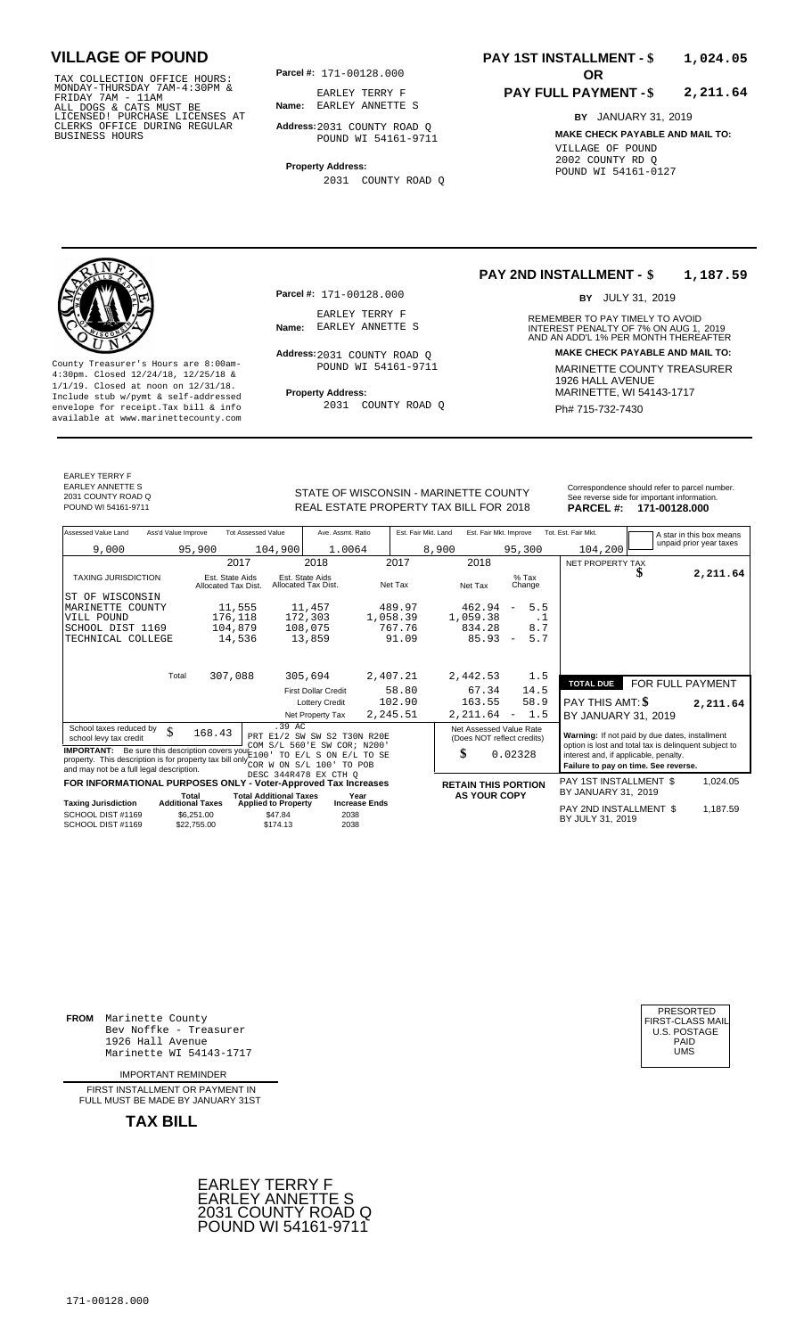# VILLAGE OF POUND

TAX COLLECTION OFFICE HOURS: MONDAY-THURSDAY 7AM-4:30PM & FRIDAY 7AM - 11AM
ALL DOGS & CATS MUST BE LICENSED! PURCHASE LICENSES AT CLERKS OFFICE DURING REGULAR BUSINESS HOURS

**Parcel #:** 171-00128.000

**Name:** EARLEY TERRY F
EARLEY ANNETTE S

**Address:** 2031 COUNTY ROAD Q
POUND WI 54161-9711

**Property Address:**
2031 COUNTY ROAD Q

**PAY 1ST INSTALLMENT - $ 1,024.05**

**OR**

**PAY FULL PAYMENT - $ 2,211.64**

**BY** JANUARY 31, 2019

**MAKE CHECK PAYABLE AND MAIL TO:**
VILLAGE OF POUND
2002 COUNTY RD Q
POUND WI 54161-0127

---

County Treasurer's Hours are 8:00am-4:30pm. Closed 12/24/18, 12/25/18 & 1/1/19. Closed at noon on 12/31/18. Include stub w/pymt & self-addressed envelope for receipt.Tax bill & info available at www.marinettecounty.com

**Parcel #:** 171-00128.000

**Name:** EARLEY TERRY F
EARLEY ANNETTE S

**Address:** 2031 COUNTY ROAD Q
POUND WI 54161-9711

**Property Address:**
2031 COUNTY ROAD Q

**PAY 2ND INSTALLMENT - $ 1,187.59**

**BY** JULY 31, 2019

REMEMBER TO PAY TIMELY TO AVOID INTEREST PENALTY OF 7% ON AUG 1, 2019 AND AN ADD'L 1% PER MONTH THEREAFTER

**MAKE CHECK PAYABLE AND MAIL TO:**
MARINETTE COUNTY TREASURER
1926 HALL AVENUE
MARINETTE, WI 54143-1717
Ph# 715-732-7430

---

EARLEY TERRY F
EARLEY ANNETTE S
2031 COUNTY ROAD Q
POUND WI 54161-9711

STATE OF WISCONSIN - MARINETTE COUNTY
REAL ESTATE PROPERTY TAX BILL FOR 2018

Correspondence should refer to parcel number. See reverse side for important information.

**PARCEL #: 171-00128.000**

| Assessed Value Land | Ass'd Value Improve | Tot Assessed Value | Ave. Assmt. Ratio | Est. Fair Mkt. Land | Est. Fair Mkt. Improve | Tot. Est. Fair Mkt. |
|---|---|---|---|---|---|---|
| 9,000 | 95,900 | 104,900 | 1.0064 | 8,900 | 95,300 | 104,200 |

A star in this box means unpaid prior year taxes

| TAXING JURISDICTION | 2017 Est. State Aids Allocated Tax Dist. | 2018 Est. State Aids Allocated Tax Dist. | 2017 Net Tax | 2018 Net Tax | % Tax Change |
|---|---|---|---|---|---|
| ST OF WISCONSIN | | | | | |
| MARINETTE COUNTY | 11,555 | 11,457 | 489.97 | 462.94 | - 5.5 |
| VILL POUND | 176,118 | 172,303 | 1,058.39 | 1,059.38 | .1 |
| SCHOOL DIST 1169 | 104,879 | 108,075 | 767.76 | 834.28 | 8.7 |
| TECHNICAL COLLEGE | 14,536 | 13,859 | 91.09 | 85.93 | - 5.7 |
| Total | 307,088 | 305,694 | 2,407.21 | 2,442.53 | 1.5 |
| | | First Dollar Credit | 58.80 | 67.34 | 14.5 |
| | | Lottery Credit | 102.90 | 163.55 | 58.9 |
| | | Net Property Tax | 2,245.51 | 2,211.64 | - 1.5 |

NET PROPERTY TAX $ 2,211.64

**TOTAL DUE** FOR FULL PAYMENT
PAY THIS AMT: $ 2,211.64
BY JANUARY 31, 2019

School taxes reduced by school levy tax credit $ 168.43

.39 AC
PRT E1/2 SW SW S2 T30N R20E COM S/L 560'E SW COR; N200' E100' TO E/L S ON E/L TO SE COR W ON S/L 100' TO POB DESC 344R478 EX CTH Q

**IMPORTANT:** Be sure this description covers your property. This description is for property tax bill only and may not be a full legal description.

Net Assessed Value Rate (Does NOT reflect credits) $ 0.02328

**Warning:** If not paid by due dates, installment option is lost and total tax is delinquent subject to interest and, if applicable, penalty.
**Failure to pay on time. See reverse.**

**FOR INFORMATIONAL PURPOSES ONLY - Voter-Approved Tax Increases**

| Taxing Jurisdiction | Total Additional Taxes | Total Additional Taxes Applied to Property | Year Increase Ends |
|---|---|---|---|
| SCHOOL DIST #1169 | $6,251.00 | $47.84 | 2038 |
| SCHOOL DIST #1169 | $22,755.00 | $174.13 | 2038 |

**RETAIN THIS PORTION AS YOUR COPY**

PAY 1ST INSTALLMENT $ 1,024.05 BY JANUARY 31, 2019

PAY 2ND INSTALLMENT $ 1,187.59 BY JULY 31, 2019

---

**FROM** Marinette County
Bev Noffke - Treasurer
1926 Hall Avenue
Marinette WI 54143-1717

IMPORTANT REMINDER

FIRST INSTALLMENT OR PAYMENT IN FULL MUST BE MADE BY JANUARY 31ST

**TAX BILL**

PRESORTED FIRST-CLASS MAIL U.S. POSTAGE PAID UMS

EARLEY TERRY F
EARLEY ANNETTE S
2031 COUNTY ROAD Q
POUND WI 54161-9711

171-00128.000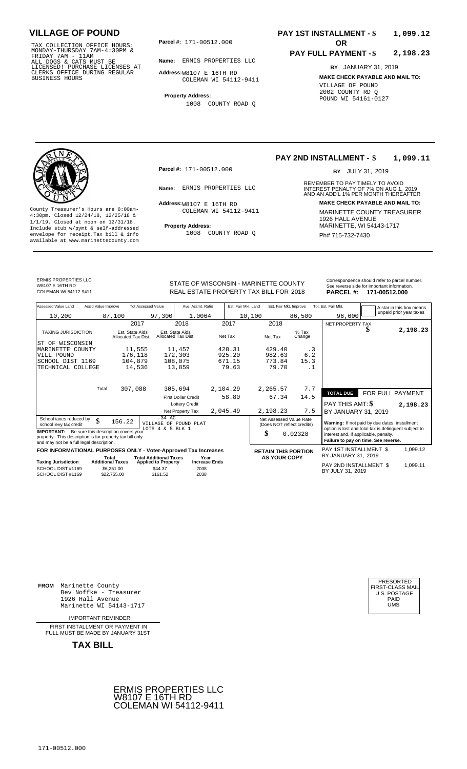# VILLAGE OF POUND

TAX COLLECTION OFFICE HOURS: MONDAY-THURSDAY 7AM-4:30PM & FRIDAY 7AM - 11AM
ALL DOGS & CATS MUST BE LICENSED! PURCHASE LICENSES AT CLERKS OFFICE DURING REGULAR BUSINESS HOURS

**Parcel #:** 171-00512.000

**Name:** ERMIS PROPERTIES LLC

**Address:** W8107 E 16TH RD
COLEMAN WI 54112-9411

**Property Address:**
1008 COUNTY ROAD Q

**PAY 1ST INSTALLMENT - $ 1,099.12**

**OR**

**PAY FULL PAYMENT - $ 2,198.23**

**BY** JANUARY 31, 2019

**MAKE CHECK PAYABLE AND MAIL TO:**
VILLAGE OF POUND
2002 COUNTY RD Q
POUND WI 54161-0127

---

**PAY 2ND INSTALLMENT - $ 1,099.11**

**BY** JULY 31, 2019

REMEMBER TO PAY TIMELY TO AVOID INTEREST PENALTY OF 7% ON AUG 1, 2019 AND AN ADD'L 1% PER MONTH THEREAFTER

**MAKE CHECK PAYABLE AND MAIL TO:**
MARINETTE COUNTY TREASURER
1926 HALL AVENUE
MARINETTE, WI 54143-1717
Ph# 715-732-7430

County Treasurer's Hours are 8:00am-4:30pm. Closed 12/24/18, 12/25/18 & 1/1/19. Closed at noon on 12/31/18. Include stub w/pymt & self-addressed envelope for receipt. Tax bill & info available at www.marinettecounty.com

**Parcel #:** 171-00512.000

**Name:** ERMIS PROPERTIES LLC

**Address:** W8107 E 16TH RD
COLEMAN WI 54112-9411

**Property Address:**
1008 COUNTY ROAD Q

---

ERMIS PROPERTIES LLC
W8107 E 16TH RD
COLEMAN WI 54112-9411

STATE OF WISCONSIN - MARINETTE COUNTY
REAL ESTATE PROPERTY TAX BILL FOR 2018

Correspondence should refer to parcel number. See reverse side for important information.
**PARCEL #: 171-00512.000**

| Assessed Value Land | Ass'd Value Improve | Tot Assessed Value | Ave. Assmt. Ratio | Est. Fair Mkt. Land | Est. Fair Mkt. Improve | Tot. Est. Fair Mkt. |
|---|---|---|---|---|---|---|
| 10,200 | 87,100 | 97,300 | 1.0064 | 10,100 | 86,500 | 96,600 |

A star in this box means unpaid prior year taxes

| TAXING JURISDICTION | 2017 Est. State Aids Allocated Tax Dist. | 2018 Est. State Aids Allocated Tax Dist. | 2017 Net Tax | 2018 Net Tax | % Tax Change |
|---|---|---|---|---|---|
| ST OF WISCONSIN | | | | | |
| MARINETTE COUNTY | 11,555 | 11,457 | 428.31 | 429.40 | .3 |
| VILL POUND | 176,118 | 172,303 | 925.20 | 982.63 | 6.2 |
| SCHOOL DIST 1169 | 104,879 | 108,075 | 671.15 | 773.84 | 15.3 |
| TECHNICAL COLLEGE | 14,536 | 13,859 | 79.63 | 79.70 | .1 |
| Total | 307,088 | 305,694 | 2,104.29 | 2,265.57 | 7.7 |
| | | First Dollar Credit | 58.80 | 67.34 | 14.5 |
| | | Lottery Credit | | | |
| | | Net Property Tax | 2,045.49 | 2,198.23 | 7.5 |

NET PROPERTY TAX $ 2,198.23

**TOTAL DUE FOR FULL PAYMENT**
PAY THIS AMT: $ 2,198.23
BY JANUARY 31, 2019

School taxes reduced by school levy tax credit $ 156.22

.34 AC
VILLAGE OF POUND PLAT
LOTS 4 & 5 BLK 1

**IMPORTANT:** Be sure this description covers your property. This description is for property tax bill only and may not be a full legal description.

Net Assessed Value Rate (Does NOT reflect credits) $ 0.02328

**Warning:** If not paid by due dates, installment option is lost and total tax is delinquent subject to interest and, if applicable, penalty.
**Failure to pay on time. See reverse.**

**FOR INFORMATIONAL PURPOSES ONLY - Voter-Approved Tax Increases**

| Taxing Jurisdiction | Total Additional Taxes | Total Additional Taxes Applied to Property | Year Increase Ends |
|---|---|---|---|
| SCHOOL DIST #1169 | $6,251.00 | $44.37 | 2038 |
| SCHOOL DIST #1169 | $22,755.00 | $161.52 | 2038 |

**RETAIN THIS PORTION AS YOUR COPY**

PAY 1ST INSTALLMENT $ 1,099.12
BY JANUARY 31, 2019

PAY 2ND INSTALLMENT $ 1,099.11
BY JULY 31, 2019

---

**FROM** Marinette County
Bev Noffke - Treasurer
1926 Hall Avenue
Marinette WI 54143-1717

PRESORTED
FIRST-CLASS MAIL
U.S. POSTAGE
PAID
UMS

IMPORTANT REMINDER

FIRST INSTALLMENT OR PAYMENT IN FULL MUST BE MADE BY JANUARY 31ST

**TAX BILL**

ERMIS PROPERTIES LLC
W8107 E 16TH RD
COLEMAN WI 54112-9411

171-00512.000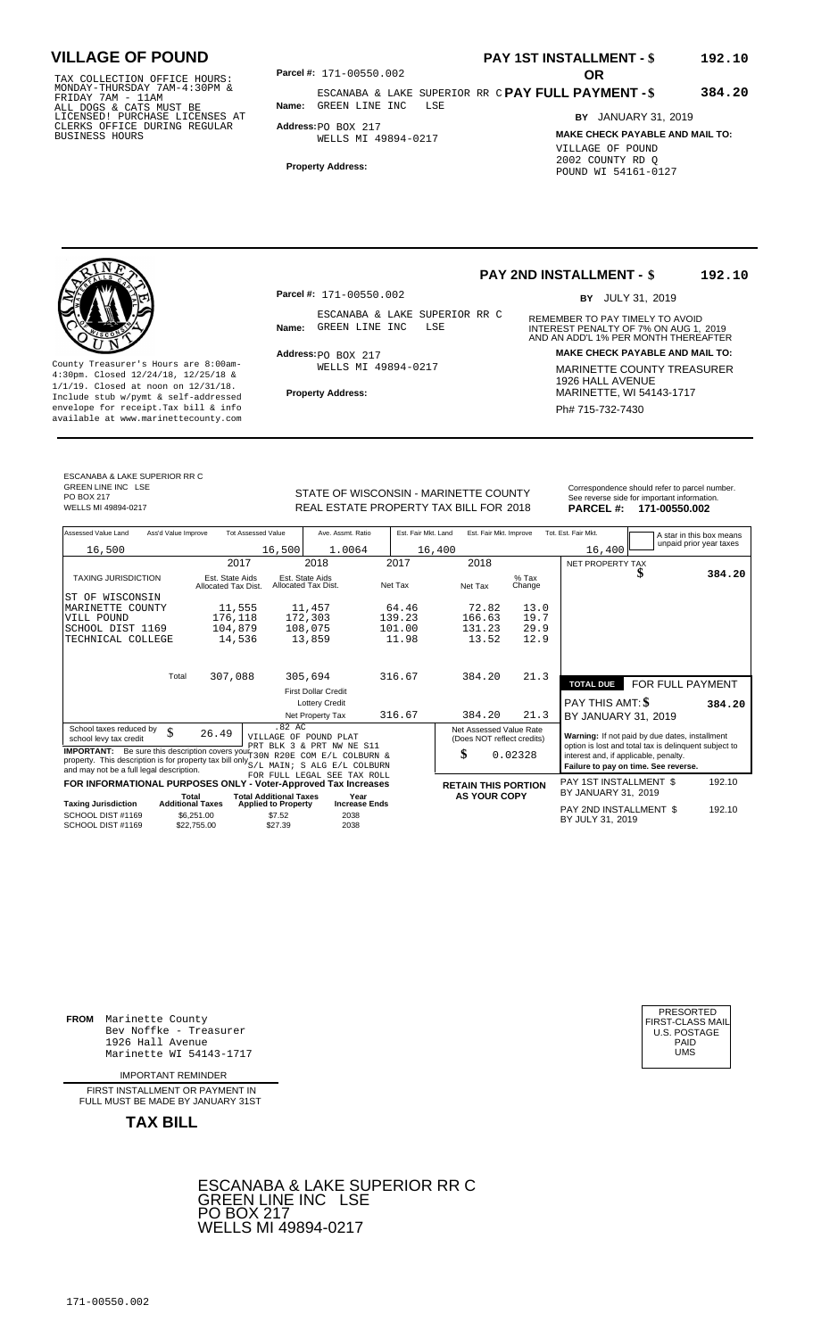## VILLAGE OF POUND

TAX COLLECTION OFFICE HOURS: MONDAY-THURSDAY 7AM-4:30PM & FRIDAY 7AM - 11AM ALL DOGS & CATS MUST BE LICENSED! PURCHASE LICENSES AT CLERKS OFFICE DURING REGULAR BUSINESS HOURS

**Parcel #:** 171-00550.002

**Name:** ESCANABA & LAKE SUPERIOR RR C GREEN LINE INC LSE

**Address:** PO BOX 217 WELLS MI 49894-0217

**Property Address:**

**PAY 1ST INSTALLMENT - $ 192.10**

**OR**

**PAY FULL PAYMENT - $ 384.20**

**BY** JANUARY 31, 2019

**MAKE CHECK PAYABLE AND MAIL TO:**
VILLAGE OF POUND
2002 COUNTY RD Q
POUND WI 54161-0127

---

**PAY 2ND INSTALLMENT - $ 192.10**

**BY** JULY 31, 2019

**Parcel #:** 171-00550.002

**Name:** ESCANABA & LAKE SUPERIOR RR C GREEN LINE INC LSE

**Address:** PO BOX 217 WELLS MI 49894-0217

**Property Address:**

REMEMBER TO PAY TIMELY TO AVOID INTEREST PENALTY OF 7% ON AUG 1, 2019 AND AN ADD'L 1% PER MONTH THEREAFTER

**MAKE CHECK PAYABLE AND MAIL TO:**
MARINETTE COUNTY TREASURER
1926 HALL AVENUE
MARINETTE, WI 54143-1717
Ph# 715-732-7430

County Treasurer's Hours are 8:00am-4:30pm. Closed 12/24/18, 12/25/18 & 1/1/19. Closed at noon on 12/31/18. Include stub w/pymt & self-addressed envelope for receipt. Tax bill & info available at www.marinettecounty.com

---

ESCANABA & LAKE SUPERIOR RR C
GREEN LINE INC LSE
PO BOX 217
WELLS MI 49894-0217

STATE OF WISCONSIN - MARINETTE COUNTY
REAL ESTATE PROPERTY TAX BILL FOR 2018

Correspondence should refer to parcel number. See reverse side for important information.
**PARCEL #: 171-00550.002**

| Assessed Value Land | Ass'd Value Improve | Tot Assessed Value | Ave. Assmt. Ratio | Est. Fair Mkt. Land | Est. Fair Mkt. Improve | Tot. Est. Fair Mkt. |
|---|---|---|---|---|---|---|
| 16,500 | | 16,500 | 1.0064 | 16,400 | | 16,400 |

A star in this box means unpaid prior year taxes

| TAXING JURISDICTION | 2017 Est. State Aids Allocated Tax Dist. | 2018 Est. State Aids Allocated Tax Dist. | 2017 Net Tax | 2018 Net Tax | % Tax Change |
|---|---|---|---|---|---|
| ST OF WISCONSIN | | | | | |
| MARINETTE COUNTY | 11,555 | 11,457 | 64.46 | 72.82 | 13.0 |
| VILL POUND | 176,118 | 172,303 | 139.23 | 166.63 | 19.7 |
| SCHOOL DIST 1169 | 104,879 | 108,075 | 101.00 | 131.23 | 29.9 |
| TECHNICAL COLLEGE | 14,536 | 13,859 | 11.98 | 13.52 | 12.9 |
| Total | 307,088 | 305,694 | 316.67 | 384.20 | 21.3 |
| | | First Dollar Credit | | | |
| | | Lottery Credit | | | |
| | | Net Property Tax | 316.67 | 384.20 | 21.3 |

NET PROPERTY TAX $ 384.20

**TOTAL DUE** FOR FULL PAYMENT
PAY THIS AMT: $ **384.20**
BY JANUARY 31, 2019

School taxes reduced by school levy tax credit $ 26.49

.82 AC
VILLAGE OF POUND PLAT
PRT BLK 3 & PRT NW NE S11
T30N R20E COM E/L COLBURN &
S/L MAIN; S ALG E/L COLBURN
FOR FULL LEGAL SEE TAX ROLL

**IMPORTANT:** Be sure this description covers your property. This description is for property tax bill only and may not be a full legal description.

Net Assessed Value Rate (Does NOT reflect credits) $ 0.02328

**Warning:** If not paid by due dates, installment option is lost and total tax is delinquent subject to interest and, if applicable, penalty.
**Failure to pay on time. See reverse.**

**FOR INFORMATIONAL PURPOSES ONLY - Voter-Approved Tax Increases**

| Taxing Jurisdiction | Total Additional Taxes | Total Additional Taxes Applied to Property | Year Increase Ends |
|---|---|---|---|
| SCHOOL DIST #1169 | $6,251.00 | $7.52 | 2038 |
| SCHOOL DIST #1169 | $22,755.00 | $27.39 | 2038 |

**RETAIN THIS PORTION AS YOUR COPY**

PAY 1ST INSTALLMENT $ 192.10
BY JANUARY 31, 2019

PAY 2ND INSTALLMENT $ 192.10
BY JULY 31, 2019

---

**FROM** Marinette County
Bev Noffke - Treasurer
1926 Hall Avenue
Marinette WI 54143-1717

PRESORTED FIRST-CLASS MAIL U.S. POSTAGE PAID UMS

IMPORTANT REMINDER

FIRST INSTALLMENT OR PAYMENT IN FULL MUST BE MADE BY JANUARY 31ST

**TAX BILL**

ESCANABA & LAKE SUPERIOR RR C
GREEN LINE INC LSE
PO BOX 217
WELLS MI 49894-0217

171-00550.002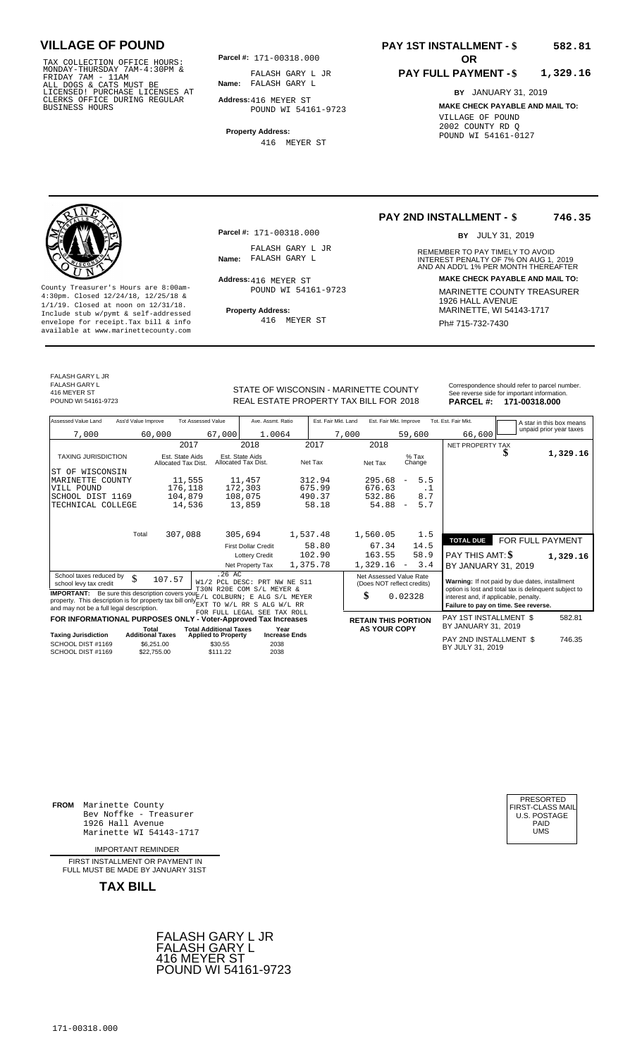# VILLAGE OF POUND

TAX COLLECTION OFFICE HOURS: MONDAY-THURSDAY 7AM-4:30PM & FRIDAY 7AM - 11AM ALL DOGS & CATS MUST BE LICENSED! PURCHASE LICENSES AT CLERKS OFFICE DURING REGULAR BUSINESS HOURS

**Parcel #:** 171-00318.000

**Name:** FALASH GARY L JR
FALASH GARY L

**Address:** 416 MEYER ST
POUND WI 54161-9723

**Property Address:**
416 MEYER ST

**PAY 1ST INSTALLMENT - $ 582.81**

**OR**

**PAY FULL PAYMENT - $ 1,329.16**

**BY** JANUARY 31, 2019

**MAKE CHECK PAYABLE AND MAIL TO:**
VILLAGE OF POUND
2002 COUNTY RD Q
POUND WI 54161-0127

---

**PAY 2ND INSTALLMENT - $ 746.35**

**BY** JULY 31, 2019

REMEMBER TO PAY TIMELY TO AVOID INTEREST PENALTY OF 7% ON AUG 1, 2019 AND AN ADD'L 1% PER MONTH THEREAFTER

**MAKE CHECK PAYABLE AND MAIL TO:**
MARINETTE COUNTY TREASURER
1926 HALL AVENUE
MARINETTE, WI 54143-1717
Ph# 715-732-7430

County Treasurer's Hours are 8:00am-4:30pm. Closed 12/24/18, 12/25/18 & 1/1/19. Closed at noon on 12/31/18. Include stub w/pymt & self-addressed envelope for receipt.Tax bill & info available at www.marinettecounty.com

**Parcel #:** 171-00318.000

**Name:** FALASH GARY L JR
FALASH GARY L

**Address:** 416 MEYER ST
POUND WI 54161-9723

**Property Address:**
416 MEYER ST

---

FALASH GARY L JR
FALASH GARY L
416 MEYER ST
POUND WI 54161-9723

STATE OF WISCONSIN - MARINETTE COUNTY
REAL ESTATE PROPERTY TAX BILL FOR 2018

Correspondence should refer to parcel number. See reverse side for important information.
**PARCEL #: 171-00318.000**

| Assessed Value Land | Ass'd Value Improve | Tot Assessed Value | Ave. Assmt. Ratio | Est. Fair Mkt. Land | Est. Fair Mkt. Improve | Tot. Est. Fair Mkt. |
|---|---|---|---|---|---|---|
| 7,000 | 60,000 | 67,000 | 1.0064 | 7,000 | 59,600 | 66,600 |

A star in this box means unpaid prior year taxes

| TAXING JURISDICTION | 2017 Est. State Aids Allocated Tax Dist. | 2018 Est. State Aids Allocated Tax Dist. | 2017 Net Tax | 2018 Net Tax | % Tax Change |
|---|---|---|---|---|---|
| ST OF WISCONSIN | | | | | |
| MARINETTE COUNTY | 11,555 | 11,457 | 312.94 | 295.68 | - 5.5 |
| VILL POUND | 176,118 | 172,303 | 675.99 | 676.63 | .1 |
| SCHOOL DIST 1169 | 104,879 | 108,075 | 490.37 | 532.86 | 8.7 |
| TECHNICAL COLLEGE | 14,536 | 13,859 | 58.18 | 54.88 | - 5.7 |
| Total | 307,088 | 305,694 | 1,537.48 | 1,560.05 | 1.5 |
| | | First Dollar Credit | 58.80 | 67.34 | 14.5 |
| | | Lottery Credit | 102.90 | 163.55 | 58.9 |
| | | Net Property Tax | 1,375.78 | 1,329.16 | - 3.4 |

NET PROPERTY TAX $ 1,329.16

| TOTAL DUE | FOR FULL PAYMENT |
|---|---|
| PAY THIS AMT: $ | 1,329.16 |
| BY JANUARY 31, 2019 | |

School taxes reduced by school levy tax credit $ 107.57

.26 AC
W1/2 PCL DESC: PRT NW NE S11 T30N R20E COM S/L MEYER & E/L COLBURN; E ALG S/L MEYER EXT TO W/L RR S ALG W/L RR FOR FULL LEGAL SEE TAX ROLL

**IMPORTANT:** Be sure this description covers your property. This description is for property tax bill only and may not be a full legal description.

Net Assessed Value Rate (Does NOT reflect credits) $ 0.02328

**Warning:** If not paid by due dates, installment option is lost and total tax is delinquent subject to interest and, if applicable, penalty.
**Failure to pay on time. See reverse.**

**FOR INFORMATIONAL PURPOSES ONLY - Voter-Approved Tax Increases**

| Taxing Jurisdiction | Total Additional Taxes | Total Additional Taxes Applied to Property | Year Increase Ends |
|---|---|---|---|
| SCHOOL DIST #1169 | $6,251.00 | $30.55 | 2038 |
| SCHOOL DIST #1169 | $22,755.00 | $111.22 | 2038 |

**RETAIN THIS PORTION AS YOUR COPY**

PAY 1ST INSTALLMENT $ 582.81
BY JANUARY 31, 2019

PAY 2ND INSTALLMENT $ 746.35
BY JULY 31, 2019

---

**FROM** Marinette County
Bev Noffke - Treasurer
1926 Hall Avenue
Marinette WI 54143-1717

IMPORTANT REMINDER

FIRST INSTALLMENT OR PAYMENT IN FULL MUST BE MADE BY JANUARY 31ST

**TAX BILL**

PRESORTED FIRST-CLASS MAIL U.S. POSTAGE PAID UMS

FALASH GARY L JR
FALASH GARY L
416 MEYER ST
POUND WI 54161-9723

171-00318.000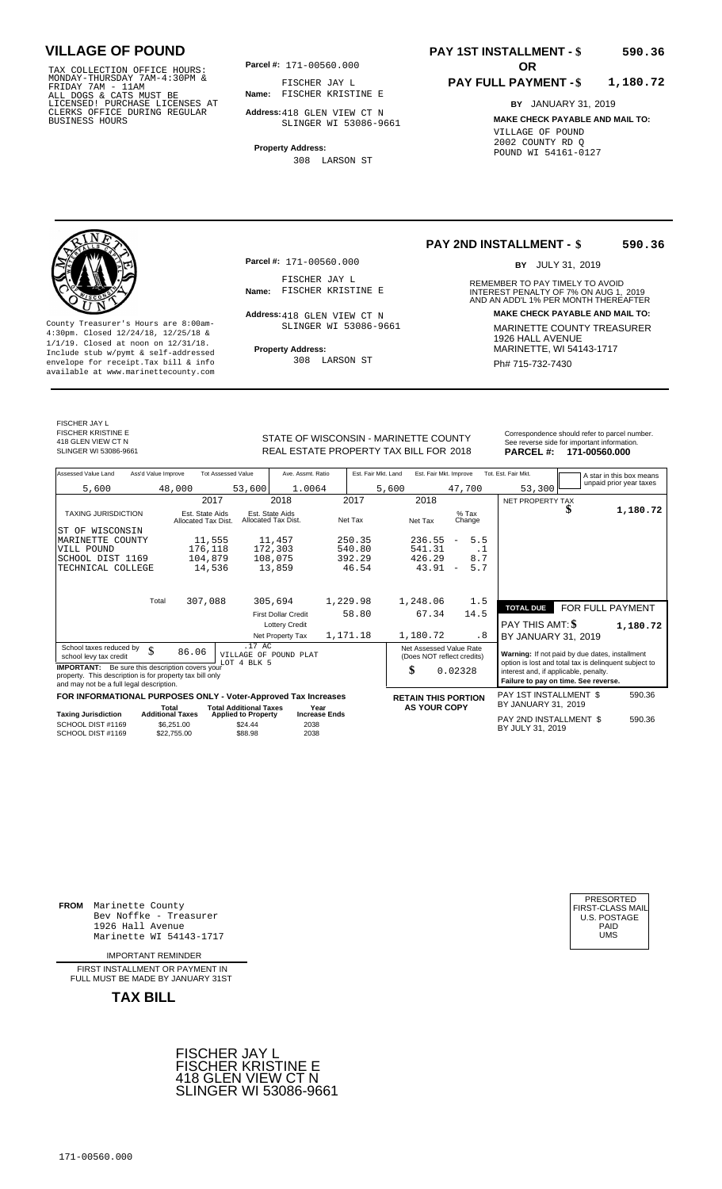# VILLAGE OF POUND

TAX COLLECTION OFFICE HOURS:
MONDAY-THURSDAY 7AM-4:30PM &
FRIDAY 7AM - 11AM
ALL DOGS & CATS MUST BE
LICENSED! PURCHASE LICENSES AT
CLERKS OFFICE DURING REGULAR
BUSINESS HOURS

**Parcel #:** 171-00560.000

**Name:** FISCHER JAY L
FISCHER KRISTINE E

**Address:** 418 GLEN VIEW CT N
SLINGER WI 53086-9661

**Property Address:**
308 LARSON ST

**PAY 1ST INSTALLMENT - $ 590.36**

**OR**

**PAY FULL PAYMENT - $ 1,180.72**

**BY** JANUARY 31, 2019

**MAKE CHECK PAYABLE AND MAIL TO:**
VILLAGE OF POUND
2002 COUNTY RD Q
POUND WI 54161-0127

---

County Treasurer's Hours are 8:00am-4:30pm. Closed 12/24/18, 12/25/18 & 1/1/19. Closed at noon on 12/31/18. Include stub w/pymt & self-addressed envelope for receipt.Tax bill & info available at www.marinettecounty.com

**Parcel #:** 171-00560.000

**Name:** FISCHER JAY L
FISCHER KRISTINE E

**Address:** 418 GLEN VIEW CT N
SLINGER WI 53086-9661

**Property Address:**
308 LARSON ST

**PAY 2ND INSTALLMENT - $ 590.36**

**BY** JULY 31, 2019

REMEMBER TO PAY TIMELY TO AVOID INTEREST PENALTY OF 7% ON AUG 1, 2019 AND AN ADD'L 1% PER MONTH THEREAFTER

**MAKE CHECK PAYABLE AND MAIL TO:**
MARINETTE COUNTY TREASURER
1926 HALL AVENUE
MARINETTE, WI 54143-1717
Ph# 715-732-7430

---

FISCHER JAY L
FISCHER KRISTINE E
418 GLEN VIEW CT N
SLINGER WI 53086-9661

STATE OF WISCONSIN - MARINETTE COUNTY
REAL ESTATE PROPERTY TAX BILL FOR 2018

Correspondence should refer to parcel number. See reverse side for important information.
**PARCEL #: 171-00560.000**

| Assessed Value Land | Ass'd Value Improve | Tot Assessed Value | Ave. Assmt. Ratio | Est. Fair Mkt. Land | Est. Fair Mkt. Improve | Tot. Est. Fair Mkt. |
|---|---|---|---|---|---|---|
| 5,600 | 48,000 | 53,600 | 1.0064 | 5,600 | 47,700 | 53,300 |

A star in this box means unpaid prior year taxes

| TAXING JURISDICTION | 2017 Est. State Aids Allocated Tax Dist. | 2018 Est. State Aids Allocated Tax Dist. | 2017 Net Tax | 2018 Net Tax | % Tax Change |
|---|---|---|---|---|---|
| ST OF WISCONSIN | | | | | |
| MARINETTE COUNTY | 11,555 | 11,457 | 250.35 | 236.55 | - 5.5 |
| VILL POUND | 176,118 | 172,303 | 540.80 | 541.31 | .1 |
| SCHOOL DIST 1169 | 104,879 | 108,075 | 392.29 | 426.29 | 8.7 |
| TECHNICAL COLLEGE | 14,536 | 13,859 | 46.54 | 43.91 | - 5.7 |
| Total | 307,088 | 305,694 | 1,229.98 | 1,248.06 | 1.5 |
| | | First Dollar Credit | 58.80 | 67.34 | 14.5 |
| | | Lottery Credit | | | |
| | | Net Property Tax | 1,171.18 | 1,180.72 | .8 |

NET PROPERTY TAX $ 1,180.72

**TOTAL DUE** FOR FULL PAYMENT
PAY THIS AMT: $ 1,180.72
BY JANUARY 31, 2019

School taxes reduced by school levy tax credit $ 86.06

.17 AC
VILLAGE OF POUND PLAT
LOT 4 BLK 5

**IMPORTANT:** Be sure this description covers your property. This description is for property tax bill only and may not be a full legal description.

Net Assessed Value Rate (Does NOT reflect credits) $ 0.02328

**Warning:** If not paid by due dates, installment option is lost and total tax is delinquent subject to interest and, if applicable, penalty.
**Failure to pay on time. See reverse.**

**FOR INFORMATIONAL PURPOSES ONLY - Voter-Approved Tax Increases**

| Taxing Jurisdiction | Total Additional Taxes | Total Additional Taxes Applied to Property | Year Increase Ends |
|---|---|---|---|
| SCHOOL DIST #1169 | $6,251.00 | $24.44 | 2038 |
| SCHOOL DIST #1169 | $22,755.00 | $88.98 | 2038 |

**RETAIN THIS PORTION AS YOUR COPY**

PAY 1ST INSTALLMENT $ 590.36
BY JANUARY 31, 2019

PAY 2ND INSTALLMENT $ 590.36
BY JULY 31, 2019

---

**FROM** Marinette County
Bev Noffke - Treasurer
1926 Hall Avenue
Marinette WI 54143-1717

IMPORTANT REMINDER

FIRST INSTALLMENT OR PAYMENT IN FULL MUST BE MADE BY JANUARY 31ST

**TAX BILL**

PRESORTED
FIRST-CLASS MAIL
U.S. POSTAGE
PAID
UMS

FISCHER JAY L
FISCHER KRISTINE E
418 GLEN VIEW CT N
SLINGER WI 53086-9661

171-00560.000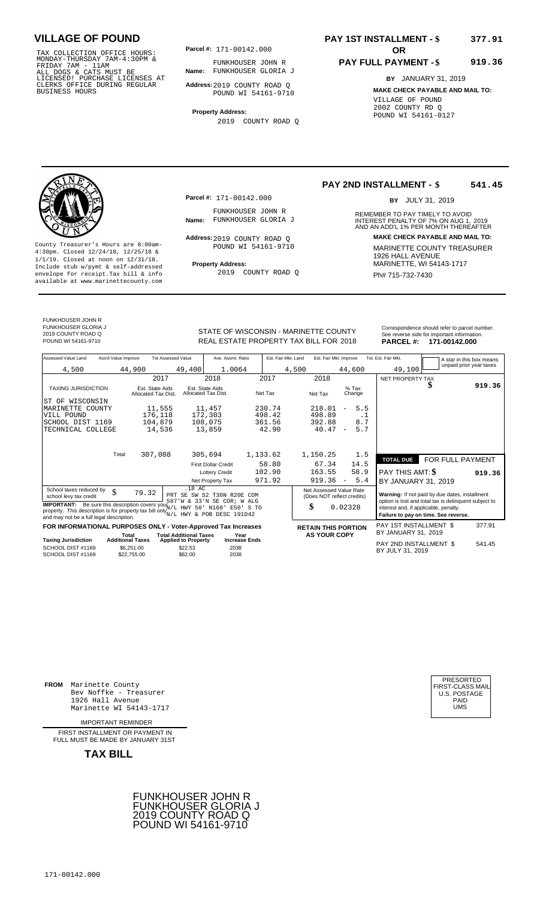# VILLAGE OF POUND

TAX COLLECTION OFFICE HOURS: MONDAY-THURSDAY 7AM-4:30PM & FRIDAY 7AM - 11AM
ALL DOGS & CATS MUST BE LICENSED! PURCHASE LICENSES AT CLERKS OFFICE DURING REGULAR BUSINESS HOURS

**Parcel #:** 171-00142.000

**Name:** FUNKHOUSER JOHN R
FUNKHOUSER GLORIA J

**Address:** 2019 COUNTY ROAD Q
POUND WI 54161-9710

**Property Address:**
2019 COUNTY ROAD Q

**PAY 1ST INSTALLMENT - $ 377.91**

**OR**

**PAY FULL PAYMENT - $ 919.36**

**BY** JANUARY 31, 2019

**MAKE CHECK PAYABLE AND MAIL TO:**
VILLAGE OF POUND
2002 COUNTY RD Q
POUND WI 54161-0127

---

County Treasurer's Hours are 8:00am-4:30pm. Closed 12/24/18, 12/25/18 & 1/1/19. Closed at noon on 12/31/18. Include stub w/pymt & self-addressed envelope for receipt. Tax bill & info available at www.marinettecounty.com

**Parcel #:** 171-00142.000

**Name:** FUNKHOUSER JOHN R
FUNKHOUSER GLORIA J

**Address:** 2019 COUNTY ROAD Q
POUND WI 54161-9710

**Property Address:**
2019 COUNTY ROAD Q

**PAY 2ND INSTALLMENT - $ 541.45**

**BY** JULY 31, 2019

REMEMBER TO PAY TIMELY TO AVOID INTEREST PENALTY OF 7% ON AUG 1, 2019 AND AN ADD'L 1% PER MONTH THEREAFTER

**MAKE CHECK PAYABLE AND MAIL TO:**
MARINETTE COUNTY TREASURER
1926 HALL AVENUE
MARINETTE, WI 54143-1717
Ph# 715-732-7430

---

FUNKHOUSER JOHN R
FUNKHOUSER GLORIA J
2019 COUNTY ROAD Q
POUND WI 54161-9710

STATE OF WISCONSIN - MARINETTE COUNTY
REAL ESTATE PROPERTY TAX BILL FOR 2018

Correspondence should refer to parcel number. See reverse side for important information.
**PARCEL #: 171-00142.000**

| Assessed Value Land | Ass'd Value Improve | Tot Assessed Value | Ave. Assmt. Ratio | Est. Fair Mkt. Land | Est. Fair Mkt. Improve | Tot. Est. Fair Mkt. |
|---|---|---|---|---|---|---|
| 4,500 | 44,900 | 49,400 | 1.0064 | 4,500 | 44,600 | 49,100 |

A star in this box means unpaid prior year taxes

| TAXING JURISDICTION | 2017 Est. State Aids Allocated Tax Dist. | 2018 Est. State Aids Allocated Tax Dist. | 2017 Net Tax | 2018 Net Tax | % Tax Change |
|---|---|---|---|---|---|
| ST OF WISCONSIN | | | | | |
| MARINETTE COUNTY | 11,555 | 11,457 | 230.74 | 218.01 | - 5.5 |
| VILL POUND | 176,118 | 172,303 | 498.42 | 498.89 | .1 |
| SCHOOL DIST 1169 | 104,879 | 108,075 | 361.56 | 392.88 | 8.7 |
| TECHNICAL COLLEGE | 14,536 | 13,859 | 42.90 | 40.47 | - 5.7 |
| Total | 307,088 | 305,694 | 1,133.62 | 1,150.25 | 1.5 |
| | | First Dollar Credit | 58.80 | 67.34 | 14.5 |
| | | Lottery Credit | 102.90 | 163.55 | 58.9 |
| | | Net Property Tax | 971.92 | 919.36 | - 5.4 |

NET PROPERTY TAX $ 919.36

**TOTAL DUE** FOR FULL PAYMENT
PAY THIS AMT: $ 919.36
BY JANUARY 31, 2019

School taxes reduced by school levy tax credit $ 79.32

.18 AC
PRT SE SW S2 T30N R20E COM 587'W & 33'N SE COR; W ALG N/L HWY 50' N160' E50' S TO N/L HWY & POB DESC 191D42

**IMPORTANT:** Be sure this description covers your property. This description is for property tax bill only and may not be a full legal description.

Net Assessed Value Rate (Does NOT reflect credits) $ 0.02328

**Warning:** If not paid by due dates, installment option is lost and total tax is delinquent subject to interest and, if applicable, penalty.
**Failure to pay on time. See reverse.**

**FOR INFORMATIONAL PURPOSES ONLY - Voter-Approved Tax Increases**

| Taxing Jurisdiction | Total Additional Taxes | Total Additional Taxes Applied to Property | Year Increase Ends |
|---|---|---|---|
| SCHOOL DIST #1169 | $6,251.00 | $22.53 | 2038 |
| SCHOOL DIST #1169 | $22,755.00 | $82.00 | 2038 |

**RETAIN THIS PORTION AS YOUR COPY**

PAY 1ST INSTALLMENT $ 377.91
BY JANUARY 31, 2019

PAY 2ND INSTALLMENT $ 541.45
BY JULY 31, 2019

---

**FROM** Marinette County
Bev Noffke - Treasurer
1926 Hall Avenue
Marinette WI 54143-1717

IMPORTANT REMINDER

FIRST INSTALLMENT OR PAYMENT IN FULL MUST BE MADE BY JANUARY 31ST

**TAX BILL**

PRESORTED
FIRST-CLASS MAIL
U.S. POSTAGE
PAID
UMS

FUNKHOUSER JOHN R
FUNKHOUSER GLORIA J
2019 COUNTY ROAD Q
POUND WI 54161-9710

171-00142.000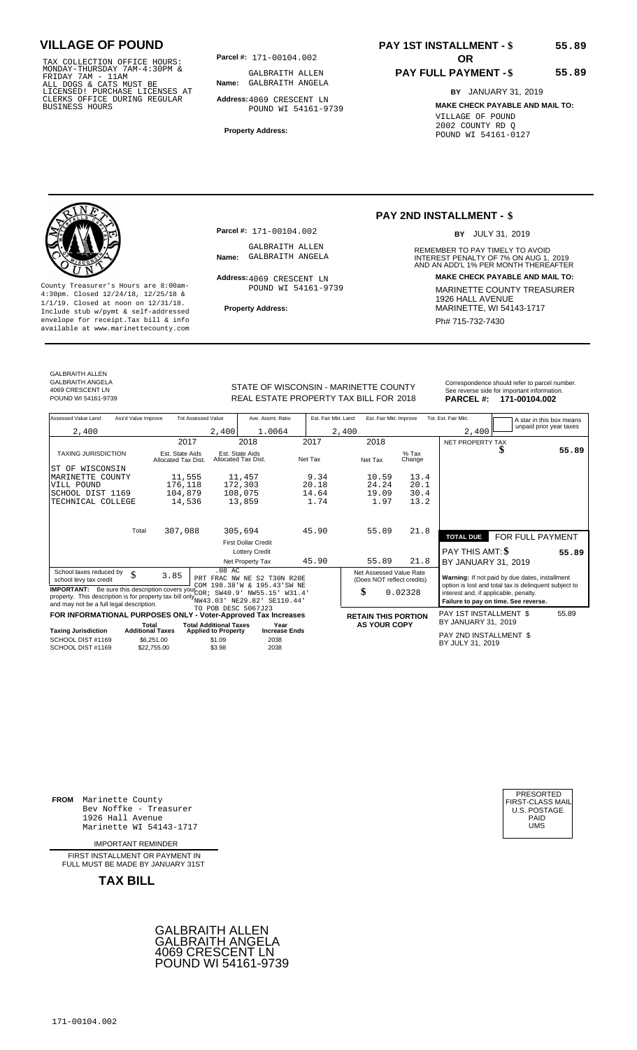# VILLAGE OF POUND

TAX COLLECTION OFFICE HOURS: MONDAY-THURSDAY 7AM-4:30PM & FRIDAY 7AM - 11AM
ALL DOGS & CATS MUST BE LICENSED! PURCHASE LICENSES AT CLERKS OFFICE DURING REGULAR BUSINESS HOURS

**Parcel #:** 171-00104.002

**Name:** GALBRAITH ALLEN
GALBRAITH ANGELA

**Address:** 4069 CRESCENT LN
POUND WI 54161-9739

**Property Address:**

**PAY 1ST INSTALLMENT - $** 55.89
**OR**
**PAY FULL PAYMENT - $** 55.89

**BY** JANUARY 31, 2019

**MAKE CHECK PAYABLE AND MAIL TO:**
VILLAGE OF POUND
2002 COUNTY RD Q
POUND WI 54161-0127

---

County Treasurer's Hours are 8:00am-4:30pm. Closed 12/24/18, 12/25/18 & 1/1/19. Closed at noon on 12/31/18. Include stub w/pymt & self-addressed envelope for receipt. Tax bill & info available at www.marinettecounty.com

**Parcel #:** 171-00104.002

**Name:** GALBRAITH ALLEN
GALBRAITH ANGELA

**Address:** 4069 CRESCENT LN
POUND WI 54161-9739

**Property Address:**

## PAY 2ND INSTALLMENT - $

**BY** JULY 31, 2019

REMEMBER TO PAY TIMELY TO AVOID INTEREST PENALTY OF 7% ON AUG 1, 2019 AND AN ADD'L 1% PER MONTH THEREAFTER

**MAKE CHECK PAYABLE AND MAIL TO:**
MARINETTE COUNTY TREASURER
1926 HALL AVENUE
MARINETTE, WI 54143-1717
Ph# 715-732-7430

---

GALBRAITH ALLEN
GALBRAITH ANGELA
4069 CRESCENT LN
POUND WI 54161-9739

STATE OF WISCONSIN - MARINETTE COUNTY
REAL ESTATE PROPERTY TAX BILL FOR 2018

Correspondence should refer to parcel number. See reverse side for important information.
**PARCEL #: 171-00104.002**

| Assessed Value Land | Ass'd Value Improve | Tot Assessed Value | Ave. Assmt. Ratio | Est. Fair Mkt. Land | Est. Fair Mkt. Improve | Tot. Est. Fair Mkt. |
|---|---|---|---|---|---|---|
| 2,400 | | 2,400 | 1.0064 | 2,400 | | 2,400 |

A star in this box means unpaid prior year taxes

| TAXING JURISDICTION | 2017 Est. State Aids Allocated Tax Dist. | 2018 Est. State Aids Allocated Tax Dist. | 2017 Net Tax | 2018 Net Tax | % Tax Change |
|---|---|---|---|---|---|
| ST OF WISCONSIN | | | | | |
| MARINETTE COUNTY | 11,555 | 11,457 | 9.34 | 10.59 | 13.4 |
| VILL POUND | 176,118 | 172,303 | 20.18 | 24.24 | 20.1 |
| SCHOOL DIST 1169 | 104,879 | 108,075 | 14.64 | 19.09 | 30.4 |
| TECHNICAL COLLEGE | 14,536 | 13,859 | 1.74 | 1.97 | 13.2 |
| Total | 307,088 | 305,694 | 45.90 | 55.89 | 21.8 |
| First Dollar Credit | | | | | |
| Lottery Credit | | | | | |
| Net Property Tax | | | 45.90 | 55.89 | 21.8 |

NET PROPERTY TAX $ 55.89

**TOTAL DUE** FOR FULL PAYMENT
PAY THIS AMT: $ 55.89
BY JANUARY 31, 2019

School taxes reduced by school levy tax credit $ 3.85

.08 AC
PRT FRAC NW NE S2 T30N R20E COM 198.38'W & 195.43'SW NE COR; SW40.9' NW55.15' W31.4' NW43.03' NE29.82' SE110.44' TO POB DESC 5067J23

**IMPORTANT:** Be sure this description covers your property. This description is for property tax bill only and may not be a full legal description.

Net Assessed Value Rate (Does NOT reflect credits) $ 0.02328

**Warning:** If not paid by due dates, installment option is lost and total tax is delinquent subject to interest and, if applicable, penalty.
**Failure to pay on time. See reverse.**

**FOR INFORMATIONAL PURPOSES ONLY - Voter-Approved Tax Increases**

| Taxing Jurisdiction | Total Additional Taxes | Total Additional Taxes Applied to Property | Year Increase Ends |
|---|---|---|---|
| SCHOOL DIST #1169 | $6,251.00 | $1.09 | 2038 |
| SCHOOL DIST #1169 | $22,755.00 | $3.98 | 2038 |

**RETAIN THIS PORTION AS YOUR COPY**

PAY 1ST INSTALLMENT $ 55.89
BY JANUARY 31, 2019

PAY 2ND INSTALLMENT $
BY JULY 31, 2019

---

**FROM** Marinette County
Bev Noffke - Treasurer
1926 Hall Avenue
Marinette WI 54143-1717

IMPORTANT REMINDER

FIRST INSTALLMENT OR PAYMENT IN FULL MUST BE MADE BY JANUARY 31ST

**TAX BILL**

PRESORTED
FIRST-CLASS MAIL
U.S. POSTAGE
PAID
UMS

GALBRAITH ALLEN
GALBRAITH ANGELA
4069 CRESCENT LN
POUND WI 54161-9739

171-00104.002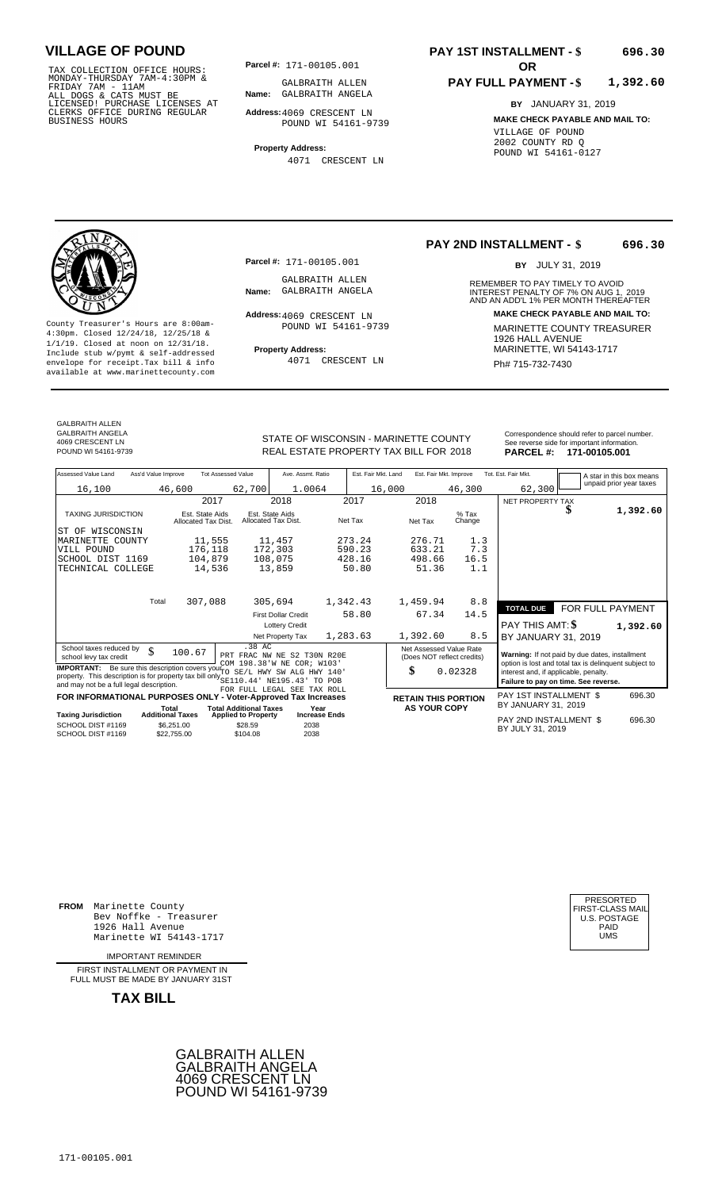# VILLAGE OF POUND

TAX COLLECTION OFFICE HOURS: MONDAY-THURSDAY 7AM-4:30PM & FRIDAY 7AM - 11AM ALL DOGS & CATS MUST BE LICENSED! PURCHASE LICENSES AT CLERKS OFFICE DURING REGULAR BUSINESS HOURS

**Parcel #:** 171-00105.001

**Name:** GALBRAITH ALLEN GALBRAITH ANGELA

**Address:** 4069 CRESCENT LN POUND WI 54161-9739

**Property Address:** 4071 CRESCENT LN

**PAY 1ST INSTALLMENT - $ 696.30**

**OR**

**PAY FULL PAYMENT - $ 1,392.60**

**BY** JANUARY 31, 2019

**MAKE CHECK PAYABLE AND MAIL TO:**
VILLAGE OF POUND
2002 COUNTY RD Q
POUND WI 54161-0127

---

**PAY 2ND INSTALLMENT - $ 696.30**

**BY** JULY 31, 2019

County Treasurer's Hours are 8:00am-4:30pm. Closed 12/24/18, 12/25/18 & 1/1/19. Closed at noon on 12/31/18. Include stub w/pymt & self-addressed envelope for receipt.Tax bill & info available at www.marinettecounty.com

**Parcel #:** 171-00105.001

**Name:** GALBRAITH ALLEN GALBRAITH ANGELA

**Address:** 4069 CRESCENT LN POUND WI 54161-9739

**Property Address:** 4071 CRESCENT LN

REMEMBER TO PAY TIMELY TO AVOID INTEREST PENALTY OF 7% ON AUG 1, 2019 AND AN ADD'L 1% PER MONTH THEREAFTER

**MAKE CHECK PAYABLE AND MAIL TO:**
MARINETTE COUNTY TREASURER
1926 HALL AVENUE
MARINETTE, WI 54143-1717
Ph# 715-732-7430

---

GALBRAITH ALLEN
GALBRAITH ANGELA
4069 CRESCENT LN
POUND WI 54161-9739

STATE OF WISCONSIN - MARINETTE COUNTY
REAL ESTATE PROPERTY TAX BILL FOR 2018

Correspondence should refer to parcel number. See reverse side for important information.
**PARCEL #: 171-00105.001**

| Assessed Value Land | Ass'd Value Improve | Tot Assessed Value | Ave. Assmt. Ratio | Est. Fair Mkt. Land | Est. Fair Mkt. Improve | Tot. Est. Fair Mkt. |
|---|---|---|---|---|---|---|
| 16,100 | 46,600 | 62,700 | 1.0064 | 16,000 | 46,300 | 62,300 |

A star in this box means unpaid prior year taxes

| TAXING JURISDICTION | 2017 Est. State Aids Allocated Tax Dist. | 2018 Est. State Aids Allocated Tax Dist. | 2017 Net Tax | 2018 Net Tax | % Tax Change |
|---|---|---|---|---|---|
| ST OF WISCONSIN | | | | | |
| MARINETTE COUNTY | 11,555 | 11,457 | 273.24 | 276.71 | 1.3 |
| VILL POUND | 176,118 | 172,303 | 590.23 | 633.21 | 7.3 |
| SCHOOL DIST 1169 | 104,879 | 108,075 | 428.16 | 498.66 | 16.5 |
| TECHNICAL COLLEGE | 14,536 | 13,859 | 50.80 | 51.36 | 1.1 |
| Total | 307,088 | 305,694 | 1,342.43 | 1,459.94 | 8.8 |
| | | First Dollar Credit | 58.80 | 67.34 | 14.5 |
| | | Lottery Credit | | | |
| | | Net Property Tax | 1,283.63 | 1,392.60 | 8.5 |

NET PROPERTY TAX $ 1,392.60

**TOTAL DUE** FOR FULL PAYMENT
PAY THIS AMT: $ 1,392.60
BY JANUARY 31, 2019

School taxes reduced by school levy tax credit $ 100.67

.38 AC
PRT FRAC NW NE S2 T30N R20E COM 198.38'W NE COR; W103' TO SE/L HWY SW ALG HWY 140' SE110.44' NE195.43' TO POB FOR FULL LEGAL SEE TAX ROLL

**IMPORTANT:** Be sure this description covers your property. This description is for property tax bill only and may not be a full legal description.

Net Assessed Value Rate (Does NOT reflect credits)
$ 0.02328

**Warning:** If not paid by due dates, installment option is lost and total tax is delinquent subject to interest and, if applicable, penalty.
**Failure to pay on time. See reverse.**

**FOR INFORMATIONAL PURPOSES ONLY - Voter-Approved Tax Increases**

| Taxing Jurisdiction | Total Additional Taxes | Total Additional Taxes Applied to Property | Year Increase Ends |
|---|---|---|---|
| SCHOOL DIST #1169 | $6,251.00 | $28.59 | 2038 |
| SCHOOL DIST #1169 | $22,755.00 | $104.08 | 2038 |

**RETAIN THIS PORTION AS YOUR COPY**

PAY 1ST INSTALLMENT $ 696.30
BY JANUARY 31, 2019

PAY 2ND INSTALLMENT $ 696.30
BY JULY 31, 2019

---

**FROM** Marinette County
Bev Noffke - Treasurer
1926 Hall Avenue
Marinette WI 54143-1717

PRESORTED FIRST-CLASS MAIL U.S. POSTAGE PAID UMS

IMPORTANT REMINDER

FIRST INSTALLMENT OR PAYMENT IN FULL MUST BE MADE BY JANUARY 31ST

**TAX BILL**

GALBRAITH ALLEN
GALBRAITH ANGELA
4069 CRESCENT LN
POUND WI 54161-9739

171-00105.001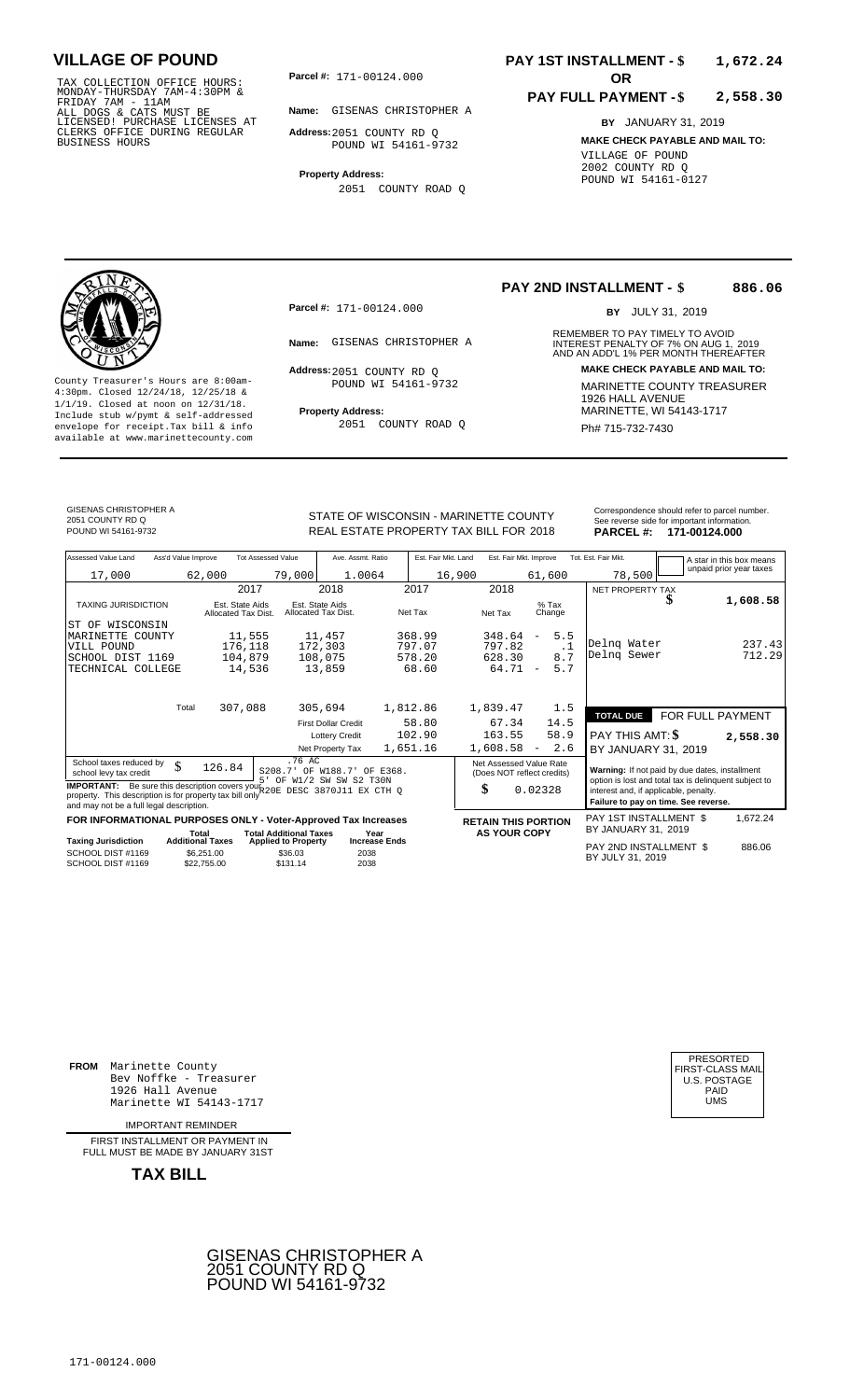# VILLAGE OF POUND

TAX COLLECTION OFFICE HOURS: MONDAY-THURSDAY 7AM-4:30PM & FRIDAY 7AM - 11AM
ALL DOGS & CATS MUST BE LICENSED! PURCHASE LICENSES AT CLERKS OFFICE DURING REGULAR BUSINESS HOURS

**Parcel #:** 171-00124.000

**Name:** GISENAS CHRISTOPHER A

**Address:** 2051 COUNTY RD Q
POUND WI 54161-9732

**Property Address:**
2051 COUNTY ROAD Q

**PAY 1ST INSTALLMENT - $ 1,672.24**

**OR**

**PAY FULL PAYMENT - $ 2,558.30**

**BY** JANUARY 31, 2019

**MAKE CHECK PAYABLE AND MAIL TO:**
VILLAGE OF POUND
2002 COUNTY RD Q
POUND WI 54161-0127

---

**PAY 2ND INSTALLMENT - $ 886.06**

**BY** JULY 31, 2019

County Treasurer's Hours are 8:00am-4:30pm. Closed 12/24/18, 12/25/18 & 1/1/19. Closed at noon on 12/31/18. Include stub w/pymt & self-addressed envelope for receipt.Tax bill & info available at www.marinettecounty.com

**Parcel #:** 171-00124.000

**Name:** GISENAS CHRISTOPHER A

**Address:** 2051 COUNTY RD Q
POUND WI 54161-9732

**Property Address:**
2051 COUNTY ROAD Q

REMEMBER TO PAY TIMELY TO AVOID INTEREST PENALTY OF 7% ON AUG 1, 2019 AND AN ADD'L 1% PER MONTH THEREAFTER

**MAKE CHECK PAYABLE AND MAIL TO:**
MARINETTE COUNTY TREASURER
1926 HALL AVENUE
MARINETTE, WI 54143-1717
Ph# 715-732-7430

---

GISENAS CHRISTOPHER A
2051 COUNTY RD Q
POUND WI 54161-9732

STATE OF WISCONSIN - MARINETTE COUNTY
REAL ESTATE PROPERTY TAX BILL FOR 2018

Correspondence should refer to parcel number. See reverse side for important information.
**PARCEL #: 171-00124.000**

| Assessed Value Land | Ass'd Value Improve | Tot Assessed Value | Ave. Assmt. Ratio | Est. Fair Mkt. Land | Est. Fair Mkt. Improve | Tot. Est. Fair Mkt. |
|---|---|---|---|---|---|---|
| 17,000 | 62,000 | 79,000 | 1.0064 | 16,900 | 61,600 | 78,500 |

A star in this box means unpaid prior year taxes

| TAXING JURISDICTION | 2017 Est. State Aids Allocated Tax Dist. | 2018 Est. State Aids Allocated Tax Dist. | 2017 Net Tax | 2018 Net Tax | % Tax Change |
|---|---|---|---|---|---|
| ST OF WISCONSIN | | | | | |
| MARINETTE COUNTY | 11,555 | 11,457 | 368.99 | 348.64 | - 5.5 |
| VILL POUND | 176,118 | 172,303 | 797.07 | 797.82 | .1 |
| SCHOOL DIST 1169 | 104,879 | 108,075 | 578.20 | 628.30 | 8.7 |
| TECHNICAL COLLEGE | 14,536 | 13,859 | 68.60 | 64.71 | - 5.7 |
| Total | 307,088 | 305,694 | 1,812.86 | 1,839.47 | 1.5 |
| | | First Dollar Credit | 58.80 | 67.34 | 14.5 |
| | | Lottery Credit | 102.90 | 163.55 | 58.9 |
| | | Net Property Tax | 1,651.16 | 1,608.58 | - 2.6 |

| | |
|---|---|
| NET PROPERTY TAX | $ 1,608.58 |
| Delnq Water | 237.43 |
| Delnq Sewer | 712.29 |
| **TOTAL DUE** | **FOR FULL PAYMENT** |
| PAY THIS AMT: $ | 2,558.30 |
| BY JANUARY 31, 2019 | |

School taxes reduced by school levy tax credit $ 126.84

.76 AC
S208.7' OF W188.7' OF E368.
5' OF W1/2 SW SW S2 T30N
R20E DESC 3870J11 EX CTH Q

**IMPORTANT:** Be sure this description covers your property. This description is for property tax bill only and may not be a full legal description.

Net Assessed Value Rate (Does NOT reflect credits) $ 0.02328

**Warning:** If not paid by due dates, installment option is lost and total tax is delinquent subject to interest and, if applicable, penalty.
**Failure to pay on time. See reverse.**

**FOR INFORMATIONAL PURPOSES ONLY - Voter-Approved Tax Increases**

| Taxing Jurisdiction | Total Additional Taxes | Total Additional Taxes Applied to Property | Year Increase Ends |
|---|---|---|---|
| SCHOOL DIST #1169 | $6,251.00 | $36.03 | 2038 |
| SCHOOL DIST #1169 | $22,755.00 | $131.14 | 2038 |

**RETAIN THIS PORTION AS YOUR COPY**

PAY 1ST INSTALLMENT $ 1,672.24
BY JANUARY 31, 2019

PAY 2ND INSTALLMENT $ 886.06
BY JULY 31, 2019

---

**FROM** Marinette County
Bev Noffke - Treasurer
1926 Hall Avenue
Marinette WI 54143-1717

IMPORTANT REMINDER

FIRST INSTALLMENT OR PAYMENT IN FULL MUST BE MADE BY JANUARY 31ST

**TAX BILL**

PRESORTED
FIRST-CLASS MAIL
U.S. POSTAGE
PAID
UMS

GISENAS CHRISTOPHER A
2051 COUNTY RD Q
POUND WI 54161-9732

171-00124.000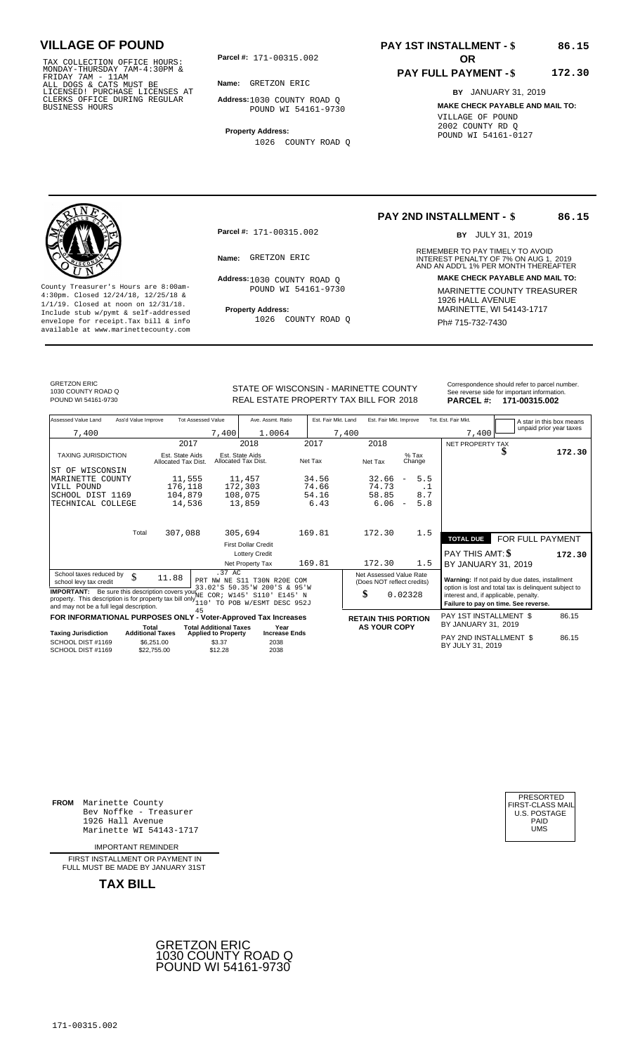# VILLAGE OF POUND

TAX COLLECTION OFFICE HOURS: MONDAY-THURSDAY 7AM-4:30PM & FRIDAY 7AM - 11AM
ALL DOGS & CATS MUST BE LICENSED! PURCHASE LICENSES AT CLERKS OFFICE DURING REGULAR BUSINESS HOURS

**Parcel #:** 171-00315.002

**Name:** GRETZON ERIC

**Address:** 1030 COUNTY ROAD Q
POUND WI 54161-9730

**Property Address:**
1026 COUNTY ROAD Q

**PAY 1ST INSTALLMENT - $ 86.15**

**OR**

**PAY FULL PAYMENT - $ 172.30**

**BY** JANUARY 31, 2019

**MAKE CHECK PAYABLE AND MAIL TO:**
VILLAGE OF POUND
2002 COUNTY RD Q
POUND WI 54161-0127

---

County Treasurer's Hours are 8:00am-4:30pm. Closed 12/24/18, 12/25/18 & 1/1/19. Closed at noon on 12/31/18. Include stub w/pymt & self-addressed envelope for receipt.Tax bill & info available at www.marinettecounty.com

**Parcel #:** 171-00315.002

**Name:** GRETZON ERIC

**Address:** 1030 COUNTY ROAD Q
POUND WI 54161-9730

**Property Address:**
1026 COUNTY ROAD Q

**PAY 2ND INSTALLMENT - $ 86.15**

**BY** JULY 31, 2019

REMEMBER TO PAY TIMELY TO AVOID INTEREST PENALTY OF 7% ON AUG 1, 2019 AND AN ADD'L 1% PER MONTH THEREAFTER

**MAKE CHECK PAYABLE AND MAIL TO:**
MARINETTE COUNTY TREASURER
1926 HALL AVENUE
MARINETTE, WI 54143-1717
Ph# 715-732-7430

---

GRETZON ERIC
1030 COUNTY ROAD Q
POUND WI 54161-9730

STATE OF WISCONSIN - MARINETTE COUNTY
REAL ESTATE PROPERTY TAX BILL FOR 2018

Correspondence should refer to parcel number. See reverse side for important information.
**PARCEL #: 171-00315.002**

| Assessed Value Land | Ass'd Value Improve | Tot Assessed Value | Ave. Assmt. Ratio | Est. Fair Mkt. Land | Est. Fair Mkt. Improve | Tot. Est. Fair Mkt. |
|---|---|---|---|---|---|---|
| 7,400 | | 7,400 | 1.0064 | 7,400 | | 7,400 |

A star in this box means unpaid prior year taxes

| TAXING JURISDICTION | 2017 Est. State Aids Allocated Tax Dist. | 2018 Est. State Aids Allocated Tax Dist. | 2017 Net Tax | 2018 Net Tax | % Tax Change |
|---|---|---|---|---|---|
| ST OF WISCONSIN | | | | | |
| MARINETTE COUNTY | 11,555 | 11,457 | 34.56 | 32.66 | - 5.5 |
| VILL POUND | 176,118 | 172,303 | 74.66 | 74.73 | .1 |
| SCHOOL DIST 1169 | 104,879 | 108,075 | 54.16 | 58.85 | 8.7 |
| TECHNICAL COLLEGE | 14,536 | 13,859 | 6.43 | 6.06 | - 5.8 |
| Total | 307,088 | 305,694 | 169.81 | 172.30 | 1.5 |
| | | First Dollar Credit | | | |
| | | Lottery Credit | | | |
| | | Net Property Tax | 169.81 | 172.30 | 1.5 |

NET PROPERTY TAX $ 172.30

**TOTAL DUE** FOR FULL PAYMENT
PAY THIS AMT: $ 172.30
BY JANUARY 31, 2019

School taxes reduced by school levy tax credit $ 11.88

.37 AC
PRT NW NE S11 T30N R20E COM 33.02'S 50.35'W 200'S & 95'W NE COR; W145' S110' E145' N 110' TO POB W/ESMT DESC 952J 45

**IMPORTANT:** Be sure this description covers your property. This description is for property tax bill only and may not be a full legal description.

Net Assessed Value Rate (Does NOT reflect credits)
$ 0.02328

**Warning:** If not paid by due dates, installment option is lost and total tax is delinquent subject to interest and, if applicable, penalty.
**Failure to pay on time. See reverse.**

**FOR INFORMATIONAL PURPOSES ONLY - Voter-Approved Tax Increases**

| Taxing Jurisdiction | Total Additional Taxes | Total Additional Taxes Applied to Property | Year Increase Ends |
|---|---|---|---|
| SCHOOL DIST #1169 | $6,251.00 | $3.37 | 2038 |
| SCHOOL DIST #1169 | $22,755.00 | $12.28 | 2038 |

**RETAIN THIS PORTION AS YOUR COPY**

PAY 1ST INSTALLMENT $ 86.15
BY JANUARY 31, 2019

PAY 2ND INSTALLMENT $ 86.15
BY JULY 31, 2019

---

**FROM** Marinette County
Bev Noffke - Treasurer
1926 Hall Avenue
Marinette WI 54143-1717

PRESORTED
FIRST-CLASS MAIL
U.S. POSTAGE
PAID
UMS

IMPORTANT REMINDER

FIRST INSTALLMENT OR PAYMENT IN FULL MUST BE MADE BY JANUARY 31ST

**TAX BILL**

GRETZON ERIC
1030 COUNTY ROAD Q
POUND WI 54161-9730

171-00315.002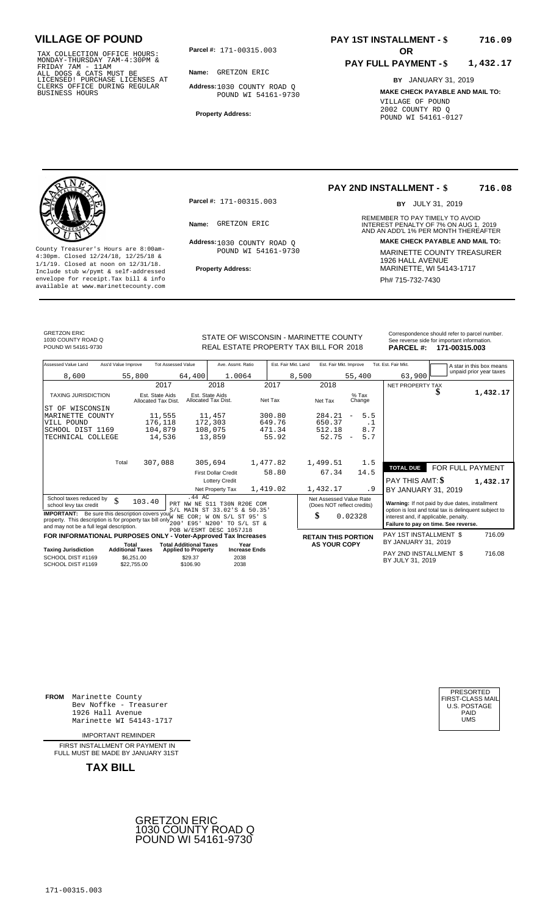## VILLAGE OF POUND

TAX COLLECTION OFFICE HOURS: MONDAY-THURSDAY 7AM-4:30PM & FRIDAY 7AM - 11AM
ALL DOGS & CATS MUST BE LICENSED! PURCHASE LICENSES AT CLERKS OFFICE DURING REGULAR BUSINESS HOURS

**Parcel #:** 171-00315.003

**Name:** GRETZON ERIC

**Address:** 1030 COUNTY ROAD Q
POUND WI 54161-9730

**Property Address:**

**PAY 1ST INSTALLMENT - $ 716.09**

**OR**

**PAY FULL PAYMENT - $ 1,432.17**

**BY** JANUARY 31, 2019

**MAKE CHECK PAYABLE AND MAIL TO:**
VILLAGE OF POUND
2002 COUNTY RD Q
POUND WI 54161-0127

---

County Treasurer's Hours are 8:00am-4:30pm. Closed 12/24/18, 12/25/18 & 1/1/19. Closed at noon on 12/31/18. Include stub w/pymt & self-addressed envelope for receipt. Tax bill & info available at www.marinettecounty.com

**Parcel #:** 171-00315.003

**Name:** GRETZON ERIC

**Address:** 1030 COUNTY ROAD Q
POUND WI 54161-9730

**Property Address:**

**PAY 2ND INSTALLMENT - $ 716.08**

**BY** JULY 31, 2019

REMEMBER TO PAY TIMELY TO AVOID INTEREST PENALTY OF 7% ON AUG 1, 2019 AND AN ADD'L 1% PER MONTH THEREAFTER

**MAKE CHECK PAYABLE AND MAIL TO:**
MARINETTE COUNTY TREASURER
1926 HALL AVENUE
MARINETTE, WI 54143-1717
Ph# 715-732-7430

---

GRETZON ERIC
1030 COUNTY ROAD Q
POUND WI 54161-9730

STATE OF WISCONSIN - MARINETTE COUNTY
REAL ESTATE PROPERTY TAX BILL FOR 2018

Correspondence should refer to parcel number. See reverse side for important information.
**PARCEL #: 171-00315.003**

| Assessed Value Land | Ass'd Value Improve | Tot Assessed Value | Ave. Assmt. Ratio | Est. Fair Mkt. Land | Est. Fair Mkt. Improve | Tot. Est. Fair Mkt. |
|---|---|---|---|---|---|---|
| 8,600 | 55,800 | 64,400 | 1.0064 | 8,500 | 55,400 | 63,900 |

A star in this box means unpaid prior year taxes

| TAXING JURISDICTION | 2017 Est. State Aids Allocated Tax Dist. | 2018 Est. State Aids Allocated Tax Dist. | 2017 Net Tax | 2018 Net Tax | % Tax Change |
|---|---|---|---|---|---|
| ST OF WISCONSIN | | | | | |
| MARINETTE COUNTY | 11,555 | 11,457 | 300.80 | 284.21 | - 5.5 |
| VILL POUND | 176,118 | 172,303 | 649.76 | 650.37 | .1 |
| SCHOOL DIST 1169 | 104,879 | 108,075 | 471.34 | 512.18 | 8.7 |
| TECHNICAL COLLEGE | 14,536 | 13,859 | 55.92 | 52.75 | - 5.7 |
| Total | 307,088 | 305,694 | 1,477.82 | 1,499.51 | 1.5 |
| | | First Dollar Credit | 58.80 | 67.34 | 14.5 |
| | | Lottery Credit | | | |
| | | Net Property Tax | 1,419.02 | 1,432.17 | .9 |

NET PROPERTY TAX $ 1,432.17

**TOTAL DUE** FOR FULL PAYMENT
PAY THIS AMT: $ 1,432.17
BY JANUARY 31, 2019

School taxes reduced by school levy tax credit $ 103.40

.44 AC
PRT NW NE S11 T30N R20E COM S/L MAIN ST 33.02'S & 50.35' W NE COR; W ON S/L ST 95' S 200' E95' N200' TO S/L ST & POB W/ESMT DESC 1057J18

**IMPORTANT:** Be sure this description covers your property. This description is for property tax bill only and may not be a full legal description.

Net Assessed Value Rate (Does NOT reflect credits) $ 0.02328

**Warning:** If not paid by due dates, installment option is lost and total tax is delinquent subject to interest and, if applicable, penalty.
**Failure to pay on time. See reverse.**

**FOR INFORMATIONAL PURPOSES ONLY - Voter-Approved Tax Increases**

| Taxing Jurisdiction | Total Additional Taxes | Total Additional Taxes Applied to Property | Year Increase Ends |
|---|---|---|---|
| SCHOOL DIST #1169 | $6,251.00 | $29.37 | 2038 |
| SCHOOL DIST #1169 | $22,755.00 | $106.90 | 2038 |

**RETAIN THIS PORTION AS YOUR COPY**

PAY 1ST INSTALLMENT $ 716.09
BY JANUARY 31, 2019

PAY 2ND INSTALLMENT $ 716.08
BY JULY 31, 2019

---

**FROM** Marinette County
Bev Noffke - Treasurer
1926 Hall Avenue
Marinette WI 54143-1717

IMPORTANT REMINDER

FIRST INSTALLMENT OR PAYMENT IN FULL MUST BE MADE BY JANUARY 31ST

**TAX BILL**

PRESORTED
FIRST-CLASS MAIL
U.S. POSTAGE
PAID
UMS

GRETZON ERIC
1030 COUNTY ROAD Q
POUND WI 54161-9730

171-00315.003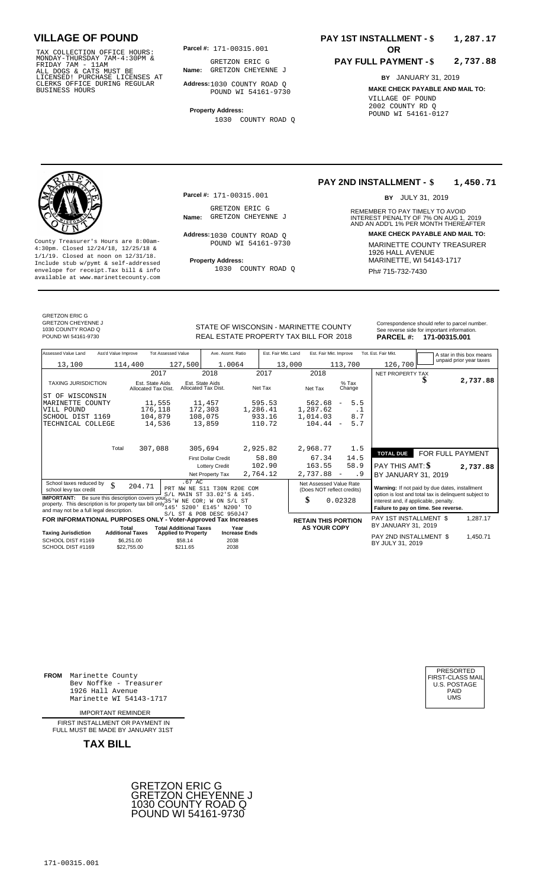# VILLAGE OF POUND

TAX COLLECTION OFFICE HOURS: MONDAY-THURSDAY 7AM-4:30PM & FRIDAY 7AM - 11AM
ALL DOGS & CATS MUST BE LICENSED! PURCHASE LICENSES AT CLERKS OFFICE DURING REGULAR BUSINESS HOURS

**Parcel #:** 171-00315.001

**Name:** GRETZON ERIC G
GRETZON CHEYENNE J

**Address:** 1030 COUNTY ROAD Q
POUND WI 54161-9730

**Property Address:**
1030 COUNTY ROAD Q

**PAY 1ST INSTALLMENT - $ 1,287.17**

**OR**

**PAY FULL PAYMENT - $ 2,737.88**

**BY** JANUARY 31, 2019

**MAKE CHECK PAYABLE AND MAIL TO:**
VILLAGE OF POUND
2002 COUNTY RD Q
POUND WI 54161-0127

---

County Treasurer's Hours are 8:00am-4:30pm. Closed 12/24/18, 12/25/18 & 1/1/19. Closed at noon on 12/31/18. Include stub w/pymt & self-addressed envelope for receipt.Tax bill & info available at www.marinettecounty.com

**Parcel #:** 171-00315.001

**Name:** GRETZON ERIC G
GRETZON CHEYENNE J

**Address:** 1030 COUNTY ROAD Q
POUND WI 54161-9730

**Property Address:**
1030 COUNTY ROAD Q

**PAY 2ND INSTALLMENT - $ 1,450.71**

**BY** JULY 31, 2019

REMEMBER TO PAY TIMELY TO AVOID INTEREST PENALTY OF 7% ON AUG 1, 2019 AND AN ADD'L 1% PER MONTH THEREAFTER

**MAKE CHECK PAYABLE AND MAIL TO:**
MARINETTE COUNTY TREASURER
1926 HALL AVENUE
MARINETTE, WI 54143-1717
Ph# 715-732-7430

---

GRETZON ERIC G
GRETZON CHEYENNE J
1030 COUNTY ROAD Q
POUND WI 54161-9730

STATE OF WISCONSIN - MARINETTE COUNTY
REAL ESTATE PROPERTY TAX BILL FOR 2018

Correspondence should refer to parcel number. See reverse side for important information.
**PARCEL #: 171-00315.001**

| Assessed Value Land | Ass'd Value Improve | Tot Assessed Value | Ave. Assmt. Ratio | Est. Fair Mkt. Land | Est. Fair Mkt. Improve | Tot. Est. Fair Mkt. |
|---|---|---|---|---|---|---|
| 13,100 | 114,400 | 127,500 | 1.0064 | 13,000 | 113,700 | 126,700 |

A star in this box means unpaid prior year taxes

| TAXING JURISDICTION | 2017 Est. State Aids Allocated Tax Dist. | 2018 Est. State Aids Allocated Tax Dist. | 2017 Net Tax | 2018 Net Tax | % Tax Change |
|---|---|---|---|---|---|
| ST OF WISCONSIN | | | | | |
| MARINETTE COUNTY | 11,555 | 11,457 | 595.53 | 562.68 | - 5.5 |
| VILL POUND | 176,118 | 172,303 | 1,286.41 | 1,287.62 | .1 |
| SCHOOL DIST 1169 | 104,879 | 108,075 | 933.16 | 1,014.03 | 8.7 |
| TECHNICAL COLLEGE | 14,536 | 13,859 | 110.72 | 104.44 | - 5.7 |
| Total | 307,088 | 305,694 | 2,925.82 | 2,968.77 | 1.5 |
| | | First Dollar Credit | 58.80 | 67.34 | 14.5 |
| | | Lottery Credit | 102.90 | 163.55 | 58.9 |
| | | Net Property Tax | 2,764.12 | 2,737.88 | - .9 |

NET PROPERTY TAX $ 2,737.88

**TOTAL DUE FOR FULL PAYMENT**
PAY THIS AMT: $ 2,737.88
BY JANUARY 31, 2019

School taxes reduced by school levy tax credit $ 204.71

.67 AC
PRT NW NE S11 T30N R20E COM S/L MAIN ST 33.02'S & 145.35'W NE COR; W ON S/L ST 145' S200' E145' N200' TO S/L ST & POB DESC 950J47

**IMPORTANT:** Be sure this description covers your property. This description is for property tax bill only and may not be a full legal description.

Net Assessed Value Rate (Does NOT reflect credits) $ 0.02328

**Warning:** If not paid by due dates, installment option is lost and total tax is delinquent subject to interest and, if applicable, penalty.
**Failure to pay on time. See reverse.**

**FOR INFORMATIONAL PURPOSES ONLY - Voter-Approved Tax Increases**

| Taxing Jurisdiction | Total Additional Taxes | Total Additional Taxes Applied to Property | Year Increase Ends |
|---|---|---|---|
| SCHOOL DIST #1169 | $6,251.00 | $58.14 | 2038 |
| SCHOOL DIST #1169 | $22,755.00 | $211.65 | 2038 |

**RETAIN THIS PORTION AS YOUR COPY**

PAY 1ST INSTALLMENT $ 1,287.17
BY JANUARY 31, 2019

PAY 2ND INSTALLMENT $ 1,450.71
BY JULY 31, 2019

---

**FROM** Marinette County
Bev Noffke - Treasurer
1926 Hall Avenue
Marinette WI 54143-1717

PRESORTED FIRST-CLASS MAIL U.S. POSTAGE PAID UMS

IMPORTANT REMINDER

FIRST INSTALLMENT OR PAYMENT IN FULL MUST BE MADE BY JANUARY 31ST

**TAX BILL**

GRETZON ERIC G
GRETZON CHEYENNE J
1030 COUNTY ROAD Q
POUND WI 54161-9730

171-00315.001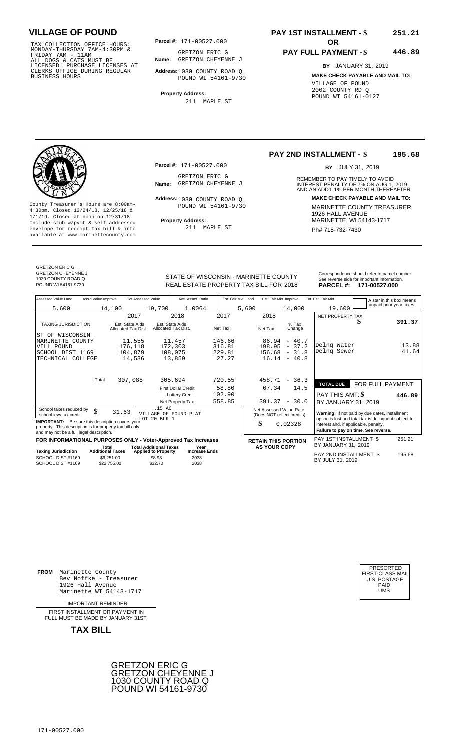# VILLAGE OF POUND

TAX COLLECTION OFFICE HOURS: MONDAY-THURSDAY 7AM-4:30PM & FRIDAY 7AM - 11AM
ALL DOGS & CATS MUST BE LICENSED! PURCHASE LICENSES AT CLERKS OFFICE DURING REGULAR BUSINESS HOURS

**Parcel #:** 171-00527.000

**Name:** GRETZON ERIC G
GRETZON CHEYENNE J

**Address:** 1030 COUNTY ROAD Q
POUND WI 54161-9730

**Property Address:**
211 MAPLE ST

## PAY 1ST INSTALLMENT - $ 251.21

**OR**

## PAY FULL PAYMENT - $ 446.89

**BY** JANUARY 31, 2019

**MAKE CHECK PAYABLE AND MAIL TO:**
VILLAGE OF POUND
2002 COUNTY RD Q
POUND WI 54161-0127

---

County Treasurer's Hours are 8:00am-4:30pm. Closed 12/24/18, 12/25/18 & 1/1/19. Closed at noon on 12/31/18. Include stub w/pymt & self-addressed envelope for receipt.Tax bill & info available at www.marinettecounty.com

**Parcel #:** 171-00527.000

**Name:** GRETZON ERIC G
GRETZON CHEYENNE J

**Address:** 1030 COUNTY ROAD Q
POUND WI 54161-9730

**Property Address:**
211 MAPLE ST

## PAY 2ND INSTALLMENT - $ 195.68

**BY** JULY 31, 2019

REMEMBER TO PAY TIMELY TO AVOID INTEREST PENALTY OF 7% ON AUG 1, 2019 AND AN ADD'L 1% PER MONTH THEREAFTER

**MAKE CHECK PAYABLE AND MAIL TO:**
MARINETTE COUNTY TREASURER
1926 HALL AVENUE
MARINETTE, WI 54143-1717
Ph# 715-732-7430

---

GRETZON ERIC G
GRETZON CHEYENNE J
1030 COUNTY ROAD Q
POUND WI 54161-9730

STATE OF WISCONSIN - MARINETTE COUNTY
REAL ESTATE PROPERTY TAX BILL FOR 2018

Correspondence should refer to parcel number. See reverse side for important information.
**PARCEL #: 171-00527.000**

| Assessed Value Land | Ass'd Value Improve | Tot Assessed Value | Ave. Assmt. Ratio | Est. Fair Mkt. Land | Est. Fair Mkt. Improve | Tot. Est. Fair Mkt. |
|---|---|---|---|---|---|---|
| 5,600 | 14,100 | 19,700 | 1.0064 | 5,600 | 14,000 | 19,600 |

A star in this box means unpaid prior year taxes

| TAXING JURISDICTION | 2017 Est. State Aids Allocated Tax Dist. | 2018 Est. State Aids Allocated Tax Dist. | 2017 Net Tax | 2018 Net Tax | % Tax Change |
|---|---|---|---|---|---|
| ST OF WISCONSIN | | | | | |
| MARINETTE COUNTY | 11,555 | 11,457 | 146.66 | 86.94 | - 40.7 |
| VILL POUND | 176,118 | 172,303 | 316.81 | 198.95 | - 37.2 |
| SCHOOL DIST 1169 | 104,879 | 108,075 | 229.81 | 156.68 | - 31.8 |
| TECHNICAL COLLEGE | 14,536 | 13,859 | 27.27 | 16.14 | - 40.8 |
| Total | 307,088 | 305,694 | 720.55 | 458.71 | - 36.3 |
| | | First Dollar Credit | 58.80 | 67.34 | 14.5 |
| | | Lottery Credit | 102.90 | | |
| | | Net Property Tax | 558.85 | 391.37 | - 30.0 |

| | |
|---|---|
| NET PROPERTY TAX | $ 391.37 |
| Delnq Water | 13.88 |
| Delnq Sewer | 41.64 |

| TOTAL DUE | FOR FULL PAYMENT |
|---|---|
| PAY THIS AMT: $ | 446.89 |
| BY JANUARY 31, 2019 | |

School taxes reduced by school levy tax credit $ 31.63

.15 AC
VILLAGE OF POUND PLAT
LOT 20 BLK 1

**IMPORTANT:** Be sure this description covers your property. This description is for property tax bill only and may not be a full legal description.

Net Assessed Value Rate (Does NOT reflect credits) $ 0.02328

**Warning:** If not paid by due dates, installment option is lost and total tax is delinquent subject to interest and, if applicable, penalty.
**Failure to pay on time. See reverse.**

**FOR INFORMATIONAL PURPOSES ONLY - Voter-Approved Tax Increases**

| Taxing Jurisdiction | Total Additional Taxes | Total Additional Taxes Applied to Property | Year Increase Ends |
|---|---|---|---|
| SCHOOL DIST #1169 | $6,251.00 | $8.98 | 2038 |
| SCHOOL DIST #1169 | $22,755.00 | $32.70 | 2038 |

**RETAIN THIS PORTION AS YOUR COPY**

| | |
|---|---|
| PAY 1ST INSTALLMENT $ BY JANUARY 31, 2019 | 251.21 |
| PAY 2ND INSTALLMENT $ BY JULY 31, 2019 | 195.68 |

---

**FROM** Marinette County
Bev Noffke - Treasurer
1926 Hall Avenue
Marinette WI 54143-1717

PRESORTED
FIRST-CLASS MAIL
U.S. POSTAGE
PAID
UMS

IMPORTANT REMINDER

FIRST INSTALLMENT OR PAYMENT IN FULL MUST BE MADE BY JANUARY 31ST

**TAX BILL**

GRETZON ERIC G
GRETZON CHEYENNE J
1030 COUNTY ROAD Q
POUND WI 54161-9730

171-00527.000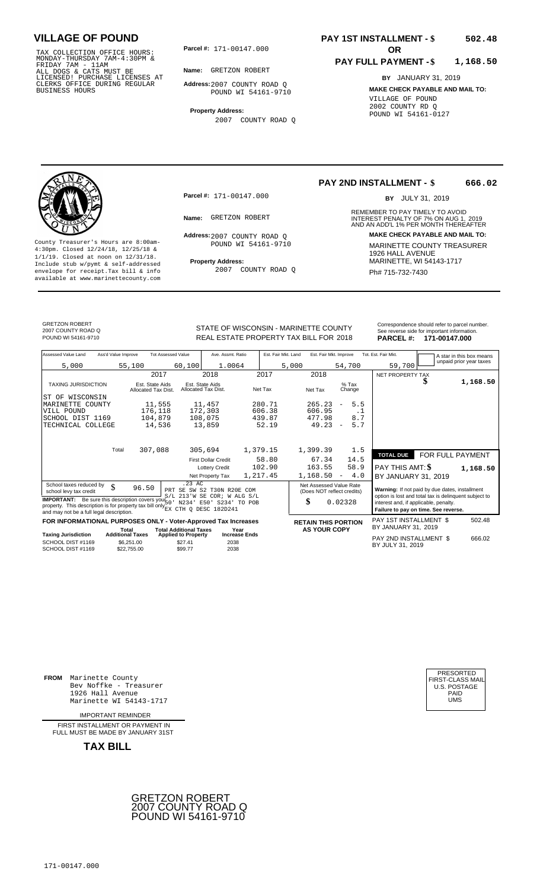# VILLAGE OF POUND

TAX COLLECTION OFFICE HOURS:
MONDAY-THURSDAY 7AM-4:30PM &
FRIDAY 7AM - 11AM
ALL DOGS & CATS MUST BE
LICENSED! PURCHASE LICENSES AT
CLERKS OFFICE DURING REGULAR
BUSINESS HOURS

**Parcel #:** 171-00147.000

**Name:** GRETZON ROBERT

**Address:** 2007 COUNTY ROAD Q
POUND WI 54161-9710

**Property Address:**
2007 COUNTY ROAD Q

**PAY 1ST INSTALLMENT - $ 502.48**

**OR**

**PAY FULL PAYMENT - $ 1,168.50**

**BY** JANUARY 31, 2019

**MAKE CHECK PAYABLE AND MAIL TO:**
VILLAGE OF POUND
2002 COUNTY RD Q
POUND WI 54161-0127

---

County Treasurer's Hours are 8:00am-4:30pm. Closed 12/24/18, 12/25/18 & 1/1/19. Closed at noon on 12/31/18. Include stub w/pymt & self-addressed envelope for receipt.Tax bill & info available at www.marinettecounty.com

**Parcel #:** 171-00147.000

**Name:** GRETZON ROBERT

**Address:** 2007 COUNTY ROAD Q
POUND WI 54161-9710

**Property Address:**
2007 COUNTY ROAD Q

**PAY 2ND INSTALLMENT - $ 666.02**

**BY** JULY 31, 2019

REMEMBER TO PAY TIMELY TO AVOID INTEREST PENALTY OF 7% ON AUG 1, 2019 AND AN ADD'L 1% PER MONTH THEREAFTER

**MAKE CHECK PAYABLE AND MAIL TO:**
MARINETTE COUNTY TREASURER
1926 HALL AVENUE
MARINETTE, WI 54143-1717
Ph# 715-732-7430

---

GRETZON ROBERT
2007 COUNTY ROAD Q
POUND WI 54161-9710

STATE OF WISCONSIN - MARINETTE COUNTY
REAL ESTATE PROPERTY TAX BILL FOR 2018

Correspondence should refer to parcel number. See reverse side for important information.
**PARCEL #: 171-00147.000**

| Assessed Value Land | Ass'd Value Improve | Tot Assessed Value | Ave. Assmt. Ratio | Est. Fair Mkt. Land | Est. Fair Mkt. Improve | Tot. Est. Fair Mkt. |
|---|---|---|---|---|---|---|
| 5,000 | 55,100 | 60,100 | 1.0064 | 5,000 | 54,700 | 59,700 |

A star in this box means unpaid prior year taxes

| TAXING JURISDICTION | 2017 Est. State Aids Allocated Tax Dist. | 2018 Est. State Aids Allocated Tax Dist. | 2017 Net Tax | 2018 Net Tax | % Tax Change |
|---|---|---|---|---|---|
| ST OF WISCONSIN | | | | | |
| MARINETTE COUNTY | 11,555 | 11,457 | 280.71 | 265.23 | - 5.5 |
| VILL POUND | 176,118 | 172,303 | 606.38 | 606.95 | .1 |
| SCHOOL DIST 1169 | 104,879 | 108,075 | 439.87 | 477.98 | 8.7 |
| TECHNICAL COLLEGE | 14,536 | 13,859 | 52.19 | 49.23 | - 5.7 |
| Total | 307,088 | 305,694 | 1,379.15 | 1,399.39 | 1.5 |
| | | First Dollar Credit | 58.80 | 67.34 | 14.5 |
| | | Lottery Credit | 102.90 | 163.55 | 58.9 |
| | | Net Property Tax | 1,217.45 | 1,168.50 | - 4.0 |

NET PROPERTY TAX $ 1,168.50

**TOTAL DUE** FOR FULL PAYMENT
PAY THIS AMT: $ 1,168.50
BY JANUARY 31, 2019

School taxes reduced by school levy tax credit $ 96.50

.23 AC
PRT SE SW S2 T30N R20E COM S/L 213'W SE COR; W ALG S/L 50' N234' E50' S234' TO POB EX CTH Q DESC 182D241

**IMPORTANT:** Be sure this description covers your property. This description is for property tax bill only and may not be a full legal description.

Net Assessed Value Rate (Does NOT reflect credits) $ 0.02328

**Warning:** If not paid by due dates, installment option is lost and total tax is delinquent subject to interest and, if applicable, penalty.
**Failure to pay on time. See reverse.**

**FOR INFORMATIONAL PURPOSES ONLY - Voter-Approved Tax Increases**

| Taxing Jurisdiction | Total Additional Taxes | Total Additional Taxes Applied to Property | Year Increase Ends |
|---|---|---|---|
| SCHOOL DIST #1169 | $6,251.00 | $27.41 | 2038 |
| SCHOOL DIST #1169 | $22,755.00 | $99.77 | 2038 |

**RETAIN THIS PORTION AS YOUR COPY**

PAY 1ST INSTALLMENT $ 502.48
BY JANUARY 31, 2019

PAY 2ND INSTALLMENT $ 666.02
BY JULY 31, 2019

---

**FROM** Marinette County
Bev Noffke - Treasurer
1926 Hall Avenue
Marinette WI 54143-1717

IMPORTANT REMINDER

FIRST INSTALLMENT OR PAYMENT IN FULL MUST BE MADE BY JANUARY 31ST

**TAX BILL**

PRESORTED
FIRST-CLASS MAIL
U.S. POSTAGE
PAID
UMS

GRETZON ROBERT
2007 COUNTY ROAD Q
POUND WI 54161-9710

171-00147.000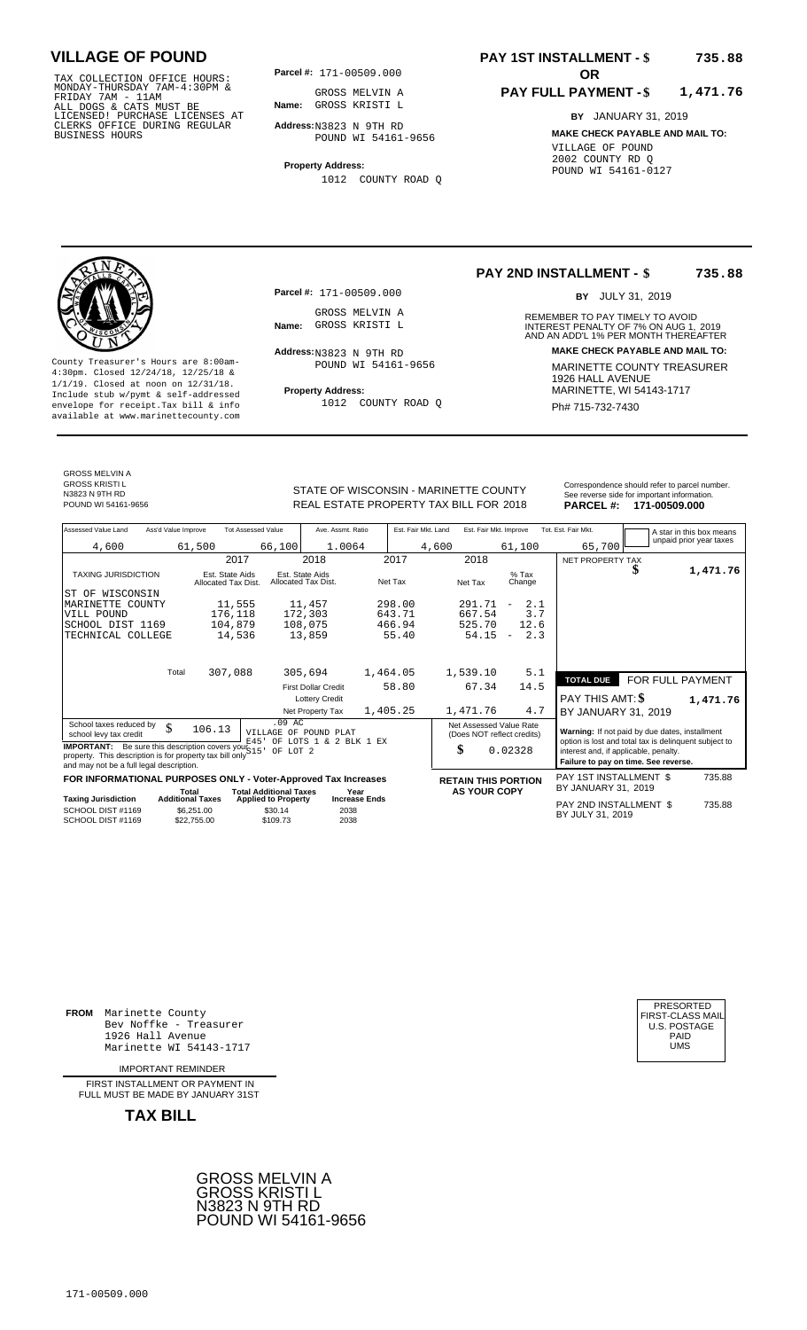# VILLAGE OF POUND

TAX COLLECTION OFFICE HOURS: MONDAY-THURSDAY 7AM-4:30PM & FRIDAY 7AM - 11AM ALL DOGS & CATS MUST BE LICENSED! PURCHASE LICENSES AT CLERKS OFFICE DURING REGULAR BUSINESS HOURS

**Parcel #:** 171-00509.000

**Name:** GROSS MELVIN A GROSS KRISTI L

**Address:** N3823 N 9TH RD POUND WI 54161-9656

**Property Address:** 1012 COUNTY ROAD Q

**PAY 1ST INSTALLMENT - $ 735.88**

**OR**

**PAY FULL PAYMENT - $ 1,471.76**

**BY** JANUARY 31, 2019

**MAKE CHECK PAYABLE AND MAIL TO:**
VILLAGE OF POUND
2002 COUNTY RD Q
POUND WI 54161-0127

---

County Treasurer's Hours are 8:00am-4:30pm. Closed 12/24/18, 12/25/18 & 1/1/19. Closed at noon on 12/31/18. Include stub w/pymt & self-addressed envelope for receipt.Tax bill & info available at www.marinettecounty.com

**Parcel #:** 171-00509.000

**Name:** GROSS MELVIN A GROSS KRISTI L

**Address:** N3823 N 9TH RD POUND WI 54161-9656

**Property Address:** 1012 COUNTY ROAD Q

**PAY 2ND INSTALLMENT - $ 735.88**

**BY** JULY 31, 2019

REMEMBER TO PAY TIMELY TO AVOID INTEREST PENALTY OF 7% ON AUG 1, 2019 AND AN ADD'L 1% PER MONTH THEREAFTER

**MAKE CHECK PAYABLE AND MAIL TO:**
MARINETTE COUNTY TREASURER
1926 HALL AVENUE
MARINETTE, WI 54143-1717
Ph# 715-732-7430

---

GROSS MELVIN A
GROSS KRISTI L
N3823 N 9TH RD
POUND WI 54161-9656

STATE OF WISCONSIN - MARINETTE COUNTY
REAL ESTATE PROPERTY TAX BILL FOR 2018

Correspondence should refer to parcel number. See reverse side for important information.
**PARCEL #: 171-00509.000**

| Assessed Value Land | Ass'd Value Improve | Tot Assessed Value | Ave. Assmt. Ratio | Est. Fair Mkt. Land | Est. Fair Mkt. Improve | Tot. Est. Fair Mkt. |
|---|---|---|---|---|---|---|
| 4,600 | 61,500 | 66,100 | 1.0064 | 4,600 | 61,100 | 65,700 |

A star in this box means unpaid prior year taxes

| TAXING JURISDICTION | 2017 Est. State Aids Allocated Tax Dist. | 2018 Est. State Aids Allocated Tax Dist. | 2017 Net Tax | 2018 Net Tax | % Tax Change |
|---|---|---|---|---|---|
| ST OF WISCONSIN | | | | | |
| MARINETTE COUNTY | 11,555 | 11,457 | 298.00 | 291.71 | - 2.1 |
| VILL POUND | 176,118 | 172,303 | 643.71 | 667.54 | 3.7 |
| SCHOOL DIST 1169 | 104,879 | 108,075 | 466.94 | 525.70 | 12.6 |
| TECHNICAL COLLEGE | 14,536 | 13,859 | 55.40 | 54.15 | - 2.3 |
| Total | 307,088 | 305,694 | 1,464.05 | 1,539.10 | 5.1 |
| | | First Dollar Credit | 58.80 | 67.34 | 14.5 |
| | | Lottery Credit | | | |
| | | Net Property Tax | 1,405.25 | 1,471.76 | 4.7 |

NET PROPERTY TAX $ 1,471.76

**TOTAL DUE FOR FULL PAYMENT**
PAY THIS AMT: $ 1,471.76
BY JANUARY 31, 2019

School taxes reduced by school levy tax credit $ 106.13

.09 AC VILLAGE OF POUND PLAT E45' OF LOTS 1 & 2 BLK 1 EX S15' OF LOT 2

**IMPORTANT:** Be sure this description covers your property. This description is for property tax bill only and may not be a full legal description.

Net Assessed Value Rate (Does NOT reflect credits) $ 0.02328

**Warning:** If not paid by due dates, installment option is lost and total tax is delinquent subject to interest and, if applicable, penalty.
**Failure to pay on time. See reverse.**

**FOR INFORMATIONAL PURPOSES ONLY - Voter-Approved Tax Increases**

| Taxing Jurisdiction | Total Additional Taxes | Total Additional Taxes Applied to Property | Year Increase Ends |
|---|---|---|---|
| SCHOOL DIST #1169 | $6,251.00 | $30.14 | 2038 |
| SCHOOL DIST #1169 | $22,755.00 | $109.73 | 2038 |

**RETAIN THIS PORTION AS YOUR COPY**

PAY 1ST INSTALLMENT $ 735.88
BY JANUARY 31, 2019

PAY 2ND INSTALLMENT $ 735.88
BY JULY 31, 2019

---

**FROM** Marinette County
Bev Noffke - Treasurer
1926 Hall Avenue
Marinette WI 54143-1717

PRESORTED FIRST-CLASS MAIL U.S. POSTAGE PAID UMS

IMPORTANT REMINDER

FIRST INSTALLMENT OR PAYMENT IN FULL MUST BE MADE BY JANUARY 31ST

**TAX BILL**

GROSS MELVIN A
GROSS KRISTI L
N3823 N 9TH RD
POUND WI 54161-9656

171-00509.000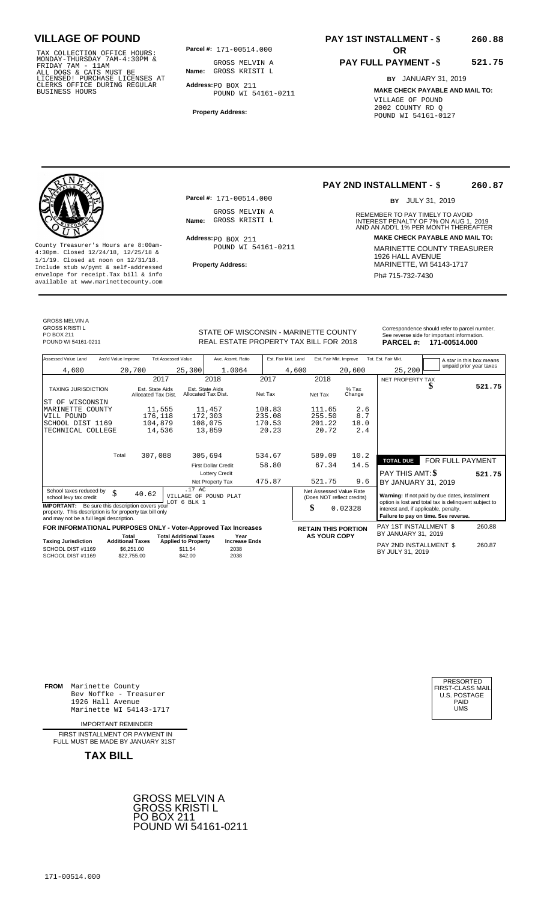# VILLAGE OF POUND

TAX COLLECTION OFFICE HOURS: MONDAY-THURSDAY 7AM-4:30PM & FRIDAY 7AM - 11AM
ALL DOGS & CATS MUST BE LICENSED! PURCHASE LICENSES AT CLERKS OFFICE DURING REGULAR BUSINESS HOURS

**Parcel #:** 171-00514.000

**Name:** GROSS MELVIN A
GROSS KRISTI L

**Address:** PO BOX 211
POUND WI 54161-0211

**Property Address:**

**PAY 1ST INSTALLMENT - $ 260.88**

**OR**

**PAY FULL PAYMENT - $ 521.75**

**BY** JANUARY 31, 2019

**MAKE CHECK PAYABLE AND MAIL TO:**
VILLAGE OF POUND
2002 COUNTY RD Q
POUND WI 54161-0127

---

**PAY 2ND INSTALLMENT - $ 260.87**

**BY** JULY 31, 2019

REMEMBER TO PAY TIMELY TO AVOID INTEREST PENALTY OF 7% ON AUG 1, 2019 AND AN ADD'L 1% PER MONTH THEREAFTER

**Parcel #:** 171-00514.000

**Name:** GROSS MELVIN A
GROSS KRISTI L

**Address:** PO BOX 211
POUND WI 54161-0211

**Property Address:**

**MAKE CHECK PAYABLE AND MAIL TO:**
MARINETTE COUNTY TREASURER
1926 HALL AVENUE
MARINETTE, WI 54143-1717
Ph# 715-732-7430

County Treasurer's Hours are 8:00am-4:30pm. Closed 12/24/18, 12/25/18 & 1/1/19. Closed at noon on 12/31/18. Include stub w/pymt & self-addressed envelope for receipt. Tax bill & info available at www.marinettecounty.com

---

GROSS MELVIN A
GROSS KRISTI L
PO BOX 211
POUND WI 54161-0211

STATE OF WISCONSIN - MARINETTE COUNTY
REAL ESTATE PROPERTY TAX BILL FOR 2018

Correspondence should refer to parcel number. See reverse side for important information.
**PARCEL #: 171-00514.000**

| Assessed Value Land | Ass'd Value Improve | Tot Assessed Value | Ave. Assmt. Ratio | Est. Fair Mkt. Land | Est. Fair Mkt. Improve | Tot. Est. Fair Mkt. |
|---|---|---|---|---|---|---|
| 4,600 | 20,700 | 25,300 | 1.0064 | 4,600 | 20,600 | 25,200 |

A star in this box means unpaid prior year taxes

| TAXING JURISDICTION | 2017 Est. State Aids Allocated Tax Dist. | 2018 Est. State Aids Allocated Tax Dist. | 2017 Net Tax | 2018 Net Tax | % Tax Change |
|---|---|---|---|---|---|
| ST OF WISCONSIN | | | | | |
| MARINETTE COUNTY | 11,555 | 11,457 | 108.83 | 111.65 | 2.6 |
| VILL POUND | 176,118 | 172,303 | 235.08 | 255.50 | 8.7 |
| SCHOOL DIST 1169 | 104,879 | 108,075 | 170.53 | 201.22 | 18.0 |
| TECHNICAL COLLEGE | 14,536 | 13,859 | 20.23 | 20.72 | 2.4 |
| Total | 307,088 | 305,694 | 534.67 | 589.09 | 10.2 |
| | | First Dollar Credit | 58.80 | 67.34 | 14.5 |
| | | Lottery Credit | | | |
| | | Net Property Tax | 475.87 | 521.75 | 9.6 |

NET PROPERTY TAX $ 521.75

**TOTAL DUE** FOR FULL PAYMENT
PAY THIS AMT: $ 521.75
BY JANUARY 31, 2019

School taxes reduced by school levy tax credit $ 40.62

.17 AC
VILLAGE OF POUND PLAT
LOT 6 BLK 1

**IMPORTANT:** Be sure this description covers your property. This description is for property tax bill only and may not be a full legal description.

Net Assessed Value Rate (Does NOT reflect credits) $ 0.02328

**Warning:** If not paid by due dates, installment option is lost and total tax is delinquent subject to interest and, if applicable, penalty.
**Failure to pay on time. See reverse.**

**FOR INFORMATIONAL PURPOSES ONLY - Voter-Approved Tax Increases**

| Taxing Jurisdiction | Total Additional Taxes | Total Additional Taxes Applied to Property | Year Increase Ends |
|---|---|---|---|
| SCHOOL DIST #1169 | $6,251.00 | $11.54 | 2038 |
| SCHOOL DIST #1169 | $22,755.00 | $42.00 | 2038 |

**RETAIN THIS PORTION AS YOUR COPY**

PAY 1ST INSTALLMENT $ 260.88
BY JANUARY 31, 2019

PAY 2ND INSTALLMENT $ 260.87
BY JULY 31, 2019

---

**FROM** Marinette County
Bev Noffke - Treasurer
1926 Hall Avenue
Marinette WI 54143-1717

IMPORTANT REMINDER

FIRST INSTALLMENT OR PAYMENT IN FULL MUST BE MADE BY JANUARY 31ST

**TAX BILL**

PRESORTED FIRST-CLASS MAIL U.S. POSTAGE PAID UMS

GROSS MELVIN A
GROSS KRISTI L
PO BOX 211
POUND WI 54161-0211

171-00514.000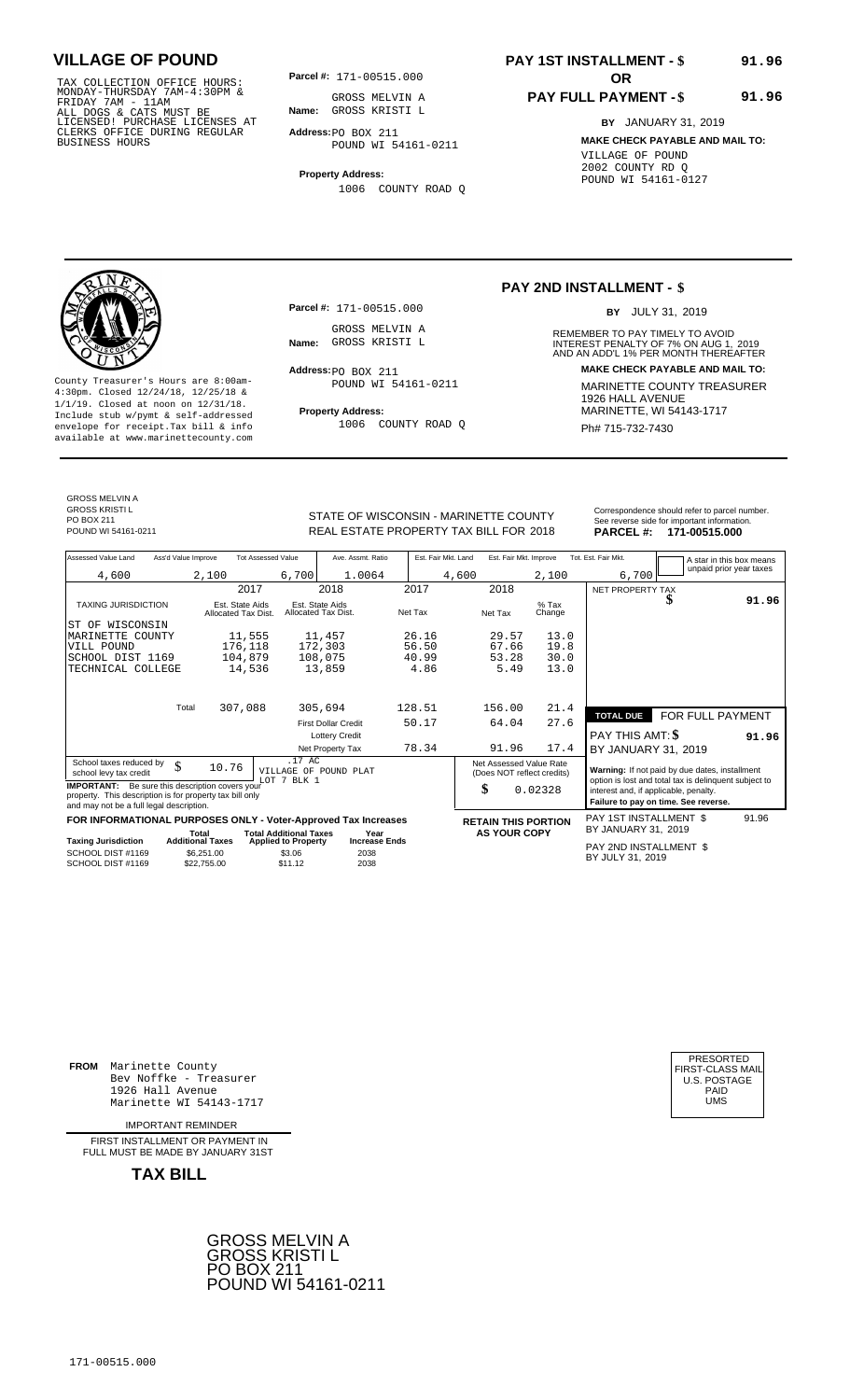# VILLAGE OF POUND

TAX COLLECTION OFFICE HOURS: MONDAY-THURSDAY 7AM-4:30PM & FRIDAY 7AM - 11AM ALL DOGS & CATS MUST BE LICENSED! PURCHASE LICENSES AT CLERKS OFFICE DURING REGULAR BUSINESS HOURS

**Parcel #:** 171-00515.000

**Name:** GROSS MELVIN A GROSS KRISTI L

**Address:** PO BOX 211 POUND WI 54161-0211

**Property Address:** 1006 COUNTY ROAD Q

**PAY 1ST INSTALLMENT - $ 91.96**

**OR**

**PAY FULL PAYMENT - $ 91.96**

**BY** JANUARY 31, 2019

**MAKE CHECK PAYABLE AND MAIL TO:**
VILLAGE OF POUND
2002 COUNTY RD Q
POUND WI 54161-0127

---

County Treasurer's Hours are 8:00am-4:30pm. Closed 12/24/18, 12/25/18 & 1/1/19. Closed at noon on 12/31/18. Include stub w/pymt & self-addressed envelope for receipt.Tax bill & info available at www.marinettecounty.com

**Parcel #:** 171-00515.000

**Name:** GROSS MELVIN A GROSS KRISTI L

**Address:** PO BOX 211 POUND WI 54161-0211

**Property Address:** 1006 COUNTY ROAD Q

**PAY 2ND INSTALLMENT - $**

**BY** JULY 31, 2019

REMEMBER TO PAY TIMELY TO AVOID INTEREST PENALTY OF 7% ON AUG 1, 2019 AND AN ADD'L 1% PER MONTH THEREAFTER

**MAKE CHECK PAYABLE AND MAIL TO:**
MARINETTE COUNTY TREASURER
1926 HALL AVENUE
MARINETTE, WI 54143-1717
Ph# 715-732-7430

---

GROSS MELVIN A
GROSS KRISTI L
PO BOX 211
POUND WI 54161-0211

STATE OF WISCONSIN - MARINETTE COUNTY
REAL ESTATE PROPERTY TAX BILL FOR 2018

Correspondence should refer to parcel number. See reverse side for important information.
**PARCEL #: 171-00515.000**

| Assessed Value Land | Ass'd Value Improve | Tot Assessed Value | Ave. Assmt. Ratio | Est. Fair Mkt. Land | Est. Fair Mkt. Improve | Tot. Est. Fair Mkt. |
|---|---|---|---|---|---|---|
| 4,600 | 2,100 | 6,700 | 1.0064 | 4,600 | 2,100 | 6,700 |

A star in this box means unpaid prior year taxes

| TAXING JURISDICTION | 2017 Est. State Aids Allocated Tax Dist. | 2018 Est. State Aids Allocated Tax Dist. | 2017 Net Tax | 2018 Net Tax | % Tax Change |
|---|---|---|---|---|---|
| ST OF WISCONSIN | | | | | |
| MARINETTE COUNTY | 11,555 | 11,457 | 26.16 | 29.57 | 13.0 |
| VILL POUND | 176,118 | 172,303 | 56.50 | 67.66 | 19.8 |
| SCHOOL DIST 1169 | 104,879 | 108,075 | 40.99 | 53.28 | 30.0 |
| TECHNICAL COLLEGE | 14,536 | 13,859 | 4.86 | 5.49 | 13.0 |
| Total | 307,088 | 305,694 | 128.51 | 156.00 | 21.4 |
| | | First Dollar Credit | 50.17 | 64.04 | 27.6 |
| | | Lottery Credit | | | |
| | | Net Property Tax | 78.34 | 91.96 | 17.4 |

NET PROPERTY TAX $ 91.96

School taxes reduced by school levy tax credit $ 10.76

.17 AC
VILLAGE OF POUND PLAT
LOT 7 BLK 1

**IMPORTANT:** Be sure this description covers your property. This description is for property tax bill only and may not be a full legal description.

Net Assessed Value Rate (Does NOT reflect credits) $ 0.02328

**TOTAL DUE** FOR FULL PAYMENT
PAY THIS AMT: $ 91.96
BY JANUARY 31, 2019

**Warning:** If not paid by due dates, installment option is lost and total tax is delinquent subject to interest and, if applicable, penalty.
**Failure to pay on time. See reverse.**

**FOR INFORMATIONAL PURPOSES ONLY - Voter-Approved Tax Increases**

| Taxing Jurisdiction | Total Additional Taxes | Total Additional Taxes Applied to Property | Year Increase Ends |
|---|---|---|---|
| SCHOOL DIST #1169 | $6,251.00 | $3.06 | 2038 |
| SCHOOL DIST #1169 | $22,755.00 | $11.12 | 2038 |

**RETAIN THIS PORTION AS YOUR COPY**

PAY 1ST INSTALLMENT $ 91.96
BY JANUARY 31, 2019

PAY 2ND INSTALLMENT $
BY JULY 31, 2019

---

**FROM** Marinette County
Bev Noffke - Treasurer
1926 Hall Avenue
Marinette WI 54143-1717

IMPORTANT REMINDER

FIRST INSTALLMENT OR PAYMENT IN FULL MUST BE MADE BY JANUARY 31ST

**TAX BILL**

PRESORTED
FIRST-CLASS MAIL
U.S. POSTAGE
PAID
UMS

GROSS MELVIN A
GROSS KRISTI L
PO BOX 211
POUND WI 54161-0211

171-00515.000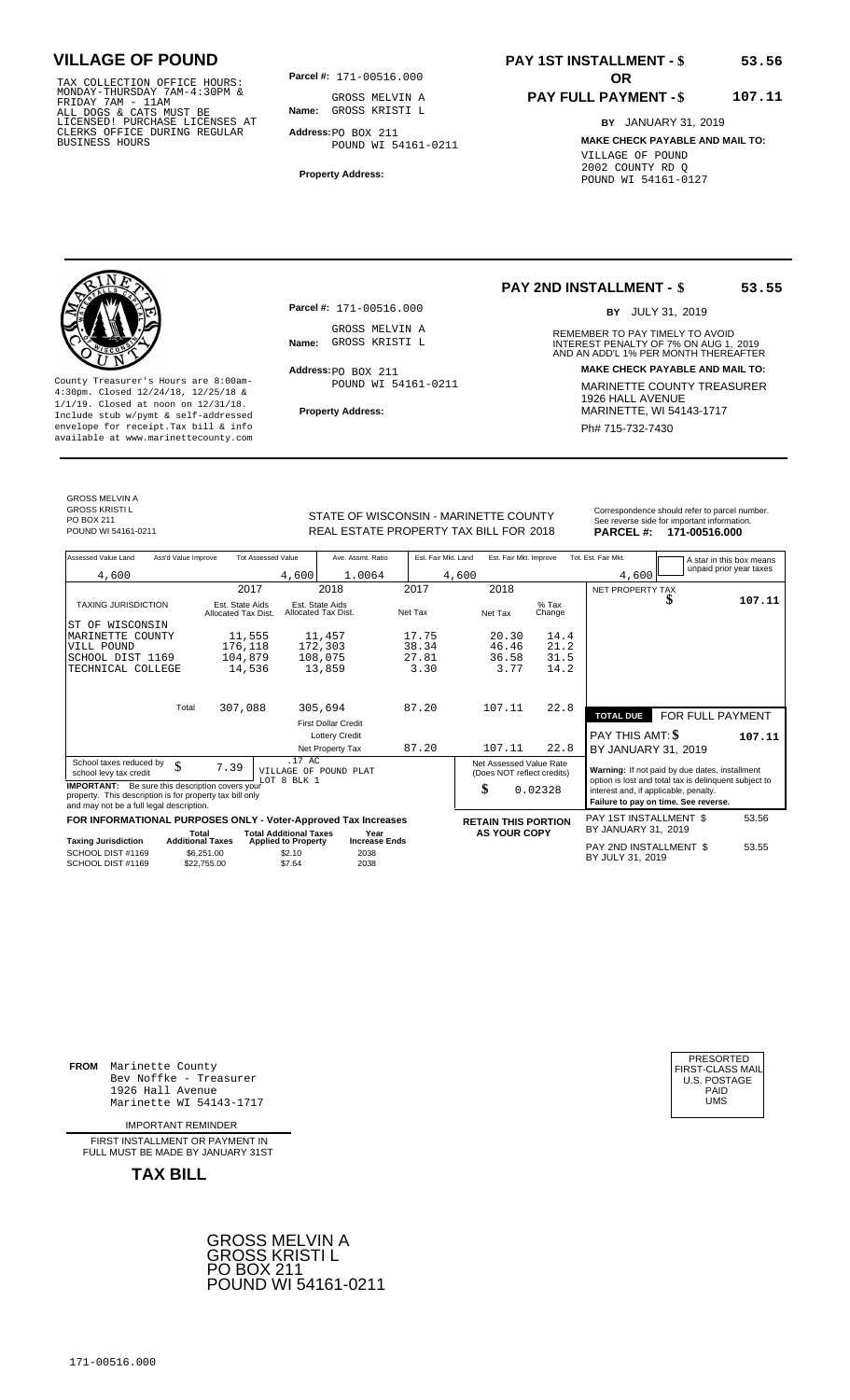# VILLAGE OF POUND

TAX COLLECTION OFFICE HOURS: MONDAY-THURSDAY 7AM-4:30PM & FRIDAY 7AM - 11AM ALL DOGS & CATS MUST BE LICENSED! PURCHASE LICENSES AT CLERKS OFFICE DURING REGULAR BUSINESS HOURS

**Parcel #:** 171-00516.000

**Name:** GROSS MELVIN A GROSS KRISTI L

**Address:** PO BOX 211 POUND WI 54161-0211

**Property Address:**

**PAY 1ST INSTALLMENT - $ 53.56**

**OR**

**PAY FULL PAYMENT - $ 107.11**

**BY** JANUARY 31, 2019

**MAKE CHECK PAYABLE AND MAIL TO:**
VILLAGE OF POUND
2002 COUNTY RD Q
POUND WI 54161-0127

---

**PAY 2ND INSTALLMENT - $ 53.55**

**BY** JULY 31, 2019

REMEMBER TO PAY TIMELY TO AVOID INTEREST PENALTY OF 7% ON AUG 1, 2019 AND AN ADD'L 1% PER MONTH THEREAFTER

**Parcel #:** 171-00516.000

**Name:** GROSS MELVIN A GROSS KRISTI L

**Address:** PO BOX 211 POUND WI 54161-0211

**Property Address:**

County Treasurer's Hours are 8:00am-4:30pm. Closed 12/24/18, 12/25/18 & 1/1/19. Closed at noon on 12/31/18. Include stub w/pymt & self-addressed envelope for receipt.Tax bill & info available at www.marinettecounty.com

**MAKE CHECK PAYABLE AND MAIL TO:**
MARINETTE COUNTY TREASURER
1926 HALL AVENUE
MARINETTE, WI 54143-1717
Ph# 715-732-7430

---

GROSS MELVIN A
GROSS KRISTI L
PO BOX 211
POUND WI 54161-0211

STATE OF WISCONSIN - MARINETTE COUNTY
REAL ESTATE PROPERTY TAX BILL FOR 2018

Correspondence should refer to parcel number. See reverse side for important information.
**PARCEL #: 171-00516.000**

| Assessed Value Land | Ass'd Value Improve | Tot Assessed Value | Ave. Assmt. Ratio | Est. Fair Mkt. Land | Est. Fair Mkt. Improve | Tot. Est. Fair Mkt. |
|---|---|---|---|---|---|---|
| 4,600 | | 4,600 | 1.0064 | 4,600 | | 4,600 |

A star in this box means unpaid prior year taxes

| TAXING JURISDICTION | 2017 Est. State Aids Allocated Tax Dist. | 2018 Est. State Aids Allocated Tax Dist. | 2017 Net Tax | 2018 Net Tax | % Tax Change |
|---|---|---|---|---|---|
| ST OF WISCONSIN | | | | | |
| MARINETTE COUNTY | 11,555 | 11,457 | 17.75 | 20.30 | 14.4 |
| VILL POUND | 176,118 | 172,303 | 38.34 | 46.46 | 21.2 |
| SCHOOL DIST 1169 | 104,879 | 108,075 | 27.81 | 36.58 | 31.5 |
| TECHNICAL COLLEGE | 14,536 | 13,859 | 3.30 | 3.77 | 14.2 |
| Total | 307,088 | 305,694 | 87.20 | 107.11 | 22.8 |
| First Dollar Credit | | | | | |
| Lottery Credit | | | | | |
| Net Property Tax | | | 87.20 | 107.11 | 22.8 |

NET PROPERTY TAX $ 107.11

| TOTAL DUE | FOR FULL PAYMENT |
|---|---|
| PAY THIS AMT: $ | 107.11 |
| BY JANUARY 31, 2019 | |

School taxes reduced by school levy tax credit $ 7.39

.17 AC
VILLAGE OF POUND PLAT
LOT 8 BLK 1

**IMPORTANT:** Be sure this description covers your property. This description is for property tax bill only and may not be a full legal description.

Net Assessed Value Rate (Does NOT reflect credits) $ 0.02328

**Warning:** If not paid by due dates, installment option is lost and total tax is delinquent subject to interest and, if applicable, penalty.
**Failure to pay on time. See reverse.**

**FOR INFORMATIONAL PURPOSES ONLY - Voter-Approved Tax Increases**

| Taxing Jurisdiction | Total Additional Taxes | Total Additional Taxes Applied to Property | Year Increase Ends |
|---|---|---|---|
| SCHOOL DIST #1169 | $6,251.00 | $2.10 | 2038 |
| SCHOOL DIST #1169 | $22,755.00 | $7.64 | 2038 |

**RETAIN THIS PORTION AS YOUR COPY**

PAY 1ST INSTALLMENT $ 53.56 BY JANUARY 31, 2019

PAY 2ND INSTALLMENT $ 53.55 BY JULY 31, 2019

---

**FROM** Marinette County
Bev Noffke - Treasurer
1926 Hall Avenue
Marinette WI 54143-1717

PRESORTED FIRST-CLASS MAIL U.S. POSTAGE PAID UMS

IMPORTANT REMINDER

FIRST INSTALLMENT OR PAYMENT IN FULL MUST BE MADE BY JANUARY 31ST

**TAX BILL**

GROSS MELVIN A
GROSS KRISTI L
PO BOX 211
POUND WI 54161-0211

171-00516.000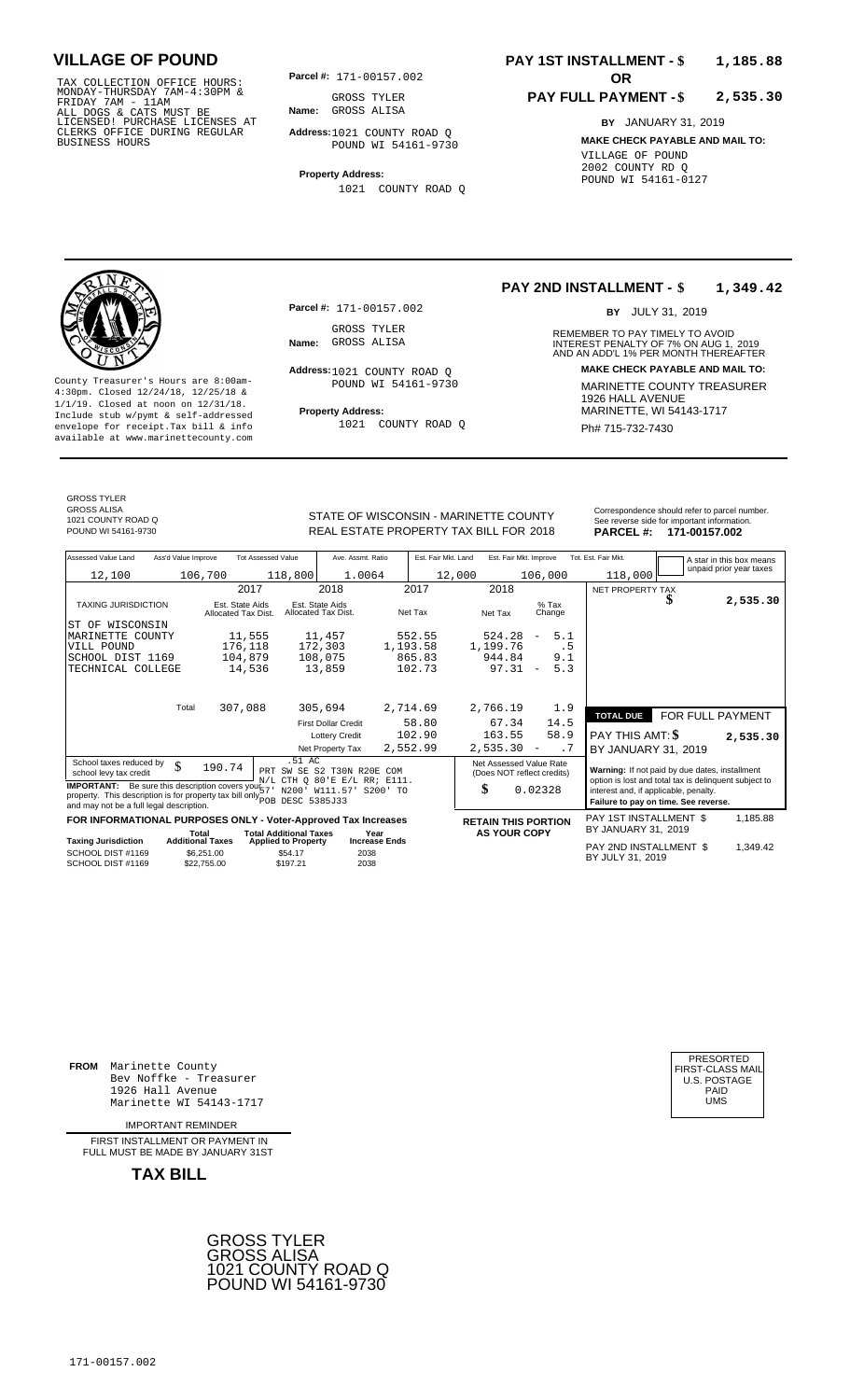# VILLAGE OF POUND

TAX COLLECTION OFFICE HOURS: MONDAY-THURSDAY 7AM-4:30PM & FRIDAY 7AM - 11AM ALL DOGS & CATS MUST BE LICENSED! PURCHASE LICENSES AT CLERKS OFFICE DURING REGULAR BUSINESS HOURS

**Parcel #:** 171-00157.002

**Name:** GROSS TYLER
GROSS ALISA

**Address:** 1021 COUNTY ROAD Q
POUND WI 54161-9730

**Property Address:**
1021 COUNTY ROAD Q

**PAY 1ST INSTALLMENT - $ 1,185.88**

**OR**

**PAY FULL PAYMENT - $ 2,535.30**

**BY** JANUARY 31, 2019

**MAKE CHECK PAYABLE AND MAIL TO:**
VILLAGE OF POUND
2002 COUNTY RD Q
POUND WI 54161-0127

---

**PAY 2ND INSTALLMENT - $ 1,349.42**

**BY** JULY 31, 2019

County Treasurer's Hours are 8:00am-4:30pm. Closed 12/24/18, 12/25/18 & 1/1/19. Closed at noon on 12/31/18. Include stub w/pymt & self-addressed envelope for receipt.Tax bill & info available at www.marinettecounty.com

**Parcel #:** 171-00157.002

**Name:** GROSS TYLER
GROSS ALISA

**Address:** 1021 COUNTY ROAD Q
POUND WI 54161-9730

**Property Address:**
1021 COUNTY ROAD Q

REMEMBER TO PAY TIMELY TO AVOID INTEREST PENALTY OF 7% ON AUG 1, 2019 AND AN ADD'L 1% PER MONTH THEREAFTER

**MAKE CHECK PAYABLE AND MAIL TO:**
MARINETTE COUNTY TREASURER
1926 HALL AVENUE
MARINETTE, WI 54143-1717
Ph# 715-732-7430

---

GROSS TYLER
GROSS ALISA
1021 COUNTY ROAD Q
POUND WI 54161-9730

STATE OF WISCONSIN - MARINETTE COUNTY
REAL ESTATE PROPERTY TAX BILL FOR 2018

Correspondence should refer to parcel number. See reverse side for important information.
**PARCEL #: 171-00157.002**

| Assessed Value Land | Ass'd Value Improve | Tot Assessed Value | Ave. Assmt. Ratio | Est. Fair Mkt. Land | Est. Fair Mkt. Improve | Tot. Est. Fair Mkt. |
|---|---|---|---|---|---|---|
| 12,100 | 106,700 | 118,800 | 1.0064 | 12,000 | 106,000 | 118,000 |

A star in this box means unpaid prior year taxes

| TAXING JURISDICTION | 2017 Est. State Aids Allocated Tax Dist. | 2018 Est. State Aids Allocated Tax Dist. | 2017 Net Tax | 2018 Net Tax | % Tax Change |
|---|---|---|---|---|---|
| ST OF WISCONSIN | | | | | |
| MARINETTE COUNTY | 11,555 | 11,457 | 552.55 | 524.28 | - 5.1 |
| VILL POUND | 176,118 | 172,303 | 1,193.58 | 1,199.76 | .5 |
| SCHOOL DIST 1169 | 104,879 | 108,075 | 865.83 | 944.84 | 9.1 |
| TECHNICAL COLLEGE | 14,536 | 13,859 | 102.73 | 97.31 | - 5.3 |
| Total | 307,088 | 305,694 | 2,714.69 | 2,766.19 | 1.9 |
| | | First Dollar Credit | 58.80 | 67.34 | 14.5 |
| | | Lottery Credit | 102.90 | 163.55 | 58.9 |
| | | Net Property Tax | 2,552.99 | 2,535.30 | - .7 |

NET PROPERTY TAX $ 2,535.30

**TOTAL DUE** FOR FULL PAYMENT
PAY THIS AMT: $ 2,535.30
BY JANUARY 31, 2019

School taxes reduced by school levy tax credit $ 190.74

.51 AC PRT SW SE S2 T30N R20E COM N/L CTH Q 80'E E/L RR; E111.57' N200' W111.57' S200' TO POB DESC 5385J33

**IMPORTANT:** Be sure this description covers your property. This description is for property tax bill only and may not be a full legal description.

Net Assessed Value Rate (Does NOT reflect credits) $ 0.02328

**Warning:** If not paid by due dates, installment option is lost and total tax is delinquent subject to interest and, if applicable, penalty.
**Failure to pay on time. See reverse.**

**FOR INFORMATIONAL PURPOSES ONLY - Voter-Approved Tax Increases**

| Taxing Jurisdiction | Total Additional Taxes | Total Additional Taxes Applied to Property | Year Increase Ends |
|---|---|---|---|
| SCHOOL DIST #1169 | $6,251.00 | $54.17 | 2038 |
| SCHOOL DIST #1169 | $22,755.00 | $197.21 | 2038 |

**RETAIN THIS PORTION AS YOUR COPY**

PAY 1ST INSTALLMENT $ 1,185.88
BY JANUARY 31, 2019

PAY 2ND INSTALLMENT $ 1,349.42
BY JULY 31, 2019

---

**FROM** Marinette County
Bev Noffke - Treasurer
1926 Hall Avenue
Marinette WI 54143-1717

PRESORTED FIRST-CLASS MAIL U.S. POSTAGE PAID UMS

IMPORTANT REMINDER

FIRST INSTALLMENT OR PAYMENT IN FULL MUST BE MADE BY JANUARY 31ST

**TAX BILL**

GROSS TYLER
GROSS ALISA
1021 COUNTY ROAD Q
POUND WI 54161-9730

171-00157.002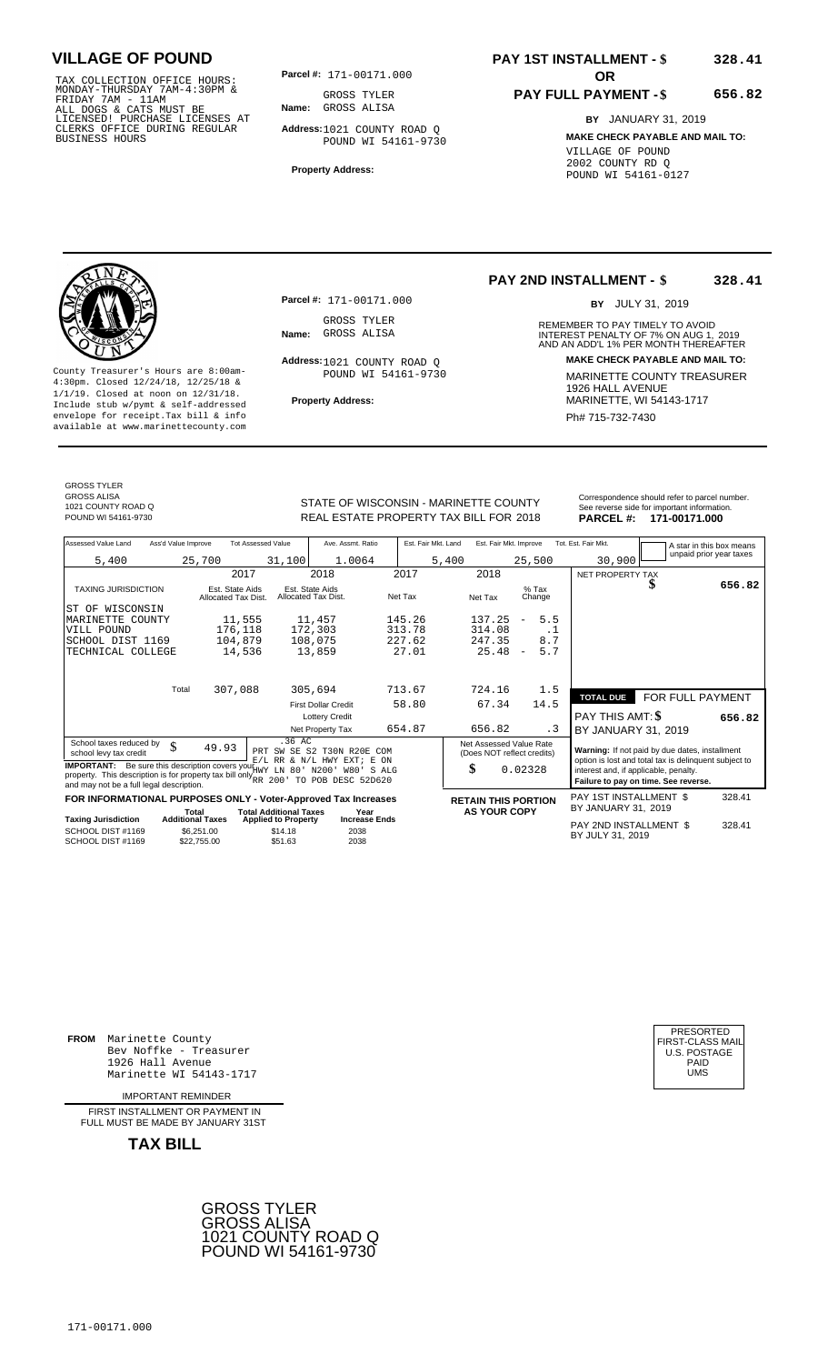# VILLAGE OF POUND

TAX COLLECTION OFFICE HOURS:
MONDAY-THURSDAY 7AM-4:30PM &
FRIDAY 7AM - 11AM
ALL DOGS & CATS MUST BE
LICENSED! PURCHASE LICENSES AT
CLERKS OFFICE DURING REGULAR
BUSINESS HOURS

**Parcel #:** 171-00171.000

**Name:** GROSS TYLER
GROSS ALISA

**Address:** 1021 COUNTY ROAD Q
POUND WI 54161-9730

**Property Address:**

**PAY 1ST INSTALLMENT - $ 328.41**

**OR**

**PAY FULL PAYMENT - $ 656.82**

**BY** JANUARY 31, 2019

**MAKE CHECK PAYABLE AND MAIL TO:**
VILLAGE OF POUND
2002 COUNTY RD Q
POUND WI 54161-0127

---

County Treasurer's Hours are 8:00am-4:30pm. Closed 12/24/18, 12/25/18 & 1/1/19. Closed at noon on 12/31/18. Include stub w/pymt & self-addressed envelope for receipt.Tax bill & info available at www.marinettecounty.com

**Parcel #:** 171-00171.000

**Name:** GROSS TYLER
GROSS ALISA

**Address:** 1021 COUNTY ROAD Q
POUND WI 54161-9730

**Property Address:**

**PAY 2ND INSTALLMENT - $ 328.41**

**BY** JULY 31, 2019

REMEMBER TO PAY TIMELY TO AVOID INTEREST PENALTY OF 7% ON AUG 1, 2019 AND AN ADD'L 1% PER MONTH THEREAFTER

**MAKE CHECK PAYABLE AND MAIL TO:**
MARINETTE COUNTY TREASURER
1926 HALL AVENUE
MARINETTE, WI 54143-1717
Ph# 715-732-7430

---

GROSS TYLER
GROSS ALISA
1021 COUNTY ROAD Q
POUND WI 54161-9730

STATE OF WISCONSIN - MARINETTE COUNTY
REAL ESTATE PROPERTY TAX BILL FOR 2018

Correspondence should refer to parcel number. See reverse side for important information.
**PARCEL #: 171-00171.000**

| Assessed Value Land | Ass'd Value Improve | Tot Assessed Value | Ave. Assmt. Ratio | Est. Fair Mkt. Land | Est. Fair Mkt. Improve | Tot. Est. Fair Mkt. |
|---|---|---|---|---|---|---|
| 5,400 | 25,700 | 31,100 | 1.0064 | 5,400 | 25,500 | 30,900 |

A star in this box means unpaid prior year taxes

| TAXING JURISDICTION | 2017 Est. State Aids Allocated Tax Dist. | 2018 Est. State Aids Allocated Tax Dist. | 2017 Net Tax | 2018 Net Tax | % Tax Change |
|---|---|---|---|---|---|
| ST OF WISCONSIN | | | | | |
| MARINETTE COUNTY | 11,555 | 11,457 | 145.26 | 137.25 | - 5.5 |
| VILL POUND | 176,118 | 172,303 | 313.78 | 314.08 | .1 |
| SCHOOL DIST 1169 | 104,879 | 108,075 | 227.62 | 247.35 | 8.7 |
| TECHNICAL COLLEGE | 14,536 | 13,859 | 27.01 | 25.48 | - 5.7 |
| Total | 307,088 | 305,694 | 713.67 | 724.16 | 1.5 |
| | | First Dollar Credit | 58.80 | 67.34 | 14.5 |
| | | Lottery Credit | | | |
| | | Net Property Tax | 654.87 | 656.82 | .3 |

NET PROPERTY TAX $ 656.82

**TOTAL DUE** FOR FULL PAYMENT
PAY THIS AMT: $ 656.82
BY JANUARY 31, 2019

School taxes reduced by school levy tax credit $ 49.93

.36 AC
PRT SW SE S2 T30N R20E COM E/L RR & N/L HWY EXT; E ON HWY LN 80' N200' W80' S ALG RR 200' TO POB DESC 52D620

**IMPORTANT:** Be sure this description covers your property. This description is for property tax bill only and may not be a full legal description.

Net Assessed Value Rate (Does NOT reflect credits) $ 0.02328

**Warning:** If not paid by due dates, installment option is lost and total tax is delinquent subject to interest and, if applicable, penalty. **Failure to pay on time. See reverse.**

**FOR INFORMATIONAL PURPOSES ONLY - Voter-Approved Tax Increases**

| Taxing Jurisdiction | Total Additional Taxes | Total Additional Taxes Applied to Property | Year Increase Ends |
|---|---|---|---|
| SCHOOL DIST #1169 | $6,251.00 | $14.18 | 2038 |
| SCHOOL DIST #1169 | $22,755.00 | $51.63 | 2038 |

**RETAIN THIS PORTION AS YOUR COPY**

PAY 1ST INSTALLMENT $ 328.41
BY JANUARY 31, 2019

PAY 2ND INSTALLMENT $ 328.41
BY JULY 31, 2019

---

**FROM** Marinette County
Bev Noffke - Treasurer
1926 Hall Avenue
Marinette WI 54143-1717

IMPORTANT REMINDER

FIRST INSTALLMENT OR PAYMENT IN FULL MUST BE MADE BY JANUARY 31ST

**TAX BILL**

PRESORTED
FIRST-CLASS MAIL
U.S. POSTAGE
PAID
UMS

GROSS TYLER
GROSS ALISA
1021 COUNTY ROAD Q
POUND WI 54161-9730

171-00171.000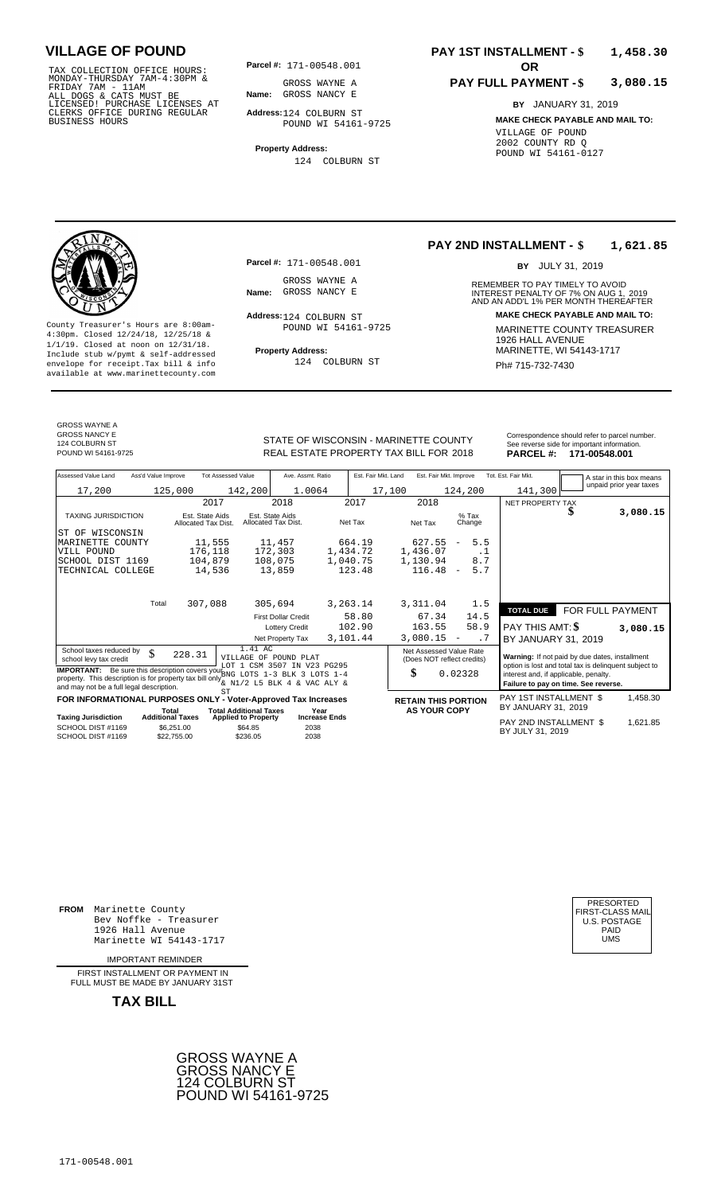# VILLAGE OF POUND

TAX COLLECTION OFFICE HOURS: MONDAY-THURSDAY 7AM-4:30PM & FRIDAY 7AM - 11AM ALL DOGS & CATS MUST BE LICENSED! PURCHASE LICENSES AT CLERKS OFFICE DURING REGULAR BUSINESS HOURS

**Parcel #:** 171-00548.001

**Name:** GROSS WAYNE A
GROSS NANCY E

**Address:** 124 COLBURN ST
POUND WI 54161-9725

**Property Address:**
124 COLBURN ST

**PAY 1ST INSTALLMENT - $ 1,458.30**

**OR**

**PAY FULL PAYMENT - $ 3,080.15**

**BY** JANUARY 31, 2019

**MAKE CHECK PAYABLE AND MAIL TO:**
VILLAGE OF POUND
2002 COUNTY RD Q
POUND WI 54161-0127

---

County Treasurer's Hours are 8:00am-4:30pm. Closed 12/24/18, 12/25/18 & 1/1/19. Closed at noon on 12/31/18. Include stub w/pymt & self-addressed envelope for receipt.Tax bill & info available at www.marinettecounty.com

**Parcel #:** 171-00548.001

**Name:** GROSS WAYNE A
GROSS NANCY E

**Address:** 124 COLBURN ST
POUND WI 54161-9725

**Property Address:**
124 COLBURN ST

**PAY 2ND INSTALLMENT - $ 1,621.85**

**BY** JULY 31, 2019

REMEMBER TO PAY TIMELY TO AVOID INTEREST PENALTY OF 7% ON AUG 1, 2019 AND AN ADD'L 1% PER MONTH THEREAFTER

**MAKE CHECK PAYABLE AND MAIL TO:**
MARINETTE COUNTY TREASURER
1926 HALL AVENUE
MARINETTE, WI 54143-1717
Ph# 715-732-7430

---

GROSS WAYNE A
GROSS NANCY E
124 COLBURN ST
POUND WI 54161-9725

STATE OF WISCONSIN - MARINETTE COUNTY
REAL ESTATE PROPERTY TAX BILL FOR 2018

Correspondence should refer to parcel number. See reverse side for important information.
**PARCEL #: 171-00548.001**

| Assessed Value Land | Ass'd Value Improve | Tot Assessed Value | Ave. Assmt. Ratio | Est. Fair Mkt. Land | Est. Fair Mkt. Improve | Tot. Est. Fair Mkt. |
|---|---|---|---|---|---|---|
| 17,200 | 125,000 | 142,200 | 1.0064 | 17,100 | 124,200 | 141,300 |

A star in this box means unpaid prior year taxes

| TAXING JURISDICTION | 2017 Est. State Aids Allocated Tax Dist. | 2018 Est. State Aids Allocated Tax Dist. | 2017 Net Tax | 2018 Net Tax | % Tax Change |
|---|---|---|---|---|---|
| ST OF WISCONSIN | | | | | |
| MARINETTE COUNTY | 11,555 | 11,457 | 664.19 | 627.55 | - 5.5 |
| VILL POUND | 176,118 | 172,303 | 1,434.72 | 1,436.07 | .1 |
| SCHOOL DIST 1169 | 104,879 | 108,075 | 1,040.75 | 1,130.94 | 8.7 |
| TECHNICAL COLLEGE | 14,536 | 13,859 | 123.48 | 116.48 | - 5.7 |
| Total | 307,088 | 305,694 | 3,263.14 | 3,311.04 | 1.5 |
| | | First Dollar Credit | 58.80 | 67.34 | 14.5 |
| | | Lottery Credit | 102.90 | 163.55 | 58.9 |
| | | Net Property Tax | 3,101.44 | 3,080.15 | - .7 |

NET PROPERTY TAX $ 3,080.15

| TOTAL DUE | FOR FULL PAYMENT |
|---|---|
| PAY THIS AMT: $ | 3,080.15 |
| BY JANUARY 31, 2019 | |

School taxes reduced by school levy tax credit $ 228.31

1.41 AC
VILLAGE OF POUND PLAT
LOT 1 CSM 3507 IN V23 PG295
BNG LOTS 1-3 BLK 3 LOTS 1-4
& N1/2 L5 BLK 4 & VAC ALY & ST

**IMPORTANT:** Be sure this description covers your property. This description is for property tax bill only and may not be a full legal description.

Net Assessed Value Rate (Does NOT reflect credits) $ 0.02328

**Warning:** If not paid by due dates, installment option is lost and total tax is delinquent subject to interest and, if applicable, penalty.
**Failure to pay on time. See reverse.**

**FOR INFORMATIONAL PURPOSES ONLY - Voter-Approved Tax Increases**

| Taxing Jurisdiction | Total Additional Taxes | Total Additional Taxes Applied to Property | Year Increase Ends |
|---|---|---|---|
| SCHOOL DIST #1169 | $6,251.00 | $64.85 | 2038 |
| SCHOOL DIST #1169 | $22,755.00 | $236.05 | 2038 |

**RETAIN THIS PORTION AS YOUR COPY**

PAY 1ST INSTALLMENT $ 1,458.30
BY JANUARY 31, 2019

PAY 2ND INSTALLMENT $ 1,621.85
BY JULY 31, 2019

---

**FROM** Marinette County
Bev Noffke - Treasurer
1926 Hall Avenue
Marinette WI 54143-1717

PRESORTED
FIRST-CLASS MAIL
U.S. POSTAGE
PAID
UMS

IMPORTANT REMINDER

FIRST INSTALLMENT OR PAYMENT IN FULL MUST BE MADE BY JANUARY 31ST

**TAX BILL**

GROSS WAYNE A
GROSS NANCY E
124 COLBURN ST
POUND WI 54161-9725

171-00548.001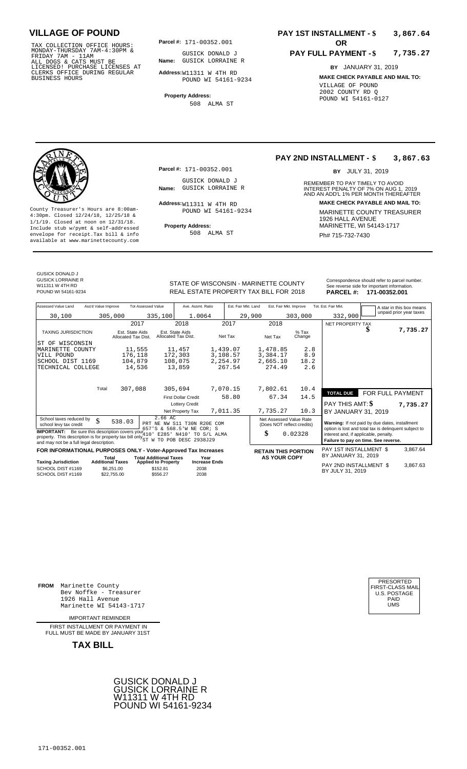## VILLAGE OF POUND

TAX COLLECTION OFFICE HOURS: MONDAY-THURSDAY 7AM-4:30PM & FRIDAY 7AM - 11AM
ALL DOGS & CATS MUST BE LICENSED! PURCHASE LICENSES AT CLERKS OFFICE DURING REGULAR BUSINESS HOURS

**Parcel #:** 171-00352.001

**Name:** GUSICK DONALD J
GUSICK LORRAINE R

**Address:** W11311 W 4TH RD
POUND WI 54161-9234

**Property Address:**
508 ALMA ST

**PAY 1ST INSTALLMENT - $ 3,867.64**

**OR**

**PAY FULL PAYMENT - $ 7,735.27**

**BY** JANUARY 31, 2019

**MAKE CHECK PAYABLE AND MAIL TO:**
VILLAGE OF POUND
2002 COUNTY RD Q
POUND WI 54161-0127

---

County Treasurer's Hours are 8:00am-4:30pm. Closed 12/24/18, 12/25/18 & 1/1/19. Closed at noon on 12/31/18. Include stub w/pymt & self-addressed envelope for receipt.Tax bill & info available at www.marinettecounty.com

**Parcel #:** 171-00352.001

**Name:** GUSICK DONALD J
GUSICK LORRAINE R

**Address:** W11311 W 4TH RD
POUND WI 54161-9234

**Property Address:**
508 ALMA ST

**PAY 2ND INSTALLMENT - $ 3,867.63**

**BY** JULY 31, 2019

REMEMBER TO PAY TIMELY TO AVOID INTEREST PENALTY OF 7% ON AUG 1, 2019 AND AN ADD'L 1% PER MONTH THEREAFTER

**MAKE CHECK PAYABLE AND MAIL TO:**
MARINETTE COUNTY TREASURER
1926 HALL AVENUE
MARINETTE, WI 54143-1717
Ph# 715-732-7430

---

GUSICK DONALD J
GUSICK LORRAINE R
W11311 W 4TH RD
POUND WI 54161-9234

STATE OF WISCONSIN - MARINETTE COUNTY
REAL ESTATE PROPERTY TAX BILL FOR 2018

Correspondence should refer to parcel number. See reverse side for important information.
**PARCEL #: 171-00352.001**

| Assessed Value Land | Ass'd Value Improve | Tot Assessed Value | Ave. Assmt. Ratio | Est. Fair Mkt. Land | Est. Fair Mkt. Improve | Tot. Est. Fair Mkt. |
|---|---|---|---|---|---|---|
| 30,100 | 305,000 | 335,100 | 1.0064 | 29,900 | 303,000 | 332,900 |

A star in this box means unpaid prior year taxes

| TAXING JURISDICTION | 2017 Est. State Aids Allocated Tax Dist. | 2018 Est. State Aids Allocated Tax Dist. | 2017 Net Tax | 2018 Net Tax | % Tax Change |
|---|---|---|---|---|---|
| ST OF WISCONSIN | | | | | |
| MARINETTE COUNTY | 11,555 | 11,457 | 1,439.07 | 1,478.85 | 2.8 |
| VILL POUND | 176,118 | 172,303 | 3,108.57 | 3,384.17 | 8.9 |
| SCHOOL DIST 1169 | 104,879 | 108,075 | 2,254.97 | 2,665.10 | 18.2 |
| TECHNICAL COLLEGE | 14,536 | 13,859 | 267.54 | 274.49 | 2.6 |
| Total | 307,088 | 305,694 | 7,070.15 | 7,802.61 | 10.4 |
| | | First Dollar Credit | 58.80 | 67.34 | 14.5 |
| | | Lottery Credit | | | |
| | | Net Property Tax | 7,011.35 | 7,735.27 | 10.3 |

NET PROPERTY TAX $ 7,735.27

**TOTAL DUE** FOR FULL PAYMENT
PAY THIS AMT: $ 7,735.27
BY JANUARY 31, 2019

School taxes reduced by school levy tax credit $ 538.03

**IMPORTANT:** Be sure this description covers your property. This description is for property tax bill only and may not be a full legal description.

2.66 AC
PRT NE NW S11 T30N R20E COM 657'S & 568.5'W NE COR; S 410' E285' N410' TO S/L ALMA ST W TO POB DESC 2938J29

Net Assessed Value Rate (Does NOT reflect credits) $ 0.02328

**Warning:** If not paid by due dates, installment option is lost and total tax is delinquent subject to interest and, if applicable, penalty.
**Failure to pay on time. See reverse.**

**FOR INFORMATIONAL PURPOSES ONLY - Voter-Approved Tax Increases**

| Taxing Jurisdiction | Total Additional Taxes | Total Additional Taxes Applied to Property | Year Increase Ends |
|---|---|---|---|
| SCHOOL DIST #1169 | $6,251.00 | $152.81 | 2038 |
| SCHOOL DIST #1169 | $22,755.00 | $556.27 | 2038 |

**RETAIN THIS PORTION AS YOUR COPY**

PAY 1ST INSTALLMENT $ 3,867.64
BY JANUARY 31, 2019

PAY 2ND INSTALLMENT $ 3,867.63
BY JULY 31, 2019

---

**FROM** Marinette County
Bev Noffke - Treasurer
1926 Hall Avenue
Marinette WI 54143-1717

IMPORTANT REMINDER

FIRST INSTALLMENT OR PAYMENT IN FULL MUST BE MADE BY JANUARY 31ST

**TAX BILL**

PRESORTED
FIRST-CLASS MAIL
U.S. POSTAGE
PAID
UMS

GUSICK DONALD J
GUSICK LORRAINE R
W11311 W 4TH RD
POUND WI 54161-9234

171-00352.001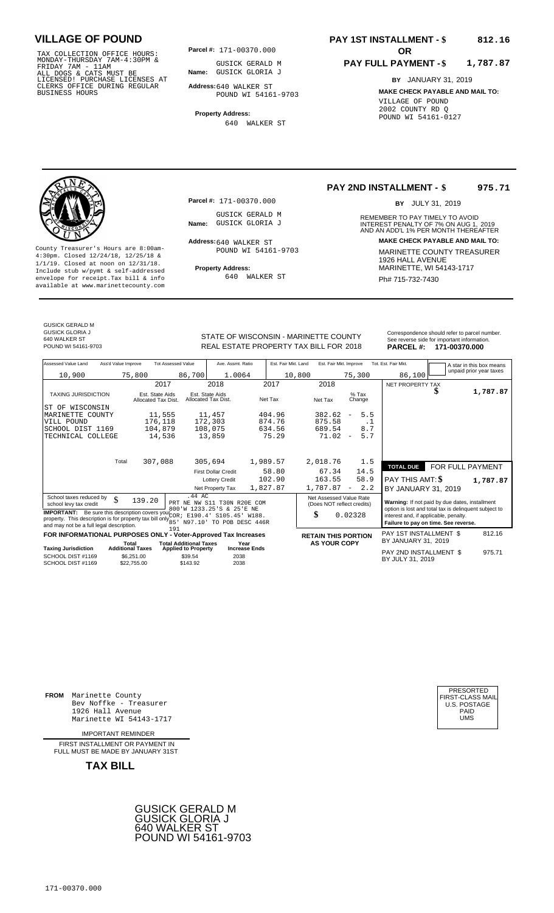# VILLAGE OF POUND

TAX COLLECTION OFFICE HOURS: MONDAY-THURSDAY 7AM-4:30PM & FRIDAY 7AM - 11AM ALL DOGS & CATS MUST BE LICENSED! PURCHASE LICENSES AT CLERKS OFFICE DURING REGULAR BUSINESS HOURS

**Parcel #:** 171-00370.000

**Name:** GUSICK GERALD M GUSICK GLORIA J

**Address:** 640 WALKER ST POUND WI 54161-9703

**Property Address:** 640 WALKER ST

## PAY 1ST INSTALLMENT - $ 812.16

**OR**

## PAY FULL PAYMENT - $ 1,787.87

**BY** JANUARY 31, 2019

**MAKE CHECK PAYABLE AND MAIL TO:**

VILLAGE OF POUND
2002 COUNTY RD Q
POUND WI 54161-0127

---

County Treasurer's Hours are 8:00am-4:30pm. Closed 12/24/18, 12/25/18 & 1/1/19. Closed at noon on 12/31/18. Include stub w/pymt & self-addressed envelope for receipt. Tax bill & info available at www.marinettecounty.com

**Parcel #:** 171-00370.000

**Name:** GUSICK GERALD M GUSICK GLORIA J

**Address:** 640 WALKER ST POUND WI 54161-9703

**Property Address:** 640 WALKER ST

## PAY 2ND INSTALLMENT - $ 975.71

**BY** JULY 31, 2019

REMEMBER TO PAY TIMELY TO AVOID INTEREST PENALTY OF 7% ON AUG 1, 2019 AND AN ADD'L 1% PER MONTH THEREAFTER

**MAKE CHECK PAYABLE AND MAIL TO:**

MARINETTE COUNTY TREASURER
1926 HALL AVENUE
MARINETTE, WI 54143-1717
Ph# 715-732-7430

---

GUSICK GERALD M
GUSICK GLORIA J
640 WALKER ST
POUND WI 54161-9703

STATE OF WISCONSIN - MARINETTE COUNTY
REAL ESTATE PROPERTY TAX BILL FOR 2018

Correspondence should refer to parcel number. See reverse side for important information.

**PARCEL #: 171-00370.000**

| Assessed Value Land | Ass'd Value Improve | Tot Assessed Value | Ave. Assmt. Ratio | Est. Fair Mkt. Land | Est. Fair Mkt. Improve | Tot. Est. Fair Mkt. |
|---|---|---|---|---|---|---|
| 10,900 | 75,800 | 86,700 | 1.0064 | 10,800 | 75,300 | 86,100 |

A star in this box means unpaid prior year taxes

| TAXING JURISDICTION | 2017 Est. State Aids Allocated Tax Dist. | 2018 Est. State Aids Allocated Tax Dist. | 2017 Net Tax | 2018 Net Tax | % Tax Change |
|---|---|---|---|---|---|
| ST OF WISCONSIN | | | | | |
| MARINETTE COUNTY | 11,555 | 11,457 | 404.96 | 382.62 | - 5.5 |
| VILL POUND | 176,118 | 172,303 | 874.76 | 875.58 | .1 |
| SCHOOL DIST 1169 | 104,879 | 108,075 | 634.56 | 689.54 | 8.7 |
| TECHNICAL COLLEGE | 14,536 | 13,859 | 75.29 | 71.02 | - 5.7 |
| Total | 307,088 | 305,694 | 1,989.57 | 2,018.76 | 1.5 |
| | | First Dollar Credit | 58.80 | 67.34 | 14.5 |
| | | Lottery Credit | 102.90 | 163.55 | 58.9 |
| | | Net Property Tax | 1,827.87 | 1,787.87 | - 2.2 |

NET PROPERTY TAX $ 1,787.87

**TOTAL DUE** FOR FULL PAYMENT

PAY THIS AMT: $ 1,787.87

BY JANUARY 31, 2019

School taxes reduced by school levy tax credit $ 139.20

.44 AC
PRT NE NW S11 T30N R20E COM 800'W 1233.25'S & 25'E NE COR; E190.4' S105.45' W188. 85' N97.10' TO POB DESC 446R 191

**IMPORTANT:** Be sure this description covers your property. This description is for property tax bill only and may not be a full legal description.

Net Assessed Value Rate (Does NOT reflect credits) $ 0.02328

**Warning:** If not paid by due dates, installment option is lost and total tax is delinquent subject to interest and, if applicable, penalty. **Failure to pay on time. See reverse.**

**FOR INFORMATIONAL PURPOSES ONLY - Voter-Approved Tax Increases**

| Taxing Jurisdiction | Total Additional Taxes | Total Additional Taxes Applied to Property | Year Increase Ends |
|---|---|---|---|
| SCHOOL DIST #1169 | $6,251.00 | $39.54 | 2038 |
| SCHOOL DIST #1169 | $22,755.00 | $143.92 | 2038 |

**RETAIN THIS PORTION AS YOUR COPY**

PAY 1ST INSTALLMENT $ 812.16
BY JANUARY 31, 2019

PAY 2ND INSTALLMENT $ 975.71
BY JULY 31, 2019

---

**FROM** Marinette County
Bev Noffke - Treasurer
1926 Hall Avenue
Marinette WI 54143-1717

IMPORTANT REMINDER

FIRST INSTALLMENT OR PAYMENT IN FULL MUST BE MADE BY JANUARY 31ST

**TAX BILL**

PRESORTED FIRST-CLASS MAIL U.S. POSTAGE PAID UMS

GUSICK GERALD M
GUSICK GLORIA J
640 WALKER ST
POUND WI 54161-9703

171-00370.000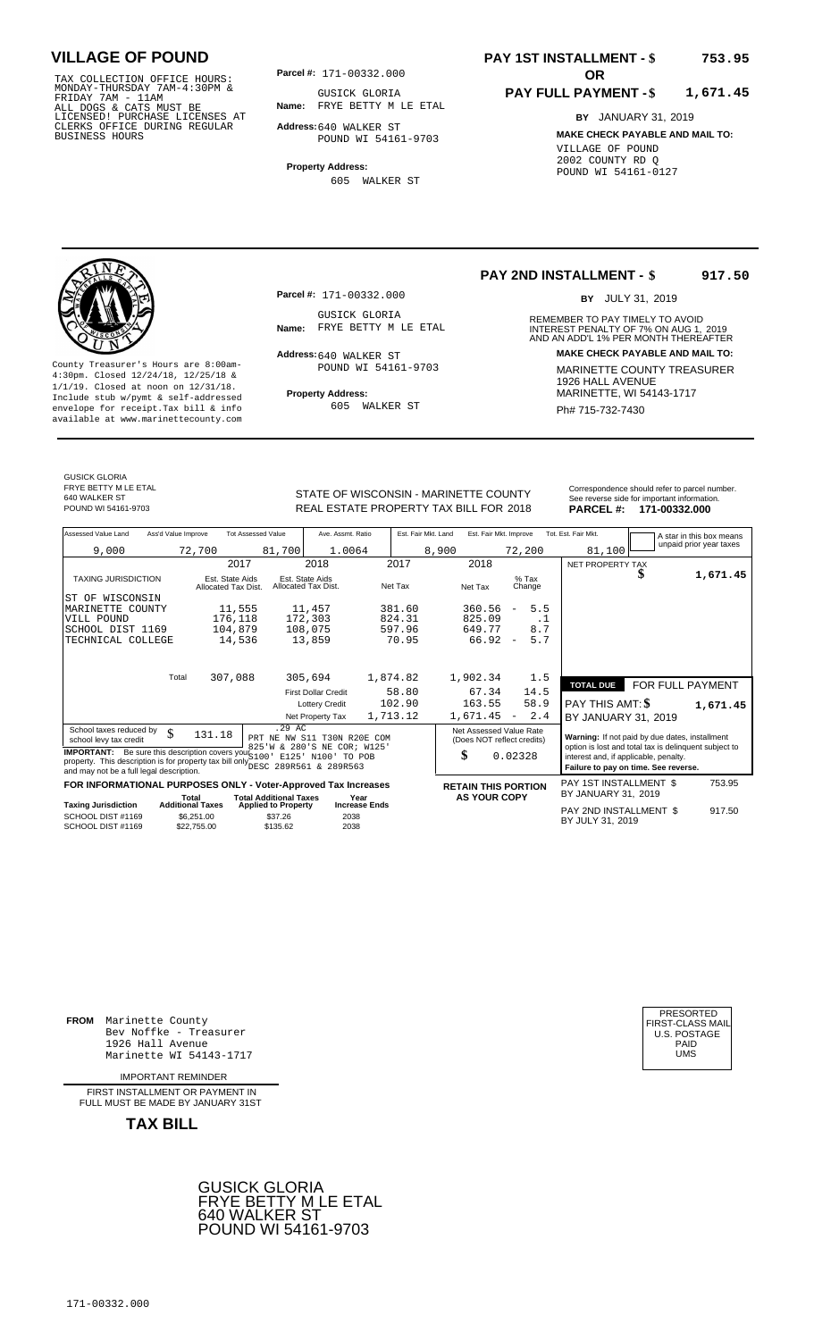# VILLAGE OF POUND

TAX COLLECTION OFFICE HOURS: MONDAY-THURSDAY 7AM-4:30PM & FRIDAY 7AM - 11AM
ALL DOGS & CATS MUST BE LICENSED! PURCHASE LICENSES AT CLERKS OFFICE DURING REGULAR BUSINESS HOURS

**Parcel #:** 171-00332.000

**Name:** GUSICK GLORIA
FRYE BETTY M LE ETAL

**Address:** 640 WALKER ST
POUND WI 54161-9703

**Property Address:**
605 WALKER ST

**PAY 1ST INSTALLMENT - $ 753.95**

**OR**

**PAY FULL PAYMENT - $ 1,671.45**

**BY** JANUARY 31, 2019

**MAKE CHECK PAYABLE AND MAIL TO:**
VILLAGE OF POUND
2002 COUNTY RD Q
POUND WI 54161-0127

---

County Treasurer's Hours are 8:00am-4:30pm. Closed 12/24/18, 12/25/18 & 1/1/19. Closed at noon on 12/31/18. Include stub w/pymt & self-addressed envelope for receipt. Tax bill & info available at www.marinettecounty.com

**Parcel #:** 171-00332.000

**Name:** GUSICK GLORIA
FRYE BETTY M LE ETAL

**Address:** 640 WALKER ST
POUND WI 54161-9703

**Property Address:**
605 WALKER ST

**PAY 2ND INSTALLMENT - $ 917.50**

**BY** JULY 31, 2019

REMEMBER TO PAY TIMELY TO AVOID INTEREST PENALTY OF 7% ON AUG 1, 2019 AND AN ADD'L 1% PER MONTH THEREAFTER

**MAKE CHECK PAYABLE AND MAIL TO:**
MARINETTE COUNTY TREASURER
1926 HALL AVENUE
MARINETTE, WI 54143-1717
Ph# 715-732-7430

---

GUSICK GLORIA
FRYE BETTY M LE ETAL
640 WALKER ST
POUND WI 54161-9703

STATE OF WISCONSIN - MARINETTE COUNTY
REAL ESTATE PROPERTY TAX BILL FOR 2018

Correspondence should refer to parcel number. See reverse side for important information.
**PARCEL #: 171-00332.000**

| Assessed Value Land | Ass'd Value Improve | Tot Assessed Value | Ave. Assmt. Ratio | Est. Fair Mkt. Land | Est. Fair Mkt. Improve | Tot. Est. Fair Mkt. |
|---|---|---|---|---|---|---|
| 9,000 | 72,700 | 81,700 | 1.0064 | 8,900 | 72,200 | 81,100 |

A star in this box means unpaid prior year taxes

| TAXING JURISDICTION | 2017 Est. State Aids Allocated Tax Dist. | 2018 Est. State Aids Allocated Tax Dist. | 2017 Net Tax | 2018 Net Tax | % Tax Change |
|---|---|---|---|---|---|
| ST OF WISCONSIN | | | | | |
| MARINETTE COUNTY | 11,555 | 11,457 | 381.60 | 360.56 | - 5.5 |
| VILL POUND | 176,118 | 172,303 | 824.31 | 825.09 | .1 |
| SCHOOL DIST 1169 | 104,879 | 108,075 | 597.96 | 649.77 | 8.7 |
| TECHNICAL COLLEGE | 14,536 | 13,859 | 70.95 | 66.92 | - 5.7 |
| Total | 307,088 | 305,694 | 1,874.82 | 1,902.34 | 1.5 |
| | | First Dollar Credit | 58.80 | 67.34 | 14.5 |
| | | Lottery Credit | 102.90 | 163.55 | 58.9 |
| | | Net Property Tax | 1,713.12 | 1,671.45 | - 2.4 |

NET PROPERTY TAX $ 1,671.45

**TOTAL DUE** FOR FULL PAYMENT
PAY THIS AMT: $ 1,671.45
BY JANUARY 31, 2019

School taxes reduced by school levy tax credit $ 131.18

.29 AC
PRT NE NW S11 T30N R20E COM 825'W & 280'S NE COR; W125' S100' E125' N100' TO POB DESC 289R561 & 289R563

**IMPORTANT:** Be sure this description covers your property. This description is for property tax bill only and may not be a full legal description.

Net Assessed Value Rate (Does NOT reflect credits) $ 0.02328

**Warning:** If not paid by due dates, installment option is lost and total tax is delinquent subject to interest and, if applicable, penalty.
**Failure to pay on time. See reverse.**

**FOR INFORMATIONAL PURPOSES ONLY - Voter-Approved Tax Increases**

| Taxing Jurisdiction | Total Additional Taxes | Total Additional Taxes Applied to Property | Year Increase Ends |
|---|---|---|---|
| SCHOOL DIST #1169 | $6,251.00 | $37.26 | 2038 |
| SCHOOL DIST #1169 | $22,755.00 | $135.62 | 2038 |

**RETAIN THIS PORTION AS YOUR COPY**

PAY 1ST INSTALLMENT $ 753.95
BY JANUARY 31, 2019

PAY 2ND INSTALLMENT $ 917.50
BY JULY 31, 2019

---

**FROM** Marinette County
Bev Noffke - Treasurer
1926 Hall Avenue
Marinette WI 54143-1717

IMPORTANT REMINDER

FIRST INSTALLMENT OR PAYMENT IN FULL MUST BE MADE BY JANUARY 31ST

**TAX BILL**

PRESORTED
FIRST-CLASS MAIL
U.S. POSTAGE
PAID
UMS

GUSICK GLORIA
FRYE BETTY M LE ETAL
640 WALKER ST
POUND WI 54161-9703

171-00332.000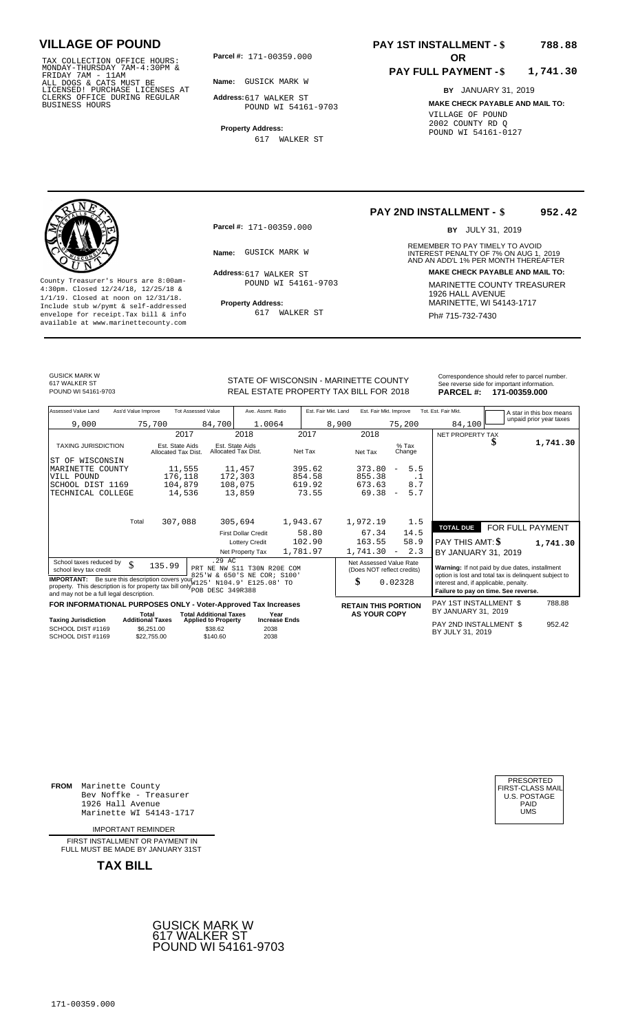# VILLAGE OF POUND

TAX COLLECTION OFFICE HOURS:
MONDAY-THURSDAY 7AM-4:30PM &
FRIDAY 7AM - 11AM
ALL DOGS & CATS MUST BE
LICENSED! PURCHASE LICENSES AT
CLERKS OFFICE DURING REGULAR
BUSINESS HOURS

**Parcel #:** 171-00359.000

**Name:** GUSICK MARK W

**Address:** 617 WALKER ST
POUND WI 54161-9703

**Property Address:**
617 WALKER ST

**PAY 1ST INSTALLMENT - $ 788.88**

**OR**

**PAY FULL PAYMENT - $ 1,741.30**

**BY** JANUARY 31, 2019

**MAKE CHECK PAYABLE AND MAIL TO:**
VILLAGE OF POUND
2002 COUNTY RD Q
POUND WI 54161-0127

---

County Treasurer's Hours are 8:00am-4:30pm. Closed 12/24/18, 12/25/18 & 1/1/19. Closed at noon on 12/31/18. Include stub w/pymt & self-addressed envelope for receipt.Tax bill & info available at www.marinettecounty.com

**Parcel #:** 171-00359.000

**Name:** GUSICK MARK W

**Address:** 617 WALKER ST
POUND WI 54161-9703

**Property Address:**
617 WALKER ST

**PAY 2ND INSTALLMENT - $ 952.42**

**BY** JULY 31, 2019

REMEMBER TO PAY TIMELY TO AVOID INTEREST PENALTY OF 7% ON AUG 1, 2019 AND AN ADD'L 1% PER MONTH THEREAFTER

**MAKE CHECK PAYABLE AND MAIL TO:**
MARINETTE COUNTY TREASURER
1926 HALL AVENUE
MARINETTE, WI 54143-1717
Ph# 715-732-7430

---

GUSICK MARK W
617 WALKER ST
POUND WI 54161-9703

STATE OF WISCONSIN - MARINETTE COUNTY
REAL ESTATE PROPERTY TAX BILL FOR 2018

Correspondence should refer to parcel number. See reverse side for important information.
**PARCEL #: 171-00359.000**

| Assessed Value Land | Ass'd Value Improve | Tot Assessed Value | Ave. Assmt. Ratio | Est. Fair Mkt. Land | Est. Fair Mkt. Improve | Tot. Est. Fair Mkt. |
|---|---|---|---|---|---|---|
| 9,000 | 75,700 | 84,700 | 1.0064 | 8,900 | 75,200 | 84,100 |

A star in this box means unpaid prior year taxes

| TAXING JURISDICTION | 2017 Est. State Aids Allocated Tax Dist. | 2018 Est. State Aids Allocated Tax Dist. | 2017 Net Tax | 2018 Net Tax | % Tax Change |
|---|---|---|---|---|---|
| ST OF WISCONSIN | | | | | |
| MARINETTE COUNTY | 11,555 | 11,457 | 395.62 | 373.80 | - 5.5 |
| VILL POUND | 176,118 | 172,303 | 854.58 | 855.38 | .1 |
| SCHOOL DIST 1169 | 104,879 | 108,075 | 619.92 | 673.63 | 8.7 |
| TECHNICAL COLLEGE | 14,536 | 13,859 | 73.55 | 69.38 | - 5.7 |
| Total | 307,088 | 305,694 | 1,943.67 | 1,972.19 | 1.5 |
| | | First Dollar Credit | 58.80 | 67.34 | 14.5 |
| | | Lottery Credit | 102.90 | 163.55 | 58.9 |
| | | Net Property Tax | 1,781.97 | 1,741.30 | - 2.3 |

NET PROPERTY TAX $ 1,741.30

**TOTAL DUE** FOR FULL PAYMENT
PAY THIS AMT: $ 1,741.30
BY JANUARY 31, 2019

School taxes reduced by school levy tax credit $ 135.99

.29 AC
PRT NE NW S11 T30N R20E COM 825'W & 650'S NE COR; S100' W125' N104.9' E125.08' TO POB DESC 349R388

**IMPORTANT:** Be sure this description covers your property. This description is for property tax bill only and may not be a full legal description.

Net Assessed Value Rate (Does NOT reflect credits) $ 0.02328

**Warning:** If not paid by due dates, installment option is lost and total tax is delinquent subject to interest and, if applicable, penalty.
**Failure to pay on time. See reverse.**

**FOR INFORMATIONAL PURPOSES ONLY - Voter-Approved Tax Increases**

| Taxing Jurisdiction | Total Additional Taxes | Total Additional Taxes Applied to Property | Year Increase Ends |
|---|---|---|---|
| SCHOOL DIST #1169 | $6,251.00 | $38.62 | 2038 |
| SCHOOL DIST #1169 | $22,755.00 | $140.60 | 2038 |

**RETAIN THIS PORTION AS YOUR COPY**

PAY 1ST INSTALLMENT $ 788.88
BY JANUARY 31, 2019

PAY 2ND INSTALLMENT $ 952.42
BY JULY 31, 2019

---

**FROM** Marinette County
Bev Noffke - Treasurer
1926 Hall Avenue
Marinette WI 54143-1717

IMPORTANT REMINDER

FIRST INSTALLMENT OR PAYMENT IN FULL MUST BE MADE BY JANUARY 31ST

**TAX BILL**

PRESORTED
FIRST-CLASS MAIL
U.S. POSTAGE
PAID
UMS

GUSICK MARK W
617 WALKER ST
POUND WI 54161-9703

171-00359.000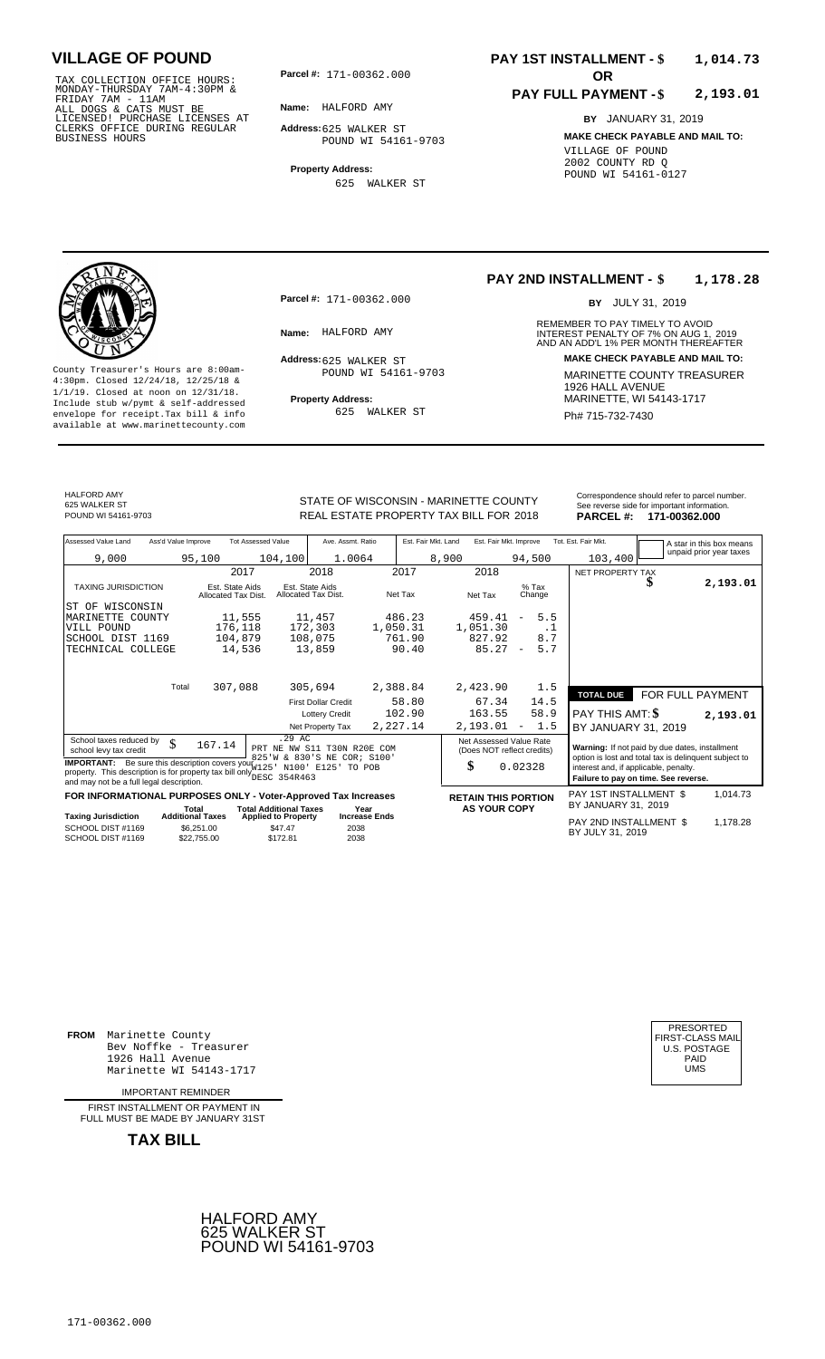# VILLAGE OF POUND

TAX COLLECTION OFFICE HOURS: MONDAY-THURSDAY 7AM-4:30PM & FRIDAY 7AM - 11AM ALL DOGS & CATS MUST BE LICENSED! PURCHASE LICENSES AT CLERKS OFFICE DURING REGULAR BUSINESS HOURS

**Parcel #:** 171-00362.000

**Name:** HALFORD AMY

**Address:** 625 WALKER ST POUND WI 54161-9703

**Property Address:** 625 WALKER ST

**PAY 1ST INSTALLMENT - $ 1,014.73**

**OR**

**PAY FULL PAYMENT - $ 2,193.01**

**BY** JANUARY 31, 2019

**MAKE CHECK PAYABLE AND MAIL TO:**

VILLAGE OF POUND
2002 COUNTY RD Q
POUND WI 54161-0127

---

County Treasurer's Hours are 8:00am-4:30pm. Closed 12/24/18, 12/25/18 & 1/1/19. Closed at noon on 12/31/18. Include stub w/pymt & self-addressed envelope for receipt.Tax bill & info available at www.marinettecounty.com

**Parcel #:** 171-00362.000

**Name:** HALFORD AMY

**Address:** 625 WALKER ST POUND WI 54161-9703

**Property Address:** 625 WALKER ST

**PAY 2ND INSTALLMENT - $ 1,178.28**

**BY** JULY 31, 2019

REMEMBER TO PAY TIMELY TO AVOID INTEREST PENALTY OF 7% ON AUG 1, 2019 AND AN ADD'L 1% PER MONTH THEREAFTER

**MAKE CHECK PAYABLE AND MAIL TO:**

MARINETTE COUNTY TREASURER
1926 HALL AVENUE
MARINETTE, WI 54143-1717
Ph# 715-732-7430

---

HALFORD AMY
625 WALKER ST
POUND WI 54161-9703

STATE OF WISCONSIN - MARINETTE COUNTY
REAL ESTATE PROPERTY TAX BILL FOR 2018

Correspondence should refer to parcel number. See reverse side for important information.

**PARCEL #: 171-00362.000**

| Assessed Value Land | Ass'd Value Improve | Tot Assessed Value | Ave. Assmt. Ratio | Est. Fair Mkt. Land | Est. Fair Mkt. Improve | Tot. Est. Fair Mkt. |
|---|---|---|---|---|---|---|
| 9,000 | 95,100 | 104,100 | 1.0064 | 8,900 | 94,500 | 103,400 |

A star in this box means unpaid prior year taxes

| TAXING JURISDICTION | 2017 Est. State Aids Allocated Tax Dist. | 2018 Est. State Aids Allocated Tax Dist. | 2017 Net Tax | 2018 Net Tax | % Tax Change |
|---|---|---|---|---|---|
| ST OF WISCONSIN | | | | | |
| MARINETTE COUNTY | 11,555 | 11,457 | 486.23 | 459.41 | - 5.5 |
| VILL POUND | 176,118 | 172,303 | 1,050.31 | 1,051.30 | .1 |
| SCHOOL DIST 1169 | 104,879 | 108,075 | 761.90 | 827.92 | 8.7 |
| TECHNICAL COLLEGE | 14,536 | 13,859 | 90.40 | 85.27 | - 5.7 |
| Total | 307,088 | 305,694 | 2,388.84 | 2,423.90 | 1.5 |
| | | First Dollar Credit | 58.80 | 67.34 | 14.5 |
| | | Lottery Credit | 102.90 | 163.55 | 58.9 |
| | | Net Property Tax | 2,227.14 | 2,193.01 | - 1.5 |

NET PROPERTY TAX $ 2,193.01

**TOTAL DUE FOR FULL PAYMENT**

PAY THIS AMT: $ 2,193.01

BY JANUARY 31, 2019

School taxes reduced by school levy tax credit $ 167.14

.29 AC
PRT NE NW S11 T30N R20E COM 825'W & 830'S NE COR; S100' W125' N100' E125' TO POB DESC 354R463

**IMPORTANT:** Be sure this description covers your property. This description is for property tax bill only and may not be a full legal description.

Net Assessed Value Rate (Does NOT reflect credits) $ 0.02328

**Warning:** If not paid by due dates, installment option is lost and total tax is delinquent subject to interest and, if applicable, penalty.
**Failure to pay on time. See reverse.**

**FOR INFORMATIONAL PURPOSES ONLY - Voter-Approved Tax Increases**

| Taxing Jurisdiction | Total Additional Taxes | Total Additional Taxes Applied to Property | Year Increase Ends |
|---|---|---|---|
| SCHOOL DIST #1169 | $6,251.00 | $47.47 | 2038 |
| SCHOOL DIST #1169 | $22,755.00 | $172.81 | 2038 |

**RETAIN THIS PORTION AS YOUR COPY**

PAY 1ST INSTALLMENT $ 1,014.73
BY JANUARY 31, 2019

PAY 2ND INSTALLMENT $ 1,178.28
BY JULY 31, 2019

---

**FROM** Marinette County
Bev Noffke - Treasurer
1926 Hall Avenue
Marinette WI 54143-1717

IMPORTANT REMINDER

FIRST INSTALLMENT OR PAYMENT IN FULL MUST BE MADE BY JANUARY 31ST

**TAX BILL**

PRESORTED
FIRST-CLASS MAIL
U.S. POSTAGE
PAID
UMS

HALFORD AMY
625 WALKER ST
POUND WI 54161-9703

171-00362.000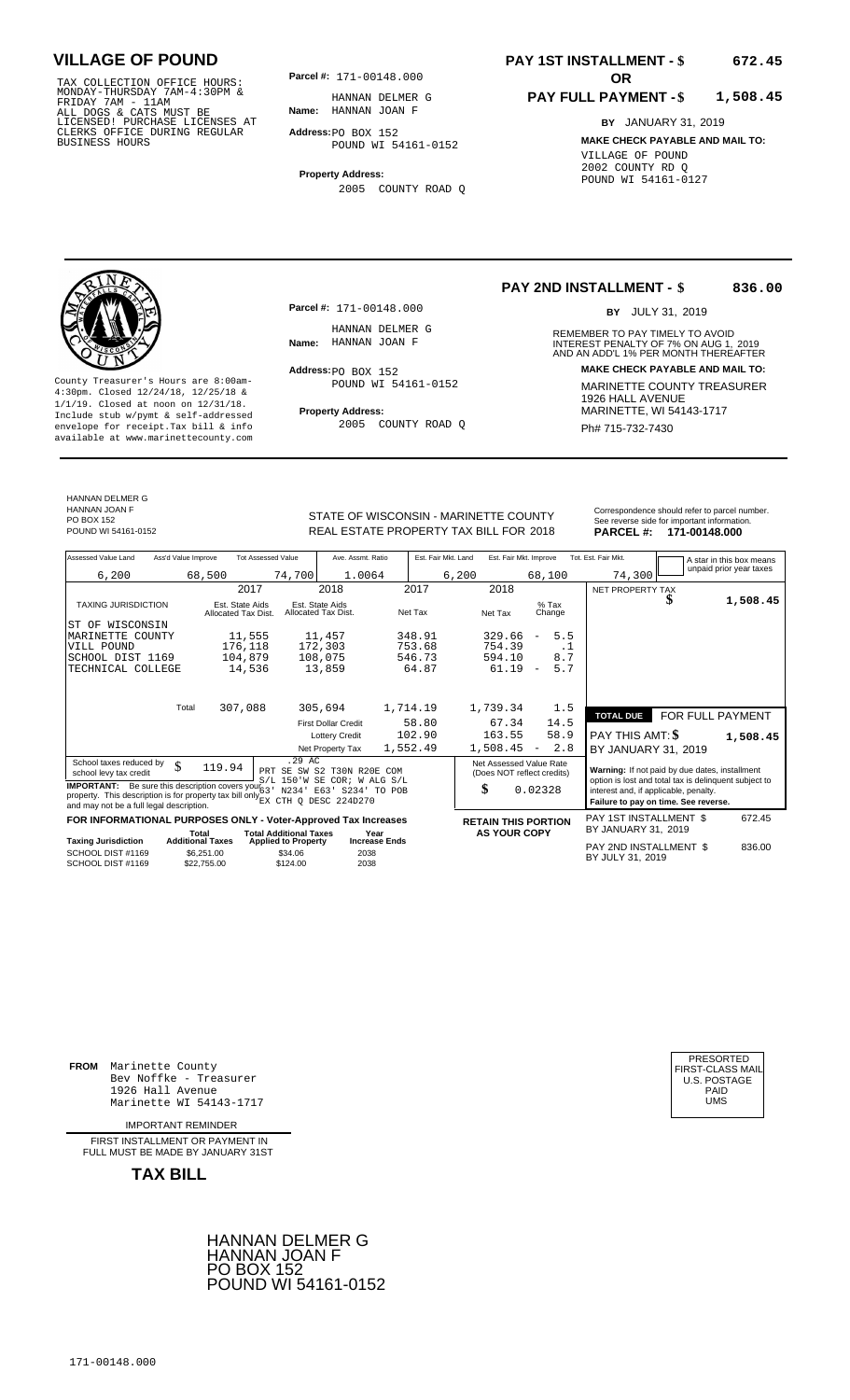# VILLAGE OF POUND

TAX COLLECTION OFFICE HOURS: MONDAY-THURSDAY 7AM-4:30PM & FRIDAY 7AM - 11AM ALL DOGS & CATS MUST BE LICENSED! PURCHASE LICENSES AT CLERKS OFFICE DURING REGULAR BUSINESS HOURS

**Parcel #:** 171-00148.000

**Name:** HANNAN DELMER G HANNAN JOAN F

**Address:** PO BOX 152 POUND WI 54161-0152

**Property Address:** 2005 COUNTY ROAD Q

**PAY 1ST INSTALLMENT - $ 672.45**

**OR**

**PAY FULL PAYMENT - $ 1,508.45**

**BY** JANUARY 31, 2019

**MAKE CHECK PAYABLE AND MAIL TO:**
VILLAGE OF POUND
2002 COUNTY RD Q
POUND WI 54161-0127

---

**PAY 2ND INSTALLMENT - $ 836.00**

**BY** JULY 31, 2019

County Treasurer's Hours are 8:00am-4:30pm. Closed 12/24/18, 12/25/18 & 1/1/19. Closed at noon on 12/31/18. Include stub w/pymt & self-addressed envelope for receipt. Tax bill & info available at www.marinettecounty.com

**Parcel #:** 171-00148.000

**Name:** HANNAN DELMER G HANNAN JOAN F

**Address:** PO BOX 152 POUND WI 54161-0152

**Property Address:** 2005 COUNTY ROAD Q

REMEMBER TO PAY TIMELY TO AVOID INTEREST PENALTY OF 7% ON AUG 1, 2019 AND AN ADD'L 1% PER MONTH THEREAFTER

**MAKE CHECK PAYABLE AND MAIL TO:**
MARINETTE COUNTY TREASURER
1926 HALL AVENUE
MARINETTE, WI 54143-1717
Ph# 715-732-7430

---

HANNAN DELMER G
HANNAN JOAN F
PO BOX 152
POUND WI 54161-0152

STATE OF WISCONSIN - MARINETTE COUNTY
REAL ESTATE PROPERTY TAX BILL FOR 2018

Correspondence should refer to parcel number. See reverse side for important information.

**PARCEL #: 171-00148.000**

| Assessed Value Land | Ass'd Value Improve | Tot Assessed Value | Ave. Assmt. Ratio | Est. Fair Mkt. Land | Est. Fair Mkt. Improve | Tot. Est. Fair Mkt. |
|---|---|---|---|---|---|---|
| 6,200 | 68,500 | 74,700 | 1.0064 | 6,200 | 68,100 | 74,300 |

A star in this box means unpaid prior year taxes

| TAXING JURISDICTION | 2017 Est. State Aids Allocated Tax Dist. | 2018 Est. State Aids Allocated Tax Dist. | 2017 Net Tax | 2018 Net Tax | % Tax Change |
|---|---|---|---|---|---|
| ST OF WISCONSIN | | | | | |
| MARINETTE COUNTY | 11,555 | 11,457 | 348.91 | 329.66 | - 5.5 |
| VILL POUND | 176,118 | 172,303 | 753.68 | 754.39 | .1 |
| SCHOOL DIST 1169 | 104,879 | 108,075 | 546.73 | 594.10 | 8.7 |
| TECHNICAL COLLEGE | 14,536 | 13,859 | 64.87 | 61.19 | - 5.7 |
| Total | 307,088 | 305,694 | 1,714.19 | 1,739.34 | 1.5 |
| | | First Dollar Credit | 58.80 | 67.34 | 14.5 |
| | | Lottery Credit | 102.90 | 163.55 | 58.9 |
| | | Net Property Tax | 1,552.49 | 1,508.45 | - 2.8 |

NET PROPERTY TAX $ 1,508.45

**TOTAL DUE** FOR FULL PAYMENT
PAY THIS AMT: $ 1,508.45
BY JANUARY 31, 2019

School taxes reduced by school levy tax credit $ 119.94

.29 AC
PRT SE SW S2 T30N R20E COM S/L 150'W SE COR; W ALG S/L 63' N234' E63' S234' TO POB EX CTH Q DESC 224D270

**IMPORTANT:** Be sure this description covers your property. This description is for property tax bill only and may not be a full legal description.

Net Assessed Value Rate (Does NOT reflect credits) $ 0.02328

**Warning:** If not paid by due dates, installment option is lost and total tax is delinquent subject to interest and, if applicable, penalty. **Failure to pay on time. See reverse.**

**FOR INFORMATIONAL PURPOSES ONLY - Voter-Approved Tax Increases**

| Taxing Jurisdiction | Total Additional Taxes | Total Additional Taxes Applied to Property | Year Increase Ends |
|---|---|---|---|
| SCHOOL DIST #1169 | $6,251.00 | $34.06 | 2038 |
| SCHOOL DIST #1169 | $22,755.00 | $124.00 | 2038 |

**RETAIN THIS PORTION AS YOUR COPY**

PAY 1ST INSTALLMENT $ 672.45
BY JANUARY 31, 2019

PAY 2ND INSTALLMENT $ 836.00
BY JULY 31, 2019

---

**FROM** Marinette County
Bev Noffke - Treasurer
1926 Hall Avenue
Marinette WI 54143-1717

IMPORTANT REMINDER

FIRST INSTALLMENT OR PAYMENT IN FULL MUST BE MADE BY JANUARY 31ST

**TAX BILL**

PRESORTED FIRST-CLASS MAIL U.S. POSTAGE PAID UMS

HANNAN DELMER G
HANNAN JOAN F
PO BOX 152
POUND WI 54161-0152

171-00148.000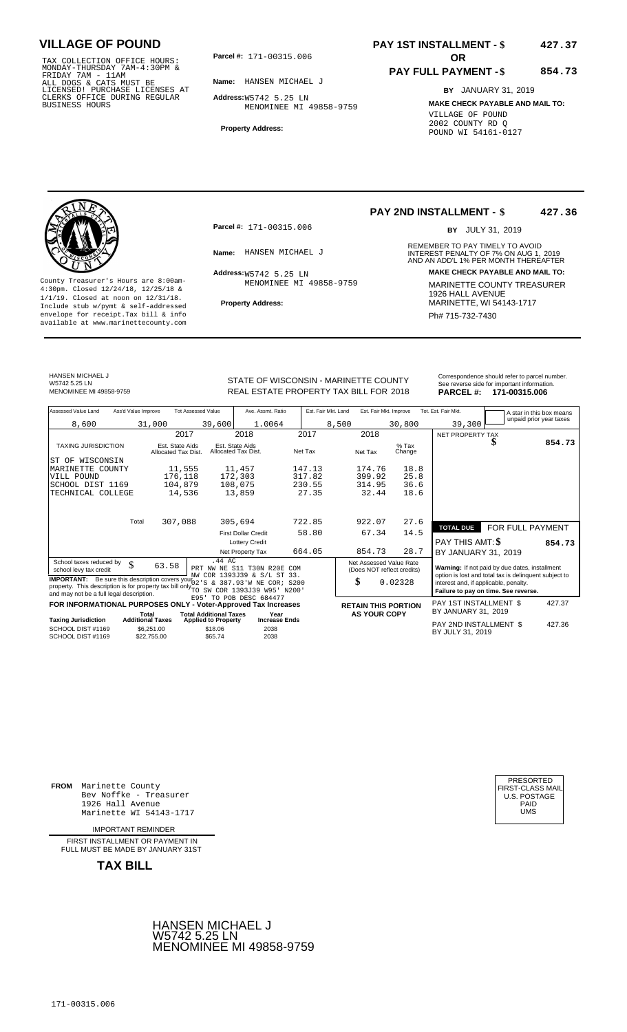# VILLAGE OF POUND

TAX COLLECTION OFFICE HOURS: MONDAY-THURSDAY 7AM-4:30PM & FRIDAY 7AM - 11AM
ALL DOGS & CATS MUST BE LICENSED! PURCHASE LICENSES AT CLERKS OFFICE DURING REGULAR BUSINESS HOURS

**Parcel #:** 171-00315.006

**Name:** HANSEN MICHAEL J

**Address:** W5742 5.25 LN
MENOMINEE MI 49858-9759

**Property Address:**

**PAY 1ST INSTALLMENT - $ 427.37**

**OR**

**PAY FULL PAYMENT - $ 854.73**

**BY** JANUARY 31, 2019

**MAKE CHECK PAYABLE AND MAIL TO:**
VILLAGE OF POUND
2002 COUNTY RD Q
POUND WI 54161-0127

---

**PAY 2ND INSTALLMENT - $ 427.36**

**BY** JULY 31, 2019

**Parcel #:** 171-00315.006

**Name:** HANSEN MICHAEL J

**Address:** W5742 5.25 LN
MENOMINEE MI 49858-9759

**Property Address:**

County Treasurer's Hours are 8:00am-4:30pm. Closed 12/24/18, 12/25/18 & 1/1/19. Closed at noon on 12/31/18. Include stub w/pymt & self-addressed envelope for receipt.Tax bill & info available at www.marinettecounty.com

REMEMBER TO PAY TIMELY TO AVOID INTEREST PENALTY OF 7% ON AUG 1, 2019 AND AN ADD'L 1% PER MONTH THEREAFTER

**MAKE CHECK PAYABLE AND MAIL TO:**
MARINETTE COUNTY TREASURER
1926 HALL AVENUE
MARINETTE, WI 54143-1717
Ph# 715-732-7430

---

HANSEN MICHAEL J
W5742 5.25 LN
MENOMINEE MI 49858-9759

STATE OF WISCONSIN - MARINETTE COUNTY
REAL ESTATE PROPERTY TAX BILL FOR 2018

Correspondence should refer to parcel number. See reverse side for important information.
**PARCEL #: 171-00315.006**

| Assessed Value Land | Ass'd Value Improve | Tot Assessed Value | Ave. Assmt. Ratio | Est. Fair Mkt. Land | Est. Fair Mkt. Improve | Tot. Est. Fair Mkt. |
|---|---|---|---|---|---|---|
| 8,600 | 31,000 | 39,600 | 1.0064 | 8,500 | 30,800 | 39,300 |

A star in this box means unpaid prior year taxes

| TAXING JURISDICTION | 2017 Est. State Aids Allocated Tax Dist. | 2018 Est. State Aids Allocated Tax Dist. | 2017 Net Tax | 2018 Net Tax | % Tax Change |
|---|---|---|---|---|---|
| ST OF WISCONSIN | | | | | |
| MARINETTE COUNTY | 11,555 | 11,457 | 147.13 | 174.76 | 18.8 |
| VILL POUND | 176,118 | 172,303 | 317.82 | 399.92 | 25.8 |
| SCHOOL DIST 1169 | 104,879 | 108,075 | 230.55 | 314.95 | 36.6 |
| TECHNICAL COLLEGE | 14,536 | 13,859 | 27.35 | 32.44 | 18.6 |
| Total | 307,088 | 305,694 | 722.85 | 922.07 | 27.6 |
| | | First Dollar Credit | 58.80 | 67.34 | 14.5 |
| | | Lottery Credit | | | |
| | | Net Property Tax | 664.05 | 854.73 | 28.7 |

NET PROPERTY TAX $ 854.73

**TOTAL DUE** FOR FULL PAYMENT
PAY THIS AMT: $ **854.73**
BY JANUARY 31, 2019

School taxes reduced by school levy tax credit $ 63.58

.44 AC
PRT NW NE S11 T30N R20E COM NW COR 1393J39 & S/L ST 33. 02'S & 387.93'W NE COR; S200 TO SW COR 1393J39 W95' N200' E95' TO POB DESC 684477

**IMPORTANT:** Be sure this description covers your property. This description is for property tax bill only and may not be a full legal description.

Net Assessed Value Rate (Does NOT reflect credits) $ 0.02328

**Warning:** If not paid by due dates, installment option is lost and total tax is delinquent subject to interest and, if applicable, penalty.
**Failure to pay on time. See reverse.**

**FOR INFORMATIONAL PURPOSES ONLY - Voter-Approved Tax Increases**

| Taxing Jurisdiction | Total Additional Taxes | Total Additional Taxes Applied to Property | Year Increase Ends |
|---|---|---|---|
| SCHOOL DIST #1169 | $6,251.00 | $18.06 | 2038 |
| SCHOOL DIST #1169 | $22,755.00 | $65.74 | 2038 |

**RETAIN THIS PORTION AS YOUR COPY**

PAY 1ST INSTALLMENT $ 427.37
BY JANUARY 31, 2019

PAY 2ND INSTALLMENT $ 427.36
BY JULY 31, 2019

---

**FROM** Marinette County
Bev Noffke - Treasurer
1926 Hall Avenue
Marinette WI 54143-1717

IMPORTANT REMINDER

FIRST INSTALLMENT OR PAYMENT IN FULL MUST BE MADE BY JANUARY 31ST

**TAX BILL**

PRESORTED
FIRST-CLASS MAIL
U.S. POSTAGE
PAID
UMS

HANSEN MICHAEL J
W5742 5.25 LN
MENOMINEE MI 49858-9759

171-00315.006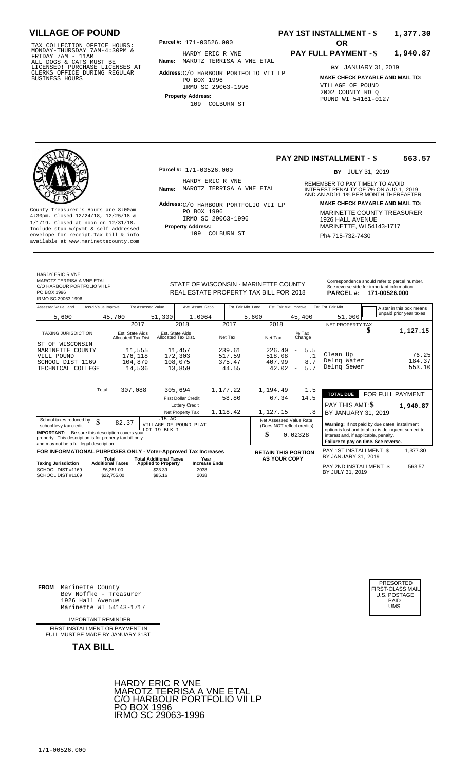# VILLAGE OF POUND

TAX COLLECTION OFFICE HOURS: MONDAY-THURSDAY 7AM-4:30PM & FRIDAY 7AM - 11AM ALL DOGS & CATS MUST BE LICENSED! PURCHASE LICENSES AT CLERKS OFFICE DURING REGULAR BUSINESS HOURS

**Parcel #:** 171-00526.000

**Name:** HARDY ERIC R VNE MAROTZ TERRISA A VNE ETAL

**Address:** C/O HARBOUR PORTFOLIO VII LP PO BOX 1996 IRMO SC 29063-1996

**Property Address:** 109 COLBURN ST

**PAY 1ST INSTALLMENT - $ 1,377.30**

**OR**

**PAY FULL PAYMENT - $ 1,940.87**

**BY** JANUARY 31, 2019

**MAKE CHECK PAYABLE AND MAIL TO:** VILLAGE OF POUND 2002 COUNTY RD Q POUND WI 54161-0127

---

**PAY 2ND INSTALLMENT - $ 563.57**

**BY** JULY 31, 2019

County Treasurer's Hours are 8:00am-4:30pm. Closed 12/24/18, 12/25/18 & 1/1/19. Closed at noon on 12/31/18. Include stub w/pymt & self-addressed envelope for receipt.Tax bill & info available at www.marinettecounty.com

**Parcel #:** 171-00526.000

**Name:** HARDY ERIC R VNE MAROTZ TERRISA A VNE ETAL

**Address:** C/O HARBOUR PORTFOLIO VII LP PO BOX 1996 IRMO SC 29063-1996

**Property Address:** 109 COLBURN ST

REMEMBER TO PAY TIMELY TO AVOID INTEREST PENALTY OF 7% ON AUG 1, 2019 AND AN ADD'L 1% PER MONTH THEREAFTER

**MAKE CHECK PAYABLE AND MAIL TO:** MARINETTE COUNTY TREASURER 1926 HALL AVENUE MARINETTE, WI 54143-1717 Ph# 715-732-7430

---

HARDY ERIC R VNE MAROTZ TERRISA A VNE ETAL C/O HARBOUR PORTFOLIO VII LP PO BOX 1996 IRMO SC 29063-1996

STATE OF WISCONSIN - MARINETTE COUNTY REAL ESTATE PROPERTY TAX BILL FOR 2018

Correspondence should refer to parcel number. See reverse side for important information.

**PARCEL #: 171-00526.000**

| Assessed Value Land | Ass'd Value Improve | Tot Assessed Value | Ave. Assmt. Ratio | Est. Fair Mkt. Land | Est. Fair Mkt. Improve | Tot. Est. Fair Mkt. |
|---|---|---|---|---|---|---|
| 5,600 | 45,700 | 51,300 | 1.0064 | 5,600 | 45,400 | 51,000 |

A star in this box means unpaid prior year taxes

| TAXING JURISDICTION | 2017 Est. State Aids Allocated Tax Dist. | 2018 Est. State Aids Allocated Tax Dist. | 2017 Net Tax | 2018 Net Tax | % Tax Change |
|---|---|---|---|---|---|
| ST OF WISCONSIN | | | | | |
| MARINETTE COUNTY | 11,555 | 11,457 | 239.61 | 226.40 | - 5.5 |
| VILL POUND | 176,118 | 172,303 | 517.59 | 518.08 | .1 |
| SCHOOL DIST 1169 | 104,879 | 108,075 | 375.47 | 407.99 | 8.7 |
| TECHNICAL COLLEGE | 14,536 | 13,859 | 44.55 | 42.02 | - 5.7 |
| Total | 307,088 | 305,694 | 1,177.22 | 1,194.49 | 1.5 |
| | | First Dollar Credit | 58.80 | 67.34 | 14.5 |
| | | Lottery Credit | | | |
| | | Net Property Tax | 1,118.42 | 1,127.15 | .8 |

| | |
|---|---|
| NET PROPERTY TAX | $ 1,127.15 |
| Clean Up | 76.25 |
| Delnq Water | 184.37 |
| Delnq Sewer | 553.10 |

**TOTAL DUE** FOR FULL PAYMENT

**PAY THIS AMT: $ 1,940.87**

BY JANUARY 31, 2019

School taxes reduced by school levy tax credit $ 82.37

.15 AC VILLAGE OF POUND PLAT LOT 19 BLK 1

**IMPORTANT:** Be sure this description covers your property. This description is for property tax bill only and may not be a full legal description.

Net Assessed Value Rate (Does NOT reflect credits) $ 0.02328

**Warning:** If not paid by due dates, installment option is lost and total tax is delinquent subject to interest and, if applicable, penalty. **Failure to pay on time. See reverse.**

**FOR INFORMATIONAL PURPOSES ONLY - Voter-Approved Tax Increases**

| Taxing Jurisdiction | Total Additional Taxes | Total Additional Taxes Applied to Property | Year Increase Ends |
|---|---|---|---|
| SCHOOL DIST #1169 | $6,251.00 | $23.39 | 2038 |
| SCHOOL DIST #1169 | $22,755.00 | $85.16 | 2038 |

**RETAIN THIS PORTION AS YOUR COPY**

PAY 1ST INSTALLMENT $ 1,377.30 BY JANUARY 31, 2019

PAY 2ND INSTALLMENT $ 563.57 BY JULY 31, 2019

---

**FROM** Marinette County Bev Noffke - Treasurer 1926 Hall Avenue Marinette WI 54143-1717

PRESORTED FIRST-CLASS MAIL U.S. POSTAGE PAID UMS

IMPORTANT REMINDER

FIRST INSTALLMENT OR PAYMENT IN FULL MUST BE MADE BY JANUARY 31ST

**TAX BILL**

HARDY ERIC R VNE MAROTZ TERRISA A VNE ETAL C/O HARBOUR PORTFOLIO VII LP PO BOX 1996 IRMO SC 29063-1996

171-00526.000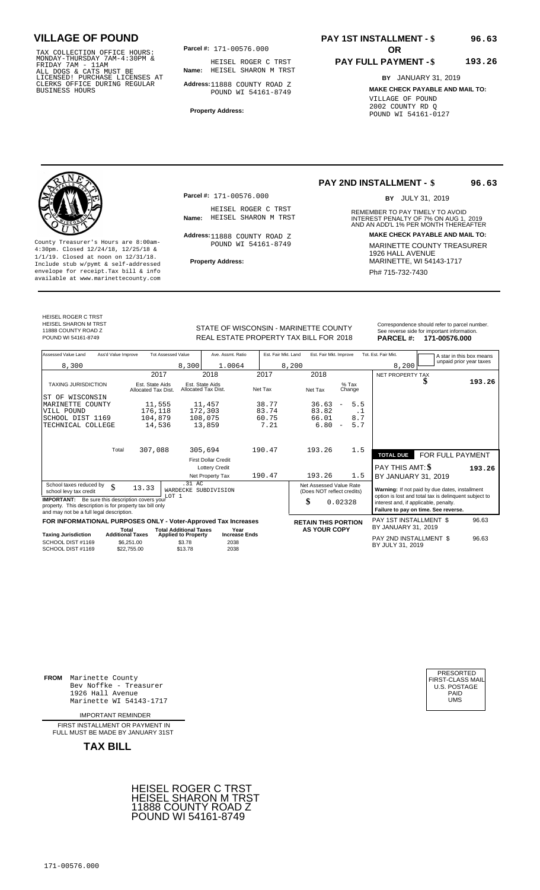# VILLAGE OF POUND

TAX COLLECTION OFFICE HOURS:
MONDAY-THURSDAY 7AM-4:30PM &
FRIDAY 7AM - 11AM
ALL DOGS & CATS MUST BE
LICENSED! PURCHASE LICENSES AT
CLERKS OFFICE DURING REGULAR
BUSINESS HOURS

**Parcel #:** 171-00576.000

**Name:** HEISEL ROGER C TRST
HEISEL SHARON M TRST

**Address:** 11888 COUNTY ROAD Z
POUND WI 54161-8749

**Property Address:**

**PAY 1ST INSTALLMENT - $ 96.63**

**OR**

**PAY FULL PAYMENT - $ 193.26**

**BY** JANUARY 31, 2019

**MAKE CHECK PAYABLE AND MAIL TO:**
VILLAGE OF POUND
2002 COUNTY RD Q
POUND WI 54161-0127

---

County Treasurer's Hours are 8:00am-4:30pm. Closed 12/24/18, 12/25/18 & 1/1/19. Closed at noon on 12/31/18. Include stub w/pymt & self-addressed envelope for receipt. Tax bill & info available at www.marinettecounty.com

**Parcel #:** 171-00576.000

**Name:** HEISEL ROGER C TRST
HEISEL SHARON M TRST

**Address:** 11888 COUNTY ROAD Z
POUND WI 54161-8749

**Property Address:**

**PAY 2ND INSTALLMENT - $ 96.63**

**BY** JULY 31, 2019

REMEMBER TO PAY TIMELY TO AVOID INTEREST PENALTY OF 7% ON AUG 1, 2019 AND AN ADD'L 1% PER MONTH THEREAFTER

**MAKE CHECK PAYABLE AND MAIL TO:**
MARINETTE COUNTY TREASURER
1926 HALL AVENUE
MARINETTE, WI 54143-1717
Ph# 715-732-7430

---

HEISEL ROGER C TRST
HEISEL SHARON M TRST
11888 COUNTY ROAD Z
POUND WI 54161-8749

STATE OF WISCONSIN - MARINETTE COUNTY
REAL ESTATE PROPERTY TAX BILL FOR 2018

Correspondence should refer to parcel number. See reverse side for important information.
**PARCEL #: 171-00576.000**

| Assessed Value Land | Ass'd Value Improve | Tot Assessed Value | Ave. Assmt. Ratio | Est. Fair Mkt. Land | Est. Fair Mkt. Improve | Tot. Est. Fair Mkt. |
|---|---|---|---|---|---|---|
| 8,300 | | 8,300 | 1.0064 | 8,200 | | 8,200 |

A star in this box means unpaid prior year taxes

| TAXING JURISDICTION | 2017 Est. State Aids Allocated Tax Dist. | 2018 Est. State Aids Allocated Tax Dist. | 2017 Net Tax | 2018 Net Tax | % Tax Change |
|---|---|---|---|---|---|
| ST OF WISCONSIN | | | | | |
| MARINETTE COUNTY | 11,555 | 11,457 | 38.77 | 36.63 | - 5.5 |
| VILL POUND | 176,118 | 172,303 | 83.74 | 83.82 | .1 |
| SCHOOL DIST 1169 | 104,879 | 108,075 | 60.75 | 66.01 | 8.7 |
| TECHNICAL COLLEGE | 14,536 | 13,859 | 7.21 | 6.80 | - 5.7 |
| Total | 307,088 | 305,694 | 190.47 | 193.26 | 1.5 |
| | | First Dollar Credit | | | |
| | | Lottery Credit | | | |
| | | Net Property Tax | 190.47 | 193.26 | 1.5 |

NET PROPERTY TAX $ 193.26

**TOTAL DUE** FOR FULL PAYMENT
PAY THIS AMT: $ **193.26**
BY JANUARY 31, 2019

School taxes reduced by school levy tax credit $ 13.33

.31 AC
WARDECKE SUBDIVISION
LOT 1

**IMPORTANT:** Be sure this description covers your property. This description is for property tax bill only and may not be a full legal description.

Net Assessed Value Rate (Does NOT reflect credits) $ 0.02328

**Warning:** If not paid by due dates, installment option is lost and total tax is delinquent subject to interest and, if applicable, penalty.
**Failure to pay on time. See reverse.**

**FOR INFORMATIONAL PURPOSES ONLY - Voter-Approved Tax Increases**

| Taxing Jurisdiction | Total Additional Taxes | Total Additional Taxes Applied to Property | Year Increase Ends |
|---|---|---|---|
| SCHOOL DIST #1169 | $6,251.00 | $3.78 | 2038 |
| SCHOOL DIST #1169 | $22,755.00 | $13.78 | 2038 |

**RETAIN THIS PORTION AS YOUR COPY**

PAY 1ST INSTALLMENT $ 96.63
BY JANUARY 31, 2019

PAY 2ND INSTALLMENT $ 96.63
BY JULY 31, 2019

---

**FROM** Marinette County
Bev Noffke - Treasurer
1926 Hall Avenue
Marinette WI 54143-1717

IMPORTANT REMINDER

FIRST INSTALLMENT OR PAYMENT IN FULL MUST BE MADE BY JANUARY 31ST

**TAX BILL**

PRESORTED
FIRST-CLASS MAIL
U.S. POSTAGE
PAID
UMS

HEISEL ROGER C TRST
HEISEL SHARON M TRST
11888 COUNTY ROAD Z
POUND WI 54161-8749

171-00576.000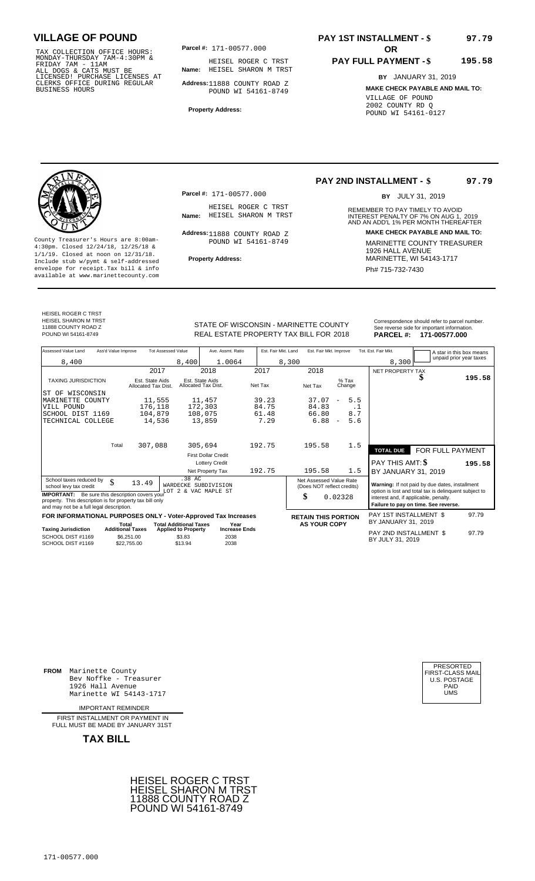# VILLAGE OF POUND

TAX COLLECTION OFFICE HOURS: MONDAY-THURSDAY 7AM-4:30PM & FRIDAY 7AM - 11AM ALL DOGS & CATS MUST BE LICENSED! PURCHASE LICENSES AT CLERKS OFFICE DURING REGULAR BUSINESS HOURS

**Parcel #:** 171-00577.000

**Name:** HEISEL ROGER C TRST HEISEL SHARON M TRST

**Address:** 11888 COUNTY ROAD Z POUND WI 54161-8749

**Property Address:**

**PAY 1ST INSTALLMENT - $ 97.79**

**OR**

**PAY FULL PAYMENT - $ 195.58**

**BY** JANUARY 31, 2019

**MAKE CHECK PAYABLE AND MAIL TO:**

VILLAGE OF POUND
2002 COUNTY RD Q
POUND WI 54161-0127

---

County Treasurer's Hours are 8:00am-4:30pm. Closed 12/24/18, 12/25/18 & 1/1/19. Closed at noon on 12/31/18. Include stub w/pymt & self-addressed envelope for receipt.Tax bill & info available at www.marinettecounty.com

**Parcel #:** 171-00577.000

**Name:** HEISEL ROGER C TRST HEISEL SHARON M TRST

**Address:** 11888 COUNTY ROAD Z POUND WI 54161-8749

**Property Address:**

**PAY 2ND INSTALLMENT - $ 97.79**

**BY** JULY 31, 2019

REMEMBER TO PAY TIMELY TO AVOID INTEREST PENALTY OF 7% ON AUG 1, 2019 AND AN ADD'L 1% PER MONTH THEREAFTER

**MAKE CHECK PAYABLE AND MAIL TO:**

MARINETTE COUNTY TREASURER
1926 HALL AVENUE
MARINETTE, WI 54143-1717
Ph# 715-732-7430

---

HEISEL ROGER C TRST
HEISEL SHARON M TRST
11888 COUNTY ROAD Z
POUND WI 54161-8749

STATE OF WISCONSIN - MARINETTE COUNTY
REAL ESTATE PROPERTY TAX BILL FOR 2018

Correspondence should refer to parcel number. See reverse side for important information.

**PARCEL #: 171-00577.000**

| Assessed Value Land | Ass'd Value Improve | Tot Assessed Value | Ave. Assmt. Ratio | Est. Fair Mkt. Land | Est. Fair Mkt. Improve | Tot. Est. Fair Mkt. |
|---|---|---|---|---|---|---|
| 8,400 | | 8,400 | 1.0064 | 8,300 | | 8,300 |

A star in this box means unpaid prior year taxes

| TAXING JURISDICTION | 2017 Est. State Aids Allocated Tax Dist. | 2018 Est. State Aids Allocated Tax Dist. | 2017 Net Tax | 2018 Net Tax | % Tax Change |
|---|---|---|---|---|---|
| ST OF WISCONSIN | | | | | |
| MARINETTE COUNTY | 11,555 | 11,457 | 39.23 | 37.07 | - 5.5 |
| VILL POUND | 176,118 | 172,303 | 84.75 | 84.83 | .1 |
| SCHOOL DIST 1169 | 104,879 | 108,075 | 61.48 | 66.80 | 8.7 |
| TECHNICAL COLLEGE | 14,536 | 13,859 | 7.29 | 6.88 | - 5.6 |
| Total | 307,088 | 305,694 | 192.75 | 195.58 | 1.5 |
| | | First Dollar Credit | | | |
| | | Lottery Credit | | | |
| | | Net Property Tax | 192.75 | 195.58 | 1.5 |

NET PROPERTY TAX $ 195.58

**TOTAL DUE** FOR FULL PAYMENT

PAY THIS AMT: $ 195.58

BY JANUARY 31, 2019

School taxes reduced by school levy tax credit $ 13.49

.38 AC
WARDECKE SUBDIVISION
LOT 2 & VAC MAPLE ST

**IMPORTANT:** Be sure this description covers your property. This description is for property tax bill only and may not be a full legal description.

Net Assessed Value Rate (Does NOT reflect credits) $ 0.02328

**Warning:** If not paid by due dates, installment option is lost and total tax is delinquent subject to interest and, if applicable, penalty.
**Failure to pay on time. See reverse.**

**FOR INFORMATIONAL PURPOSES ONLY - Voter-Approved Tax Increases**

| Taxing Jurisdiction | Total Additional Taxes | Total Additional Taxes Applied to Property | Year Increase Ends |
|---|---|---|---|
| SCHOOL DIST #1169 | $6,251.00 | $3.83 | 2038 |
| SCHOOL DIST #1169 | $22,755.00 | $13.94 | 2038 |

**RETAIN THIS PORTION AS YOUR COPY**

PAY 1ST INSTALLMENT $ 97.79 BY JANUARY 31, 2019

PAY 2ND INSTALLMENT $ 97.79 BY JULY 31, 2019

---

**FROM** Marinette County
Bev Noffke - Treasurer
1926 Hall Avenue
Marinette WI 54143-1717

IMPORTANT REMINDER

FIRST INSTALLMENT OR PAYMENT IN FULL MUST BE MADE BY JANUARY 31ST

**TAX BILL**

PRESORTED FIRST-CLASS MAIL U.S. POSTAGE PAID UMS

HEISEL ROGER C TRST
HEISEL SHARON M TRST
11888 COUNTY ROAD Z
POUND WI 54161-8749

171-00577.000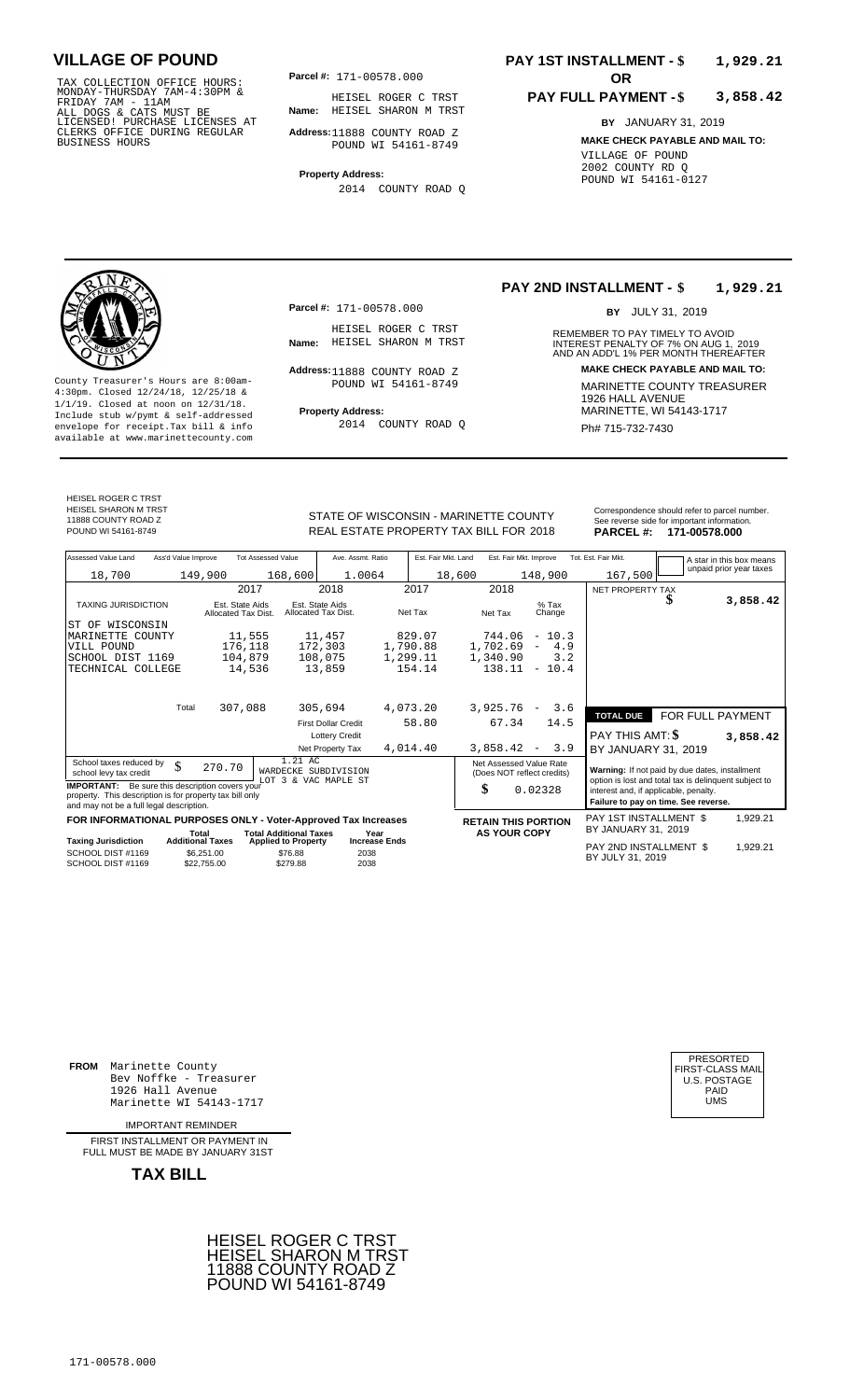# VILLAGE OF POUND

TAX COLLECTION OFFICE HOURS: MONDAY-THURSDAY 7AM-4:30PM & FRIDAY 7AM - 11AM ALL DOGS & CATS MUST BE LICENSED! PURCHASE LICENSES AT CLERKS OFFICE DURING REGULAR BUSINESS HOURS

**Parcel #:** 171-00578.000

**Name:** HEISEL ROGER C TRST HEISEL SHARON M TRST

**Address:** 11888 COUNTY ROAD Z POUND WI 54161-8749

**Property Address:** 2014 COUNTY ROAD Q

**PAY 1ST INSTALLMENT - $ 1,929.21**

**OR**

**PAY FULL PAYMENT - $ 3,858.42**

**BY** JANUARY 31, 2019

**MAKE CHECK PAYABLE AND MAIL TO:**

VILLAGE OF POUND
2002 COUNTY RD Q
POUND WI 54161-0127

---

County Treasurer's Hours are 8:00am-4:30pm. Closed 12/24/18, 12/25/18 & 1/1/19. Closed at noon on 12/31/18. Include stub w/pymt & self-addressed envelope for receipt.Tax bill & info available at www.marinettecounty.com

**Parcel #:** 171-00578.000

**Name:** HEISEL ROGER C TRST HEISEL SHARON M TRST

**Address:** 11888 COUNTY ROAD Z POUND WI 54161-8749

**Property Address:** 2014 COUNTY ROAD Q

**PAY 2ND INSTALLMENT - $ 1,929.21**

**BY** JULY 31, 2019

REMEMBER TO PAY TIMELY TO AVOID INTEREST PENALTY OF 7% ON AUG 1, 2019 AND AN ADD'L 1% PER MONTH THEREAFTER

**MAKE CHECK PAYABLE AND MAIL TO:**

MARINETTE COUNTY TREASURER
1926 HALL AVENUE
MARINETTE, WI 54143-1717
Ph# 715-732-7430

---

HEISEL ROGER C TRST
HEISEL SHARON M TRST
11888 COUNTY ROAD Z
POUND WI 54161-8749

STATE OF WISCONSIN - MARINETTE COUNTY
REAL ESTATE PROPERTY TAX BILL FOR 2018

Correspondence should refer to parcel number. See reverse side for important information.

**PARCEL #: 171-00578.000**

| Assessed Value Land | Ass'd Value Improve | Tot Assessed Value | Ave. Assmt. Ratio | Est. Fair Mkt. Land | Est. Fair Mkt. Improve | Tot. Est. Fair Mkt. | A star in this box means unpaid prior year taxes |
|---|---|---|---|---|---|---|---|
| 18,700 | 149,900 | 168,600 | 1.0064 | 18,600 | 148,900 | 167,500 | |

| TAXING JURISDICTION | 2017 Est. State Aids Allocated Tax Dist. | 2018 Est. State Aids Allocated Tax Dist. | 2017 Net Tax | 2018 Net Tax | % Tax Change |
|---|---|---|---|---|---|
| ST OF WISCONSIN | | | | | |
| MARINETTE COUNTY | 11,555 | 11,457 | 829.07 | 744.06 | - 10.3 |
| VILL POUND | 176,118 | 172,303 | 1,790.88 | 1,702.69 | - 4.9 |
| SCHOOL DIST 1169 | 104,879 | 108,075 | 1,299.11 | 1,340.90 | 3.2 |
| TECHNICAL COLLEGE | 14,536 | 13,859 | 154.14 | 138.11 | - 10.4 |
| Total | 307,088 | 305,694 | 4,073.20 | 3,925.76 | - 3.6 |
| | | First Dollar Credit | 58.80 | 67.34 | 14.5 |
| | | Lottery Credit | | | |
| | | Net Property Tax | 4,014.40 | 3,858.42 | - 3.9 |

NET PROPERTY TAX $ 3,858.42

**TOTAL DUE FOR FULL PAYMENT**

PAY THIS AMT: $ 3,858.42

BY JANUARY 31, 2019

School taxes reduced by school levy tax credit $ 270.70

1.21 AC
WARDECKE SUBDIVISION
LOT 3 & VAC MAPLE ST

**IMPORTANT:** Be sure this description covers your property. This description is for property tax bill only and may not be a full legal description.

Net Assessed Value Rate (Does NOT reflect credits) $ 0.02328

**Warning:** If not paid by due dates, installment option is lost and total tax is delinquent subject to interest and, if applicable, penalty. **Failure to pay on time. See reverse.**

**FOR INFORMATIONAL PURPOSES ONLY - Voter-Approved Tax Increases**

| Taxing Jurisdiction | Total Additional Taxes | Total Additional Taxes Applied to Property | Year Increase Ends |
|---|---|---|---|
| SCHOOL DIST #1169 | $6,251.00 | $76.88 | 2038 |
| SCHOOL DIST #1169 | $22,755.00 | $279.88 | 2038 |

**RETAIN THIS PORTION AS YOUR COPY**

PAY 1ST INSTALLMENT $ 1,929.21 BY JANUARY 31, 2019

PAY 2ND INSTALLMENT $ 1,929.21 BY JULY 31, 2019

---

**FROM** Marinette County
Bev Noffke - Treasurer
1926 Hall Avenue
Marinette WI 54143-1717

PRESORTED FIRST-CLASS MAIL U.S. POSTAGE PAID UMS

IMPORTANT REMINDER

FIRST INSTALLMENT OR PAYMENT IN FULL MUST BE MADE BY JANUARY 31ST

**TAX BILL**

HEISEL ROGER C TRST
HEISEL SHARON M TRST
11888 COUNTY ROAD Z
POUND WI 54161-8749

171-00578.000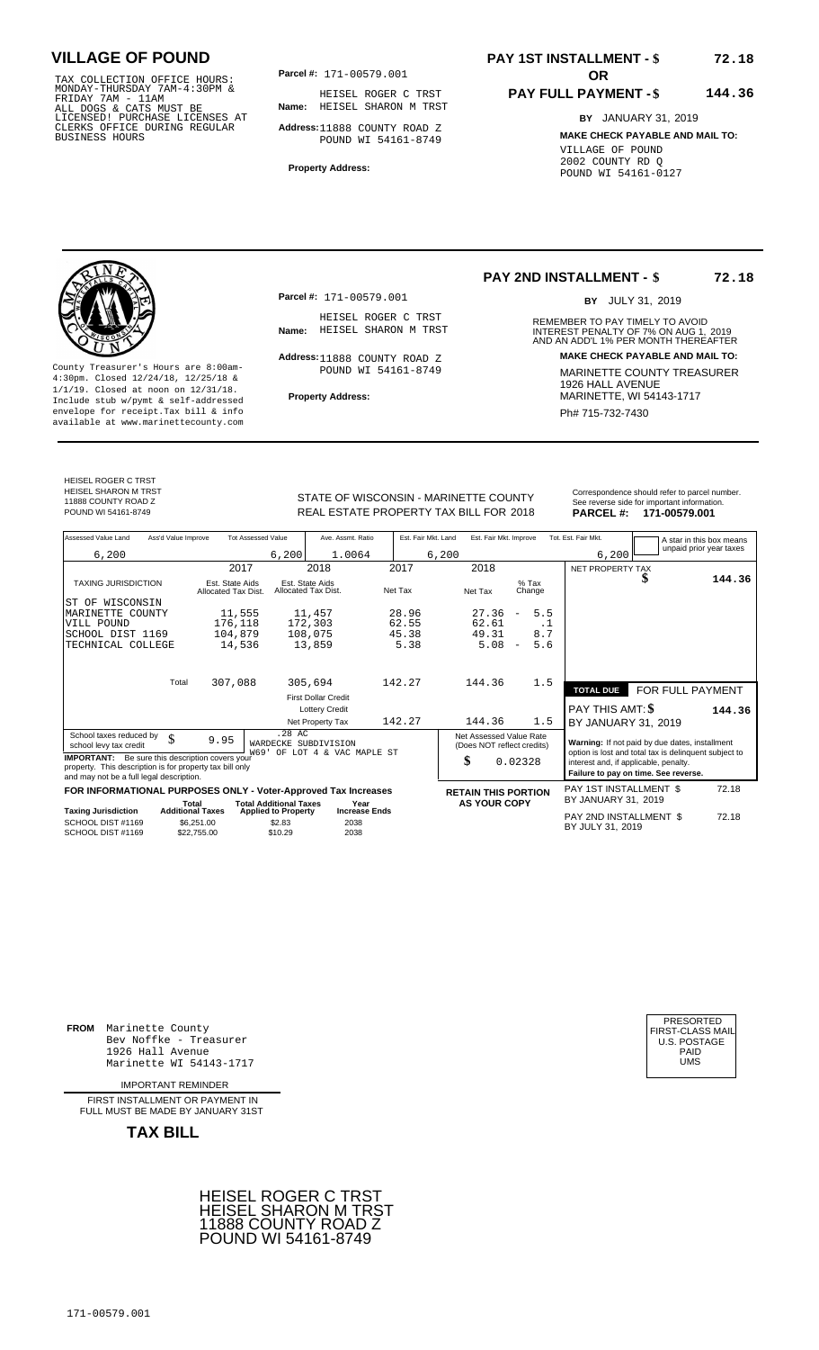# VILLAGE OF POUND

TAX COLLECTION OFFICE HOURS: MONDAY-THURSDAY 7AM-4:30PM & FRIDAY 7AM - 11AM ALL DOGS & CATS MUST BE LICENSED! PURCHASE LICENSES AT CLERKS OFFICE DURING REGULAR BUSINESS HOURS

**Parcel #:** 171-00579.001

**Name:** HEISEL ROGER C TRST HEISEL SHARON M TRST

**Address:** 11888 COUNTY ROAD Z POUND WI 54161-8749

**Property Address:**

**PAY 1ST INSTALLMENT - $ 72.18**

**OR**

**PAY FULL PAYMENT - $ 144.36**

**BY** JANUARY 31, 2019

**MAKE CHECK PAYABLE AND MAIL TO:**

VILLAGE OF POUND
2002 COUNTY RD Q
POUND WI 54161-0127

---

County Treasurer's Hours are 8:00am-4:30pm. Closed 12/24/18, 12/25/18 & 1/1/19. Closed at noon on 12/31/18. Include stub w/pymt & self-addressed envelope for receipt. Tax bill & info available at www.marinettecounty.com

**Parcel #:** 171-00579.001

**Name:** HEISEL ROGER C TRST HEISEL SHARON M TRST

**Address:** 11888 COUNTY ROAD Z POUND WI 54161-8749

**Property Address:**

**PAY 2ND INSTALLMENT - $ 72.18**

**BY** JULY 31, 2019

REMEMBER TO PAY TIMELY TO AVOID INTEREST PENALTY OF 7% ON AUG 1, 2019 AND AN ADD'L 1% PER MONTH THEREAFTER

**MAKE CHECK PAYABLE AND MAIL TO:**

MARINETTE COUNTY TREASURER
1926 HALL AVENUE
MARINETTE, WI 54143-1717
Ph# 715-732-7430

---

HEISEL ROGER C TRST
HEISEL SHARON M TRST
11888 COUNTY ROAD Z
POUND WI 54161-8749

STATE OF WISCONSIN - MARINETTE COUNTY
REAL ESTATE PROPERTY TAX BILL FOR 2018

Correspondence should refer to parcel number. See reverse side for important information.

**PARCEL #: 171-00579.001**

| Assessed Value Land | Ass'd Value Improve | Tot Assessed Value | Ave. Assmt. Ratio | Est. Fair Mkt. Land | Est. Fair Mkt. Improve | Tot. Est. Fair Mkt. |
|---|---|---|---|---|---|---|
| 6,200 | | 6,200 | 1.0064 | 6,200 | | 6,200 |

A star in this box means unpaid prior year taxes

| TAXING JURISDICTION | 2017 Est. State Aids Allocated Tax Dist. | 2018 Est. State Aids Allocated Tax Dist. | 2017 Net Tax | 2018 Net Tax | % Tax Change |
|---|---|---|---|---|---|
| ST OF WISCONSIN | | | | | |
| MARINETTE COUNTY | 11,555 | 11,457 | 28.96 | 27.36 | - 5.5 |
| VILL POUND | 176,118 | 172,303 | 62.55 | 62.61 | .1 |
| SCHOOL DIST 1169 | 104,879 | 108,075 | 45.38 | 49.31 | 8.7 |
| TECHNICAL COLLEGE | 14,536 | 13,859 | 5.38 | 5.08 | - 5.6 |
| Total | 307,088 | 305,694 | 142.27 | 144.36 | 1.5 |
| | | First Dollar Credit | | | |
| | | Lottery Credit | | | |
| | | Net Property Tax | 142.27 | 144.36 | 1.5 |

NET PROPERTY TAX $ 144.36

**TOTAL DUE** FOR FULL PAYMENT
PAY THIS AMT: $ 144.36
BY JANUARY 31, 2019

School taxes reduced by school levy tax credit $ 9.95

.28 AC
WARDECKE SUBDIVISION
W69' OF LOT 4 & VAC MAPLE ST

**IMPORTANT:** Be sure this description covers your property. This description is for property tax bill only and may not be a full legal description.

Net Assessed Value Rate (Does NOT reflect credits) $ 0.02328

**Warning:** If not paid by due dates, installment option is lost and total tax is delinquent subject to interest and, if applicable, penalty. **Failure to pay on time. See reverse.**

**FOR INFORMATIONAL PURPOSES ONLY - Voter-Approved Tax Increases**

| Taxing Jurisdiction | Total Additional Taxes | Total Additional Taxes Applied to Property | Year Increase Ends |
|---|---|---|---|
| SCHOOL DIST #1169 | $6,251.00 | $2.83 | 2038 |
| SCHOOL DIST #1169 | $22,755.00 | $10.29 | 2038 |

**RETAIN THIS PORTION AS YOUR COPY**

PAY 1ST INSTALLMENT $ 72.18 BY JANUARY 31, 2019

PAY 2ND INSTALLMENT $ 72.18 BY JULY 31, 2019

---

**FROM** Marinette County
Bev Noffke - Treasurer
1926 Hall Avenue
Marinette WI 54143-1717

IMPORTANT REMINDER

FIRST INSTALLMENT OR PAYMENT IN FULL MUST BE MADE BY JANUARY 31ST

**TAX BILL**

PRESORTED FIRST-CLASS MAIL U.S. POSTAGE PAID UMS

HEISEL ROGER C TRST
HEISEL SHARON M TRST
11888 COUNTY ROAD Z
POUND WI 54161-8749

171-00579.001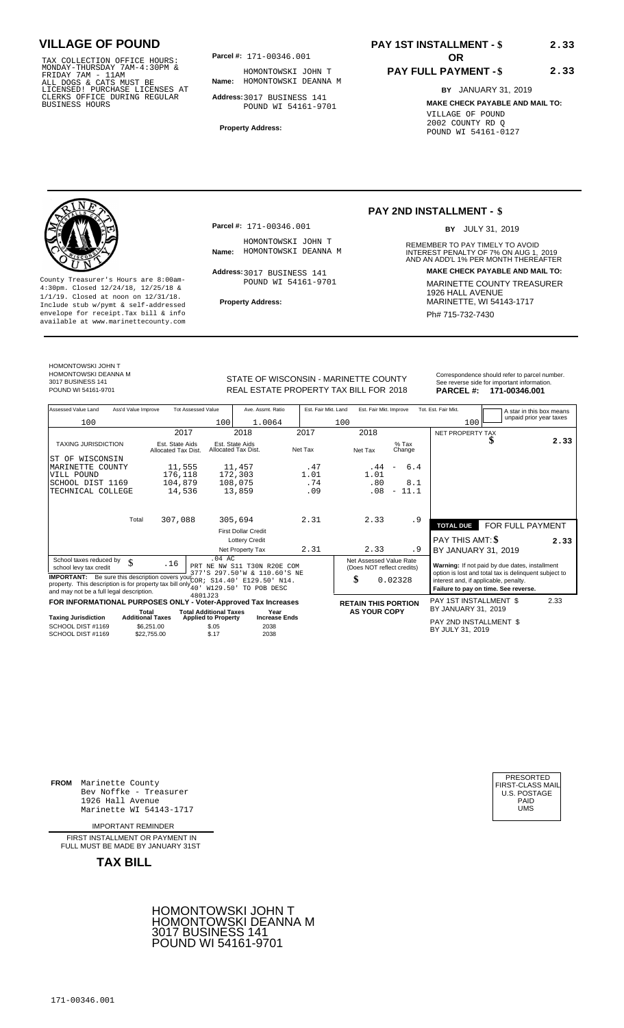# VILLAGE OF POUND

TAX COLLECTION OFFICE HOURS: MONDAY-THURSDAY 7AM-4:30PM & FRIDAY 7AM - 11AM ALL DOGS & CATS MUST BE LICENSED! PURCHASE LICENSES AT CLERKS OFFICE DURING REGULAR BUSINESS HOURS

**Parcel #:** 171-00346.001

**Name:** HOMONTOWSKI JOHN T HOMONTOWSKI DEANNA M

**Address:** 3017 BUSINESS 141 POUND WI 54161-9701

**Property Address:**

**PAY 1ST INSTALLMENT - $** 2.33

**OR**

**PAY FULL PAYMENT - $** 2.33

**BY** JANUARY 31, 2019

**MAKE CHECK PAYABLE AND MAIL TO:**
VILLAGE OF POUND
2002 COUNTY RD Q
POUND WI 54161-0127

County Treasurer's Hours are 8:00am-4:30pm. Closed 12/24/18, 12/25/18 & 1/1/19. Closed at noon on 12/31/18. Include stub w/pymt & self-addressed envelope for receipt.Tax bill & info available at www.marinettecounty.com

**Parcel #:** 171-00346.001

**Name:** HOMONTOWSKI JOHN T HOMONTOWSKI DEANNA M

**Address:** 3017 BUSINESS 141 POUND WI 54161-9701

**Property Address:**

## PAY 2ND INSTALLMENT - $

**BY** JULY 31, 2019

REMEMBER TO PAY TIMELY TO AVOID INTEREST PENALTY OF 7% ON AUG 1, 2019 AND AN ADD'L 1% PER MONTH THEREAFTER

**MAKE CHECK PAYABLE AND MAIL TO:**
MARINETTE COUNTY TREASURER
1926 HALL AVENUE
MARINETTE, WI 54143-1717
Ph# 715-732-7430

HOMONTOWSKI JOHN T
HOMONTOWSKI DEANNA M
3017 BUSINESS 141
POUND WI 54161-9701

STATE OF WISCONSIN - MARINETTE COUNTY
REAL ESTATE PROPERTY TAX BILL FOR 2018

Correspondence should refer to parcel number. See reverse side for important information.
**PARCEL #: 171-00346.001**

| Assessed Value Land | Ass'd Value Improve | Tot Assessed Value | Ave. Assmt. Ratio | Est. Fair Mkt. Land | Est. Fair Mkt. Improve | Tot. Est. Fair Mkt. |
|---|---|---|---|---|---|---|
| 100 | | 100 | 1.0064 | 100 | | 100 |

A star in this box means unpaid prior year taxes

| TAXING JURISDICTION | 2017 Est. State Aids Allocated Tax Dist. | 2018 Est. State Aids Allocated Tax Dist. | 2017 Net Tax | 2018 Net Tax | % Tax Change |
|---|---|---|---|---|---|
| ST OF WISCONSIN | | | | | |
| MARINETTE COUNTY | 11,555 | 11,457 | .47 | .44 | - 6.4 |
| VILL POUND | 176,118 | 172,303 | 1.01 | 1.01 | |
| SCHOOL DIST 1169 | 104,879 | 108,075 | .74 | .80 | 8.1 |
| TECHNICAL COLLEGE | 14,536 | 13,859 | .09 | .08 | - 11.1 |
| Total | 307,088 | 305,694 | 2.31 | 2.33 | .9 |
| | | First Dollar Credit | | | |
| | | Lottery Credit | | | |
| | | Net Property Tax | 2.31 | 2.33 | .9 |

NET PROPERTY TAX $ 2.33

**TOTAL DUE** FOR FULL PAYMENT
PAY THIS AMT: $ 2.33
BY JANUARY 31, 2019

School taxes reduced by school levy tax credit $ .16

.04 AC
PRT NE NW S11 T30N R20E COM 377'S 297.50'W & 110.60'S NE COR; S14.40' E129.50' N14. 40' W129.50' TO POB DESC 4801J23

**IMPORTANT:** Be sure this description covers your property. This description is for property tax bill only and may not be a full legal description.

Net Assessed Value Rate (Does NOT reflect credits) $ 0.02328

**Warning:** If not paid by due dates, installment option is lost and total tax is delinquent subject to interest and, if applicable, penalty.
**Failure to pay on time. See reverse.**

**FOR INFORMATIONAL PURPOSES ONLY - Voter-Approved Tax Increases**

| Taxing Jurisdiction | Total Additional Taxes | Total Additional Taxes Applied to Property | Year Increase Ends |
|---|---|---|---|
| SCHOOL DIST #1169 | $6,251.00 | $.05 | 2038 |
| SCHOOL DIST #1169 | $22,755.00 | $.17 | 2038 |

**RETAIN THIS PORTION AS YOUR COPY**

PAY 1ST INSTALLMENT $ 2.33
BY JANUARY 31, 2019

PAY 2ND INSTALLMENT $
BY JULY 31, 2019

**FROM** Marinette County
Bev Noffke - Treasurer
1926 Hall Avenue
Marinette WI 54143-1717

PRESORTED FIRST-CLASS MAIL U.S. POSTAGE PAID UMS

IMPORTANT REMINDER

FIRST INSTALLMENT OR PAYMENT IN FULL MUST BE MADE BY JANUARY 31ST

**TAX BILL**

HOMONTOWSKI JOHN T
HOMONTOWSKI DEANNA M
3017 BUSINESS 141
POUND WI 54161-9701

171-00346.001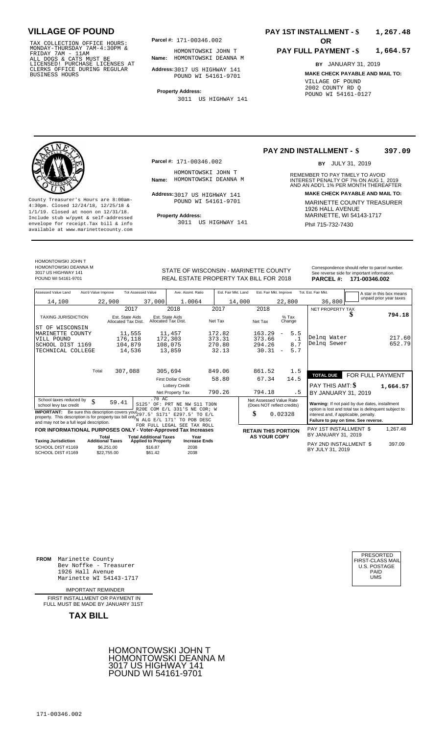## VILLAGE OF POUND

TAX COLLECTION OFFICE HOURS: MONDAY-THURSDAY 7AM-4:30PM & FRIDAY 7AM - 11AM ALL DOGS & CATS MUST BE LICENSED! PURCHASE LICENSES AT CLERKS OFFICE DURING REGULAR BUSINESS HOURS

**Parcel #:** 171-00346.002

**Name:** HOMONTOWSKI JOHN T HOMONTOWSKI DEANNA M

**Address:** 3017 US HIGHWAY 141 POUND WI 54161-9701

**Property Address:** 3011 US HIGHWAY 141

**PAY 1ST INSTALLMENT - $ 1,267.48**

**OR**

**PAY FULL PAYMENT - $ 1,664.57**

**BY** JANUARY 31, 2019

**MAKE CHECK PAYABLE AND MAIL TO:** VILLAGE OF POUND 2002 COUNTY RD Q POUND WI 54161-0127

---

County Treasurer's Hours are 8:00am-4:30pm. Closed 12/24/18, 12/25/18 & 1/1/19. Closed at noon on 12/31/18. Include stub w/pymt & self-addressed envelope for receipt.Tax bill & info available at www.marinettecounty.com

**Parcel #:** 171-00346.002

**Name:** HOMONTOWSKI JOHN T HOMONTOWSKI DEANNA M

**Address:** 3017 US HIGHWAY 141 POUND WI 54161-9701

**Property Address:** 3011 US HIGHWAY 141

**PAY 2ND INSTALLMENT - $ 397.09**

**BY** JULY 31, 2019

REMEMBER TO PAY TIMELY TO AVOID INTEREST PENALTY OF 7% ON AUG 1, 2019 AND AN ADD'L 1% PER MONTH THEREAFTER

**MAKE CHECK PAYABLE AND MAIL TO:** MARINETTE COUNTY TREASURER 1926 HALL AVENUE MARINETTE, WI 54143-1717 Ph# 715-732-7430

---

HOMONTOWSKI JOHN T
HOMONTOWSKI DEANNA M
3017 US HIGHWAY 141
POUND WI 54161-9701

STATE OF WISCONSIN - MARINETTE COUNTY
REAL ESTATE PROPERTY TAX BILL FOR 2018

Correspondence should refer to parcel number. See reverse side for important information.
**PARCEL #: 171-00346.002**

| Assessed Value Land | Ass'd Value Improve | Tot Assessed Value | Ave. Assmt. Ratio | Est. Fair Mkt. Land | Est. Fair Mkt. Improve | Tot. Est. Fair Mkt. |
|---|---|---|---|---|---|---|
| 14,100 | 22,900 | 37,000 | 1.0064 | 14,000 | 22,800 | 36,800 |

A star in this box means unpaid prior year taxes

| TAXING JURISDICTION | 2017 Est. State Aids Allocated Tax Dist. | 2018 Est. State Aids Allocated Tax Dist. | 2017 Net Tax | 2018 Net Tax | % Tax Change |
|---|---|---|---|---|---|
| ST OF WISCONSIN | | | | | |
| MARINETTE COUNTY | 11,555 | 11,457 | 172.82 | 163.29 | - 5.5 |
| VILL POUND | 176,118 | 172,303 | 373.31 | 373.66 | .1 |
| SCHOOL DIST 1169 | 104,879 | 108,075 | 270.80 | 294.26 | 8.7 |
| TECHNICAL COLLEGE | 14,536 | 13,859 | 32.13 | 30.31 | - 5.7 |
| Total | 307,088 | 305,694 | 849.06 | 861.52 | 1.5 |
| | | First Dollar Credit | 58.80 | 67.34 | 14.5 |
| | | Lottery Credit | | | |
| | | Net Property Tax | 790.26 | 794.18 | .5 |

| NET PROPERTY TAX | $ 794.18 |
|---|---|
| Delnq Water | 217.60 |
| Delnq Sewer | 652.79 |

**TOTAL DUE FOR FULL PAYMENT**
PAY THIS AMT: **$ 1,664.57**
BY JANUARY 31, 2019

School taxes reduced by school levy tax credit $ 59.41

.70 AC S125' OF: PRT NE NW S11 T30N R20E COM E/L 331'S NE COR; W 297.5' S171' E297.5' TO E/L N ALG E/L 171' TO POB DESC FOR FULL LEGAL SEE TAX ROLL

**IMPORTANT:** Be sure this description covers your property. This description is for property tax bill only and may not be a full legal description.

Net Assessed Value Rate (Does NOT reflect credits) $ 0.02328

**Warning:** If not paid by due dates, installment option is lost and total tax is delinquent subject to interest and, if applicable, penalty. **Failure to pay on time. See reverse.**

**FOR INFORMATIONAL PURPOSES ONLY - Voter-Approved Tax Increases**

| Taxing Jurisdiction | Total Additional Taxes | Total Additional Taxes Applied to Property | Year Increase Ends |
|---|---|---|---|
| SCHOOL DIST #1169 | $6,251.00 | $16.87 | 2038 |
| SCHOOL DIST #1169 | $22,755.00 | $61.42 | 2038 |

**RETAIN THIS PORTION AS YOUR COPY**

| PAY 1ST INSTALLMENT $ BY JANUARY 31, 2019 | 1,267.48 |
|---|---|
| PAY 2ND INSTALLMENT $ BY JULY 31, 2019 | 397.09 |

---

**FROM** Marinette County Bev Noffke - Treasurer 1926 Hall Avenue Marinette WI 54143-1717

PRESORTED FIRST-CLASS MAIL U.S. POSTAGE PAID UMS

IMPORTANT REMINDER

FIRST INSTALLMENT OR PAYMENT IN FULL MUST BE MADE BY JANUARY 31ST

**TAX BILL**

HOMONTOWSKI JOHN T
HOMONTOWSKI DEANNA M
3017 US HIGHWAY 141
POUND WI 54161-9701

171-00346.002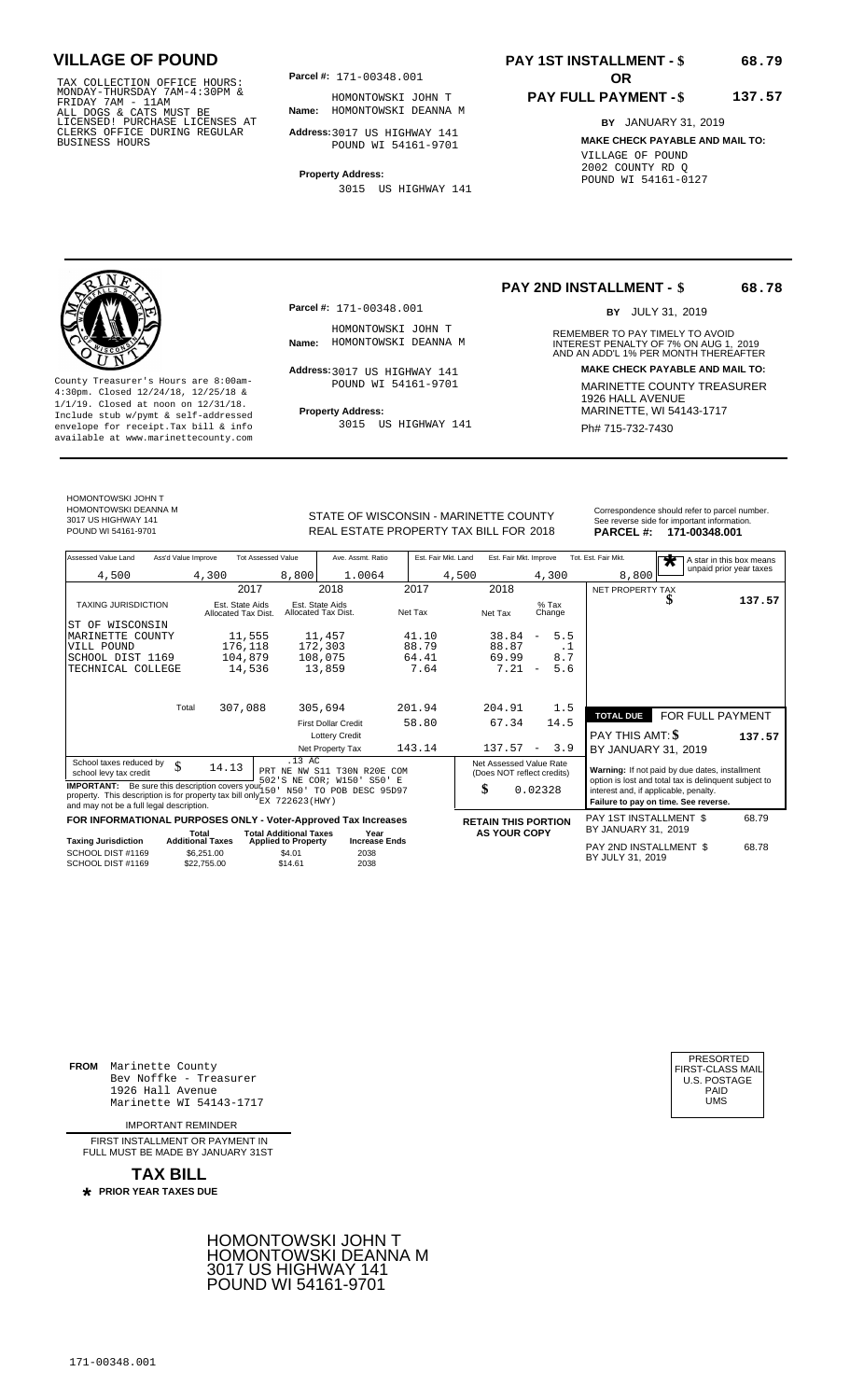## VILLAGE OF POUND

TAX COLLECTION OFFICE HOURS: MONDAY-THURSDAY 7AM-4:30PM & FRIDAY 7AM - 11AM
ALL DOGS & CATS MUST BE LICENSED! PURCHASE LICENSES AT CLERKS OFFICE DURING REGULAR BUSINESS HOURS

**Parcel #:** 171-00348.001

**Name:** HOMONTOWSKI JOHN T
HOMONTOWSKI DEANNA M

**Address:** 3017 US HIGHWAY 141
POUND WI 54161-9701

**Property Address:**
3015 US HIGHWAY 141

**PAY 1ST INSTALLMENT - $ 68.79**

**OR**

**PAY FULL PAYMENT - $ 137.57**

**BY** JANUARY 31, 2019

**MAKE CHECK PAYABLE AND MAIL TO:**
VILLAGE OF POUND
2002 COUNTY RD Q
POUND WI 54161-0127

---

County Treasurer's Hours are 8:00am-4:30pm. Closed 12/24/18, 12/25/18 & 1/1/19. Closed at noon on 12/31/18. Include stub w/pymt & self-addressed envelope for receipt.Tax bill & info available at www.marinettecounty.com

**Parcel #:** 171-00348.001

**Name:** HOMONTOWSKI JOHN T
HOMONTOWSKI DEANNA M

**Address:** 3017 US HIGHWAY 141
POUND WI 54161-9701

**Property Address:**
3015 US HIGHWAY 141

**PAY 2ND INSTALLMENT - $ 68.78**

**BY** JULY 31, 2019

REMEMBER TO PAY TIMELY TO AVOID INTEREST PENALTY OF 7% ON AUG 1, 2019 AND AN ADD'L 1% PER MONTH THEREAFTER

**MAKE CHECK PAYABLE AND MAIL TO:**
MARINETTE COUNTY TREASURER
1926 HALL AVENUE
MARINETTE, WI 54143-1717
Ph# 715-732-7430

---

HOMONTOWSKI JOHN T
HOMONTOWSKI DEANNA M
3017 US HIGHWAY 141
POUND WI 54161-9701

STATE OF WISCONSIN - MARINETTE COUNTY
REAL ESTATE PROPERTY TAX BILL FOR 2018

Correspondence should refer to parcel number. See reverse side for important information.
**PARCEL #: 171-00348.001**

| Assessed Value Land | Ass'd Value Improve | Tot Assessed Value | Ave. Assmt. Ratio | Est. Fair Mkt. Land | Est. Fair Mkt. Improve | Tot. Est. Fair Mkt. |
|---|---|---|---|---|---|---|
| 4,500 | 4,300 | 8,800 | 1.0064 | 4,500 | 4,300 | 8,800 |

A star in this box means unpaid prior year taxes

| TAXING JURISDICTION | 2017 Est. State Aids Allocated Tax Dist. | 2018 Est. State Aids Allocated Tax Dist. | 2017 Net Tax | 2018 Net Tax | % Tax Change |
|---|---|---|---|---|---|
| ST OF WISCONSIN | | | | | |
| MARINETTE COUNTY | 11,555 | 11,457 | 41.10 | 38.84 | - 5.5 |
| VILL POUND | 176,118 | 172,303 | 88.79 | 88.87 | .1 |
| SCHOOL DIST 1169 | 104,879 | 108,075 | 64.41 | 69.99 | 8.7 |
| TECHNICAL COLLEGE | 14,536 | 13,859 | 7.64 | 7.21 | - 5.6 |
| Total | 307,088 | 305,694 | 201.94 | 204.91 | 1.5 |
| | | First Dollar Credit | 58.80 | 67.34 | 14.5 |
| | | Lottery Credit | | | |
| | | Net Property Tax | 143.14 | 137.57 | - 3.9 |

NET PROPERTY TAX $ 137.57

**TOTAL DUE** FOR FULL PAYMENT
PAY THIS AMT: $ 137.57
BY JANUARY 31, 2019

School taxes reduced by school levy tax credit $ 14.13

.13 AC
PRT NE NW S11 T30N R20E COM 502'S NE COR; W150' S50' E 150' N50' TO POB DESC 95D97 EX 722623(HWY)

**IMPORTANT:** Be sure this description covers your property. This description is for property tax bill only and may not be a full legal description.

Net Assessed Value Rate (Does NOT reflect credits) $ 0.02328

**Warning:** If not paid by due dates, installment option is lost and total tax is delinquent subject to interest and, if applicable, penalty.
**Failure to pay on time. See reverse.**

**FOR INFORMATIONAL PURPOSES ONLY - Voter-Approved Tax Increases**

| Taxing Jurisdiction | Total Additional Taxes | Total Additional Taxes Applied to Property | Year Increase Ends |
|---|---|---|---|
| SCHOOL DIST #1169 | $6,251.00 | $4.01 | 2038 |
| SCHOOL DIST #1169 | $22,755.00 | $14.61 | 2038 |

**RETAIN THIS PORTION AS YOUR COPY**

PAY 1ST INSTALLMENT $ 68.79
BY JANUARY 31, 2019

PAY 2ND INSTALLMENT $ 68.78
BY JULY 31, 2019

---

**FROM** Marinette County
Bev Noffke - Treasurer
1926 Hall Avenue
Marinette WI 54143-1717

IMPORTANT REMINDER

FIRST INSTALLMENT OR PAYMENT IN FULL MUST BE MADE BY JANUARY 31ST

**TAX BILL**

**\* PRIOR YEAR TAXES DUE**

PRESORTED
FIRST-CLASS MAIL
U.S. POSTAGE
PAID
UMS

HOMONTOWSKI JOHN T
HOMONTOWSKI DEANNA M
3017 US HIGHWAY 141
POUND WI 54161-9701

171-00348.001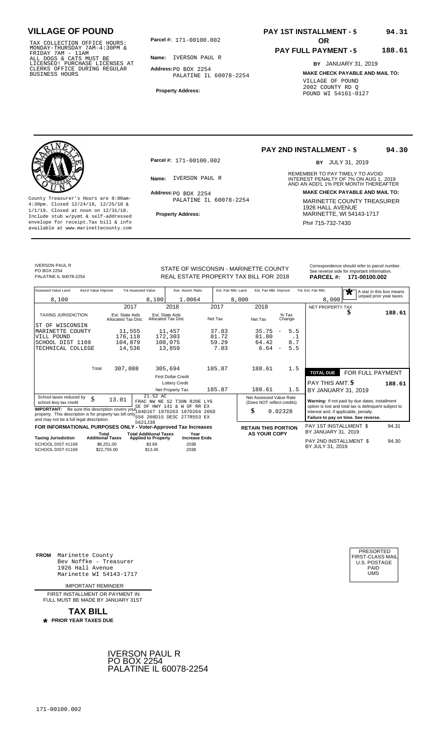# VILLAGE OF POUND

TAX COLLECTION OFFICE HOURS: MONDAY-THURSDAY 7AM-4:30PM & FRIDAY 7AM - 11AM ALL DOGS & CATS MUST BE LICENSED! PURCHASE LICENSES AT CLERKS OFFICE DURING REGULAR BUSINESS HOURS

**Parcel #:** 171-00100.002

**Name:** IVERSON PAUL R

**Address:** PO BOX 2254 PALATINE IL 60078-2254

**Property Address:**

**PAY 1ST INSTALLMENT - $** **94.31**

**OR**

**PAY FULL PAYMENT - $** **188.61**

**BY** JANUARY 31, 2019

**MAKE CHECK PAYABLE AND MAIL TO:**

VILLAGE OF POUND
2002 COUNTY RD Q
POUND WI 54161-0127

---

**PAY 2ND INSTALLMENT - $** **94.30**

**BY** JULY 31, 2019

REMEMBER TO PAY TIMELY TO AVOID INTEREST PENALTY OF 7% ON AUG 1, 2019 AND AN ADD'L 1% PER MONTH THEREAFTER

**Parcel #:** 171-00100.002

**Name:** IVERSON PAUL R

**Address:** PO BOX 2254 PALATINE IL 60078-2254

**Property Address:**

County Treasurer's Hours are 8:00am-4:30pm. Closed 12/24/18, 12/25/18 & 1/1/19. Closed at noon on 12/31/18. Include stub w/pymt & self-addressed envelope for receipt.Tax bill & info available at www.marinettecounty.com

**MAKE CHECK PAYABLE AND MAIL TO:**

MARINETTE COUNTY TREASURER
1926 HALL AVENUE
MARINETTE, WI 54143-1717

Ph# 715-732-7430

---

IVERSON PAUL R
PO BOX 2254
PALATINE IL 60078-2254

STATE OF WISCONSIN - MARINETTE COUNTY
REAL ESTATE PROPERTY TAX BILL FOR 2018

Correspondence should refer to parcel number. See reverse side for important information.

**PARCEL #: 171-00100.002**

| Assessed Value Land | Ass'd Value Improve | Tot Assessed Value | Ave. Assmt. Ratio | Est. Fair Mkt. Land | Est. Fair Mkt. Improve | Tot. Est. Fair Mkt. |
|---|---|---|---|---|---|---|
| 8,100 | | 8,100 | 1.0064 | 8,000 | | 8,000 |

* A star in this box means unpaid prior year taxes

| TAXING JURISDICTION | 2017 Est. State Aids Allocated Tax Dist. | 2018 Est. State Aids Allocated Tax Dist. | 2017 Net Tax | 2018 Net Tax | % Tax Change |
|---|---|---|---|---|---|
| ST OF WISCONSIN | | | | | |
| MARINETTE COUNTY | 11,555 | 11,457 | 37.83 | 35.75 | - 5.5 |
| VILL POUND | 176,118 | 172,303 | 81.72 | 81.80 | .1 |
| SCHOOL DIST 1169 | 104,879 | 108,075 | 59.29 | 64.42 | 8.7 |
| TECHNICAL COLLEGE | 14,536 | 13,859 | 7.03 | 6.64 | - 5.5 |
| Total | 307,088 | 305,694 | 185.87 | 188.61 | 1.5 |
| | | First Dollar Credit | | | |
| | | Lottery Credit | | | |
| | | Net Property Tax | 185.87 | 188.61 | 1.5 |

NET PROPERTY TAX $ 188.61

**TOTAL DUE** FOR FULL PAYMENT

PAY THIS AMT: $ 188.61

BY JANUARY 31, 2019

School taxes reduced by school levy tax credit $ 13.01

21.52 AC
FRAC NW NE S2 T30N R20E LYG SE OF HWY 141 & W OF RR EX 194D167 197D263 197D264 205D 556 208D15 DESC 277R553 EX 562IJ38

**IMPORTANT:** Be sure this description covers your property. This description is for property tax bill only and may not be a full legal description.

Net Assessed Value Rate (Does NOT reflect credits) $ 0.02328

**Warning:** If not paid by due dates, installment option is lost and total tax is delinquent subject to interest and, if applicable, penalty. **Failure to pay on time. See reverse.**

**FOR INFORMATIONAL PURPOSES ONLY - Voter-Approved Tax Increases**

| Taxing Jurisdiction | Total Additional Taxes | Total Additional Taxes Applied to Property | Year Increase Ends |
|---|---|---|---|
| SCHOOL DIST #1169 | $6,251.00 | $3.69 | 2038 |
| SCHOOL DIST #1169 | $22,755.00 | $13.45 | 2038 |

**RETAIN THIS PORTION AS YOUR COPY**

PAY 1ST INSTALLMENT $ 94.31 BY JANUARY 31, 2019

PAY 2ND INSTALLMENT $ 94.30 BY JULY 31, 2019

---

**FROM** Marinette County
Bev Noffke - Treasurer
1926 Hall Avenue
Marinette WI 54143-1717

IMPORTANT REMINDER

FIRST INSTALLMENT OR PAYMENT IN FULL MUST BE MADE BY JANUARY 31ST

**TAX BILL**

* **PRIOR YEAR TAXES DUE**

PRESORTED FIRST-CLASS MAIL U.S. POSTAGE PAID UMS

IVERSON PAUL R
PO BOX 2254
PALATINE IL 60078-2254

171-00100.002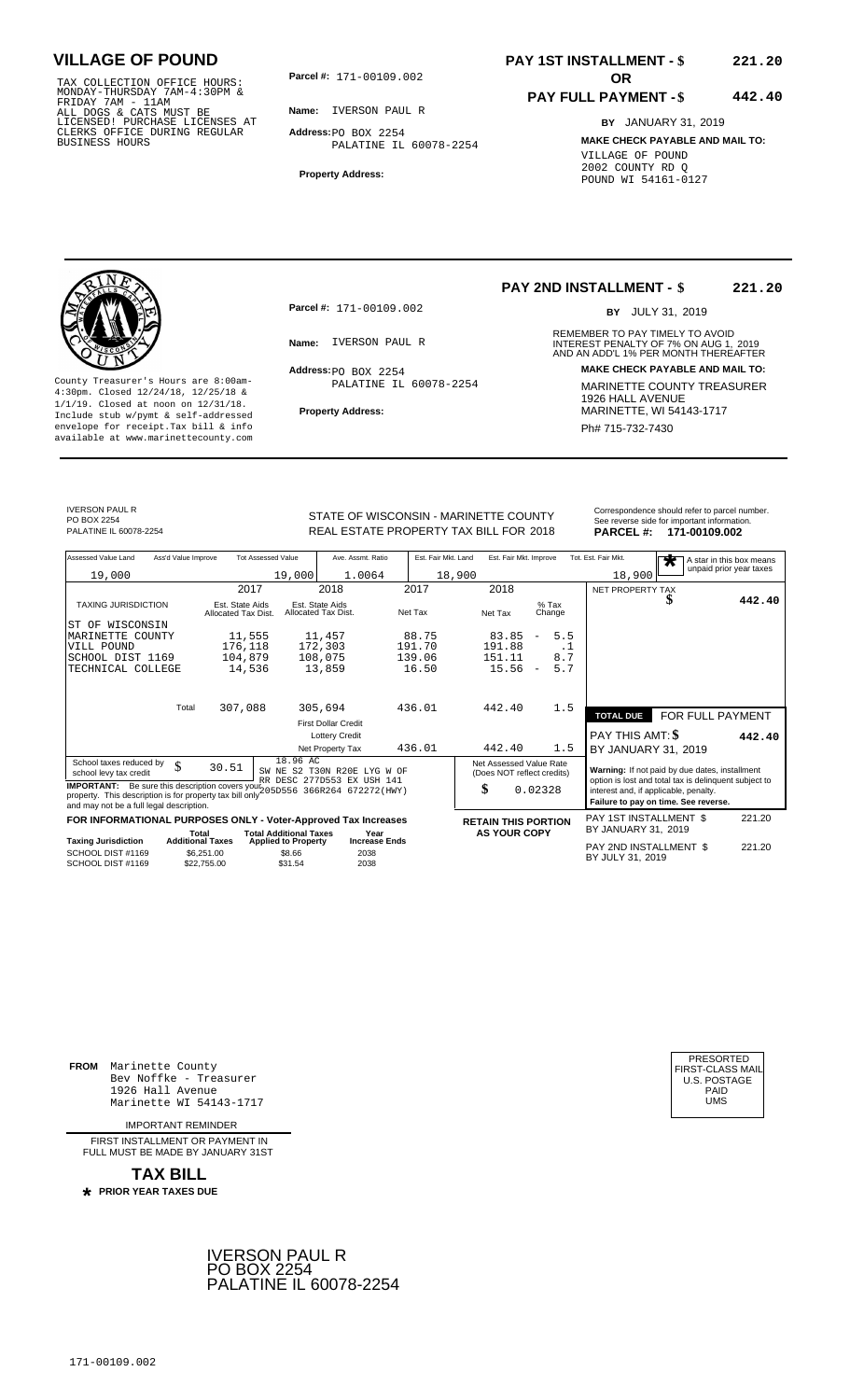# VILLAGE OF POUND

TAX COLLECTION OFFICE HOURS:
MONDAY-THURSDAY 7AM-4:30PM &
FRIDAY 7AM - 11AM
ALL DOGS & CATS MUST BE
LICENSED! PURCHASE LICENSES AT
CLERKS OFFICE DURING REGULAR
BUSINESS HOURS

**Parcel #:** 171-00109.002

**Name:** IVERSON PAUL R

**Address:** PO BOX 2254
PALATINE IL 60078-2254

**Property Address:**

**PAY 1ST INSTALLMENT - $ 221.20**

**OR**

**PAY FULL PAYMENT - $ 442.40**

**BY** JANUARY 31, 2019

**MAKE CHECK PAYABLE AND MAIL TO:**
VILLAGE OF POUND
2002 COUNTY RD Q
POUND WI 54161-0127

---

**PAY 2ND INSTALLMENT - $ 221.20**

**BY** JULY 31, 2019

**Parcel #:** 171-00109.002

**Name:** IVERSON PAUL R

**Address:** PO BOX 2254
PALATINE IL 60078-2254

**Property Address:**

County Treasurer's Hours are 8:00am-4:30pm. Closed 12/24/18, 12/25/18 & 1/1/19. Closed at noon on 12/31/18. Include stub w/pymt & self-addressed envelope for receipt.Tax bill & info available at www.marinettecounty.com

REMEMBER TO PAY TIMELY TO AVOID INTEREST PENALTY OF 7% ON AUG 1, 2019 AND AN ADD'L 1% PER MONTH THEREAFTER

**MAKE CHECK PAYABLE AND MAIL TO:**
MARINETTE COUNTY TREASURER
1926 HALL AVENUE
MARINETTE, WI 54143-1717
Ph# 715-732-7430

---

IVERSON PAUL R
PO BOX 2254
PALATINE IL 60078-2254

STATE OF WISCONSIN - MARINETTE COUNTY
REAL ESTATE PROPERTY TAX BILL FOR 2018

Correspondence should refer to parcel number. See reverse side for important information.
**PARCEL #: 171-00109.002**

| Assessed Value Land | Ass'd Value Improve | Tot Assessed Value | Ave. Assmt. Ratio | Est. Fair Mkt. Land | Est. Fair Mkt. Improve | Tot. Est. Fair Mkt. |
|---|---|---|---|---|---|---|
| 19,000 | | 19,000 | 1.0064 | 18,900 | | 18,900 |

\* A star in this box means unpaid prior year taxes

| TAXING JURISDICTION | 2017 Est. State Aids Allocated Tax Dist. | 2018 Est. State Aids Allocated Tax Dist. | 2017 Net Tax | 2018 Net Tax | % Tax Change |
|---|---|---|---|---|---|
| ST OF WISCONSIN | | | | | |
| MARINETTE COUNTY | 11,555 | 11,457 | 88.75 | 83.85 | - 5.5 |
| VILL POUND | 176,118 | 172,303 | 191.70 | 191.88 | .1 |
| SCHOOL DIST 1169 | 104,879 | 108,075 | 139.06 | 151.11 | 8.7 |
| TECHNICAL COLLEGE | 14,536 | 13,859 | 16.50 | 15.56 | - 5.7 |
| Total | 307,088 | 305,694 | 436.01 | 442.40 | 1.5 |
| | | First Dollar Credit | | | |
| | | Lottery Credit | | | |
| | | Net Property Tax | 436.01 | 442.40 | 1.5 |

NET PROPERTY TAX $ 442.40

| TOTAL DUE | FOR FULL PAYMENT |
|---|---|
| PAY THIS AMT: $ | 442.40 |
| BY JANUARY 31, 2019 | |

School taxes reduced by school levy tax credit $ 30.51

18.96 AC
SW NE S2 T30N R20E LYG W OF RR DESC 277D553 EX USH 141 205D556 366R264 672272(HWY)

**IMPORTANT:** Be sure this description covers your property. This description is for property tax bill only and may not be a full legal description.

Net Assessed Value Rate (Does NOT reflect credits) $ 0.02328

**Warning:** If not paid by due dates, installment option is lost and total tax is delinquent subject to interest and, if applicable, penalty.
**Failure to pay on time. See reverse.**

**FOR INFORMATIONAL PURPOSES ONLY - Voter-Approved Tax Increases**

| Taxing Jurisdiction | Total Additional Taxes | Total Additional Taxes Applied to Property | Year Increase Ends |
|---|---|---|---|
| SCHOOL DIST #1169 | $6,251.00 | $8.66 | 2038 |
| SCHOOL DIST #1169 | $22,755.00 | $31.54 | 2038 |

**RETAIN THIS PORTION AS YOUR COPY**

PAY 1ST INSTALLMENT $ 221.20
BY JANUARY 31, 2019

PAY 2ND INSTALLMENT $ 221.20
BY JULY 31, 2019

---

**FROM** Marinette County
Bev Noffke - Treasurer
1926 Hall Avenue
Marinette WI 54143-1717

IMPORTANT REMINDER

FIRST INSTALLMENT OR PAYMENT IN FULL MUST BE MADE BY JANUARY 31ST

**TAX BILL**

\* **PRIOR YEAR TAXES DUE**

PRESORTED
FIRST-CLASS MAIL
U.S. POSTAGE
PAID
UMS

IVERSON PAUL R
PO BOX 2254
PALATINE IL 60078-2254

171-00109.002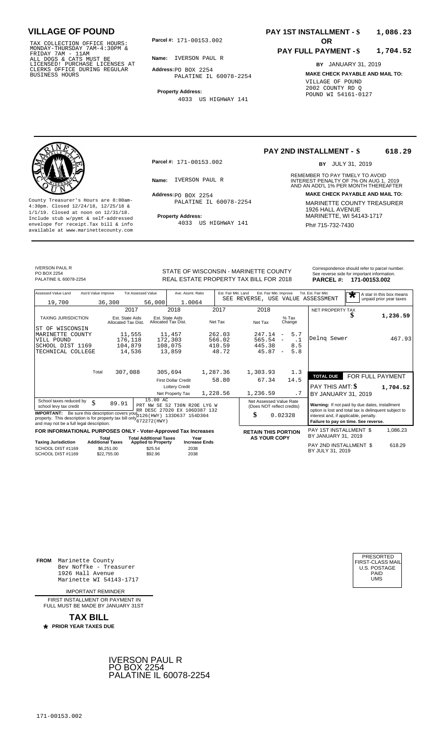# VILLAGE OF POUND

TAX COLLECTION OFFICE HOURS: MONDAY-THURSDAY 7AM-4:30PM & FRIDAY 7AM - 11AM ALL DOGS & CATS MUST BE LICENSED! PURCHASE LICENSES AT CLERKS OFFICE DURING REGULAR BUSINESS HOURS

**Parcel #:** 171-00153.002

**Name:** IVERSON PAUL R

**Address:** PO BOX 2254
PALATINE IL 60078-2254

**Property Address:**
4033 US HIGHWAY 141

**PAY 1ST INSTALLMENT - $ 1,086.23**

**OR**

**PAY FULL PAYMENT - $ 1,704.52**

**BY** JANUARY 31, 2019

**MAKE CHECK PAYABLE AND MAIL TO:**
VILLAGE OF POUND
2002 COUNTY RD Q
POUND WI 54161-0127

---

County Treasurer's Hours are 8:00am-4:30pm. Closed 12/24/18, 12/25/18 & 1/1/19. Closed at noon on 12/31/18. Include stub w/pymt & self-addressed envelope for receipt.Tax bill & info available at www.marinettecounty.com

**Parcel #:** 171-00153.002

**Name:** IVERSON PAUL R

**Address:** PO BOX 2254
PALATINE IL 60078-2254

**Property Address:**
4033 US HIGHWAY 141

**PAY 2ND INSTALLMENT - $ 618.29**

**BY** JULY 31, 2019

REMEMBER TO PAY TIMELY TO AVOID INTEREST PENALTY OF 7% ON AUG 1, 2019 AND AN ADD'L 1% PER MONTH THEREAFTER

**MAKE CHECK PAYABLE AND MAIL TO:**
MARINETTE COUNTY TREASURER
1926 HALL AVENUE
MARINETTE, WI 54143-1717
Ph# 715-732-7430

---

IVERSON PAUL R
PO BOX 2254
PALATINE IL 60078-2254

STATE OF WISCONSIN - MARINETTE COUNTY
REAL ESTATE PROPERTY TAX BILL FOR 2018

Correspondence should refer to parcel number. See reverse side for important information.
**PARCEL #: 171-00153.002**

| Assessed Value Land | Ass'd Value Improve | Tot Assessed Value | Ave. Assmt. Ratio | Est. Fair Mkt. Land | Est. Fair Mkt. Improve | Tot. Est. Fair Mkt. |
|---|---|---|---|---|---|---|
| 19,700 | 36,300 | 56,000 | 1.0064 | SEE REVERSE, USE VALUE ASSESSMENT | | |

★ A star in this box means unpaid prior year taxes

| TAXING JURISDICTION | 2017 Est. State Aids Allocated Tax Dist. | 2018 Est. State Aids Allocated Tax Dist. | 2017 Net Tax | 2018 Net Tax | % Tax Change |
|---|---|---|---|---|---|
| ST OF WISCONSIN | | | | | |
| MARINETTE COUNTY | 11,555 | 11,457 | 262.03 | 247.14 | - 5.7 |
| VILL POUND | 176,118 | 172,303 | 566.02 | 565.54 | - .1 |
| SCHOOL DIST 1169 | 104,879 | 108,075 | 410.59 | 445.38 | 8.5 |
| TECHNICAL COLLEGE | 14,536 | 13,859 | 48.72 | 45.87 | - 5.8 |
| Total | 307,088 | 305,694 | 1,287.36 | 1,303.93 | 1.3 |
| | | First Dollar Credit | 58.80 | 67.34 | 14.5 |
| | | Lottery Credit | | | |
| | | Net Property Tax | 1,228.56 | 1,236.59 | .7 |

| | |
|---|---|
| NET PROPERTY TAX | $ 1,236.59 |
| Delnq Sewer | 467.93 |
| **TOTAL DUE** | **FOR FULL PAYMENT** |
| PAY THIS AMT: $ | 1,704.52 |
| BY JANUARY 31, 2019 | |

School taxes reduced by school levy tax credit $ 89.91

15.00 AC
PRT NW SE S2 T30N R20E LYG W RR DESC 27D20 EX 106D387 132 D126(HWY) 133D637 154D304 672272(HWY)

**IMPORTANT:** Be sure this description covers your property. This description is for property tax bill only and may not be a full legal description.

Net Assessed Value Rate (Does NOT reflect credits): $ 0.02328

**Warning:** If not paid by due dates, installment option is lost and total tax is delinquent subject to interest and, if applicable, penalty.
**Failure to pay on time. See reverse.**

**FOR INFORMATIONAL PURPOSES ONLY - Voter-Approved Tax Increases**

| Taxing Jurisdiction | Total Additional Taxes | Total Additional Taxes Applied to Property | Year Increase Ends |
|---|---|---|---|
| SCHOOL DIST #1169 | $6,251.00 | $25.54 | 2038 |
| SCHOOL DIST #1169 | $22,755.00 | $92.96 | 2038 |

**RETAIN THIS PORTION AS YOUR COPY**

PAY 1ST INSTALLMENT $ 1,086.23
BY JANUARY 31, 2019

PAY 2ND INSTALLMENT $ 618.29
BY JULY 31, 2019

---

**FROM** Marinette County
Bev Noffke - Treasurer
1926 Hall Avenue
Marinette WI 54143-1717

IMPORTANT REMINDER

FIRST INSTALLMENT OR PAYMENT IN FULL MUST BE MADE BY JANUARY 31ST

**TAX BILL**

★ **PRIOR YEAR TAXES DUE**

PRESORTED
FIRST-CLASS MAIL
U.S. POSTAGE
PAID
UMS

IVERSON PAUL R
PO BOX 2254
PALATINE IL 60078-2254

171-00153.002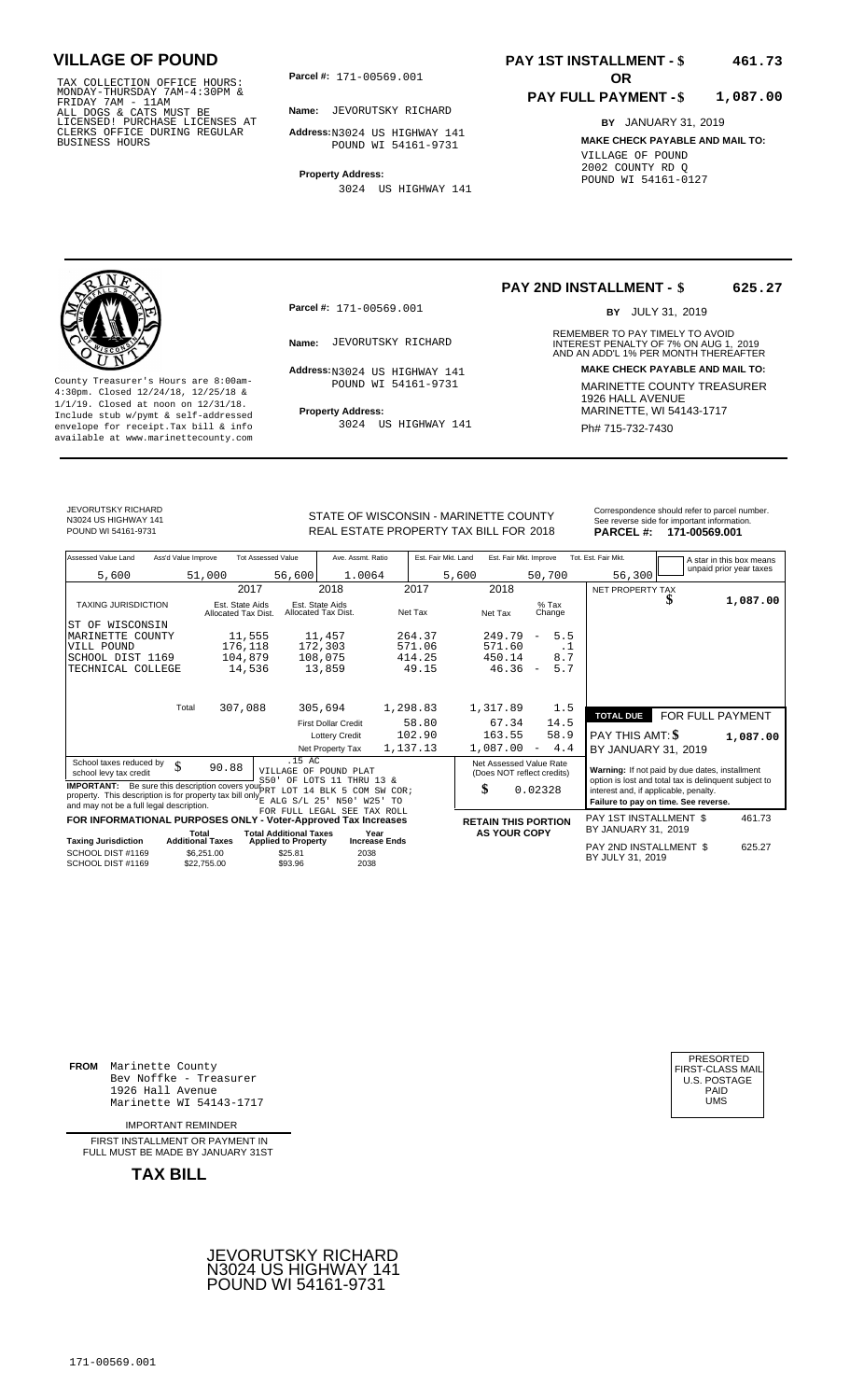# VILLAGE OF POUND

TAX COLLECTION OFFICE HOURS: MONDAY-THURSDAY 7AM-4:30PM & FRIDAY 7AM - 11AM ALL DOGS & CATS MUST BE LICENSED! PURCHASE LICENSES AT CLERKS OFFICE DURING REGULAR BUSINESS HOURS

**Parcel #:** 171-00569.001

**Name:** JEVORUTSKY RICHARD

**Address:** N3024 US HIGHWAY 141 POUND WI 54161-9731

**Property Address:** 3024 US HIGHWAY 141

**PAY 1ST INSTALLMENT - $ 461.73**

**OR**

**PAY FULL PAYMENT - $ 1,087.00**

**BY** JANUARY 31, 2019

**MAKE CHECK PAYABLE AND MAIL TO:** VILLAGE OF POUND 2002 COUNTY RD Q POUND WI 54161-0127

---

**PAY 2ND INSTALLMENT - $ 625.27**

**BY** JULY 31, 2019

REMEMBER TO PAY TIMELY TO AVOID INTEREST PENALTY OF 7% ON AUG 1, 2019 AND AN ADD'L 1% PER MONTH THEREAFTER

County Treasurer's Hours are 8:00am-4:30pm. Closed 12/24/18, 12/25/18 & 1/1/19. Closed at noon on 12/31/18. Include stub w/pymt & self-addressed envelope for receipt. Tax bill & info available at www.marinettecounty.com

**Parcel #:** 171-00569.001

**Name:** JEVORUTSKY RICHARD

**Address:** N3024 US HIGHWAY 141 POUND WI 54161-9731

**Property Address:** 3024 US HIGHWAY 141

**MAKE CHECK PAYABLE AND MAIL TO:** MARINETTE COUNTY TREASURER 1926 HALL AVENUE MARINETTE, WI 54143-1717 Ph# 715-732-7430

---

JEVORUTSKY RICHARD
N3024 US HIGHWAY 141
POUND WI 54161-9731

STATE OF WISCONSIN - MARINETTE COUNTY
REAL ESTATE PROPERTY TAX BILL FOR 2018

Correspondence should refer to parcel number. See reverse side for important information.
**PARCEL #: 171-00569.001**

| Assessed Value Land | Ass'd Value Improve | Tot Assessed Value | Ave. Assmt. Ratio | Est. Fair Mkt. Land | Est. Fair Mkt. Improve | Tot. Est. Fair Mkt. |
|---|---|---|---|---|---|---|
| 5,600 | 51,000 | 56,600 | 1.0064 | 5,600 | 50,700 | 56,300 |

A star in this box means unpaid prior year taxes

| TAXING JURISDICTION | 2017 Est. State Aids Allocated Tax Dist. | 2018 Est. State Aids Allocated Tax Dist. | 2017 Net Tax | 2018 Net Tax | % Tax Change |
|---|---|---|---|---|---|
| ST OF WISCONSIN | | | | | |
| MARINETTE COUNTY | 11,555 | 11,457 | 264.37 | 249.79 | - 5.5 |
| VILL POUND | 176,118 | 172,303 | 571.06 | 571.60 | .1 |
| SCHOOL DIST 1169 | 104,879 | 108,075 | 414.25 | 450.14 | 8.7 |
| TECHNICAL COLLEGE | 14,536 | 13,859 | 49.15 | 46.36 | - 5.7 |
| Total | 307,088 | 305,694 | 1,298.83 | 1,317.89 | 1.5 |
| | | First Dollar Credit | 58.80 | 67.34 | 14.5 |
| | | Lottery Credit | 102.90 | 163.55 | 58.9 |
| | | Net Property Tax | 1,137.13 | 1,087.00 | - 4.4 |

NET PROPERTY TAX $ 1,087.00

**TOTAL DUE** FOR FULL PAYMENT
PAY THIS AMT: $ 1,087.00
BY JANUARY 31, 2019

School taxes reduced by school levy tax credit $ 90.88

.15 AC VILLAGE OF POUND PLAT S50' OF LOTS 11 THRU 13 & PRT LOT 14 BLK 5 COM SW COR; E ALG S/L 25' N50' W25' TO FOR FULL LEGAL SEE TAX ROLL

**IMPORTANT:** Be sure this description covers your property. This description is for property tax bill only and may not be a full legal description.

Net Assessed Value Rate (Does NOT reflect credits) $ 0.02328

**Warning:** If not paid by due dates, installment option is lost and total tax is delinquent subject to interest and, if applicable, penalty. **Failure to pay on time. See reverse.**

**FOR INFORMATIONAL PURPOSES ONLY - Voter-Approved Tax Increases**

| Taxing Jurisdiction | Total Additional Taxes | Total Additional Taxes Applied to Property | Year Increase Ends |
|---|---|---|---|
| SCHOOL DIST #1169 | $6,251.00 | $25.81 | 2038 |
| SCHOOL DIST #1169 | $22,755.00 | $93.96 | 2038 |

**RETAIN THIS PORTION AS YOUR COPY**

PAY 1ST INSTALLMENT $ 461.73
BY JANUARY 31, 2019

PAY 2ND INSTALLMENT $ 625.27
BY JULY 31, 2019

---

**FROM** Marinette County
Bev Noffke - Treasurer
1926 Hall Avenue
Marinette WI 54143-1717

PRESORTED FIRST-CLASS MAIL U.S. POSTAGE PAID UMS

IMPORTANT REMINDER

FIRST INSTALLMENT OR PAYMENT IN FULL MUST BE MADE BY JANUARY 31ST

**TAX BILL**

JEVORUTSKY RICHARD
N3024 US HIGHWAY 141
POUND WI 54161-9731

171-00569.001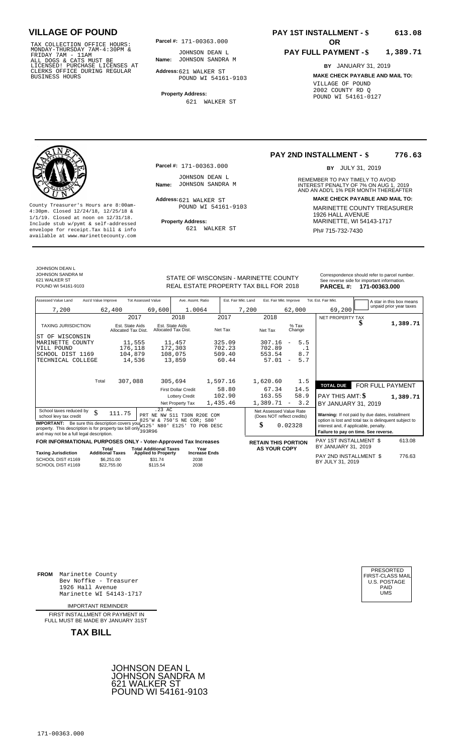# VILLAGE OF POUND

TAX COLLECTION OFFICE HOURS: MONDAY-THURSDAY 7AM-4:30PM & FRIDAY 7AM - 11AM ALL DOGS & CATS MUST BE LICENSED! PURCHASE LICENSES AT CLERKS OFFICE DURING REGULAR BUSINESS HOURS

**Parcel #:** 171-00363.000

**Name:** JOHNSON DEAN L
JOHNSON SANDRA M

**Address:** 621 WALKER ST
POUND WI 54161-9103

**Property Address:**
621 WALKER ST

## PAY 1ST INSTALLMENT - $ 613.08

OR

## PAY FULL PAYMENT - $ 1,389.71

**BY** JANUARY 31, 2019

**MAKE CHECK PAYABLE AND MAIL TO:**
VILLAGE OF POUND
2002 COUNTY RD Q
POUND WI 54161-0127

---

County Treasurer's Hours are 8:00am-4:30pm. Closed 12/24/18, 12/25/18 & 1/1/19. Closed at noon on 12/31/18. Include stub w/pymt & self-addressed envelope for receipt. Tax bill & info available at www.marinettecounty.com

**Parcel #:** 171-00363.000

**Name:** JOHNSON DEAN L
JOHNSON SANDRA M

**Address:** 621 WALKER ST
POUND WI 54161-9103

**Property Address:**
621 WALKER ST

## PAY 2ND INSTALLMENT - $ 776.63

**BY** JULY 31, 2019

REMEMBER TO PAY TIMELY TO AVOID INTEREST PENALTY OF 7% ON AUG 1, 2019 AND AN ADD'L 1% PER MONTH THEREAFTER

**MAKE CHECK PAYABLE AND MAIL TO:**
MARINETTE COUNTY TREASURER
1926 HALL AVENUE
MARINETTE, WI 54143-1717
Ph# 715-732-7430

---

JOHNSON DEAN L
JOHNSON SANDRA M
621 WALKER ST
POUND WI 54161-9103

STATE OF WISCONSIN - MARINETTE COUNTY
REAL ESTATE PROPERTY TAX BILL FOR 2018

Correspondence should refer to parcel number. See reverse side for important information.

**PARCEL #: 171-00363.000**

| Assessed Value Land | Ass'd Value Improve | Tot Assessed Value | Ave. Assmt. Ratio | Est. Fair Mkt. Land | Est. Fair Mkt. Improve | Tot. Est. Fair Mkt. |
|---|---|---|---|---|---|---|
| 7,200 | 62,400 | 69,600 | 1.0064 | 7,200 | 62,000 | 69,200 |

A star in this box means unpaid prior year taxes

| TAXING JURISDICTION | 2017 Est. State Aids Allocated Tax Dist. | 2018 Est. State Aids Allocated Tax Dist. | 2017 Net Tax | 2018 Net Tax | % Tax Change |
|---|---|---|---|---|---|
| ST OF WISCONSIN | | | | | |
| MARINETTE COUNTY | 11,555 | 11,457 | 325.09 | 307.16 | - 5.5 |
| VILL POUND | 176,118 | 172,303 | 702.23 | 702.89 | .1 |
| SCHOOL DIST 1169 | 104,879 | 108,075 | 509.40 | 553.54 | 8.7 |
| TECHNICAL COLLEGE | 14,536 | 13,859 | 60.44 | 57.01 | - 5.7 |
| Total | 307,088 | 305,694 | 1,597.16 | 1,620.60 | 1.5 |
| | | First Dollar Credit | 58.80 | 67.34 | 14.5 |
| | | Lottery Credit | 102.90 | 163.55 | 58.9 |
| | | Net Property Tax | 1,435.46 | 1,389.71 | - 3.2 |

NET PROPERTY TAX $ 1,389.71

| TOTAL DUE | FOR FULL PAYMENT |
|---|---|
| PAY THIS AMT: $ | 1,389.71 |
| BY JANUARY 31, 2019 | |

School taxes reduced by school levy tax credit $ 111.75

.23 AC
PRT NE NW S11 T30N R20E COM 825'W & 750'S NE COR; S80' W125' N80' E125' TO POB DESC 393R96

**IMPORTANT:** Be sure this description covers your property. This description is for property tax bill only and may not be a full legal description.

Net Assessed Value Rate (Does NOT reflect credits) $ 0.02328

**Warning:** If not paid by due dates, installment option is lost and total tax is delinquent subject to interest and, if applicable, penalty. **Failure to pay on time. See reverse.**

**FOR INFORMATIONAL PURPOSES ONLY - Voter-Approved Tax Increases**

| Taxing Jurisdiction | Total Additional Taxes | Total Additional Taxes Applied to Property | Year Increase Ends |
|---|---|---|---|
| SCHOOL DIST #1169 | $6,251.00 | $31.74 | 2038 |
| SCHOOL DIST #1169 | $22,755.00 | $115.54 | 2038 |

**RETAIN THIS PORTION AS YOUR COPY**

PAY 1ST INSTALLMENT $ 613.08
BY JANUARY 31, 2019

PAY 2ND INSTALLMENT $ 776.63
BY JULY 31, 2019

---

**FROM** Marinette County
Bev Noffke - Treasurer
1926 Hall Avenue
Marinette WI 54143-1717

PRESORTED FIRST-CLASS MAIL U.S. POSTAGE PAID UMS

IMPORTANT REMINDER

FIRST INSTALLMENT OR PAYMENT IN FULL MUST BE MADE BY JANUARY 31ST

**TAX BILL**

JOHNSON DEAN L
JOHNSON SANDRA M
621 WALKER ST
POUND WI 54161-9103

171-00363.000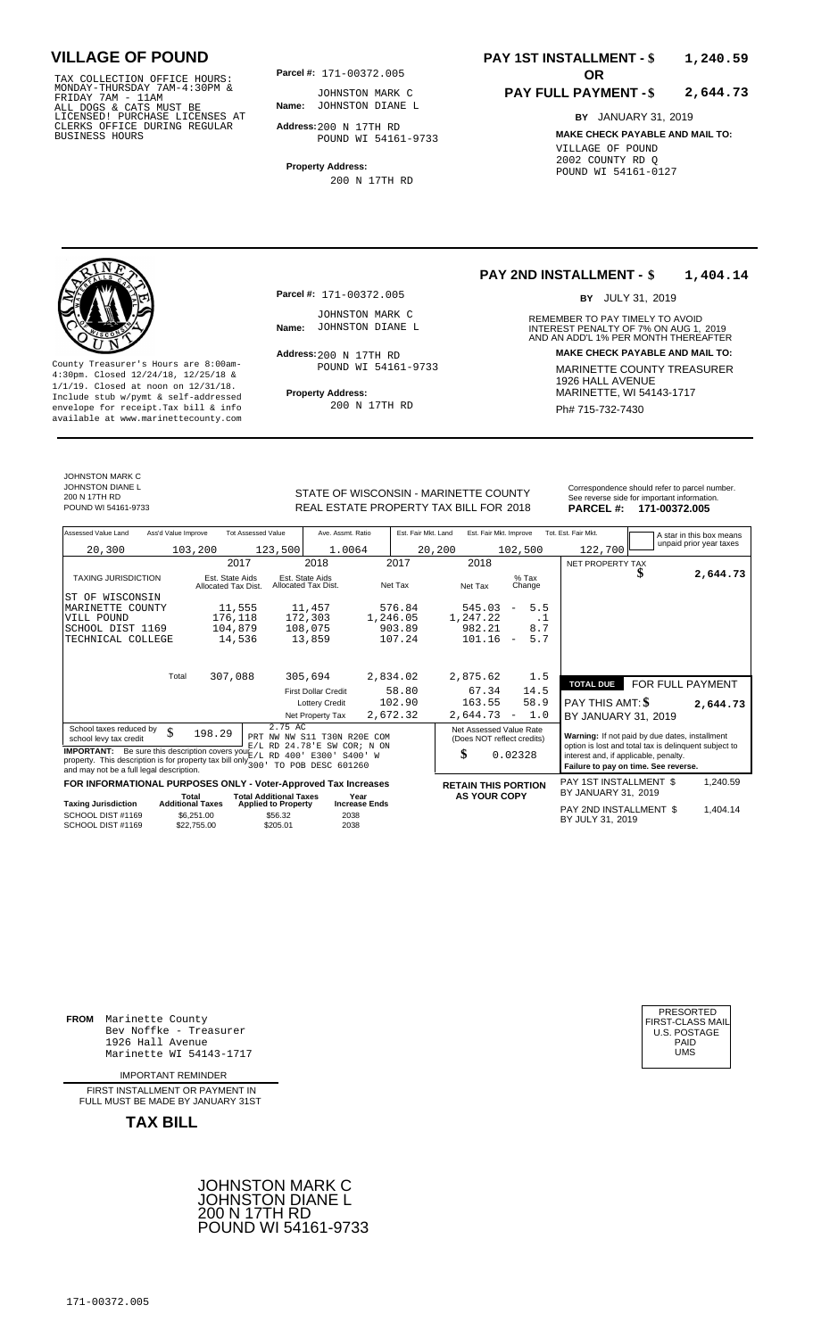# VILLAGE OF POUND

TAX COLLECTION OFFICE HOURS: MONDAY-THURSDAY 7AM-4:30PM & FRIDAY 7AM - 11AM ALL DOGS & CATS MUST BE LICENSED! PURCHASE LICENSES AT CLERKS OFFICE DURING REGULAR BUSINESS HOURS

**Parcel #:** 171-00372.005

**Name:** JOHNSTON MARK C
JOHNSTON DIANE L

**Address:** 200 N 17TH RD
POUND WI 54161-9733

**Property Address:**
200 N 17TH RD

**PAY 1ST INSTALLMENT - $ 1,240.59**

**OR**

**PAY FULL PAYMENT - $ 2,644.73**

**BY** JANUARY 31, 2019

**MAKE CHECK PAYABLE AND MAIL TO:**
VILLAGE OF POUND
2002 COUNTY RD Q
POUND WI 54161-0127

---

County Treasurer's Hours are 8:00am-4:30pm. Closed 12/24/18, 12/25/18 & 1/1/19. Closed at noon on 12/31/18. Include stub w/pymt & self-addressed envelope for receipt.Tax bill & info available at www.marinettecounty.com

**Parcel #:** 171-00372.005

**Name:** JOHNSTON MARK C
JOHNSTON DIANE L

**Address:** 200 N 17TH RD
POUND WI 54161-9733

**Property Address:**
200 N 17TH RD

**PAY 2ND INSTALLMENT - $ 1,404.14**

**BY** JULY 31, 2019

REMEMBER TO PAY TIMELY TO AVOID INTEREST PENALTY OF 7% ON AUG 1, 2019 AND AN ADD'L 1% PER MONTH THEREAFTER

**MAKE CHECK PAYABLE AND MAIL TO:**
MARINETTE COUNTY TREASURER
1926 HALL AVENUE
MARINETTE, WI 54143-1717
Ph# 715-732-7430

---

JOHNSTON MARK C
JOHNSTON DIANE L
200 N 17TH RD
POUND WI 54161-9733

STATE OF WISCONSIN - MARINETTE COUNTY
REAL ESTATE PROPERTY TAX BILL FOR 2018

Correspondence should refer to parcel number. See reverse side for important information.

**PARCEL #: 171-00372.005**

| Assessed Value Land | Ass'd Value Improve | Tot Assessed Value | Ave. Assmt. Ratio | Est. Fair Mkt. Land | Est. Fair Mkt. Improve | Tot. Est. Fair Mkt. |
|---|---|---|---|---|---|---|
| 20,300 | 103,200 | 123,500 | 1.0064 | 20,200 | 102,500 | 122,700 |

A star in this box means unpaid prior year taxes

| TAXING JURISDICTION | 2017 Est. State Aids Allocated Tax Dist. | 2018 Est. State Aids Allocated Tax Dist. | 2017 Net Tax | 2018 Net Tax | % Tax Change |
|---|---|---|---|---|---|
| ST OF WISCONSIN | | | | | |
| MARINETTE COUNTY | 11,555 | 11,457 | 576.84 | 545.03 | - 5.5 |
| VILL POUND | 176,118 | 172,303 | 1,246.05 | 1,247.22 | .1 |
| SCHOOL DIST 1169 | 104,879 | 108,075 | 903.89 | 982.21 | 8.7 |
| TECHNICAL COLLEGE | 14,536 | 13,859 | 107.24 | 101.16 | - 5.7 |
| Total | 307,088 | 305,694 | 2,834.02 | 2,875.62 | 1.5 |
| | | First Dollar Credit | 58.80 | 67.34 | 14.5 |
| | | Lottery Credit | 102.90 | 163.55 | 58.9 |
| | | Net Property Tax | 2,672.32 | 2,644.73 | - 1.0 |

NET PROPERTY TAX $ 2,644.73

**TOTAL DUE** FOR FULL PAYMENT

PAY THIS AMT: $ 2,644.73

BY JANUARY 31, 2019

School taxes reduced by school levy tax credit $ 198.29

2.75 AC
PRT NW NW S11 T30N R20E COM E/L RD 24.78'E SW COR; N ON E/L RD 400' E300' S400' W 300' TO POB DESC 601260

**IMPORTANT:** Be sure this description covers your property. This description is for property tax bill only and may not be a full legal description.

Net Assessed Value Rate (Does NOT reflect credits) $ 0.02328

**Warning:** If not paid by due dates, installment option is lost and total tax is delinquent subject to interest and, if applicable, penalty. **Failure to pay on time. See reverse.**

**FOR INFORMATIONAL PURPOSES ONLY - Voter-Approved Tax Increases**

| Taxing Jurisdiction | Total Additional Taxes | Total Additional Taxes Applied to Property | Year Increase Ends |
|---|---|---|---|
| SCHOOL DIST #1169 | $6,251.00 | $56.32 | 2038 |
| SCHOOL DIST #1169 | $22,755.00 | $205.01 | 2038 |

**RETAIN THIS PORTION AS YOUR COPY**

PAY 1ST INSTALLMENT $ 1,240.59
BY JANUARY 31, 2019

PAY 2ND INSTALLMENT $ 1,404.14
BY JULY 31, 2019

---

**FROM** Marinette County
Bev Noffke - Treasurer
1926 Hall Avenue
Marinette WI 54143-1717

PRESORTED FIRST-CLASS MAIL U.S. POSTAGE PAID UMS

IMPORTANT REMINDER

FIRST INSTALLMENT OR PAYMENT IN FULL MUST BE MADE BY JANUARY 31ST

**TAX BILL**

JOHNSTON MARK C
JOHNSTON DIANE L
200 N 17TH RD
POUND WI 54161-9733

171-00372.005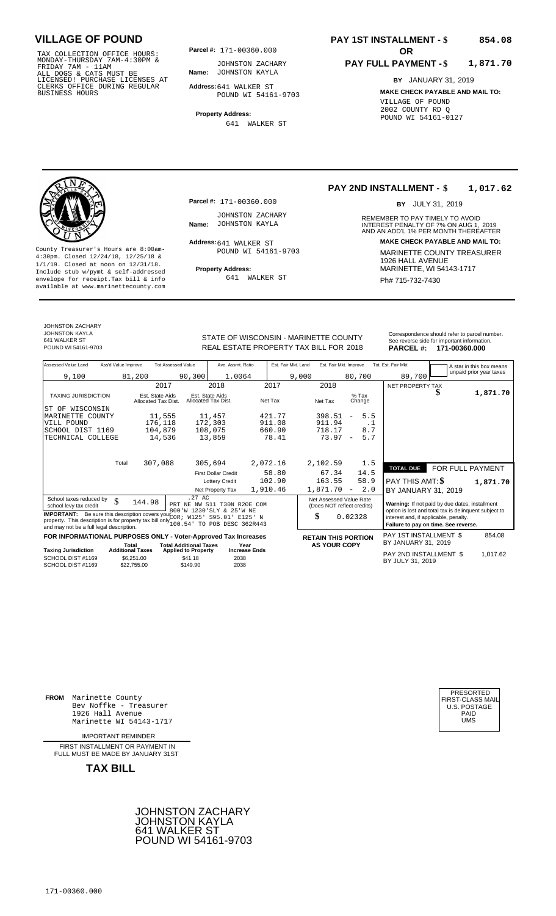# VILLAGE OF POUND

TAX COLLECTION OFFICE HOURS: MONDAY-THURSDAY 7AM-4:30PM & FRIDAY 7AM - 11AM
ALL DOGS & CATS MUST BE LICENSED! PURCHASE LICENSES AT CLERKS OFFICE DURING REGULAR BUSINESS HOURS

**Parcel #:** 171-00360.000

**Name:** JOHNSTON ZACHARY
JOHNSTON KAYLA

**Address:** 641 WALKER ST
POUND WI 54161-9703

**Property Address:**
641 WALKER ST

**PAY 1ST INSTALLMENT - $ 854.08**
**OR**
**PAY FULL PAYMENT - $ 1,871.70**

**BY** JANUARY 31, 2019

**MAKE CHECK PAYABLE AND MAIL TO:**
VILLAGE OF POUND
2002 COUNTY RD Q
POUND WI 54161-0127

---

County Treasurer's Hours are 8:00am-4:30pm. Closed 12/24/18, 12/25/18 & 1/1/19. Closed at noon on 12/31/18. Include stub w/pymt & self-addressed envelope for receipt.Tax bill & info available at www.marinettecounty.com

**Parcel #:** 171-00360.000

**Name:** JOHNSTON ZACHARY
JOHNSTON KAYLA

**Address:** 641 WALKER ST
POUND WI 54161-9703

**Property Address:**
641 WALKER ST

**PAY 2ND INSTALLMENT - $ 1,017.62**

**BY** JULY 31, 2019

REMEMBER TO PAY TIMELY TO AVOID INTEREST PENALTY OF 7% ON AUG 1, 2019 AND AN ADD'L 1% PER MONTH THEREAFTER

**MAKE CHECK PAYABLE AND MAIL TO:**
MARINETTE COUNTY TREASURER
1926 HALL AVENUE
MARINETTE, WI 54143-1717
Ph# 715-732-7430

---

JOHNSTON ZACHARY
JOHNSTON KAYLA
641 WALKER ST
POUND WI 54161-9703

STATE OF WISCONSIN - MARINETTE COUNTY
REAL ESTATE PROPERTY TAX BILL FOR 2018

Correspondence should refer to parcel number. See reverse side for important information.
**PARCEL #: 171-00360.000**

| Assessed Value Land | Ass'd Value Improve | Tot Assessed Value | Ave. Assmt. Ratio | Est. Fair Mkt. Land | Est. Fair Mkt. Improve | Tot. Est. Fair Mkt. |
|---|---|---|---|---|---|---|
| 9,100 | 81,200 | 90,300 | 1.0064 | 9,000 | 80,700 | 89,700 |

A star in this box means unpaid prior year taxes

| TAXING JURISDICTION | 2017 Est. State Aids Allocated Tax Dist. | 2018 Est. State Aids Allocated Tax Dist. | 2017 Net Tax | 2018 Net Tax | % Tax Change |
|---|---|---|---|---|---|
| ST OF WISCONSIN | | | | | |
| MARINETTE COUNTY | 11,555 | 11,457 | 421.77 | 398.51 | - 5.5 |
| VILL POUND | 176,118 | 172,303 | 911.08 | 911.94 | .1 |
| SCHOOL DIST 1169 | 104,879 | 108,075 | 660.90 | 718.17 | 8.7 |
| TECHNICAL COLLEGE | 14,536 | 13,859 | 78.41 | 73.97 | - 5.7 |
| Total | 307,088 | 305,694 | 2,072.16 | 2,102.59 | 1.5 |
| | | First Dollar Credit | 58.80 | 67.34 | 14.5 |
| | | Lottery Credit | 102.90 | 163.55 | 58.9 |
| | | Net Property Tax | 1,910.46 | 1,871.70 | - 2.0 |

NET PROPERTY TAX $ 1,871.70

**TOTAL DUE** FOR FULL PAYMENT
PAY THIS AMT: $ 1,871.70
BY JANUARY 31, 2019

School taxes reduced by school levy tax credit $ 144.98

.27 AC
PRT NE NW S11 T30N R20E COM 800'W 1230'SLY & 25'W NE COR; W125' S95.01' E125' N 100.54' TO POB DESC 362R443

**IMPORTANT:** Be sure this description covers your property. This description is for property tax bill only and may not be a full legal description.

Net Assessed Value Rate (Does NOT reflect credits)
$ 0.02328

**Warning:** If not paid by due dates, installment option is lost and total tax is delinquent subject to interest and, if applicable, penalty.
**Failure to pay on time. See reverse.**

**FOR INFORMATIONAL PURPOSES ONLY - Voter-Approved Tax Increases**

| Taxing Jurisdiction | Total Additional Taxes | Total Additional Taxes Applied to Property | Year Increase Ends |
|---|---|---|---|
| SCHOOL DIST #1169 | $6,251.00 | $41.18 | 2038 |
| SCHOOL DIST #1169 | $22,755.00 | $149.90 | 2038 |

**RETAIN THIS PORTION AS YOUR COPY**

PAY 1ST INSTALLMENT $ 854.08
BY JANUARY 31, 2019

PAY 2ND INSTALLMENT $ 1,017.62
BY JULY 31, 2019

---

**FROM** Marinette County
Bev Noffke - Treasurer
1926 Hall Avenue
Marinette WI 54143-1717

IMPORTANT REMINDER

FIRST INSTALLMENT OR PAYMENT IN FULL MUST BE MADE BY JANUARY 31ST

**TAX BILL**

PRESORTED
FIRST-CLASS MAIL
U.S. POSTAGE
PAID
UMS

JOHNSTON ZACHARY
JOHNSTON KAYLA
641 WALKER ST
POUND WI 54161-9703

171-00360.000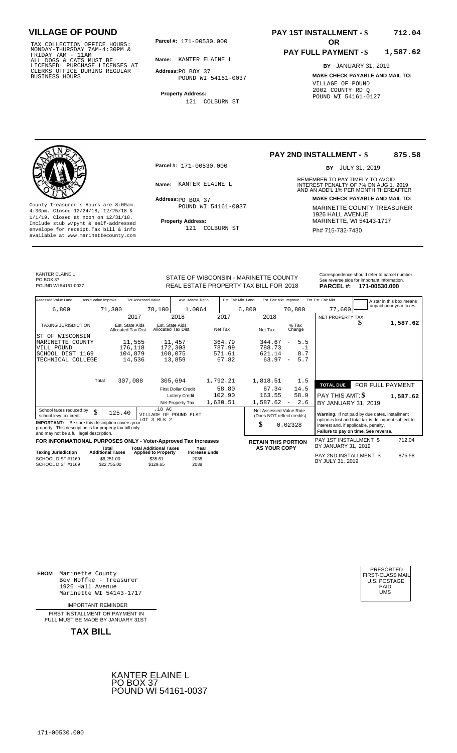## VILLAGE OF POUND

TAX COLLECTION OFFICE HOURS: MONDAY-THURSDAY 7AM-4:30PM & FRIDAY 7AM - 11AM ALL DOGS & CATS MUST BE LICENSED! PURCHASE LICENSES AT CLERKS OFFICE DURING REGULAR BUSINESS HOURS

**Parcel #:** 171-00530.000

**Name:** KANTER ELAINE L

**Address:** PO BOX 37
POUND WI 54161-0037

**Property Address:**
121 COLBURN ST

**PAY 1ST INSTALLMENT - $ 712.04**

**OR**

**PAY FULL PAYMENT - $ 1,587.62**

**BY** JANUARY 31, 2019

**MAKE CHECK PAYABLE AND MAIL TO:**
VILLAGE OF POUND
2002 COUNTY RD Q
POUND WI 54161-0127

---

County Treasurer's Hours are 8:00am-4:30pm. Closed 12/24/18, 12/25/18 & 1/1/19. Closed at noon on 12/31/18. Include stub w/pymt & self-addressed envelope for receipt.Tax bill & info available at www.marinettecounty.com

**Parcel #:** 171-00530.000

**Name:** KANTER ELAINE L

**Address:** PO BOX 37
POUND WI 54161-0037

**Property Address:**
121 COLBURN ST

**PAY 2ND INSTALLMENT - $ 875.58**

**BY** JULY 31, 2019

REMEMBER TO PAY TIMELY TO AVOID INTEREST PENALTY OF 7% ON AUG 1, 2019 AND AN ADD'L 1% PER MONTH THEREAFTER

**MAKE CHECK PAYABLE AND MAIL TO:**
MARINETTE COUNTY TREASURER
1926 HALL AVENUE
MARINETTE, WI 54143-1717
Ph# 715-732-7430

---

KANTER ELAINE L
PO BOX 37
POUND WI 54161-0037

STATE OF WISCONSIN - MARINETTE COUNTY
REAL ESTATE PROPERTY TAX BILL FOR 2018

Correspondence should refer to parcel number. See reverse side for important information.
**PARCEL #: 171-00530.000**

| Assessed Value Land | Ass'd Value Improve | Tot Assessed Value | Ave. Assmt. Ratio | Est. Fair Mkt. Land | Est. Fair Mkt. Improve | Tot. Est. Fair Mkt. | A star in this box means unpaid prior year taxes |
|---|---|---|---|---|---|---|---|
| 6,800 | 71,300 | 78,100 | 1.0064 | 6,800 | 70,800 | 77,600 | |

| TAXING JURISDICTION | 2017 Est. State Aids Allocated Tax Dist. | 2018 Est. State Aids Allocated Tax Dist. | 2017 Net Tax | 2018 Net Tax | % Tax Change |
|---|---|---|---|---|---|
| ST OF WISCONSIN | | | | | |
| MARINETTE COUNTY | 11,555 | 11,457 | 364.79 | 344.67 | - 5.5 |
| VILL POUND | 176,118 | 172,303 | 787.99 | 788.73 | .1 |
| SCHOOL DIST 1169 | 104,879 | 108,075 | 571.61 | 621.14 | 8.7 |
| TECHNICAL COLLEGE | 14,536 | 13,859 | 67.82 | 63.97 | - 5.7 |
| Total | 307,088 | 305,694 | 1,792.21 | 1,818.51 | 1.5 |
| | | First Dollar Credit | 58.80 | 67.34 | 14.5 |
| | | Lottery Credit | 102.90 | 163.55 | 58.9 |
| | | Net Property Tax | 1,630.51 | 1,587.62 | - 2.6 |

NET PROPERTY TAX $ 1,587.62

**TOTAL DUE** FOR FULL PAYMENT
PAY THIS AMT: $ 1,587.62
BY JANUARY 31, 2019

School taxes reduced by school levy tax credit $ 125.40

.18 AC
VILLAGE OF POUND PLAT
LOT 3 BLK 2

**IMPORTANT:** Be sure this description covers your property. This description is for property tax bill only and may not be a full legal description.

Net Assessed Value Rate (Does NOT reflect credits) $ 0.02328

**Warning:** If not paid by due dates, installment option is lost and total tax is delinquent subject to interest and, if applicable, penalty.
**Failure to pay on time. See reverse.**

**FOR INFORMATIONAL PURPOSES ONLY - Voter-Approved Tax Increases**

| Taxing Jurisdiction | Total Additional Taxes | Total Additional Taxes Applied to Property | Year Increase Ends |
|---|---|---|---|
| SCHOOL DIST #1169 | $6,251.00 | $35.61 | 2038 |
| SCHOOL DIST #1169 | $22,755.00 | $129.65 | 2038 |

**RETAIN THIS PORTION AS YOUR COPY**

PAY 1ST INSTALLMENT $ 712.04
BY JANUARY 31, 2019

PAY 2ND INSTALLMENT $ 875.58
BY JULY 31, 2019

---

**FROM** Marinette County
Bev Noffke - Treasurer
1926 Hall Avenue
Marinette WI 54143-1717

IMPORTANT REMINDER

FIRST INSTALLMENT OR PAYMENT IN FULL MUST BE MADE BY JANUARY 31ST

**TAX BILL**

PRESORTED
FIRST-CLASS MAIL
U.S. POSTAGE
PAID
UMS

KANTER ELAINE L
PO BOX 37
POUND WI 54161-0037

171-00530.000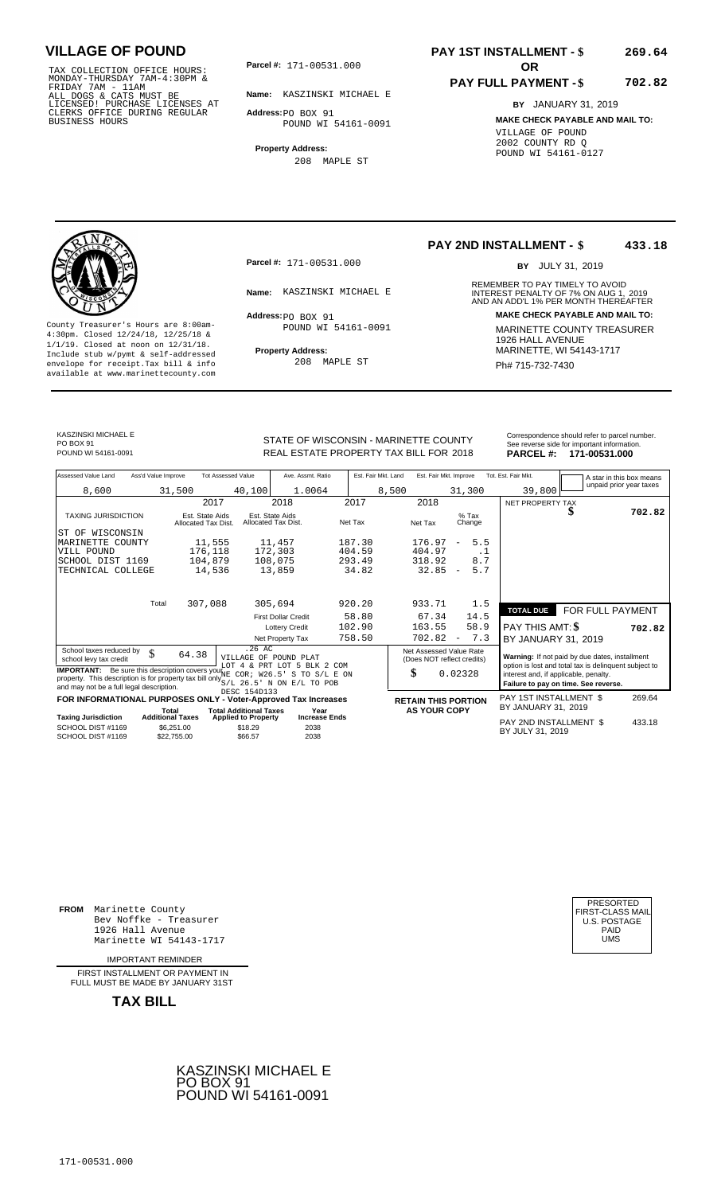# VILLAGE OF POUND

TAX COLLECTION OFFICE HOURS: MONDAY-THURSDAY 7AM-4:30PM & FRIDAY 7AM - 11AM ALL DOGS & CATS MUST BE LICENSED! PURCHASE LICENSES AT CLERKS OFFICE DURING REGULAR BUSINESS HOURS

**Parcel #:** 171-00531.000

**Name:** KASZINSKI MICHAEL E

**Address:** PO BOX 91 POUND WI 54161-0091

**Property Address:** 208 MAPLE ST

**PAY 1ST INSTALLMENT - $ 269.64**

**OR**

**PAY FULL PAYMENT - $ 702.82**

**BY** JANUARY 31, 2019

**MAKE CHECK PAYABLE AND MAIL TO:**
VILLAGE OF POUND
2002 COUNTY RD Q
POUND WI 54161-0127

---

County Treasurer's Hours are 8:00am-4:30pm. Closed 12/24/18, 12/25/18 & 1/1/19. Closed at noon on 12/31/18. Include stub w/pymt & self-addressed envelope for receipt.Tax bill & info available at www.marinettecounty.com

**Parcel #:** 171-00531.000

**Name:** KASZINSKI MICHAEL E

**Address:** PO BOX 91 POUND WI 54161-0091

**Property Address:** 208 MAPLE ST

**PAY 2ND INSTALLMENT - $ 433.18**

**BY** JULY 31, 2019

REMEMBER TO PAY TIMELY TO AVOID INTEREST PENALTY OF 7% ON AUG 1, 2019 AND AN ADD'L 1% PER MONTH THEREAFTER

**MAKE CHECK PAYABLE AND MAIL TO:**
MARINETTE COUNTY TREASURER
1926 HALL AVENUE
MARINETTE, WI 54143-1717
Ph# 715-732-7430

---

KASZINSKI MICHAEL E
PO BOX 91
POUND WI 54161-0091

STATE OF WISCONSIN - MARINETTE COUNTY
REAL ESTATE PROPERTY TAX BILL FOR 2018

Correspondence should refer to parcel number. See reverse side for important information.
**PARCEL #: 171-00531.000**

| Assessed Value Land | Ass'd Value Improve | Tot Assessed Value | Ave. Assmt. Ratio | Est. Fair Mkt. Land | Est. Fair Mkt. Improve | Tot. Est. Fair Mkt. |
|---|---|---|---|---|---|---|
| 8,600 | 31,500 | 40,100 | 1.0064 | 8,500 | 31,300 | 39,800 |

A star in this box means unpaid prior year taxes

| TAXING JURISDICTION | 2017 Est. State Aids Allocated Tax Dist. | 2018 Est. State Aids Allocated Tax Dist. | 2017 Net Tax | 2018 Net Tax | % Tax Change |
|---|---|---|---|---|---|
| ST OF WISCONSIN | | | | | |
| MARINETTE COUNTY | 11,555 | 11,457 | 187.30 | 176.97 | - 5.5 |
| VILL POUND | 176,118 | 172,303 | 404.59 | 404.97 | .1 |
| SCHOOL DIST 1169 | 104,879 | 108,075 | 293.49 | 318.92 | 8.7 |
| TECHNICAL COLLEGE | 14,536 | 13,859 | 34.82 | 32.85 | - 5.7 |
| Total | 307,088 | 305,694 | 920.20 | 933.71 | 1.5 |
| | | First Dollar Credit | 58.80 | 67.34 | 14.5 |
| | | Lottery Credit | 102.90 | 163.55 | 58.9 |
| | | Net Property Tax | 758.50 | 702.82 | - 7.3 |

NET PROPERTY TAX $ 702.82

**TOTAL DUE** FOR FULL PAYMENT
PAY THIS AMT: $ 702.82
BY JANUARY 31, 2019

School taxes reduced by school levy tax credit $ 64.38

.26 AC
VILLAGE OF POUND PLAT
LOT 4 & PRT LOT 5 BLK 2 COM NE COR; W26.5' S TO S/L E ON S/L 26.5' N ON E/L TO POB
DESC 154D133

**IMPORTANT:** Be sure this description covers your property. This description is for property tax bill only and may not be a full legal description.

Net Assessed Value Rate (Does NOT reflect credits) $ 0.02328

**Warning:** If not paid by due dates, installment option is lost and total tax is delinquent subject to interest and, if applicable, penalty.
**Failure to pay on time. See reverse.**

**FOR INFORMATIONAL PURPOSES ONLY - Voter-Approved Tax Increases**

| Taxing Jurisdiction | Total Additional Taxes | Total Additional Taxes Applied to Property | Year Increase Ends |
|---|---|---|---|
| SCHOOL DIST #1169 | $6,251.00 | $18.29 | 2038 |
| SCHOOL DIST #1169 | $22,755.00 | $66.57 | 2038 |

**RETAIN THIS PORTION AS YOUR COPY**

PAY 1ST INSTALLMENT $ 269.64
BY JANUARY 31, 2019

PAY 2ND INSTALLMENT $ 433.18
BY JULY 31, 2019

---

**FROM** Marinette County
Bev Noffke - Treasurer
1926 Hall Avenue
Marinette WI 54143-1717

PRESORTED FIRST-CLASS MAIL U.S. POSTAGE PAID UMS

IMPORTANT REMINDER

FIRST INSTALLMENT OR PAYMENT IN FULL MUST BE MADE BY JANUARY 31ST

**TAX BILL**

KASZINSKI MICHAEL E
PO BOX 91
POUND WI 54161-0091

171-00531.000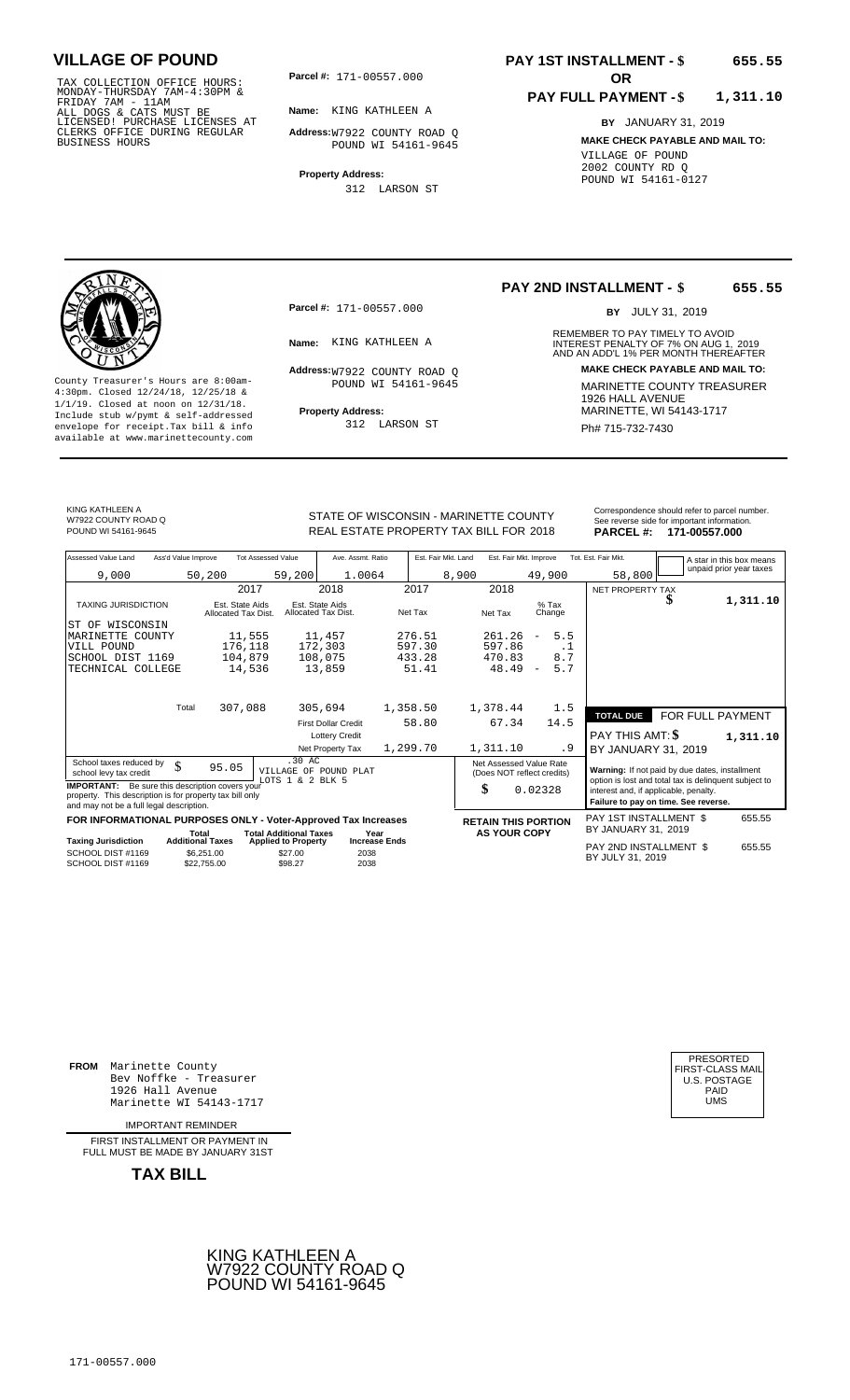# VILLAGE OF POUND

TAX COLLECTION OFFICE HOURS: MONDAY-THURSDAY 7AM-4:30PM & FRIDAY 7AM - 11AM
ALL DOGS & CATS MUST BE LICENSED! PURCHASE LICENSES AT CLERKS OFFICE DURING REGULAR BUSINESS HOURS

**Parcel #:** 171-00557.000

**Name:** KING KATHLEEN A

**Address:** W7922 COUNTY ROAD Q
POUND WI 54161-9645

**Property Address:**
312 LARSON ST

**PAY 1ST INSTALLMENT - $ 655.55**

**OR**

**PAY FULL PAYMENT - $ 1,311.10**

**BY** JANUARY 31, 2019

**MAKE CHECK PAYABLE AND MAIL TO:**
VILLAGE OF POUND
2002 COUNTY RD Q
POUND WI 54161-0127

---

County Treasurer's Hours are 8:00am-4:30pm. Closed 12/24/18, 12/25/18 & 1/1/19. Closed at noon on 12/31/18. Include stub w/pymt & self-addressed envelope for receipt.Tax bill & info available at www.marinettecounty.com

**Parcel #:** 171-00557.000

**Name:** KING KATHLEEN A

**Address:** W7922 COUNTY ROAD Q
POUND WI 54161-9645

**Property Address:**
312 LARSON ST

**PAY 2ND INSTALLMENT - $ 655.55**

**BY** JULY 31, 2019

REMEMBER TO PAY TIMELY TO AVOID INTEREST PENALTY OF 7% ON AUG 1, 2019 AND AN ADD'L 1% PER MONTH THEREAFTER

**MAKE CHECK PAYABLE AND MAIL TO:**
MARINETTE COUNTY TREASURER
1926 HALL AVENUE
MARINETTE, WI 54143-1717
Ph# 715-732-7430

---

KING KATHLEEN A
W7922 COUNTY ROAD Q
POUND WI 54161-9645

STATE OF WISCONSIN - MARINETTE COUNTY
REAL ESTATE PROPERTY TAX BILL FOR 2018

Correspondence should refer to parcel number. See reverse side for important information.
**PARCEL #: 171-00557.000**

| Assessed Value Land | Ass'd Value Improve | Tot Assessed Value | Ave. Assmt. Ratio | Est. Fair Mkt. Land | Est. Fair Mkt. Improve | Tot. Est. Fair Mkt. |
|---|---|---|---|---|---|---|
| 9,000 | 50,200 | 59,200 | 1.0064 | 8,900 | 49,900 | 58,800 |

A star in this box means unpaid prior year taxes

| TAXING JURISDICTION | 2017 Est. State Aids Allocated Tax Dist. | 2018 Est. State Aids Allocated Tax Dist. | 2017 Net Tax | 2018 Net Tax | % Tax Change |
|---|---|---|---|---|---|
| ST OF WISCONSIN | | | | | |
| MARINETTE COUNTY | 11,555 | 11,457 | 276.51 | 261.26 | - 5.5 |
| VILL POUND | 176,118 | 172,303 | 597.30 | 597.86 | .1 |
| SCHOOL DIST 1169 | 104,879 | 108,075 | 433.28 | 470.83 | 8.7 |
| TECHNICAL COLLEGE | 14,536 | 13,859 | 51.41 | 48.49 | - 5.7 |
| Total | 307,088 | 305,694 | 1,358.50 | 1,378.44 | 1.5 |
| | | First Dollar Credit | 58.80 | 67.34 | 14.5 |
| | | Lottery Credit | | | |
| | | Net Property Tax | 1,299.70 | 1,311.10 | .9 |

NET PROPERTY TAX $ 1,311.10

**TOTAL DUE** FOR FULL PAYMENT
PAY THIS AMT: $ 1,311.10
BY JANUARY 31, 2019

School taxes reduced by school levy tax credit $ 95.05

.30 AC
VILLAGE OF POUND PLAT
LOTS 1 & 2 BLK 5

**IMPORTANT:** Be sure this description covers your property. This description is for property tax bill only and may not be a full legal description.

Net Assessed Value Rate (Does NOT reflect credits) $ 0.02328

**Warning:** If not paid by due dates, installment option is lost and total tax is delinquent subject to interest and, if applicable, penalty. **Failure to pay on time. See reverse.**

**FOR INFORMATIONAL PURPOSES ONLY - Voter-Approved Tax Increases**

| Taxing Jurisdiction | Total Additional Taxes | Total Additional Taxes Applied to Property | Year Increase Ends |
|---|---|---|---|
| SCHOOL DIST #1169 | $6,251.00 | $27.00 | 2038 |
| SCHOOL DIST #1169 | $22,755.00 | $98.27 | 2038 |

**RETAIN THIS PORTION AS YOUR COPY**

PAY 1ST INSTALLMENT $ 655.55
BY JANUARY 31, 2019

PAY 2ND INSTALLMENT $ 655.55
BY JULY 31, 2019

---

**FROM** Marinette County
Bev Noffke - Treasurer
1926 Hall Avenue
Marinette WI 54143-1717

IMPORTANT REMINDER

FIRST INSTALLMENT OR PAYMENT IN FULL MUST BE MADE BY JANUARY 31ST

**TAX BILL**

PRESORTED
FIRST-CLASS MAIL
U.S. POSTAGE
PAID
UMS

KING KATHLEEN A
W7922 COUNTY ROAD Q
POUND WI 54161-9645

171-00557.000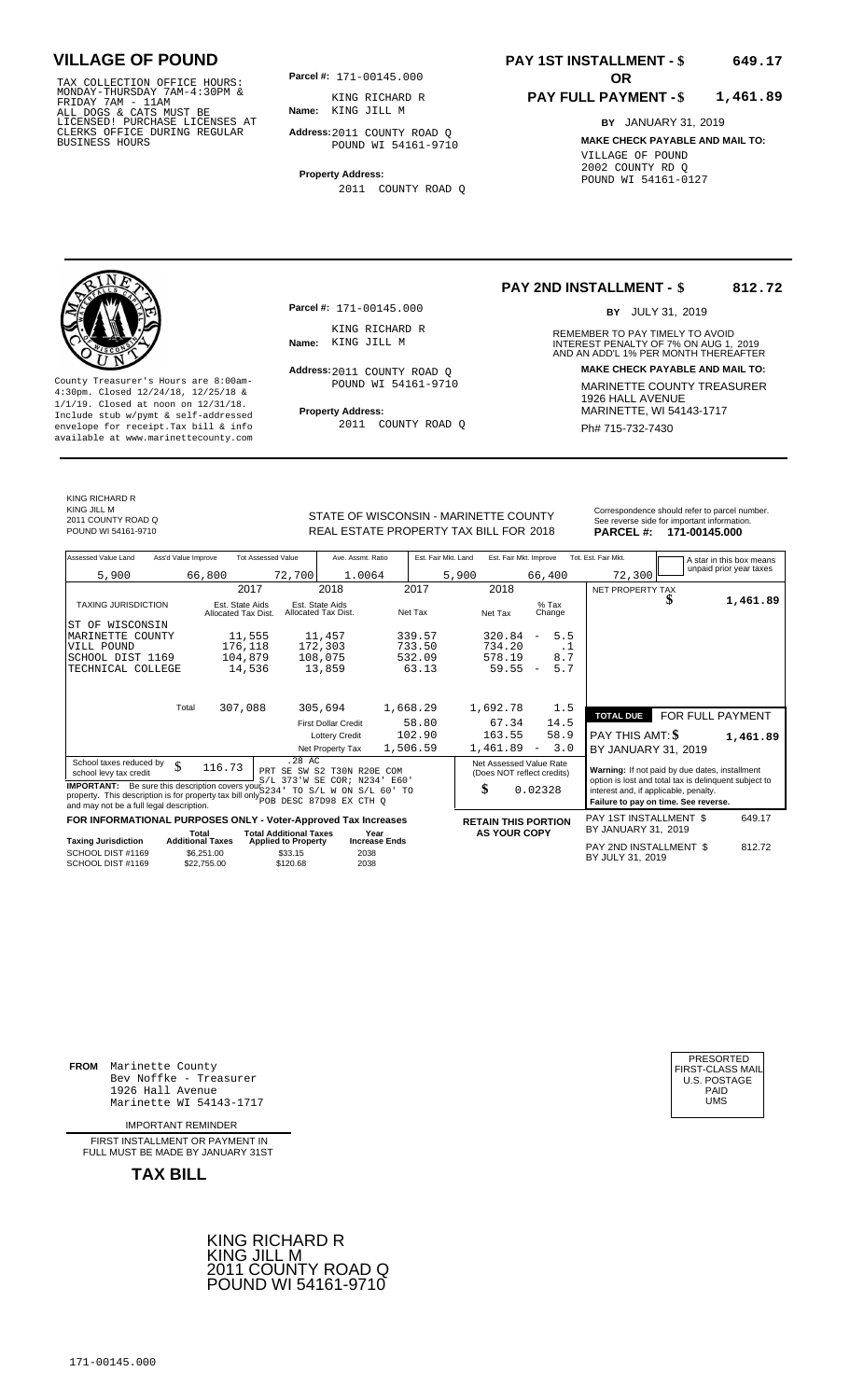# VILLAGE OF POUND

TAX COLLECTION OFFICE HOURS: MONDAY-THURSDAY 7AM-4:30PM & FRIDAY 7AM - 11AM ALL DOGS & CATS MUST BE LICENSED! PURCHASE LICENSES AT CLERKS OFFICE DURING REGULAR BUSINESS HOURS

**Parcel #:** 171-00145.000

**Name:** KING RICHARD R KING JILL M

**Address:** 2011 COUNTY ROAD Q POUND WI 54161-9710

**Property Address:** 2011 COUNTY ROAD Q

## PAY 1ST INSTALLMENT - $ 649.17

**OR**

## PAY FULL PAYMENT - $ 1,461.89

**BY** JANUARY 31, 2019

**MAKE CHECK PAYABLE AND MAIL TO:**
VILLAGE OF POUND
2002 COUNTY RD Q
POUND WI 54161-0127

---

County Treasurer's Hours are 8:00am-4:30pm. Closed 12/24/18, 12/25/18 & 1/1/19. Closed at noon on 12/31/18. Include stub w/pymt & self-addressed envelope for receipt.Tax bill & info available at www.marinettecounty.com

**Parcel #:** 171-00145.000

**Name:** KING RICHARD R KING JILL M

**Address:** 2011 COUNTY ROAD Q POUND WI 54161-9710

**Property Address:** 2011 COUNTY ROAD Q

## PAY 2ND INSTALLMENT - $ 812.72

**BY** JULY 31, 2019

REMEMBER TO PAY TIMELY TO AVOID INTEREST PENALTY OF 7% ON AUG 1, 2019 AND AN ADD'L 1% PER MONTH THEREAFTER

**MAKE CHECK PAYABLE AND MAIL TO:**
MARINETTE COUNTY TREASURER
1926 HALL AVENUE
MARINETTE, WI 54143-1717
Ph# 715-732-7430

---

KING RICHARD R
KING JILL M
2011 COUNTY ROAD Q
POUND WI 54161-9710

STATE OF WISCONSIN - MARINETTE COUNTY
REAL ESTATE PROPERTY TAX BILL FOR 2018

Correspondence should refer to parcel number. See reverse side for important information.
**PARCEL #: 171-00145.000**

| Assessed Value Land | Ass'd Value Improve | Tot Assessed Value | Ave. Assmt. Ratio | Est. Fair Mkt. Land | Est. Fair Mkt. Improve | Tot. Est. Fair Mkt. |
|---|---|---|---|---|---|---|
| 5,900 | 66,800 | 72,700 | 1.0064 | 5,900 | 66,400 | 72,300 |

A star in this box means unpaid prior year taxes

| TAXING JURISDICTION | 2017 Est. State Aids Allocated Tax Dist. | 2018 Est. State Aids Allocated Tax Dist. | 2017 Net Tax | 2018 Net Tax | % Tax Change |
|---|---|---|---|---|---|
| ST OF WISCONSIN | | | | | |
| MARINETTE COUNTY | 11,555 | 11,457 | 339.57 | 320.84 | - 5.5 |
| VILL POUND | 176,118 | 172,303 | 733.50 | 734.20 | .1 |
| SCHOOL DIST 1169 | 104,879 | 108,075 | 532.09 | 578.19 | 8.7 |
| TECHNICAL COLLEGE | 14,536 | 13,859 | 63.13 | 59.55 | - 5.7 |
| Total | 307,088 | 305,694 | 1,668.29 | 1,692.78 | 1.5 |
| | | First Dollar Credit | 58.80 | 67.34 | 14.5 |
| | | Lottery Credit | 102.90 | 163.55 | 58.9 |
| | | Net Property Tax | 1,506.59 | 1,461.89 | - 3.0 |

NET PROPERTY TAX $ 1,461.89

**TOTAL DUE** FOR FULL PAYMENT
PAY THIS AMT: $ 1,461.89
BY JANUARY 31, 2019

School taxes reduced by school levy tax credit $ 116.73

.28 AC PRT SE SW S2 T30N R20E COM S/L 373'W SE COR; N234' E60' S234' TO S/L W ON S/L 60' TO POB DESC 87D98 EX CTH Q

**IMPORTANT:** Be sure this description covers your property. This description is for property tax bill only and may not be a full legal description.

Net Assessed Value Rate (Does NOT reflect credits) $ 0.02328

**Warning:** If not paid by due dates, installment option is lost and total tax is delinquent subject to interest and, if applicable, penalty. **Failure to pay on time. See reverse.**

**FOR INFORMATIONAL PURPOSES ONLY - Voter-Approved Tax Increases**

| Taxing Jurisdiction | Total Additional Taxes | Total Additional Taxes Applied to Property | Year Increase Ends |
|---|---|---|---|
| SCHOOL DIST #1169 | $6,251.00 | $33.15 | 2038 |
| SCHOOL DIST #1169 | $22,755.00 | $120.68 | 2038 |

**RETAIN THIS PORTION AS YOUR COPY**

PAY 1ST INSTALLMENT $ 649.17 BY JANUARY 31, 2019

PAY 2ND INSTALLMENT $ 812.72 BY JULY 31, 2019

---

**FROM** Marinette County
Bev Noffke - Treasurer
1926 Hall Avenue
Marinette WI 54143-1717

IMPORTANT REMINDER

FIRST INSTALLMENT OR PAYMENT IN FULL MUST BE MADE BY JANUARY 31ST

**TAX BILL**

PRESORTED FIRST-CLASS MAIL U.S. POSTAGE PAID UMS

KING RICHARD R
KING JILL M
2011 COUNTY ROAD Q
POUND WI 54161-9710

171-00145.000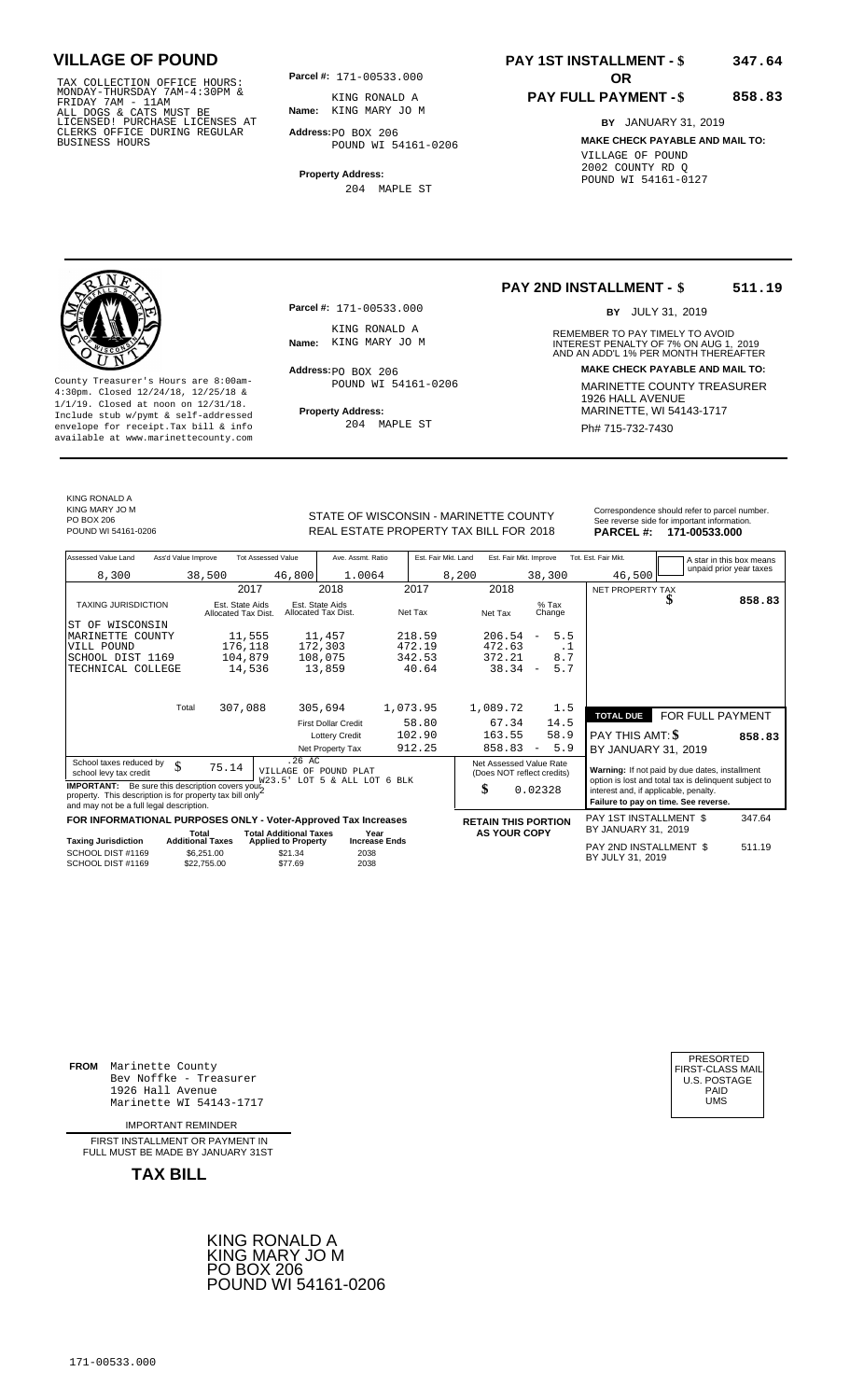# VILLAGE OF POUND

TAX COLLECTION OFFICE HOURS: MONDAY-THURSDAY 7AM-4:30PM & FRIDAY 7AM - 11AM ALL DOGS & CATS MUST BE LICENSED! PURCHASE LICENSES AT CLERKS OFFICE DURING REGULAR BUSINESS HOURS

**Parcel #:** 171-00533.000

**Name:** KING RONALD A
KING MARY JO M

**Address:** PO BOX 206
POUND WI 54161-0206

**Property Address:**
204 MAPLE ST

## PAY 1ST INSTALLMENT - $ 347.64

**OR**

## PAY FULL PAYMENT - $ 858.83

**BY** JANUARY 31, 2019

**MAKE CHECK PAYABLE AND MAIL TO:**
VILLAGE OF POUND
2002 COUNTY RD Q
POUND WI 54161-0127

---

## PAY 2ND INSTALLMENT - $ 511.19

**BY** JULY 31, 2019

REMEMBER TO PAY TIMELY TO AVOID INTEREST PENALTY OF 7% ON AUG 1, 2019 AND AN ADD'L 1% PER MONTH THEREAFTER

**MAKE CHECK PAYABLE AND MAIL TO:**
MARINETTE COUNTY TREASURER
1926 HALL AVENUE
MARINETTE, WI 54143-1717
Ph# 715-732-7430

County Treasurer's Hours are 8:00am-4:30pm. Closed 12/24/18, 12/25/18 & 1/1/19. Closed at noon on 12/31/18. Include stub w/pymt & self-addressed envelope for receipt.Tax bill & info available at www.marinettecounty.com

**Parcel #:** 171-00533.000

**Name:** KING RONALD A
KING MARY JO M

**Address:** PO BOX 206
POUND WI 54161-0206

**Property Address:**
204 MAPLE ST

---

KING RONALD A
KING MARY JO M
PO BOX 206
POUND WI 54161-0206

STATE OF WISCONSIN - MARINETTE COUNTY
REAL ESTATE PROPERTY TAX BILL FOR 2018

Correspondence should refer to parcel number. See reverse side for important information.
**PARCEL #: 171-00533.000**

| Assessed Value Land | Ass'd Value Improve | Tot Assessed Value | Ave. Assmt. Ratio | Est. Fair Mkt. Land | Est. Fair Mkt. Improve | Tot. Est. Fair Mkt. |
|---|---|---|---|---|---|---|
| 8,300 | 38,500 | 46,800 | 1.0064 | 8,200 | 38,300 | 46,500 |

A star in this box means unpaid prior year taxes

| TAXING JURISDICTION | 2017 Est. State Aids Allocated Tax Dist. | 2018 Est. State Aids Allocated Tax Dist. | 2017 Net Tax | 2018 Net Tax | % Tax Change |
|---|---|---|---|---|---|
| ST OF WISCONSIN | | | | | |
| MARINETTE COUNTY | 11,555 | 11,457 | 218.59 | 206.54 | - 5.5 |
| VILL POUND | 176,118 | 172,303 | 472.19 | 472.63 | .1 |
| SCHOOL DIST 1169 | 104,879 | 108,075 | 342.53 | 372.21 | 8.7 |
| TECHNICAL COLLEGE | 14,536 | 13,859 | 40.64 | 38.34 | - 5.7 |
| Total | 307,088 | 305,694 | 1,073.95 | 1,089.72 | 1.5 |
| | | First Dollar Credit | 58.80 | 67.34 | 14.5 |
| | | Lottery Credit | 102.90 | 163.55 | 58.9 |
| | | Net Property Tax | 912.25 | 858.83 | - 5.9 |

NET PROPERTY TAX $ 858.83

| TOTAL DUE | FOR FULL PAYMENT |
|---|---|
| PAY THIS AMT: $ | 858.83 |
| BY JANUARY 31, 2019 | |

School taxes reduced by school levy tax credit $ 75.14

.26 AC
VILLAGE OF POUND PLAT
W23.5' LOT 5 & ALL LOT 6 BLK

**IMPORTANT:** Be sure this description covers your property. This description is for property tax bill only and may not be a full legal description.

Net Assessed Value Rate (Does NOT reflect credits) $ 0.02328

**Warning:** If not paid by due dates, installment option is lost and total tax is delinquent subject to interest and, if applicable, penalty.
**Failure to pay on time. See reverse.**

**FOR INFORMATIONAL PURPOSES ONLY - Voter-Approved Tax Increases**

| Taxing Jurisdiction | Total Additional Taxes | Total Additional Taxes Applied to Property | Year Increase Ends |
|---|---|---|---|
| SCHOOL DIST #1169 | $6,251.00 | $21.34 | 2038 |
| SCHOOL DIST #1169 | $22,755.00 | $77.69 | 2038 |

**RETAIN THIS PORTION AS YOUR COPY**

PAY 1ST INSTALLMENT $ 347.64
BY JANUARY 31, 2019

PAY 2ND INSTALLMENT $ 511.19
BY JULY 31, 2019

---

**FROM** Marinette County
Bev Noffke - Treasurer
1926 Hall Avenue
Marinette WI 54143-1717

IMPORTANT REMINDER

FIRST INSTALLMENT OR PAYMENT IN FULL MUST BE MADE BY JANUARY 31ST

**TAX BILL**

PRESORTED
FIRST-CLASS MAIL
U.S. POSTAGE
PAID
UMS

KING RONALD A
KING MARY JO M
PO BOX 206
POUND WI 54161-0206

171-00533.000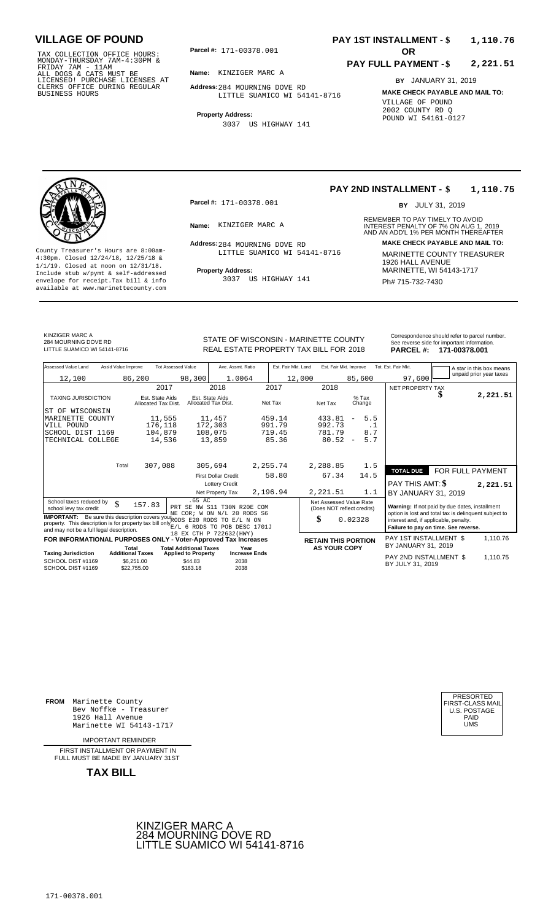# VILLAGE OF POUND

TAX COLLECTION OFFICE HOURS: MONDAY-THURSDAY 7AM-4:30PM & FRIDAY 7AM - 11AM ALL DOGS & CATS MUST BE LICENSED! PURCHASE LICENSES AT CLERKS OFFICE DURING REGULAR BUSINESS HOURS

**Parcel #:** 171-00378.001

**Name:** KINZIGER MARC A

**Address:** 284 MOURNING DOVE RD LITTLE SUAMICO WI 54141-8716

**Property Address:** 3037 US HIGHWAY 141

**PAY 1ST INSTALLMENT - $ 1,110.76**

**OR**

**PAY FULL PAYMENT - $ 2,221.51**

**BY** JANUARY 31, 2019

**MAKE CHECK PAYABLE AND MAIL TO:** VILLAGE OF POUND 2002 COUNTY RD Q POUND WI 54161-0127

---

**PAY 2ND INSTALLMENT - $ 1,110.75**

**BY** JULY 31, 2019

County Treasurer's Hours are 8:00am-4:30pm. Closed 12/24/18, 12/25/18 & 1/1/19. Closed at noon on 12/31/18. Include stub w/pymt & self-addressed envelope for receipt.Tax bill & info available at www.marinettecounty.com

**Parcel #:** 171-00378.001

**Name:** KINZIGER MARC A

**Address:** 284 MOURNING DOVE RD LITTLE SUAMICO WI 54141-8716

**Property Address:** 3037 US HIGHWAY 141

REMEMBER TO PAY TIMELY TO AVOID INTEREST PENALTY OF 7% ON AUG 1, 2019 AND AN ADD'L 1% PER MONTH THEREAFTER

**MAKE CHECK PAYABLE AND MAIL TO:** MARINETTE COUNTY TREASURER 1926 HALL AVENUE MARINETTE, WI 54143-1717 Ph# 715-732-7430

---

KINZIGER MARC A
284 MOURNING DOVE RD
LITTLE SUAMICO WI 54141-8716

STATE OF WISCONSIN - MARINETTE COUNTY
REAL ESTATE PROPERTY TAX BILL FOR 2018

Correspondence should refer to parcel number. See reverse side for important information.
**PARCEL #: 171-00378.001**

| Assessed Value Land | Ass'd Value Improve | Tot Assessed Value | Ave. Assmt. Ratio | Est. Fair Mkt. Land | Est. Fair Mkt. Improve | Tot. Est. Fair Mkt. |
|---|---|---|---|---|---|---|
| 12,100 | 86,200 | 98,300 | 1.0064 | 12,000 | 85,600 | 97,600 |

A star in this box means unpaid prior year taxes

| TAXING JURISDICTION | 2017 Est. State Aids Allocated Tax Dist. | 2018 Est. State Aids Allocated Tax Dist. | 2017 Net Tax | 2018 Net Tax | % Tax Change |
|---|---|---|---|---|---|
| ST OF WISCONSIN | | | | | |
| MARINETTE COUNTY | 11,555 | 11,457 | 459.14 | 433.81 | - 5.5 |
| VILL POUND | 176,118 | 172,303 | 991.79 | 992.73 | .1 |
| SCHOOL DIST 1169 | 104,879 | 108,075 | 719.45 | 781.79 | 8.7 |
| TECHNICAL COLLEGE | 14,536 | 13,859 | 85.36 | 80.52 | - 5.7 |
| Total | 307,088 | 305,694 | 2,255.74 | 2,288.85 | 1.5 |
| | | First Dollar Credit | 58.80 | 67.34 | 14.5 |
| | | Lottery Credit | | | |
| | | Net Property Tax | 2,196.94 | 2,221.51 | 1.1 |

NET PROPERTY TAX $ 2,221.51

**TOTAL DUE** FOR FULL PAYMENT

PAY THIS AMT: $ 2,221.51

BY JANUARY 31, 2019

School taxes reduced by school levy tax credit $ 157.83

.65 AC
PRT SE NW S11 T30N R20E COM NE COR; W ON N/L 20 RODS S6 RODS E20 RODS TO E/L N ON E/L 6 RODS TO POB DESC 1701J 18 EX CTH P 722632(HWY)

**IMPORTANT:** Be sure this description covers your property. This description is for property tax bill only and may not be a full legal description.

Net Assessed Value Rate (Does NOT reflect credits) $ 0.02328

**Warning:** If not paid by due dates, installment option is lost and total tax is delinquent subject to interest and, if applicable, penalty. **Failure to pay on time. See reverse.**

**FOR INFORMATIONAL PURPOSES ONLY - Voter-Approved Tax Increases**

| Taxing Jurisdiction | Total Additional Taxes | Total Additional Taxes Applied to Property | Year Increase Ends |
|---|---|---|---|
| SCHOOL DIST #1169 | $6,251.00 | $44.83 | 2038 |
| SCHOOL DIST #1169 | $22,755.00 | $163.18 | 2038 |

**RETAIN THIS PORTION AS YOUR COPY**

PAY 1ST INSTALLMENT $ 1,110.76 BY JANUARY 31, 2019

PAY 2ND INSTALLMENT $ 1,110.75 BY JULY 31, 2019

---

**FROM** Marinette County
Bev Noffke - Treasurer
1926 Hall Avenue
Marinette WI 54143-1717

PRESORTED FIRST-CLASS MAIL U.S. POSTAGE PAID UMS

IMPORTANT REMINDER

FIRST INSTALLMENT OR PAYMENT IN FULL MUST BE MADE BY JANUARY 31ST

**TAX BILL**

KINZIGER MARC A
284 MOURNING DOVE RD
LITTLE SUAMICO WI 54141-8716

171-00378.001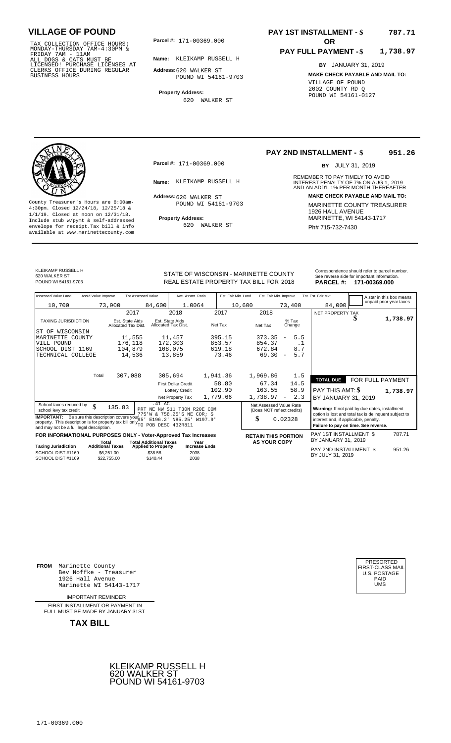# VILLAGE OF POUND

TAX COLLECTION OFFICE HOURS: MONDAY-THURSDAY 7AM-4:30PM & FRIDAY 7AM - 11AM
ALL DOGS & CATS MUST BE LICENSED! PURCHASE LICENSES AT CLERKS OFFICE DURING REGULAR BUSINESS HOURS

**Parcel #:** 171-00369.000

**Name:** KLEIKAMP RUSSELL H

**Address:** 620 WALKER ST
POUND WI 54161-9703

**Property Address:**
620 WALKER ST

**PAY 1ST INSTALLMENT - $ 787.71**

**OR**

**PAY FULL PAYMENT - $ 1,738.97**

**BY** JANUARY 31, 2019

**MAKE CHECK PAYABLE AND MAIL TO:**
VILLAGE OF POUND
2002 COUNTY RD Q
POUND WI 54161-0127

---

**PAY 2ND INSTALLMENT - $ 951.26**

**BY** JULY 31, 2019

County Treasurer's Hours are 8:00am-4:30pm. Closed 12/24/18, 12/25/18 & 1/1/19. Closed at noon on 12/31/18. Include stub w/pymt & self-addressed envelope for receipt.Tax bill & info available at www.marinettecounty.com

**Parcel #:** 171-00369.000

**Name:** KLEIKAMP RUSSELL H

**Address:** 620 WALKER ST
POUND WI 54161-9703

**Property Address:**
620 WALKER ST

REMEMBER TO PAY TIMELY TO AVOID INTEREST PENALTY OF 7% ON AUG 1, 2019 AND AN ADD'L 1% PER MONTH THEREAFTER

**MAKE CHECK PAYABLE AND MAIL TO:**
MARINETTE COUNTY TREASURER
1926 HALL AVENUE
MARINETTE, WI 54143-1717
Ph# 715-732-7430

---

KLEIKAMP RUSSELL H
620 WALKER ST
POUND WI 54161-9703

STATE OF WISCONSIN - MARINETTE COUNTY
REAL ESTATE PROPERTY TAX BILL FOR 2018

Correspondence should refer to parcel number. See reverse side for important information.
**PARCEL #: 171-00369.000**

| Assessed Value Land | Ass'd Value Improve | Tot Assessed Value | Ave. Assmt. Ratio | Est. Fair Mkt. Land | Est. Fair Mkt. Improve | Tot. Est. Fair Mkt. |
|---|---|---|---|---|---|---|
| 10,700 | 73,900 | 84,600 | 1.0064 | 10,600 | 73,400 | 84,000 |

A star in this box means unpaid prior year taxes

| TAXING JURISDICTION | 2017 Est. State Aids Allocated Tax Dist. | 2018 Est. State Aids Allocated Tax Dist. | 2017 Net Tax | 2018 Net Tax | % Tax Change |
|---|---|---|---|---|---|
| ST OF WISCONSIN | | | | | |
| MARINETTE COUNTY | 11,555 | 11,457 | 395.15 | 373.35 | - 5.5 |
| VILL POUND | 176,118 | 172,303 | 853.57 | 854.37 | .1 |
| SCHOOL DIST 1169 | 104,879 | 108,075 | 619.18 | 672.84 | 8.7 |
| TECHNICAL COLLEGE | 14,536 | 13,859 | 73.46 | 69.30 | - 5.7 |
| Total | 307,088 | 305,694 | 1,941.36 | 1,969.86 | 1.5 |
| | | First Dollar Credit | 58.80 | 67.34 | 14.5 |
| | | Lottery Credit | 102.90 | 163.55 | 58.9 |
| | | Net Property Tax | 1,779.66 | 1,738.97 | - 2.3 |

NET PROPERTY TAX $ **1,738.97**

School taxes reduced by school levy tax credit $ 135.83

.41 AC
PRT NE NW S11 T30N R20E COM 775'W & 758.25'S NE COR; S 95' E196.2' N85.25' W197.9' TO POB DESC 432R811

**IMPORTANT:** Be sure this description covers your property. This description is for property tax bill only and may not be a full legal description.

Net Assessed Value Rate (Does NOT reflect credits) $ 0.02328

| TOTAL DUE | FOR FULL PAYMENT |
|---|---|
| PAY THIS AMT: $ | **1,738.97** |
| BY JANUARY 31, 2019 | |

**Warning:** If not paid by due dates, installment option is lost and total tax is delinquent subject to interest and, if applicable, penalty.
**Failure to pay on time. See reverse.**

**FOR INFORMATIONAL PURPOSES ONLY - Voter-Approved Tax Increases**

| Taxing Jurisdiction | Total Additional Taxes | Total Additional Taxes Applied to Property | Year Increase Ends |
|---|---|---|---|
| SCHOOL DIST #1169 | $6,251.00 | $38.58 | 2038 |
| SCHOOL DIST #1169 | $22,755.00 | $140.44 | 2038 |

**RETAIN THIS PORTION AS YOUR COPY**

PAY 1ST INSTALLMENT $ 787.71
BY JANUARY 31, 2019

PAY 2ND INSTALLMENT $ 951.26
BY JULY 31, 2019

---

**FROM** Marinette County
Bev Noffke - Treasurer
1926 Hall Avenue
Marinette WI 54143-1717

IMPORTANT REMINDER

FIRST INSTALLMENT OR PAYMENT IN FULL MUST BE MADE BY JANUARY 31ST

**TAX BILL**

PRESORTED
FIRST-CLASS MAIL
U.S. POSTAGE
PAID
UMS

KLEIKAMP RUSSELL H
620 WALKER ST
POUND WI 54161-9703

171-00369.000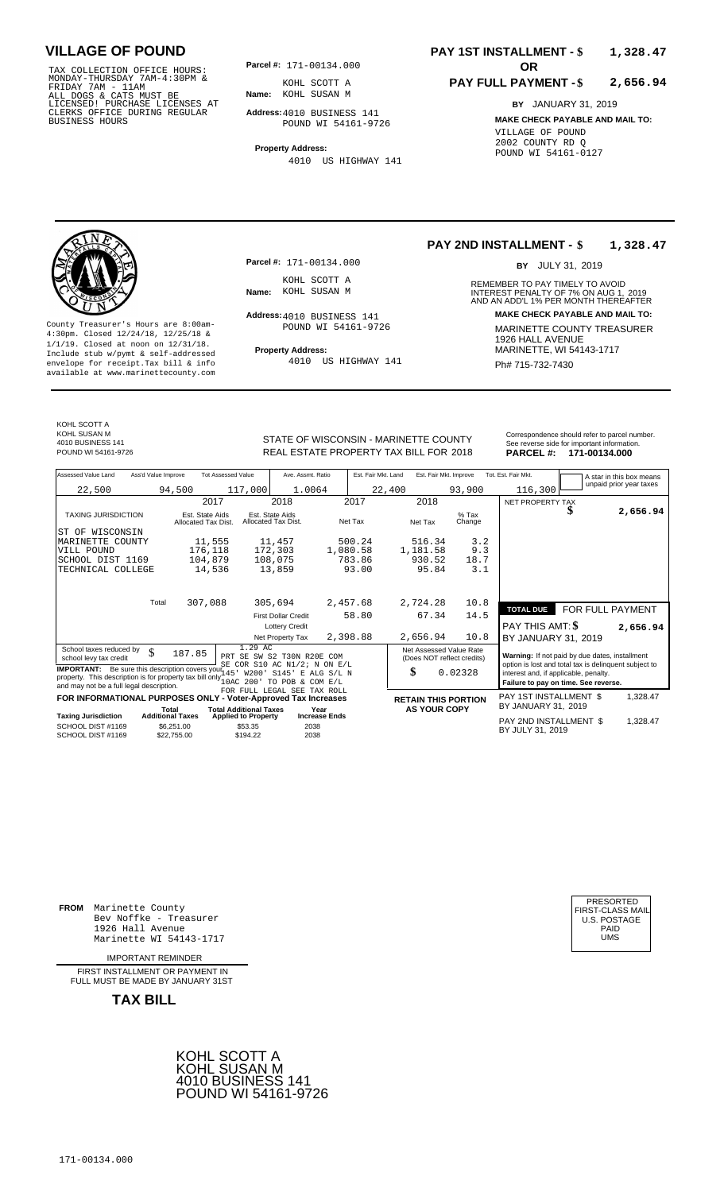# VILLAGE OF POUND

TAX COLLECTION OFFICE HOURS: MONDAY-THURSDAY 7AM-4:30PM & FRIDAY 7AM - 11AM
ALL DOGS & CATS MUST BE LICENSED! PURCHASE LICENSES AT CLERKS OFFICE DURING REGULAR BUSINESS HOURS

**Parcel #:** 171-00134.000

**Name:** KOHL SCOTT A
KOHL SUSAN M

**Address:** 4010 BUSINESS 141
POUND WI 54161-9726

**Property Address:**
4010 US HIGHWAY 141

**PAY 1ST INSTALLMENT - $ 1,328.47**

**OR**

**PAY FULL PAYMENT - $ 2,656.94**

**BY** JANUARY 31, 2019

**MAKE CHECK PAYABLE AND MAIL TO:**
VILLAGE OF POUND
2002 COUNTY RD Q
POUND WI 54161-0127

---

County Treasurer's Hours are 8:00am-4:30pm. Closed 12/24/18, 12/25/18 & 1/1/19. Closed at noon on 12/31/18. Include stub w/pymt & self-addressed envelope for receipt. Tax bill & info available at www.marinettecounty.com

**Parcel #:** 171-00134.000

**Name:** KOHL SCOTT A
KOHL SUSAN M

**Address:** 4010 BUSINESS 141
POUND WI 54161-9726

**Property Address:**
4010 US HIGHWAY 141

**PAY 2ND INSTALLMENT - $ 1,328.47**

**BY** JULY 31, 2019

REMEMBER TO PAY TIMELY TO AVOID INTEREST PENALTY OF 7% ON AUG 1, 2019 AND AN ADD'L 1% PER MONTH THEREAFTER

**MAKE CHECK PAYABLE AND MAIL TO:**
MARINETTE COUNTY TREASURER
1926 HALL AVENUE
MARINETTE, WI 54143-1717
Ph# 715-732-7430

---

KOHL SCOTT A
KOHL SUSAN M
4010 BUSINESS 141
POUND WI 54161-9726

STATE OF WISCONSIN - MARINETTE COUNTY
REAL ESTATE PROPERTY TAX BILL FOR 2018

Correspondence should refer to parcel number. See reverse side for important information.
**PARCEL #: 171-00134.000**

| Assessed Value Land | Ass'd Value Improve | Tot Assessed Value | Ave. Assmt. Ratio | Est. Fair Mkt. Land | Est. Fair Mkt. Improve | Tot. Est. Fair Mkt. |
|---|---|---|---|---|---|---|
| 22,500 | 94,500 | 117,000 | 1.0064 | 22,400 | 93,900 | 116,300 |

A star in this box means unpaid prior year taxes

| TAXING JURISDICTION | 2017 Est. State Aids Allocated Tax Dist. | 2018 Est. State Aids Allocated Tax Dist. | 2017 Net Tax | 2018 Net Tax | % Tax Change |
|---|---|---|---|---|---|
| ST OF WISCONSIN | | | | | |
| MARINETTE COUNTY | 11,555 | 11,457 | 500.24 | 516.34 | 3.2 |
| VILL POUND | 176,118 | 172,303 | 1,080.58 | 1,181.58 | 9.3 |
| SCHOOL DIST 1169 | 104,879 | 108,075 | 783.86 | 930.52 | 18.7 |
| TECHNICAL COLLEGE | 14,536 | 13,859 | 93.00 | 95.84 | 3.1 |
| Total | 307,088 | 305,694 | 2,457.68 | 2,724.28 | 10.8 |
| | | First Dollar Credit | 58.80 | 67.34 | 14.5 |
| | | Lottery Credit | | | |
| | | Net Property Tax | 2,398.88 | 2,656.94 | 10.8 |

NET PROPERTY TAX $ 2,656.94

TOTAL DUE FOR FULL PAYMENT
PAY THIS AMT: $ 2,656.94
BY JANUARY 31, 2019

School taxes reduced by school levy tax credit $ 187.85

**IMPORTANT:** Be sure this description covers your property. This description is for property tax bill only and may not be a full legal description.

1.29 AC
PRT SE SW S2 T30N R20E COM SE COR S10 AC N1/2; N ON E/L 145' W200' S145' E ALG S/L N 10AC 200' TO POB & COM E/L FOR FULL LEGAL SEE TAX ROLL

Net Assessed Value Rate (Does NOT reflect credits): $ 0.02328

**Warning:** If not paid by due dates, installment option is lost and total tax is delinquent subject to interest and, if applicable, penalty.
**Failure to pay on time. See reverse.**

**FOR INFORMATIONAL PURPOSES ONLY - Voter-Approved Tax Increases**

| Taxing Jurisdiction | Total Additional Taxes | Total Additional Taxes Applied to Property | Year Increase Ends |
|---|---|---|---|
| SCHOOL DIST #1169 | $6,251.00 | $53.35 | 2038 |
| SCHOOL DIST #1169 | $22,755.00 | $194.22 | 2038 |

**RETAIN THIS PORTION AS YOUR COPY**

PAY 1ST INSTALLMENT $ 1,328.47
BY JANUARY 31, 2019

PAY 2ND INSTALLMENT $ 1,328.47
BY JULY 31, 2019

---

**FROM** Marinette County
Bev Noffke - Treasurer
1926 Hall Avenue
Marinette WI 54143-1717

IMPORTANT REMINDER

FIRST INSTALLMENT OR PAYMENT IN FULL MUST BE MADE BY JANUARY 31ST

**TAX BILL**

PRESORTED
FIRST-CLASS MAIL
U.S. POSTAGE
PAID
UMS

KOHL SCOTT A
KOHL SUSAN M
4010 BUSINESS 141
POUND WI 54161-9726

171-00134.000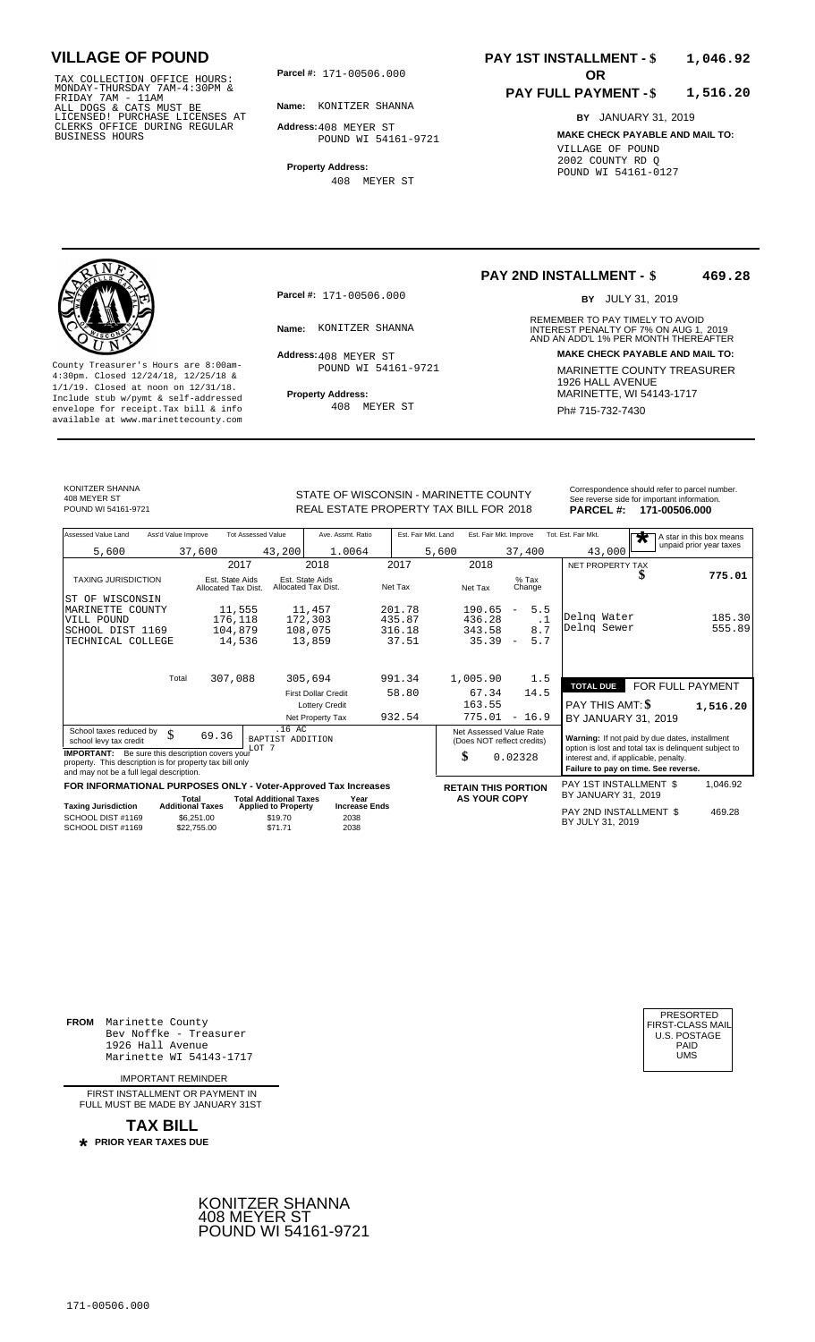# VILLAGE OF POUND

TAX COLLECTION OFFICE HOURS: MONDAY-THURSDAY 7AM-4:30PM & FRIDAY 7AM - 11AM ALL DOGS & CATS MUST BE LICENSED! PURCHASE LICENSES AT CLERKS OFFICE DURING REGULAR BUSINESS HOURS

**Parcel #:** 171-00506.000

**Name:** KONITZER SHANNA

**Address:** 408 MEYER ST POUND WI 54161-9721

**Property Address:** 408 MEYER ST

**PAY 1ST INSTALLMENT - $ 1,046.92**

**OR**

**PAY FULL PAYMENT - $ 1,516.20**

**BY** JANUARY 31, 2019

**MAKE CHECK PAYABLE AND MAIL TO:**
VILLAGE OF POUND
2002 COUNTY RD Q
POUND WI 54161-0127

---

County Treasurer's Hours are 8:00am-4:30pm. Closed 12/24/18, 12/25/18 & 1/1/19. Closed at noon on 12/31/18. Include stub w/pymt & self-addressed envelope for receipt.Tax bill & info available at www.marinettecounty.com

**Parcel #:** 171-00506.000

**Name:** KONITZER SHANNA

**Address:** 408 MEYER ST POUND WI 54161-9721

**Property Address:** 408 MEYER ST

**PAY 2ND INSTALLMENT - $ 469.28**

**BY** JULY 31, 2019

REMEMBER TO PAY TIMELY TO AVOID INTEREST PENALTY OF 7% ON AUG 1, 2019 AND AN ADD'L 1% PER MONTH THEREAFTER

**MAKE CHECK PAYABLE AND MAIL TO:**
MARINETTE COUNTY TREASURER
1926 HALL AVENUE
MARINETTE, WI 54143-1717
Ph# 715-732-7430

---

KONITZER SHANNA
408 MEYER ST
POUND WI 54161-9721

STATE OF WISCONSIN - MARINETTE COUNTY
REAL ESTATE PROPERTY TAX BILL FOR 2018

Correspondence should refer to parcel number. See reverse side for important information.
**PARCEL #: 171-00506.000**

| Assessed Value Land | Ass'd Value Improve | Tot Assessed Value | Ave. Assmt. Ratio | Est. Fair Mkt. Land | Est. Fair Mkt. Improve | Tot. Est. Fair Mkt. |
|---|---|---|---|---|---|---|
| 5,600 | 37,600 | 43,200 | 1.0064 | 5,600 | 37,400 | 43,000 |

* A star in this box means unpaid prior year taxes

| TAXING JURISDICTION | 2017 Est. State Aids Allocated Tax Dist. | 2018 Est. State Aids Allocated Tax Dist. | 2017 Net Tax | 2018 Net Tax | % Tax Change |
|---|---|---|---|---|---|
| ST OF WISCONSIN | | | | | |
| MARINETTE COUNTY | 11,555 | 11,457 | 201.78 | 190.65 | - 5.5 |
| VILL POUND | 176,118 | 172,303 | 435.87 | 436.28 | .1 |
| SCHOOL DIST 1169 | 104,879 | 108,075 | 316.18 | 343.58 | 8.7 |
| TECHNICAL COLLEGE | 14,536 | 13,859 | 37.51 | 35.39 | - 5.7 |
| Total | 307,088 | 305,694 | 991.34 | 1,005.90 | 1.5 |
| | | First Dollar Credit | 58.80 | 67.34 | 14.5 |
| | | Lottery Credit | | 163.55 | |
| | | Net Property Tax | 932.54 | 775.01 | - 16.9 |

| NET PROPERTY TAX | $ 775.01 |
|---|---|
| Delnq Water | 185.30 |
| Delnq Sewer | 555.89 |

**TOTAL DUE FOR FULL PAYMENT**
PAY THIS AMT: $ 1,516.20
BY JANUARY 31, 2019

School taxes reduced by school levy tax credit $ 69.36

.16 AC
BAPTIST ADDITION
LOT 7

**IMPORTANT:** Be sure this description covers your property. This description is for property tax bill only and may not be a full legal description.

Net Assessed Value Rate (Does NOT reflect credits) $ 0.02328

**Warning:** If not paid by due dates, installment option is lost and total tax is delinquent subject to interest and, if applicable, penalty. **Failure to pay on time. See reverse.**

**FOR INFORMATIONAL PURPOSES ONLY - Voter-Approved Tax Increases**

| Taxing Jurisdiction | Total Additional Taxes | Total Additional Taxes Applied to Property | Year Increase Ends |
|---|---|---|---|
| SCHOOL DIST #1169 | $6,251.00 | $19.70 | 2038 |
| SCHOOL DIST #1169 | $22,755.00 | $71.71 | 2038 |

**RETAIN THIS PORTION AS YOUR COPY**

PAY 1ST INSTALLMENT $ 1,046.92 BY JANUARY 31, 2019

PAY 2ND INSTALLMENT $ 469.28 BY JULY 31, 2019

---

**FROM** Marinette County
Bev Noffke - Treasurer
1926 Hall Avenue
Marinette WI 54143-1717

IMPORTANT REMINDER

FIRST INSTALLMENT OR PAYMENT IN FULL MUST BE MADE BY JANUARY 31ST

**TAX BILL**

* **PRIOR YEAR TAXES DUE**

PRESORTED FIRST-CLASS MAIL U.S. POSTAGE PAID UMS

KONITZER SHANNA
408 MEYER ST
POUND WI 54161-9721

171-00506.000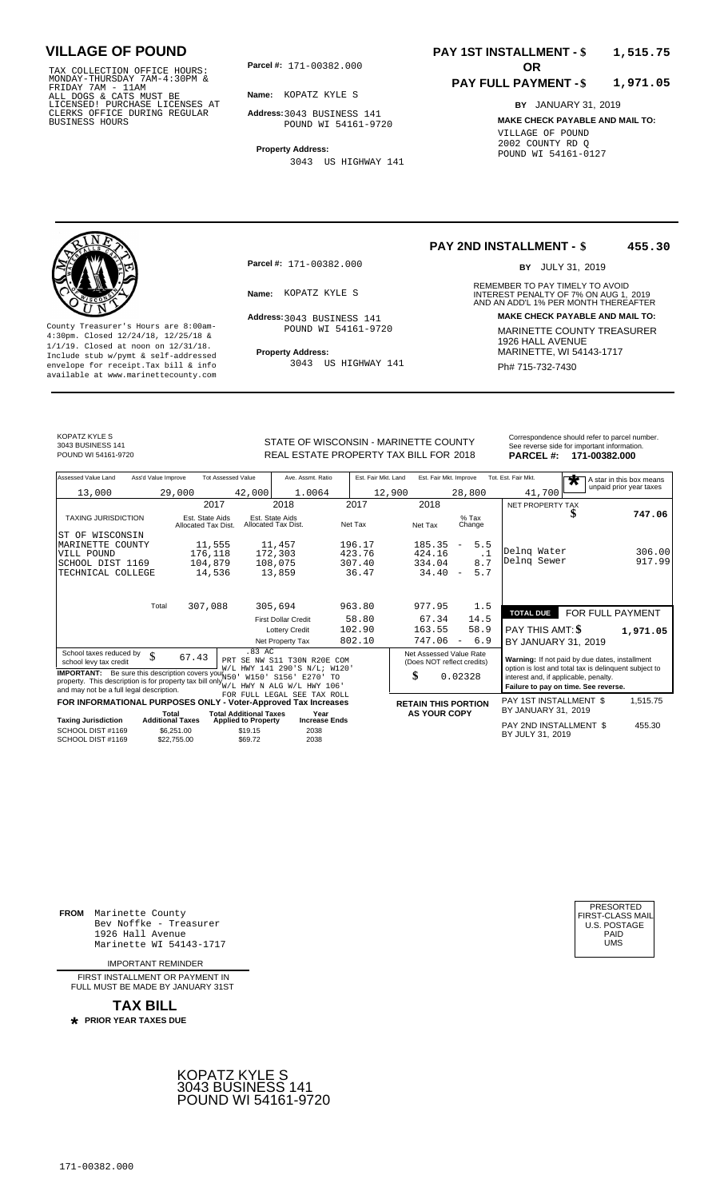# VILLAGE OF POUND

TAX COLLECTION OFFICE HOURS: MONDAY-THURSDAY 7AM-4:30PM & FRIDAY 7AM - 11AM
ALL DOGS & CATS MUST BE LICENSED! PURCHASE LICENSES AT CLERKS OFFICE DURING REGULAR BUSINESS HOURS

**Parcel #:** 171-00382.000

**Name:** KOPATZ KYLE S

**Address:** 3043 BUSINESS 141
POUND WI 54161-9720

**Property Address:**
3043 US HIGHWAY 141

**PAY 1ST INSTALLMENT - $ 1,515.75**

**OR**

**PAY FULL PAYMENT - $ 1,971.05**

**BY** JANUARY 31, 2019

**MAKE CHECK PAYABLE AND MAIL TO:**
VILLAGE OF POUND
2002 COUNTY RD Q
POUND WI 54161-0127

---

**PAY 2ND INSTALLMENT - $ 455.30**

**BY** JULY 31, 2019

County Treasurer's Hours are 8:00am-4:30pm. Closed 12/24/18, 12/25/18 & 1/1/19. Closed at noon on 12/31/18. Include stub w/pymt & self-addressed envelope for receipt.Tax bill & info available at www.marinettecounty.com

**Parcel #:** 171-00382.000

**Name:** KOPATZ KYLE S

**Address:** 3043 BUSINESS 141
POUND WI 54161-9720

**Property Address:**
3043 US HIGHWAY 141

REMEMBER TO PAY TIMELY TO AVOID INTEREST PENALTY OF 7% ON AUG 1, 2019 AND AN ADD'L 1% PER MONTH THEREAFTER

**MAKE CHECK PAYABLE AND MAIL TO:**
MARINETTE COUNTY TREASURER
1926 HALL AVENUE
MARINETTE, WI 54143-1717
Ph# 715-732-7430

---

KOPATZ KYLE S
3043 BUSINESS 141
POUND WI 54161-9720

STATE OF WISCONSIN - MARINETTE COUNTY
REAL ESTATE PROPERTY TAX BILL FOR 2018

Correspondence should refer to parcel number. See reverse side for important information.
**PARCEL #: 171-00382.000**

| Assessed Value Land | Ass'd Value Improve | Tot Assessed Value | Ave. Assmt. Ratio | Est. Fair Mkt. Land | Est. Fair Mkt. Improve | Tot. Est. Fair Mkt. |
|---|---|---|---|---|---|---|
| 13,000 | 29,000 | 42,000 | 1.0064 | 12,900 | 28,800 | 41,700 |

* A star in this box means unpaid prior year taxes

| TAXING JURISDICTION | 2017 Est. State Aids Allocated Tax Dist. | 2018 Est. State Aids Allocated Tax Dist. | 2017 Net Tax | 2018 Net Tax | % Tax Change |
|---|---|---|---|---|---|
| ST OF WISCONSIN | | | | | |
| MARINETTE COUNTY | 11,555 | 11,457 | 196.17 | 185.35 | - 5.5 |
| VILL POUND | 176,118 | 172,303 | 423.76 | 424.16 | .1 |
| SCHOOL DIST 1169 | 104,879 | 108,075 | 307.40 | 334.04 | 8.7 |
| TECHNICAL COLLEGE | 14,536 | 13,859 | 36.47 | 34.40 | - 5.7 |
| Total | 307,088 | 305,694 | 963.80 | 977.95 | 1.5 |
| | | First Dollar Credit | 58.80 | 67.34 | 14.5 |
| | | Lottery Credit | 102.90 | 163.55 | 58.9 |
| | | Net Property Tax | 802.10 | 747.06 | - 6.9 |

| | |
|---|---|
| NET PROPERTY TAX | $ 747.06 |
| Delnq Water | 306.00 |
| Delnq Sewer | 917.99 |
| **TOTAL DUE** | **FOR FULL PAYMENT** |
| PAY THIS AMT: $ | **1,971.05** |
| BY JANUARY 31, 2019 | |

School taxes reduced by school levy tax credit $ 67.43

.83 AC
PRT SE NW S11 T30N R20E COM W/L HWY 141 290'S N/L; W120' N50' W150' S156' E270' TO W/L HWY N ALG W/L HWY 106'
FOR FULL LEGAL SEE TAX ROLL

**IMPORTANT:** Be sure this description covers your property. This description is for property tax bill only and may not be a full legal description.

Net Assessed Value Rate (Does NOT reflect credits): $ 0.02328

**Warning:** If not paid by due dates, installment option is lost and total tax is delinquent subject to interest and, if applicable, penalty.
**Failure to pay on time. See reverse.**

**FOR INFORMATIONAL PURPOSES ONLY - Voter-Approved Tax Increases**

| Taxing Jurisdiction | Total Additional Taxes | Total Additional Taxes Applied to Property | Year Increase Ends |
|---|---|---|---|
| SCHOOL DIST #1169 | $6,251.00 | $19.15 | 2038 |
| SCHOOL DIST #1169 | $22,755.00 | $69.72 | 2038 |

**RETAIN THIS PORTION AS YOUR COPY**

PAY 1ST INSTALLMENT $ 1,515.75
BY JANUARY 31, 2019

PAY 2ND INSTALLMENT $ 455.30
BY JULY 31, 2019

---

**FROM** Marinette County
Bev Noffke - Treasurer
1926 Hall Avenue
Marinette WI 54143-1717

IMPORTANT REMINDER

FIRST INSTALLMENT OR PAYMENT IN FULL MUST BE MADE BY JANUARY 31ST

**TAX BILL**

* **PRIOR YEAR TAXES DUE**

PRESORTED FIRST-CLASS MAIL U.S. POSTAGE PAID UMS

KOPATZ KYLE S
3043 BUSINESS 141
POUND WI 54161-9720

171-00382.000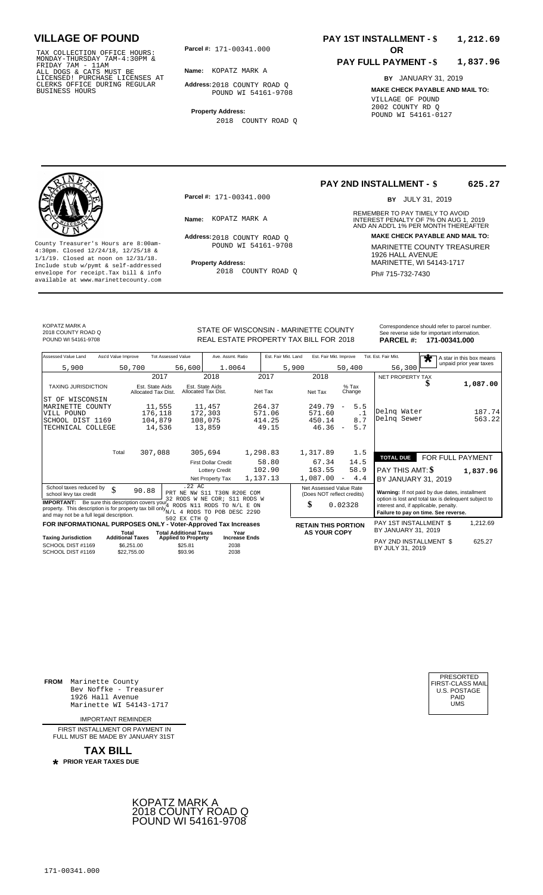# VILLAGE OF POUND

TAX COLLECTION OFFICE HOURS: MONDAY-THURSDAY 7AM-4:30PM & FRIDAY 7AM - 11AM
ALL DOGS & CATS MUST BE LICENSED! PURCHASE LICENSES AT CLERKS OFFICE DURING REGULAR BUSINESS HOURS

**Parcel #:** 171-00341.000

**Name:** KOPATZ MARK A

**Address:** 2018 COUNTY ROAD Q
POUND WI 54161-9708

**Property Address:**
2018 COUNTY ROAD Q

**PAY 1ST INSTALLMENT - $ 1,212.69**

**OR**

**PAY FULL PAYMENT - $ 1,837.96**

**BY** JANUARY 31, 2019

**MAKE CHECK PAYABLE AND MAIL TO:**
VILLAGE OF POUND
2002 COUNTY RD Q
POUND WI 54161-0127

---

County Treasurer's Hours are 8:00am-4:30pm. Closed 12/24/18, 12/25/18 & 1/1/19. Closed at noon on 12/31/18. Include stub w/pymt & self-addressed envelope for receipt.Tax bill & info available at www.marinettecounty.com

**Parcel #:** 171-00341.000

**Name:** KOPATZ MARK A

**Address:** 2018 COUNTY ROAD Q
POUND WI 54161-9708

**Property Address:**
2018 COUNTY ROAD Q

**PAY 2ND INSTALLMENT - $ 625.27**

**BY** JULY 31, 2019

REMEMBER TO PAY TIMELY TO AVOID INTEREST PENALTY OF 7% ON AUG 1, 2019 AND AN ADD'L 1% PER MONTH THEREAFTER

**MAKE CHECK PAYABLE AND MAIL TO:**
MARINETTE COUNTY TREASURER
1926 HALL AVENUE
MARINETTE, WI 54143-1717
Ph# 715-732-7430

---

KOPATZ MARK A
2018 COUNTY ROAD Q
POUND WI 54161-9708

STATE OF WISCONSIN - MARINETTE COUNTY
REAL ESTATE PROPERTY TAX BILL FOR 2018

Correspondence should refer to parcel number. See reverse side for important information.
**PARCEL #: 171-00341.000**

| Assessed Value Land | Ass'd Value Improve | Tot Assessed Value | Ave. Assmt. Ratio | Est. Fair Mkt. Land | Est. Fair Mkt. Improve | Tot. Est. Fair Mkt. |
|---|---|---|---|---|---|---|
| 5,900 | 50,700 | 56,600 | 1.0064 | 5,900 | 50,400 | 56,300 |

* A star in this box means unpaid prior year taxes

| TAXING JURISDICTION | 2017 Est. State Aids Allocated Tax Dist. | 2018 Est. State Aids Allocated Tax Dist. | 2017 Net Tax | 2018 Net Tax | % Tax Change |
|---|---|---|---|---|---|
| ST OF WISCONSIN | | | | | |
| MARINETTE COUNTY | 11,555 | 11,457 | 264.37 | 249.79 | - 5.5 |
| VILL POUND | 176,118 | 172,303 | 571.06 | 571.60 | .1 |
| SCHOOL DIST 1169 | 104,879 | 108,075 | 414.25 | 450.14 | 8.7 |
| TECHNICAL COLLEGE | 14,536 | 13,859 | 49.15 | 46.36 | - 5.7 |
| Total | 307,088 | 305,694 | 1,298.83 | 1,317.89 | 1.5 |
| | | First Dollar Credit | 58.80 | 67.34 | 14.5 |
| | | Lottery Credit | 102.90 | 163.55 | 58.9 |
| | | Net Property Tax | 1,137.13 | 1,087.00 | - 4.4 |

| NET PROPERTY TAX | $ 1,087.00 |
|---|---|
| Delnq Water | 187.74 |
| Delnq Sewer | 563.22 |

**TOTAL DUE FOR FULL PAYMENT**
PAY THIS AMT: $ 1,837.96
BY JANUARY 31, 2019

School taxes reduced by school levy tax credit $ 90.88

.22 AC
PRT NE NW S11 T30N R20E COM 32 RODS W NE COR; S11 RODS W 4 RODS N11 RODS TO N/L E ON N/L 4 RODS TO POB DESC 229D 502 EX CTH Q

**IMPORTANT:** Be sure this description covers your property. This description is for property tax bill only and may not be a full legal description.

Net Assessed Value Rate (Does NOT reflect credits): $ 0.02328

**Warning:** If not paid by due dates, installment option is lost and total tax is delinquent subject to interest and, if applicable, penalty.
**Failure to pay on time. See reverse.**

**FOR INFORMATIONAL PURPOSES ONLY - Voter-Approved Tax Increases**

| Taxing Jurisdiction | Total Additional Taxes | Total Additional Taxes Applied to Property | Year Increase Ends |
|---|---|---|---|
| SCHOOL DIST #1169 | $6,251.00 | $25.81 | 2038 |
| SCHOOL DIST #1169 | $22,755.00 | $93.96 | 2038 |

**RETAIN THIS PORTION AS YOUR COPY**

PAY 1ST INSTALLMENT $ 1,212.69
BY JANUARY 31, 2019

PAY 2ND INSTALLMENT $ 625.27
BY JULY 31, 2019

---

**FROM** Marinette County
Bev Noffke - Treasurer
1926 Hall Avenue
Marinette WI 54143-1717

IMPORTANT REMINDER

FIRST INSTALLMENT OR PAYMENT IN FULL MUST BE MADE BY JANUARY 31ST

**TAX BILL**

* **PRIOR YEAR TAXES DUE**

PRESORTED
FIRST-CLASS MAIL
U.S. POSTAGE
PAID
UMS

KOPATZ MARK A
2018 COUNTY ROAD Q
POUND WI 54161-9708

171-00341.000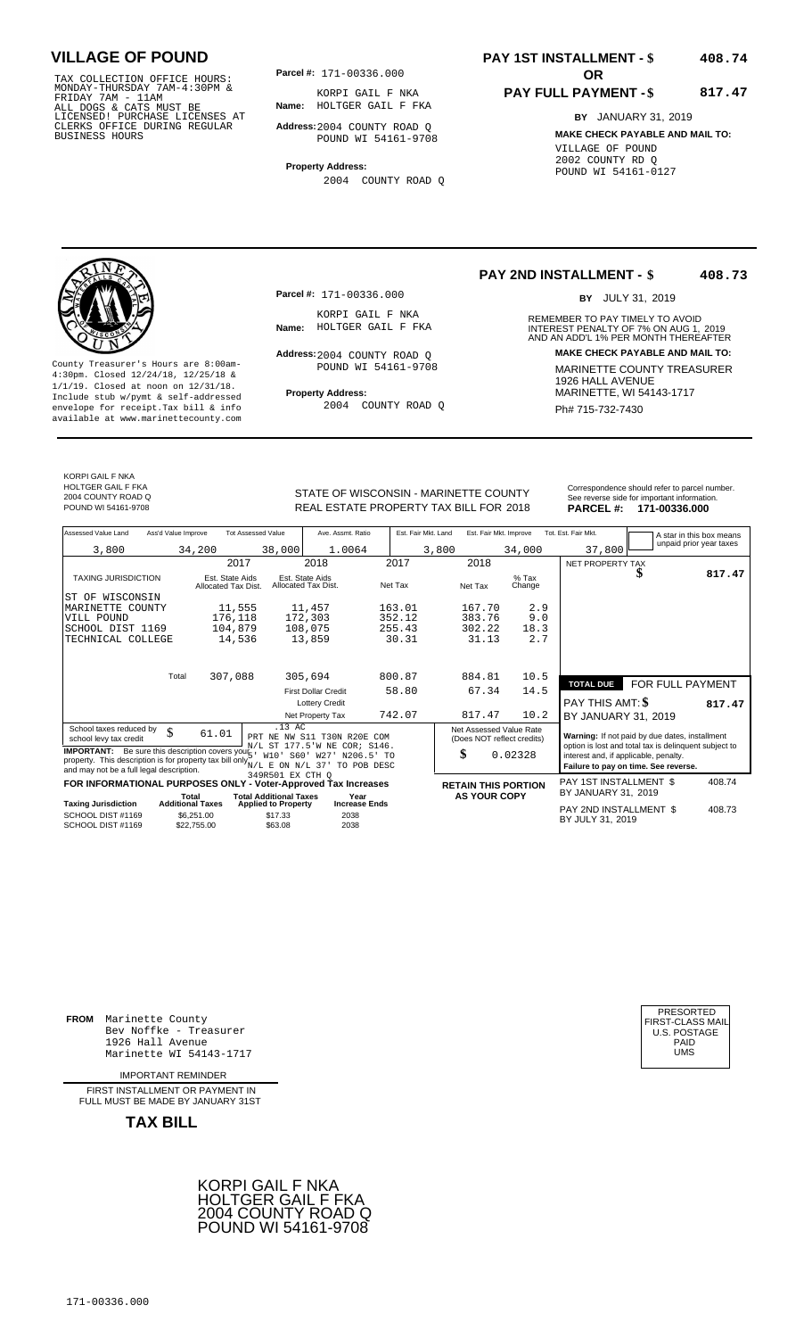# VILLAGE OF POUND

TAX COLLECTION OFFICE HOURS:
MONDAY-THURSDAY 7AM-4:30PM &
FRIDAY 7AM - 11AM
ALL DOGS & CATS MUST BE
LICENSED! PURCHASE LICENSES AT
CLERKS OFFICE DURING REGULAR
BUSINESS HOURS

**Parcel #:** 171-00336.000

**Name:** KORPI GAIL F NKA
HOLTGER GAIL F FKA

**Address:** 2004 COUNTY ROAD Q
POUND WI 54161-9708

**Property Address:**
2004 COUNTY ROAD Q

**PAY 1ST INSTALLMENT - $ 408.74**

**OR**

**PAY FULL PAYMENT - $ 817.47**

**BY** JANUARY 31, 2019

**MAKE CHECK PAYABLE AND MAIL TO:**
VILLAGE OF POUND
2002 COUNTY RD Q
POUND WI 54161-0127

---

County Treasurer's Hours are 8:00am-4:30pm. Closed 12/24/18, 12/25/18 & 1/1/19. Closed at noon on 12/31/18. Include stub w/pymt & self-addressed envelope for receipt.Tax bill & info available at www.marinettecounty.com

**Parcel #:** 171-00336.000

**Name:** KORPI GAIL F NKA
HOLTGER GAIL F FKA

**Address:** 2004 COUNTY ROAD Q
POUND WI 54161-9708

**Property Address:**
2004 COUNTY ROAD Q

**PAY 2ND INSTALLMENT - $ 408.73**

**BY** JULY 31, 2019

REMEMBER TO PAY TIMELY TO AVOID INTEREST PENALTY OF 7% ON AUG 1, 2019 AND AN ADD'L 1% PER MONTH THEREAFTER

**MAKE CHECK PAYABLE AND MAIL TO:**
MARINETTE COUNTY TREASURER
1926 HALL AVENUE
MARINETTE, WI 54143-1717
Ph# 715-732-7430

---

KORPI GAIL F NKA
HOLTGER GAIL F FKA
2004 COUNTY ROAD Q
POUND WI 54161-9708

STATE OF WISCONSIN - MARINETTE COUNTY
REAL ESTATE PROPERTY TAX BILL FOR 2018

Correspondence should refer to parcel number. See reverse side for important information.
**PARCEL #: 171-00336.000**

| Assessed Value Land | Ass'd Value Improve | Tot Assessed Value | Ave. Assmt. Ratio | Est. Fair Mkt. Land | Est. Fair Mkt. Improve | Tot. Est. Fair Mkt. |
|---|---|---|---|---|---|---|
| 3,800 | 34,200 | 38,000 | 1.0064 | 3,800 | 34,000 | 37,800 |

A star in this box means unpaid prior year taxes

| TAXING JURISDICTION | 2017 Est. State Aids Allocated Tax Dist. | 2018 Est. State Aids Allocated Tax Dist. | 2017 Net Tax | 2018 Net Tax | % Tax Change |
|---|---|---|---|---|---|
| ST OF WISCONSIN | | | | | |
| MARINETTE COUNTY | 11,555 | 11,457 | 163.01 | 167.70 | 2.9 |
| VILL POUND | 176,118 | 172,303 | 352.12 | 383.76 | 9.0 |
| SCHOOL DIST 1169 | 104,879 | 108,075 | 255.43 | 302.22 | 18.3 |
| TECHNICAL COLLEGE | 14,536 | 13,859 | 30.31 | 31.13 | 2.7 |
| Total | 307,088 | 305,694 | 800.87 | 884.81 | 10.5 |
| | | First Dollar Credit | 58.80 | 67.34 | 14.5 |
| | | Lottery Credit | | | |
| | | Net Property Tax | 742.07 | 817.47 | 10.2 |

NET PROPERTY TAX $ 817.47

**TOTAL DUE** FOR FULL PAYMENT
PAY THIS AMT: **$ 817.47**
BY JANUARY 31, 2019

School taxes reduced by school levy tax credit $ 61.01

.13 AC
PRT NE NW S11 T30N R20E COM N/L ST 177.5'W NE COR; S146.5' W10' S60' W27' N206.5' TO N/L E ON N/L 37' TO POB DESC 349R501 EX CTH Q

**IMPORTANT:** Be sure this description covers your property. This description is for property tax bill only and may not be a full legal description.

Net Assessed Value Rate (Does NOT reflect credits): $ 0.02328

Warning: If not paid by due dates, installment option is lost and total tax is delinquent subject to interest and, if applicable, penalty.
**Failure to pay on time. See reverse.**

**FOR INFORMATIONAL PURPOSES ONLY - Voter-Approved Tax Increases**

| Taxing Jurisdiction | Total Additional Taxes | Total Additional Taxes Applied to Property | Year Increase Ends |
|---|---|---|---|
| SCHOOL DIST #1169 | $6,251.00 | $17.33 | 2038 |
| SCHOOL DIST #1169 | $22,755.00 | $63.08 | 2038 |

**RETAIN THIS PORTION AS YOUR COPY**

PAY 1ST INSTALLMENT $ 408.74
BY JANUARY 31, 2019

PAY 2ND INSTALLMENT $ 408.73
BY JULY 31, 2019

---

**FROM** Marinette County
Bev Noffke - Treasurer
1926 Hall Avenue
Marinette WI 54143-1717

PRESORTED
FIRST-CLASS MAIL
U.S. POSTAGE
PAID
UMS

IMPORTANT REMINDER

FIRST INSTALLMENT OR PAYMENT IN FULL MUST BE MADE BY JANUARY 31ST

**TAX BILL**

KORPI GAIL F NKA
HOLTGER GAIL F FKA
2004 COUNTY ROAD Q
POUND WI 54161-9708

171-00336.000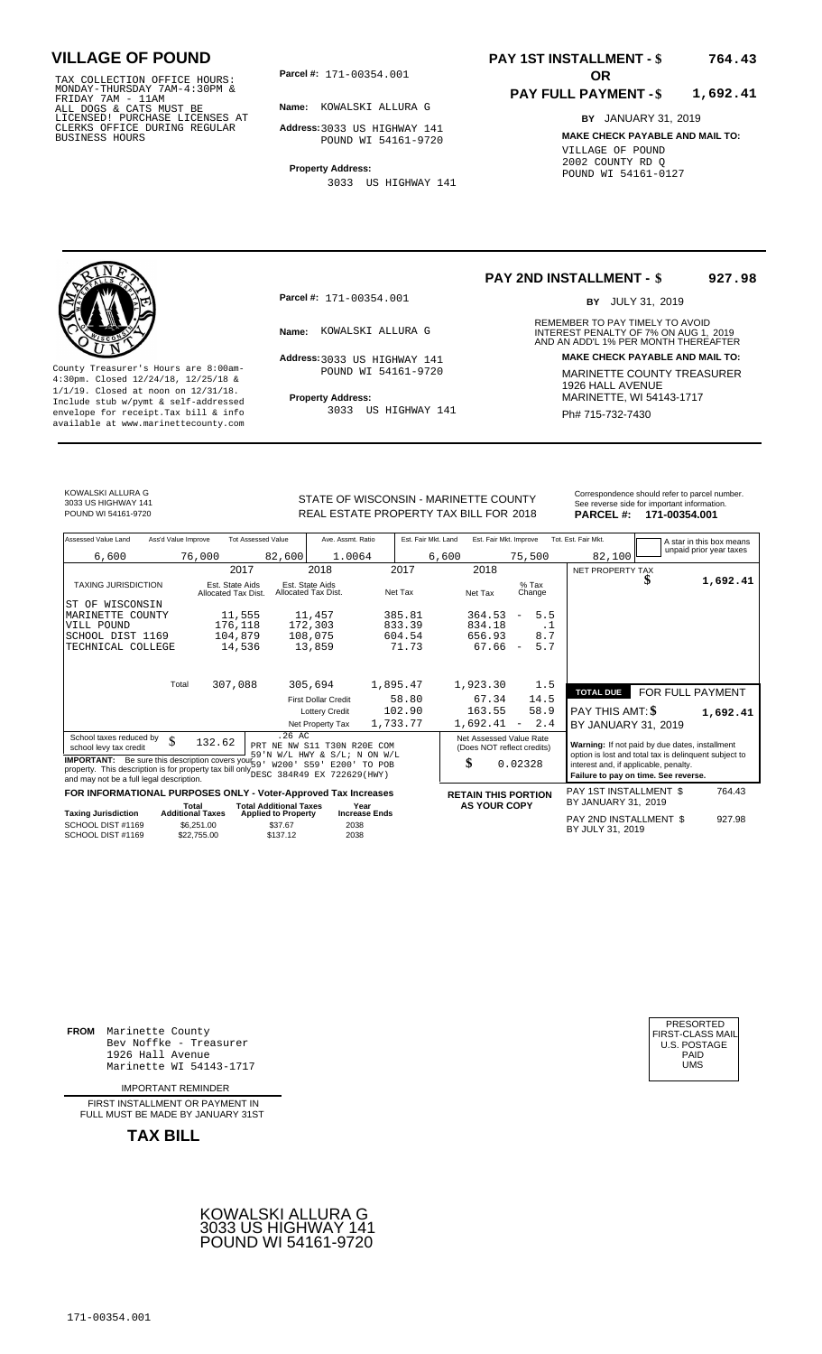# VILLAGE OF POUND

TAX COLLECTION OFFICE HOURS: MONDAY-THURSDAY 7AM-4:30PM & FRIDAY 7AM - 11AM ALL DOGS & CATS MUST BE LICENSED! PURCHASE LICENSES AT CLERKS OFFICE DURING REGULAR BUSINESS HOURS

**Parcel #:** 171-00354.001

**Name:** KOWALSKI ALLURA G

**Address:** 3033 US HIGHWAY 141 POUND WI 54161-9720

**Property Address:** 3033 US HIGHWAY 141

**PAY 1ST INSTALLMENT - $ 764.43**

**OR**

**PAY FULL PAYMENT - $ 1,692.41**

**BY** JANUARY 31, 2019

**MAKE CHECK PAYABLE AND MAIL TO:** VILLAGE OF POUND 2002 COUNTY RD Q POUND WI 54161-0127

---

County Treasurer's Hours are 8:00am-4:30pm. Closed 12/24/18, 12/25/18 & 1/1/19. Closed at noon on 12/31/18. Include stub w/pymt & self-addressed envelope for receipt. Tax bill & info available at www.marinettecounty.com

**Parcel #:** 171-00354.001

**Name:** KOWALSKI ALLURA G

**Address:** 3033 US HIGHWAY 141 POUND WI 54161-9720

**Property Address:** 3033 US HIGHWAY 141

**PAY 2ND INSTALLMENT - $ 927.98**

**BY** JULY 31, 2019

REMEMBER TO PAY TIMELY TO AVOID INTEREST PENALTY OF 7% ON AUG 1, 2019 AND AN ADD'L 1% PER MONTH THEREAFTER

**MAKE CHECK PAYABLE AND MAIL TO:** MARINETTE COUNTY TREASURER 1926 HALL AVENUE MARINETTE, WI 54143-1717 Ph# 715-732-7430

---

KOWALSKI ALLURA G
3033 US HIGHWAY 141
POUND WI 54161-9720

STATE OF WISCONSIN - MARINETTE COUNTY
REAL ESTATE PROPERTY TAX BILL FOR 2018

Correspondence should refer to parcel number. See reverse side for important information.
**PARCEL #: 171-00354.001**

| Assessed Value Land | Ass'd Value Improve | Tot Assessed Value | Ave. Assmt. Ratio | Est. Fair Mkt. Land | Est. Fair Mkt. Improve | Tot. Est. Fair Mkt. |
|---|---|---|---|---|---|---|
| 6,600 | 76,000 | 82,600 | 1.0064 | 6,600 | 75,500 | 82,100 |

A star in this box means unpaid prior year taxes

| TAXING JURISDICTION | 2017 Est. State Aids Allocated Tax Dist. | 2018 Est. State Aids Allocated Tax Dist. | 2017 Net Tax | 2018 Net Tax | % Tax Change |
|---|---|---|---|---|---|
| ST OF WISCONSIN | | | | | |
| MARINETTE COUNTY | 11,555 | 11,457 | 385.81 | 364.53 | - 5.5 |
| VILL POUND | 176,118 | 172,303 | 833.39 | 834.18 | .1 |
| SCHOOL DIST 1169 | 104,879 | 108,075 | 604.54 | 656.93 | 8.7 |
| TECHNICAL COLLEGE | 14,536 | 13,859 | 71.73 | 67.66 | - 5.7 |
| Total | 307,088 | 305,694 | 1,895.47 | 1,923.30 | 1.5 |
| | | First Dollar Credit | 58.80 | 67.34 | 14.5 |
| | | Lottery Credit | 102.90 | 163.55 | 58.9 |
| | | Net Property Tax | 1,733.77 | 1,692.41 | - 2.4 |

NET PROPERTY TAX $ 1,692.41

**TOTAL DUE FOR FULL PAYMENT**
PAY THIS AMT: $ 1,692.41
BY JANUARY 31, 2019

School taxes reduced by school levy tax credit $ 132.62

.26 AC PRT NE NW S11 T30N R20E COM 59'N W/L HWY & S/L; N ON W/L 59' W200' S59' E200' TO POB DESC 384R49 EX 722629(HWY)

**IMPORTANT:** Be sure this description covers your property. This description is for property tax bill only and may not be a full legal description.

Net Assessed Value Rate (Does NOT reflect credits) $ 0.02328

Warning: If not paid by due dates, installment option is lost and total tax is delinquent subject to interest and, if applicable, penalty. **Failure to pay on time. See reverse.**

**FOR INFORMATIONAL PURPOSES ONLY - Voter-Approved Tax Increases**

| Taxing Jurisdiction | Total Additional Taxes | Total Additional Taxes Applied to Property | Year Increase Ends |
|---|---|---|---|
| SCHOOL DIST #1169 | $6,251.00 | $37.67 | 2038 |
| SCHOOL DIST #1169 | $22,755.00 | $137.12 | 2038 |

**RETAIN THIS PORTION AS YOUR COPY**

PAY 1ST INSTALLMENT $ 764.43 BY JANUARY 31, 2019

PAY 2ND INSTALLMENT $ 927.98 BY JULY 31, 2019

---

**FROM** Marinette County
Bev Noffke - Treasurer
1926 Hall Avenue
Marinette WI 54143-1717

IMPORTANT REMINDER

FIRST INSTALLMENT OR PAYMENT IN FULL MUST BE MADE BY JANUARY 31ST

**TAX BILL**

PRESORTED FIRST-CLASS MAIL U.S. POSTAGE PAID UMS

KOWALSKI ALLURA G
3033 US HIGHWAY 141
POUND WI 54161-9720

171-00354.001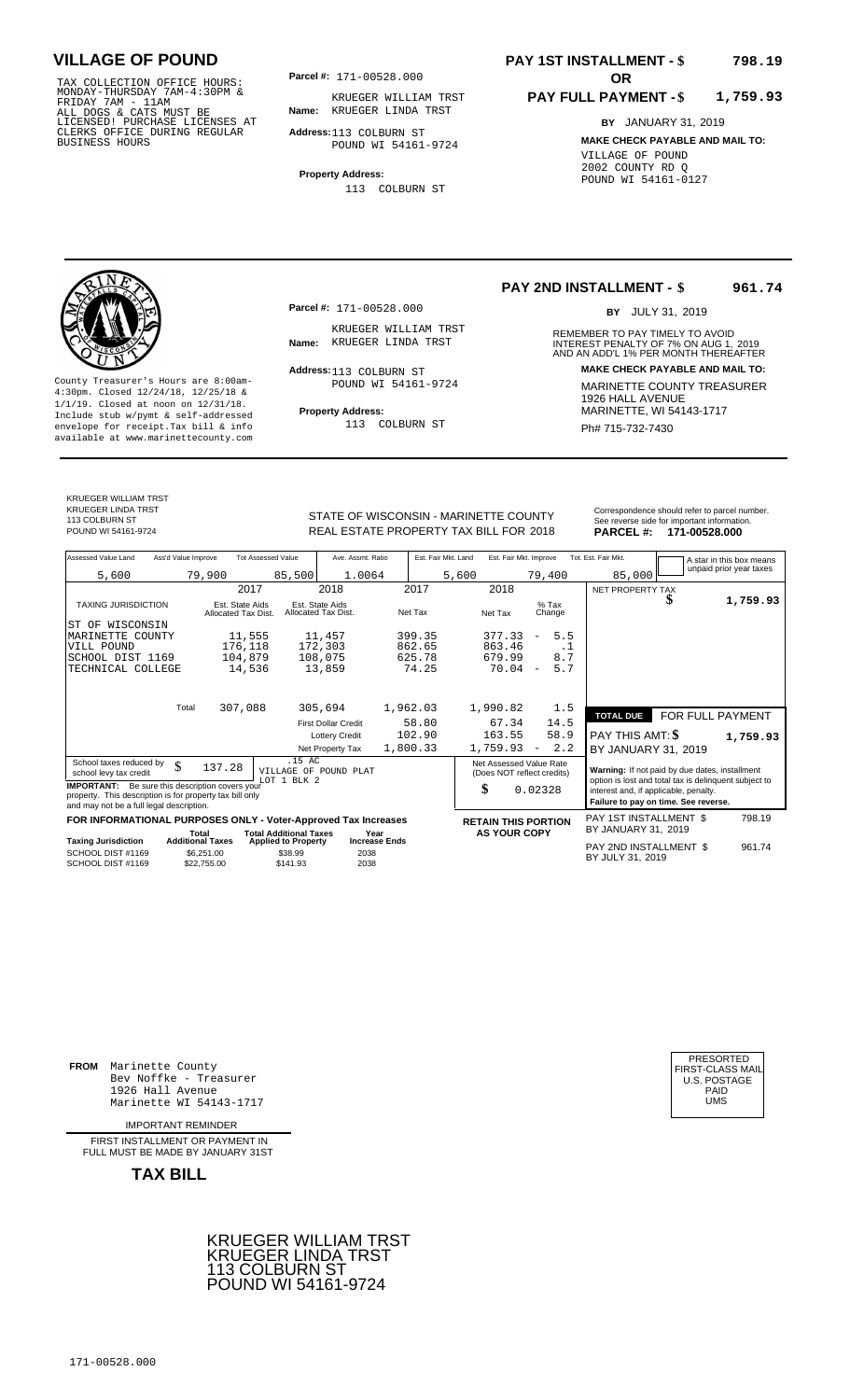# VILLAGE OF POUND

TAX COLLECTION OFFICE HOURS:
MONDAY-THURSDAY 7AM-4:30PM &
FRIDAY 7AM - 11AM
ALL DOGS & CATS MUST BE
LICENSED! PURCHASE LICENSES AT
CLERKS OFFICE DURING REGULAR
BUSINESS HOURS

**Parcel #:** 171-00528.000

**Name:** KRUEGER WILLIAM TRST
KRUEGER LINDA TRST

**Address:** 113 COLBURN ST
POUND WI 54161-9724

**Property Address:**
113 COLBURN ST

**PAY 1ST INSTALLMENT - $ 798.19**

**OR**

**PAY FULL PAYMENT - $ 1,759.93**

**BY** JANUARY 31, 2019

**MAKE CHECK PAYABLE AND MAIL TO:**
VILLAGE OF POUND
2002 COUNTY RD Q
POUND WI 54161-0127

---

**PAY 2ND INSTALLMENT - $ 961.74**

**BY** JULY 31, 2019

County Treasurer's Hours are 8:00am-4:30pm. Closed 12/24/18, 12/25/18 & 1/1/19. Closed at noon on 12/31/18. Include stub w/pymt & self-addressed envelope for receipt. Tax bill & info available at www.marinettecounty.com

**Parcel #:** 171-00528.000

**Name:** KRUEGER WILLIAM TRST
KRUEGER LINDA TRST

**Address:** 113 COLBURN ST
POUND WI 54161-9724

**Property Address:**
113 COLBURN ST

REMEMBER TO PAY TIMELY TO AVOID INTEREST PENALTY OF 7% ON AUG 1, 2019 AND AN ADD'L 1% PER MONTH THEREAFTER

**MAKE CHECK PAYABLE AND MAIL TO:**
MARINETTE COUNTY TREASURER
1926 HALL AVENUE
MARINETTE, WI 54143-1717
Ph# 715-732-7430

---

KRUEGER WILLIAM TRST
KRUEGER LINDA TRST
113 COLBURN ST
POUND WI 54161-9724

STATE OF WISCONSIN - MARINETTE COUNTY
REAL ESTATE PROPERTY TAX BILL FOR 2018

Correspondence should refer to parcel number. See reverse side for important information.
**PARCEL #: 171-00528.000**

| Assessed Value Land | Ass'd Value Improve | Tot Assessed Value | Ave. Assmt. Ratio | Est. Fair Mkt. Land | Est. Fair Mkt. Improve | Tot. Est. Fair Mkt. |
|---|---|---|---|---|---|---|
| 5,600 | 79,900 | 85,500 | 1.0064 | 5,600 | 79,400 | 85,000 |

A star in this box means unpaid prior year taxes

| TAXING JURISDICTION | 2017 Est. State Aids Allocated Tax Dist. | 2018 Est. State Aids Allocated Tax Dist. | 2017 Net Tax | 2018 Net Tax | % Tax Change |
|---|---|---|---|---|---|
| ST OF WISCONSIN | | | | | |
| MARINETTE COUNTY | 11,555 | 11,457 | 399.35 | 377.33 | - 5.5 |
| VILL POUND | 176,118 | 172,303 | 862.65 | 863.46 | .1 |
| SCHOOL DIST 1169 | 104,879 | 108,075 | 625.78 | 679.99 | 8.7 |
| TECHNICAL COLLEGE | 14,536 | 13,859 | 74.25 | 70.04 | - 5.7 |
| Total | 307,088 | 305,694 | 1,962.03 | 1,990.82 | 1.5 |
| | | First Dollar Credit | 58.80 | 67.34 | 14.5 |
| | | Lottery Credit | 102.90 | 163.55 | 58.9 |
| | | Net Property Tax | 1,800.33 | 1,759.93 | - 2.2 |

NET PROPERTY TAX $ 1,759.93

| TOTAL DUE | FOR FULL PAYMENT |
|---|---|
| PAY THIS AMT: $ | 1,759.93 |
| BY JANUARY 31, 2019 | |

School taxes reduced by school levy tax credit $ 137.28

.15 AC
VILLAGE OF POUND PLAT
LOT 1 BLK 2

**IMPORTANT:** Be sure this description covers your property. This description is for property tax bill only and may not be a full legal description.

Net Assessed Value Rate (Does NOT reflect credits) $ 0.02328

**Warning:** If not paid by due dates, installment option is lost and total tax is delinquent subject to interest and, if applicable, penalty.
**Failure to pay on time. See reverse.**

**FOR INFORMATIONAL PURPOSES ONLY - Voter-Approved Tax Increases**

| Taxing Jurisdiction | Total Additional Taxes | Total Additional Taxes Applied to Property | Year Increase Ends |
|---|---|---|---|
| SCHOOL DIST #1169 | $6,251.00 | $38.99 | 2038 |
| SCHOOL DIST #1169 | $22,755.00 | $141.93 | 2038 |

**RETAIN THIS PORTION AS YOUR COPY**

PAY 1ST INSTALLMENT $ 798.19
BY JANUARY 31, 2019

PAY 2ND INSTALLMENT $ 961.74
BY JULY 31, 2019

---

**FROM** Marinette County
Bev Noffke - Treasurer
1926 Hall Avenue
Marinette WI 54143-1717

IMPORTANT REMINDER

FIRST INSTALLMENT OR PAYMENT IN FULL MUST BE MADE BY JANUARY 31ST

**TAX BILL**

PRESORTED
FIRST-CLASS MAIL
U.S. POSTAGE
PAID
UMS

KRUEGER WILLIAM TRST
KRUEGER LINDA TRST
113 COLBURN ST
POUND WI 54161-9724

171-00528.000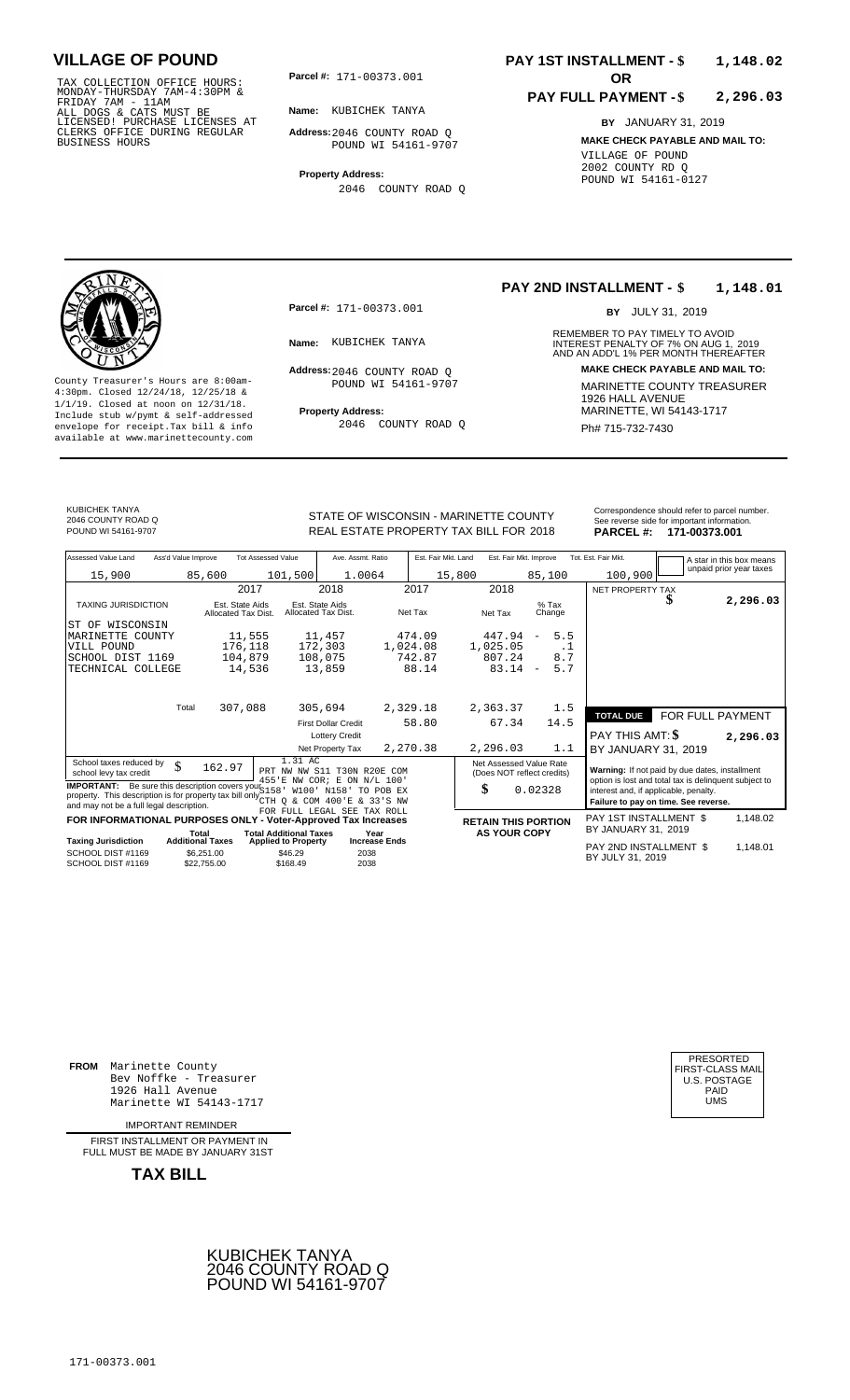# VILLAGE OF POUND

TAX COLLECTION OFFICE HOURS:
MONDAY-THURSDAY 7AM-4:30PM &
FRIDAY 7AM - 11AM
ALL DOGS & CATS MUST BE
LICENSED! PURCHASE LICENSES AT
CLERKS OFFICE DURING REGULAR
BUSINESS HOURS

**Parcel #:** 171-00373.001

**Name:** KUBICHEK TANYA

**Address:** 2046 COUNTY ROAD Q
POUND WI 54161-9707

**Property Address:**
2046 COUNTY ROAD Q

**PAY 1ST INSTALLMENT - $ 1,148.02**

**OR**

**PAY FULL PAYMENT - $ 2,296.03**

**BY** JANUARY 31, 2019

**MAKE CHECK PAYABLE AND MAIL TO:**
VILLAGE OF POUND
2002 COUNTY RD Q
POUND WI 54161-0127

---

County Treasurer's Hours are 8:00am-4:30pm. Closed 12/24/18, 12/25/18 & 1/1/19. Closed at noon on 12/31/18. Include stub w/pymt & self-addressed envelope for receipt.Tax bill & info available at www.marinettecounty.com

**Parcel #:** 171-00373.001

**Name:** KUBICHEK TANYA

**Address:** 2046 COUNTY ROAD Q
POUND WI 54161-9707

**Property Address:**
2046 COUNTY ROAD Q

**PAY 2ND INSTALLMENT - $ 1,148.01**

**BY** JULY 31, 2019

REMEMBER TO PAY TIMELY TO AVOID INTEREST PENALTY OF 7% ON AUG 1, 2019 AND AN ADD'L 1% PER MONTH THEREAFTER

**MAKE CHECK PAYABLE AND MAIL TO:**
MARINETTE COUNTY TREASURER
1926 HALL AVENUE
MARINETTE, WI 54143-1717
Ph# 715-732-7430

---

KUBICHEK TANYA
2046 COUNTY ROAD Q
POUND WI 54161-9707

STATE OF WISCONSIN - MARINETTE COUNTY
REAL ESTATE PROPERTY TAX BILL FOR 2018

Correspondence should refer to parcel number. See reverse side for important information.
**PARCEL #: 171-00373.001**

| Assessed Value Land | Ass'd Value Improve | Tot Assessed Value | Ave. Assmt. Ratio | Est. Fair Mkt. Land | Est. Fair Mkt. Improve | Tot. Est. Fair Mkt. |
|---|---|---|---|---|---|---|
| 15,900 | 85,600 | 101,500 | 1.0064 | 15,800 | 85,100 | 100,900 |

A star in this box means unpaid prior year taxes

| TAXING JURISDICTION | 2017 Est. State Aids Allocated Tax Dist. | 2018 Est. State Aids Allocated Tax Dist. | 2017 Net Tax | 2018 Net Tax | % Tax Change |
|---|---|---|---|---|---|
| ST OF WISCONSIN | | | | | |
| MARINETTE COUNTY | 11,555 | 11,457 | 474.09 | 447.94 | - 5.5 |
| VILL POUND | 176,118 | 172,303 | 1,024.08 | 1,025.05 | .1 |
| SCHOOL DIST 1169 | 104,879 | 108,075 | 742.87 | 807.24 | 8.7 |
| TECHNICAL COLLEGE | 14,536 | 13,859 | 88.14 | 83.14 | - 5.7 |
| Total | 307,088 | 305,694 | 2,329.18 | 2,363.37 | 1.5 |
| | | First Dollar Credit | 58.80 | 67.34 | 14.5 |
| | | Lottery Credit | | | |
| | | Net Property Tax | 2,270.38 | 2,296.03 | 1.1 |

NET PROPERTY TAX $ 2,296.03

**TOTAL DUE** FOR FULL PAYMENT
PAY THIS AMT: $ 2,296.03
BY JANUARY 31, 2019

School taxes reduced by school levy tax credit $ 162.97

**IMPORTANT:** Be sure this description covers your property. This description is for property tax bill only and may not be a full legal description.

1.31 AC
PRT NW NW S11 T30N R20E COM 455'E NW COR; E ON N/L 100' S158' W100' N158' TO POB EX CTH Q & COM 400'E & 33'S NW FOR FULL LEGAL SEE TAX ROLL

Net Assessed Value Rate (Does NOT reflect credits)
$ 0.02328

**Warning:** If not paid by due dates, installment option is lost and total tax is delinquent subject to interest and, if applicable, penalty.
**Failure to pay on time. See reverse.**

**FOR INFORMATIONAL PURPOSES ONLY - Voter-Approved Tax Increases**

| Taxing Jurisdiction | Total Additional Taxes | Total Additional Taxes Applied to Property | Year Increase Ends |
|---|---|---|---|
| SCHOOL DIST #1169 | $6,251.00 | $46.29 | 2038 |
| SCHOOL DIST #1169 | $22,755.00 | $168.49 | 2038 |

**RETAIN THIS PORTION AS YOUR COPY**

PAY 1ST INSTALLMENT $ 1,148.02
BY JANUARY 31, 2019

PAY 2ND INSTALLMENT $ 1,148.01
BY JULY 31, 2019

---

**FROM** Marinette County
Bev Noffke - Treasurer
1926 Hall Avenue
Marinette WI 54143-1717

IMPORTANT REMINDER

FIRST INSTALLMENT OR PAYMENT IN FULL MUST BE MADE BY JANUARY 31ST

**TAX BILL**

PRESORTED
FIRST-CLASS MAIL
U.S. POSTAGE
PAID
UMS

KUBICHEK TANYA
2046 COUNTY ROAD Q
POUND WI 54161-9707

171-00373.001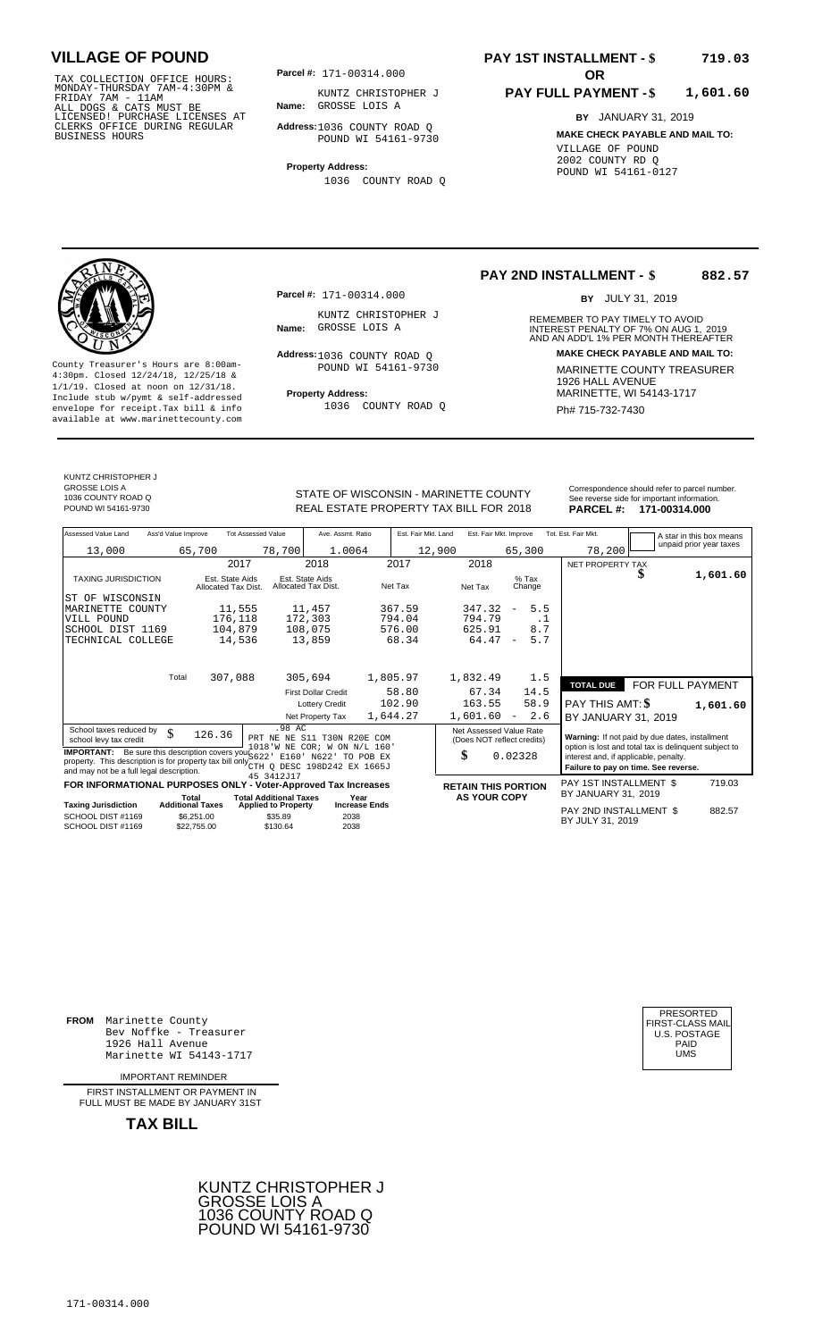# VILLAGE OF POUND

TAX COLLECTION OFFICE HOURS: MONDAY-THURSDAY 7AM-4:30PM & FRIDAY 7AM - 11AM
ALL DOGS & CATS MUST BE LICENSED! PURCHASE LICENSES AT CLERKS OFFICE DURING REGULAR BUSINESS HOURS

**Parcel #:** 171-00314.000

**Name:** KUNTZ CHRISTOPHER J
GROSSE LOIS A

**Address:** 1036 COUNTY ROAD Q
POUND WI 54161-9730

**Property Address:**
1036 COUNTY ROAD Q

**PAY 1ST INSTALLMENT - $ 719.03**

**OR**

**PAY FULL PAYMENT - $ 1,601.60**

**BY** JANUARY 31, 2019

**MAKE CHECK PAYABLE AND MAIL TO:**
VILLAGE OF POUND
2002 COUNTY RD Q
POUND WI 54161-0127

---

County Treasurer's Hours are 8:00am-4:30pm. Closed 12/24/18, 12/25/18 & 1/1/19. Closed at noon on 12/31/18. Include stub w/pymt & self-addressed envelope for receipt. Tax bill & info available at www.marinettecounty.com

**Parcel #:** 171-00314.000

**Name:** KUNTZ CHRISTOPHER J
GROSSE LOIS A

**Address:** 1036 COUNTY ROAD Q
POUND WI 54161-9730

**Property Address:**
1036 COUNTY ROAD Q

**PAY 2ND INSTALLMENT - $ 882.57**

**BY** JULY 31, 2019

REMEMBER TO PAY TIMELY TO AVOID INTEREST PENALTY OF 7% ON AUG 1, 2019 AND AN ADD'L 1% PER MONTH THEREAFTER

**MAKE CHECK PAYABLE AND MAIL TO:**
MARINETTE COUNTY TREASURER
1926 HALL AVENUE
MARINETTE, WI 54143-1717
Ph# 715-732-7430

---

KUNTZ CHRISTOPHER J
GROSSE LOIS A
1036 COUNTY ROAD Q
POUND WI 54161-9730

STATE OF WISCONSIN - MARINETTE COUNTY
REAL ESTATE PROPERTY TAX BILL FOR 2018

Correspondence should refer to parcel number. See reverse side for important information.
**PARCEL #: 171-00314.000**

| Assessed Value Land | Ass'd Value Improve | Tot Assessed Value | Ave. Assmt. Ratio | Est. Fair Mkt. Land | Est. Fair Mkt. Improve | Tot. Est. Fair Mkt. |
|---|---|---|---|---|---|---|
| 13,000 | 65,700 | 78,700 | 1.0064 | 12,900 | 65,300 | 78,200 |

A star in this box means unpaid prior year taxes

| TAXING JURISDICTION | 2017 Est. State Aids Allocated Tax Dist. | 2018 Est. State Aids Allocated Tax Dist. | 2017 Net Tax | 2018 Net Tax | % Tax Change |
|---|---|---|---|---|---|
| ST OF WISCONSIN | | | | | |
| MARINETTE COUNTY | 11,555 | 11,457 | 367.59 | 347.32 | - 5.5 |
| VILL POUND | 176,118 | 172,303 | 794.04 | 794.79 | .1 |
| SCHOOL DIST 1169 | 104,879 | 108,075 | 576.00 | 625.91 | 8.7 |
| TECHNICAL COLLEGE | 14,536 | 13,859 | 68.34 | 64.47 | - 5.7 |
| Total | 307,088 | 305,694 | 1,805.97 | 1,832.49 | 1.5 |
| | | First Dollar Credit | 58.80 | 67.34 | 14.5 |
| | | Lottery Credit | 102.90 | 163.55 | 58.9 |
| | | Net Property Tax | 1,644.27 | 1,601.60 | - 2.6 |

NET PROPERTY TAX $ 1,601.60

| TOTAL DUE | FOR FULL PAYMENT |
|---|---|
| PAY THIS AMT: $ | 1,601.60 |
| BY JANUARY 31, 2019 | |

School taxes reduced by school levy tax credit $ 126.36

.98 AC
PRT NE NE S11 T30N R20E COM 1018'W NE COR; W ON N/L 160' S622' E160' N622' TO POB EX CTH Q DESC 198D242 EX 1665J 45 3412J17

**IMPORTANT:** Be sure this description covers your property. This description is for property tax bill only and may not be a full legal description.

Net Assessed Value Rate (Does NOT reflect credits)
$ 0.02328

**Warning:** If not paid by due dates, installment option is lost and total tax is delinquent subject to interest and, if applicable, penalty.
**Failure to pay on time. See reverse.**

**FOR INFORMATIONAL PURPOSES ONLY - Voter-Approved Tax Increases**

| Taxing Jurisdiction | Total Additional Taxes | Total Additional Taxes Applied to Property | Year Increase Ends |
|---|---|---|---|
| SCHOOL DIST #1169 | $6,251.00 | $35.89 | 2038 |
| SCHOOL DIST #1169 | $22,755.00 | $130.64 | 2038 |

**RETAIN THIS PORTION AS YOUR COPY**

PAY 1ST INSTALLMENT $ 719.03
BY JANUARY 31, 2019

PAY 2ND INSTALLMENT $ 882.57
BY JULY 31, 2019

---

**FROM** Marinette County
Bev Noffke - Treasurer
1926 Hall Avenue
Marinette WI 54143-1717

IMPORTANT REMINDER

FIRST INSTALLMENT OR PAYMENT IN FULL MUST BE MADE BY JANUARY 31ST

**TAX BILL**

PRESORTED
FIRST-CLASS MAIL
U.S. POSTAGE
PAID
UMS

KUNTZ CHRISTOPHER J
GROSSE LOIS A
1036 COUNTY ROAD Q
POUND WI 54161-9730

171-00314.000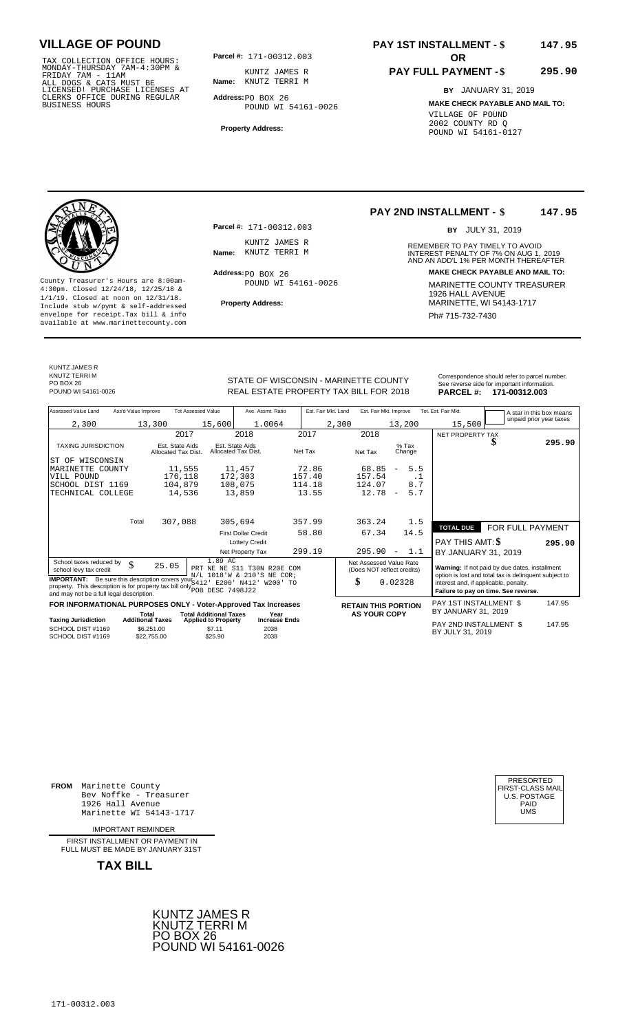# VILLAGE OF POUND

TAX COLLECTION OFFICE HOURS: MONDAY-THURSDAY 7AM-4:30PM & FRIDAY 7AM - 11AM ALL DOGS & CATS MUST BE LICENSED! PURCHASE LICENSES AT CLERKS OFFICE DURING REGULAR BUSINESS HOURS

**Parcel #:** 171-00312.003

**Name:** KUNTZ JAMES R KUNTZ TERRI M

**Address:** PO BOX 26 POUND WI 54161-0026

**Property Address:**

**PAY 1ST INSTALLMENT - $ 147.95**

**OR**

**PAY FULL PAYMENT - $ 295.90**

**BY** JANUARY 31, 2019

**MAKE CHECK PAYABLE AND MAIL TO:**

VILLAGE OF POUND
2002 COUNTY RD Q
POUND WI 54161-0127

---

**PAY 2ND INSTALLMENT - $ 147.95**

**BY** JULY 31, 2019

REMEMBER TO PAY TIMELY TO AVOID INTEREST PENALTY OF 7% ON AUG 1, 2019 AND AN ADD'L 1% PER MONTH THEREAFTER

**MAKE CHECK PAYABLE AND MAIL TO:**

MARINETTE COUNTY TREASURER
1926 HALL AVENUE
MARINETTE, WI 54143-1717
Ph# 715-732-7430

**Parcel #:** 171-00312.003

**Name:** KUNTZ JAMES R KUNTZ TERRI M

**Address:** PO BOX 26 POUND WI 54161-0026

**Property Address:**

County Treasurer's Hours are 8:00am-4:30pm. Closed 12/24/18, 12/25/18 & 1/1/19. Closed at noon on 12/31/18. Include stub w/pymt & self-addressed envelope for receipt. Tax bill & info available at www.marinettecounty.com

---

KUNTZ JAMES R
KUNTZ TERRI M
PO BOX 26
POUND WI 54161-0026

STATE OF WISCONSIN - MARINETTE COUNTY
REAL ESTATE PROPERTY TAX BILL FOR 2018

Correspondence should refer to parcel number. See reverse side for important information.

**PARCEL #: 171-00312.003**

| Assessed Value Land | Ass'd Value Improve | Tot Assessed Value | Ave. Assmt. Ratio | Est. Fair Mkt. Land | Est. Fair Mkt. Improve | Tot. Est. Fair Mkt. |
|---|---|---|---|---|---|---|
| 2,300 | 13,300 | 15,600 | 1.0064 | 2,300 | 13,200 | 15,500 |

A star in this box means unpaid prior year taxes

| TAXING JURISDICTION | 2017 Est. State Aids Allocated Tax Dist. | 2018 Est. State Aids Allocated Tax Dist. | 2017 Net Tax | 2018 Net Tax | % Tax Change |
|---|---|---|---|---|---|
| ST OF WISCONSIN | | | | | |
| MARINETTE COUNTY | 11,555 | 11,457 | 72.86 | 68.85 | - 5.5 |
| VILL POUND | 176,118 | 172,303 | 157.40 | 157.54 | .1 |
| SCHOOL DIST 1169 | 104,879 | 108,075 | 114.18 | 124.07 | 8.7 |
| TECHNICAL COLLEGE | 14,536 | 13,859 | 13.55 | 12.78 | - 5.7 |
| Total | 307,088 | 305,694 | 357.99 | 363.24 | 1.5 |
| | | First Dollar Credit | 58.80 | 67.34 | 14.5 |
| | | Lottery Credit | | | |
| | | Net Property Tax | 299.19 | 295.90 | - 1.1 |

NET PROPERTY TAX $ 295.90

**TOTAL DUE** FOR FULL PAYMENT

PAY THIS AMT: $ 295.90

BY JANUARY 31, 2019

School taxes reduced by school levy tax credit $ 25.05

1.89 AC
PRT NE NE S11 T30N R20E COM N/L 1018'W & 210'S NE COR; S412' E200' N412' W200' TO POB DESC 7498J22

**IMPORTANT:** Be sure this description covers your property. This description is for property tax bill only and may not be a full legal description.

Net Assessed Value Rate (Does NOT reflect credits) $ 0.02328

**Warning:** If not paid by due dates, installment option is lost and total tax is delinquent subject to interest and, if applicable, penalty. **Failure to pay on time. See reverse.**

**FOR INFORMATIONAL PURPOSES ONLY - Voter-Approved Tax Increases**

| Taxing Jurisdiction | Total Additional Taxes | Total Additional Taxes Applied to Property | Year Increase Ends |
|---|---|---|---|
| SCHOOL DIST #1169 | $6,251.00 | $7.11 | 2038 |
| SCHOOL DIST #1169 | $22,755.00 | $25.90 | 2038 |

**RETAIN THIS PORTION AS YOUR COPY**

PAY 1ST INSTALLMENT $ 147.95
BY JANUARY 31, 2019

PAY 2ND INSTALLMENT $ 147.95
BY JULY 31, 2019

---

**FROM** Marinette County
Bev Noffke - Treasurer
1926 Hall Avenue
Marinette WI 54143-1717

PRESORTED FIRST-CLASS MAIL U.S. POSTAGE PAID UMS

IMPORTANT REMINDER

FIRST INSTALLMENT OR PAYMENT IN FULL MUST BE MADE BY JANUARY 31ST

**TAX BILL**

KUNTZ JAMES R
KUNTZ TERRI M
PO BOX 26
POUND WI 54161-0026

171-00312.003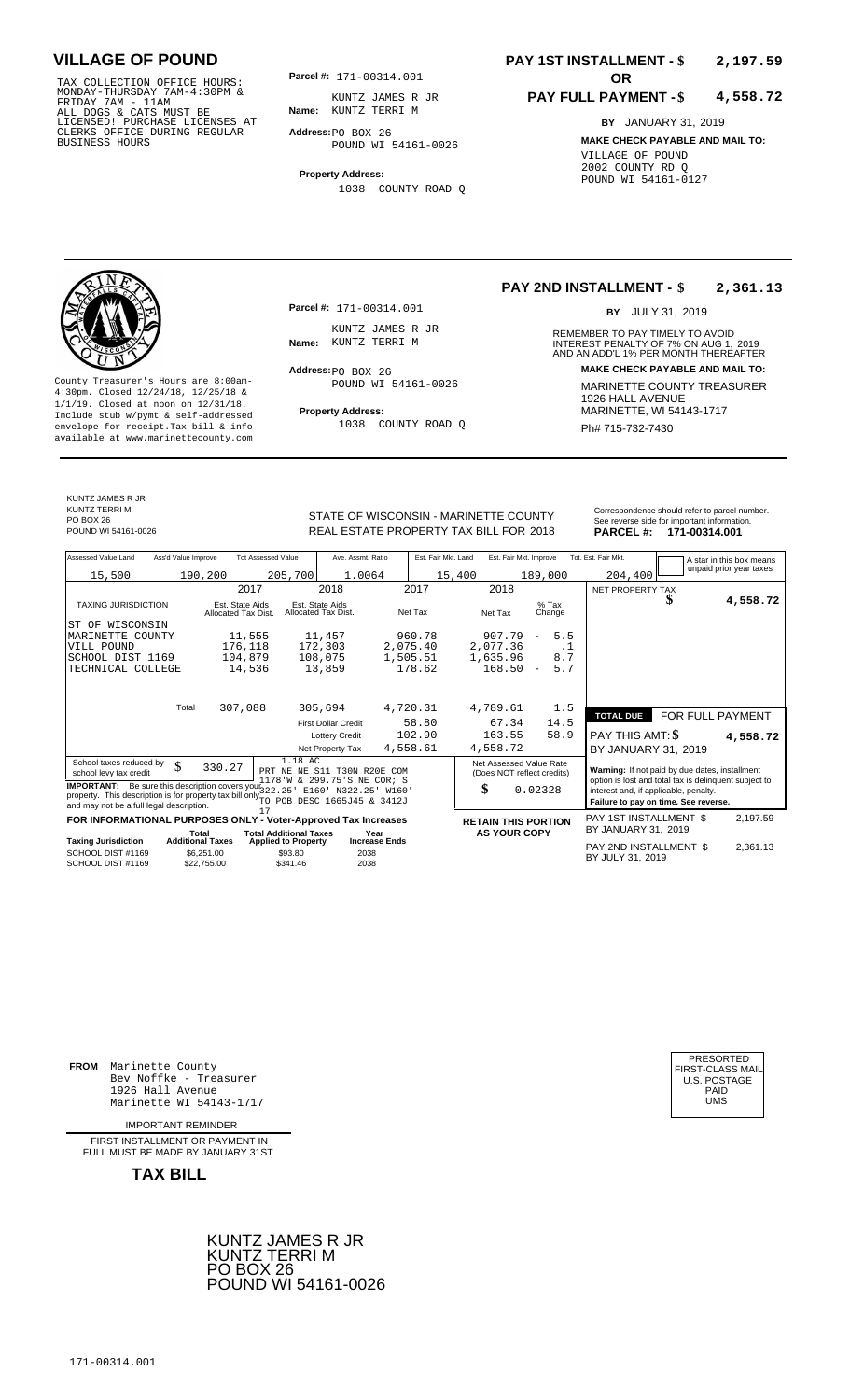# VILLAGE OF POUND

TAX COLLECTION OFFICE HOURS: MONDAY-THURSDAY 7AM-4:30PM & FRIDAY 7AM - 11AM ALL DOGS & CATS MUST BE LICENSED! PURCHASE LICENSES AT CLERKS OFFICE DURING REGULAR BUSINESS HOURS

**Parcel #:** 171-00314.001

**Name:** KUNTZ JAMES R JR
KUNTZ TERRI M

**Address:** PO BOX 26
POUND WI 54161-0026

**Property Address:**
1038 COUNTY ROAD Q

**PAY 1ST INSTALLMENT - $ 2,197.59**

**OR**

**PAY FULL PAYMENT - $ 4,558.72**

**BY** JANUARY 31, 2019

**MAKE CHECK PAYABLE AND MAIL TO:**
VILLAGE OF POUND
2002 COUNTY RD Q
POUND WI 54161-0127

---

County Treasurer's Hours are 8:00am-4:30pm. Closed 12/24/18, 12/25/18 & 1/1/19. Closed at noon on 12/31/18. Include stub w/pymt & self-addressed envelope for receipt. Tax bill & info available at www.marinettecounty.com

**Parcel #:** 171-00314.001

**Name:** KUNTZ JAMES R JR
KUNTZ TERRI M

**Address:** PO BOX 26
POUND WI 54161-0026

**Property Address:**
1038 COUNTY ROAD Q

**PAY 2ND INSTALLMENT - $ 2,361.13**

**BY** JULY 31, 2019

REMEMBER TO PAY TIMELY TO AVOID INTEREST PENALTY OF 7% ON AUG 1, 2019 AND AN ADD'L 1% PER MONTH THEREAFTER

**MAKE CHECK PAYABLE AND MAIL TO:**
MARINETTE COUNTY TREASURER
1926 HALL AVENUE
MARINETTE, WI 54143-1717
Ph# 715-732-7430

---

KUNTZ JAMES R JR
KUNTZ TERRI M
PO BOX 26
POUND WI 54161-0026

STATE OF WISCONSIN - MARINETTE COUNTY
REAL ESTATE PROPERTY TAX BILL FOR 2018

Correspondence should refer to parcel number. See reverse side for important information.

**PARCEL #: 171-00314.001**

| Assessed Value Land | Ass'd Value Improve | Tot Assessed Value | Ave. Assmt. Ratio | Est. Fair Mkt. Land | Est. Fair Mkt. Improve | Tot. Est. Fair Mkt. |
|---|---|---|---|---|---|---|
| 15,500 | 190,200 | 205,700 | 1.0064 | 15,400 | 189,000 | 204,400 |

A star in this box means unpaid prior year taxes

| TAXING JURISDICTION | 2017 Est. State Aids Allocated Tax Dist. | 2018 Est. State Aids Allocated Tax Dist. | 2017 Net Tax | 2018 Net Tax | % Tax Change |
|---|---|---|---|---|---|
| ST OF WISCONSIN | | | | | |
| MARINETTE COUNTY | 11,555 | 11,457 | 960.78 | 907.79 | - 5.5 |
| VILL POUND | 176,118 | 172,303 | 2,075.40 | 2,077.36 | .1 |
| SCHOOL DIST 1169 | 104,879 | 108,075 | 1,505.51 | 1,635.96 | 8.7 |
| TECHNICAL COLLEGE | 14,536 | 13,859 | 178.62 | 168.50 | - 5.7 |
| Total | 307,088 | 305,694 | 4,720.31 | 4,789.61 | 1.5 |
| | | First Dollar Credit | 58.80 | 67.34 | 14.5 |
| | | Lottery Credit | 102.90 | 163.55 | 58.9 |
| | | Net Property Tax | 4,558.61 | 4,558.72 | |

NET PROPERTY TAX $ 4,558.72

**TOTAL DUE FOR FULL PAYMENT**
PAY THIS AMT: $ 4,558.72
BY JANUARY 31, 2019

School taxes reduced by school levy tax credit $ 330.27

1.18 AC
PRT NE NE S11 T30N R20E COM 1178'W & 299.75'S NE COR; S 322.25' E160' N322.25' W160' TO POB DESC 1665J45 & 3412J 17

**IMPORTANT:** Be sure this description covers your property. This description is for property tax bill only and may not be a full legal description.

Net Assessed Value Rate (Does NOT reflect credits) $ 0.02328

**Warning:** If not paid by due dates, installment option is lost and total tax is delinquent subject to interest and, if applicable, penalty.
**Failure to pay on time. See reverse.**

**FOR INFORMATIONAL PURPOSES ONLY - Voter-Approved Tax Increases**

| Taxing Jurisdiction | Total Additional Taxes | Total Additional Taxes Applied to Property | Year Increase Ends |
|---|---|---|---|
| SCHOOL DIST #1169 | $6,251.00 | $93.80 | 2038 |
| SCHOOL DIST #1169 | $22,755.00 | $341.46 | 2038 |

**RETAIN THIS PORTION AS YOUR COPY**

PAY 1ST INSTALLMENT $ 2,197.59
BY JANUARY 31, 2019

PAY 2ND INSTALLMENT $ 2,361.13
BY JULY 31, 2019

---

**FROM** Marinette County
Bev Noffke - Treasurer
1926 Hall Avenue
Marinette WI 54143-1717

IMPORTANT REMINDER

FIRST INSTALLMENT OR PAYMENT IN FULL MUST BE MADE BY JANUARY 31ST

**TAX BILL**

PRESORTED
FIRST-CLASS MAIL
U.S. POSTAGE
PAID
UMS

KUNTZ JAMES R JR
KUNTZ TERRI M
PO BOX 26
POUND WI 54161-0026

171-00314.001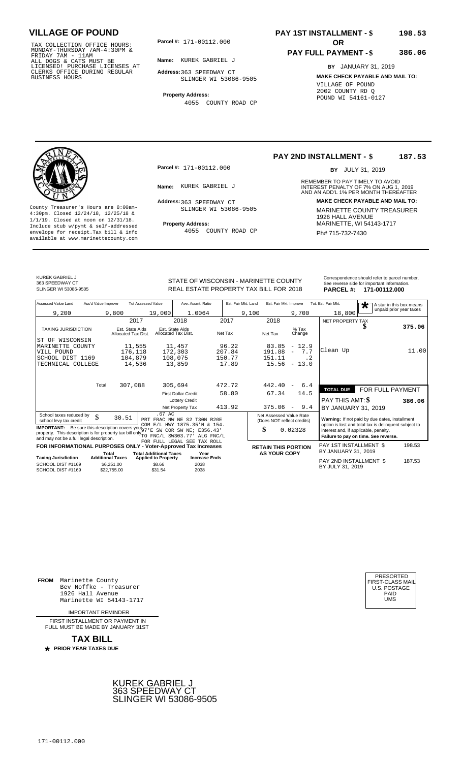# VILLAGE OF POUND

TAX COLLECTION OFFICE HOURS: MONDAY-THURSDAY 7AM-4:30PM & FRIDAY 7AM - 11AM ALL DOGS & CATS MUST BE LICENSED! PURCHASE LICENSES AT CLERKS OFFICE DURING REGULAR BUSINESS HOURS

**Parcel #:** 171-00112.000

**Name:** KUREK GABRIEL J

**Address:** 363 SPEEDWAY CT SLINGER WI 53086-9505

**Property Address:** 4055 COUNTY ROAD CP

**PAY 1ST INSTALLMENT - $ 198.53**

**OR**

**PAY FULL PAYMENT - $ 386.06**

**BY** JANUARY 31, 2019

**MAKE CHECK PAYABLE AND MAIL TO:**
VILLAGE OF POUND
2002 COUNTY RD Q
POUND WI 54161-0127

---

County Treasurer's Hours are 8:00am-4:30pm. Closed 12/24/18, 12/25/18 & 1/1/19. Closed at noon on 12/31/18. Include stub w/pymt & self-addressed envelope for receipt.Tax bill & info available at www.marinettecounty.com

**Parcel #:** 171-00112.000

**Name:** KUREK GABRIEL J

**Address:** 363 SPEEDWAY CT SLINGER WI 53086-9505

**Property Address:** 4055 COUNTY ROAD CP

**PAY 2ND INSTALLMENT - $ 187.53**

**BY** JULY 31, 2019

REMEMBER TO PAY TIMELY TO AVOID INTEREST PENALTY OF 7% ON AUG 1, 2019 AND AN ADD'L 1% PER MONTH THEREAFTER

**MAKE CHECK PAYABLE AND MAIL TO:**
MARINETTE COUNTY TREASURER
1926 HALL AVENUE
MARINETTE, WI 54143-1717
Ph# 715-732-7430

---

KUREK GABRIEL J
363 SPEEDWAY CT
SLINGER WI 53086-9505

STATE OF WISCONSIN - MARINETTE COUNTY
REAL ESTATE PROPERTY TAX BILL FOR 2018

Correspondence should refer to parcel number. See reverse side for important information.
**PARCEL #: 171-00112.000**

| Assessed Value Land | Ass'd Value Improve | Tot Assessed Value | Ave. Assmt. Ratio | Est. Fair Mkt. Land | Est. Fair Mkt. Improve | Tot. Est. Fair Mkt. |
|---|---|---|---|---|---|---|
| 9,200 | 9,800 | 19,000 | 1.0064 | 9,100 | 9,700 | 18,800 |

* A star in this box means unpaid prior year taxes

| TAXING JURISDICTION | 2017 Est. State Aids Allocated Tax Dist. | 2018 Est. State Aids Allocated Tax Dist. | 2017 Net Tax | 2018 Net Tax | % Tax Change |
|---|---|---|---|---|---|
| ST OF WISCONSIN | | | | | |
| MARINETTE COUNTY | 11,555 | 11,457 | 96.22 | 83.85 | - 12.9 |
| VILL POUND | 176,118 | 172,303 | 207.84 | 191.88 | - 7.7 |
| SCHOOL DIST 1169 | 104,879 | 108,075 | 150.77 | 151.11 | .2 |
| TECHNICAL COLLEGE | 14,536 | 13,859 | 17.89 | 15.56 | - 13.0 |
| Total | 307,088 | 305,694 | 472.72 | 442.40 | - 6.4 |
| | | First Dollar Credit | 58.80 | 67.34 | 14.5 |
| | | Lottery Credit | | | |
| | | Net Property Tax | 413.92 | 375.06 | - 9.4 |

NET PROPERTY TAX $ 375.06

Clean Up 11.00

**TOTAL DUE FOR FULL PAYMENT**
PAY THIS AMT: $ 386.06
BY JANUARY 31, 2019

School taxes reduced by school levy tax credit $ 30.51

.67 AC
PRT FRAC NW NE S2 T30N R20E COM E/L HWY 1875.35'N & 154.97'E SW COR SW NE; E356.43' TO FNC/L SW303.77' ALG FNC/L FOR FULL LEGAL SEE TAX ROLL

**IMPORTANT:** Be sure this description covers your property. This description is for property tax bill only and may not be a full legal description.

Net Assessed Value Rate (Does NOT reflect credits) $ 0.02328

**Warning:** If not paid by due dates, installment option is lost and total tax is delinquent subject to interest and, if applicable, penalty.
**Failure to pay on time. See reverse.**

**FOR INFORMATIONAL PURPOSES ONLY - Voter-Approved Tax Increases**

| Taxing Jurisdiction | Total Additional Taxes | Total Additional Taxes Applied to Property | Year Increase Ends |
|---|---|---|---|
| SCHOOL DIST #1169 | $6,251.00 | $8.66 | 2038 |
| SCHOOL DIST #1169 | $22,755.00 | $31.54 | 2038 |

**RETAIN THIS PORTION AS YOUR COPY**

PAY 1ST INSTALLMENT $ 198.53
BY JANUARY 31, 2019

PAY 2ND INSTALLMENT $ 187.53
BY JULY 31, 2019

---

**FROM** Marinette County
Bev Noffke - Treasurer
1926 Hall Avenue
Marinette WI 54143-1717

IMPORTANT REMINDER

FIRST INSTALLMENT OR PAYMENT IN FULL MUST BE MADE BY JANUARY 31ST

**TAX BILL**
* **PRIOR YEAR TAXES DUE**

PRESORTED FIRST-CLASS MAIL U.S. POSTAGE PAID UMS

KUREK GABRIEL J
363 SPEEDWAY CT
SLINGER WI 53086-9505

171-00112.000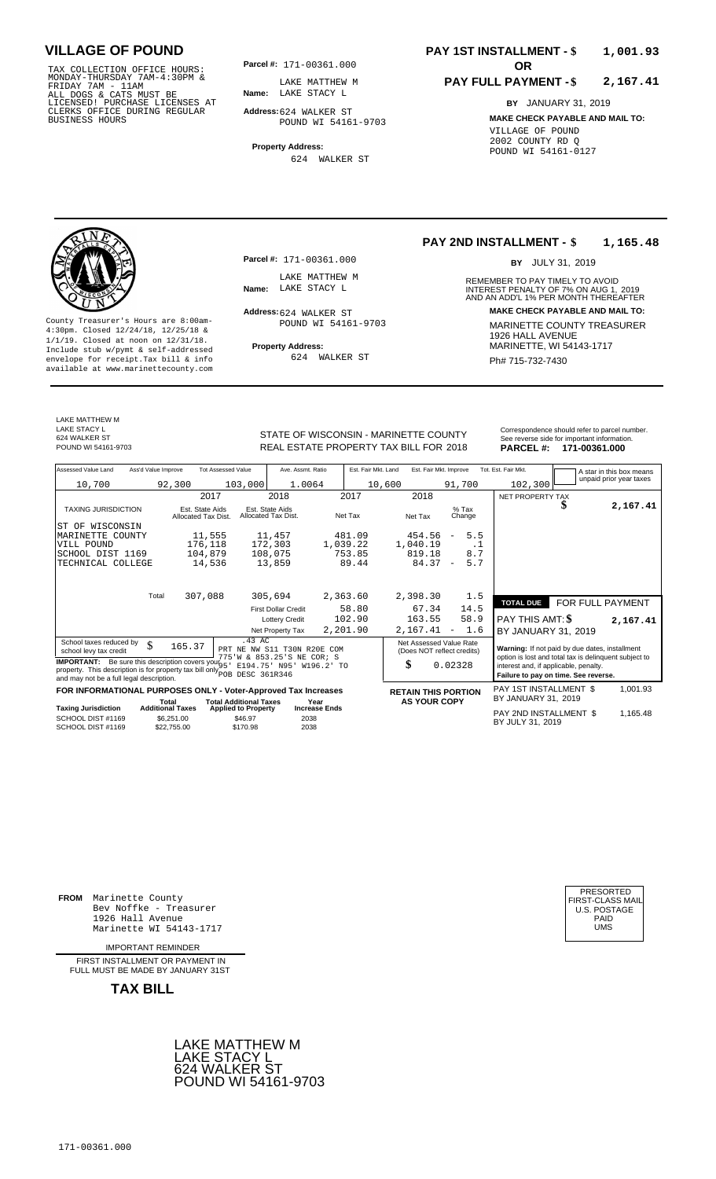# VILLAGE OF POUND

TAX COLLECTION OFFICE HOURS: MONDAY-THURSDAY 7AM-4:30PM & FRIDAY 7AM - 11AM
ALL DOGS & CATS MUST BE LICENSED! PURCHASE LICENSES AT CLERKS OFFICE DURING REGULAR BUSINESS HOURS

**Parcel #:** 171-00361.000

**Name:** LAKE MATTHEW M
LAKE STACY L

**Address:** 624 WALKER ST
POUND WI 54161-9703

**Property Address:**
624 WALKER ST

**PAY 1ST INSTALLMENT - $ 1,001.93**

**OR**

**PAY FULL PAYMENT - $ 2,167.41**

**BY** JANUARY 31, 2019

**MAKE CHECK PAYABLE AND MAIL TO:**
VILLAGE OF POUND
2002 COUNTY RD Q
POUND WI 54161-0127

---

County Treasurer's Hours are 8:00am-4:30pm. Closed 12/24/18, 12/25/18 & 1/1/19. Closed at noon on 12/31/18. Include stub w/pymt & self-addressed envelope for receipt. Tax bill & info available at www.marinettecounty.com

**Parcel #:** 171-00361.000

**Name:** LAKE MATTHEW M
LAKE STACY L

**Address:** 624 WALKER ST
POUND WI 54161-9703

**Property Address:**
624 WALKER ST

**PAY 2ND INSTALLMENT - $ 1,165.48**

**BY** JULY 31, 2019

REMEMBER TO PAY TIMELY TO AVOID INTEREST PENALTY OF 7% ON AUG 1, 2019 AND AN ADD'L 1% PER MONTH THEREAFTER

**MAKE CHECK PAYABLE AND MAIL TO:**
MARINETTE COUNTY TREASURER
1926 HALL AVENUE
MARINETTE, WI 54143-1717
Ph# 715-732-7430

---

LAKE MATTHEW M
LAKE STACY L
624 WALKER ST
POUND WI 54161-9703

STATE OF WISCONSIN - MARINETTE COUNTY
REAL ESTATE PROPERTY TAX BILL FOR 2018

Correspondence should refer to parcel number. See reverse side for important information.
**PARCEL #: 171-00361.000**

| Assessed Value Land | Ass'd Value Improve | Tot Assessed Value | Ave. Assmt. Ratio | Est. Fair Mkt. Land | Est. Fair Mkt. Improve | Tot. Est. Fair Mkt. |
|---|---|---|---|---|---|---|
| 10,700 | 92,300 | 103,000 | 1.0064 | 10,600 | 91,700 | 102,300 |

A star in this box means unpaid prior year taxes

| TAXING JURISDICTION | 2017 Est. State Aids Allocated Tax Dist. | 2018 Est. State Aids Allocated Tax Dist. | 2017 Net Tax | 2018 Net Tax | % Tax Change |
|---|---|---|---|---|---|
| ST OF WISCONSIN | | | | | |
| MARINETTE COUNTY | 11,555 | 11,457 | 481.09 | 454.56 | - 5.5 |
| VILL POUND | 176,118 | 172,303 | 1,039.22 | 1,040.19 | .1 |
| SCHOOL DIST 1169 | 104,879 | 108,075 | 753.85 | 819.18 | 8.7 |
| TECHNICAL COLLEGE | 14,536 | 13,859 | 89.44 | 84.37 | - 5.7 |
| Total | 307,088 | 305,694 | 2,363.60 | 2,398.30 | 1.5 |
| | | First Dollar Credit | 58.80 | 67.34 | 14.5 |
| | | Lottery Credit | 102.90 | 163.55 | 58.9 |
| | | Net Property Tax | 2,201.90 | 2,167.41 | - 1.6 |

NET PROPERTY TAX $ 2,167.41

| TOTAL DUE | FOR FULL PAYMENT |
|---|---|
| PAY THIS AMT: $ | 2,167.41 |
| BY JANUARY 31, 2019 | |

School taxes reduced by school levy tax credit $ 165.37

.43 AC
PRT NE NW S11 T30N R20E COM 775'W & 853.25'S NE COR; S 95' E194.75' N95' W196.2' TO POB DESC 361R346

**IMPORTANT:** Be sure this description covers your property. This description is for property tax bill only and may not be a full legal description.

Net Assessed Value Rate (Does NOT reflect credits) $ 0.02328

**Warning:** If not paid by due dates, installment option is lost and total tax is delinquent subject to interest and, if applicable, penalty.
**Failure to pay on time. See reverse.**

**FOR INFORMATIONAL PURPOSES ONLY - Voter-Approved Tax Increases**

| Taxing Jurisdiction | Total Additional Taxes | Total Additional Taxes Applied to Property | Year Increase Ends |
|---|---|---|---|
| SCHOOL DIST #1169 | $6,251.00 | $46.97 | 2038 |
| SCHOOL DIST #1169 | $22,755.00 | $170.98 | 2038 |

**RETAIN THIS PORTION AS YOUR COPY**

PAY 1ST INSTALLMENT $ 1,001.93
BY JANUARY 31, 2019

PAY 2ND INSTALLMENT $ 1,165.48
BY JULY 31, 2019

---

**FROM** Marinette County
Bev Noffke - Treasurer
1926 Hall Avenue
Marinette WI 54143-1717

IMPORTANT REMINDER

FIRST INSTALLMENT OR PAYMENT IN FULL MUST BE MADE BY JANUARY 31ST

**TAX BILL**

PRESORTED FIRST-CLASS MAIL U.S. POSTAGE PAID UMS

LAKE MATTHEW M
LAKE STACY L
624 WALKER ST
POUND WI 54161-9703

171-00361.000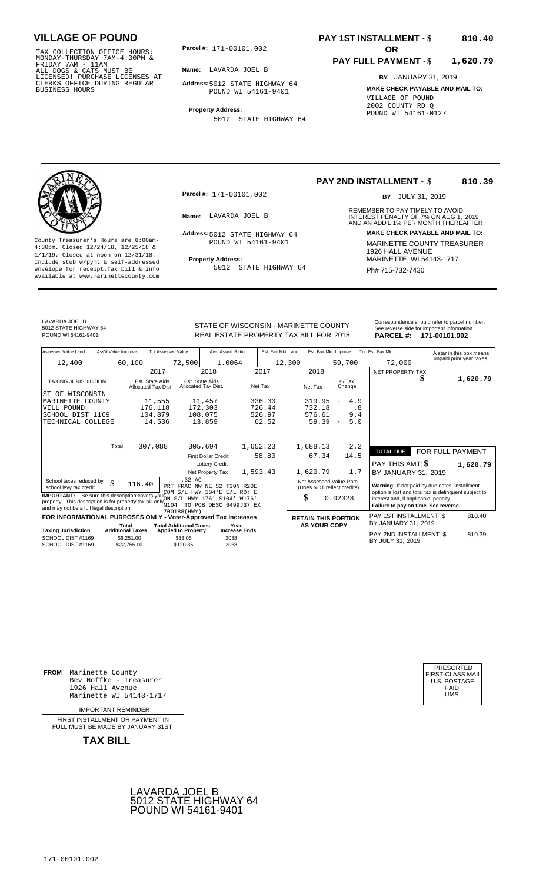# VILLAGE OF POUND

TAX COLLECTION OFFICE HOURS:
MONDAY-THURSDAY 7AM-4:30PM &
FRIDAY 7AM - 11AM
ALL DOGS & CATS MUST BE
LICENSED! PURCHASE LICENSES AT
CLERKS OFFICE DURING REGULAR
BUSINESS HOURS

**Parcel #:** 171-00101.002

**Name:** LAVARDA JOEL B

**Address:** 5012 STATE HIGHWAY 64
POUND WI 54161-9401

**Property Address:**
5012 STATE HIGHWAY 64

**PAY 1ST INSTALLMENT - $ 810.40**

**OR**

**PAY FULL PAYMENT - $ 1,620.79**

**BY** JANUARY 31, 2019

**MAKE CHECK PAYABLE AND MAIL TO:**
VILLAGE OF POUND
2002 COUNTY RD Q
POUND WI 54161-0127

---

**PAY 2ND INSTALLMENT - $ 810.39**

**BY** JULY 31, 2019

REMEMBER TO PAY TIMELY TO AVOID INTEREST PENALTY OF 7% ON AUG 1, 2019 AND AN ADD'L 1% PER MONTH THEREAFTER

**Parcel #:** 171-00101.002

**Name:** LAVARDA JOEL B

**Address:** 5012 STATE HIGHWAY 64
POUND WI 54161-9401

**Property Address:**
5012 STATE HIGHWAY 64

County Treasurer's Hours are 8:00am-4:30pm. Closed 12/24/18, 12/25/18 & 1/1/19. Closed at noon on 12/31/18. Include stub w/pymt & self-addressed envelope for receipt.Tax bill & info available at www.marinettecounty.com

**MAKE CHECK PAYABLE AND MAIL TO:**
MARINETTE COUNTY TREASURER
1926 HALL AVENUE
MARINETTE, WI 54143-1717
Ph# 715-732-7430

---

LAVARDA JOEL B
5012 STATE HIGHWAY 64
POUND WI 54161-9401

STATE OF WISCONSIN - MARINETTE COUNTY
REAL ESTATE PROPERTY TAX BILL FOR 2018

Correspondence should refer to parcel number. See reverse side for important information.
**PARCEL #: 171-00101.002**

| Assessed Value Land | Ass'd Value Improve | Tot Assessed Value | Ave. Assmt. Ratio | Est. Fair Mkt. Land | Est. Fair Mkt. Improve | Tot. Est. Fair Mkt. |
|---|---|---|---|---|---|---|
| 12,400 | 60,100 | 72,500 | 1.0064 | 12,300 | 59,700 | 72,000 |

A star in this box means unpaid prior year taxes

| TAXING JURISDICTION | 2017 Est. State Aids Allocated Tax Dist. | 2018 Est. State Aids Allocated Tax Dist. | 2017 Net Tax | 2018 Net Tax | % Tax Change |
|---|---|---|---|---|---|
| ST OF WISCONSIN | | | | | |
| MARINETTE COUNTY | 11,555 | 11,457 | 336.30 | 319.95 | - 4.9 |
| VILL POUND | 176,118 | 172,303 | 726.44 | 732.18 | .8 |
| SCHOOL DIST 1169 | 104,879 | 108,075 | 526.97 | 576.61 | 9.4 |
| TECHNICAL COLLEGE | 14,536 | 13,859 | 62.52 | 59.39 | - 5.0 |
| Total | 307,088 | 305,694 | 1,652.23 | 1,688.13 | 2.2 |
| | | First Dollar Credit | 58.80 | 67.34 | 14.5 |
| | | Lottery Credit | | | |
| | | Net Property Tax | 1,593.43 | 1,620.79 | 1.7 |

NET PROPERTY TAX $ 1,620.79

**TOTAL DUE** FOR FULL PAYMENT
PAY THIS AMT: $ 1,620.79
BY JANUARY 31, 2019

School taxes reduced by school levy tax credit $ 116.40

.32 AC
PRT FRAC NW NE S2 T30N R20E
COM S/L HWY 104'E E/L RD; E
ON S/L HWY 176' S104' W176'
N104' TO POB DESC 6499J37 EX
700188(HWY)

**IMPORTANT:** Be sure this description covers your property. This description is for property tax bill only and may not be a full legal description.

Net Assessed Value Rate (Does NOT reflect credits)
$ 0.02328

**Warning:** If not paid by due dates, installment option is lost and total tax is delinquent subject to interest and, if applicable, penalty.
**Failure to pay on time. See reverse.**

**FOR INFORMATIONAL PURPOSES ONLY - Voter-Approved Tax Increases**

| Taxing Jurisdiction | Total Additional Taxes | Total Additional Taxes Applied to Property | Year Increase Ends |
|---|---|---|---|
| SCHOOL DIST #1169 | $6,251.00 | $33.06 | 2038 |
| SCHOOL DIST #1169 | $22,755.00 | $120.35 | 2038 |

**RETAIN THIS PORTION AS YOUR COPY**

PAY 1ST INSTALLMENT $ 810.40
BY JANUARY 31, 2019

PAY 2ND INSTALLMENT $ 810.39
BY JULY 31, 2019

---

**FROM** Marinette County
Bev Noffke - Treasurer
1926 Hall Avenue
Marinette WI 54143-1717

PRESORTED
FIRST-CLASS MAIL
U.S. POSTAGE
PAID
UMS

IMPORTANT REMINDER

FIRST INSTALLMENT OR PAYMENT IN FULL MUST BE MADE BY JANUARY 31ST

**TAX BILL**

LAVARDA JOEL B
5012 STATE HIGHWAY 64
POUND WI 54161-9401

171-00101.002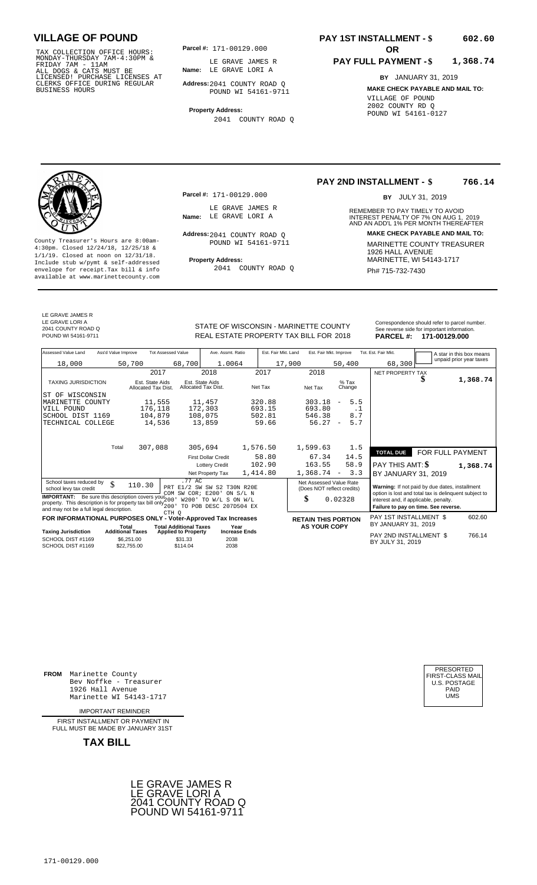# VILLAGE OF POUND

TAX COLLECTION OFFICE HOURS: MONDAY-THURSDAY 7AM-4:30PM & FRIDAY 7AM - 11AM
ALL DOGS & CATS MUST BE LICENSED! PURCHASE LICENSES AT CLERKS OFFICE DURING REGULAR BUSINESS HOURS

**Parcel #:** 171-00129.000

**Name:** LE GRAVE JAMES R
LE GRAVE LORI A

**Address:** 2041 COUNTY ROAD Q
POUND WI 54161-9711

**Property Address:**
2041 COUNTY ROAD Q

**PAY 1ST INSTALLMENT - $ 602.60**
**OR**
**PAY FULL PAYMENT - $ 1,368.74**

**BY** JANUARY 31, 2019

**MAKE CHECK PAYABLE AND MAIL TO:**
VILLAGE OF POUND
2002 COUNTY RD Q
POUND WI 54161-0127

---

County Treasurer's Hours are 8:00am-4:30pm. Closed 12/24/18, 12/25/18 & 1/1/19. Closed at noon on 12/31/18. Include stub w/pymt & self-addressed envelope for receipt.Tax bill & info available at www.marinettecounty.com

**Parcel #:** 171-00129.000

**Name:** LE GRAVE JAMES R
LE GRAVE LORI A

**Address:** 2041 COUNTY ROAD Q
POUND WI 54161-9711

**Property Address:**
2041 COUNTY ROAD Q

**PAY 2ND INSTALLMENT - $ 766.14**

**BY** JULY 31, 2019

REMEMBER TO PAY TIMELY TO AVOID INTEREST PENALTY OF 7% ON AUG 1, 2019 AND AN ADD'L 1% PER MONTH THEREAFTER

**MAKE CHECK PAYABLE AND MAIL TO:**
MARINETTE COUNTY TREASURER
1926 HALL AVENUE
MARINETTE, WI 54143-1717
Ph# 715-732-7430

---

LE GRAVE JAMES R
LE GRAVE LORI A
2041 COUNTY ROAD Q
POUND WI 54161-9711

STATE OF WISCONSIN - MARINETTE COUNTY
REAL ESTATE PROPERTY TAX BILL FOR 2018

Correspondence should refer to parcel number. See reverse side for important information.
**PARCEL #: 171-00129.000**

| Assessed Value Land | Ass'd Value Improve | Tot Assessed Value | Ave. Assmt. Ratio | Est. Fair Mkt. Land | Est. Fair Mkt. Improve | Tot. Est. Fair Mkt. |
|---|---|---|---|---|---|---|
| 18,000 | 50,700 | 68,700 | 1.0064 | 17,900 | 50,400 | 68,300 |

A star in this box means unpaid prior year taxes

| TAXING JURISDICTION | 2017 Est. State Aids Allocated Tax Dist. | 2018 Est. State Aids Allocated Tax Dist. | 2017 Net Tax | 2018 Net Tax | % Tax Change |
|---|---|---|---|---|---|
| ST OF WISCONSIN | | | | | |
| MARINETTE COUNTY | 11,555 | 11,457 | 320.88 | 303.18 | - 5.5 |
| VILL POUND | 176,118 | 172,303 | 693.15 | 693.80 | .1 |
| SCHOOL DIST 1169 | 104,879 | 108,075 | 502.81 | 546.38 | 8.7 |
| TECHNICAL COLLEGE | 14,536 | 13,859 | 59.66 | 56.27 | - 5.7 |
| Total | 307,088 | 305,694 | 1,576.50 | 1,599.63 | 1.5 |
| | | First Dollar Credit | 58.80 | 67.34 | 14.5 |
| | | Lottery Credit | 102.90 | 163.55 | 58.9 |
| | | Net Property Tax | 1,414.80 | 1,368.74 | - 3.3 |

NET PROPERTY TAX $ 1,368.74

| TOTAL DUE | FOR FULL PAYMENT |
|---|---|
| PAY THIS AMT: $ | 1,368.74 |
| BY JANUARY 31, 2019 | |

School taxes reduced by school levy tax credit $ 110.30

.77 AC
PRT E1/2 SW SW S2 T30N R20E COM SW COR; E200' ON S/L N 200' W200' TO W/L S ON W/L 200' TO POB DESC 207D504 EX CTH Q

**IMPORTANT:** Be sure this description covers your property. This description is for property tax bill only and may not be a full legal description.

Net Assessed Value Rate (Does NOT reflect credits): $ 0.02328

**Warning:** If not paid by due dates, installment option is lost and total tax is delinquent subject to interest and, if applicable, penalty.
**Failure to pay on time. See reverse.**

**FOR INFORMATIONAL PURPOSES ONLY - Voter-Approved Tax Increases**

| Taxing Jurisdiction | Total Additional Taxes | Total Additional Taxes Applied to Property | Year Increase Ends |
|---|---|---|---|
| SCHOOL DIST #1169 | $6,251.00 | $31.33 | 2038 |
| SCHOOL DIST #1169 | $22,755.00 | $114.04 | 2038 |

**RETAIN THIS PORTION AS YOUR COPY**

PAY 1ST INSTALLMENT $ 602.60
BY JANUARY 31, 2019

PAY 2ND INSTALLMENT $ 766.14
BY JULY 31, 2019

---

**FROM** Marinette County
Bev Noffke - Treasurer
1926 Hall Avenue
Marinette WI 54143-1717

IMPORTANT REMINDER

FIRST INSTALLMENT OR PAYMENT IN FULL MUST BE MADE BY JANUARY 31ST

**TAX BILL**

PRESORTED
FIRST-CLASS MAIL
U.S. POSTAGE
PAID
UMS

LE GRAVE JAMES R
LE GRAVE LORI A
2041 COUNTY ROAD Q
POUND WI 54161-9711

171-00129.000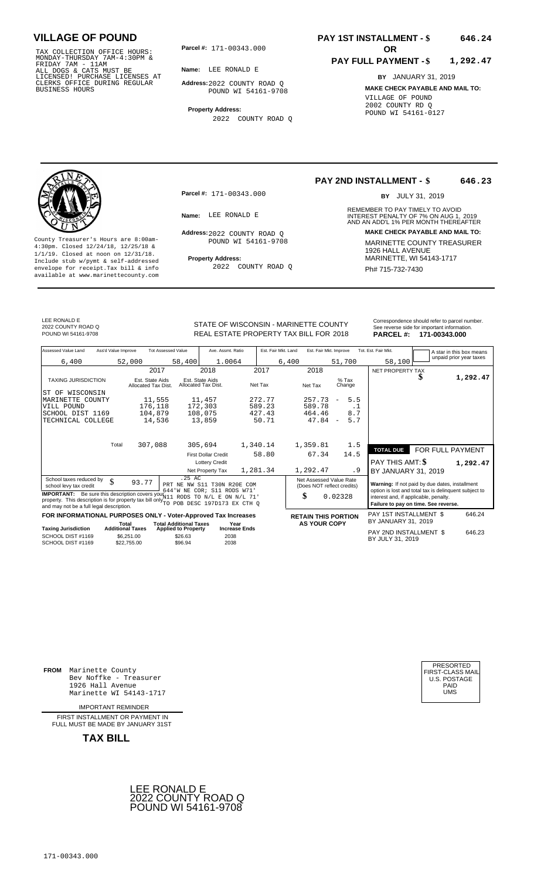# VILLAGE OF POUND

TAX COLLECTION OFFICE HOURS: MONDAY-THURSDAY 7AM-4:30PM & FRIDAY 7AM - 11AM
ALL DOGS & CATS MUST BE LICENSED! PURCHASE LICENSES AT CLERKS OFFICE DURING REGULAR BUSINESS HOURS

**Parcel #:** 171-00343.000

**Name:** LEE RONALD E

**Address:** 2022 COUNTY ROAD Q
POUND WI 54161-9708

**Property Address:**
2022 COUNTY ROAD Q

**PAY 1ST INSTALLMENT - $ 646.24**

**OR**

**PAY FULL PAYMENT - $ 1,292.47**

**BY** JANUARY 31, 2019

**MAKE CHECK PAYABLE AND MAIL TO:**
VILLAGE OF POUND
2002 COUNTY RD Q
POUND WI 54161-0127

---

County Treasurer's Hours are 8:00am-4:30pm. Closed 12/24/18, 12/25/18 & 1/1/19. Closed at noon on 12/31/18. Include stub w/pymt & self-addressed envelope for receipt.Tax bill & info available at www.marinettecounty.com

**Parcel #:** 171-00343.000

**Name:** LEE RONALD E

**Address:** 2022 COUNTY ROAD Q
POUND WI 54161-9708

**Property Address:**
2022 COUNTY ROAD Q

**PAY 2ND INSTALLMENT - $ 646.23**

**BY** JULY 31, 2019

REMEMBER TO PAY TIMELY TO AVOID INTEREST PENALTY OF 7% ON AUG 1, 2019 AND AN ADD'L 1% PER MONTH THEREAFTER

**MAKE CHECK PAYABLE AND MAIL TO:**
MARINETTE COUNTY TREASURER
1926 HALL AVENUE
MARINETTE, WI 54143-1717
Ph# 715-732-7430

---

LEE RONALD E
2022 COUNTY ROAD Q
POUND WI 54161-9708

STATE OF WISCONSIN - MARINETTE COUNTY
REAL ESTATE PROPERTY TAX BILL FOR 2018

Correspondence should refer to parcel number. See reverse side for important information.
**PARCEL #: 171-00343.000**

| Assessed Value Land | Ass'd Value Improve | Tot Assessed Value | Ave. Assmt. Ratio | Est. Fair Mkt. Land | Est. Fair Mkt. Improve | Tot. Est. Fair Mkt. |
|---|---|---|---|---|---|---|
| 6,400 | 52,000 | 58,400 | 1.0064 | 6,400 | 51,700 | 58,100 |

A star in this box means unpaid prior year taxes

| TAXING JURISDICTION | 2017 Est. State Aids Allocated Tax Dist. | 2018 Est. State Aids Allocated Tax Dist. | 2017 Net Tax | 2018 Net Tax | % Tax Change |
|---|---|---|---|---|---|
| ST OF WISCONSIN | | | | | |
| MARINETTE COUNTY | 11,555 | 11,457 | 272.77 | 257.73 | - 5.5 |
| VILL POUND | 176,118 | 172,303 | 589.23 | 589.78 | .1 |
| SCHOOL DIST 1169 | 104,879 | 108,075 | 427.43 | 464.46 | 8.7 |
| TECHNICAL COLLEGE | 14,536 | 13,859 | 50.71 | 47.84 | - 5.7 |
| Total | 307,088 | 305,694 | 1,340.14 | 1,359.81 | 1.5 |
| | | First Dollar Credit | 58.80 | 67.34 | 14.5 |
| | | Lottery Credit | | | |
| | | Net Property Tax | 1,281.34 | 1,292.47 | .9 |

NET PROPERTY TAX $ 1,292.47

**TOTAL DUE** FOR FULL PAYMENT
PAY THIS AMT: $ 1,292.47
BY JANUARY 31, 2019

School taxes reduced by school levy tax credit $ 93.77

.25 AC
PRT NE NW S11 T30N R20E COM 644'W NE COR; S11 RODS W71' N11 RODS TO N/L E ON N/L 71' TO POB DESC 197D173 EX CTH Q

**IMPORTANT:** Be sure this description covers your property. This description is for property tax bill only and may not be a full legal description.

Net Assessed Value Rate (Does NOT reflect credits) $ 0.02328

**Warning:** If not paid by due dates, installment option is lost and total tax is delinquent subject to interest and, if applicable, penalty.
**Failure to pay on time. See reverse.**

**FOR INFORMATIONAL PURPOSES ONLY - Voter-Approved Tax Increases**

| Taxing Jurisdiction | Total Additional Taxes | Total Additional Taxes Applied to Property | Year Increase Ends |
|---|---|---|---|
| SCHOOL DIST #1169 | $6,251.00 | $26.63 | 2038 |
| SCHOOL DIST #1169 | $22,755.00 | $96.94 | 2038 |

**RETAIN THIS PORTION AS YOUR COPY**

PAY 1ST INSTALLMENT $ 646.24
BY JANUARY 31, 2019

PAY 2ND INSTALLMENT $ 646.23
BY JULY 31, 2019

---

**FROM** Marinette County
Bev Noffke - Treasurer
1926 Hall Avenue
Marinette WI 54143-1717

PRESORTED FIRST-CLASS MAIL U.S. POSTAGE PAID UMS

IMPORTANT REMINDER

FIRST INSTALLMENT OR PAYMENT IN FULL MUST BE MADE BY JANUARY 31ST

**TAX BILL**

LEE RONALD E
2022 COUNTY ROAD Q
POUND WI 54161-9708

171-00343.000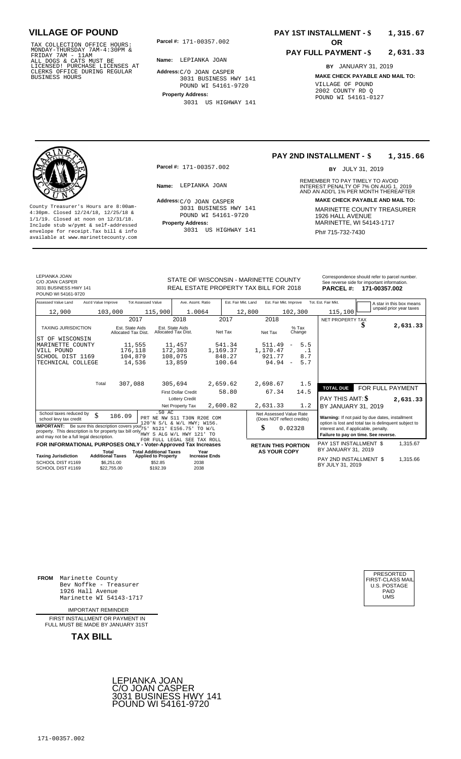# VILLAGE OF POUND

TAX COLLECTION OFFICE HOURS: MONDAY-THURSDAY 7AM-4:30PM & FRIDAY 7AM - 11AM
ALL DOGS & CATS MUST BE LICENSED! PURCHASE LICENSES AT CLERKS OFFICE DURING REGULAR BUSINESS HOURS

**Parcel #:** 171-00357.002

**Name:** LEPIANKA JOAN

**Address:** C/O JOAN CASPER
3031 BUSINESS HWY 141
POUND WI 54161-9720

**Property Address:**
3031 US HIGHWAY 141

**PAY 1ST INSTALLMENT - $ 1,315.67**

**OR**

**PAY FULL PAYMENT - $ 2,631.33**

**BY** JANUARY 31, 2019

**MAKE CHECK PAYABLE AND MAIL TO:**
VILLAGE OF POUND
2002 COUNTY RD Q
POUND WI 54161-0127

---

County Treasurer's Hours are 8:00am-4:30pm. Closed 12/24/18, 12/25/18 & 1/1/19. Closed at noon on 12/31/18. Include stub w/pymt & self-addressed envelope for receipt.Tax bill & info available at www.marinettecounty.com

**Parcel #:** 171-00357.002

**Name:** LEPIANKA JOAN

**Address:** C/O JOAN CASPER
3031 BUSINESS HWY 141
POUND WI 54161-9720

**Property Address:**
3031 US HIGHWAY 141

**PAY 2ND INSTALLMENT - $ 1,315.66**

**BY** JULY 31, 2019

REMEMBER TO PAY TIMELY TO AVOID INTEREST PENALTY OF 7% ON AUG 1, 2019 AND AN ADD'L 1% PER MONTH THEREAFTER

**MAKE CHECK PAYABLE AND MAIL TO:**
MARINETTE COUNTY TREASURER
1926 HALL AVENUE
MARINETTE, WI 54143-1717
Ph# 715-732-7430

---

LEPIANKA JOAN
C/O JOAN CASPER
3031 BUSINESS HWY 141
POUND WI 54161-9720

STATE OF WISCONSIN - MARINETTE COUNTY
REAL ESTATE PROPERTY TAX BILL FOR 2018

Correspondence should refer to parcel number. See reverse side for important information.
**PARCEL #: 171-00357.002**

| Assessed Value Land | Ass'd Value Improve | Tot Assessed Value | Ave. Assmt. Ratio | Est. Fair Mkt. Land | Est. Fair Mkt. Improve | Tot. Est. Fair Mkt. |
|---|---|---|---|---|---|---|
| 12,900 | 103,000 | 115,900 | 1.0064 | 12,800 | 102,300 | 115,100 |

A star in this box means unpaid prior year taxes

| TAXING JURISDICTION | 2017 Est. State Aids Allocated Tax Dist. | 2018 Est. State Aids Allocated Tax Dist. | 2017 Net Tax | 2018 Net Tax | % Tax Change |
|---|---|---|---|---|---|
| ST OF WISCONSIN | | | | | |
| MARINETTE COUNTY | 11,555 | 11,457 | 541.34 | 511.49 | - 5.5 |
| VILL POUND | 176,118 | 172,303 | 1,169.37 | 1,170.47 | .1 |
| SCHOOL DIST 1169 | 104,879 | 108,075 | 848.27 | 921.77 | 8.7 |
| TECHNICAL COLLEGE | 14,536 | 13,859 | 100.64 | 94.94 | - 5.7 |
| Total | 307,088 | 305,694 | 2,659.62 | 2,698.67 | 1.5 |
| | | First Dollar Credit | 58.80 | 67.34 | 14.5 |
| | | Lottery Credit | | | |
| | | Net Property Tax | 2,600.82 | 2,631.33 | 1.2 |

NET PROPERTY TAX $ 2,631.33

TOTAL DUE FOR FULL PAYMENT
PAY THIS AMT: $ 2,631.33
BY JANUARY 31, 2019

School taxes reduced by school levy tax credit $ 186.09

.50 AC
PRT NE NW S11 T30N R20E COM 120'N S/L & W/L HWY; W156.75' N121' E156.75' TO W/L HWY S ALG W/L HWY 121' TO FOR FULL LEGAL SEE TAX ROLL

**IMPORTANT:** Be sure this description covers your property. This description is for property tax bill only and may not be a full legal description.

Net Assessed Value Rate (Does NOT reflect credits) $ 0.02328

**Warning:** If not paid by due dates, installment option is lost and total tax is delinquent subject to interest and, if applicable, penalty.
**Failure to pay on time. See reverse.**

**FOR INFORMATIONAL PURPOSES ONLY - Voter-Approved Tax Increases**

| Taxing Jurisdiction | Total Additional Taxes | Total Additional Taxes Applied to Property | Year Increase Ends |
|---|---|---|---|
| SCHOOL DIST #1169 | $6,251.00 | $52.85 | 2038 |
| SCHOOL DIST #1169 | $22,755.00 | $192.39 | 2038 |

**RETAIN THIS PORTION AS YOUR COPY**

PAY 1ST INSTALLMENT $ 1,315.67 BY JANUARY 31, 2019

PAY 2ND INSTALLMENT $ 1,315.66 BY JULY 31, 2019

---

**FROM** Marinette County
Bev Noffke - Treasurer
1926 Hall Avenue
Marinette WI 54143-1717

IMPORTANT REMINDER

FIRST INSTALLMENT OR PAYMENT IN FULL MUST BE MADE BY JANUARY 31ST

**TAX BILL**

PRESORTED FIRST-CLASS MAIL U.S. POSTAGE PAID UMS

LEPIANKA JOAN
C/O JOAN CASPER
3031 BUSINESS HWY 141
POUND WI 54161-9720

171-00357.002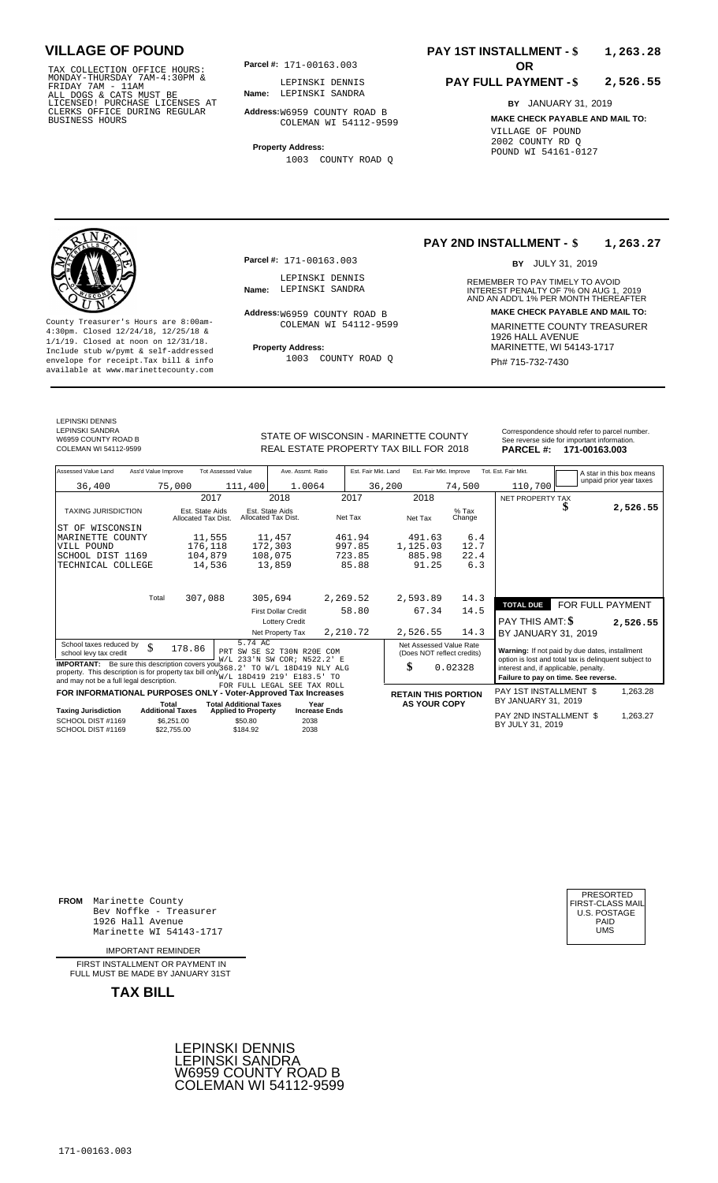# VILLAGE OF POUND

TAX COLLECTION OFFICE HOURS:
MONDAY-THURSDAY 7AM-4:30PM &
FRIDAY 7AM - 11AM
ALL DOGS & CATS MUST BE
LICENSED! PURCHASE LICENSES AT
CLERKS OFFICE DURING REGULAR
BUSINESS HOURS

**Parcel #:** 171-00163.003

**Name:** LEPINSKI DENNIS
LEPINSKI SANDRA

**Address:** W6959 COUNTY ROAD B
COLEMAN WI 54112-9599

**Property Address:**
1003 COUNTY ROAD Q

**PAY 1ST INSTALLMENT - $ 1,263.28**

**OR**

**PAY FULL PAYMENT - $ 2,526.55**

**BY** JANUARY 31, 2019

**MAKE CHECK PAYABLE AND MAIL TO:**
VILLAGE OF POUND
2002 COUNTY RD Q
POUND WI 54161-0127

---

County Treasurer's Hours are 8:00am-4:30pm. Closed 12/24/18, 12/25/18 & 1/1/19. Closed at noon on 12/31/18. Include stub w/pymt & self-addressed envelope for receipt.Tax bill & info available at www.marinettecounty.com

**Parcel #:** 171-00163.003

**Name:** LEPINSKI DENNIS
LEPINSKI SANDRA

**Address:** W6959 COUNTY ROAD B
COLEMAN WI 54112-9599

**Property Address:**
1003 COUNTY ROAD Q

**PAY 2ND INSTALLMENT - $ 1,263.27**

**BY** JULY 31, 2019

REMEMBER TO PAY TIMELY TO AVOID INTEREST PENALTY OF 7% ON AUG 1, 2019 AND AN ADD'L 1% PER MONTH THEREAFTER

**MAKE CHECK PAYABLE AND MAIL TO:**
MARINETTE COUNTY TREASURER
1926 HALL AVENUE
MARINETTE, WI 54143-1717
Ph# 715-732-7430

---

LEPINSKI DENNIS
LEPINSKI SANDRA
W6959 COUNTY ROAD B
COLEMAN WI 54112-9599

STATE OF WISCONSIN - MARINETTE COUNTY
REAL ESTATE PROPERTY TAX BILL FOR 2018

Correspondence should refer to parcel number. See reverse side for important information.
**PARCEL #: 171-00163.003**

| Assessed Value Land | Ass'd Value Improve | Tot Assessed Value | Ave. Assmt. Ratio | Est. Fair Mkt. Land | Est. Fair Mkt. Improve | Tot. Est. Fair Mkt. |
|---|---|---|---|---|---|---|
| 36,400 | 75,000 | 111,400 | 1.0064 | 36,200 | 74,500 | 110,700 |

A star in this box means unpaid prior year taxes

| TAXING JURISDICTION | 2017 Est. State Aids Allocated Tax Dist. | 2018 Est. State Aids Allocated Tax Dist. | 2017 Net Tax | 2018 Net Tax | % Tax Change |
|---|---|---|---|---|---|
| ST OF WISCONSIN | | | | | |
| MARINETTE COUNTY | 11,555 | 11,457 | 461.94 | 491.63 | 6.4 |
| VILL POUND | 176,118 | 172,303 | 997.85 | 1,125.03 | 12.7 |
| SCHOOL DIST 1169 | 104,879 | 108,075 | 723.85 | 885.98 | 22.4 |
| TECHNICAL COLLEGE | 14,536 | 13,859 | 85.88 | 91.25 | 6.3 |
| Total | 307,088 | 305,694 | 2,269.52 | 2,593.89 | 14.3 |
| | | First Dollar Credit | 58.80 | 67.34 | 14.5 |
| | | Lottery Credit | | | |
| | | Net Property Tax | 2,210.72 | 2,526.55 | 14.3 |

NET PROPERTY TAX $ 2,526.55

**TOTAL DUE** FOR FULL PAYMENT
PAY THIS AMT: $ 2,526.55
BY JANUARY 31, 2019

School taxes reduced by school levy tax credit $ 178.86

5.74 AC
PRT SW SE S2 T30N R20E COM W/L 233'N SW COR; N522.2' E 368.2' TO W/L 18D419 NLY ALG W/L 18D419 219' E183.5' TO FOR FULL LEGAL SEE TAX ROLL

**IMPORTANT:** Be sure this description covers your property. This description is for property tax bill only and may not be a full legal description.

Net Assessed Value Rate (Does NOT reflect credits) $ 0.02328

**Warning:** If not paid by due dates, installment option is lost and total tax is delinquent subject to interest and, if applicable, penalty.
**Failure to pay on time. See reverse.**

**FOR INFORMATIONAL PURPOSES ONLY - Voter-Approved Tax Increases**

| Taxing Jurisdiction | Total Additional Taxes | Total Additional Taxes Applied to Property | Year Increase Ends |
|---|---|---|---|
| SCHOOL DIST #1169 | $6,251.00 | $50.80 | 2038 |
| SCHOOL DIST #1169 | $22,755.00 | $184.92 | 2038 |

**RETAIN THIS PORTION AS YOUR COPY**

PAY 1ST INSTALLMENT $ 1,263.28
BY JANUARY 31, 2019

PAY 2ND INSTALLMENT $ 1,263.27
BY JULY 31, 2019

---

**FROM** Marinette County
Bev Noffke - Treasurer
1926 Hall Avenue
Marinette WI 54143-1717

IMPORTANT REMINDER

FIRST INSTALLMENT OR PAYMENT IN FULL MUST BE MADE BY JANUARY 31ST

**TAX BILL**

PRESORTED
FIRST-CLASS MAIL
U.S. POSTAGE
PAID
UMS

LEPINSKI DENNIS
LEPINSKI SANDRA
W6959 COUNTY ROAD B
COLEMAN WI 54112-9599

171-00163.003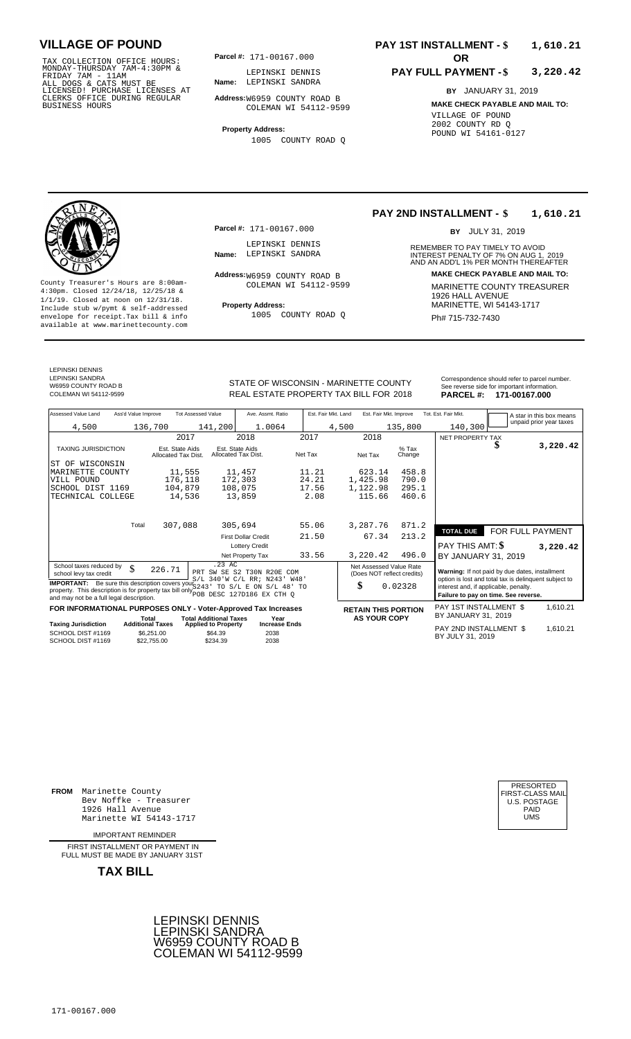# VILLAGE OF POUND

TAX COLLECTION OFFICE HOURS:
MONDAY-THURSDAY 7AM-4:30PM &
FRIDAY 7AM - 11AM
ALL DOGS & CATS MUST BE
LICENSED! PURCHASE LICENSES AT
CLERKS OFFICE DURING REGULAR
BUSINESS HOURS

**Parcel #:** 171-00167.000

**Name:** LEPINSKI DENNIS
LEPINSKI SANDRA

**Address:** W6959 COUNTY ROAD B
COLEMAN WI 54112-9599

**Property Address:**
1005 COUNTY ROAD Q

**PAY 1ST INSTALLMENT - $ 1,610.21**

**OR**

**PAY FULL PAYMENT - $ 3,220.42**

**BY** JANUARY 31, 2019

**MAKE CHECK PAYABLE AND MAIL TO:**
VILLAGE OF POUND
2002 COUNTY RD Q
POUND WI 54161-0127

---

County Treasurer's Hours are 8:00am-4:30pm. Closed 12/24/18, 12/25/18 & 1/1/19. Closed at noon on 12/31/18. Include stub w/pymt & self-addressed envelope for receipt.Tax bill & info available at www.marinettecounty.com

**Parcel #:** 171-00167.000

**Name:** LEPINSKI DENNIS
LEPINSKI SANDRA

**Address:** W6959 COUNTY ROAD B
COLEMAN WI 54112-9599

**Property Address:**
1005 COUNTY ROAD Q

**PAY 2ND INSTALLMENT - $ 1,610.21**

**BY** JULY 31, 2019

REMEMBER TO PAY TIMELY TO AVOID INTEREST PENALTY OF 7% ON AUG 1, 2019 AND AN ADD'L 1% PER MONTH THEREAFTER

**MAKE CHECK PAYABLE AND MAIL TO:**
MARINETTE COUNTY TREASURER
1926 HALL AVENUE
MARINETTE, WI 54143-1717
Ph# 715-732-7430

---

LEPINSKI DENNIS
LEPINSKI SANDRA
W6959 COUNTY ROAD B
COLEMAN WI 54112-9599

STATE OF WISCONSIN - MARINETTE COUNTY
REAL ESTATE PROPERTY TAX BILL FOR 2018

Correspondence should refer to parcel number. See reverse side for important information.
**PARCEL #: 171-00167.000**

| Assessed Value Land | Ass'd Value Improve | Tot Assessed Value | Ave. Assmt. Ratio | Est. Fair Mkt. Land | Est. Fair Mkt. Improve | Tot. Est. Fair Mkt. |
|---|---|---|---|---|---|---|
| 4,500 | 136,700 | 141,200 | 1.0064 | 4,500 | 135,800 | 140,300 |

A star in this box means unpaid prior year taxes

| TAXING JURISDICTION | 2017 Est. State Aids Allocated Tax Dist. | 2018 Est. State Aids Allocated Tax Dist. | 2017 Net Tax | 2018 Net Tax | % Tax Change |
|---|---|---|---|---|---|
| ST OF WISCONSIN | | | | | |
| MARINETTE COUNTY | 11,555 | 11,457 | 11.21 | 623.14 | 458.8 |
| VILL POUND | 176,118 | 172,303 | 24.21 | 1,425.98 | 790.0 |
| SCHOOL DIST 1169 | 104,879 | 108,075 | 17.56 | 1,122.98 | 295.1 |
| TECHNICAL COLLEGE | 14,536 | 13,859 | 2.08 | 115.66 | 460.6 |
| Total | 307,088 | 305,694 | 55.06 | 3,287.76 | 871.2 |
| | | First Dollar Credit | 21.50 | 67.34 | 213.2 |
| | | Lottery Credit | | | |
| | | Net Property Tax | 33.56 | 3,220.42 | 496.0 |

NET PROPERTY TAX $ 3,220.42

**TOTAL DUE** FOR FULL PAYMENT
PAY THIS AMT: $ 3,220.42
BY JANUARY 31, 2019

School taxes reduced by school levy tax credit $ 226.71

.23 AC
PRT SW SE S2 T30N R20E COM S/L 340'W C/L RR; N243' W48' S243' TO S/L E ON S/L 48' TO POB DESC 127D186 EX CTH Q

**IMPORTANT:** Be sure this description covers your property. This description is for property tax bill only and may not be a full legal description.

Net Assessed Value Rate (Does NOT reflect credits) $ 0.02328

**Warning:** If not paid by due dates, installment option is lost and total tax is delinquent subject to interest and, if applicable, penalty.
**Failure to pay on time. See reverse.**

**FOR INFORMATIONAL PURPOSES ONLY - Voter-Approved Tax Increases**

| Taxing Jurisdiction | Total Additional Taxes | Total Additional Taxes Applied to Property | Year Increase Ends |
|---|---|---|---|
| SCHOOL DIST #1169 | $6,251.00 | $64.39 | 2038 |
| SCHOOL DIST #1169 | $22,755.00 | $234.39 | 2038 |

**RETAIN THIS PORTION AS YOUR COPY**

PAY 1ST INSTALLMENT $ 1,610.21
BY JANUARY 31, 2019

PAY 2ND INSTALLMENT $ 1,610.21
BY JULY 31, 2019

---

**FROM** Marinette County
Bev Noffke - Treasurer
1926 Hall Avenue
Marinette WI 54143-1717

PRESORTED
FIRST-CLASS MAIL
U.S. POSTAGE
PAID
UMS

IMPORTANT REMINDER

FIRST INSTALLMENT OR PAYMENT IN FULL MUST BE MADE BY JANUARY 31ST

**TAX BILL**

LEPINSKI DENNIS
LEPINSKI SANDRA
W6959 COUNTY ROAD B
COLEMAN WI 54112-9599

171-00167.000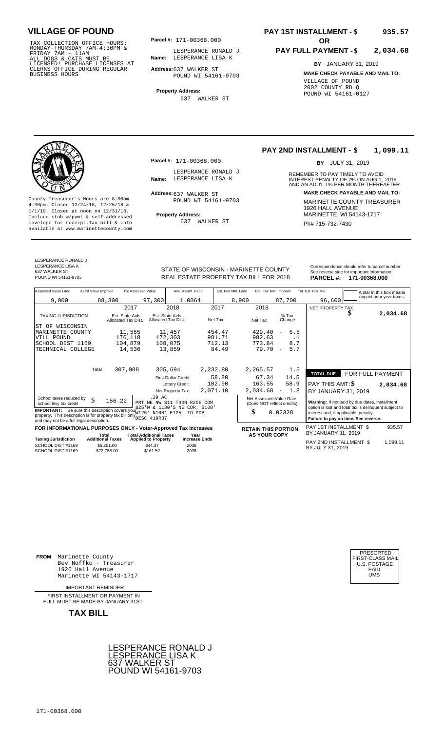# VILLAGE OF POUND

TAX COLLECTION OFFICE HOURS:
MONDAY-THURSDAY 7AM-4:30PM &
FRIDAY 7AM - 11AM
ALL DOGS & CATS MUST BE
LICENSED! PURCHASE LICENSES AT
CLERKS OFFICE DURING REGULAR
BUSINESS HOURS

**Parcel #:** 171-00368.000

**Name:** LESPERANCE RONALD J
LESPERANCE LISA K

**Address:** 637 WALKER ST
POUND WI 54161-9703

**Property Address:**
637 WALKER ST

**PAY 1ST INSTALLMENT - $ 935.57**

**OR**

**PAY FULL PAYMENT - $ 2,034.68**

**BY** JANUARY 31, 2019

**MAKE CHECK PAYABLE AND MAIL TO:**
VILLAGE OF POUND
2002 COUNTY RD Q
POUND WI 54161-0127

---

County Treasurer's Hours are 8:00am-4:30pm. Closed 12/24/18, 12/25/18 & 1/1/19. Closed at noon on 12/31/18. Include stub w/pymt & self-addressed envelope for receipt.Tax bill & info available at www.marinettecounty.com

**Parcel #:** 171-00368.000

**Name:** LESPERANCE RONALD J
LESPERANCE LISA K

**Address:** 637 WALKER ST
POUND WI 54161-9703

**Property Address:**
637 WALKER ST

**PAY 2ND INSTALLMENT - $ 1,099.11**

**BY** JULY 31, 2019

REMEMBER TO PAY TIMELY TO AVOID INTEREST PENALTY OF 7% ON AUG 1, 2019 AND AN ADD'L 1% PER MONTH THEREAFTER

**MAKE CHECK PAYABLE AND MAIL TO:**
MARINETTE COUNTY TREASURER
1926 HALL AVENUE
MARINETTE, WI 54143-1717
Ph# 715-732-7430

---

LESPERANCE RONALD J
LESPERANCE LISA K
637 WALKER ST
POUND WI 54161-9703

STATE OF WISCONSIN - MARINETTE COUNTY
REAL ESTATE PROPERTY TAX BILL FOR 2018

Correspondence should refer to parcel number. See reverse side for important information.
**PARCEL #: 171-00368.000**

| Assessed Value Land | Ass'd Value Improve | Tot Assessed Value | Ave. Assmt. Ratio | Est. Fair Mkt. Land | Est. Fair Mkt. Improve | Tot. Est. Fair Mkt. |
|---|---|---|---|---|---|---|
| 9,000 | 88,300 | 97,300 | 1.0064 | 8,900 | 87,700 | 96,600 |

A star in this box means unpaid prior year taxes

| TAXING JURISDICTION | 2017 Est. State Aids Allocated Tax Dist. | 2018 Est. State Aids Allocated Tax Dist. | 2017 Net Tax | 2018 Net Tax | % Tax Change |
|---|---|---|---|---|---|
| ST OF WISCONSIN | | | | | |
| MARINETTE COUNTY | 11,555 | 11,457 | 454.47 | 429.40 | - 5.5 |
| VILL POUND | 176,118 | 172,303 | 981.71 | 982.63 | .1 |
| SCHOOL DIST 1169 | 104,879 | 108,075 | 712.13 | 773.84 | 8.7 |
| TECHNICAL COLLEGE | 14,536 | 13,859 | 84.49 | 79.70 | - 5.7 |
| Total | 307,088 | 305,694 | 2,232.80 | 2,265.57 | 1.5 |
| | | First Dollar Credit | 58.80 | 67.34 | 14.5 |
| | | Lottery Credit | 102.90 | 163.55 | 58.9 |
| | | Net Property Tax | 2,071.10 | 2,034.68 | - 1.8 |

NET PROPERTY TAX $ 2,034.68

**TOTAL DUE** FOR FULL PAYMENT
PAY THIS AMT: $ 2,034.68
BY JANUARY 31, 2019

School taxes reduced by school levy tax credit $ 156.22

.29 AC
PRT NE NW S11 T30N R20E COM 825'W & 1130'S NE COR; S100' W125' N100' E125' TO POB DESC 419R37

**IMPORTANT:** Be sure this description covers your property. This description is for property tax bill only and may not be a full legal description.

Net Assessed Value Rate (Does NOT reflect credits) $ 0.02328

**Warning:** If not paid by due dates, installment option is lost and total tax is delinquent subject to interest and, if applicable, penalty.
**Failure to pay on time. See reverse.**

**FOR INFORMATIONAL PURPOSES ONLY - Voter-Approved Tax Increases**

| Taxing Jurisdiction | Total Additional Taxes | Total Additional Taxes Applied to Property | Year Increase Ends |
|---|---|---|---|
| SCHOOL DIST #1169 | $6,251.00 | $44.37 | 2038 |
| SCHOOL DIST #1169 | $22,755.00 | $161.52 | 2038 |

**RETAIN THIS PORTION AS YOUR COPY**

PAY 1ST INSTALLMENT $ 935.57
BY JANUARY 31, 2019

PAY 2ND INSTALLMENT $ 1,099.11
BY JULY 31, 2019

---

**FROM** Marinette County
Bev Noffke - Treasurer
1926 Hall Avenue
Marinette WI 54143-1717

IMPORTANT REMINDER

FIRST INSTALLMENT OR PAYMENT IN FULL MUST BE MADE BY JANUARY 31ST

**TAX BILL**

PRESORTED
FIRST-CLASS MAIL
U.S. POSTAGE
PAID
UMS

LESPERANCE RONALD J
LESPERANCE LISA K
637 WALKER ST
POUND WI 54161-9703

171-00368.000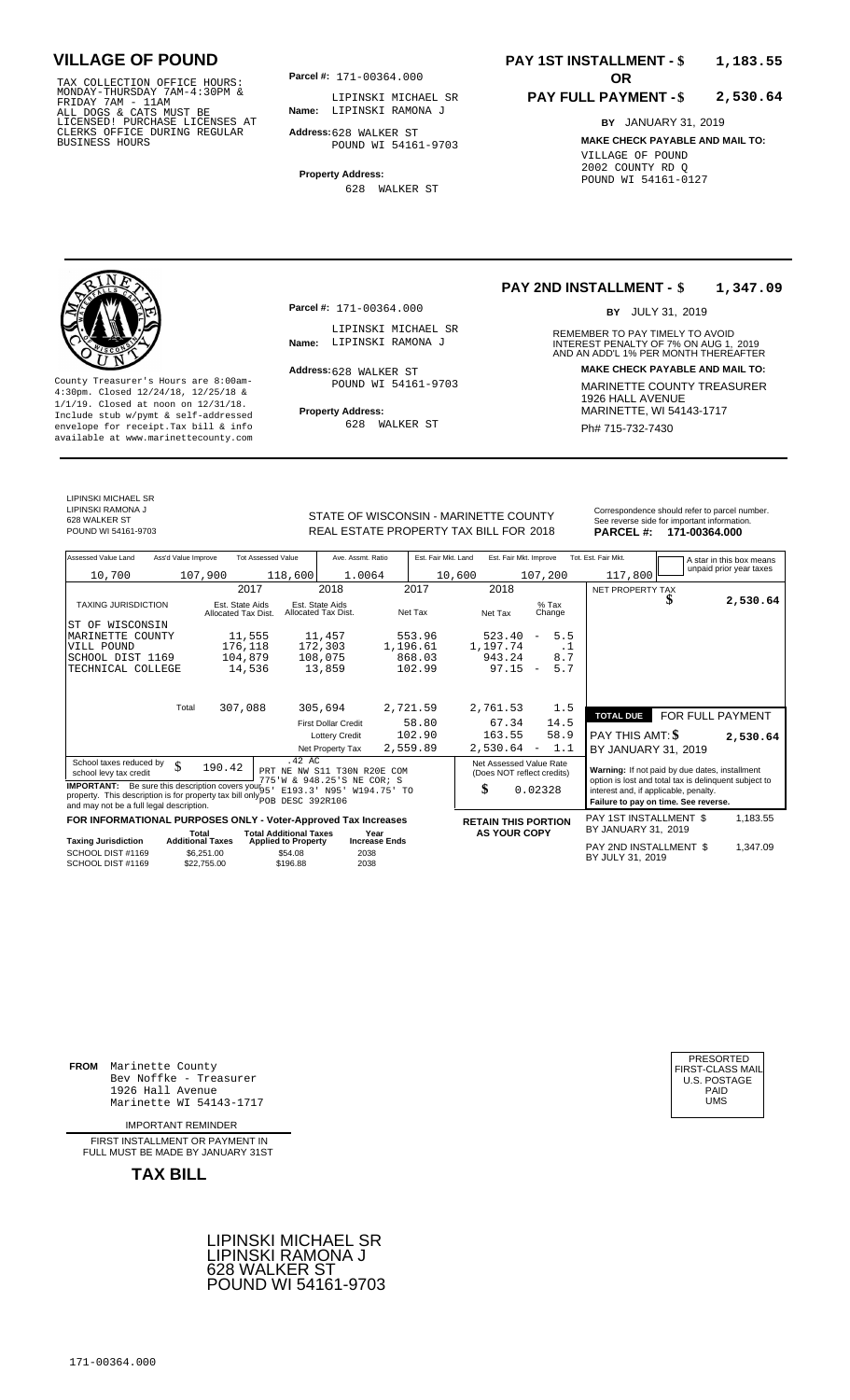# VILLAGE OF POUND

TAX COLLECTION OFFICE HOURS: MONDAY-THURSDAY 7AM-4:30PM & FRIDAY 7AM - 11AM ALL DOGS & CATS MUST BE LICENSED! PURCHASE LICENSES AT CLERKS OFFICE DURING REGULAR BUSINESS HOURS

**Parcel #:** 171-00364.000

**Name:** LIPINSKI MICHAEL SR LIPINSKI RAMONA J

**Address:** 628 WALKER ST POUND WI 54161-9703

**Property Address:** 628 WALKER ST

**PAY 1ST INSTALLMENT - $ 1,183.55**

**OR**

**PAY FULL PAYMENT - $ 2,530.64**

**BY** JANUARY 31, 2019

**MAKE CHECK PAYABLE AND MAIL TO:**
VILLAGE OF POUND
2002 COUNTY RD Q
POUND WI 54161-0127

---

County Treasurer's Hours are 8:00am-4:30pm. Closed 12/24/18, 12/25/18 & 1/1/19. Closed at noon on 12/31/18. Include stub w/pymt & self-addressed envelope for receipt.Tax bill & info available at www.marinettecounty.com

**Parcel #:** 171-00364.000

**Name:** LIPINSKI MICHAEL SR LIPINSKI RAMONA J

**Address:** 628 WALKER ST POUND WI 54161-9703

**Property Address:** 628 WALKER ST

**PAY 2ND INSTALLMENT - $ 1,347.09**

**BY** JULY 31, 2019

REMEMBER TO PAY TIMELY TO AVOID INTEREST PENALTY OF 7% ON AUG 1, 2019 AND AN ADD'L 1% PER MONTH THEREAFTER

**MAKE CHECK PAYABLE AND MAIL TO:**
MARINETTE COUNTY TREASURER
1926 HALL AVENUE
MARINETTE, WI 54143-1717
Ph# 715-732-7430

---

LIPINSKI MICHAEL SR
LIPINSKI RAMONA J
628 WALKER ST
POUND WI 54161-9703

STATE OF WISCONSIN - MARINETTE COUNTY
REAL ESTATE PROPERTY TAX BILL FOR 2018

Correspondence should refer to parcel number. See reverse side for important information.

**PARCEL #: 171-00364.000**

| Assessed Value Land | Ass'd Value Improve | Tot Assessed Value | Ave. Assmt. Ratio | Est. Fair Mkt. Land | Est. Fair Mkt. Improve | Tot. Est. Fair Mkt. |
|---|---|---|---|---|---|---|
| 10,700 | 107,900 | 118,600 | 1.0064 | 10,600 | 107,200 | 117,800 |

A star in this box means unpaid prior year taxes

| TAXING JURISDICTION | 2017 Est. State Aids Allocated Tax Dist. | 2018 Est. State Aids Allocated Tax Dist. | 2017 Net Tax | 2018 Net Tax | % Tax Change |
|---|---|---|---|---|---|
| ST OF WISCONSIN | | | | | |
| MARINETTE COUNTY | 11,555 | 11,457 | 553.96 | 523.40 | - 5.5 |
| VILL POUND | 176,118 | 172,303 | 1,196.61 | 1,197.74 | .1 |
| SCHOOL DIST 1169 | 104,879 | 108,075 | 868.03 | 943.24 | 8.7 |
| TECHNICAL COLLEGE | 14,536 | 13,859 | 102.99 | 97.15 | - 5.7 |
| Total | 307,088 | 305,694 | 2,721.59 | 2,761.53 | 1.5 |
| | | First Dollar Credit | 58.80 | 67.34 | 14.5 |
| | | Lottery Credit | 102.90 | 163.55 | 58.9 |
| | | Net Property Tax | 2,559.89 | 2,530.64 | - 1.1 |

NET PROPERTY TAX $ 2,530.64

**TOTAL DUE** FOR FULL PAYMENT
PAY THIS AMT: $ 2,530.64
BY JANUARY 31, 2019

School taxes reduced by school levy tax credit $ 190.42

.42 AC
PRT NE NW S11 T30N R20E COM 775'W & 948.25'S NE COR; S 95' E193.3' N95' W194.75' TO POB DESC 392R106

**IMPORTANT:** Be sure this description covers your property. This description is for property tax bill only and may not be a full legal description.

Net Assessed Value Rate (Does NOT reflect credits) $ 0.02328

**Warning:** If not paid by due dates, installment option is lost and total tax is delinquent subject to interest and, if applicable, penalty. **Failure to pay on time. See reverse.**

**FOR INFORMATIONAL PURPOSES ONLY - Voter-Approved Tax Increases**

| Taxing Jurisdiction | Total Additional Taxes | Total Additional Taxes Applied to Property | Year Increase Ends |
|---|---|---|---|
| SCHOOL DIST #1169 | $6,251.00 | $54.08 | 2038 |
| SCHOOL DIST #1169 | $22,755.00 | $196.88 | 2038 |

**RETAIN THIS PORTION AS YOUR COPY**

PAY 1ST INSTALLMENT $ 1,183.55 BY JANUARY 31, 2019
PAY 2ND INSTALLMENT $ 1,347.09 BY JULY 31, 2019

---

**FROM** Marinette County
Bev Noffke - Treasurer
1926 Hall Avenue
Marinette WI 54143-1717

IMPORTANT REMINDER

FIRST INSTALLMENT OR PAYMENT IN FULL MUST BE MADE BY JANUARY 31ST

**TAX BILL**

PRESORTED FIRST-CLASS MAIL U.S. POSTAGE PAID UMS

LIPINSKI MICHAEL SR
LIPINSKI RAMONA J
628 WALKER ST
POUND WI 54161-9703

171-00364.000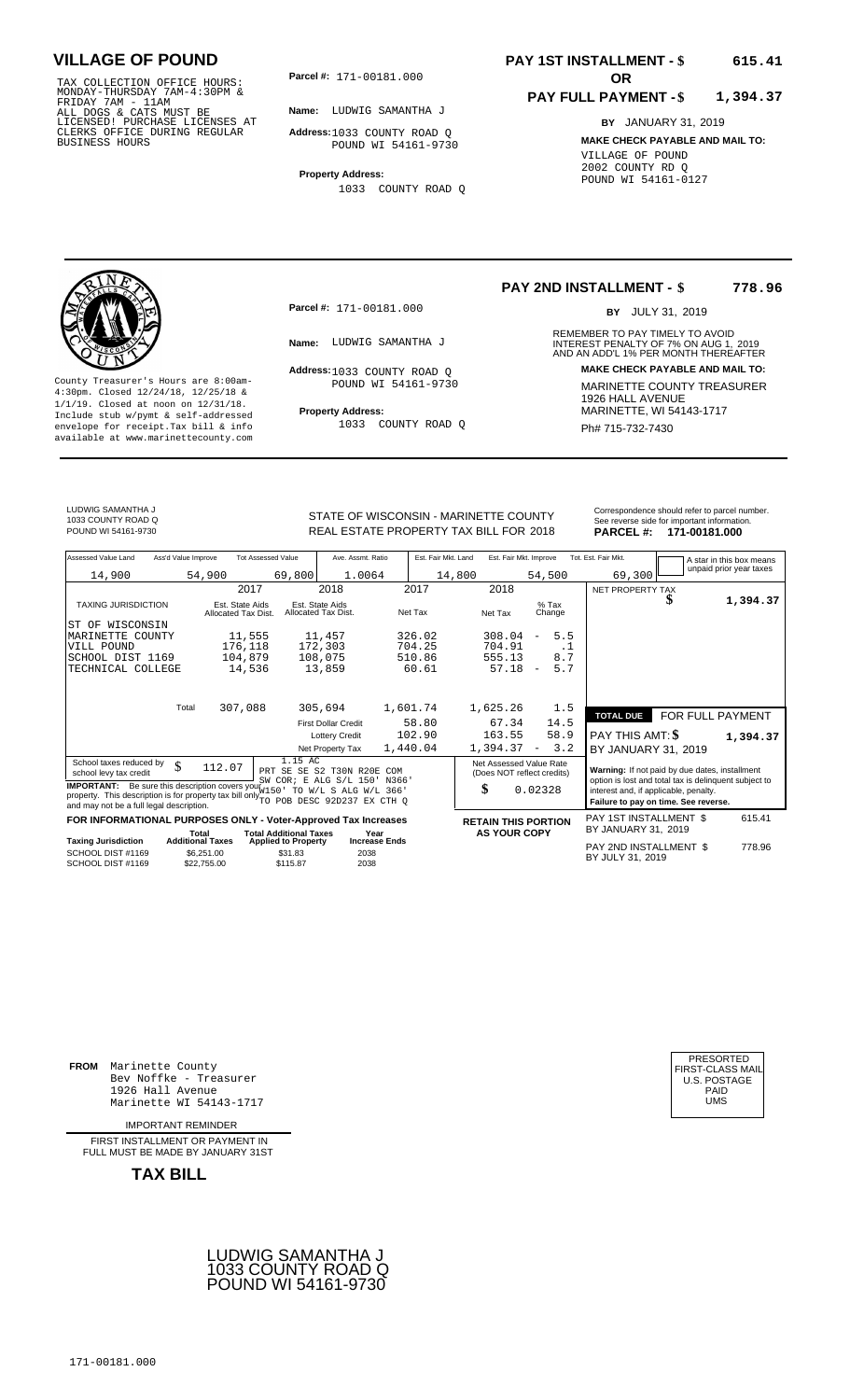# VILLAGE OF POUND

TAX COLLECTION OFFICE HOURS: MONDAY-THURSDAY 7AM-4:30PM & FRIDAY 7AM - 11AM ALL DOGS & CATS MUST BE LICENSED! PURCHASE LICENSES AT CLERKS OFFICE DURING REGULAR BUSINESS HOURS

**Parcel #:** 171-00181.000

**Name:** LUDWIG SAMANTHA J

**Address:** 1033 COUNTY ROAD Q
POUND WI 54161-9730

**Property Address:**
1033 COUNTY ROAD Q

**PAY 1ST INSTALLMENT - $ 615.41**

**OR**

**PAY FULL PAYMENT - $ 1,394.37**

**BY** JANUARY 31, 2019

**MAKE CHECK PAYABLE AND MAIL TO:**
VILLAGE OF POUND
2002 COUNTY RD Q
POUND WI 54161-0127

---

County Treasurer's Hours are 8:00am-4:30pm. Closed 12/24/18, 12/25/18 & 1/1/19. Closed at noon on 12/31/18. Include stub w/pymt & self-addressed envelope for receipt.Tax bill & info available at www.marinettecounty.com

**Parcel #:** 171-00181.000

**Name:** LUDWIG SAMANTHA J

**Address:** 1033 COUNTY ROAD Q
POUND WI 54161-9730

**Property Address:**
1033 COUNTY ROAD Q

**PAY 2ND INSTALLMENT - $ 778.96**

**BY** JULY 31, 2019

REMEMBER TO PAY TIMELY TO AVOID INTEREST PENALTY OF 7% ON AUG 1, 2019 AND AN ADD'L 1% PER MONTH THEREAFTER

**MAKE CHECK PAYABLE AND MAIL TO:**
MARINETTE COUNTY TREASURER
1926 HALL AVENUE
MARINETTE, WI 54143-1717
Ph# 715-732-7430

---

LUDWIG SAMANTHA J
1033 COUNTY ROAD Q
POUND WI 54161-9730

STATE OF WISCONSIN - MARINETTE COUNTY
REAL ESTATE PROPERTY TAX BILL FOR 2018

Correspondence should refer to parcel number. See reverse side for important information.
**PARCEL #: 171-00181.000**

| Assessed Value Land | Ass'd Value Improve | Tot Assessed Value | Ave. Assmt. Ratio | Est. Fair Mkt. Land | Est. Fair Mkt. Improve | Tot. Est. Fair Mkt. |
|---|---|---|---|---|---|---|
| 14,900 | 54,900 | 69,800 | 1.0064 | 14,800 | 54,500 | 69,300 |

A star in this box means unpaid prior year taxes

| TAXING JURISDICTION | 2017 Est. State Aids Allocated Tax Dist. | 2018 Est. State Aids Allocated Tax Dist. | 2017 Net Tax | 2018 Net Tax | % Tax Change |
|---|---|---|---|---|---|
| ST OF WISCONSIN | | | | | |
| MARINETTE COUNTY | 11,555 | 11,457 | 326.02 | 308.04 | - 5.5 |
| VILL POUND | 176,118 | 172,303 | 704.25 | 704.91 | .1 |
| SCHOOL DIST 1169 | 104,879 | 108,075 | 510.86 | 555.13 | 8.7 |
| TECHNICAL COLLEGE | 14,536 | 13,859 | 60.61 | 57.18 | - 5.7 |
| Total | 307,088 | 305,694 | 1,601.74 | 1,625.26 | 1.5 |
| | | First Dollar Credit | 58.80 | 67.34 | 14.5 |
| | | Lottery Credit | 102.90 | 163.55 | 58.9 |
| | | Net Property Tax | 1,440.04 | 1,394.37 | - 3.2 |

NET PROPERTY TAX $ 1,394.37

| TOTAL DUE | FOR FULL PAYMENT |
|---|---|
| PAY THIS AMT: $ | 1,394.37 |
| BY JANUARY 31, 2019 | |

School taxes reduced by school levy tax credit $ 112.07

1.15 AC PRT SE SE S2 T30N R20E COM SW COR; E ALG S/L 150' N366' W150' TO W/L S ALG W/L 366' TO POB DESC 92D237 EX CTH Q

**IMPORTANT:** Be sure this description covers your property. This description is for property tax bill only and may not be a full legal description.

Net Assessed Value Rate (Does NOT reflect credits) $ 0.02328

**Warning:** If not paid by due dates, installment option is lost and total tax is delinquent subject to interest and, if applicable, penalty. **Failure to pay on time. See reverse.**

**FOR INFORMATIONAL PURPOSES ONLY - Voter-Approved Tax Increases**

| Taxing Jurisdiction | Total Additional Taxes | Total Additional Taxes Applied to Property | Year Increase Ends |
|---|---|---|---|
| SCHOOL DIST #1169 | $6,251.00 | $31.83 | 2038 |
| SCHOOL DIST #1169 | $22,755.00 | $115.87 | 2038 |

**RETAIN THIS PORTION AS YOUR COPY**

PAY 1ST INSTALLMENT $ 615.41
BY JANUARY 31, 2019

PAY 2ND INSTALLMENT $ 778.96
BY JULY 31, 2019

---

**FROM** Marinette County
Bev Noffke - Treasurer
1926 Hall Avenue
Marinette WI 54143-1717

PRESORTED FIRST-CLASS MAIL U.S. POSTAGE PAID UMS

IMPORTANT REMINDER

FIRST INSTALLMENT OR PAYMENT IN FULL MUST BE MADE BY JANUARY 31ST

**TAX BILL**

LUDWIG SAMANTHA J
1033 COUNTY ROAD Q
POUND WI 54161-9730

171-00181.000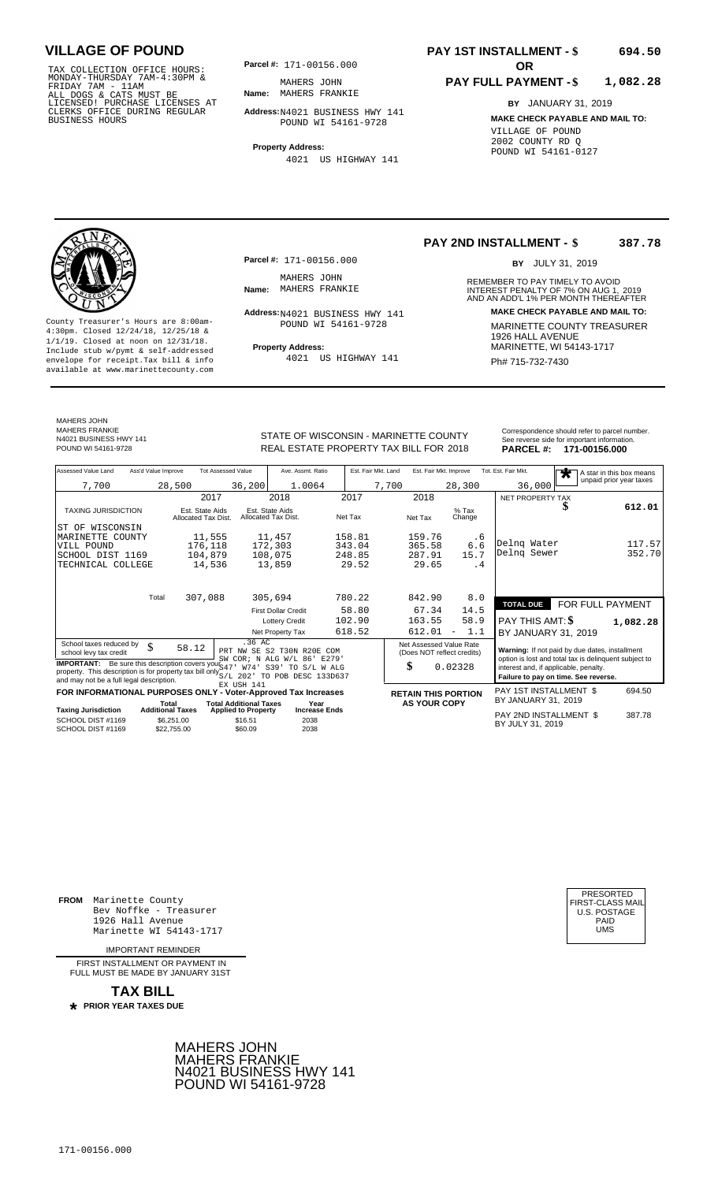## VILLAGE OF POUND

TAX COLLECTION OFFICE HOURS: MONDAY-THURSDAY 7AM-4:30PM & FRIDAY 7AM - 11AM
ALL DOGS & CATS MUST BE LICENSED! PURCHASE LICENSES AT CLERKS OFFICE DURING REGULAR BUSINESS HOURS

**Parcel #:** 171-00156.000

**Name:** MAHERS JOHN
MAHERS FRANKIE

**Address:** N4021 BUSINESS HWY 141
POUND WI 54161-9728

**Property Address:**
4021 US HIGHWAY 141

**PAY 1ST INSTALLMENT - $ 694.50**

**OR**

**PAY FULL PAYMENT - $ 1,082.28**

**BY** JANUARY 31, 2019

**MAKE CHECK PAYABLE AND MAIL TO:**
VILLAGE OF POUND
2002 COUNTY RD Q
POUND WI 54161-0127

---

**PAY 2ND INSTALLMENT - $ 387.78**

**BY** JULY 31, 2019

County Treasurer's Hours are 8:00am-4:30pm. Closed 12/24/18, 12/25/18 & 1/1/19. Closed at noon on 12/31/18. Include stub w/pymt & self-addressed envelope for receipt. Tax bill & info available at www.marinettecounty.com

**Parcel #:** 171-00156.000

**Name:** MAHERS JOHN
MAHERS FRANKIE

**Address:** N4021 BUSINESS HWY 141
POUND WI 54161-9728

**Property Address:**
4021 US HIGHWAY 141

REMEMBER TO PAY TIMELY TO AVOID INTEREST PENALTY OF 7% ON AUG 1, 2019 AND AN ADD'L 1% PER MONTH THEREAFTER

**MAKE CHECK PAYABLE AND MAIL TO:**
MARINETTE COUNTY TREASURER
1926 HALL AVENUE
MARINETTE, WI 54143-1717
Ph# 715-732-7430

---

MAHERS JOHN
MAHERS FRANKIE
N4021 BUSINESS HWY 141
POUND WI 54161-9728

STATE OF WISCONSIN - MARINETTE COUNTY
REAL ESTATE PROPERTY TAX BILL FOR 2018

Correspondence should refer to parcel number. See reverse side for important information.
**PARCEL #: 171-00156.000**

| Assessed Value Land | Ass'd Value Improve | Tot Assessed Value | Ave. Assmt. Ratio | Est. Fair Mkt. Land | Est. Fair Mkt. Improve | Tot. Est. Fair Mkt. |
|---|---|---|---|---|---|---|
| 7,700 | 28,500 | 36,200 | 1.0064 | 7,700 | 28,300 | 36,000 |

A star in this box means unpaid prior year taxes

| TAXING JURISDICTION | 2017 Est. State Aids Allocated Tax Dist. | 2018 Est. State Aids Allocated Tax Dist. | 2017 Net Tax | 2018 Net Tax | % Tax Change |
|---|---|---|---|---|---|
| ST OF WISCONSIN | | | | | |
| MARINETTE COUNTY | 11,555 | 11,457 | 158.81 | 159.76 | .6 |
| VILL POUND | 176,118 | 172,303 | 343.04 | 365.58 | 6.6 |
| SCHOOL DIST 1169 | 104,879 | 108,075 | 248.85 | 287.91 | 15.7 |
| TECHNICAL COLLEGE | 14,536 | 13,859 | 29.52 | 29.65 | .4 |
| Total | 307,088 | 305,694 | 780.22 | 842.90 | 8.0 |
| First Dollar Credit | | | 58.80 | 67.34 | 14.5 |
| Lottery Credit | | | 102.90 | 163.55 | 58.9 |
| Net Property Tax | | | 618.52 | 612.01 | - 1.1 |

| NET PROPERTY TAX | $ 612.01 |
|---|---|
| Delnq Water | 117.57 |
| Delnq Sewer | 352.70 |

| TOTAL DUE | FOR FULL PAYMENT |
|---|---|
| PAY THIS AMT: $ | 1,082.28 |
| BY JANUARY 31, 2019 | |

School taxes reduced by school levy tax credit $ 58.12

.36 AC
PRT NW SE S2 T30N R20E COM SW COR; N ALG W/L 86' E279' S47' W74' S39' TO S/L W ALG S/L 202' TO POB DESC 133D637 EX USH 141

**IMPORTANT:** Be sure this description covers your property. This description is for property tax bill only and may not be a full legal description.

Net Assessed Value Rate (Does NOT reflect credits) $ 0.02328

**Warning:** If not paid by due dates, installment option is lost and total tax is delinquent subject to interest and, if applicable, penalty.
**Failure to pay on time. See reverse.**

**FOR INFORMATIONAL PURPOSES ONLY - Voter-Approved Tax Increases**

| Taxing Jurisdiction | Total Additional Taxes | Total Additional Taxes Applied to Property | Year Increase Ends |
|---|---|---|---|
| SCHOOL DIST #1169 | $6,251.00 | $16.51 | 2038 |
| SCHOOL DIST #1169 | $22,755.00 | $60.09 | 2038 |

**RETAIN THIS PORTION AS YOUR COPY**

PAY 1ST INSTALLMENT $ 694.50
BY JANUARY 31, 2019

PAY 2ND INSTALLMENT $ 387.78
BY JULY 31, 2019

---

**FROM** Marinette County
Bev Noffke - Treasurer
1926 Hall Avenue
Marinette WI 54143-1717

PRESORTED FIRST-CLASS MAIL U.S. POSTAGE PAID UMS

IMPORTANT REMINDER

FIRST INSTALLMENT OR PAYMENT IN FULL MUST BE MADE BY JANUARY 31ST

**TAX BILL**

* **PRIOR YEAR TAXES DUE**

MAHERS JOHN
MAHERS FRANKIE
N4021 BUSINESS HWY 141
POUND WI 54161-9728

171-00156.000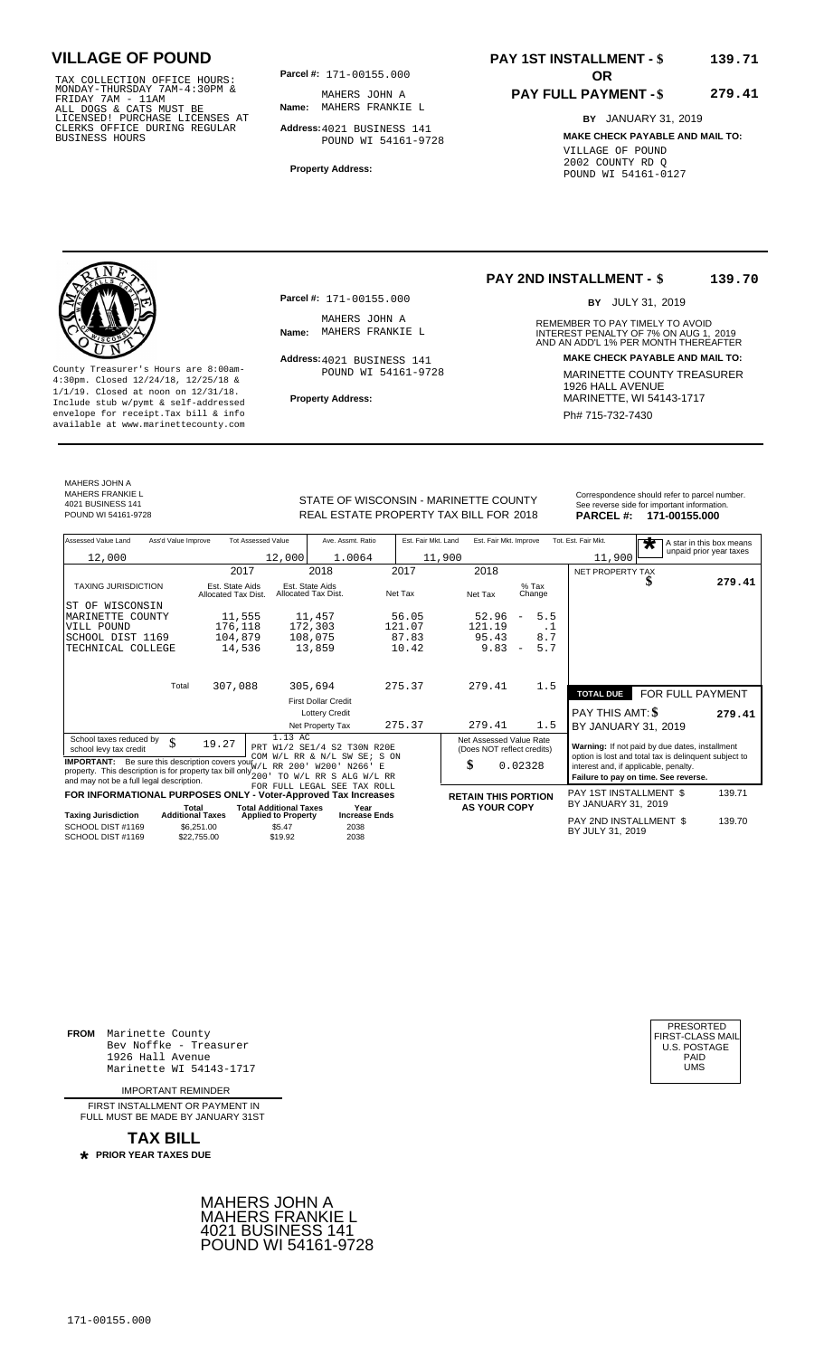# VILLAGE OF POUND

TAX COLLECTION OFFICE HOURS: MONDAY-THURSDAY 7AM-4:30PM & FRIDAY 7AM - 11AM
ALL DOGS & CATS MUST BE LICENSED! PURCHASE LICENSES AT CLERKS OFFICE DURING REGULAR BUSINESS HOURS

**Parcel #:** 171-00155.000

**Name:** MAHERS JOHN A
MAHERS FRANKIE L

**Address:** 4021 BUSINESS 141
POUND WI 54161-9728

**Property Address:**

**PAY 1ST INSTALLMENT - $ 139.71**

**OR**

**PAY FULL PAYMENT - $ 279.41**

**BY** JANUARY 31, 2019

**MAKE CHECK PAYABLE AND MAIL TO:**
VILLAGE OF POUND
2002 COUNTY RD Q
POUND WI 54161-0127

---

**PAY 2ND INSTALLMENT - $ 139.70**

**BY** JULY 31, 2019

REMEMBER TO PAY TIMELY TO AVOID INTEREST PENALTY OF 7% ON AUG 1, 2019 AND AN ADD'L 1% PER MONTH THEREAFTER

**Parcel #:** 171-00155.000

**Name:** MAHERS JOHN A
MAHERS FRANKIE L

**Address:** 4021 BUSINESS 141
POUND WI 54161-9728

**Property Address:**

County Treasurer's Hours are 8:00am-4:30pm. Closed 12/24/18, 12/25/18 & 1/1/19. Closed at noon on 12/31/18. Include stub w/pymt & self-addressed envelope for receipt.Tax bill & info available at www.marinettecounty.com

**MAKE CHECK PAYABLE AND MAIL TO:**
MARINETTE COUNTY TREASURER
1926 HALL AVENUE
MARINETTE, WI 54143-1717
Ph# 715-732-7430

---

MAHERS JOHN A
MAHERS FRANKIE L
4021 BUSINESS 141
POUND WI 54161-9728

STATE OF WISCONSIN - MARINETTE COUNTY
REAL ESTATE PROPERTY TAX BILL FOR 2018

Correspondence should refer to parcel number. See reverse side for important information.
**PARCEL #: 171-00155.000**

| Assessed Value Land | Ass'd Value Improve | Tot Assessed Value | Ave. Assmt. Ratio | Est. Fair Mkt. Land | Est. Fair Mkt. Improve | Tot. Est. Fair Mkt. |
|---|---|---|---|---|---|---|
| 12,000 | | 12,000 | 1.0064 | 11,900 | | 11,900 |

A star in this box means unpaid prior year taxes

| TAXING JURISDICTION | 2017 Est. State Aids Allocated Tax Dist. | 2018 Est. State Aids Allocated Tax Dist. | 2017 Net Tax | 2018 Net Tax | % Tax Change |
|---|---|---|---|---|---|
| ST OF WISCONSIN | | | | | |
| MARINETTE COUNTY | 11,555 | 11,457 | 56.05 | 52.96 | - 5.5 |
| VILL POUND | 176,118 | 172,303 | 121.07 | 121.19 | .1 |
| SCHOOL DIST 1169 | 104,879 | 108,075 | 87.83 | 95.43 | 8.7 |
| TECHNICAL COLLEGE | 14,536 | 13,859 | 10.42 | 9.83 | - 5.7 |
| Total | 307,088 | 305,694 | 275.37 | 279.41 | 1.5 |
| | | First Dollar Credit | | | |
| | | Lottery Credit | | | |
| | | Net Property Tax | 275.37 | 279.41 | 1.5 |

NET PROPERTY TAX $ 279.41

**TOTAL DUE** FOR FULL PAYMENT
PAY THIS AMT: $ 279.41
BY JANUARY 31, 2019

School taxes reduced by school levy tax credit $ 19.27

1.13 AC
PRT W1/2 SE1/4 S2 T30N R20E COM W/L RR & N/L SW SE; S ON W/L RR 200' W200' N266' E 200' TO W/L RR S ALG W/L RR FOR FULL LEGAL SEE TAX ROLL

**IMPORTANT:** Be sure this description covers your property. This description is for property tax bill only and may not be a full legal description.

Net Assessed Value Rate (Does NOT reflect credits) $ 0.02328

**Warning:** If not paid by due dates, installment option is lost and total tax is delinquent subject to interest and, if applicable, penalty.
**Failure to pay on time. See reverse.**

**FOR INFORMATIONAL PURPOSES ONLY - Voter-Approved Tax Increases**

| Taxing Jurisdiction | Total Additional Taxes | Total Additional Taxes Applied to Property | Year Increase Ends |
|---|---|---|---|
| SCHOOL DIST #1169 | $6,251.00 | $5.47 | 2038 |
| SCHOOL DIST #1169 | $22,755.00 | $19.92 | 2038 |

**RETAIN THIS PORTION AS YOUR COPY**

PAY 1ST INSTALLMENT $ 139.71
BY JANUARY 31, 2019

PAY 2ND INSTALLMENT $ 139.70
BY JULY 31, 2019

---

**FROM** Marinette County
Bev Noffke - Treasurer
1926 Hall Avenue
Marinette WI 54143-1717

IMPORTANT REMINDER

FIRST INSTALLMENT OR PAYMENT IN FULL MUST BE MADE BY JANUARY 31ST

**TAX BILL**

* **PRIOR YEAR TAXES DUE**

PRESORTED FIRST-CLASS MAIL U.S. POSTAGE PAID UMS

MAHERS JOHN A
MAHERS FRANKIE L
4021 BUSINESS 141
POUND WI 54161-9728

171-00155.000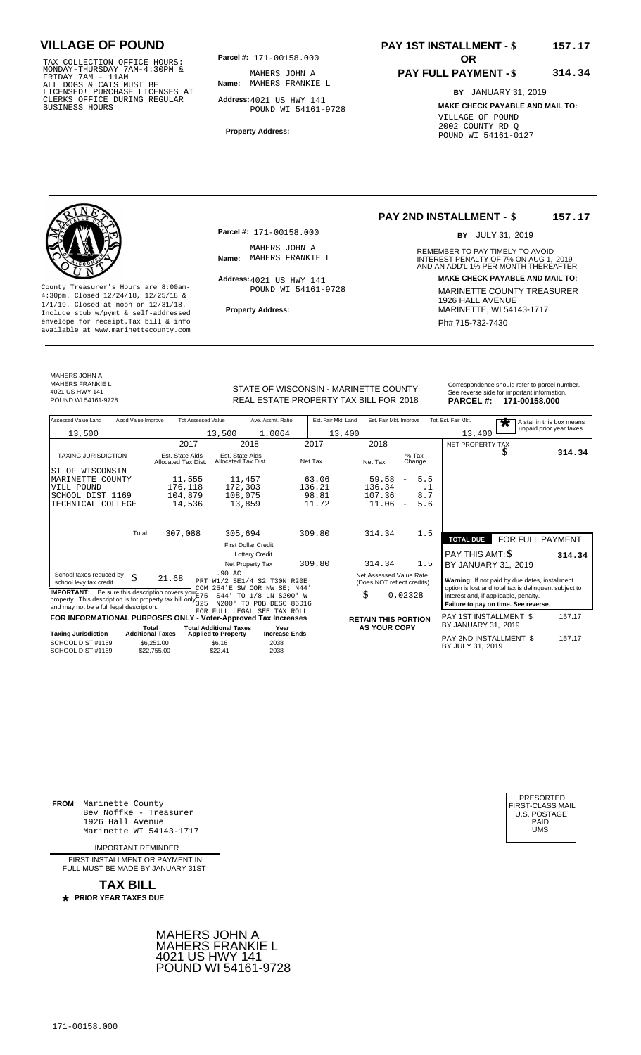# VILLAGE OF POUND

TAX COLLECTION OFFICE HOURS: MONDAY-THURSDAY 7AM-4:30PM & FRIDAY 7AM - 11AM
ALL DOGS & CATS MUST BE LICENSED! PURCHASE LICENSES AT CLERKS OFFICE DURING REGULAR BUSINESS HOURS

**Parcel #:** 171-00158.000

**Name:** MAHERS JOHN A
MAHERS FRANKIE L

**Address:** 4021 US HWY 141
POUND WI 54161-9728

**Property Address:**

**PAY 1ST INSTALLMENT - $ 157.17**

**OR**

**PAY FULL PAYMENT - $ 314.34**

**BY** JANUARY 31, 2019

**MAKE CHECK PAYABLE AND MAIL TO:**
VILLAGE OF POUND
2002 COUNTY RD Q
POUND WI 54161-0127

---

County Treasurer's Hours are 8:00am-4:30pm. Closed 12/24/18, 12/25/18 & 1/1/19. Closed at noon on 12/31/18. Include stub w/pymt & self-addressed envelope for receipt.Tax bill & info available at www.marinettecounty.com

**Parcel #:** 171-00158.000

**Name:** MAHERS JOHN A
MAHERS FRANKIE L

**Address:** 4021 US HWY 141
POUND WI 54161-9728

**Property Address:**

**PAY 2ND INSTALLMENT - $ 157.17**

**BY** JULY 31, 2019

REMEMBER TO PAY TIMELY TO AVOID INTEREST PENALTY OF 7% ON AUG 1, 2019 AND AN ADD'L 1% PER MONTH THEREAFTER

**MAKE CHECK PAYABLE AND MAIL TO:**
MARINETTE COUNTY TREASURER
1926 HALL AVENUE
MARINETTE, WI 54143-1717
Ph# 715-732-7430

---

MAHERS JOHN A
MAHERS FRANKIE L
4021 US HWY 141
POUND WI 54161-9728

STATE OF WISCONSIN - MARINETTE COUNTY
REAL ESTATE PROPERTY TAX BILL FOR 2018

Correspondence should refer to parcel number. See reverse side for important information.
**PARCEL #: 171-00158.000**

| Assessed Value Land | Ass'd Value Improve | Tot Assessed Value | Ave. Assmt. Ratio | Est. Fair Mkt. Land | Est. Fair Mkt. Improve | Tot. Est. Fair Mkt. |
|---|---|---|---|---|---|---|
| 13,500 | | 13,500 | 1.0064 | 13,400 | | 13,400 |

A star in this box means unpaid prior year taxes

| TAXING JURISDICTION | 2017 Est. State Aids Allocated Tax Dist. | 2018 Est. State Aids Allocated Tax Dist. | 2017 Net Tax | 2018 Net Tax | % Tax Change |
|---|---|---|---|---|---|
| ST OF WISCONSIN | | | | | |
| MARINETTE COUNTY | 11,555 | 11,457 | 63.06 | 59.58 | - 5.5 |
| VILL POUND | 176,118 | 172,303 | 136.21 | 136.34 | .1 |
| SCHOOL DIST 1169 | 104,879 | 108,075 | 98.81 | 107.36 | 8.7 |
| TECHNICAL COLLEGE | 14,536 | 13,859 | 11.72 | 11.06 | - 5.6 |
| Total | 307,088 | 305,694 | 309.80 | 314.34 | 1.5 |
| | | First Dollar Credit | | | |
| | | Lottery Credit | | | |
| | | Net Property Tax | 309.80 | 314.34 | 1.5 |

NET PROPERTY TAX $ 314.34

**TOTAL DUE** FOR FULL PAYMENT
PAY THIS AMT: $ **314.34**
BY JANUARY 31, 2019

School taxes reduced by school levy tax credit $ 21.68

.90 AC
PRT W1/2 SE1/4 S2 T30N R20E COM 254'E SW COR NW SE; N44' E75' S44' TO 1/8 LN S200' W 325' N200' TO POB DESC 86D16 FOR FULL LEGAL SEE TAX ROLL

**IMPORTANT:** Be sure this description covers your property. This description is for property tax bill only and may not be a full legal description.

Net Assessed Value Rate (Does NOT reflect credits) $ 0.02328

**Warning:** If not paid by due dates, installment option is lost and total tax is delinquent subject to interest and, if applicable, penalty.
**Failure to pay on time. See reverse.**

**FOR INFORMATIONAL PURPOSES ONLY - Voter-Approved Tax Increases**

| Taxing Jurisdiction | Total Additional Taxes | Total Additional Taxes Applied to Property | Year Increase Ends |
|---|---|---|---|
| SCHOOL DIST #1169 | $6,251.00 | $6.16 | 2038 |
| SCHOOL DIST #1169 | $22,755.00 | $22.41 | 2038 |

**RETAIN THIS PORTION AS YOUR COPY**

PAY 1ST INSTALLMENT $ 157.17
BY JANUARY 31, 2019

PAY 2ND INSTALLMENT $ 157.17
BY JULY 31, 2019

---

**FROM** Marinette County
Bev Noffke - Treasurer
1926 Hall Avenue
Marinette WI 54143-1717

IMPORTANT REMINDER

FIRST INSTALLMENT OR PAYMENT IN FULL MUST BE MADE BY JANUARY 31ST

**TAX BILL**

**\* PRIOR YEAR TAXES DUE**

PRESORTED FIRST-CLASS MAIL U.S. POSTAGE PAID UMS

MAHERS JOHN A
MAHERS FRANKIE L
4021 US HWY 141
POUND WI 54161-9728

171-00158.000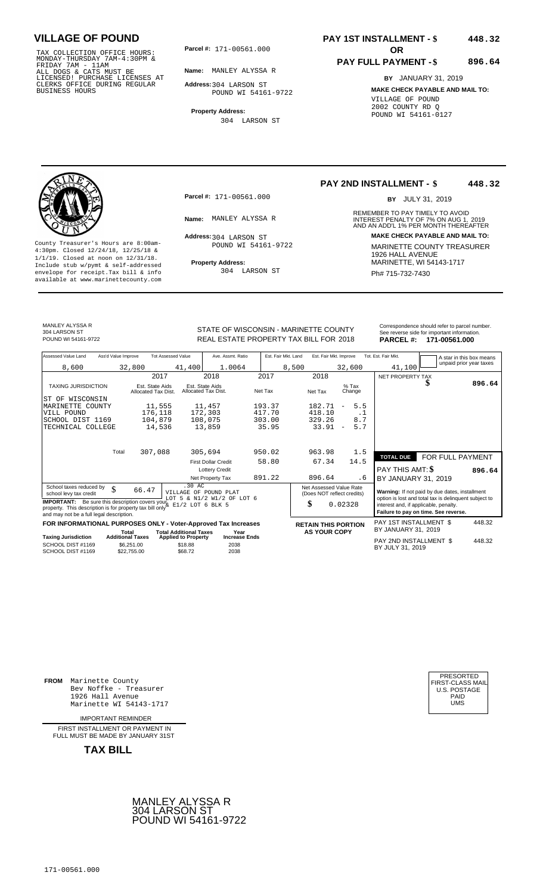# VILLAGE OF POUND

TAX COLLECTION OFFICE HOURS: MONDAY-THURSDAY 7AM-4:30PM & FRIDAY 7AM - 11AM
ALL DOGS & CATS MUST BE LICENSED! PURCHASE LICENSES AT CLERKS OFFICE DURING REGULAR BUSINESS HOURS

**Parcel #:** 171-00561.000

**Name:** MANLEY ALYSSA R

**Address:** 304 LARSON ST
POUND WI 54161-9722

**Property Address:**
304 LARSON ST

**PAY 1ST INSTALLMENT - $ 448.32**

**OR**

**PAY FULL PAYMENT - $ 896.64**

**BY** JANUARY 31, 2019

**MAKE CHECK PAYABLE AND MAIL TO:**
VILLAGE OF POUND
2002 COUNTY RD Q
POUND WI 54161-0127

---

**PAY 2ND INSTALLMENT - $ 448.32**

**BY** JULY 31, 2019

County Treasurer's Hours are 8:00am-4:30pm. Closed 12/24/18, 12/25/18 & 1/1/19. Closed at noon on 12/31/18. Include stub w/pymt & self-addressed envelope for receipt.Tax bill & info available at www.marinettecounty.com

**Parcel #:** 171-00561.000

**Name:** MANLEY ALYSSA R

**Address:** 304 LARSON ST
POUND WI 54161-9722

**Property Address:**
304 LARSON ST

REMEMBER TO PAY TIMELY TO AVOID INTEREST PENALTY OF 7% ON AUG 1, 2019 AND AN ADD'L 1% PER MONTH THEREAFTER

**MAKE CHECK PAYABLE AND MAIL TO:**
MARINETTE COUNTY TREASURER
1926 HALL AVENUE
MARINETTE, WI 54143-1717
Ph# 715-732-7430

---

MANLEY ALYSSA R
304 LARSON ST
POUND WI 54161-9722

STATE OF WISCONSIN - MARINETTE COUNTY
REAL ESTATE PROPERTY TAX BILL FOR 2018

Correspondence should refer to parcel number. See reverse side for important information.
**PARCEL #: 171-00561.000**

| Assessed Value Land | Ass'd Value Improve | Tot Assessed Value | Ave. Assmt. Ratio | Est. Fair Mkt. Land | Est. Fair Mkt. Improve | Tot. Est. Fair Mkt. |
|---|---|---|---|---|---|---|
| 8,600 | 32,800 | 41,400 | 1.0064 | 8,500 | 32,600 | 41,100 |

A star in this box means unpaid prior year taxes

| TAXING JURISDICTION | 2017 Est. State Aids Allocated Tax Dist. | 2018 Est. State Aids Allocated Tax Dist. | 2017 Net Tax | 2018 Net Tax | % Tax Change |
|---|---|---|---|---|---|
| ST OF WISCONSIN | | | | | |
| MARINETTE COUNTY | 11,555 | 11,457 | 193.37 | 182.71 | - 5.5 |
| VILL POUND | 176,118 | 172,303 | 417.70 | 418.10 | .1 |
| SCHOOL DIST 1169 | 104,879 | 108,075 | 303.00 | 329.26 | 8.7 |
| TECHNICAL COLLEGE | 14,536 | 13,859 | 35.95 | 33.91 | - 5.7 |
| Total | 307,088 | 305,694 | 950.02 | 963.98 | 1.5 |
| | | First Dollar Credit | 58.80 | 67.34 | 14.5 |
| | | Lottery Credit | | | |
| | | Net Property Tax | 891.22 | 896.64 | .6 |

NET PROPERTY TAX $ **896.64**

**TOTAL DUE** FOR FULL PAYMENT
PAY THIS AMT: $ **896.64**
BY JANUARY 31, 2019

School taxes reduced by school levy tax credit $ 66.47

.30 AC
VILLAGE OF POUND PLAT
LOT 5 & N1/2 W1/2 OF LOT 6
& E1/2 LOT 6 BLK 5

**IMPORTANT:** Be sure this description covers your property. This description is for property tax bill only and may not be a full legal description.

Net Assessed Value Rate (Does NOT reflect credits)
$ 0.02328

**Warning:** If not paid by due dates, installment option is lost and total tax is delinquent subject to interest and, if applicable, penalty.
**Failure to pay on time. See reverse.**

**FOR INFORMATIONAL PURPOSES ONLY - Voter-Approved Tax Increases**

| Taxing Jurisdiction | Total Additional Taxes | Total Additional Taxes Applied to Property | Year Increase Ends |
|---|---|---|---|
| SCHOOL DIST #1169 | $6,251.00 | $18.88 | 2038 |
| SCHOOL DIST #1169 | $22,755.00 | $68.72 | 2038 |

**RETAIN THIS PORTION AS YOUR COPY**

PAY 1ST INSTALLMENT $ 448.32
BY JANUARY 31, 2019

PAY 2ND INSTALLMENT $ 448.32
BY JULY 31, 2019

---

**FROM** Marinette County
Bev Noffke - Treasurer
1926 Hall Avenue
Marinette WI 54143-1717

IMPORTANT REMINDER

FIRST INSTALLMENT OR PAYMENT IN FULL MUST BE MADE BY JANUARY 31ST

**TAX BILL**

PRESORTED
FIRST-CLASS MAIL
U.S. POSTAGE
PAID
UMS

MANLEY ALYSSA R
304 LARSON ST
POUND WI 54161-9722

171-00561.000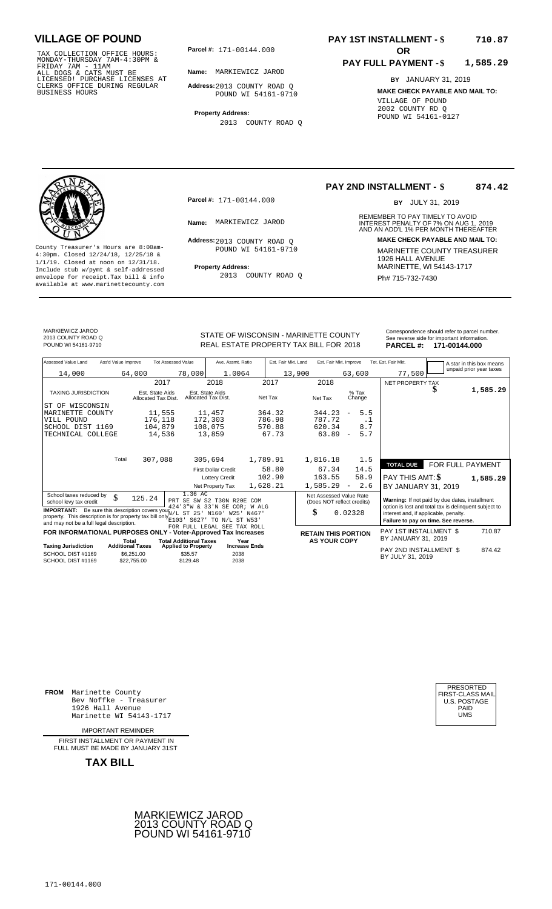# VILLAGE OF POUND

TAX COLLECTION OFFICE HOURS: MONDAY-THURSDAY 7AM-4:30PM & FRIDAY 7AM - 11AM ALL DOGS & CATS MUST BE LICENSED! PURCHASE LICENSES AT CLERKS OFFICE DURING REGULAR BUSINESS HOURS

**Parcel #:** 171-00144.000

**Name:** MARKIEWICZ JAROD

**Address:** 2013 COUNTY ROAD Q
POUND WI 54161-9710

**Property Address:**
2013 COUNTY ROAD Q

**PAY 1ST INSTALLMENT - $ 710.87**

**OR**

**PAY FULL PAYMENT - $ 1,585.29**

**BY** JANUARY 31, 2019

**MAKE CHECK PAYABLE AND MAIL TO:**
VILLAGE OF POUND
2002 COUNTY RD Q
POUND WI 54161-0127

---

County Treasurer's Hours are 8:00am-4:30pm. Closed 12/24/18, 12/25/18 & 1/1/19. Closed at noon on 12/31/18. Include stub w/pymt & self-addressed envelope for receipt.Tax bill & info available at www.marinettecounty.com

**Parcel #:** 171-00144.000

**Name:** MARKIEWICZ JAROD

**Address:** 2013 COUNTY ROAD Q
POUND WI 54161-9710

**Property Address:**
2013 COUNTY ROAD Q

**PAY 2ND INSTALLMENT - $ 874.42**

**BY** JULY 31, 2019

REMEMBER TO PAY TIMELY TO AVOID INTEREST PENALTY OF 7% ON AUG 1, 2019 AND AN ADD'L 1% PER MONTH THEREAFTER

**MAKE CHECK PAYABLE AND MAIL TO:**
MARINETTE COUNTY TREASURER
1926 HALL AVENUE
MARINETTE, WI 54143-1717
Ph# 715-732-7430

---

MARKIEWICZ JAROD
2013 COUNTY ROAD Q
POUND WI 54161-9710

STATE OF WISCONSIN - MARINETTE COUNTY
REAL ESTATE PROPERTY TAX BILL FOR 2018

Correspondence should refer to parcel number. See reverse side for important information.
**PARCEL #: 171-00144.000**

| Assessed Value Land | Ass'd Value Improve | Tot Assessed Value | Ave. Assmt. Ratio | Est. Fair Mkt. Land | Est. Fair Mkt. Improve | Tot. Est. Fair Mkt. |
|---|---|---|---|---|---|---|
| 14,000 | 64,000 | 78,000 | 1.0064 | 13,900 | 63,600 | 77,500 |

A star in this box means unpaid prior year taxes

| TAXING JURISDICTION | 2017 Est. State Aids Allocated Tax Dist. | 2018 Est. State Aids Allocated Tax Dist. | 2017 Net Tax | 2018 Net Tax | % Tax Change |
|---|---|---|---|---|---|
| ST OF WISCONSIN | | | | | |
| MARINETTE COUNTY | 11,555 | 11,457 | 364.32 | 344.23 | - 5.5 |
| VILL POUND | 176,118 | 172,303 | 786.98 | 787.72 | .1 |
| SCHOOL DIST 1169 | 104,879 | 108,075 | 570.88 | 620.34 | 8.7 |
| TECHNICAL COLLEGE | 14,536 | 13,859 | 67.73 | 63.89 | - 5.7 |
| Total | 307,088 | 305,694 | 1,789.91 | 1,816.18 | 1.5 |
| | | First Dollar Credit | 58.80 | 67.34 | 14.5 |
| | | Lottery Credit | 102.90 | 163.55 | 58.9 |
| | | Net Property Tax | 1,628.21 | 1,585.29 | - 2.6 |

NET PROPERTY TAX $ 1,585.29

| TOTAL DUE | FOR FULL PAYMENT |
|---|---|
| PAY THIS AMT: $ | 1,585.29 |
| BY JANUARY 31, 2019 | |

School taxes reduced by school levy tax credit $ 125.24

1.36 AC
PRT SE SW S2 T30N R20E COM 424'3"W & 33'N SE COR; W ALG N/L ST 25' N160' W25' N467' E103' S627' TO N/L ST W53' FOR FULL LEGAL SEE TAX ROLL

**IMPORTANT:** Be sure this description covers your property. This description is for property tax bill only and may not be a full legal description.

Net Assessed Value Rate (Does NOT reflect credits) $ 0.02328

**Warning:** If not paid by due dates, installment option is lost and total tax is delinquent subject to interest and, if applicable, penalty. **Failure to pay on time. See reverse.**

**FOR INFORMATIONAL PURPOSES ONLY - Voter-Approved Tax Increases**

| Taxing Jurisdiction | Total Additional Taxes | Total Additional Taxes Applied to Property | Year Increase Ends |
|---|---|---|---|
| SCHOOL DIST #1169 | $6,251.00 | $35.57 | 2038 |
| SCHOOL DIST #1169 | $22,755.00 | $129.48 | 2038 |

**RETAIN THIS PORTION AS YOUR COPY**

PAY 1ST INSTALLMENT $ 710.87
BY JANUARY 31, 2019

PAY 2ND INSTALLMENT $ 874.42
BY JULY 31, 2019

---

**FROM** Marinette County
Bev Noffke - Treasurer
1926 Hall Avenue
Marinette WI 54143-1717

IMPORTANT REMINDER

FIRST INSTALLMENT OR PAYMENT IN FULL MUST BE MADE BY JANUARY 31ST

**TAX BILL**

PRESORTED FIRST-CLASS MAIL U.S. POSTAGE PAID UMS

MARKIEWICZ JAROD
2013 COUNTY ROAD Q
POUND WI 54161-9710

171-00144.000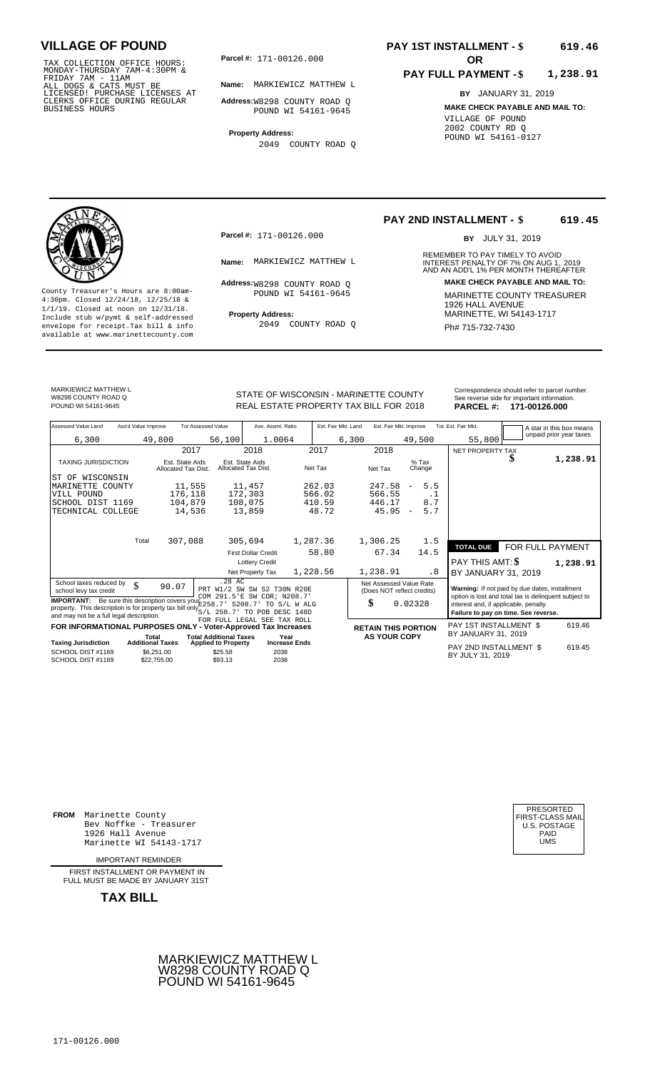# VILLAGE OF POUND

TAX COLLECTION OFFICE HOURS:
MONDAY-THURSDAY 7AM-4:30PM &
FRIDAY 7AM - 11AM
ALL DOGS & CATS MUST BE
LICENSED! PURCHASE LICENSES AT
CLERKS OFFICE DURING REGULAR
BUSINESS HOURS

**Parcel #:** 171-00126.000

**Name:** MARKIEWICZ MATTHEW L

**Address:** W8298 COUNTY ROAD Q
POUND WI 54161-9645

**Property Address:**
2049 COUNTY ROAD Q

**PAY 1ST INSTALLMENT - $ 619.46**

**OR**

**PAY FULL PAYMENT - $ 1,238.91**

**BY** JANUARY 31, 2019

**MAKE CHECK PAYABLE AND MAIL TO:**
VILLAGE OF POUND
2002 COUNTY RD Q
POUND WI 54161-0127

---

County Treasurer's Hours are 8:00am-4:30pm. Closed 12/24/18, 12/25/18 & 1/1/19. Closed at noon on 12/31/18. Include stub w/pymt & self-addressed envelope for receipt. Tax bill & info available at www.marinettecounty.com

**Parcel #:** 171-00126.000

**Name:** MARKIEWICZ MATTHEW L

**Address:** W8298 COUNTY ROAD Q
POUND WI 54161-9645

**Property Address:**
2049 COUNTY ROAD Q

**PAY 2ND INSTALLMENT - $ 619.45**

**BY** JULY 31, 2019

REMEMBER TO PAY TIMELY TO AVOID INTEREST PENALTY OF 7% ON AUG 1, 2019 AND AN ADD'L 1% PER MONTH THEREAFTER

**MAKE CHECK PAYABLE AND MAIL TO:**
MARINETTE COUNTY TREASURER
1926 HALL AVENUE
MARINETTE, WI 54143-1717
Ph# 715-732-7430

---

MARKIEWICZ MATTHEW L
W8298 COUNTY ROAD Q
POUND WI 54161-9645

STATE OF WISCONSIN - MARINETTE COUNTY
REAL ESTATE PROPERTY TAX BILL FOR 2018

Correspondence should refer to parcel number. See reverse side for important information.
**PARCEL #: 171-00126.000**

| Assessed Value Land | Ass'd Value Improve | Tot Assessed Value | Ave. Assmt. Ratio | Est. Fair Mkt. Land | Est. Fair Mkt. Improve | Tot. Est. Fair Mkt. |
|---|---|---|---|---|---|---|
| 6,300 | 49,800 | 56,100 | 1.0064 | 6,300 | 49,500 | 55,800 |

A star in this box means unpaid prior year taxes

| TAXING JURISDICTION | 2017 Est. State Aids Allocated Tax Dist. | 2018 Est. State Aids Allocated Tax Dist. | 2017 Net Tax | 2018 Net Tax | % Tax Change |
|---|---|---|---|---|---|
| ST OF WISCONSIN | | | | | |
| MARINETTE COUNTY | 11,555 | 11,457 | 262.03 | 247.58 | - 5.5 |
| VILL POUND | 176,118 | 172,303 | 566.02 | 566.55 | .1 |
| SCHOOL DIST 1169 | 104,879 | 108,075 | 410.59 | 446.17 | 8.7 |
| TECHNICAL COLLEGE | 14,536 | 13,859 | 48.72 | 45.95 | - 5.7 |
| Total | 307,088 | 305,694 | 1,287.36 | 1,306.25 | 1.5 |
| | | First Dollar Credit | 58.80 | 67.34 | 14.5 |
| | | Lottery Credit | | | |
| | | Net Property Tax | 1,228.56 | 1,238.91 | .8 |

NET PROPERTY TAX $ **1,238.91**

| TOTAL DUE | FOR FULL PAYMENT |
|---|---|
| PAY THIS AMT: $ | **1,238.91** |
| BY JANUARY 31, 2019 | |

School taxes reduced by school levy tax credit $ 90.07

.28 AC
PRT W1/2 SW SW S2 T30N R20E COM 291.5'E SW COR; N208.7' E258.7' S208.7' TO S/L W ALG S/L 258.7' TO POB DESC 148D FOR FULL LEGAL SEE TAX ROLL

**IMPORTANT:** Be sure this description covers your property. This description is for property tax bill only and may not be a full legal description.

Net Assessed Value Rate (Does NOT reflect credits)
$ 0.02328

**Warning:** If not paid by due dates, installment option is lost and total tax is delinquent subject to interest and, if applicable, penalty.
**Failure to pay on time. See reverse.**

**FOR INFORMATIONAL PURPOSES ONLY - Voter-Approved Tax Increases**

| Taxing Jurisdiction | Total Additional Taxes | Total Additional Taxes Applied to Property | Year Increase Ends |
|---|---|---|---|
| SCHOOL DIST #1169 | $6,251.00 | $25.58 | 2038 |
| SCHOOL DIST #1169 | $22,755.00 | $93.13 | 2038 |

**RETAIN THIS PORTION AS YOUR COPY**

PAY 1ST INSTALLMENT $ 619.46
BY JANUARY 31, 2019

PAY 2ND INSTALLMENT $ 619.45
BY JULY 31, 2019

---

**FROM** Marinette County
Bev Noffke - Treasurer
1926 Hall Avenue
Marinette WI 54143-1717

IMPORTANT REMINDER

FIRST INSTALLMENT OR PAYMENT IN FULL MUST BE MADE BY JANUARY 31ST

**TAX BILL**

PRESORTED
FIRST-CLASS MAIL
U.S. POSTAGE
PAID
UMS

MARKIEWICZ MATTHEW L
W8298 COUNTY ROAD Q
POUND WI 54161-9645

171-00126.000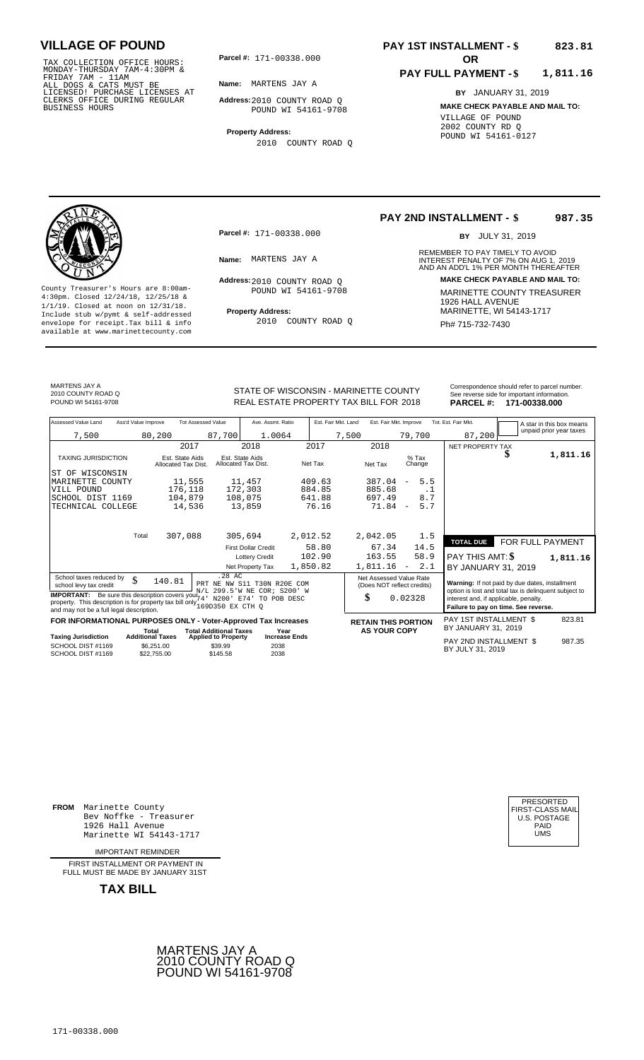# VILLAGE OF POUND

TAX COLLECTION OFFICE HOURS: MONDAY-THURSDAY 7AM-4:30PM & FRIDAY 7AM - 11AM
ALL DOGS & CATS MUST BE LICENSED! PURCHASE LICENSES AT CLERKS OFFICE DURING REGULAR BUSINESS HOURS

**Parcel #:** 171-00338.000

**Name:** MARTENS JAY A

**Address:** 2010 COUNTY ROAD Q
POUND WI 54161-9708

**Property Address:**
2010 COUNTY ROAD Q

**PAY 1ST INSTALLMENT - $ 823.81**

**OR**

**PAY FULL PAYMENT - $ 1,811.16**

**BY** JANUARY 31, 2019

**MAKE CHECK PAYABLE AND MAIL TO:**
VILLAGE OF POUND
2002 COUNTY RD Q
POUND WI 54161-0127

---

County Treasurer's Hours are 8:00am-4:30pm. Closed 12/24/18, 12/25/18 & 1/1/19. Closed at noon on 12/31/18. Include stub w/pymt & self-addressed envelope for receipt. Tax bill & info available at www.marinettecounty.com

**Parcel #:** 171-00338.000

**Name:** MARTENS JAY A

**Address:** 2010 COUNTY ROAD Q
POUND WI 54161-9708

**Property Address:**
2010 COUNTY ROAD Q

**PAY 2ND INSTALLMENT - $ 987.35**

**BY** JULY 31, 2019

REMEMBER TO PAY TIMELY TO AVOID INTEREST PENALTY OF 7% ON AUG 1, 2019 AND AN ADD'L 1% PER MONTH THEREAFTER

**MAKE CHECK PAYABLE AND MAIL TO:**
MARINETTE COUNTY TREASURER
1926 HALL AVENUE
MARINETTE, WI 54143-1717
Ph# 715-732-7430

---

MARTENS JAY A
2010 COUNTY ROAD Q
POUND WI 54161-9708

STATE OF WISCONSIN - MARINETTE COUNTY
REAL ESTATE PROPERTY TAX BILL FOR 2018

Correspondence should refer to parcel number. See reverse side for important information.
**PARCEL #: 171-00338.000**

| Assessed Value Land | Ass'd Value Improve | Tot Assessed Value | Ave. Assmt. Ratio | Est. Fair Mkt. Land | Est. Fair Mkt. Improve | Tot. Est. Fair Mkt. |
|---|---|---|---|---|---|---|
| 7,500 | 80,200 | 87,700 | 1.0064 | 7,500 | 79,700 | 87,200 |

A star in this box means unpaid prior year taxes

| TAXING JURISDICTION | 2017 Est. State Aids Allocated Tax Dist. | 2018 Est. State Aids Allocated Tax Dist. | 2017 Net Tax | 2018 Net Tax | % Tax Change |
|---|---|---|---|---|---|
| ST OF WISCONSIN | | | | | |
| MARINETTE COUNTY | 11,555 | 11,457 | 409.63 | 387.04 | - 5.5 |
| VILL POUND | 176,118 | 172,303 | 884.85 | 885.68 | .1 |
| SCHOOL DIST 1169 | 104,879 | 108,075 | 641.88 | 697.49 | 8.7 |
| TECHNICAL COLLEGE | 14,536 | 13,859 | 76.16 | 71.84 | - 5.7 |
| Total | 307,088 | 305,694 | 2,012.52 | 2,042.05 | 1.5 |
| | | First Dollar Credit | 58.80 | 67.34 | 14.5 |
| | | Lottery Credit | 102.90 | 163.55 | 58.9 |
| | | Net Property Tax | 1,850.82 | 1,811.16 | - 2.1 |

NET PROPERTY TAX $ **1,811.16**

**TOTAL DUE** FOR FULL PAYMENT
PAY THIS AMT: $ **1,811.16**
BY JANUARY 31, 2019

School taxes reduced by school levy tax credit $ 140.81

.28 AC
PRT NE NW S11 T30N R20E COM N/L 299.5'W NE COR; S200' W 74' N200' E74' TO POB DESC 169D350 EX CTH Q

**IMPORTANT:** Be sure this description covers your property. This description is for property tax bill only and may not be a full legal description.

Net Assessed Value Rate (Does NOT reflect credits) $ 0.02328

**Warning:** If not paid by due dates, installment option is lost and total tax is delinquent subject to interest and, if applicable, penalty. **Failure to pay on time. See reverse.**

**FOR INFORMATIONAL PURPOSES ONLY - Voter-Approved Tax Increases**

| Taxing Jurisdiction | Total Additional Taxes | Total Additional Taxes Applied to Property | Year Increase Ends |
|---|---|---|---|
| SCHOOL DIST #1169 | $6,251.00 | $39.99 | 2038 |
| SCHOOL DIST #1169 | $22,755.00 | $145.58 | 2038 |

**RETAIN THIS PORTION AS YOUR COPY**

PAY 1ST INSTALLMENT $ 823.81
BY JANUARY 31, 2019

PAY 2ND INSTALLMENT $ 987.35
BY JULY 31, 2019

---

**FROM** Marinette County
Bev Noffke - Treasurer
1926 Hall Avenue
Marinette WI 54143-1717

IMPORTANT REMINDER

FIRST INSTALLMENT OR PAYMENT IN FULL MUST BE MADE BY JANUARY 31ST

**TAX BILL**

PRESORTED
FIRST-CLASS MAIL
U.S. POSTAGE
PAID
UMS

MARTENS JAY A
2010 COUNTY ROAD Q
POUND WI 54161-9708

171-00338.000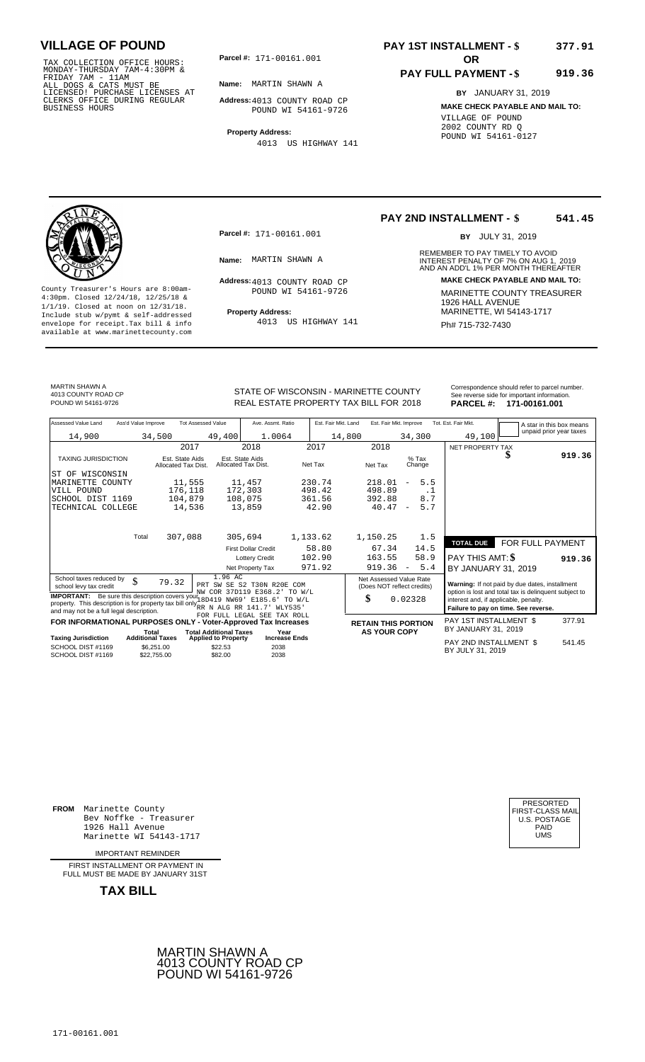# VILLAGE OF POUND

TAX COLLECTION OFFICE HOURS: MONDAY-THURSDAY 7AM-4:30PM & FRIDAY 7AM - 11AM
ALL DOGS & CATS MUST BE LICENSED! PURCHASE LICENSES AT CLERKS OFFICE DURING REGULAR BUSINESS HOURS

**Parcel #:** 171-00161.001

**Name:** MARTIN SHAWN A

**Address:** 4013 COUNTY ROAD CP
POUND WI 54161-9726

**Property Address:**
4013 US HIGHWAY 141

**PAY 1ST INSTALLMENT - $ 377.91**

**OR**

**PAY FULL PAYMENT - $ 919.36**

**BY** JANUARY 31, 2019

**MAKE CHECK PAYABLE AND MAIL TO:**
VILLAGE OF POUND
2002 COUNTY RD Q
POUND WI 54161-0127

---

**PAY 2ND INSTALLMENT - $ 541.45**

**BY** JULY 31, 2019

County Treasurer's Hours are 8:00am-4:30pm. Closed 12/24/18, 12/25/18 & 1/1/19. Closed at noon on 12/31/18. Include stub w/pymt & self-addressed envelope for receipt.Tax bill & info available at www.marinettecounty.com

**Parcel #:** 171-00161.001

**Name:** MARTIN SHAWN A

**Address:** 4013 COUNTY ROAD CP
POUND WI 54161-9726

**Property Address:**
4013 US HIGHWAY 141

REMEMBER TO PAY TIMELY TO AVOID INTEREST PENALTY OF 7% ON AUG 1, 2019 AND AN ADD'L 1% PER MONTH THEREAFTER

**MAKE CHECK PAYABLE AND MAIL TO:**
MARINETTE COUNTY TREASURER
1926 HALL AVENUE
MARINETTE, WI 54143-1717
Ph# 715-732-7430

---

MARTIN SHAWN A
4013 COUNTY ROAD CP
POUND WI 54161-9726

STATE OF WISCONSIN - MARINETTE COUNTY
REAL ESTATE PROPERTY TAX BILL FOR 2018

Correspondence should refer to parcel number. See reverse side for important information.
**PARCEL #: 171-00161.001**

| Assessed Value Land | Ass'd Value Improve | Tot Assessed Value | Ave. Assmt. Ratio | Est. Fair Mkt. Land | Est. Fair Mkt. Improve | Tot. Est. Fair Mkt. |
|---|---|---|---|---|---|---|
| 14,900 | 34,500 | 49,400 | 1.0064 | 14,800 | 34,300 | 49,100 |

A star in this box means unpaid prior year taxes

| TAXING JURISDICTION | 2017 Est. State Aids Allocated Tax Dist. | 2018 Est. State Aids Allocated Tax Dist. | 2017 Net Tax | 2018 Net Tax | % Tax Change |
|---|---|---|---|---|---|
| ST OF WISCONSIN | | | | | |
| MARINETTE COUNTY | 11,555 | 11,457 | 230.74 | 218.01 | - 5.5 |
| VILL POUND | 176,118 | 172,303 | 498.42 | 498.89 | .1 |
| SCHOOL DIST 1169 | 104,879 | 108,075 | 361.56 | 392.88 | 8.7 |
| TECHNICAL COLLEGE | 14,536 | 13,859 | 42.90 | 40.47 | - 5.7 |
| Total | 307,088 | 305,694 | 1,133.62 | 1,150.25 | 1.5 |
| | | First Dollar Credit | 58.80 | 67.34 | 14.5 |
| | | Lottery Credit | 102.90 | 163.55 | 58.9 |
| | | Net Property Tax | 971.92 | 919.36 | - 5.4 |

NET PROPERTY TAX $ **919.36**

**TOTAL DUE FOR FULL PAYMENT**

PAY THIS AMT: $ **919.36**

BY JANUARY 31, 2019

School taxes reduced by school levy tax credit $ 79.32

1.96 AC
PRT SW SE S2 T30N R20E COM NW COR 37D119 E368.2' TO W/L 18D419 NW69' E185.6' TO W/L RR N ALG RR 141.7' WLY535' FOR FULL LEGAL SEE TAX ROLL

**IMPORTANT:** Be sure this description covers your property. This description is for property tax bill only and may not be a full legal description.

Net Assessed Value Rate (Does NOT reflect credits)
$ 0.02328

**Warning:** If not paid by due dates, installment option is lost and total tax is delinquent subject to interest and, if applicable, penalty.
**Failure to pay on time. See reverse.**

**FOR INFORMATIONAL PURPOSES ONLY - Voter-Approved Tax Increases**

| Taxing Jurisdiction | Total Additional Taxes | Total Additional Taxes Applied to Property | Year Increase Ends |
|---|---|---|---|
| SCHOOL DIST #1169 | $6,251.00 | $22.53 | 2038 |
| SCHOOL DIST #1169 | $22,755.00 | $82.00 | 2038 |

**RETAIN THIS PORTION AS YOUR COPY**

PAY 1ST INSTALLMENT $ 377.91
BY JANUARY 31, 2019

PAY 2ND INSTALLMENT $ 541.45
BY JULY 31, 2019

---

**FROM** Marinette County
Bev Noffke - Treasurer
1926 Hall Avenue
Marinette WI 54143-1717

IMPORTANT REMINDER

FIRST INSTALLMENT OR PAYMENT IN FULL MUST BE MADE BY JANUARY 31ST

**TAX BILL**

PRESORTED
FIRST-CLASS MAIL
U.S. POSTAGE
PAID
UMS

MARTIN SHAWN A
4013 COUNTY ROAD CP
POUND WI 54161-9726

171-00161.001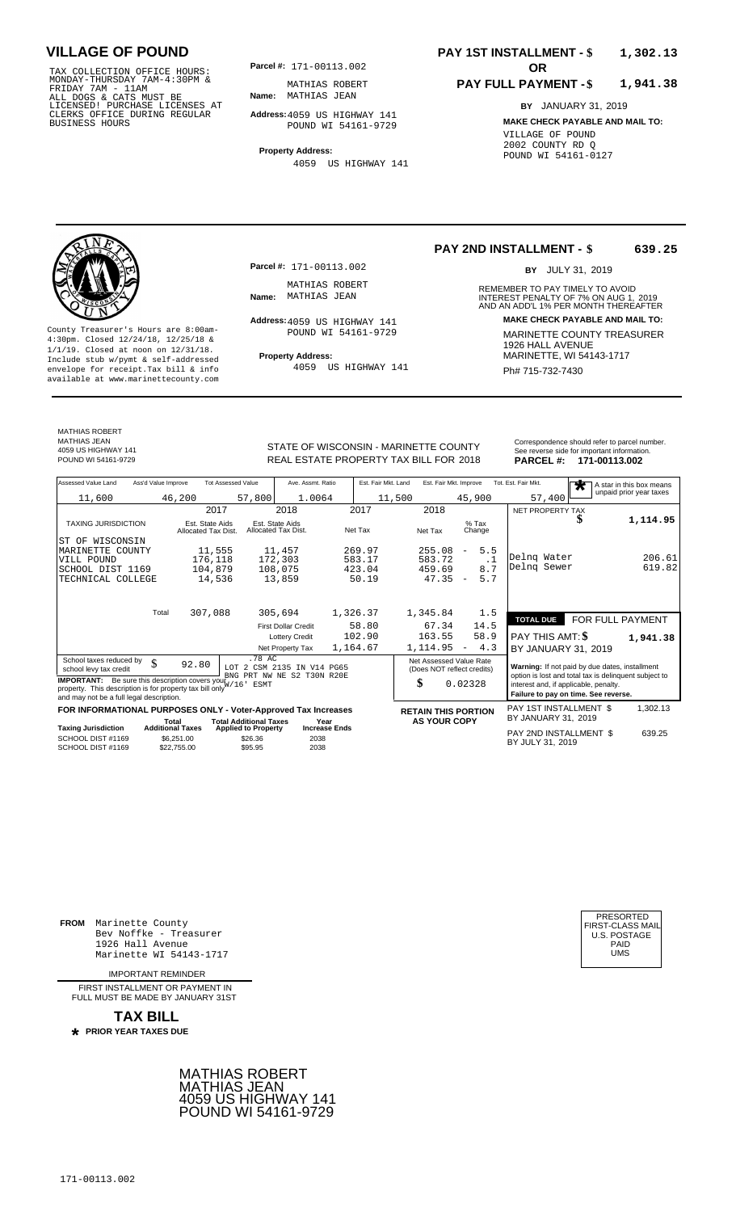# VILLAGE OF POUND

TAX COLLECTION OFFICE HOURS: MONDAY-THURSDAY 7AM-4:30PM & FRIDAY 7AM - 11AM ALL DOGS & CATS MUST BE LICENSED! PURCHASE LICENSES AT CLERKS OFFICE DURING REGULAR BUSINESS HOURS

**Parcel #:** 171-00113.002

**Name:** MATHIAS ROBERT MATHIAS JEAN

**Address:** 4059 US HIGHWAY 141 POUND WI 54161-9729

**Property Address:** 4059 US HIGHWAY 141

**PAY 1ST INSTALLMENT - $ 1,302.13**

**OR**

**PAY FULL PAYMENT - $ 1,941.38**

**BY** JANUARY 31, 2019

**MAKE CHECK PAYABLE AND MAIL TO:** VILLAGE OF POUND 2002 COUNTY RD Q POUND WI 54161-0127

---

**PAY 2ND INSTALLMENT - $ 639.25**

**BY** JULY 31, 2019

REMEMBER TO PAY TIMELY TO AVOID INTEREST PENALTY OF 7% ON AUG 1, 2019 AND AN ADD'L 1% PER MONTH THEREAFTER

**MAKE CHECK PAYABLE AND MAIL TO:** MARINETTE COUNTY TREASURER 1926 HALL AVENUE MARINETTE, WI 54143-1717

Ph# 715-732-7430

County Treasurer's Hours are 8:00am-4:30pm. Closed 12/24/18, 12/25/18 & 1/1/19. Closed at noon on 12/31/18. Include stub w/pymt & self-addressed envelope for receipt. Tax bill & info available at www.marinettecounty.com

**Parcel #:** 171-00113.002

**Name:** MATHIAS ROBERT MATHIAS JEAN

**Address:** 4059 US HIGHWAY 141 POUND WI 54161-9729

**Property Address:** 4059 US HIGHWAY 141

---

MATHIAS ROBERT MATHIAS JEAN 4059 US HIGHWAY 141 POUND WI 54161-9729

STATE OF WISCONSIN - MARINETTE COUNTY REAL ESTATE PROPERTY TAX BILL FOR 2018

Correspondence should refer to parcel number. See reverse side for important information.

**PARCEL #: 171-00113.002**

| Assessed Value Land | Ass'd Value Improve | Tot Assessed Value | Ave. Assmt. Ratio | Est. Fair Mkt. Land | Est. Fair Mkt. Improve | Tot. Est. Fair Mkt. |
|---|---|---|---|---|---|---|
| 11,600 | 46,200 | 57,800 | 1.0064 | 11,500 | 45,900 | 57,400 |

★ A star in this box means unpaid prior year taxes

| TAXING JURISDICTION | 2017 Est. State Aids Allocated Tax Dist. | 2018 Est. State Aids Allocated Tax Dist. | 2017 Net Tax | 2018 Net Tax | % Tax Change |
|---|---|---|---|---|---|
| ST OF WISCONSIN | | | | | |
| MARINETTE COUNTY | 11,555 | 11,457 | 269.97 | 255.08 | - 5.5 |
| VILL POUND | 176,118 | 172,303 | 583.17 | 583.72 | .1 |
| SCHOOL DIST 1169 | 104,879 | 108,075 | 423.04 | 459.69 | 8.7 |
| TECHNICAL COLLEGE | 14,536 | 13,859 | 50.19 | 47.35 | - 5.7 |
| Total | 307,088 | 305,694 | 1,326.37 | 1,345.84 | 1.5 |
| | | First Dollar Credit | 58.80 | 67.34 | 14.5 |
| | | Lottery Credit | 102.90 | 163.55 | 58.9 |
| | | Net Property Tax | 1,164.67 | 1,114.95 | - 4.3 |

| NET PROPERTY TAX | $ 1,114.95 |
|---|---|
| Delnq Water | 206.61 |
| Delnq Sewer | 619.82 |

| TOTAL DUE | FOR FULL PAYMENT |
|---|---|
| PAY THIS AMT: $ | 1,941.38 |
| BY JANUARY 31, 2019 | |

School taxes reduced by school levy tax credit $ 92.80

.78 AC LOT 2 CSM 2135 IN V14 PG65 BNG PRT NW NE S2 T30N R20E W/16' ESMT

**IMPORTANT:** Be sure this description covers your property. This description is for property tax bill only and may not be a full legal description.

Net Assessed Value Rate (Does NOT reflect credits) $ 0.02328

**Warning:** If not paid by due dates, installment option is lost and total tax is delinquent subject to interest and, if applicable, penalty. **Failure to pay on time. See reverse.**

**FOR INFORMATIONAL PURPOSES ONLY - Voter-Approved Tax Increases**

| Taxing Jurisdiction | Total Additional Taxes | Total Additional Taxes Applied to Property | Year Increase Ends |
|---|---|---|---|
| SCHOOL DIST #1169 | $6,251.00 | $26.36 | 2038 |
| SCHOOL DIST #1169 | $22,755.00 | $95.95 | 2038 |

**RETAIN THIS PORTION AS YOUR COPY**

| PAY 1ST INSTALLMENT $ BY JANUARY 31, 2019 | 1,302.13 |
|---|---|
| PAY 2ND INSTALLMENT $ BY JULY 31, 2019 | 639.25 |

---

**FROM** Marinette County Bev Noffke - Treasurer 1926 Hall Avenue Marinette WI 54143-1717

PRESORTED FIRST-CLASS MAIL U.S. POSTAGE PAID UMS

IMPORTANT REMINDER

FIRST INSTALLMENT OR PAYMENT IN FULL MUST BE MADE BY JANUARY 31ST

**TAX BILL**

★ **PRIOR YEAR TAXES DUE**

MATHIAS ROBERT MATHIAS JEAN 4059 US HIGHWAY 141 POUND WI 54161-9729

171-00113.002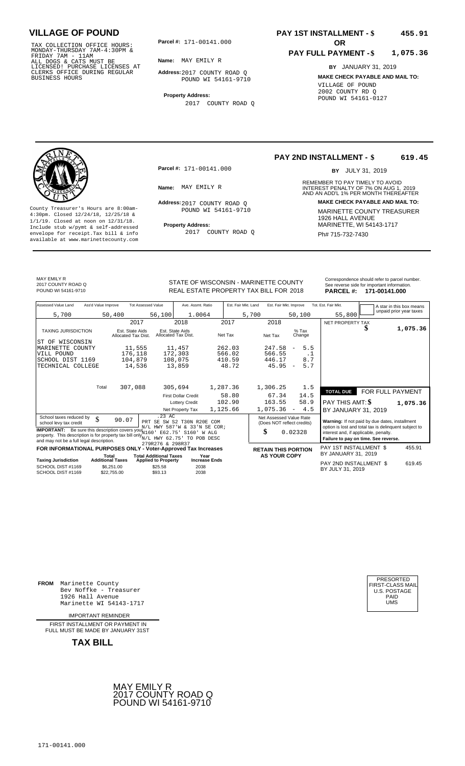# VILLAGE OF POUND

TAX COLLECTION OFFICE HOURS: MONDAY-THURSDAY 7AM-4:30PM & FRIDAY 7AM - 11AM ALL DOGS & CATS MUST BE LICENSED! PURCHASE LICENSES AT CLERKS OFFICE DURING REGULAR BUSINESS HOURS

**Parcel #:** 171-00141.000

**Name:** MAY EMILY R

**Address:** 2017 COUNTY ROAD Q POUND WI 54161-9710

**Property Address:** 2017 COUNTY ROAD Q

**PAY 1ST INSTALLMENT - $ 455.91**

**OR**

**PAY FULL PAYMENT - $ 1,075.36**

**BY** JANUARY 31, 2019

**MAKE CHECK PAYABLE AND MAIL TO:**
VILLAGE OF POUND
2002 COUNTY RD Q
POUND WI 54161-0127

---

County Treasurer's Hours are 8:00am-4:30pm. Closed 12/24/18, 12/25/18 & 1/1/19. Closed at noon on 12/31/18. Include stub w/pymt & self-addressed envelope for receipt.Tax bill & info available at www.marinettecounty.com

**Parcel #:** 171-00141.000

**Name:** MAY EMILY R

**Address:** 2017 COUNTY ROAD Q POUND WI 54161-9710

**Property Address:** 2017 COUNTY ROAD Q

**PAY 2ND INSTALLMENT - $ 619.45**

**BY** JULY 31, 2019

REMEMBER TO PAY TIMELY TO AVOID INTEREST PENALTY OF 7% ON AUG 1, 2019 AND AN ADD'L 1% PER MONTH THEREAFTER

**MAKE CHECK PAYABLE AND MAIL TO:**
MARINETTE COUNTY TREASURER
1926 HALL AVENUE
MARINETTE, WI 54143-1717
Ph# 715-732-7430

---

MAY EMILY R
2017 COUNTY ROAD Q
POUND WI 54161-9710

STATE OF WISCONSIN - MARINETTE COUNTY
REAL ESTATE PROPERTY TAX BILL FOR 2018

Correspondence should refer to parcel number. See reverse side for important information.
**PARCEL #: 171-00141.000**

| Assessed Value Land | Ass'd Value Improve | Tot Assessed Value | Ave. Assmt. Ratio | Est. Fair Mkt. Land | Est. Fair Mkt. Improve | Tot. Est. Fair Mkt. |
|---|---|---|---|---|---|---|
| 5,700 | 50,400 | 56,100 | 1.0064 | 5,700 | 50,100 | 55,800 |

A star in this box means unpaid prior year taxes

| TAXING JURISDICTION | 2017 Est. State Aids Allocated Tax Dist. | 2018 Est. State Aids Allocated Tax Dist. | 2017 Net Tax | 2018 Net Tax | % Tax Change |
|---|---|---|---|---|---|
| ST OF WISCONSIN | | | | | |
| MARINETTE COUNTY | 11,555 | 11,457 | 262.03 | 247.58 | - 5.5 |
| VILL POUND | 176,118 | 172,303 | 566.02 | 566.55 | .1 |
| SCHOOL DIST 1169 | 104,879 | 108,075 | 410.59 | 446.17 | 8.7 |
| TECHNICAL COLLEGE | 14,536 | 13,859 | 48.72 | 45.95 | - 5.7 |
| Total | 307,088 | 305,694 | 1,287.36 | 1,306.25 | 1.5 |
| | | First Dollar Credit | 58.80 | 67.34 | 14.5 |
| | | Lottery Credit | 102.90 | 163.55 | 58.9 |
| | | Net Property Tax | 1,125.66 | 1,075.36 | - 4.5 |

NET PROPERTY TAX $ 1,075.36

**TOTAL DUE** FOR FULL PAYMENT
PAY THIS AMT: $ 1,075.36
BY JANUARY 31, 2019

School taxes reduced by school levy tax credit $ 90.07

**IMPORTANT:** Be sure this description covers your property. This description is for property tax bill only and may not be a full legal description.

.23 AC
PRT SE SW S2 T30N R20E COM N/L HWY 587'W & 33'N SE COR; N160' E62.75' S160' W ALG N/L HWY 62.75' TO POB DESC 279R276 & 298R37

Net Assessed Value Rate (Does NOT reflect credits) $ 0.02328

**Warning:** If not paid by due dates, installment option is lost and total tax is delinquent subject to interest and, if applicable, penalty.
**Failure to pay on time. See reverse.**

**FOR INFORMATIONAL PURPOSES ONLY - Voter-Approved Tax Increases**

| Taxing Jurisdiction | Total Additional Taxes | Total Additional Taxes Applied to Property | Year Increase Ends |
|---|---|---|---|
| SCHOOL DIST #1169 | $6,251.00 | $25.58 | 2038 |
| SCHOOL DIST #1169 | $22,755.00 | $93.13 | 2038 |

**RETAIN THIS PORTION AS YOUR COPY**

PAY 1ST INSTALLMENT $ 455.91
BY JANUARY 31, 2019

PAY 2ND INSTALLMENT $ 619.45
BY JULY 31, 2019

---

**FROM** Marinette County
Bev Noffke - Treasurer
1926 Hall Avenue
Marinette WI 54143-1717

IMPORTANT REMINDER

FIRST INSTALLMENT OR PAYMENT IN FULL MUST BE MADE BY JANUARY 31ST

**TAX BILL**

PRESORTED FIRST-CLASS MAIL U.S. POSTAGE PAID UMS

MAY EMILY R
2017 COUNTY ROAD Q
POUND WI 54161-9710

171-00141.000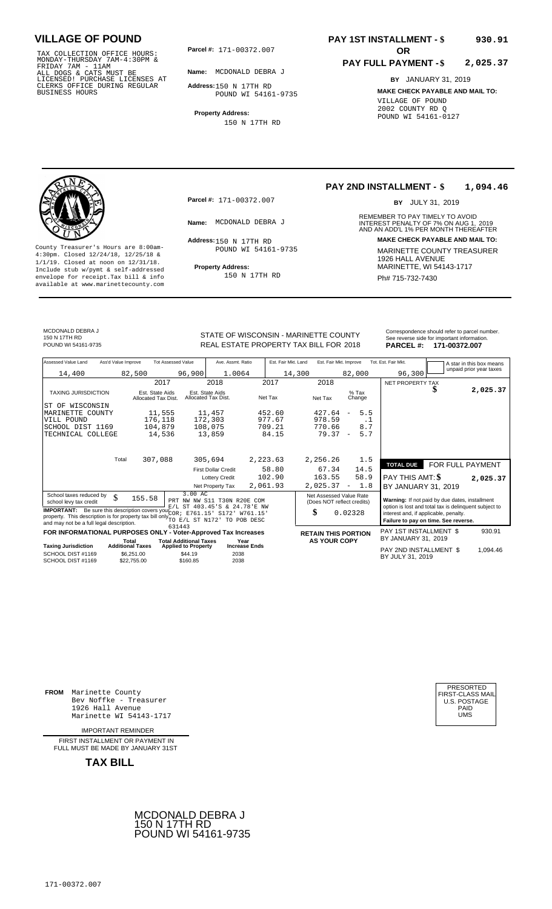# VILLAGE OF POUND

TAX COLLECTION OFFICE HOURS:
MONDAY-THURSDAY 7AM-4:30PM &
FRIDAY 7AM - 11AM
ALL DOGS & CATS MUST BE
LICENSED! PURCHASE LICENSES AT
CLERKS OFFICE DURING REGULAR
BUSINESS HOURS

**Parcel #:** 171-00372.007

**Name:** MCDONALD DEBRA J

**Address:** 150 N 17TH RD
POUND WI 54161-9735

**Property Address:**
150 N 17TH RD

**PAY 1ST INSTALLMENT - $ 930.91**

**OR**

**PAY FULL PAYMENT - $ 2,025.37**

**BY** JANUARY 31, 2019

**MAKE CHECK PAYABLE AND MAIL TO:**
VILLAGE OF POUND
2002 COUNTY RD Q
POUND WI 54161-0127

---

County Treasurer's Hours are 8:00am-4:30pm. Closed 12/24/18, 12/25/18 & 1/1/19. Closed at noon on 12/31/18. Include stub w/pymt & self-addressed envelope for receipt.Tax bill & info available at www.marinettecounty.com

**Parcel #:** 171-00372.007

**Name:** MCDONALD DEBRA J

**Address:** 150 N 17TH RD
POUND WI 54161-9735

**Property Address:**
150 N 17TH RD

**PAY 2ND INSTALLMENT - $ 1,094.46**

**BY** JULY 31, 2019

REMEMBER TO PAY TIMELY TO AVOID INTEREST PENALTY OF 7% ON AUG 1, 2019 AND AN ADD'L 1% PER MONTH THEREAFTER

**MAKE CHECK PAYABLE AND MAIL TO:**
MARINETTE COUNTY TREASURER
1926 HALL AVENUE
MARINETTE, WI 54143-1717
Ph# 715-732-7430

---

MCDONALD DEBRA J
150 N 17TH RD
POUND WI 54161-9735

STATE OF WISCONSIN - MARINETTE COUNTY
REAL ESTATE PROPERTY TAX BILL FOR 2018

Correspondence should refer to parcel number. See reverse side for important information.
**PARCEL #: 171-00372.007**

| Assessed Value Land | Ass'd Value Improve | Tot Assessed Value | Ave. Assmt. Ratio | Est. Fair Mkt. Land | Est. Fair Mkt. Improve | Tot. Est. Fair Mkt. |
|---|---|---|---|---|---|---|
| 14,400 | 82,500 | 96,900 | 1.0064 | 14,300 | 82,000 | 96,300 |

A star in this box means unpaid prior year taxes

| TAXING JURISDICTION | 2017 Est. State Aids Allocated Tax Dist. | 2018 Est. State Aids Allocated Tax Dist. | 2017 Net Tax | 2018 Net Tax | % Tax Change |
|---|---|---|---|---|---|
| ST OF WISCONSIN | | | | | |
| MARINETTE COUNTY | 11,555 | 11,457 | 452.60 | 427.64 | - 5.5 |
| VILL POUND | 176,118 | 172,303 | 977.67 | 978.59 | .1 |
| SCHOOL DIST 1169 | 104,879 | 108,075 | 709.21 | 770.66 | 8.7 |
| TECHNICAL COLLEGE | 14,536 | 13,859 | 84.15 | 79.37 | - 5.7 |
| Total | 307,088 | 305,694 | 2,223.63 | 2,256.26 | 1.5 |
| | | First Dollar Credit | 58.80 | 67.34 | 14.5 |
| | | Lottery Credit | 102.90 | 163.55 | 58.9 |
| | | Net Property Tax | 2,061.93 | 2,025.37 | - 1.8 |

NET PROPERTY TAX $ 2,025.37

**TOTAL DUE** FOR FULL PAYMENT
PAY THIS AMT: $ 2,025.37
BY JANUARY 31, 2019

School taxes reduced by school levy tax credit $ 155.58

3.00 AC
PRT NW NW S11 T30N R20E COM E/L ST 403.45'S & 24.78'E NW COR; E761.15' S172' W761.15' TO E/L ST N172' TO POB DESC 631443

**IMPORTANT:** Be sure this description covers your property. This description is for property tax bill only and may not be a full legal description.

Net Assessed Value Rate (Does NOT reflect credits) $ 0.02328

**Warning:** If not paid by due dates, installment option is lost and total tax is delinquent subject to interest and, if applicable, penalty.
**Failure to pay on time. See reverse.**

**FOR INFORMATIONAL PURPOSES ONLY - Voter-Approved Tax Increases**

| Taxing Jurisdiction | Total Additional Taxes | Total Additional Taxes Applied to Property | Year Increase Ends |
|---|---|---|---|
| SCHOOL DIST #1169 | $6,251.00 | $44.19 | 2038 |
| SCHOOL DIST #1169 | $22,755.00 | $160.85 | 2038 |

**RETAIN THIS PORTION AS YOUR COPY**

PAY 1ST INSTALLMENT $ 930.91
BY JANUARY 31, 2019

PAY 2ND INSTALLMENT $ 1,094.46
BY JULY 31, 2019

---

**FROM** Marinette County
Bev Noffke - Treasurer
1926 Hall Avenue
Marinette WI 54143-1717

IMPORTANT REMINDER

FIRST INSTALLMENT OR PAYMENT IN FULL MUST BE MADE BY JANUARY 31ST

**TAX BILL**

PRESORTED
FIRST-CLASS MAIL
U.S. POSTAGE
PAID
UMS

MCDONALD DEBRA J
150 N 17TH RD
POUND WI 54161-9735

171-00372.007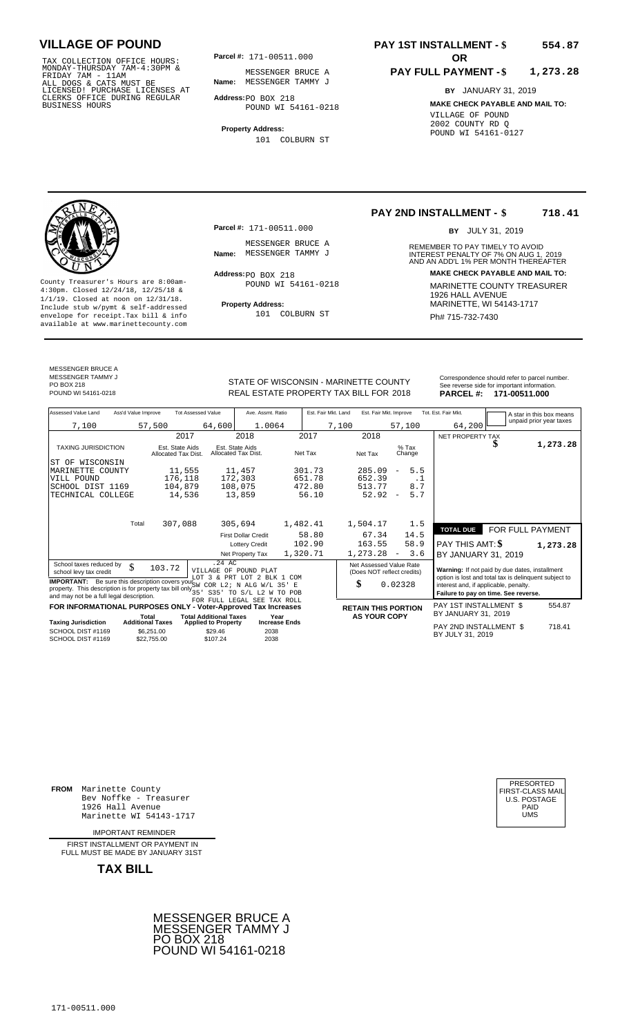# VILLAGE OF POUND

TAX COLLECTION OFFICE HOURS: MONDAY-THURSDAY 7AM-4:30PM & FRIDAY 7AM - 11AM ALL DOGS & CATS MUST BE LICENSED! PURCHASE LICENSES AT CLERKS OFFICE DURING REGULAR BUSINESS HOURS

**Parcel #:** 171-00511.000

**Name:** MESSENGER BRUCE A MESSENGER TAMMY J

**Address:** PO BOX 218 POUND WI 54161-0218

**Property Address:** 101 COLBURN ST

**PAY 1ST INSTALLMENT - $ 554.87**

**OR**

**PAY FULL PAYMENT - $ 1,273.28**

**BY** JANUARY 31, 2019

**MAKE CHECK PAYABLE AND MAIL TO:**
VILLAGE OF POUND
2002 COUNTY RD Q
POUND WI 54161-0127

---

County Treasurer's Hours are 8:00am-4:30pm. Closed 12/24/18, 12/25/18 & 1/1/19. Closed at noon on 12/31/18. Include stub w/pymt & self-addressed envelope for receipt.Tax bill & info available at www.marinettecounty.com

**Parcel #:** 171-00511.000

**Name:** MESSENGER BRUCE A MESSENGER TAMMY J

**Address:** PO BOX 218 POUND WI 54161-0218

**Property Address:** 101 COLBURN ST

**PAY 2ND INSTALLMENT - $ 718.41**

**BY** JULY 31, 2019

REMEMBER TO PAY TIMELY TO AVOID INTEREST PENALTY OF 7% ON AUG 1, 2019 AND AN ADD'L 1% PER MONTH THEREAFTER

**MAKE CHECK PAYABLE AND MAIL TO:**
MARINETTE COUNTY TREASURER
1926 HALL AVENUE
MARINETTE, WI 54143-1717
Ph# 715-732-7430

---

MESSENGER BRUCE A
MESSENGER TAMMY J
PO BOX 218
POUND WI 54161-0218

STATE OF WISCONSIN - MARINETTE COUNTY
REAL ESTATE PROPERTY TAX BILL FOR 2018

Correspondence should refer to parcel number. See reverse side for important information.

**PARCEL #: 171-00511.000**

| Assessed Value Land | Ass'd Value Improve | Tot Assessed Value | Ave. Assmt. Ratio | Est. Fair Mkt. Land | Est. Fair Mkt. Improve | Tot. Est. Fair Mkt. |
|---|---|---|---|---|---|---|
| 7,100 | 57,500 | 64,600 | 1.0064 | 7,100 | 57,100 | 64,200 |

A star in this box means unpaid prior year taxes

| TAXING JURISDICTION | 2017 Est. State Aids Allocated Tax Dist. | 2018 Est. State Aids Allocated Tax Dist. | 2017 Net Tax | 2018 Net Tax | % Tax Change |
|---|---|---|---|---|---|
| ST OF WISCONSIN | | | | | |
| MARINETTE COUNTY | 11,555 | 11,457 | 301.73 | 285.09 | - 5.5 |
| VILL POUND | 176,118 | 172,303 | 651.78 | 652.39 | .1 |
| SCHOOL DIST 1169 | 104,879 | 108,075 | 472.80 | 513.77 | 8.7 |
| TECHNICAL COLLEGE | 14,536 | 13,859 | 56.10 | 52.92 | - 5.7 |
| Total | 307,088 | 305,694 | 1,482.41 | 1,504.17 | 1.5 |
| | | First Dollar Credit | 58.80 | 67.34 | 14.5 |
| | | Lottery Credit | 102.90 | 163.55 | 58.9 |
| | | Net Property Tax | 1,320.71 | 1,273.28 | - 3.6 |

NET PROPERTY TAX $ 1,273.28

**TOTAL DUE** FOR FULL PAYMENT
PAY THIS AMT: $ 1,273.28
BY JANUARY 31, 2019

School taxes reduced by school levy tax credit $ 103.72

.24 AC VILLAGE OF POUND PLAT LOT 3 & PRT LOT 2 BLK 1 COM SW COR L2; N ALG W/L 35' E 35' S35' TO S/L L2 W TO POB FOR FULL LEGAL SEE TAX ROLL

**IMPORTANT:** Be sure this description covers your property. This description is for property tax bill only and may not be a full legal description.

Net Assessed Value Rate (Does NOT reflect credits) $ 0.02328

**Warning:** If not paid by due dates, installment option is lost and total tax is delinquent subject to interest and, if applicable, penalty. **Failure to pay on time. See reverse.**

**FOR INFORMATIONAL PURPOSES ONLY - Voter-Approved Tax Increases**

| Taxing Jurisdiction | Total Additional Taxes | Total Additional Taxes Applied to Property | Year Increase Ends |
|---|---|---|---|
| SCHOOL DIST #1169 | $6,251.00 | $29.46 | 2038 |
| SCHOOL DIST #1169 | $22,755.00 | $107.24 | 2038 |

**RETAIN THIS PORTION AS YOUR COPY**

PAY 1ST INSTALLMENT $ 554.87
BY JANUARY 31, 2019

PAY 2ND INSTALLMENT $ 718.41
BY JULY 31, 2019

---

**FROM** Marinette County
Bev Noffke - Treasurer
1926 Hall Avenue
Marinette WI 54143-1717

IMPORTANT REMINDER

FIRST INSTALLMENT OR PAYMENT IN FULL MUST BE MADE BY JANUARY 31ST

**TAX BILL**

PRESORTED FIRST-CLASS MAIL U.S. POSTAGE PAID UMS

MESSENGER BRUCE A
MESSENGER TAMMY J
PO BOX 218
POUND WI 54161-0218

171-00511.000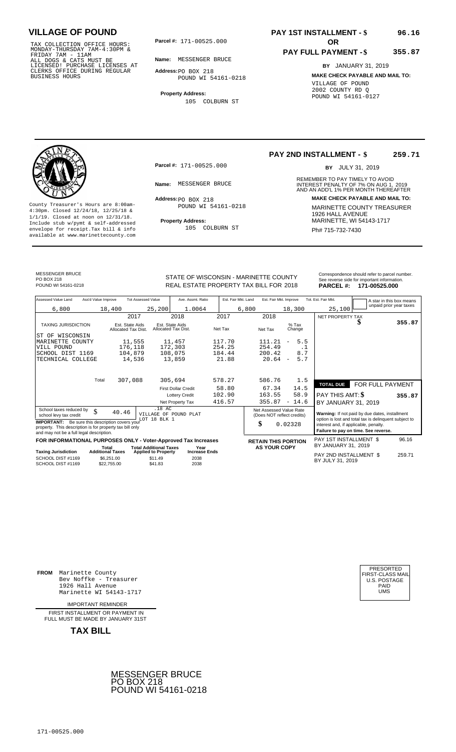# VILLAGE OF POUND

TAX COLLECTION OFFICE HOURS: MONDAY-THURSDAY 7AM-4:30PM & FRIDAY 7AM - 11AM
ALL DOGS & CATS MUST BE LICENSED! PURCHASE LICENSES AT CLERKS OFFICE DURING REGULAR BUSINESS HOURS

**Parcel #:** 171-00525.000

**Name:** MESSENGER BRUCE

**Address:** PO BOX 218
POUND WI 54161-0218

**Property Address:**
105 COLBURN ST

**PAY 1ST INSTALLMENT - $ 96.16**

**OR**

**PAY FULL PAYMENT - $ 355.87**

**BY** JANUARY 31, 2019

**MAKE CHECK PAYABLE AND MAIL TO:**
VILLAGE OF POUND
2002 COUNTY RD Q
POUND WI 54161-0127

---

**PAY 2ND INSTALLMENT - $ 259.71**

**BY** JULY 31, 2019

**Parcel #:** 171-00525.000

**Name:** MESSENGER BRUCE

**Address:** PO BOX 218
POUND WI 54161-0218

**Property Address:**
105 COLBURN ST

County Treasurer's Hours are 8:00am-4:30pm. Closed 12/24/18, 12/25/18 & 1/1/19. Closed at noon on 12/31/18. Include stub w/pymt & self-addressed envelope for receipt.Tax bill & info available at www.marinettecounty.com

REMEMBER TO PAY TIMELY TO AVOID INTEREST PENALTY OF 7% ON AUG 1, 2019 AND AN ADD'L 1% PER MONTH THEREAFTER

**MAKE CHECK PAYABLE AND MAIL TO:**
MARINETTE COUNTY TREASURER
1926 HALL AVENUE
MARINETTE, WI 54143-1717
Ph# 715-732-7430

---

MESSENGER BRUCE
PO BOX 218
POUND WI 54161-0218

STATE OF WISCONSIN - MARINETTE COUNTY
REAL ESTATE PROPERTY TAX BILL FOR 2018

Correspondence should refer to parcel number. See reverse side for important information.
**PARCEL #: 171-00525.000**

| Assessed Value Land | Ass'd Value Improve | Tot Assessed Value | Ave. Assmt. Ratio | Est. Fair Mkt. Land | Est. Fair Mkt. Improve | Tot. Est. Fair Mkt. |
|---|---|---|---|---|---|---|
| 6,800 | 18,400 | 25,200 | 1.0064 | 6,800 | 18,300 | 25,100 |

A star in this box means unpaid prior year taxes

| TAXING JURISDICTION | 2017 Est. State Aids Allocated Tax Dist. | 2018 Est. State Aids Allocated Tax Dist. | 2017 Net Tax | 2018 Net Tax | % Tax Change |
|---|---|---|---|---|---|
| ST OF WISCONSIN | | | | | |
| MARINETTE COUNTY | 11,555 | 11,457 | 117.70 | 111.21 | - 5.5 |
| VILL POUND | 176,118 | 172,303 | 254.25 | 254.49 | .1 |
| SCHOOL DIST 1169 | 104,879 | 108,075 | 184.44 | 200.42 | 8.7 |
| TECHNICAL COLLEGE | 14,536 | 13,859 | 21.88 | 20.64 | - 5.7 |
| Total | 307,088 | 305,694 | 578.27 | 586.76 | 1.5 |
| | | First Dollar Credit | 58.80 | 67.34 | 14.5 |
| | | Lottery Credit | 102.90 | 163.55 | 58.9 |
| | | Net Property Tax | 416.57 | 355.87 | - 14.6 |

NET PROPERTY TAX $ 355.87

**TOTAL DUE FOR FULL PAYMENT**
PAY THIS AMT: $ 355.87
BY JANUARY 31, 2019

School taxes reduced by school levy tax credit $ 40.46

.18 AC
VILLAGE OF POUND PLAT
LOT 18 BLK 1

**IMPORTANT:** Be sure this description covers your property. This description is for property tax bill only and may not be a full legal description.

Net Assessed Value Rate (Does NOT reflect credits) $ 0.02328

**Warning:** If not paid by due dates, installment option is lost and total tax is delinquent subject to interest and, if applicable, penalty.
**Failure to pay on time. See reverse.**

**FOR INFORMATIONAL PURPOSES ONLY - Voter-Approved Tax Increases**

| Taxing Jurisdiction | Total Additional Taxes | Total Additional Taxes Applied to Property | Year Increase Ends |
|---|---|---|---|
| SCHOOL DIST #1169 | $6,251.00 | $11.49 | 2038 |
| SCHOOL DIST #1169 | $22,755.00 | $41.83 | 2038 |

**RETAIN THIS PORTION AS YOUR COPY**

PAY 1ST INSTALLMENT $ 96.16
BY JANUARY 31, 2019

PAY 2ND INSTALLMENT $ 259.71
BY JULY 31, 2019

---

**FROM** Marinette County
Bev Noffke - Treasurer
1926 Hall Avenue
Marinette WI 54143-1717

IMPORTANT REMINDER

FIRST INSTALLMENT OR PAYMENT IN FULL MUST BE MADE BY JANUARY 31ST

**TAX BILL**

PRESORTED
FIRST-CLASS MAIL
U.S. POSTAGE
PAID
UMS

MESSENGER BRUCE
PO BOX 218
POUND WI 54161-0218

171-00525.000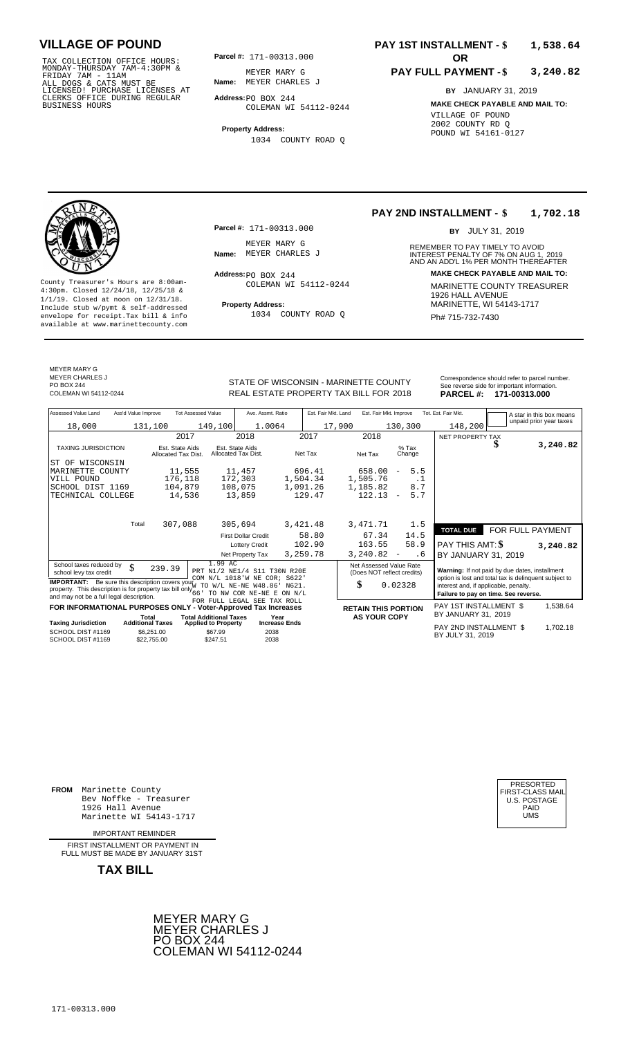# VILLAGE OF POUND

TAX COLLECTION OFFICE HOURS: MONDAY-THURSDAY 7AM-4:30PM & FRIDAY 7AM - 11AM ALL DOGS & CATS MUST BE LICENSED! PURCHASE LICENSES AT CLERKS OFFICE DURING REGULAR BUSINESS HOURS

**Parcel #:** 171-00313.000

**Name:** MEYER MARY G
MEYER CHARLES J

**Address:** PO BOX 244
COLEMAN WI 54112-0244

**Property Address:**
1034 COUNTY ROAD Q

**PAY 1ST INSTALLMENT - $ 1,538.64**

**OR**

**PAY FULL PAYMENT - $ 3,240.82**

**BY** JANUARY 31, 2019

**MAKE CHECK PAYABLE AND MAIL TO:**
VILLAGE OF POUND
2002 COUNTY RD Q
POUND WI 54161-0127

---

**PAY 2ND INSTALLMENT - $ 1,702.18**

**BY** JULY 31, 2019

REMEMBER TO PAY TIMELY TO AVOID INTEREST PENALTY OF 7% ON AUG 1, 2019 AND AN ADD'L 1% PER MONTH THEREAFTER

**MAKE CHECK PAYABLE AND MAIL TO:**
MARINETTE COUNTY TREASURER
1926 HALL AVENUE
MARINETTE, WI 54143-1717
Ph# 715-732-7430

County Treasurer's Hours are 8:00am-4:30pm. Closed 12/24/18, 12/25/18 & 1/1/19. Closed at noon on 12/31/18. Include stub w/pymt & self-addressed envelope for receipt.Tax bill & info available at www.marinettecounty.com

**Parcel #:** 171-00313.000

**Name:** MEYER MARY G
MEYER CHARLES J

**Address:** PO BOX 244
COLEMAN WI 54112-0244

**Property Address:**
1034 COUNTY ROAD Q

---

MEYER MARY G
MEYER CHARLES J
PO BOX 244
COLEMAN WI 54112-0244

STATE OF WISCONSIN - MARINETTE COUNTY
REAL ESTATE PROPERTY TAX BILL FOR 2018

Correspondence should refer to parcel number. See reverse side for important information.
**PARCEL #: 171-00313.000**

| Assessed Value Land | Ass'd Value Improve | Tot Assessed Value | Ave. Assmt. Ratio | Est. Fair Mkt. Land | Est. Fair Mkt. Improve | Tot. Est. Fair Mkt. |
|---|---|---|---|---|---|---|
| 18,000 | 131,100 | 149,100 | 1.0064 | 17,900 | 130,300 | 148,200 |

A star in this box means unpaid prior year taxes

| TAXING JURISDICTION | 2017 Est. State Aids Allocated Tax Dist. | 2018 Est. State Aids Allocated Tax Dist. | 2017 Net Tax | 2018 Net Tax | % Tax Change |
|---|---|---|---|---|---|
| ST OF WISCONSIN | | | | | |
| MARINETTE COUNTY | 11,555 | 11,457 | 696.41 | 658.00 | - 5.5 |
| VILL POUND | 176,118 | 172,303 | 1,504.34 | 1,505.76 | .1 |
| SCHOOL DIST 1169 | 104,879 | 108,075 | 1,091.26 | 1,185.82 | 8.7 |
| TECHNICAL COLLEGE | 14,536 | 13,859 | 129.47 | 122.13 | - 5.7 |
| Total | 307,088 | 305,694 | 3,421.48 | 3,471.71 | 1.5 |
| | | First Dollar Credit | 58.80 | 67.34 | 14.5 |
| | | Lottery Credit | 102.90 | 163.55 | 58.9 |
| | | Net Property Tax | 3,259.78 | 3,240.82 | - .6 |

NET PROPERTY TAX $ 3,240.82

**TOTAL DUE** FOR FULL PAYMENT
PAY THIS AMT: $ 3,240.82
BY JANUARY 31, 2019

School taxes reduced by school levy tax credit $ 239.39

**IMPORTANT:** Be sure this description covers your property. This description is for property tax bill only and may not be a full legal description.

1.99 AC
PRT N1/2 NE1/4 S11 T30N R20E
COM N/L 1018'W NE COR; S622'
W TO W/L NE-NE W48.86' N621.
66' TO NW COR NE-NE E ON N/L
FOR FULL LEGAL SEE TAX ROLL

Net Assessed Value Rate (Does NOT reflect credits): $ 0.02328

**Warning:** If not paid by due dates, installment option is lost and total tax is delinquent subject to interest and, if applicable, penalty.
**Failure to pay on time. See reverse.**

**FOR INFORMATIONAL PURPOSES ONLY - Voter-Approved Tax Increases**

| Taxing Jurisdiction | Total Additional Taxes | Total Additional Taxes Applied to Property | Year Increase Ends |
|---|---|---|---|
| SCHOOL DIST #1169 | $6,251.00 | $67.99 | 2038 |
| SCHOOL DIST #1169 | $22,755.00 | $247.51 | 2038 |

**RETAIN THIS PORTION AS YOUR COPY**

PAY 1ST INSTALLMENT $ 1,538.64
BY JANUARY 31, 2019

PAY 2ND INSTALLMENT $ 1,702.18
BY JULY 31, 2019

---

**FROM** Marinette County
Bev Noffke - Treasurer
1926 Hall Avenue
Marinette WI 54143-1717

IMPORTANT REMINDER

FIRST INSTALLMENT OR PAYMENT IN FULL MUST BE MADE BY JANUARY 31ST

**TAX BILL**

PRESORTED
FIRST-CLASS MAIL
U.S. POSTAGE
PAID
UMS

MEYER MARY G
MEYER CHARLES J
PO BOX 244
COLEMAN WI 54112-0244

171-00313.000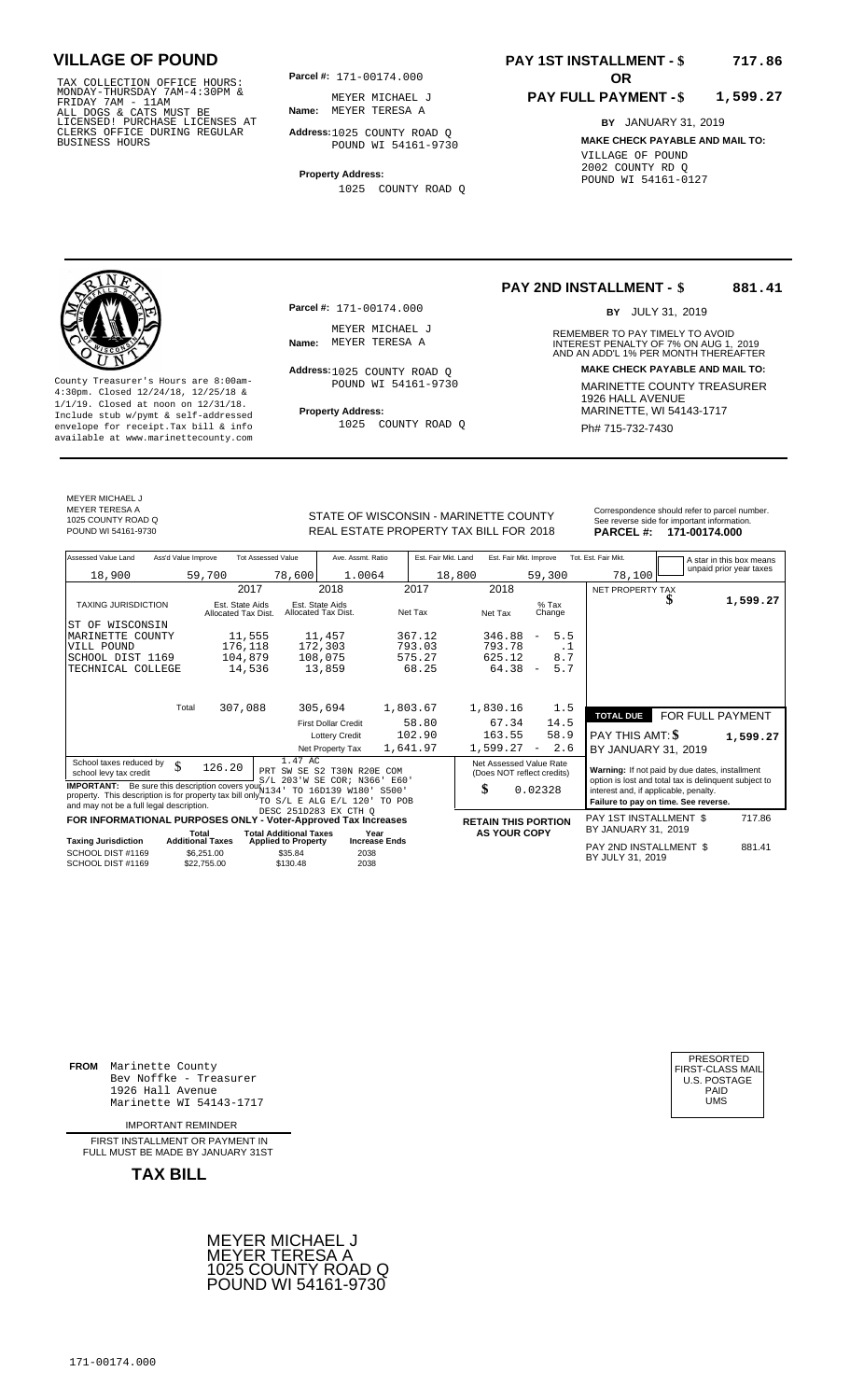## VILLAGE OF POUND

TAX COLLECTION OFFICE HOURS:
MONDAY-THURSDAY 7AM-4:30PM &
FRIDAY 7AM - 11AM
ALL DOGS & CATS MUST BE
LICENSED! PURCHASE LICENSES AT
CLERKS OFFICE DURING REGULAR
BUSINESS HOURS

**Parcel #:** 171-00174.000

**Name:** MEYER MICHAEL J
MEYER TERESA A

**Address:** 1025 COUNTY ROAD Q
POUND WI 54161-9730

**Property Address:**
1025 COUNTY ROAD Q

**PAY 1ST INSTALLMENT - $ 717.86**

**OR**

**PAY FULL PAYMENT - $ 1,599.27**

**BY** JANUARY 31, 2019

**MAKE CHECK PAYABLE AND MAIL TO:**
VILLAGE OF POUND
2002 COUNTY RD Q
POUND WI 54161-0127

---

County Treasurer's Hours are 8:00am-4:30pm. Closed 12/24/18, 12/25/18 & 1/1/19. Closed at noon on 12/31/18. Include stub w/pymt & self-addressed envelope for receipt.Tax bill & info available at www.marinettecounty.com

**Parcel #:** 171-00174.000

**Name:** MEYER MICHAEL J
MEYER TERESA A

**Address:** 1025 COUNTY ROAD Q
POUND WI 54161-9730

**Property Address:**
1025 COUNTY ROAD Q

**PAY 2ND INSTALLMENT - $ 881.41**

**BY** JULY 31, 2019

REMEMBER TO PAY TIMELY TO AVOID INTEREST PENALTY OF 7% ON AUG 1, 2019 AND AN ADD'L 1% PER MONTH THEREAFTER

**MAKE CHECK PAYABLE AND MAIL TO:**
MARINETTE COUNTY TREASURER
1926 HALL AVENUE
MARINETTE, WI 54143-1717
Ph# 715-732-7430

---

MEYER MICHAEL J
MEYER TERESA A
1025 COUNTY ROAD Q
POUND WI 54161-9730

STATE OF WISCONSIN - MARINETTE COUNTY
REAL ESTATE PROPERTY TAX BILL FOR 2018

Correspondence should refer to parcel number. See reverse side for important information.
**PARCEL #: 171-00174.000**

| Assessed Value Land | Ass'd Value Improve | Tot Assessed Value | Ave. Assmt. Ratio | Est. Fair Mkt. Land | Est. Fair Mkt. Improve | Tot. Est. Fair Mkt. |
|---|---|---|---|---|---|---|
| 18,900 | 59,700 | 78,600 | 1.0064 | 18,800 | 59,300 | 78,100 |

A star in this box means unpaid prior year taxes

| TAXING JURISDICTION | 2017 Est. State Aids Allocated Tax Dist. | 2018 Est. State Aids Allocated Tax Dist. | 2017 Net Tax | 2018 Net Tax | % Tax Change |
|---|---|---|---|---|---|
| ST OF WISCONSIN | | | | | |
| MARINETTE COUNTY | 11,555 | 11,457 | 367.12 | 346.88 | - 5.5 |
| VILL POUND | 176,118 | 172,303 | 793.03 | 793.78 | .1 |
| SCHOOL DIST 1169 | 104,879 | 108,075 | 575.27 | 625.12 | 8.7 |
| TECHNICAL COLLEGE | 14,536 | 13,859 | 68.25 | 64.38 | - 5.7 |
| Total | 307,088 | 305,694 | 1,803.67 | 1,830.16 | 1.5 |
| | | First Dollar Credit | 58.80 | 67.34 | 14.5 |
| | | Lottery Credit | 102.90 | 163.55 | 58.9 |
| | | Net Property Tax | 1,641.97 | 1,599.27 | - 2.6 |

NET PROPERTY TAX $ 1,599.27

**TOTAL DUE** FOR FULL PAYMENT
PAY THIS AMT: $ 1,599.27
BY JANUARY 31, 2019

School taxes reduced by school levy tax credit $ 126.20

1.47 AC
PRT SW SE S2 T30N R20E COM S/L 203'W SE COR; N366' E60' N134' TO 16D139 W180' S500' TO S/L E ALG E/L 120' TO POB DESC 251D283 EX CTH Q

**IMPORTANT:** Be sure this description covers your property. This description is for property tax bill only and may not be a full legal description.

Net Assessed Value Rate (Does NOT reflect credits) $ 0.02328

**Warning:** If not paid by due dates, installment option is lost and total tax is delinquent subject to interest and, if applicable, penalty.
**Failure to pay on time. See reverse.**

**FOR INFORMATIONAL PURPOSES ONLY - Voter-Approved Tax Increases**

| Taxing Jurisdiction | Total Additional Taxes | Total Additional Taxes Applied to Property | Year Increase Ends |
|---|---|---|---|
| SCHOOL DIST #1169 | $6,251.00 | $35.84 | 2038 |
| SCHOOL DIST #1169 | $22,755.00 | $130.48 | 2038 |

**RETAIN THIS PORTION AS YOUR COPY**

PAY 1ST INSTALLMENT $ 717.86
BY JANUARY 31, 2019

PAY 2ND INSTALLMENT $ 881.41
BY JULY 31, 2019

---

**FROM** Marinette County
Bev Noffke - Treasurer
1926 Hall Avenue
Marinette WI 54143-1717

IMPORTANT REMINDER

FIRST INSTALLMENT OR PAYMENT IN FULL MUST BE MADE BY JANUARY 31ST

**TAX BILL**

PRESORTED
FIRST-CLASS MAIL
U.S. POSTAGE
PAID
UMS

MEYER MICHAEL J
MEYER TERESA A
1025 COUNTY ROAD Q
POUND WI 54161-9730

171-00174.000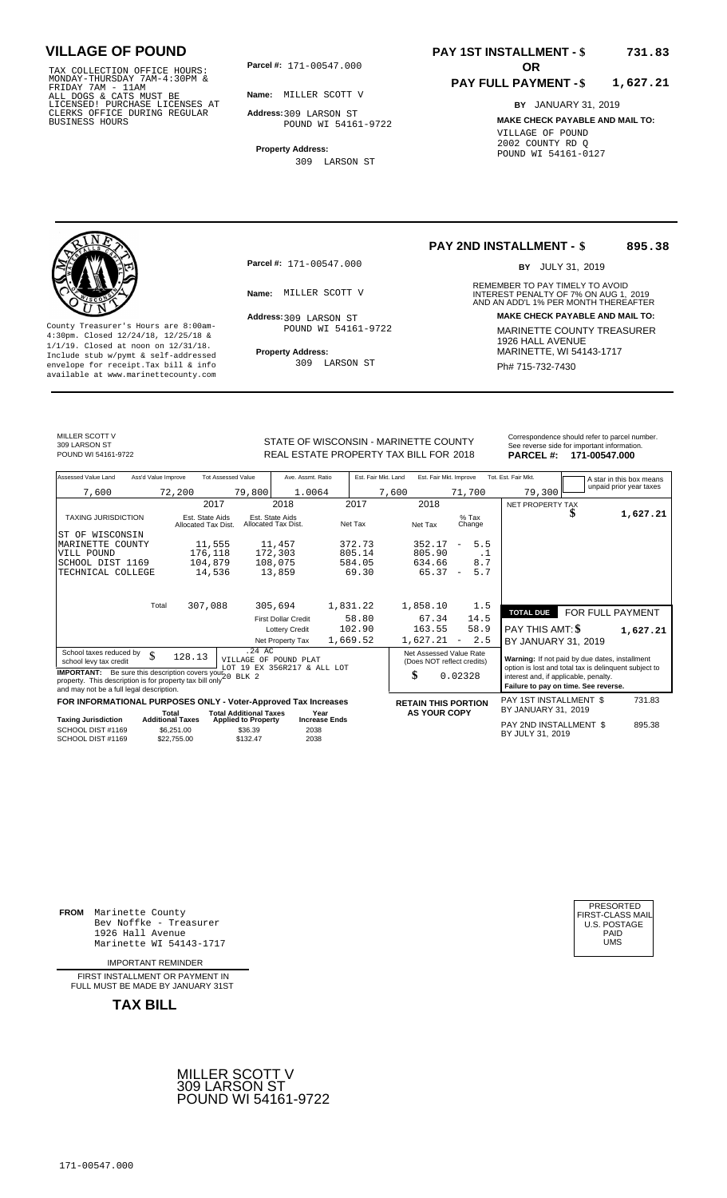# VILLAGE OF POUND

TAX COLLECTION OFFICE HOURS: MONDAY-THURSDAY 7AM-4:30PM & FRIDAY 7AM - 11AM
ALL DOGS & CATS MUST BE LICENSED! PURCHASE LICENSES AT CLERKS OFFICE DURING REGULAR BUSINESS HOURS

**Parcel #:** 171-00547.000

**Name:** MILLER SCOTT V

**Address:** 309 LARSON ST
POUND WI 54161-9722

**Property Address:**
309 LARSON ST

**PAY 1ST INSTALLMENT - $ 731.83**

**OR**

**PAY FULL PAYMENT - $ 1,627.21**

**BY** JANUARY 31, 2019

**MAKE CHECK PAYABLE AND MAIL TO:**
VILLAGE OF POUND
2002 COUNTY RD Q
POUND WI 54161-0127

---

County Treasurer's Hours are 8:00am-4:30pm. Closed 12/24/18, 12/25/18 & 1/1/19. Closed at noon on 12/31/18. Include stub w/pymt & self-addressed envelope for receipt.Tax bill & info available at www.marinettecounty.com

**Parcel #:** 171-00547.000

**Name:** MILLER SCOTT V

**Address:** 309 LARSON ST
POUND WI 54161-9722

**Property Address:**
309 LARSON ST

**PAY 2ND INSTALLMENT - $ 895.38**

**BY** JULY 31, 2019

REMEMBER TO PAY TIMELY TO AVOID INTEREST PENALTY OF 7% ON AUG 1, 2019 AND AN ADD'L 1% PER MONTH THEREAFTER

**MAKE CHECK PAYABLE AND MAIL TO:**
MARINETTE COUNTY TREASURER
1926 HALL AVENUE
MARINETTE, WI 54143-1717
Ph# 715-732-7430

---

MILLER SCOTT V
309 LARSON ST
POUND WI 54161-9722

STATE OF WISCONSIN - MARINETTE COUNTY
REAL ESTATE PROPERTY TAX BILL FOR 2018

Correspondence should refer to parcel number. See reverse side for important information.
**PARCEL #: 171-00547.000**

| Assessed Value Land | Ass'd Value Improve | Tot Assessed Value | Ave. Assmt. Ratio | Est. Fair Mkt. Land | Est. Fair Mkt. Improve | Tot. Est. Fair Mkt. |
|---|---|---|---|---|---|---|
| 7,600 | 72,200 | 79,800 | 1.0064 | 7,600 | 71,700 | 79,300 |

A star in this box means unpaid prior year taxes

| TAXING JURISDICTION | 2017 Est. State Aids Allocated Tax Dist. | 2018 Est. State Aids Allocated Tax Dist. | 2017 Net Tax | 2018 Net Tax | % Tax Change |
|---|---|---|---|---|---|
| ST OF WISCONSIN | | | | | |
| MARINETTE COUNTY | 11,555 | 11,457 | 372.73 | 352.17 | - 5.5 |
| VILL POUND | 176,118 | 172,303 | 805.14 | 805.90 | .1 |
| SCHOOL DIST 1169 | 104,879 | 108,075 | 584.05 | 634.66 | 8.7 |
| TECHNICAL COLLEGE | 14,536 | 13,859 | 69.30 | 65.37 | - 5.7 |
| Total | 307,088 | 305,694 | 1,831.22 | 1,858.10 | 1.5 |
| | | First Dollar Credit | 58.80 | 67.34 | 14.5 |
| | | Lottery Credit | 102.90 | 163.55 | 58.9 |
| | | Net Property Tax | 1,669.52 | 1,627.21 | - 2.5 |

NET PROPERTY TAX $ **1,627.21**

**TOTAL DUE** FOR FULL PAYMENT
PAY THIS AMT: $ **1,627.21**
BY JANUARY 31, 2019

School taxes reduced by school levy tax credit $ 128.13

.24 AC
VILLAGE OF POUND PLAT
LOT 19 EX 356R217 & ALL LOT 20 BLK 2

**IMPORTANT:** Be sure this description covers your property. This description is for property tax bill only and may not be a full legal description.

Net Assessed Value Rate (Does NOT reflect credits) $ 0.02328

**Warning:** If not paid by due dates, installment option is lost and total tax is delinquent subject to interest and, if applicable, penalty.
**Failure to pay on time. See reverse.**

**FOR INFORMATIONAL PURPOSES ONLY - Voter-Approved Tax Increases**

| Taxing Jurisdiction | Total Additional Taxes | Total Additional Taxes Applied to Property | Year Increase Ends |
|---|---|---|---|
| SCHOOL DIST #1169 | $6,251.00 | $36.39 | 2038 |
| SCHOOL DIST #1169 | $22,755.00 | $132.47 | 2038 |

**RETAIN THIS PORTION AS YOUR COPY**

PAY 1ST INSTALLMENT $ 731.83
BY JANUARY 31, 2019

PAY 2ND INSTALLMENT $ 895.38
BY JULY 31, 2019

---

**FROM** Marinette County
Bev Noffke - Treasurer
1926 Hall Avenue
Marinette WI 54143-1717

IMPORTANT REMINDER

FIRST INSTALLMENT OR PAYMENT IN FULL MUST BE MADE BY JANUARY 31ST

**TAX BILL**

PRESORTED
FIRST-CLASS MAIL
U.S. POSTAGE
PAID
UMS

MILLER SCOTT V
309 LARSON ST
POUND WI 54161-9722

171-00547.000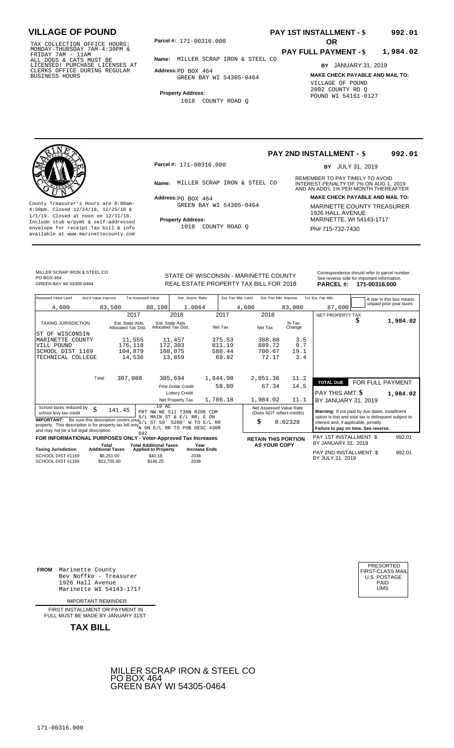# VILLAGE OF POUND

TAX COLLECTION OFFICE HOURS: MONDAY-THURSDAY 7AM-4:30PM & FRIDAY 7AM - 11AM
ALL DOGS & CATS MUST BE LICENSED! PURCHASE LICENSES AT CLERKS OFFICE DURING REGULAR BUSINESS HOURS

**Parcel #:** 171-00316.000

**Name:** MILLER SCRAP IRON & STEEL CO

**Address:** PO BOX 464
GREEN BAY WI 54305-0464

**Property Address:**
1018 COUNTY ROAD Q

**PAY 1ST INSTALLMENT - $ 992.01**

**OR**

**PAY FULL PAYMENT - $ 1,984.02**

**BY** JANUARY 31, 2019

**MAKE CHECK PAYABLE AND MAIL TO:**
VILLAGE OF POUND
2002 COUNTY RD Q
POUND WI 54161-0127

---

**PAY 2ND INSTALLMENT - $ 992.01**

**BY** JULY 31, 2019

County Treasurer's Hours are 8:00am-4:30pm. Closed 12/24/18, 12/25/18 & 1/1/19. Closed at noon on 12/31/18. Include stub w/pymt & self-addressed envelope for receipt. Tax bill & info available at www.marinettecounty.com

**Parcel #:** 171-00316.000

**Name:** MILLER SCRAP IRON & STEEL CO

**Address:** PO BOX 464
GREEN BAY WI 54305-0464

**Property Address:**
1018 COUNTY ROAD Q

REMEMBER TO PAY TIMELY TO AVOID INTEREST PENALTY OF 7% ON AUG 1, 2019 AND AN ADD'L 1% PER MONTH THEREAFTER

**MAKE CHECK PAYABLE AND MAIL TO:**
MARINETTE COUNTY TREASURER
1926 HALL AVENUE
MARINETTE, WI 54143-1717
Ph# 715-732-7430

---

MILLER SCRAP IRON & STEEL CO
PO BOX 464
GREEN BAY WI 54305-0464

STATE OF WISCONSIN - MARINETTE COUNTY
REAL ESTATE PROPERTY TAX BILL FOR 2018

Correspondence should refer to parcel number. See reverse side for important information.
**PARCEL #: 171-00316.000**

| Assessed Value Land | Ass'd Value Improve | Tot Assessed Value | Ave. Assmt. Ratio | Est. Fair Mkt. Land | Est. Fair Mkt. Improve | Tot. Est. Fair Mkt. |
|---|---|---|---|---|---|---|
| 4,600 | 83,500 | 88,100 | 1.0064 | 4,600 | 83,000 | 87,600 |

A star in this box means unpaid prior year taxes

| TAXING JURISDICTION | 2017 Est. State Aids Allocated Tax Dist. | 2018 Est. State Aids Allocated Tax Dist. | 2017 Net Tax | 2018 Net Tax | % Tax Change |
|---|---|---|---|---|---|
| ST OF WISCONSIN | | | | | |
| MARINETTE COUNTY | 11,555 | 11,457 | 375.53 | 388.80 | 3.5 |
| VILL POUND | 176,118 | 172,303 | 811.19 | 889.72 | 9.7 |
| SCHOOL DIST 1169 | 104,879 | 108,075 | 588.44 | 700.67 | 19.1 |
| TECHNICAL COLLEGE | 14,536 | 13,859 | 69.82 | 72.17 | 3.4 |
| Total | 307,088 | 305,694 | 1,844.98 | 2,051.36 | 11.2 |
| | | First Dollar Credit | 58.80 | 67.34 | 14.5 |
| | | Lottery Credit | | | |
| | | Net Property Tax | 1,786.18 | 1,984.02 | 11.1 |

NET PROPERTY TAX $ 1,984.02

**TOTAL DUE** FOR FULL PAYMENT
PAY THIS AMT: $ 1,984.02
BY JANUARY 31, 2019

School taxes reduced by school levy tax credit $ 141.45

**IMPORTANT:** Be sure this description covers your property. This description is for property tax bill only and may not be a full legal description.

.19 AC
PRT NW NE S11 T30N R20E COM S/L MAIN ST & E/L RR; E ON S/L ST 50' S200' W TO E/L RR N ON E/L RR TO POB DESC 430R 692

Net Assessed Value Rate (Does NOT reflect credits) $ 0.02328

**Warning:** If not paid by due dates, installment option is lost and total tax is delinquent subject to interest and, if applicable, penalty.
**Failure to pay on time. See reverse.**

**FOR INFORMATIONAL PURPOSES ONLY - Voter-Approved Tax Increases**

| Taxing Jurisdiction | Total Additional Taxes | Total Additional Taxes Applied to Property | Year Increase Ends |
|---|---|---|---|
| SCHOOL DIST #1169 | $6,251.00 | $40.18 | 2038 |
| SCHOOL DIST #1169 | $22,755.00 | $146.25 | 2038 |

**RETAIN THIS PORTION AS YOUR COPY**

PAY 1ST INSTALLMENT $ 992.01
BY JANUARY 31, 2019

PAY 2ND INSTALLMENT $ 992.01
BY JULY 31, 2019

---

**FROM** Marinette County
Bev Noffke - Treasurer
1926 Hall Avenue
Marinette WI 54143-1717

IMPORTANT REMINDER

FIRST INSTALLMENT OR PAYMENT IN FULL MUST BE MADE BY JANUARY 31ST

**TAX BILL**

PRESORTED FIRST-CLASS MAIL U.S. POSTAGE PAID UMS

MILLER SCRAP IRON & STEEL CO
PO BOX 464
GREEN BAY WI 54305-0464

171-00316.000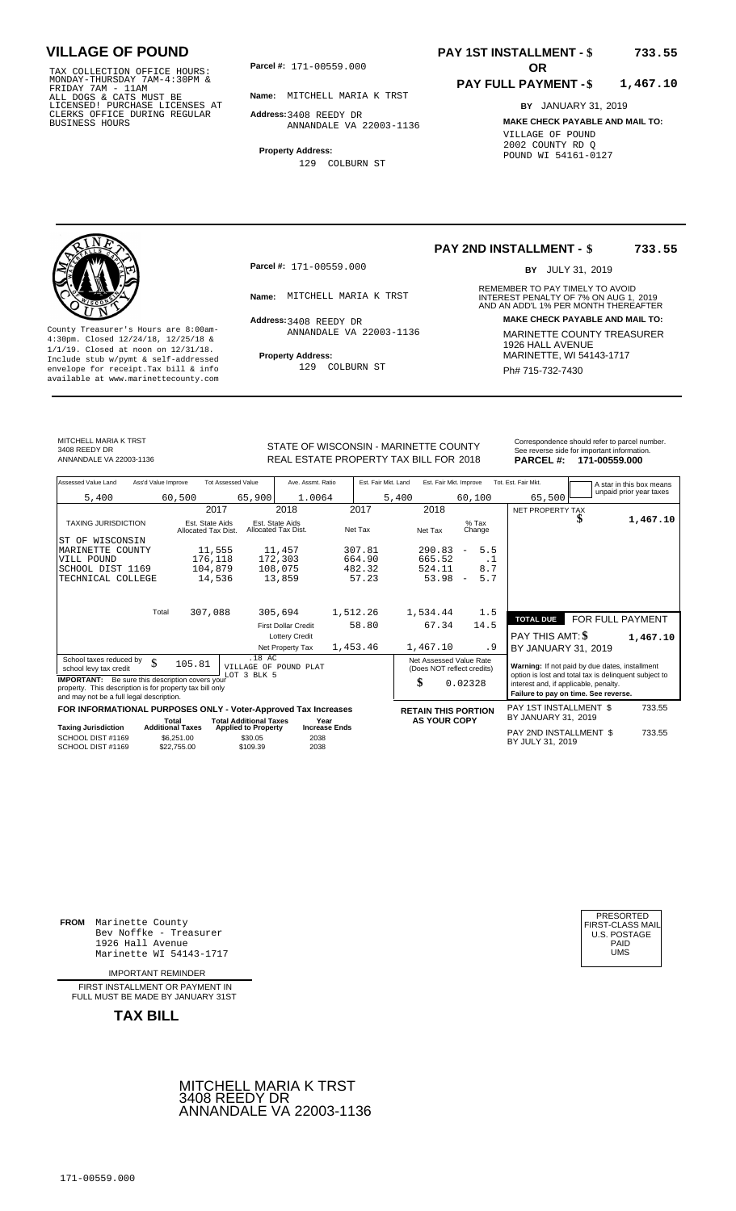# VILLAGE OF POUND

TAX COLLECTION OFFICE HOURS: MONDAY-THURSDAY 7AM-4:30PM & FRIDAY 7AM - 11AM
ALL DOGS & CATS MUST BE LICENSED! PURCHASE LICENSES AT CLERKS OFFICE DURING REGULAR BUSINESS HOURS

**Parcel #:** 171-00559.000

**Name:** MITCHELL MARIA K TRST

**Address:** 3408 REEDY DR
ANNANDALE VA 22003-1136

**Property Address:**
129 COLBURN ST

**PAY 1ST INSTALLMENT - $ 733.55**

**OR**

**PAY FULL PAYMENT - $ 1,467.10**

**BY** JANUARY 31, 2019

**MAKE CHECK PAYABLE AND MAIL TO:**
VILLAGE OF POUND
2002 COUNTY RD Q
POUND WI 54161-0127

---

**PAY 2ND INSTALLMENT - $ 733.55**

**BY** JULY 31, 2019

REMEMBER TO PAY TIMELY TO AVOID INTEREST PENALTY OF 7% ON AUG 1, 2019 AND AN ADD'L 1% PER MONTH THEREAFTER

**Parcel #:** 171-00559.000

**Name:** MITCHELL MARIA K TRST

**Address:** 3408 REEDY DR
ANNANDALE VA 22003-1136

**Property Address:**
129 COLBURN ST

County Treasurer's Hours are 8:00am-4:30pm. Closed 12/24/18, 12/25/18 & 1/1/19. Closed at noon on 12/31/18. Include stub w/pymt & self-addressed envelope for receipt.Tax bill & info available at www.marinettecounty.com

**MAKE CHECK PAYABLE AND MAIL TO:**
MARINETTE COUNTY TREASURER
1926 HALL AVENUE
MARINETTE, WI 54143-1717
Ph# 715-732-7430

---

MITCHELL MARIA K TRST
3408 REEDY DR
ANNANDALE VA 22003-1136

STATE OF WISCONSIN - MARINETTE COUNTY
REAL ESTATE PROPERTY TAX BILL FOR 2018

Correspondence should refer to parcel number. See reverse side for important information.

**PARCEL #: 171-00559.000**

| Assessed Value Land | Ass'd Value Improve | Tot Assessed Value | Ave. Assmt. Ratio | Est. Fair Mkt. Land | Est. Fair Mkt. Improve | Tot. Est. Fair Mkt. |
|---|---|---|---|---|---|---|
| 5,400 | 60,500 | 65,900 | 1.0064 | 5,400 | 60,100 | 65,500 |

A star in this box means unpaid prior year taxes

| TAXING JURISDICTION | 2017 Est. State Aids Allocated Tax Dist. | 2018 Est. State Aids Allocated Tax Dist. | 2017 Net Tax | 2018 Net Tax | % Tax Change |
|---|---|---|---|---|---|
| ST OF WISCONSIN | | | | | |
| MARINETTE COUNTY | 11,555 | 11,457 | 307.81 | 290.83 | - 5.5 |
| VILL POUND | 176,118 | 172,303 | 664.90 | 665.52 | .1 |
| SCHOOL DIST 1169 | 104,879 | 108,075 | 482.32 | 524.11 | 8.7 |
| TECHNICAL COLLEGE | 14,536 | 13,859 | 57.23 | 53.98 | - 5.7 |
| Total | 307,088 | 305,694 | 1,512.26 | 1,534.44 | 1.5 |
| | | First Dollar Credit | 58.80 | 67.34 | 14.5 |
| | | Lottery Credit | | | |
| | | Net Property Tax | 1,453.46 | 1,467.10 | .9 |

NET PROPERTY TAX $ **1,467.10**

**TOTAL DUE** FOR FULL PAYMENT

PAY THIS AMT: $ **1,467.10**

BY JANUARY 31, 2019

School taxes reduced by school levy tax credit $ 105.81

.18 AC
VILLAGE OF POUND PLAT
LOT 3 BLK 5

**IMPORTANT:** Be sure this description covers your property. This description is for property tax bill only and may not be a full legal description.

Net Assessed Value Rate (Does NOT reflect credits) $ 0.02328

**Warning:** If not paid by due dates, installment option is lost and total tax is delinquent subject to interest and, if applicable, penalty. **Failure to pay on time. See reverse.**

**FOR INFORMATIONAL PURPOSES ONLY - Voter-Approved Tax Increases**

| Taxing Jurisdiction | Total Additional Taxes | Total Additional Taxes Applied to Property | Year Increase Ends |
|---|---|---|---|
| SCHOOL DIST #1169 | $6,251.00 | $30.05 | 2038 |
| SCHOOL DIST #1169 | $22,755.00 | $109.39 | 2038 |

**RETAIN THIS PORTION AS YOUR COPY**

PAY 1ST INSTALLMENT $ 733.55 BY JANUARY 31, 2019

PAY 2ND INSTALLMENT $ 733.55 BY JULY 31, 2019

---

**FROM** Marinette County
Bev Noffke - Treasurer
1926 Hall Avenue
Marinette WI 54143-1717

IMPORTANT REMINDER

FIRST INSTALLMENT OR PAYMENT IN FULL MUST BE MADE BY JANUARY 31ST

**TAX BILL**

PRESORTED
FIRST-CLASS MAIL
U.S. POSTAGE
PAID
UMS

MITCHELL MARIA K TRST
3408 REEDY DR
ANNANDALE VA 22003-1136

171-00559.000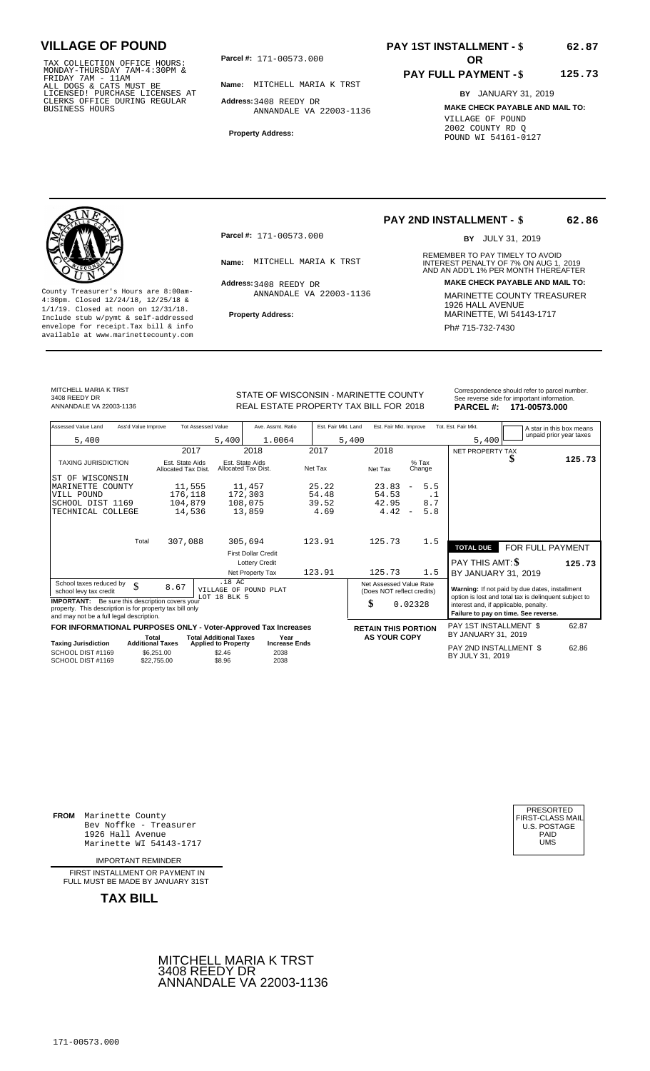## VILLAGE OF POUND

TAX COLLECTION OFFICE HOURS: MONDAY-THURSDAY 7AM-4:30PM & FRIDAY 7AM - 11AM ALL DOGS & CATS MUST BE LICENSED! PURCHASE LICENSES AT CLERKS OFFICE DURING REGULAR BUSINESS HOURS

**Parcel #:** 171-00573.000

**Name:** MITCHELL MARIA K TRST

**Address:** 3408 REEDY DR ANNANDALE VA 22003-1136

**Property Address:**

**PAY 1ST INSTALLMENT - $ 62.87**

**OR**

**PAY FULL PAYMENT - $ 125.73**

**BY** JANUARY 31, 2019

**MAKE CHECK PAYABLE AND MAIL TO:**
VILLAGE OF POUND
2002 COUNTY RD Q
POUND WI 54161-0127

---

County Treasurer's Hours are 8:00am-4:30pm. Closed 12/24/18, 12/25/18 & 1/1/19. Closed at noon on 12/31/18. Include stub w/pymt & self-addressed envelope for receipt.Tax bill & info available at www.marinettecounty.com

**Parcel #:** 171-00573.000

**Name:** MITCHELL MARIA K TRST

**Address:** 3408 REEDY DR ANNANDALE VA 22003-1136

**Property Address:**

**PAY 2ND INSTALLMENT - $ 62.86**

**BY** JULY 31, 2019

REMEMBER TO PAY TIMELY TO AVOID INTEREST PENALTY OF 7% ON AUG 1, 2019 AND AN ADD'L 1% PER MONTH THEREAFTER

**MAKE CHECK PAYABLE AND MAIL TO:**
MARINETTE COUNTY TREASURER
1926 HALL AVENUE
MARINETTE, WI 54143-1717
Ph# 715-732-7430

---

MITCHELL MARIA K TRST
3408 REEDY DR
ANNANDALE VA 22003-1136

STATE OF WISCONSIN - MARINETTE COUNTY
REAL ESTATE PROPERTY TAX BILL FOR 2018

Correspondence should refer to parcel number. See reverse side for important information.
**PARCEL #: 171-00573.000**

| Assessed Value Land | Ass'd Value Improve | Tot Assessed Value | Ave. Assmt. Ratio | Est. Fair Mkt. Land | Est. Fair Mkt. Improve | Tot. Est. Fair Mkt. |
|---|---|---|---|---|---|---|
| 5,400 | | 5,400 | 1.0064 | 5,400 | | 5,400 |

A star in this box means unpaid prior year taxes

| TAXING JURISDICTION | 2017 Est. State Aids Allocated Tax Dist. | 2018 Est. State Aids Allocated Tax Dist. | 2017 Net Tax | 2018 Net Tax | % Tax Change |
|---|---|---|---|---|---|
| ST OF WISCONSIN | | | | | |
| MARINETTE COUNTY | 11,555 | 11,457 | 25.22 | 23.83 | - 5.5 |
| VILL POUND | 176,118 | 172,303 | 54.48 | 54.53 | .1 |
| SCHOOL DIST 1169 | 104,879 | 108,075 | 39.52 | 42.95 | 8.7 |
| TECHNICAL COLLEGE | 14,536 | 13,859 | 4.69 | 4.42 | - 5.8 |
| Total | 307,088 | 305,694 | 123.91 | 125.73 | 1.5 |
| | | First Dollar Credit | | | |
| | | Lottery Credit | | | |
| | | Net Property Tax | 123.91 | 125.73 | 1.5 |

NET PROPERTY TAX $ 125.73

**TOTAL DUE** FOR FULL PAYMENT
PAY THIS AMT: $ 125.73
BY JANUARY 31, 2019

School taxes reduced by school levy tax credit $ 8.67

.18 AC
VILLAGE OF POUND PLAT
LOT 18 BLK 5

**IMPORTANT:** Be sure this description covers your property. This description is for property tax bill only and may not be a full legal description.

Net Assessed Value Rate (Does NOT reflect credits) $ 0.02328

**Warning:** If not paid by due dates, installment option is lost and total tax is delinquent subject to interest and, if applicable, penalty.
**Failure to pay on time. See reverse.**

**FOR INFORMATIONAL PURPOSES ONLY - Voter-Approved Tax Increases**

| Taxing Jurisdiction | Total Additional Taxes | Total Additional Taxes Applied to Property | Year Increase Ends |
|---|---|---|---|
| SCHOOL DIST #1169 | $6,251.00 | $2.46 | 2038 |
| SCHOOL DIST #1169 | $22,755.00 | $8.96 | 2038 |

**RETAIN THIS PORTION AS YOUR COPY**

PAY 1ST INSTALLMENT $ 62.87
BY JANUARY 31, 2019

PAY 2ND INSTALLMENT $ 62.86
BY JULY 31, 2019

---

**FROM** Marinette County
Bev Noffke - Treasurer
1926 Hall Avenue
Marinette WI 54143-1717

IMPORTANT REMINDER

FIRST INSTALLMENT OR PAYMENT IN FULL MUST BE MADE BY JANUARY 31ST

**TAX BILL**

PRESORTED
FIRST-CLASS MAIL
U.S. POSTAGE
PAID
UMS

MITCHELL MARIA K TRST
3408 REEDY DR
ANNANDALE VA 22003-1136

171-00573.000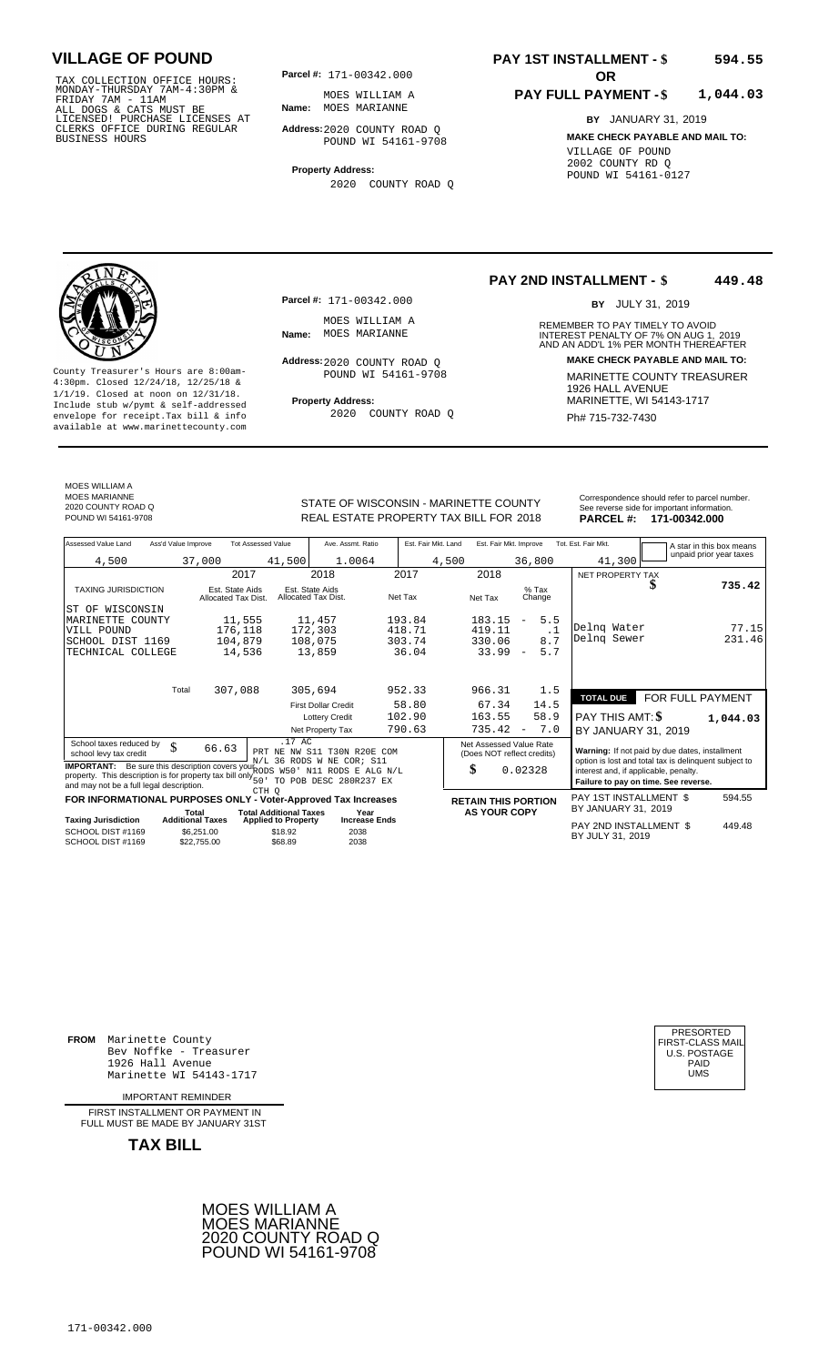# VILLAGE OF POUND

TAX COLLECTION OFFICE HOURS: MONDAY-THURSDAY 7AM-4:30PM & FRIDAY 7AM - 11AM
ALL DOGS & CATS MUST BE LICENSED! PURCHASE LICENSES AT CLERKS OFFICE DURING REGULAR BUSINESS HOURS

**Parcel #:** 171-00342.000

**Name:** MOES WILLIAM A
MOES MARIANNE

**Address:** 2020 COUNTY ROAD Q
POUND WI 54161-9708

**Property Address:**
2020 COUNTY ROAD Q

**PAY 1ST INSTALLMENT - $ 594.55**

**OR**

**PAY FULL PAYMENT - $ 1,044.03**

**BY** JANUARY 31, 2019

**MAKE CHECK PAYABLE AND MAIL TO:**
VILLAGE OF POUND
2002 COUNTY RD Q
POUND WI 54161-0127

---

County Treasurer's Hours are 8:00am-4:30pm. Closed 12/24/18, 12/25/18 & 1/1/19. Closed at noon on 12/31/18. Include stub w/pymt & self-addressed envelope for receipt.Tax bill & info available at www.marinettecounty.com

**Parcel #:** 171-00342.000

**Name:** MOES WILLIAM A
MOES MARIANNE

**Address:** 2020 COUNTY ROAD Q
POUND WI 54161-9708

**Property Address:**
2020 COUNTY ROAD Q

**PAY 2ND INSTALLMENT - $ 449.48**

**BY** JULY 31, 2019

REMEMBER TO PAY TIMELY TO AVOID INTEREST PENALTY OF 7% ON AUG 1, 2019 AND AN ADD'L 1% PER MONTH THEREAFTER

**MAKE CHECK PAYABLE AND MAIL TO:**
MARINETTE COUNTY TREASURER
1926 HALL AVENUE
MARINETTE, WI 54143-1717
Ph# 715-732-7430

---

MOES WILLIAM A
MOES MARIANNE
2020 COUNTY ROAD Q
POUND WI 54161-9708

STATE OF WISCONSIN - MARINETTE COUNTY
REAL ESTATE PROPERTY TAX BILL FOR 2018

Correspondence should refer to parcel number. See reverse side for important information.
**PARCEL #: 171-00342.000**

| Assessed Value Land | Ass'd Value Improve | Tot Assessed Value | Ave. Assmt. Ratio | Est. Fair Mkt. Land | Est. Fair Mkt. Improve | Tot. Est. Fair Mkt. | A star in this box means unpaid prior year taxes |
|---|---|---|---|---|---|---|---|
| 4,500 | 37,000 | 41,500 | 1.0064 | 4,500 | 36,800 | 41,300 | |

| TAXING JURISDICTION | 2017 Est. State Aids Allocated Tax Dist. | 2018 Est. State Aids Allocated Tax Dist. | 2017 Net Tax | 2018 Net Tax | % Tax Change |
|---|---|---|---|---|---|
| ST OF WISCONSIN | | | | | |
| MARINETTE COUNTY | 11,555 | 11,457 | 193.84 | 183.15 | - 5.5 |
| VILL POUND | 176,118 | 172,303 | 418.71 | 419.11 | .1 |
| SCHOOL DIST 1169 | 104,879 | 108,075 | 303.74 | 330.06 | 8.7 |
| TECHNICAL COLLEGE | 14,536 | 13,859 | 36.04 | 33.99 | - 5.7 |
| Total | 307,088 | 305,694 | 952.33 | 966.31 | 1.5 |
| | | First Dollar Credit | 58.80 | 67.34 | 14.5 |
| | | Lottery Credit | 102.90 | 163.55 | 58.9 |
| | | Net Property Tax | 790.63 | 735.42 | - 7.0 |

| NET PROPERTY TAX | $ 735.42 |
|---|---|
| Delnq Water | 77.15 |
| Delnq Sewer | 231.46 |

| TOTAL DUE | FOR FULL PAYMENT |
|---|---|
| PAY THIS AMT: $ | 1,044.03 |
| BY JANUARY 31, 2019 | |

School taxes reduced by school levy tax credit: $ 66.63

.17 AC
PRT NE NW S11 T30N R20E COM N/L 36 RODS W NE COR; S11 RODS W50' N11 RODS E ALG N/L 50' TO POB DESC 280R237 EX CTH Q

**IMPORTANT:** Be sure this description covers your property. This description is for property tax bill only and may not be a full legal description.

Net Assessed Value Rate (Does NOT reflect credits): $ 0.02328

**Warning:** If not paid by due dates, installment option is lost and total tax is delinquent subject to interest and, if applicable, penalty.
**Failure to pay on time. See reverse.**

**FOR INFORMATIONAL PURPOSES ONLY - Voter-Approved Tax Increases**

| Taxing Jurisdiction | Total Additional Taxes | Total Additional Taxes Applied to Property | Year Increase Ends |
|---|---|---|---|
| SCHOOL DIST #1169 | $6,251.00 | $18.92 | 2038 |
| SCHOOL DIST #1169 | $22,755.00 | $68.89 | 2038 |

**RETAIN THIS PORTION AS YOUR COPY**

PAY 1ST INSTALLMENT $ 594.55
BY JANUARY 31, 2019

PAY 2ND INSTALLMENT $ 449.48
BY JULY 31, 2019

---

**FROM** Marinette County
Bev Noffke - Treasurer
1926 Hall Avenue
Marinette WI 54143-1717

PRESORTED
FIRST-CLASS MAIL
U.S. POSTAGE
PAID
UMS

IMPORTANT REMINDER

FIRST INSTALLMENT OR PAYMENT IN FULL MUST BE MADE BY JANUARY 31ST

**TAX BILL**

MOES WILLIAM A
MOES MARIANNE
2020 COUNTY ROAD Q
POUND WI 54161-9708

171-00342.000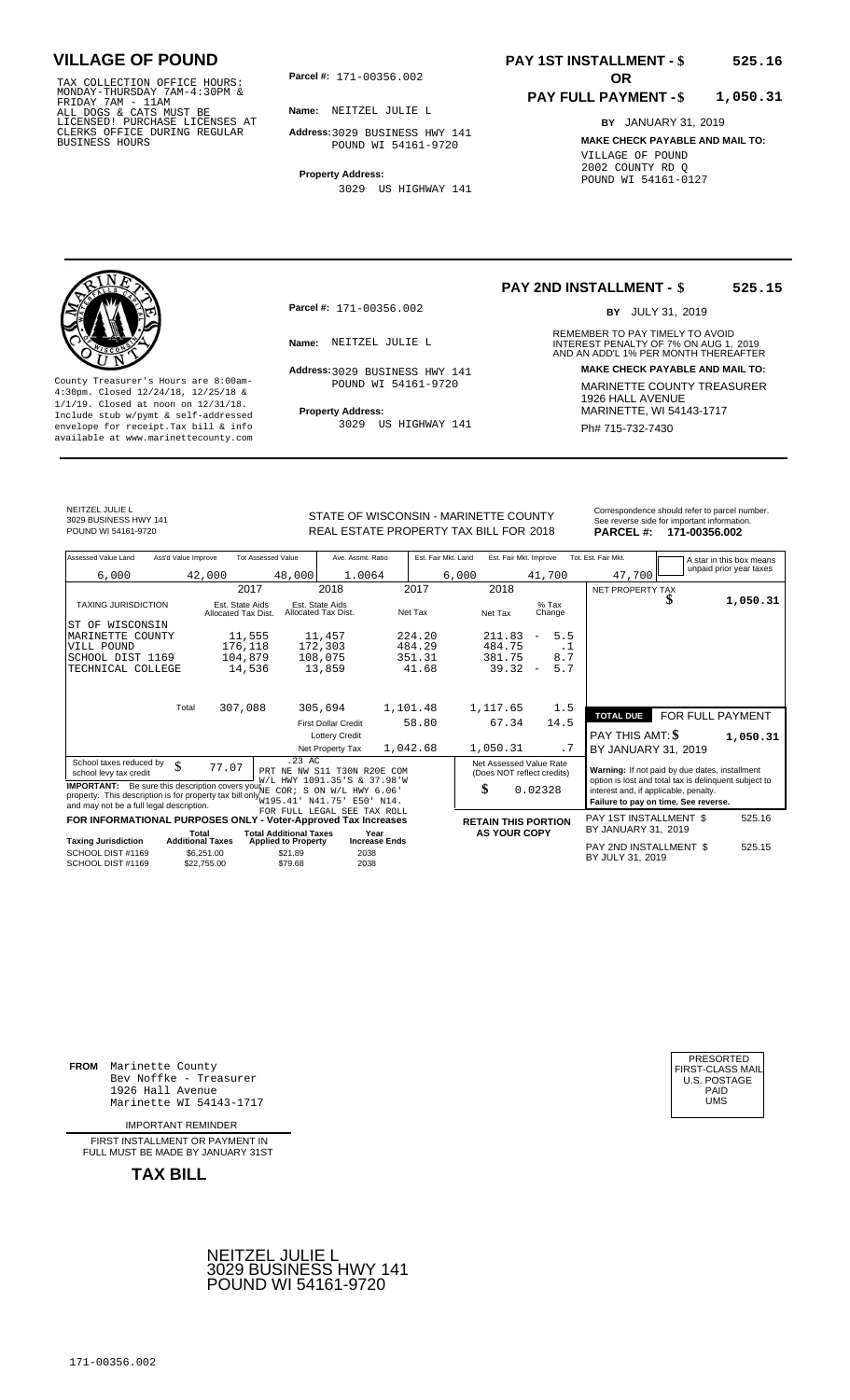# VILLAGE OF POUND

TAX COLLECTION OFFICE HOURS: MONDAY-THURSDAY 7AM-4:30PM & FRIDAY 7AM - 11AM ALL DOGS & CATS MUST BE LICENSED! PURCHASE LICENSES AT CLERKS OFFICE DURING REGULAR BUSINESS HOURS

**Parcel #:** 171-00356.002

**Name:** NEITZEL JULIE L

**Address:** 3029 BUSINESS HWY 141 POUND WI 54161-9720

**Property Address:** 3029 US HIGHWAY 141

**PAY 1ST INSTALLMENT - $ 525.16**

**OR**

**PAY FULL PAYMENT - $ 1,050.31**

**BY** JANUARY 31, 2019

**MAKE CHECK PAYABLE AND MAIL TO:**
VILLAGE OF POUND
2002 COUNTY RD Q
POUND WI 54161-0127

---

County Treasurer's Hours are 8:00am-4:30pm. Closed 12/24/18, 12/25/18 & 1/1/19. Closed at noon on 12/31/18. Include stub w/pymt & self-addressed envelope for receipt. Tax bill & info available at www.marinettecounty.com

**Parcel #:** 171-00356.002

**Name:** NEITZEL JULIE L

**Address:** 3029 BUSINESS HWY 141 POUND WI 54161-9720

**Property Address:** 3029 US HIGHWAY 141

**PAY 2ND INSTALLMENT - $ 525.15**

**BY** JULY 31, 2019

REMEMBER TO PAY TIMELY TO AVOID INTEREST PENALTY OF 7% ON AUG 1, 2019 AND AN ADD'L 1% PER MONTH THEREAFTER

**MAKE CHECK PAYABLE AND MAIL TO:**
MARINETTE COUNTY TREASURER
1926 HALL AVENUE
MARINETTE, WI 54143-1717
Ph# 715-732-7430

---

NEITZEL JULIE L
3029 BUSINESS HWY 141
POUND WI 54161-9720

STATE OF WISCONSIN - MARINETTE COUNTY
REAL ESTATE PROPERTY TAX BILL FOR 2018

Correspondence should refer to parcel number. See reverse side for important information.
**PARCEL #: 171-00356.002**

| Assessed Value Land | Ass'd Value Improve | Tot Assessed Value | Ave. Assmt. Ratio | Est. Fair Mkt. Land | Est. Fair Mkt. Improve | Tot. Est. Fair Mkt. |
|---|---|---|---|---|---|---|
| 6,000 | 42,000 | 48,000 | 1.0064 | 6,000 | 41,700 | 47,700 |

A star in this box means unpaid prior year taxes

| TAXING JURISDICTION | 2017 Est. State Aids Allocated Tax Dist. | 2018 Est. State Aids Allocated Tax Dist. | 2017 Net Tax | 2018 Net Tax | % Tax Change |
|---|---|---|---|---|---|
| ST OF WISCONSIN | | | | | |
| MARINETTE COUNTY | 11,555 | 11,457 | 224.20 | 211.83 | - 5.5 |
| VILL POUND | 176,118 | 172,303 | 484.29 | 484.75 | .1 |
| SCHOOL DIST 1169 | 104,879 | 108,075 | 351.31 | 381.75 | 8.7 |
| TECHNICAL COLLEGE | 14,536 | 13,859 | 41.68 | 39.32 | - 5.7 |
| Total | 307,088 | 305,694 | 1,101.48 | 1,117.65 | 1.5 |
| | | First Dollar Credit | 58.80 | 67.34 | 14.5 |
| | | Lottery Credit | | | |
| | | Net Property Tax | 1,042.68 | 1,050.31 | .7 |

NET PROPERTY TAX $ 1,050.31

TOTAL DUE FOR FULL PAYMENT
PAY THIS AMT: $ 1,050.31
BY JANUARY 31, 2019

School taxes reduced by school levy tax credit $ 77.07

.23 AC
PRT NE NW S11 T30N R20E COM W/L HWY 1091.35'S & 37.98'W NE COR; S ON W/L HWY 6.06' W195.41' N41.75' E50' N14. FOR FULL LEGAL SEE TAX ROLL

**IMPORTANT:** Be sure this description covers your property. This description is for property tax bill only and may not be a full legal description.

Net Assessed Value Rate (Does NOT reflect credits) $ 0.02328

**Warning:** If not paid by due dates, installment option is lost and total tax is delinquent subject to interest and, if applicable, penalty. **Failure to pay on time. See reverse.**

**FOR INFORMATIONAL PURPOSES ONLY - Voter-Approved Tax Increases**

| Taxing Jurisdiction | Total Additional Taxes | Total Additional Taxes Applied to Property | Year Increase Ends |
|---|---|---|---|
| SCHOOL DIST #1169 | $6,251.00 | $21.89 | 2038 |
| SCHOOL DIST #1169 | $22,755.00 | $79.68 | 2038 |

**RETAIN THIS PORTION AS YOUR COPY**

PAY 1ST INSTALLMENT $ 525.16
BY JANUARY 31, 2019

PAY 2ND INSTALLMENT $ 525.15
BY JULY 31, 2019

---

**FROM** Marinette County
Bev Noffke - Treasurer
1926 Hall Avenue
Marinette WI 54143-1717

IMPORTANT REMINDER

FIRST INSTALLMENT OR PAYMENT IN FULL MUST BE MADE BY JANUARY 31ST

**TAX BILL**

PRESORTED
FIRST-CLASS MAIL
U.S. POSTAGE
PAID
UMS

NEITZEL JULIE L
3029 BUSINESS HWY 141
POUND WI 54161-9720

171-00356.002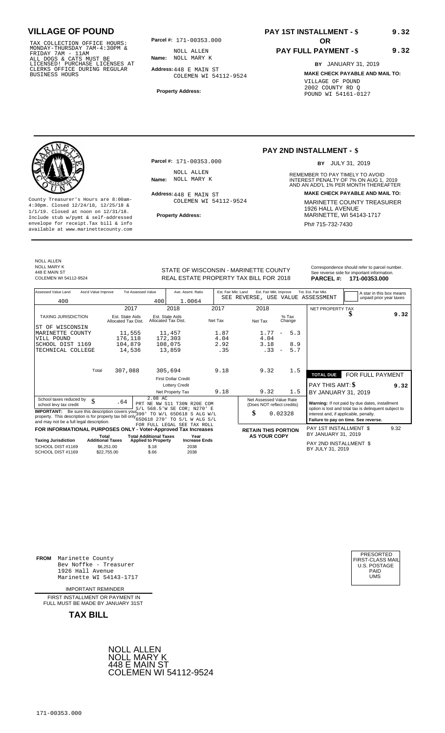# VILLAGE OF POUND

TAX COLLECTION OFFICE HOURS: MONDAY-THURSDAY 7AM-4:30PM & FRIDAY 7AM - 11AM ALL DOGS & CATS MUST BE LICENSED! PURCHASE LICENSES AT CLERKS OFFICE DURING REGULAR BUSINESS HOURS

**Parcel #:** 171-00353.000

**Name:** NOLL ALLEN
NOLL MARY K

**Address:** 448 E MAIN ST
COLEMEN WI 54112-9524

**Property Address:**

**PAY 1ST INSTALLMENT - $** 9.32

**OR**

**PAY FULL PAYMENT - $** 9.32

**BY** JANUARY 31, 2019

**MAKE CHECK PAYABLE AND MAIL TO:**
VILLAGE OF POUND
2002 COUNTY RD Q
POUND WI 54161-0127

---

County Treasurer's Hours are 8:00am-4:30pm. Closed 12/24/18, 12/25/18 & 1/1/19. Closed at noon on 12/31/18. Include stub w/pymt & self-addressed envelope for receipt. Tax bill & info available at www.marinettecounty.com

**Parcel #:** 171-00353.000

**Name:** NOLL ALLEN
NOLL MARY K

**Address:** 448 E MAIN ST
COLEMEN WI 54112-9524

**Property Address:**

## PAY 2ND INSTALLMENT - $

**BY** JULY 31, 2019

REMEMBER TO PAY TIMELY TO AVOID INTEREST PENALTY OF 7% ON AUG 1, 2019 AND AN ADD'L 1% PER MONTH THEREAFTER

**MAKE CHECK PAYABLE AND MAIL TO:**
MARINETTE COUNTY TREASURER
1926 HALL AVENUE
MARINETTE, WI 54143-1717
Ph# 715-732-7430

---

NOLL ALLEN
NOLL MARY K
448 E MAIN ST
COLEMEN WI 54112-9524

STATE OF WISCONSIN - MARINETTE COUNTY
REAL ESTATE PROPERTY TAX BILL FOR 2018

Correspondence should refer to parcel number. See reverse side for important information.
**PARCEL #: 171-00353.000**

| Assessed Value Land | Ass'd Value Improve | Tot Assessed Value | Ave. Assmt. Ratio | Est. Fair Mkt. Land | Est. Fair Mkt. Improve | Tot. Est. Fair Mkt. |
|---|---|---|---|---|---|---|
| 400 | | 400 | 1.0064 | SEE REVERSE, USE VALUE ASSESSMENT | | |

A star in this box means unpaid prior year taxes

| TAXING JURISDICTION | 2017 Est. State Aids Allocated Tax Dist. | 2018 Est. State Aids Allocated Tax Dist. | 2017 Net Tax | 2018 Net Tax | % Tax Change |
|---|---|---|---|---|---|
| ST OF WISCONSIN | | | | | |
| MARINETTE COUNTY | 11,555 | 11,457 | 1.87 | 1.77 | - 5.3 |
| VILL POUND | 176,118 | 172,303 | 4.04 | 4.04 | |
| SCHOOL DIST 1169 | 104,879 | 108,075 | 2.92 | 3.18 | 8.9 |
| TECHNICAL COLLEGE | 14,536 | 13,859 | .35 | .33 | - 5.7 |
| Total | 307,088 | 305,694 | 9.18 | 9.32 | 1.5 |
| | | First Dollar Credit | | | |
| | | Lottery Credit | | | |
| | | Net Property Tax | 9.18 | 9.32 | 1.5 |

NET PROPERTY TAX $ 9.32

**TOTAL DUE** FOR FULL PAYMENT
PAY THIS AMT: $ 9.32
BY JANUARY 31, 2019

School taxes reduced by school levy tax credit $ .64

2.08 AC
PRT NE NW S11 T30N R20E COM S/L 568.5'W SE COR; N270' E 390' TO W/L 65D618 S ALG W/L 65D618 270' TO S/L W ALG S/L FOR FULL LEGAL SEE TAX ROLL

**IMPORTANT:** Be sure this description covers your property. This description is for property tax bill only and may not be a full legal description.

Net Assessed Value Rate (Does NOT reflect credits) $ 0.02328

**Warning:** If not paid by due dates, installment option is lost and total tax is delinquent subject to interest and, if applicable, penalty.
**Failure to pay on time. See reverse.**

**FOR INFORMATIONAL PURPOSES ONLY - Voter-Approved Tax Increases**

| Taxing Jurisdiction | Total Additional Taxes | Total Additional Taxes Applied to Property | Year Increase Ends |
|---|---|---|---|
| SCHOOL DIST #1169 | $6,251.00 | $.18 | 2038 |
| SCHOOL DIST #1169 | $22,755.00 | $.66 | 2038 |

**RETAIN THIS PORTION AS YOUR COPY**

PAY 1ST INSTALLMENT $ 9.32
BY JANUARY 31, 2019

PAY 2ND INSTALLMENT $
BY JULY 31, 2019

---

**FROM** Marinette County
Bev Noffke - Treasurer
1926 Hall Avenue
Marinette WI 54143-1717

PRESORTED FIRST-CLASS MAIL U.S. POSTAGE PAID UMS

IMPORTANT REMINDER

FIRST INSTALLMENT OR PAYMENT IN FULL MUST BE MADE BY JANUARY 31ST

**TAX BILL**

NOLL ALLEN
NOLL MARY K
448 E MAIN ST
COLEMEN WI 54112-9524

171-00353.000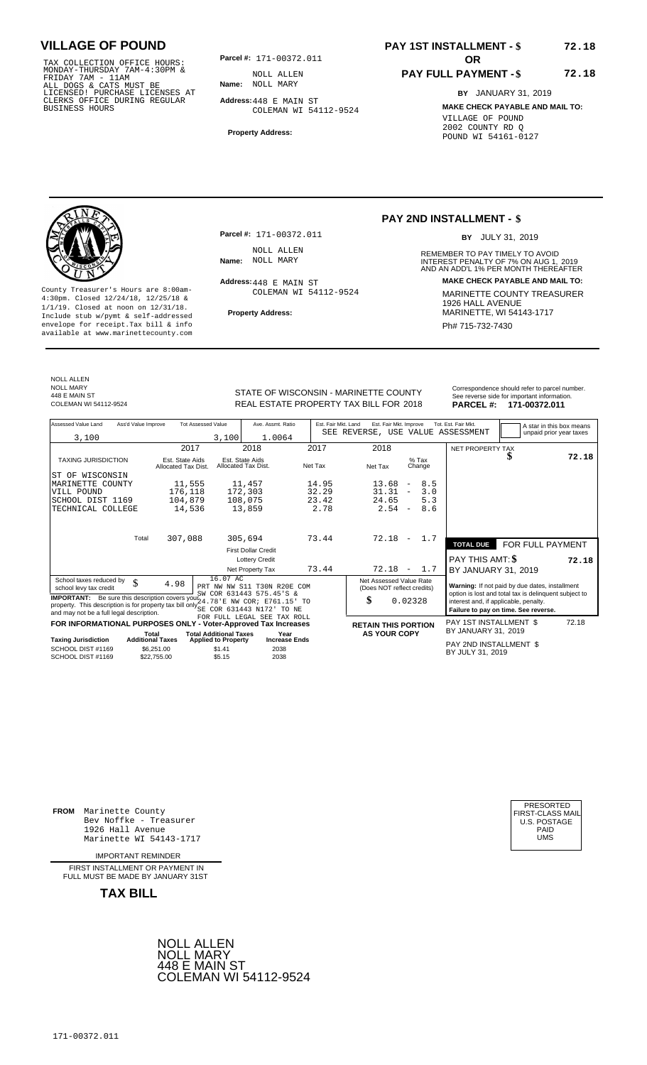# VILLAGE OF POUND

TAX COLLECTION OFFICE HOURS: MONDAY-THURSDAY 7AM-4:30PM & FRIDAY 7AM - 11AM ALL DOGS & CATS MUST BE LICENSED! PURCHASE LICENSES AT CLERKS OFFICE DURING REGULAR BUSINESS HOURS

**Parcel #:** 171-00372.011

**Name:** NOLL ALLEN NOLL MARY

**Address:** 448 E MAIN ST COLEMAN WI 54112-9524

**Property Address:**

**PAY 1ST INSTALLMENT - $** 72.18

**OR**

**PAY FULL PAYMENT - $** 72.18

**BY** JANUARY 31, 2019

**MAKE CHECK PAYABLE AND MAIL TO:**
VILLAGE OF POUND
2002 COUNTY RD Q
POUND WI 54161-0127

---

County Treasurer's Hours are 8:00am-4:30pm. Closed 12/24/18, 12/25/18 & 1/1/19. Closed at noon on 12/31/18. Include stub w/pymt & self-addressed envelope for receipt.Tax bill & info available at www.marinettecounty.com

**Parcel #:** 171-00372.011

**Name:** NOLL ALLEN NOLL MARY

**Address:** 448 E MAIN ST COLEMAN WI 54112-9524

**Property Address:**

## PAY 2ND INSTALLMENT - $

**BY** JULY 31, 2019

REMEMBER TO PAY TIMELY TO AVOID INTEREST PENALTY OF 7% ON AUG 1, 2019 AND AN ADD'L 1% PER MONTH THEREAFTER

**MAKE CHECK PAYABLE AND MAIL TO:**
MARINETTE COUNTY TREASURER
1926 HALL AVENUE
MARINETTE, WI 54143-1717
Ph# 715-732-7430

---

NOLL ALLEN
NOLL MARY
448 E MAIN ST
COLEMAN WI 54112-9524

STATE OF WISCONSIN - MARINETTE COUNTY
REAL ESTATE PROPERTY TAX BILL FOR 2018

Correspondence should refer to parcel number. See reverse side for important information.
**PARCEL #: 171-00372.011**

| Assessed Value Land | Ass'd Value Improve | Tot Assessed Value | Ave. Assmt. Ratio | Est. Fair Mkt. Land | Est. Fair Mkt. Improve | Tot. Est. Fair Mkt. |
|---|---|---|---|---|---|---|
| 3,100 | | 3,100 | 1.0064 | SEE REVERSE, USE VALUE ASSESSMENT | | |

A star in this box means unpaid prior year taxes

| TAXING JURISDICTION | 2017 Est. State Aids Allocated Tax Dist. | 2018 Est. State Aids Allocated Tax Dist. | 2017 Net Tax | 2018 Net Tax | % Tax Change |
|---|---|---|---|---|---|
| ST OF WISCONSIN | | | | | |
| MARINETTE COUNTY | 11,555 | 11,457 | 14.95 | 13.68 | - 8.5 |
| VILL POUND | 176,118 | 172,303 | 32.29 | 31.31 | - 3.0 |
| SCHOOL DIST 1169 | 104,879 | 108,075 | 23.42 | 24.65 | 5.3 |
| TECHNICAL COLLEGE | 14,536 | 13,859 | 2.78 | 2.54 | - 8.6 |
| Total | 307,088 | 305,694 | 73.44 | 72.18 | - 1.7 |
| | | First Dollar Credit | | | |
| | | Lottery Credit | | | |
| | | Net Property Tax | 73.44 | 72.18 | - 1.7 |

NET PROPERTY TAX $ 72.18

**TOTAL DUE** FOR FULL PAYMENT
PAY THIS AMT: $ 72.18
BY JANUARY 31, 2019

School taxes reduced by school levy tax credit $ 4.98

**IMPORTANT:** Be sure this description covers your property. This description is for property tax bill only and may not be a full legal description.

16.07 AC
PRT NW NW S11 T30N R20E COM SW COR 631443 575.45'S & 24.78'E NW COR; E761.15' TO SE COR 631443 N172' TO NE FOR FULL LEGAL SEE TAX ROLL

Net Assessed Value Rate (Does NOT reflect credits) $ 0.02328

**Warning:** If not paid by due dates, installment option is lost and total tax is delinquent subject to interest and, if applicable, penalty.
**Failure to pay on time. See reverse.**

**FOR INFORMATIONAL PURPOSES ONLY - Voter-Approved Tax Increases**

| Taxing Jurisdiction | Total Additional Taxes | Total Additional Taxes Applied to Property | Year Increase Ends |
|---|---|---|---|
| SCHOOL DIST #1169 | $6,251.00 | $1.41 | 2038 |
| SCHOOL DIST #1169 | $22,755.00 | $5.15 | 2038 |

**RETAIN THIS PORTION AS YOUR COPY**

PAY 1ST INSTALLMENT $ 72.18
BY JANUARY 31, 2019

PAY 2ND INSTALLMENT $
BY JULY 31, 2019

---

**FROM** Marinette County
Bev Noffke - Treasurer
1926 Hall Avenue
Marinette WI 54143-1717

IMPORTANT REMINDER

FIRST INSTALLMENT OR PAYMENT IN FULL MUST BE MADE BY JANUARY 31ST

**TAX BILL**

PRESORTED
FIRST-CLASS MAIL
U.S. POSTAGE
PAID
UMS

NOLL ALLEN
NOLL MARY
448 E MAIN ST
COLEMAN WI 54112-9524

171-00372.011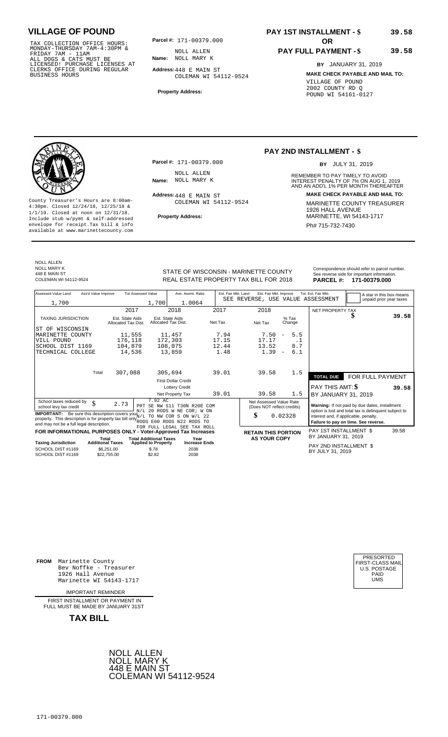# VILLAGE OF POUND

TAX COLLECTION OFFICE HOURS: MONDAY-THURSDAY 7AM-4:30PM & FRIDAY 7AM - 11AM ALL DOGS & CATS MUST BE LICENSED! PURCHASE LICENSES AT CLERKS OFFICE DURING REGULAR BUSINESS HOURS

**Parcel #:** 171-00379.000

**Name:** NOLL ALLEN NOLL MARY K

**Address:** 448 E MAIN ST COLEMAN WI 54112-9524

**Property Address:**

**PAY 1ST INSTALLMENT - $** 39.58

**OR**

**PAY FULL PAYMENT - $** 39.58

**BY** JANUARY 31, 2019

**MAKE CHECK PAYABLE AND MAIL TO:**

VILLAGE OF POUND
2002 COUNTY RD Q
POUND WI 54161-0127

## PAY 2ND INSTALLMENT - $

**BY** JULY 31, 2019

REMEMBER TO PAY TIMELY TO AVOID INTEREST PENALTY OF 7% ON AUG 1, 2019 AND AN ADD'L 1% PER MONTH THEREAFTER

**MAKE CHECK PAYABLE AND MAIL TO:**

MARINETTE COUNTY TREASURER
1926 HALL AVENUE
MARINETTE, WI 54143-1717
Ph# 715-732-7430

**Parcel #:** 171-00379.000

**Name:** NOLL ALLEN NOLL MARY K

**Address:** 448 E MAIN ST COLEMAN WI 54112-9524

**Property Address:**

County Treasurer's Hours are 8:00am-4:30pm. Closed 12/24/18, 12/25/18 & 1/1/19. Closed at noon on 12/31/18. Include stub w/pymt & self-addressed envelope for receipt.Tax bill & info available at www.marinettecounty.com

NOLL ALLEN
NOLL MARY K
448 E MAIN ST
COLEMAN WI 54112-9524

STATE OF WISCONSIN - MARINETTE COUNTY
REAL ESTATE PROPERTY TAX BILL FOR 2018

Correspondence should refer to parcel number. See reverse side for important information.

**PARCEL #: 171-00379.000**

| Assessed Value Land | Ass'd Value Improve | Tot Assessed Value | Ave. Assmt. Ratio | Est. Fair Mkt. Land | Est. Fair Mkt. Improve | Tot. Est. Fair Mkt. |
|---|---|---|---|---|---|---|
| 1,700 | | 1,700 | 1.0064 | SEE REVERSE, USE VALUE ASSESSMENT | | |

A star in this box means unpaid prior year taxes

| TAXING JURISDICTION | 2017 Est. State Aids Allocated Tax Dist. | 2018 Est. State Aids Allocated Tax Dist. | 2017 Net Tax | 2018 Net Tax | % Tax Change |
|---|---|---|---|---|---|
| ST OF WISCONSIN | | | | | |
| MARINETTE COUNTY | 11,555 | 11,457 | 7.94 | 7.50 | - 5.5 |
| VILL POUND | 176,118 | 172,303 | 17.15 | 17.17 | .1 |
| SCHOOL DIST 1169 | 104,879 | 108,075 | 12.44 | 13.52 | 8.7 |
| TECHNICAL COLLEGE | 14,536 | 13,859 | 1.48 | 1.39 | - 6.1 |
| Total | 307,088 | 305,694 | 39.01 | 39.58 | 1.5 |
| | | First Dollar Credit | | | |
| | | Lottery Credit | | | |
| | | Net Property Tax | 39.01 | 39.58 | 1.5 |

NET PROPERTY TAX $ 39.58

**TOTAL DUE** FOR FULL PAYMENT

PAY THIS AMT: $ 39.58

BY JANUARY 31, 2019

School taxes reduced by school levy tax credit $ 2.73

7.92 AC
PRT SE NW S11 T30N R20E COM N/L 20 RODS W NE COR; W ON N/L TO NW COR S ON W/L 22 RODS E60 RODS N22 RODS TO FOR FULL LEGAL SEE TAX ROLL

**IMPORTANT:** Be sure this description covers your property. This description is for property tax bill only and may not be a full legal description.

Net Assessed Value Rate (Does NOT reflect credits) $ 0.02328

**Warning:** If not paid by due dates, installment option is lost and total tax is delinquent subject to interest and, if applicable, penalty.
**Failure to pay on time. See reverse.**

**FOR INFORMATIONAL PURPOSES ONLY - Voter-Approved Tax Increases**

| Taxing Jurisdiction | Total Additional Taxes | Total Additional Taxes Applied to Property | Year Increase Ends |
|---|---|---|---|
| SCHOOL DIST #1169 | $6,251.00 | $.78 | 2038 |
| SCHOOL DIST #1169 | $22,755.00 | $2.82 | 2038 |

**RETAIN THIS PORTION AS YOUR COPY**

PAY 1ST INSTALLMENT $ 39.58
BY JANUARY 31, 2019

PAY 2ND INSTALLMENT $
BY JULY 31, 2019

**FROM** Marinette County
Bev Noffke - Treasurer
1926 Hall Avenue
Marinette WI 54143-1717

PRESORTED FIRST-CLASS MAIL U.S. POSTAGE PAID UMS

IMPORTANT REMINDER

FIRST INSTALLMENT OR PAYMENT IN FULL MUST BE MADE BY JANUARY 31ST

**TAX BILL**

NOLL ALLEN
NOLL MARY K
448 E MAIN ST
COLEMAN WI 54112-9524

171-00379.000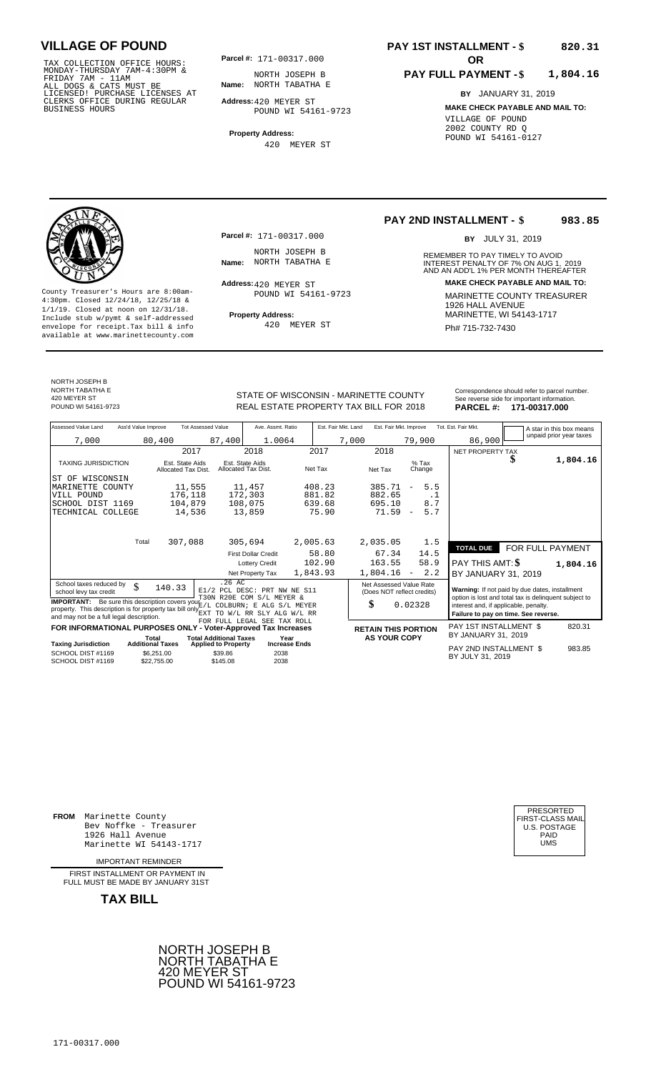## VILLAGE OF POUND

TAX COLLECTION OFFICE HOURS: MONDAY-THURSDAY 7AM-4:30PM & FRIDAY 7AM - 11AM ALL DOGS & CATS MUST BE LICENSED! PURCHASE LICENSES AT CLERKS OFFICE DURING REGULAR BUSINESS HOURS

**Parcel #:** 171-00317.000

**Name:** NORTH JOSEPH B NORTH TABATHA E

**Address:** 420 MEYER ST POUND WI 54161-9723

**Property Address:** 420 MEYER ST

**PAY 1ST INSTALLMENT - $ 820.31**

**OR**

**PAY FULL PAYMENT - $ 1,804.16**

**BY** JANUARY 31, 2019

**MAKE CHECK PAYABLE AND MAIL TO:**
VILLAGE OF POUND
2002 COUNTY RD Q
POUND WI 54161-0127

---

**PAY 2ND INSTALLMENT - $ 983.85**

**BY** JULY 31, 2019

REMEMBER TO PAY TIMELY TO AVOID INTEREST PENALTY OF 7% ON AUG 1, 2019 AND AN ADD'L 1% PER MONTH THEREAFTER

**Parcel #:** 171-00317.000

**Name:** NORTH JOSEPH B NORTH TABATHA E

**Address:** 420 MEYER ST POUND WI 54161-9723

**Property Address:** 420 MEYER ST

County Treasurer's Hours are 8:00am-4:30pm. Closed 12/24/18, 12/25/18 & 1/1/19. Closed at noon on 12/31/18. Include stub w/pymt & self-addressed envelope for receipt.Tax bill & info available at www.marinettecounty.com

**MAKE CHECK PAYABLE AND MAIL TO:**
MARINETTE COUNTY TREASURER
1926 HALL AVENUE
MARINETTE, WI 54143-1717
Ph# 715-732-7430

---

NORTH JOSEPH B
NORTH TABATHA E
420 MEYER ST
POUND WI 54161-9723

STATE OF WISCONSIN - MARINETTE COUNTY
REAL ESTATE PROPERTY TAX BILL FOR 2018

Correspondence should refer to parcel number. See reverse side for important information.

**PARCEL #: 171-00317.000**

| Assessed Value Land | Ass'd Value Improve | Tot Assessed Value | Ave. Assmt. Ratio | Est. Fair Mkt. Land | Est. Fair Mkt. Improve | Tot. Est. Fair Mkt. |
|---|---|---|---|---|---|---|
| 7,000 | 80,400 | 87,400 | 1.0064 | 7,000 | 79,900 | 86,900 |

A star in this box means unpaid prior year taxes

| TAXING JURISDICTION | 2017 Est. State Aids Allocated Tax Dist. | 2018 Est. State Aids Allocated Tax Dist. | 2017 Net Tax | 2018 Net Tax | % Tax Change |
|---|---|---|---|---|---|
| ST OF WISCONSIN | | | | | |
| MARINETTE COUNTY | 11,555 | 11,457 | 408.23 | 385.71 | - 5.5 |
| VILL POUND | 176,118 | 172,303 | 881.82 | 882.65 | .1 |
| SCHOOL DIST 1169 | 104,879 | 108,075 | 639.68 | 695.10 | 8.7 |
| TECHNICAL COLLEGE | 14,536 | 13,859 | 75.90 | 71.59 | - 5.7 |
| Total | 307,088 | 305,694 | 2,005.63 | 2,035.05 | 1.5 |
| | | First Dollar Credit | 58.80 | 67.34 | 14.5 |
| | | Lottery Credit | 102.90 | 163.55 | 58.9 |
| | | Net Property Tax | 1,843.93 | 1,804.16 | - 2.2 |

NET PROPERTY TAX $ 1,804.16

**TOTAL DUE** FOR FULL PAYMENT

PAY THIS AMT: $ 1,804.16

BY JANUARY 31, 2019

School taxes reduced by school levy tax credit $ 140.33

.26 AC
E1/2 PCL DESC: PRT NW NE S11 T30N R20E COM S/L MEYER & E/L COLBURN; E ALG S/L MEYER EXT TO W/L RR SLY ALG W/L RR FOR FULL LEGAL SEE TAX ROLL

**IMPORTANT:** Be sure this description covers your property. This description is for property tax bill only and may not be a full legal description.

Net Assessed Value Rate (Does NOT reflect credits) $ 0.02328

**Warning:** If not paid by due dates, installment option is lost and total tax is delinquent subject to interest and, if applicable, penalty. **Failure to pay on time. See reverse.**

**FOR INFORMATIONAL PURPOSES ONLY - Voter-Approved Tax Increases**

| Taxing Jurisdiction | Total Additional Taxes | Total Additional Taxes Applied to Property | Year Increase Ends |
|---|---|---|---|
| SCHOOL DIST #1169 | $6,251.00 | $39.86 | 2038 |
| SCHOOL DIST #1169 | $22,755.00 | $145.08 | 2038 |

**RETAIN THIS PORTION AS YOUR COPY**

PAY 1ST INSTALLMENT $ 820.31
BY JANUARY 31, 2019

PAY 2ND INSTALLMENT $ 983.85
BY JULY 31, 2019

---

**FROM** Marinette County
Bev Noffke - Treasurer
1926 Hall Avenue
Marinette WI 54143-1717

PRESORTED FIRST-CLASS MAIL U.S. POSTAGE PAID UMS

IMPORTANT REMINDER

FIRST INSTALLMENT OR PAYMENT IN FULL MUST BE MADE BY JANUARY 31ST

**TAX BILL**

NORTH JOSEPH B
NORTH TABATHA E
420 MEYER ST
POUND WI 54161-9723

171-00317.000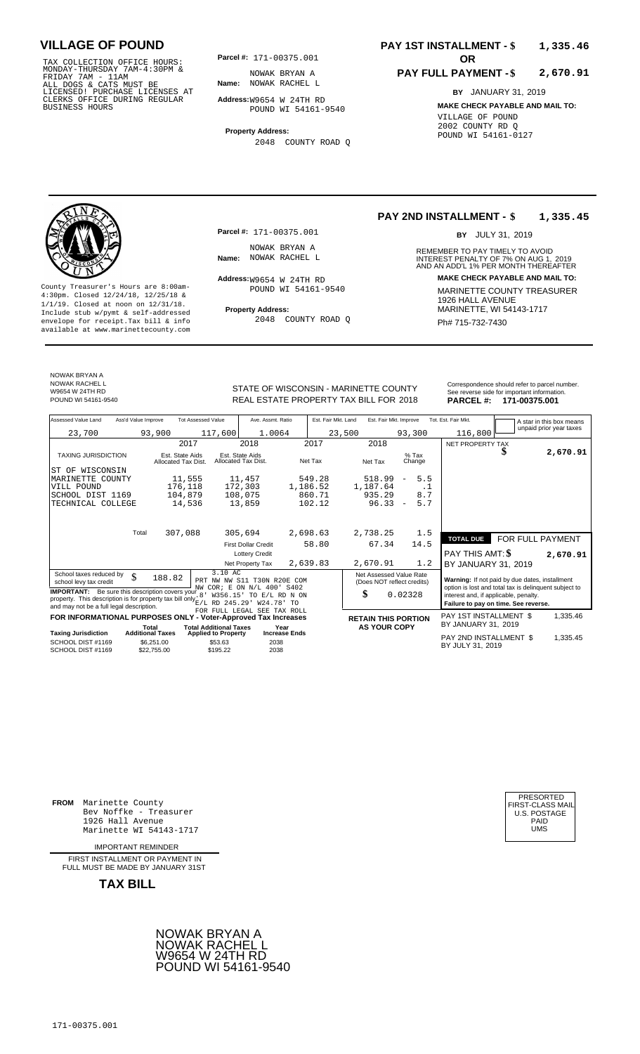# VILLAGE OF POUND

TAX COLLECTION OFFICE HOURS:
MONDAY-THURSDAY 7AM-4:30PM &
FRIDAY 7AM - 11AM
ALL DOGS & CATS MUST BE
LICENSED! PURCHASE LICENSES AT
CLERKS OFFICE DURING REGULAR
BUSINESS HOURS

**Parcel #:** 171-00375.001

**Name:** NOWAK BRYAN A
NOWAK RACHEL L

**Address:** W9654 W 24TH RD
POUND WI 54161-9540

**Property Address:**
2048 COUNTY ROAD Q

## PAY 1ST INSTALLMENT - $ 1,335.46

**OR**

## PAY FULL PAYMENT - $ 2,670.91

**BY** JANUARY 31, 2019

**MAKE CHECK PAYABLE AND MAIL TO:**
VILLAGE OF POUND
2002 COUNTY RD Q
POUND WI 54161-0127

---

County Treasurer's Hours are 8:00am-4:30pm. Closed 12/24/18, 12/25/18 & 1/1/19. Closed at noon on 12/31/18. Include stub w/pymt & self-addressed envelope for receipt. Tax bill & info available at www.marinettecounty.com

**Parcel #:** 171-00375.001

**Name:** NOWAK BRYAN A
NOWAK RACHEL L

**Address:** W9654 W 24TH RD
POUND WI 54161-9540

**Property Address:**
2048 COUNTY ROAD Q

## PAY 2ND INSTALLMENT - $ 1,335.45

**BY** JULY 31, 2019

REMEMBER TO PAY TIMELY TO AVOID INTEREST PENALTY OF 7% ON AUG 1, 2019 AND AN ADD'L 1% PER MONTH THEREAFTER

**MAKE CHECK PAYABLE AND MAIL TO:**
MARINETTE COUNTY TREASURER
1926 HALL AVENUE
MARINETTE, WI 54143-1717
Ph# 715-732-7430

---

NOWAK BRYAN A
NOWAK RACHEL L
W9654 W 24TH RD
POUND WI 54161-9540

STATE OF WISCONSIN - MARINETTE COUNTY
REAL ESTATE PROPERTY TAX BILL FOR 2018

Correspondence should refer to parcel number. See reverse side for important information.
**PARCEL #: 171-00375.001**

| Assessed Value Land | Ass'd Value Improve | Tot Assessed Value | Ave. Assmt. Ratio | Est. Fair Mkt. Land | Est. Fair Mkt. Improve | Tot. Est. Fair Mkt. |
|---|---|---|---|---|---|---|
| 23,700 | 93,900 | 117,600 | 1.0064 | 23,500 | 93,300 | 116,800 |

A star in this box means unpaid prior year taxes

| TAXING JURISDICTION | 2017 Est. State Aids Allocated Tax Dist. | 2018 Est. State Aids Allocated Tax Dist. | 2017 Net Tax | 2018 Net Tax | % Tax Change |
|---|---|---|---|---|---|
| ST OF WISCONSIN | | | | | |
| MARINETTE COUNTY | 11,555 | 11,457 | 549.28 | 518.99 | - 5.5 |
| VILL POUND | 176,118 | 172,303 | 1,186.52 | 1,187.64 | .1 |
| SCHOOL DIST 1169 | 104,879 | 108,075 | 860.71 | 935.29 | 8.7 |
| TECHNICAL COLLEGE | 14,536 | 13,859 | 102.12 | 96.33 | - 5.7 |
| Total | 307,088 | 305,694 | 2,698.63 | 2,738.25 | 1.5 |
| | | First Dollar Credit | 58.80 | 67.34 | 14.5 |
| | | Lottery Credit | | | |
| | | Net Property Tax | 2,639.83 | 2,670.91 | 1.2 |

NET PROPERTY TAX $ 2,670.91

**TOTAL DUE** FOR FULL PAYMENT
PAY THIS AMT: $ 2,670.91
BY JANUARY 31, 2019

School taxes reduced by school levy tax credit $ 188.82

3.10 AC
PRT NW NW S11 T30N R20E COM NW COR; E ON N/L 400' S402.8' W356.15' TO E/L RD N ON E/L RD 245.29' W24.78' TO FOR FULL LEGAL SEE TAX ROLL

**IMPORTANT:** Be sure this description covers your property. This description is for property tax bill only and may not be a full legal description.

Net Assessed Value Rate (Does NOT reflect credits)
$ 0.02328

**Warning:** If not paid by due dates, installment option is lost and total tax is delinquent subject to interest and, if applicable, penalty.
**Failure to pay on time. See reverse.**

**FOR INFORMATIONAL PURPOSES ONLY - Voter-Approved Tax Increases**

| Taxing Jurisdiction | Total Additional Taxes | Total Additional Taxes Applied to Property | Year Increase Ends |
|---|---|---|---|
| SCHOOL DIST #1169 | $6,251.00 | $53.63 | 2038 |
| SCHOOL DIST #1169 | $22,755.00 | $195.22 | 2038 |

**RETAIN THIS PORTION AS YOUR COPY**

PAY 1ST INSTALLMENT $ 1,335.46
BY JANUARY 31, 2019

PAY 2ND INSTALLMENT $ 1,335.45
BY JULY 31, 2019

---

**FROM** Marinette County
Bev Noffke - Treasurer
1926 Hall Avenue
Marinette WI 54143-1717

IMPORTANT REMINDER

FIRST INSTALLMENT OR PAYMENT IN FULL MUST BE MADE BY JANUARY 31ST

**TAX BILL**

PRESORTED
FIRST-CLASS MAIL
U.S. POSTAGE
PAID
UMS

NOWAK BRYAN A
NOWAK RACHEL L
W9654 W 24TH RD
POUND WI 54161-9540

171-00375.001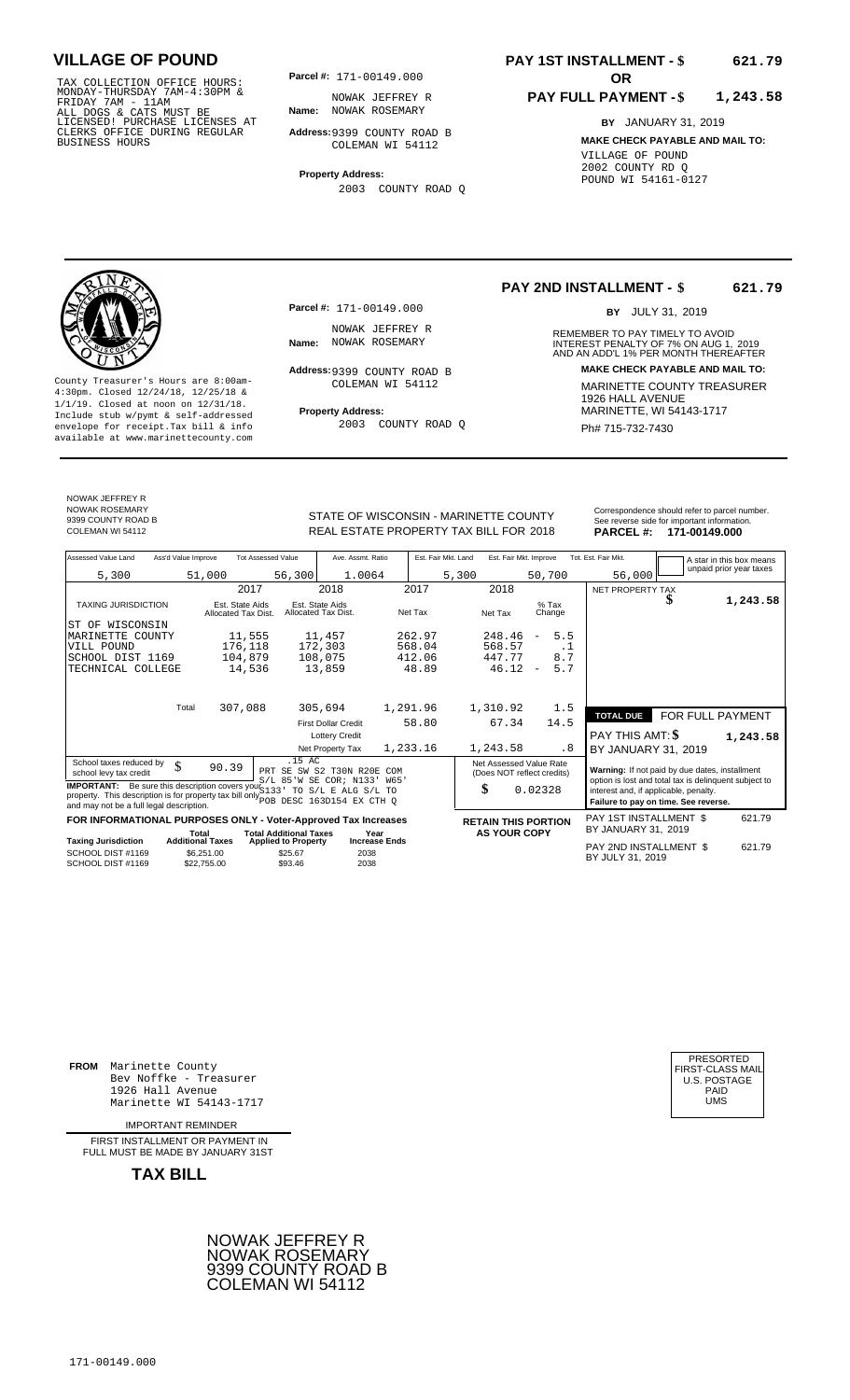# VILLAGE OF POUND

TAX COLLECTION OFFICE HOURS: MONDAY-THURSDAY 7AM-4:30PM & FRIDAY 7AM - 11AM ALL DOGS & CATS MUST BE LICENSED! PURCHASE LICENSES AT CLERKS OFFICE DURING REGULAR BUSINESS HOURS

**Parcel #:** 171-00149.000

**Name:** NOWAK JEFFREY R NOWAK ROSEMARY

**Address:** 9399 COUNTY ROAD B COLEMAN WI 54112

**Property Address:** 2003 COUNTY ROAD Q

**PAY 1ST INSTALLMENT - $ 621.79**

**OR**

**PAY FULL PAYMENT - $ 1,243.58**

**BY** JANUARY 31, 2019

**MAKE CHECK PAYABLE AND MAIL TO:** VILLAGE OF POUND 2002 COUNTY RD Q POUND WI 54161-0127

---

County Treasurer's Hours are 8:00am-4:30pm. Closed 12/24/18, 12/25/18 & 1/1/19. Closed at noon on 12/31/18. Include stub w/pymt & self-addressed envelope for receipt. Tax bill & info available at www.marinettecounty.com

**Parcel #:** 171-00149.000

**Name:** NOWAK JEFFREY R NOWAK ROSEMARY

**Address:** 9399 COUNTY ROAD B COLEMAN WI 54112

**Property Address:** 2003 COUNTY ROAD Q

**PAY 2ND INSTALLMENT - $ 621.79**

**BY** JULY 31, 2019

REMEMBER TO PAY TIMELY TO AVOID INTEREST PENALTY OF 7% ON AUG 1, 2019 AND AN ADD'L 1% PER MONTH THEREAFTER

**MAKE CHECK PAYABLE AND MAIL TO:** MARINETTE COUNTY TREASURER 1926 HALL AVENUE MARINETTE, WI 54143-1717 Ph# 715-732-7430

---

NOWAK JEFFREY R
NOWAK ROSEMARY
9399 COUNTY ROAD B
COLEMAN WI 54112

STATE OF WISCONSIN - MARINETTE COUNTY
REAL ESTATE PROPERTY TAX BILL FOR 2018

Correspondence should refer to parcel number. See reverse side for important information.

**PARCEL #: 171-00149.000**

| Assessed Value Land | Ass'd Value Improve | Tot Assessed Value | Ave. Assmt. Ratio | Est. Fair Mkt. Land | Est. Fair Mkt. Improve | Tot. Est. Fair Mkt. |
|---|---|---|---|---|---|---|
| 5,300 | 51,000 | 56,300 | 1.0064 | 5,300 | 50,700 | 56,000 |

A star in this box means unpaid prior year taxes

| TAXING JURISDICTION | 2017 Est. State Aids Allocated Tax Dist. | 2018 Est. State Aids Allocated Tax Dist. | 2017 Net Tax | 2018 Net Tax | % Tax Change |
|---|---|---|---|---|---|
| ST OF WISCONSIN | | | | | |
| MARINETTE COUNTY | 11,555 | 11,457 | 262.97 | 248.46 | - 5.5 |
| VILL POUND | 176,118 | 172,303 | 568.04 | 568.57 | .1 |
| SCHOOL DIST 1169 | 104,879 | 108,075 | 412.06 | 447.77 | 8.7 |
| TECHNICAL COLLEGE | 14,536 | 13,859 | 48.89 | 46.12 | - 5.7 |
| Total | 307,088 | 305,694 | 1,291.96 | 1,310.92 | 1.5 |
| | | First Dollar Credit | 58.80 | 67.34 | 14.5 |
| | | Lottery Credit | | | |
| | | Net Property Tax | 1,233.16 | 1,243.58 | .8 |

NET PROPERTY TAX $ 1,243.58

**TOTAL DUE** FOR FULL PAYMENT

PAY THIS AMT: $ 1,243.58

BY JANUARY 31, 2019

School taxes reduced by school levy tax credit $ 90.39

.15 AC PRT SE SW S2 T30N R20E COM S/L 85'W SE COR; N133' W65' S133' TO S/L E ALG S/L TO POB DESC 163D154 EX CTH Q

**IMPORTANT:** Be sure this description covers your property. This description is for property tax bill only and may not be a full legal description.

Net Assessed Value Rate (Does NOT reflect credits) $ 0.02328

**Warning:** If not paid by due dates, installment option is lost and total tax is delinquent subject to interest and, if applicable, penalty. **Failure to pay on time. See reverse.**

**FOR INFORMATIONAL PURPOSES ONLY - Voter-Approved Tax Increases**

| Taxing Jurisdiction | Total Additional Taxes | Total Additional Taxes Applied to Property | Year Increase Ends |
|---|---|---|---|
| SCHOOL DIST #1169 | $6,251.00 | $25.67 | 2038 |
| SCHOOL DIST #1169 | $22,755.00 | $93.46 | 2038 |

**RETAIN THIS PORTION AS YOUR COPY**

PAY 1ST INSTALLMENT $ 621.79 BY JANUARY 31, 2019

PAY 2ND INSTALLMENT $ 621.79 BY JULY 31, 2019

---

**FROM** Marinette County Bev Noffke - Treasurer 1926 Hall Avenue Marinette WI 54143-1717

IMPORTANT REMINDER

FIRST INSTALLMENT OR PAYMENT IN FULL MUST BE MADE BY JANUARY 31ST

**TAX BILL**

PRESORTED FIRST-CLASS MAIL U.S. POSTAGE PAID UMS

NOWAK JEFFREY R
NOWAK ROSEMARY
9399 COUNTY ROAD B
COLEMAN WI 54112

171-00149.000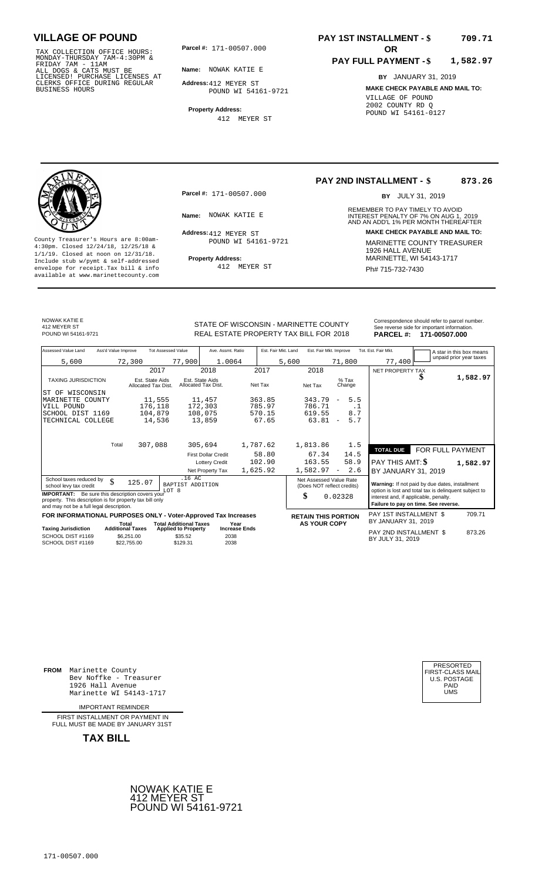# VILLAGE OF POUND

TAX COLLECTION OFFICE HOURS:
MONDAY-THURSDAY 7AM-4:30PM &
FRIDAY 7AM - 11AM
ALL DOGS & CATS MUST BE
LICENSED! PURCHASE LICENSES AT
CLERKS OFFICE DURING REGULAR
BUSINESS HOURS

**Parcel #:** 171-00507.000

**Name:** NOWAK KATIE E

**Address:** 412 MEYER ST
POUND WI 54161-9721

**Property Address:**
412 MEYER ST

**PAY 1ST INSTALLMENT - $ 709.71**

**OR**

**PAY FULL PAYMENT - $ 1,582.97**

**BY** JANUARY 31, 2019

**MAKE CHECK PAYABLE AND MAIL TO:**
VILLAGE OF POUND
2002 COUNTY RD Q
POUND WI 54161-0127

---

County Treasurer's Hours are 8:00am-4:30pm. Closed 12/24/18, 12/25/18 & 1/1/19. Closed at noon on 12/31/18. Include stub w/pymt & self-addressed envelope for receipt.Tax bill & info available at www.marinettecounty.com

**Parcel #:** 171-00507.000

**Name:** NOWAK KATIE E

**Address:** 412 MEYER ST
POUND WI 54161-9721

**Property Address:**
412 MEYER ST

**PAY 2ND INSTALLMENT - $ 873.26**

**BY** JULY 31, 2019

REMEMBER TO PAY TIMELY TO AVOID INTEREST PENALTY OF 7% ON AUG 1, 2019 AND AN ADD'L 1% PER MONTH THEREAFTER

**MAKE CHECK PAYABLE AND MAIL TO:**
MARINETTE COUNTY TREASURER
1926 HALL AVENUE
MARINETTE, WI 54143-1717
Ph# 715-732-7430

---

NOWAK KATIE E
412 MEYER ST
POUND WI 54161-9721

STATE OF WISCONSIN - MARINETTE COUNTY
REAL ESTATE PROPERTY TAX BILL FOR 2018

Correspondence should refer to parcel number. See reverse side for important information.
**PARCEL #: 171-00507.000**

| Assessed Value Land | Ass'd Value Improve | Tot Assessed Value | Ave. Assmt. Ratio | Est. Fair Mkt. Land | Est. Fair Mkt. Improve | Tot. Est. Fair Mkt. |
|---|---|---|---|---|---|---|
| 5,600 | 72,300 | 77,900 | 1.0064 | 5,600 | 71,800 | 77,400 |

A star in this box means unpaid prior year taxes

| TAXING JURISDICTION | 2017 Est. State Aids Allocated Tax Dist. | 2018 Est. State Aids Allocated Tax Dist. | 2017 Net Tax | 2018 Net Tax | % Tax Change |
|---|---|---|---|---|---|
| ST OF WISCONSIN | | | | | |
| MARINETTE COUNTY | 11,555 | 11,457 | 363.85 | 343.79 | - 5.5 |
| VILL POUND | 176,118 | 172,303 | 785.97 | 786.71 | .1 |
| SCHOOL DIST 1169 | 104,879 | 108,075 | 570.15 | 619.55 | 8.7 |
| TECHNICAL COLLEGE | 14,536 | 13,859 | 67.65 | 63.81 | - 5.7 |
| Total | 307,088 | 305,694 | 1,787.62 | 1,813.86 | 1.5 |
| | | First Dollar Credit | 58.80 | 67.34 | 14.5 |
| | | Lottery Credit | 102.90 | 163.55 | 58.9 |
| | | Net Property Tax | 1,625.92 | 1,582.97 | - 2.6 |

NET PROPERTY TAX $ 1,582.97

School taxes reduced by school levy tax credit $ 125.07

.16 AC
BAPTIST ADDITION
LOT 8

**IMPORTANT:** Be sure this description covers your property. This description is for property tax bill only and may not be a full legal description.

Net Assessed Value Rate (Does NOT reflect credits) $ 0.02328

| TOTAL DUE | FOR FULL PAYMENT |
|---|---|
| PAY THIS AMT: $ | 1,582.97 |
| BY JANUARY 31, 2019 | |

**Warning:** If not paid by due dates, installment option is lost and total tax is delinquent subject to interest and, if applicable, penalty.
**Failure to pay on time. See reverse.**

**FOR INFORMATIONAL PURPOSES ONLY - Voter-Approved Tax Increases**

| Taxing Jurisdiction | Total Additional Taxes | Total Additional Taxes Applied to Property | Year Increase Ends |
|---|---|---|---|
| SCHOOL DIST #1169 | $6,251.00 | $35.52 | 2038 |
| SCHOOL DIST #1169 | $22,755.00 | $129.31 | 2038 |

**RETAIN THIS PORTION AS YOUR COPY**

PAY 1ST INSTALLMENT $ 709.71
BY JANUARY 31, 2019

PAY 2ND INSTALLMENT $ 873.26
BY JULY 31, 2019

---

**FROM** Marinette County
Bev Noffke - Treasurer
1926 Hall Avenue
Marinette WI 54143-1717

IMPORTANT REMINDER

FIRST INSTALLMENT OR PAYMENT IN FULL MUST BE MADE BY JANUARY 31ST

**TAX BILL**

PRESORTED
FIRST-CLASS MAIL
U.S. POSTAGE
PAID
UMS

NOWAK KATIE E
412 MEYER ST
POUND WI 54161-9721

171-00507.000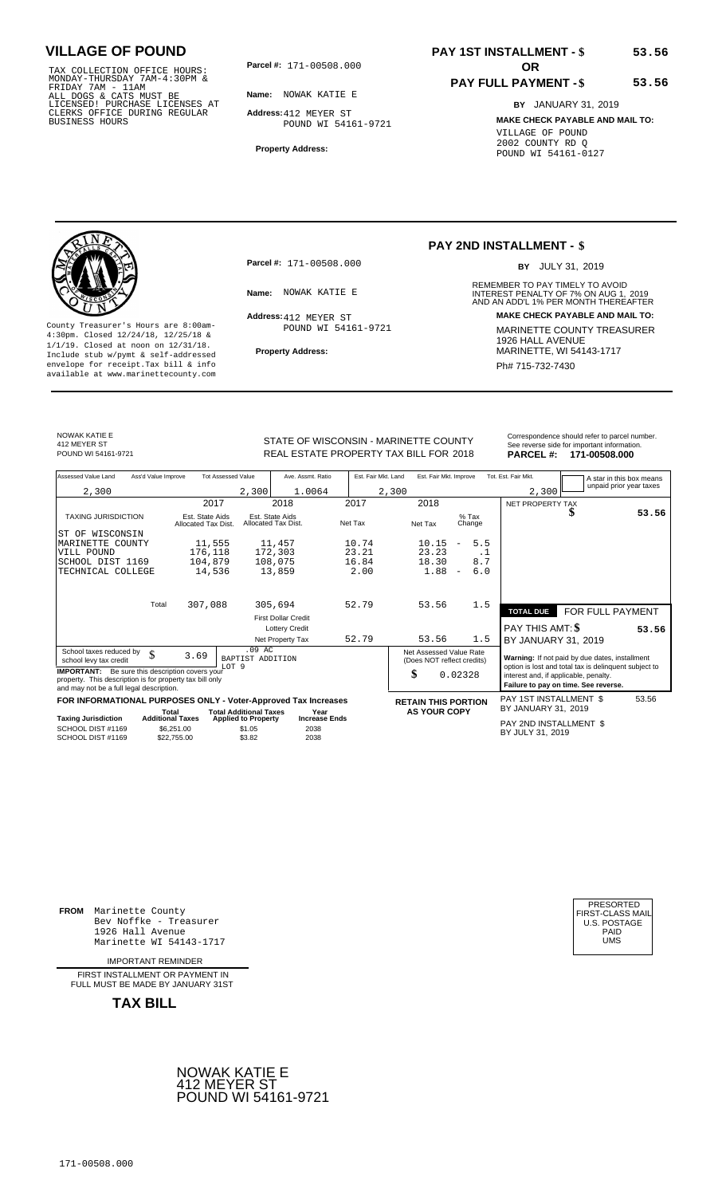# VILLAGE OF POUND

TAX COLLECTION OFFICE HOURS:
MONDAY-THURSDAY 7AM-4:30PM &
FRIDAY 7AM - 11AM
ALL DOGS & CATS MUST BE
LICENSED! PURCHASE LICENSES AT
CLERKS OFFICE DURING REGULAR
BUSINESS HOURS

**Parcel #:** 171-00508.000

**Name:** NOWAK KATIE E

**Address:** 412 MEYER ST
POUND WI 54161-9721

**Property Address:**

**PAY 1ST INSTALLMENT - $** 53.56

**OR**

**PAY FULL PAYMENT - $** 53.56

**BY** JANUARY 31, 2019

**MAKE CHECK PAYABLE AND MAIL TO:**
VILLAGE OF POUND
2002 COUNTY RD Q
POUND WI 54161-0127

---

County Treasurer's Hours are 8:00am-4:30pm. Closed 12/24/18, 12/25/18 & 1/1/19. Closed at noon on 12/31/18. Include stub w/pymt & self-addressed envelope for receipt.Tax bill & info available at www.marinettecounty.com

**Parcel #:** 171-00508.000

**Name:** NOWAK KATIE E

**Address:** 412 MEYER ST
POUND WI 54161-9721

**Property Address:**

**PAY 2ND INSTALLMENT - $**

**BY** JULY 31, 2019

REMEMBER TO PAY TIMELY TO AVOID INTEREST PENALTY OF 7% ON AUG 1, 2019 AND AN ADD'L 1% PER MONTH THEREAFTER

**MAKE CHECK PAYABLE AND MAIL TO:**
MARINETTE COUNTY TREASURER
1926 HALL AVENUE
MARINETTE, WI 54143-1717
Ph# 715-732-7430

---

NOWAK KATIE E
412 MEYER ST
POUND WI 54161-9721

STATE OF WISCONSIN - MARINETTE COUNTY
REAL ESTATE PROPERTY TAX BILL FOR 2018

Correspondence should refer to parcel number. See reverse side for important information.
**PARCEL #: 171-00508.000**

| Assessed Value Land | Ass'd Value Improve | Tot Assessed Value | Ave. Assmt. Ratio | Est. Fair Mkt. Land | Est. Fair Mkt. Improve | Tot. Est. Fair Mkt. |
|---|---|---|---|---|---|---|
| 2,300 | | 2,300 | 1.0064 | 2,300 | | 2,300 |

A star in this box means unpaid prior year taxes

| TAXING JURISDICTION | 2017 Est. State Aids Allocated Tax Dist. | 2018 Est. State Aids Allocated Tax Dist. | 2017 Net Tax | 2018 Net Tax | % Tax Change |
|---|---|---|---|---|---|
| ST OF WISCONSIN | | | | | |
| MARINETTE COUNTY | 11,555 | 11,457 | 10.74 | 10.15 | - 5.5 |
| VILL POUND | 176,118 | 172,303 | 23.21 | 23.23 | .1 |
| SCHOOL DIST 1169 | 104,879 | 108,075 | 16.84 | 18.30 | 8.7 |
| TECHNICAL COLLEGE | 14,536 | 13,859 | 2.00 | 1.88 | - 6.0 |
| Total | 307,088 | 305,694 | 52.79 | 53.56 | 1.5 |
| | | First Dollar Credit | | | |
| | | Lottery Credit | | | |
| | | Net Property Tax | 52.79 | 53.56 | 1.5 |

NET PROPERTY TAX $ 53.56

**TOTAL DUE** FOR FULL PAYMENT
PAY THIS AMT: $ 53.56
BY JANUARY 31, 2019

School taxes reduced by school levy tax credit $ 3.69

.09 AC
BAPTIST ADDITION
LOT 9

**IMPORTANT:** Be sure this description covers your property. This description is for property tax bill only and may not be a full legal description.

Net Assessed Value Rate (Does NOT reflect credits) $ 0.02328

**Warning:** If not paid by due dates, installment option is lost and total tax is delinquent subject to interest and, if applicable, penalty.
**Failure to pay on time. See reverse.**

**FOR INFORMATIONAL PURPOSES ONLY - Voter-Approved Tax Increases**

| Taxing Jurisdiction | Total Additional Taxes | Total Additional Taxes Applied to Property | Year Increase Ends |
|---|---|---|---|
| SCHOOL DIST #1169 | $6,251.00 | $1.05 | 2038 |
| SCHOOL DIST #1169 | $22,755.00 | $3.82 | 2038 |

**RETAIN THIS PORTION AS YOUR COPY**

PAY 1ST INSTALLMENT $ 53.56
BY JANUARY 31, 2019

PAY 2ND INSTALLMENT $
BY JULY 31, 2019

---

**FROM** Marinette County
Bev Noffke - Treasurer
1926 Hall Avenue
Marinette WI 54143-1717

IMPORTANT REMINDER

FIRST INSTALLMENT OR PAYMENT IN FULL MUST BE MADE BY JANUARY 31ST

**TAX BILL**

PRESORTED
FIRST-CLASS MAIL
U.S. POSTAGE
PAID
UMS

NOWAK KATIE E
412 MEYER ST
POUND WI 54161-9721

171-00508.000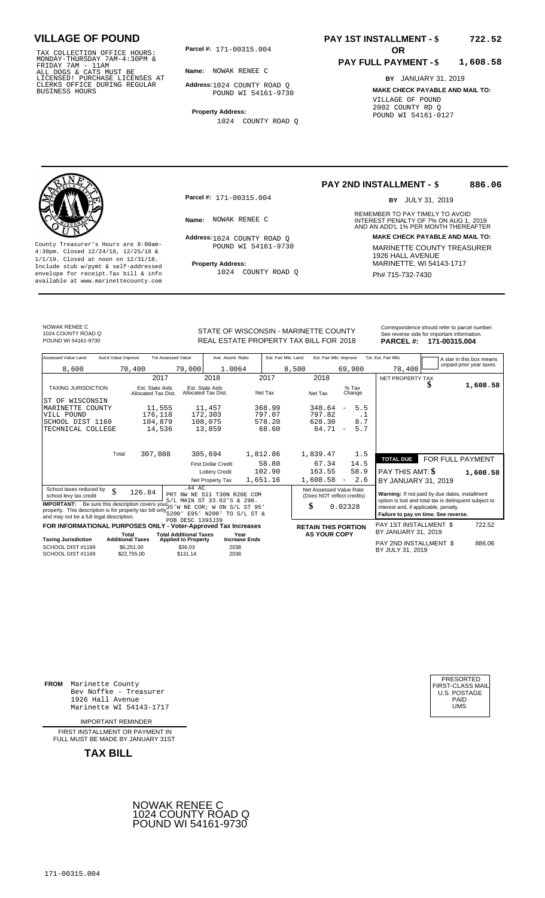# VILLAGE OF POUND

TAX COLLECTION OFFICE HOURS: MONDAY-THURSDAY 7AM-4:30PM & FRIDAY 7AM - 11AM ALL DOGS & CATS MUST BE LICENSED! PURCHASE LICENSES AT CLERKS OFFICE DURING REGULAR BUSINESS HOURS

**Parcel #:** 171-00315.004

**Name:** NOWAK RENEE C

**Address:** 1024 COUNTY ROAD Q POUND WI 54161-9730

**Property Address:** 1024 COUNTY ROAD Q

**PAY 1ST INSTALLMENT - $ 722.52**

**OR**

**PAY FULL PAYMENT - $ 1,608.58**

**BY** JANUARY 31, 2019

**MAKE CHECK PAYABLE AND MAIL TO:**
VILLAGE OF POUND
2002 COUNTY RD Q
POUND WI 54161-0127

---

County Treasurer's Hours are 8:00am-4:30pm. Closed 12/24/18, 12/25/18 & 1/1/19. Closed at noon on 12/31/18. Include stub w/pymt & self-addressed envelope for receipt.Tax bill & info available at www.marinettecounty.com

**Parcel #:** 171-00315.004

**Name:** NOWAK RENEE C

**Address:** 1024 COUNTY ROAD Q POUND WI 54161-9730

**Property Address:** 1024 COUNTY ROAD Q

**PAY 2ND INSTALLMENT - $ 886.06**

**BY** JULY 31, 2019

REMEMBER TO PAY TIMELY TO AVOID INTEREST PENALTY OF 7% ON AUG 1, 2019 AND AN ADD'L 1% PER MONTH THEREAFTER

**MAKE CHECK PAYABLE AND MAIL TO:**
MARINETTE COUNTY TREASURER
1926 HALL AVENUE
MARINETTE, WI 54143-1717
Ph# 715-732-7430

---

NOWAK RENEE C
1024 COUNTY ROAD Q
POUND WI 54161-9730

STATE OF WISCONSIN - MARINETTE COUNTY
REAL ESTATE PROPERTY TAX BILL FOR 2018

Correspondence should refer to parcel number. See reverse side for important information.
**PARCEL #: 171-00315.004**

| Assessed Value Land | Ass'd Value Improve | Tot Assessed Value | Ave. Assmt. Ratio | Est. Fair Mkt. Land | Est. Fair Mkt. Improve | Tot. Est. Fair Mkt. |
|---|---|---|---|---|---|---|
| 8,600 | 70,400 | 79,000 | 1.0064 | 8,500 | 69,900 | 78,400 |

A star in this box means unpaid prior year taxes

| TAXING JURISDICTION | 2017 Est. State Aids Allocated Tax Dist. | 2018 Est. State Aids Allocated Tax Dist. | 2017 Net Tax | 2018 Net Tax | % Tax Change |
|---|---|---|---|---|---|
| ST OF WISCONSIN | | | | | |
| MARINETTE COUNTY | 11,555 | 11,457 | 368.99 | 348.64 | - 5.5 |
| VILL POUND | 176,118 | 172,303 | 797.07 | 797.82 | .1 |
| SCHOOL DIST 1169 | 104,879 | 108,075 | 578.20 | 628.30 | 8.7 |
| TECHNICAL COLLEGE | 14,536 | 13,859 | 68.60 | 64.71 | - 5.7 |
| Total | 307,088 | 305,694 | 1,812.86 | 1,839.47 | 1.5 |
| | | First Dollar Credit | 58.80 | 67.34 | 14.5 |
| | | Lottery Credit | 102.90 | 163.55 | 58.9 |
| | | Net Property Tax | 1,651.16 | 1,608.58 | - 2.6 |

NET PROPERTY TAX $ 1,608.58

**TOTAL DUE** FOR FULL PAYMENT
PAY THIS AMT: $ 1,608.58
BY JANUARY 31, 2019

School taxes reduced by school levy tax credit $ 126.84

.44 AC
PRT NW NE S11 T30N R20E COM S/L MAIN ST 33.02'S & 290.35'W NE COR; W ON S/L ST 95' S200' E95' N200' TO S/L ST & POB DESC 1393J39

Net Assessed Value Rate (Does NOT reflect credits) $ 0.02328

**IMPORTANT:** Be sure this description covers your property. This description is for property tax bill only and may not be a full legal description.

**Warning:** If not paid by due dates, installment option is lost and total tax is delinquent subject to interest and, if applicable, penalty. **Failure to pay on time. See reverse.**

**FOR INFORMATIONAL PURPOSES ONLY - Voter-Approved Tax Increases**

| Taxing Jurisdiction | Total Additional Taxes | Total Additional Taxes Applied to Property | Year Increase Ends |
|---|---|---|---|
| SCHOOL DIST #1169 | $6,251.00 | $36.03 | 2038 |
| SCHOOL DIST #1169 | $22,755.00 | $131.14 | 2038 |

**RETAIN THIS PORTION AS YOUR COPY**

PAY 1ST INSTALLMENT $ 722.52
BY JANUARY 31, 2019

PAY 2ND INSTALLMENT $ 886.06
BY JULY 31, 2019

---

**FROM** Marinette County
Bev Noffke - Treasurer
1926 Hall Avenue
Marinette WI 54143-1717

IMPORTANT REMINDER

FIRST INSTALLMENT OR PAYMENT IN FULL MUST BE MADE BY JANUARY 31ST

**TAX BILL**

PRESORTED FIRST-CLASS MAIL U.S. POSTAGE PAID UMS

NOWAK RENEE C
1024 COUNTY ROAD Q
POUND WI 54161-9730

171-00315.004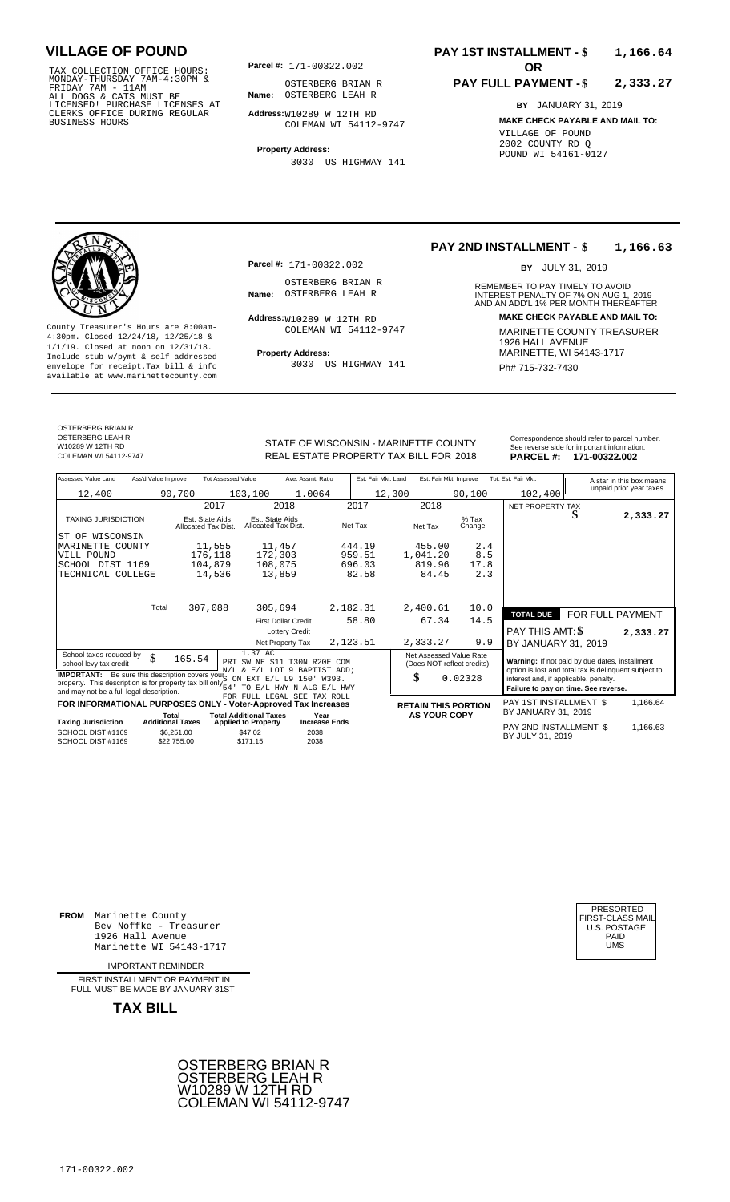# VILLAGE OF POUND

TAX COLLECTION OFFICE HOURS: MONDAY-THURSDAY 7AM-4:30PM & FRIDAY 7AM - 11AM ALL DOGS & CATS MUST BE LICENSED! PURCHASE LICENSES AT CLERKS OFFICE DURING REGULAR BUSINESS HOURS

**Parcel #:** 171-00322.002

**Name:** OSTERBERG BRIAN R OSTERBERG LEAH R

**Address:** W10289 W 12TH RD COLEMAN WI 54112-9747

**Property Address:** 3030 US HIGHWAY 141

**PAY 1ST INSTALLMENT - $ 1,166.64**

**OR**

**PAY FULL PAYMENT - $ 2,333.27**

**BY** JANUARY 31, 2019

**MAKE CHECK PAYABLE AND MAIL TO:** VILLAGE OF POUND 2002 COUNTY RD Q POUND WI 54161-0127

---

County Treasurer's Hours are 8:00am-4:30pm. Closed 12/24/18, 12/25/18 & 1/1/19. Closed at noon on 12/31/18. Include stub w/pymt & self-addressed envelope for receipt.Tax bill & info available at www.marinettecounty.com

**Parcel #:** 171-00322.002

**Name:** OSTERBERG BRIAN R OSTERBERG LEAH R

**Address:** W10289 W 12TH RD COLEMAN WI 54112-9747

**Property Address:** 3030 US HIGHWAY 141

**PAY 2ND INSTALLMENT - $ 1,166.63**

**BY** JULY 31, 2019

REMEMBER TO PAY TIMELY TO AVOID INTEREST PENALTY OF 7% ON AUG 1, 2019 AND AN ADD'L 1% PER MONTH THEREAFTER

**MAKE CHECK PAYABLE AND MAIL TO:** MARINETTE COUNTY TREASURER 1926 HALL AVENUE MARINETTE, WI 54143-1717 Ph# 715-732-7430

---

OSTERBERG BRIAN R
OSTERBERG LEAH R
W10289 W 12TH RD
COLEMAN WI 54112-9747

STATE OF WISCONSIN - MARINETTE COUNTY
REAL ESTATE PROPERTY TAX BILL FOR 2018

Correspondence should refer to parcel number. See reverse side for important information.
**PARCEL #: 171-00322.002**

| Assessed Value Land | Ass'd Value Improve | Tot Assessed Value | Ave. Assmt. Ratio | Est. Fair Mkt. Land | Est. Fair Mkt. Improve | Tot. Est. Fair Mkt. |
|---|---|---|---|---|---|---|
| 12,400 | 90,700 | 103,100 | 1.0064 | 12,300 | 90,100 | 102,400 |

A star in this box means unpaid prior year taxes

| TAXING JURISDICTION | 2017 Est. State Aids Allocated Tax Dist. | 2018 Est. State Aids Allocated Tax Dist. | 2017 Net Tax | 2018 Net Tax | % Tax Change |
|---|---|---|---|---|---|
| ST OF WISCONSIN | | | | | |
| MARINETTE COUNTY | 11,555 | 11,457 | 444.19 | 455.00 | 2.4 |
| VILL POUND | 176,118 | 172,303 | 959.51 | 1,041.20 | 8.5 |
| SCHOOL DIST 1169 | 104,879 | 108,075 | 696.03 | 819.96 | 17.8 |
| TECHNICAL COLLEGE | 14,536 | 13,859 | 82.58 | 84.45 | 2.3 |
| Total | 307,088 | 305,694 | 2,182.31 | 2,400.61 | 10.0 |
| | | First Dollar Credit | 58.80 | 67.34 | 14.5 |
| | | Lottery Credit | | | |
| | | Net Property Tax | 2,123.51 | 2,333.27 | 9.9 |

NET PROPERTY TAX $ 2,333.27

| TOTAL DUE | FOR FULL PAYMENT |
|---|---|
| PAY THIS AMT: $ | 2,333.27 |
| BY JANUARY 31, 2019 | |

School taxes reduced by school levy tax credit $ 165.54

1.37 AC PRT SW NE S11 T30N R20E COM N/L & E/L LOT 9 BAPTIST ADD; S ON EXT E/L L9 150' W393. 54' TO E/L HWY N ALG E/L HWY FOR FULL LEGAL SEE TAX ROLL

**IMPORTANT:** Be sure this description covers your property. This description is for property tax bill only and may not be a full legal description.

Net Assessed Value Rate (Does NOT reflect credits) $ 0.02328

**Warning:** If not paid by due dates, installment option is lost and total tax is delinquent subject to interest and, if applicable, penalty. **Failure to pay on time. See reverse.**

**FOR INFORMATIONAL PURPOSES ONLY - Voter-Approved Tax Increases**

| Taxing Jurisdiction | Total Additional Taxes | Total Additional Taxes Applied to Property | Year Increase Ends |
|---|---|---|---|
| SCHOOL DIST #1169 | $6,251.00 | $47.02 | 2038 |
| SCHOOL DIST #1169 | $22,755.00 | $171.15 | 2038 |

**RETAIN THIS PORTION AS YOUR COPY**

PAY 1ST INSTALLMENT $ 1,166.64 BY JANUARY 31, 2019

PAY 2ND INSTALLMENT $ 1,166.63 BY JULY 31, 2019

---

**FROM** Marinette County Bev Noffke - Treasurer 1926 Hall Avenue Marinette WI 54143-1717

IMPORTANT REMINDER

FIRST INSTALLMENT OR PAYMENT IN FULL MUST BE MADE BY JANUARY 31ST

**TAX BILL**

PRESORTED FIRST-CLASS MAIL U.S. POSTAGE PAID UMS

OSTERBERG BRIAN R
OSTERBERG LEAH R
W10289 W 12TH RD
COLEMAN WI 54112-9747

171-00322.002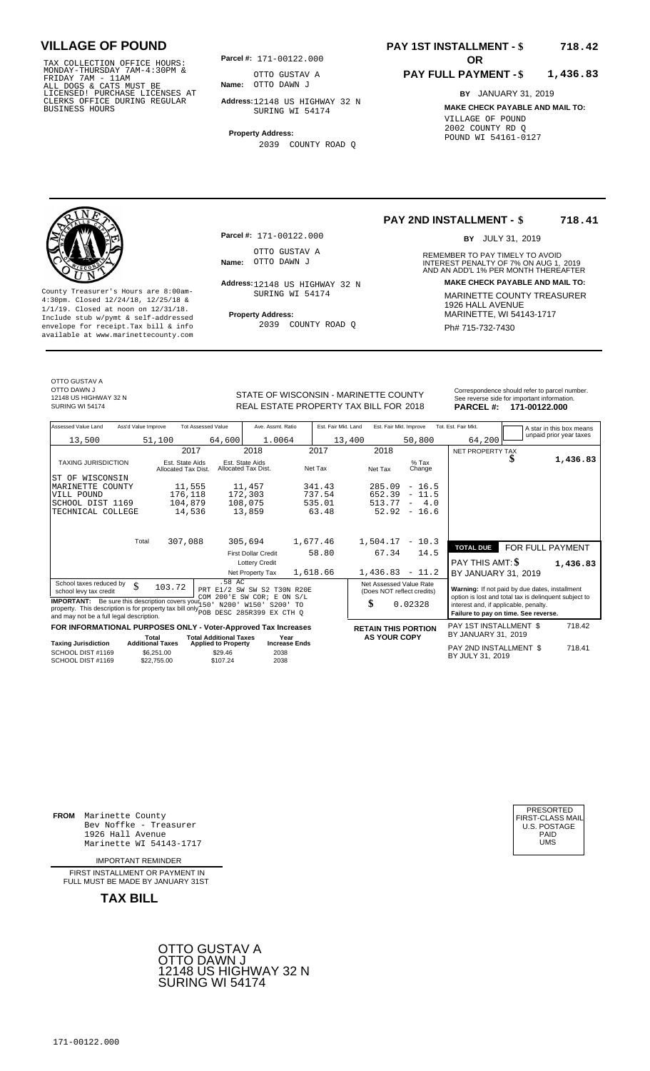# VILLAGE OF POUND

TAX COLLECTION OFFICE HOURS: MONDAY-THURSDAY 7AM-4:30PM & FRIDAY 7AM - 11AM ALL DOGS & CATS MUST BE LICENSED! PURCHASE LICENSES AT CLERKS OFFICE DURING REGULAR BUSINESS HOURS

**Parcel #:** 171-00122.000

**Name:** OTTO GUSTAV A
OTTO DAWN J

**Address:** 12148 US HIGHWAY 32 N
SURING WI 54174

**Property Address:**
2039 COUNTY ROAD Q

**PAY 1ST INSTALLMENT - $ 718.42**

**OR**

**PAY FULL PAYMENT - $ 1,436.83**

**BY** JANUARY 31, 2019

**MAKE CHECK PAYABLE AND MAIL TO:**
VILLAGE OF POUND
2002 COUNTY RD Q
POUND WI 54161-0127

---

**PAY 2ND INSTALLMENT - $ 718.41**

**BY** JULY 31, 2019

REMEMBER TO PAY TIMELY TO AVOID INTEREST PENALTY OF 7% ON AUG 1, 2019 AND AN ADD'L 1% PER MONTH THEREAFTER

**MAKE CHECK PAYABLE AND MAIL TO:**
MARINETTE COUNTY TREASURER
1926 HALL AVENUE
MARINETTE, WI 54143-1717
Ph# 715-732-7430

County Treasurer's Hours are 8:00am-4:30pm. Closed 12/24/18, 12/25/18 & 1/1/19. Closed at noon on 12/31/18. Include stub w/pymt & self-addressed envelope for receipt. Tax bill & info available at www.marinettecounty.com

**Parcel #:** 171-00122.000

**Name:** OTTO GUSTAV A
OTTO DAWN J

**Address:** 12148 US HIGHWAY 32 N
SURING WI 54174

**Property Address:**
2039 COUNTY ROAD Q

---

OTTO GUSTAV A
OTTO DAWN J
12148 US HIGHWAY 32 N
SURING WI 54174

STATE OF WISCONSIN - MARINETTE COUNTY
REAL ESTATE PROPERTY TAX BILL FOR 2018

Correspondence should refer to parcel number. See reverse side for important information.

**PARCEL #: 171-00122.000**

| Assessed Value Land | Ass'd Value Improve | Tot Assessed Value | Ave. Assmt. Ratio | Est. Fair Mkt. Land | Est. Fair Mkt. Improve | Tot. Est. Fair Mkt. |
|---|---|---|---|---|---|---|
| 13,500 | 51,100 | 64,600 | 1.0064 | 13,400 | 50,800 | 64,200 |

A star in this box means unpaid prior year taxes

| TAXING JURISDICTION | 2017 Est. State Aids Allocated Tax Dist. | 2018 Est. State Aids Allocated Tax Dist. | 2017 Net Tax | 2018 Net Tax | % Tax Change |
|---|---|---|---|---|---|
| ST OF WISCONSIN | | | | | |
| MARINETTE COUNTY | 11,555 | 11,457 | 341.43 | 285.09 | - 16.5 |
| VILL POUND | 176,118 | 172,303 | 737.54 | 652.39 | - 11.5 |
| SCHOOL DIST 1169 | 104,879 | 108,075 | 535.01 | 513.77 | - 4.0 |
| TECHNICAL COLLEGE | 14,536 | 13,859 | 63.48 | 52.92 | - 16.6 |
| Total | 307,088 | 305,694 | 1,677.46 | 1,504.17 | - 10.3 |
| | | First Dollar Credit | 58.80 | 67.34 | 14.5 |
| | | Lottery Credit | | | |
| | | Net Property Tax | 1,618.66 | 1,436.83 | - 11.2 |

NET PROPERTY TAX $ 1,436.83

**TOTAL DUE** FOR FULL PAYMENT
PAY THIS AMT: $ 1,436.83
BY JANUARY 31, 2019

School taxes reduced by school levy tax credit $ 103.72

.58 AC
PRT E1/2 SW SW S2 T30N R20E
COM 200'E SW COR; E ON S/L
150' N200' W150' S200' TO
POB DESC 285R399 EX CTH Q

**IMPORTANT:** Be sure this description covers your property. This description is for property tax bill only and may not be a full legal description.

Net Assessed Value Rate (Does NOT reflect credits) $ 0.02328

**Warning:** If not paid by due dates, installment option is lost and total tax is delinquent subject to interest and, if applicable, penalty.
**Failure to pay on time. See reverse.**

**FOR INFORMATIONAL PURPOSES ONLY - Voter-Approved Tax Increases**

| Taxing Jurisdiction | Total Additional Taxes | Total Additional Taxes Applied to Property | Year Increase Ends |
|---|---|---|---|
| SCHOOL DIST #1169 | $6,251.00 | $29.46 | 2038 |
| SCHOOL DIST #1169 | $22,755.00 | $107.24 | 2038 |

**RETAIN THIS PORTION AS YOUR COPY**

PAY 1ST INSTALLMENT $ 718.42
BY JANUARY 31, 2019

PAY 2ND INSTALLMENT $ 718.41
BY JULY 31, 2019

---

**FROM** Marinette County
Bev Noffke - Treasurer
1926 Hall Avenue
Marinette WI 54143-1717

IMPORTANT REMINDER

FIRST INSTALLMENT OR PAYMENT IN FULL MUST BE MADE BY JANUARY 31ST

**TAX BILL**

PRESORTED
FIRST-CLASS MAIL
U.S. POSTAGE
PAID
UMS

OTTO GUSTAV A
OTTO DAWN J
12148 US HIGHWAY 32 N
SURING WI 54174

171-00122.000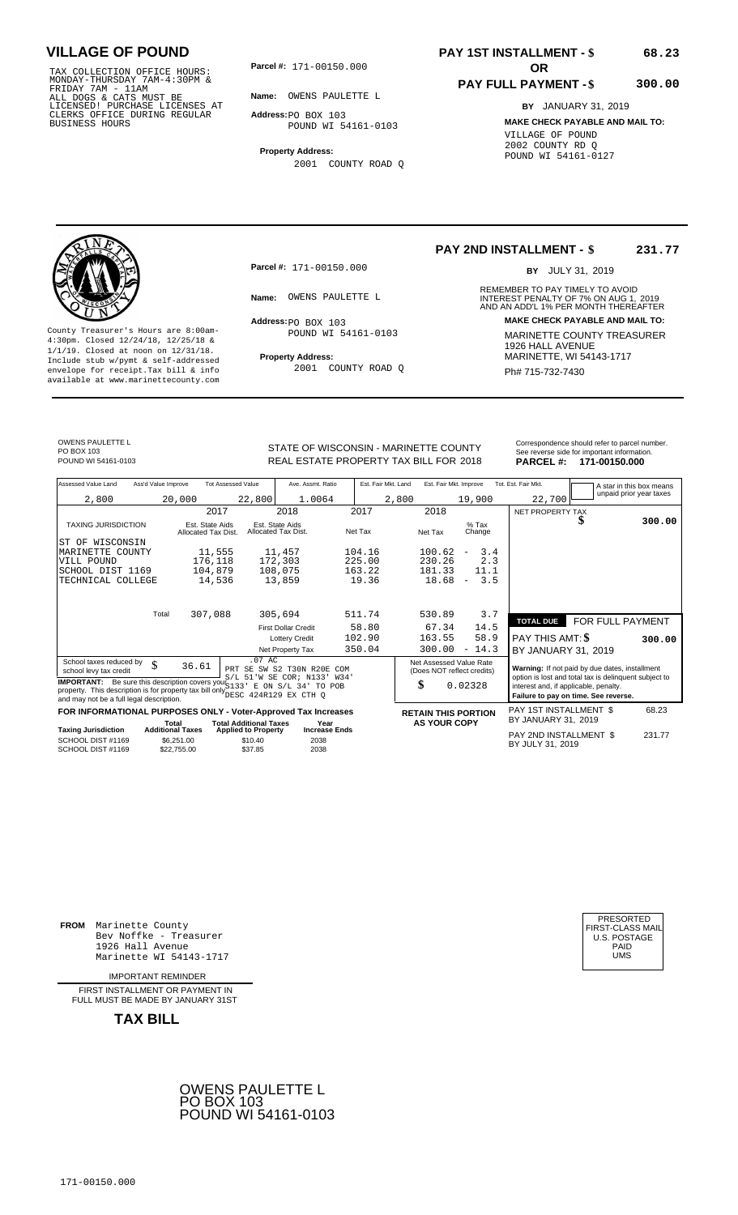# VILLAGE OF POUND

TAX COLLECTION OFFICE HOURS:
MONDAY-THURSDAY 7AM-4:30PM &
FRIDAY 7AM - 11AM
ALL DOGS & CATS MUST BE
LICENSED! PURCHASE LICENSES AT
CLERKS OFFICE DURING REGULAR
BUSINESS HOURS

**Parcel #:** 171-00150.000

**Name:** OWENS PAULETTE L

**Address:** PO BOX 103
POUND WI 54161-0103

**Property Address:**
2001 COUNTY ROAD Q

**PAY 1ST INSTALLMENT - $ 68.23**

**OR**

**PAY FULL PAYMENT - $ 300.00**

**BY** JANUARY 31, 2019

**MAKE CHECK PAYABLE AND MAIL TO:**
VILLAGE OF POUND
2002 COUNTY RD Q
POUND WI 54161-0127

---

County Treasurer's Hours are 8:00am-4:30pm. Closed 12/24/18, 12/25/18 & 1/1/19. Closed at noon on 12/31/18. Include stub w/pymt & self-addressed envelope for receipt. Tax bill & info available at www.marinettecounty.com

**Parcel #:** 171-00150.000

**Name:** OWENS PAULETTE L

**Address:** PO BOX 103
POUND WI 54161-0103

**Property Address:**
2001 COUNTY ROAD Q

**PAY 2ND INSTALLMENT - $ 231.77**

**BY** JULY 31, 2019

REMEMBER TO PAY TIMELY TO AVOID INTEREST PENALTY OF 7% ON AUG 1, 2019 AND AN ADD'L 1% PER MONTH THEREAFTER

**MAKE CHECK PAYABLE AND MAIL TO:**
MARINETTE COUNTY TREASURER
1926 HALL AVENUE
MARINETTE, WI 54143-1717
Ph# 715-732-7430

---

OWENS PAULETTE L
PO BOX 103
POUND WI 54161-0103

STATE OF WISCONSIN - MARINETTE COUNTY
REAL ESTATE PROPERTY TAX BILL FOR 2018

Correspondence should refer to parcel number. See reverse side for important information.
**PARCEL #: 171-00150.000**

| Assessed Value Land | Ass'd Value Improve | Tot Assessed Value | Ave. Assmt. Ratio | Est. Fair Mkt. Land | Est. Fair Mkt. Improve | Tot. Est. Fair Mkt. |
|---|---|---|---|---|---|---|
| 2,800 | 20,000 | 22,800 | 1.0064 | 2,800 | 19,900 | 22,700 |

A star in this box means unpaid prior year taxes

| TAXING JURISDICTION | 2017 Est. State Aids Allocated Tax Dist. | 2018 Est. State Aids Allocated Tax Dist. | 2017 Net Tax | 2018 Net Tax | % Tax Change |
|---|---|---|---|---|---|
| ST OF WISCONSIN | | | | | |
| MARINETTE COUNTY | 11,555 | 11,457 | 104.16 | 100.62 | - 3.4 |
| VILL POUND | 176,118 | 172,303 | 225.00 | 230.26 | 2.3 |
| SCHOOL DIST 1169 | 104,879 | 108,075 | 163.22 | 181.33 | 11.1 |
| TECHNICAL COLLEGE | 14,536 | 13,859 | 19.36 | 18.68 | - 3.5 |
| Total | 307,088 | 305,694 | 511.74 | 530.89 | 3.7 |
| | | First Dollar Credit | 58.80 | 67.34 | 14.5 |
| | | Lottery Credit | 102.90 | 163.55 | 58.9 |
| | | Net Property Tax | 350.04 | 300.00 | - 14.3 |

NET PROPERTY TAX $ 300.00

School taxes reduced by school levy tax credit $ 36.61

.07 AC
PRT SE SW S2 T30N R20E COM S/L 51'W SE COR; N133' W34' S133' E ON S/L 34' TO POB DESC 424R129 EX CTH Q

**IMPORTANT:** Be sure this description covers your property. This description is for property tax bill only and may not be a full legal description.

Net Assessed Value Rate (Does NOT reflect credits): $ 0.02328

**TOTAL DUE** FOR FULL PAYMENT
PAY THIS AMT: $ 300.00
BY JANUARY 31, 2019

**Warning:** If not paid by due dates, installment option is lost and total tax is delinquent subject to interest and, if applicable, penalty.
**Failure to pay on time. See reverse.**

**FOR INFORMATIONAL PURPOSES ONLY - Voter-Approved Tax Increases**

| Taxing Jurisdiction | Total Additional Taxes | Total Additional Taxes Applied to Property | Year Increase Ends |
|---|---|---|---|
| SCHOOL DIST #1169 | $6,251.00 | $10.40 | 2038 |
| SCHOOL DIST #1169 | $22,755.00 | $37.85 | 2038 |

**RETAIN THIS PORTION AS YOUR COPY**

PAY 1ST INSTALLMENT $ 68.23
BY JANUARY 31, 2019

PAY 2ND INSTALLMENT $ 231.77
BY JULY 31, 2019

---

**FROM** Marinette County
Bev Noffke - Treasurer
1926 Hall Avenue
Marinette WI 54143-1717

IMPORTANT REMINDER

FIRST INSTALLMENT OR PAYMENT IN FULL MUST BE MADE BY JANUARY 31ST

**TAX BILL**

PRESORTED
FIRST-CLASS MAIL
U.S. POSTAGE
PAID
UMS

OWENS PAULETTE L
PO BOX 103
POUND WI 54161-0103

171-00150.000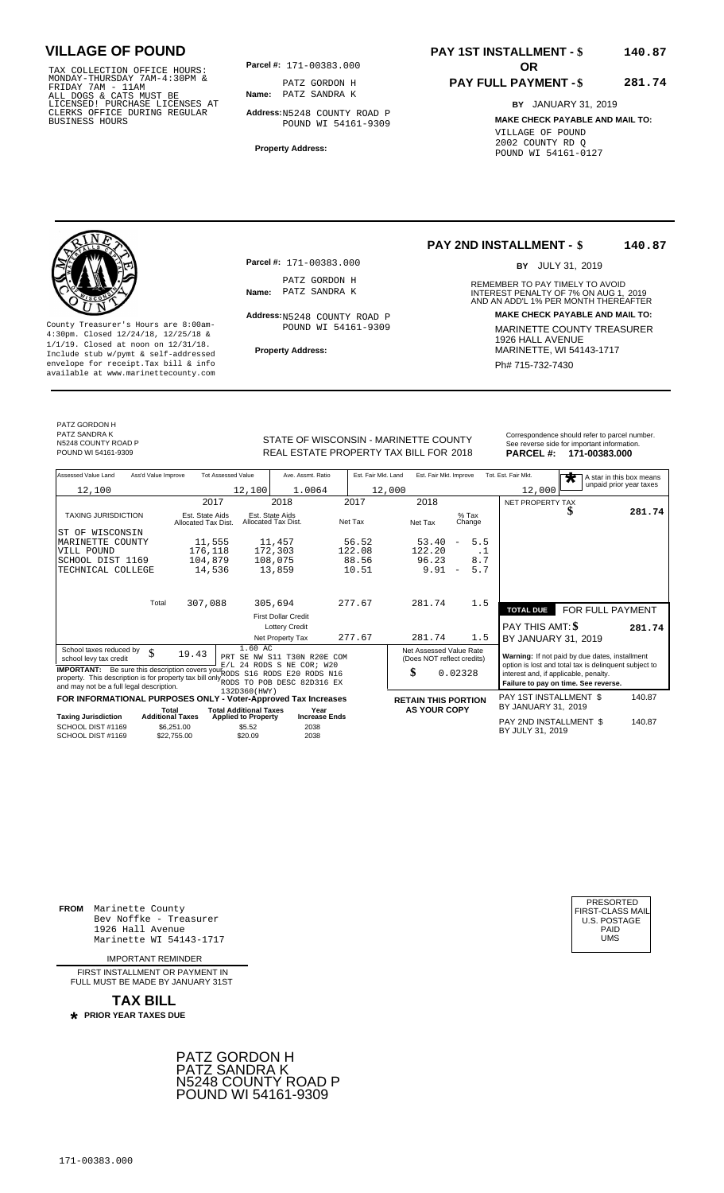# VILLAGE OF POUND

TAX COLLECTION OFFICE HOURS: MONDAY-THURSDAY 7AM-4:30PM & FRIDAY 7AM - 11AM ALL DOGS & CATS MUST BE LICENSED! PURCHASE LICENSES AT CLERKS OFFICE DURING REGULAR BUSINESS HOURS

**Parcel #:** 171-00383.000

**Name:** PATZ GORDON H
PATZ SANDRA K

**Address:** N5248 COUNTY ROAD P
POUND WI 54161-9309

**Property Address:**

**PAY 1ST INSTALLMENT - $ 140.87**

**OR**

**PAY FULL PAYMENT - $ 281.74**

**BY** JANUARY 31, 2019

**MAKE CHECK PAYABLE AND MAIL TO:**
VILLAGE OF POUND
2002 COUNTY RD Q
POUND WI 54161-0127

---

**PAY 2ND INSTALLMENT - $ 140.87**

**BY** JULY 31, 2019

**Parcel #:** 171-00383.000

**Name:** PATZ GORDON H
PATZ SANDRA K

**Address:** N5248 COUNTY ROAD P
POUND WI 54161-9309

**Property Address:**

County Treasurer's Hours are 8:00am-4:30pm. Closed 12/24/18, 12/25/18 & 1/1/19. Closed at noon on 12/31/18. Include stub w/pymt & self-addressed envelope for receipt.Tax bill & info available at www.marinettecounty.com

REMEMBER TO PAY TIMELY TO AVOID INTEREST PENALTY OF 7% ON AUG 1, 2019 AND AN ADD'L 1% PER MONTH THEREAFTER

**MAKE CHECK PAYABLE AND MAIL TO:**
MARINETTE COUNTY TREASURER
1926 HALL AVENUE
MARINETTE, WI 54143-1717
Ph# 715-732-7430

---

PATZ GORDON H
PATZ SANDRA K
N5248 COUNTY ROAD P
POUND WI 54161-9309

STATE OF WISCONSIN - MARINETTE COUNTY
REAL ESTATE PROPERTY TAX BILL FOR 2018

Correspondence should refer to parcel number. See reverse side for important information.

**PARCEL #: 171-00383.000**

| Assessed Value Land | Ass'd Value Improve | Tot Assessed Value | Ave. Assmt. Ratio | Est. Fair Mkt. Land | Est. Fair Mkt. Improve | Tot. Est. Fair Mkt. |
|---|---|---|---|---|---|---|
| 12,100 | | 12,100 | 1.0064 | 12,000 | | 12,000 |

A star in this box means unpaid prior year taxes

| TAXING JURISDICTION | 2017 Est. State Aids Allocated Tax Dist. | 2018 Est. State Aids Allocated Tax Dist. | 2017 Net Tax | 2018 Net Tax | % Tax Change |
|---|---|---|---|---|---|
| ST OF WISCONSIN | | | | | |
| MARINETTE COUNTY | 11,555 | 11,457 | 56.52 | 53.40 | - 5.5 |
| VILL POUND | 176,118 | 172,303 | 122.08 | 122.20 | .1 |
| SCHOOL DIST 1169 | 104,879 | 108,075 | 88.56 | 96.23 | 8.7 |
| TECHNICAL COLLEGE | 14,536 | 13,859 | 10.51 | 9.91 | - 5.7 |
| Total | 307,088 | 305,694 | 277.67 | 281.74 | 1.5 |
| | | First Dollar Credit | | | |
| | | Lottery Credit | | | |
| | | Net Property Tax | 277.67 | 281.74 | 1.5 |

NET PROPERTY TAX $ 281.74

**TOTAL DUE** FOR FULL PAYMENT
PAY THIS AMT: $ 281.74
BY JANUARY 31, 2019

School taxes reduced by school levy tax credit $ 19.43

1.60 AC
PRT SE NW S11 T30N R20E COM E/L 24 RODS S NE COR; W20 RODS S16 RODS E20 RODS N16 RODS TO POB DESC 82D316 EX 132D360(HWY)

**IMPORTANT:** Be sure this description covers your property. This description is for property tax bill only and may not be a full legal description.

Net Assessed Value Rate (Does NOT reflect credits) $ 0.02328

**Warning:** If not paid by due dates, installment option is lost and total tax is delinquent subject to interest and, if applicable, penalty.
**Failure to pay on time. See reverse.**

**FOR INFORMATIONAL PURPOSES ONLY - Voter-Approved Tax Increases**

| Taxing Jurisdiction | Total Additional Taxes | Total Additional Taxes Applied to Property | Year Increase Ends |
|---|---|---|---|
| SCHOOL DIST #1169 | $6,251.00 | $5.52 | 2038 |
| SCHOOL DIST #1169 | $22,755.00 | $20.09 | 2038 |

**RETAIN THIS PORTION AS YOUR COPY**

PAY 1ST INSTALLMENT $ 140.87
BY JANUARY 31, 2019

PAY 2ND INSTALLMENT $ 140.87
BY JULY 31, 2019

---

**FROM** Marinette County
Bev Noffke - Treasurer
1926 Hall Avenue
Marinette WI 54143-1717

IMPORTANT REMINDER

FIRST INSTALLMENT OR PAYMENT IN FULL MUST BE MADE BY JANUARY 31ST

**TAX BILL**

* **PRIOR YEAR TAXES DUE**

PRESORTED
FIRST-CLASS MAIL
U.S. POSTAGE
PAID
UMS

PATZ GORDON H
PATZ SANDRA K
N5248 COUNTY ROAD P
POUND WI 54161-9309

171-00383.000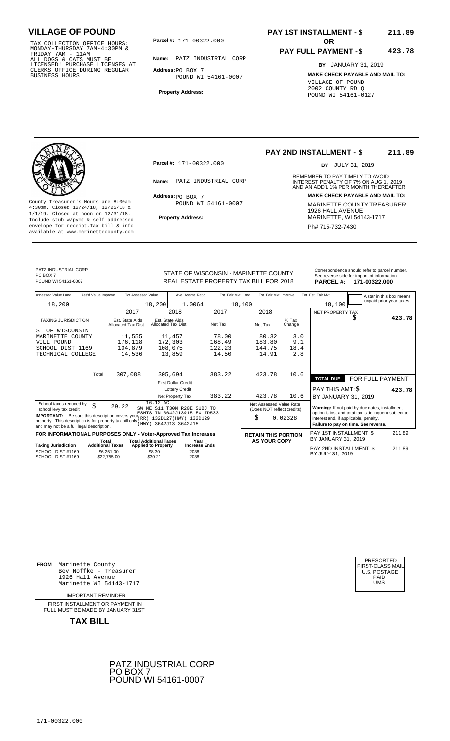# VILLAGE OF POUND

TAX COLLECTION OFFICE HOURS:
MONDAY-THURSDAY 7AM-4:30PM &
FRIDAY 7AM - 11AM
ALL DOGS & CATS MUST BE
LICENSED! PURCHASE LICENSES AT
CLERKS OFFICE DURING REGULAR
BUSINESS HOURS

**Parcel #:** 171-00322.000

**Name:** PATZ INDUSTRIAL CORP

**Address:** PO BOX 7
POUND WI 54161-0007

**Property Address:**

**PAY 1ST INSTALLMENT - $ 211.89**

**OR**

**PAY FULL PAYMENT - $ 423.78**

**BY** JANUARY 31, 2019

**MAKE CHECK PAYABLE AND MAIL TO:**
VILLAGE OF POUND
2002 COUNTY RD Q
POUND WI 54161-0127

---

**PAY 2ND INSTALLMENT - $ 211.89**

**BY** JULY 31, 2019

**Parcel #:** 171-00322.000

**Name:** PATZ INDUSTRIAL CORP

**Address:** PO BOX 7
POUND WI 54161-0007

**Property Address:**

County Treasurer's Hours are 8:00am-4:30pm. Closed 12/24/18, 12/25/18 & 1/1/19. Closed at noon on 12/31/18. Include stub w/pymt & self-addressed envelope for receipt.Tax bill & info available at www.marinettecounty.com

REMEMBER TO PAY TIMELY TO AVOID INTEREST PENALTY OF 7% ON AUG 1, 2019 AND AN ADD'L 1% PER MONTH THEREAFTER

**MAKE CHECK PAYABLE AND MAIL TO:**
MARINETTE COUNTY TREASURER
1926 HALL AVENUE
MARINETTE, WI 54143-1717
Ph# 715-732-7430

---

PATZ INDUSTRIAL CORP
PO BOX 7
POUND WI 54161-0007

STATE OF WISCONSIN - MARINETTE COUNTY
REAL ESTATE PROPERTY TAX BILL FOR 2018

Correspondence should refer to parcel number. See reverse side for important information.
**PARCEL #: 171-00322.000**

| Assessed Value Land | Ass'd Value Improve | Tot Assessed Value | Ave. Assmt. Ratio | Est. Fair Mkt. Land | Est. Fair Mkt. Improve | Tot. Est. Fair Mkt. |
|---|---|---|---|---|---|---|
| 18,200 | | 18,200 | 1.0064 | 18,100 | | 18,100 |

A star in this box means unpaid prior year taxes

| TAXING JURISDICTION | 2017 Est. State Aids Allocated Tax Dist. | 2018 Est. State Aids Allocated Tax Dist. | 2017 Net Tax | 2018 Net Tax | % Tax Change |
|---|---|---|---|---|---|
| ST OF WISCONSIN | | | | | |
| MARINETTE COUNTY | 11,555 | 11,457 | 78.00 | 80.32 | 3.0 |
| VILL POUND | 176,118 | 172,303 | 168.49 | 183.80 | 9.1 |
| SCHOOL DIST 1169 | 104,879 | 108,075 | 122.23 | 144.75 | 18.4 |
| TECHNICAL COLLEGE | 14,536 | 13,859 | 14.50 | 14.91 | 2.8 |
| Total | 307,088 | 305,694 | 383.22 | 423.78 | 10.6 |
| | | First Dollar Credit | | | |
| | | Lottery Credit | | | |
| | | Net Property Tax | 383.22 | 423.78 | 10.6 |

NET PROPERTY TAX $ **423.78**

| TOTAL DUE | FOR FULL PAYMENT |
|---|---|
| PAY THIS AMT: $ | **423.78** |
| BY JANUARY 31, 2019 | |

School taxes reduced by school levy tax credit $ 29.22

16.12 AC
SW NE S11 T30N R20E SUBJ TO ESMTS IN 3642J13&15 EX 7D533 (RR) 132D127(HWY) 132D129 (HWY) 3642J13 3642J15

**IMPORTANT:** Be sure this description covers your property. This description is for property tax bill only and may not be a full legal description.

Net Assessed Value Rate (Does NOT reflect credits) $ 0.02328

**Warning:** If not paid by due dates, installment option is lost and total tax is delinquent subject to interest and, if applicable, penalty.
**Failure to pay on time. See reverse.**

**FOR INFORMATIONAL PURPOSES ONLY - Voter-Approved Tax Increases**

| Taxing Jurisdiction | Total Additional Taxes | Total Additional Taxes Applied to Property | Year Increase Ends |
|---|---|---|---|
| SCHOOL DIST #1169 | $6,251.00 | $8.30 | 2038 |
| SCHOOL DIST #1169 | $22,755.00 | $30.21 | 2038 |

**RETAIN THIS PORTION AS YOUR COPY**

PAY 1ST INSTALLMENT $ 211.89
BY JANUARY 31, 2019

PAY 2ND INSTALLMENT $ 211.89
BY JULY 31, 2019

---

**FROM** Marinette County
Bev Noffke - Treasurer
1926 Hall Avenue
Marinette WI 54143-1717

IMPORTANT REMINDER

FIRST INSTALLMENT OR PAYMENT IN FULL MUST BE MADE BY JANUARY 31ST

**TAX BILL**

PRESORTED
FIRST-CLASS MAIL
U.S. POSTAGE
PAID
UMS

PATZ INDUSTRIAL CORP
PO BOX 7
POUND WI 54161-0007

171-00322.000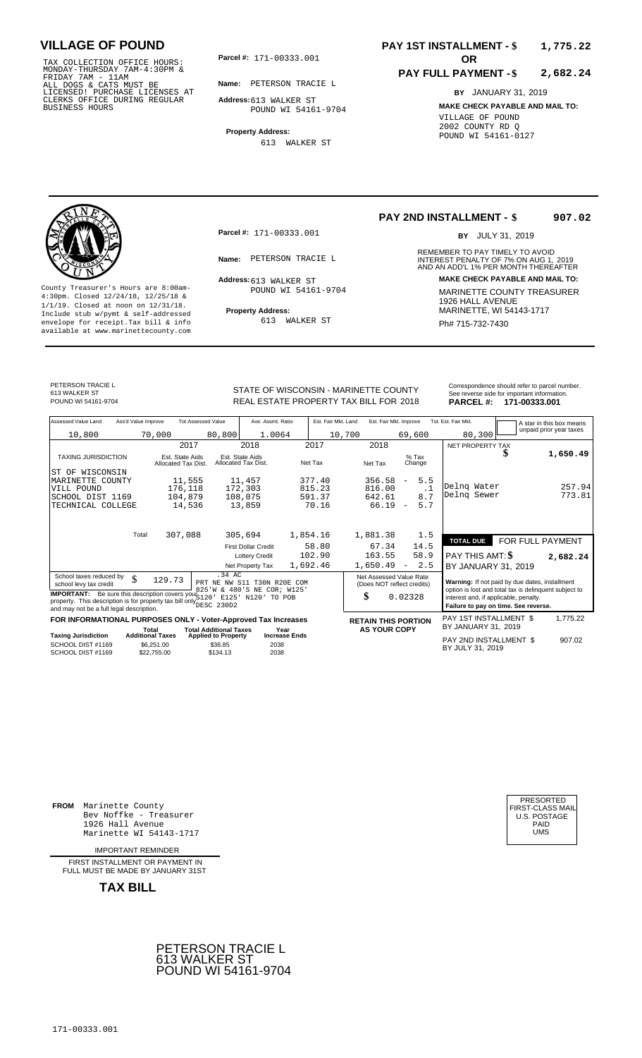# VILLAGE OF POUND

TAX COLLECTION OFFICE HOURS: MONDAY-THURSDAY 7AM-4:30PM & FRIDAY 7AM - 11AM
ALL DOGS & CATS MUST BE LICENSED! PURCHASE LICENSES AT CLERKS OFFICE DURING REGULAR BUSINESS HOURS

**Parcel #:** 171-00333.001

**Name:** PETERSON TRACIE L

**Address:** 613 WALKER ST
POUND WI 54161-9704

**Property Address:**
613 WALKER ST

**PAY 1ST INSTALLMENT - $ 1,775.22**

**OR**

**PAY FULL PAYMENT - $ 2,682.24**

**BY** JANUARY 31, 2019

**MAKE CHECK PAYABLE AND MAIL TO:**
VILLAGE OF POUND
2002 COUNTY RD Q
POUND WI 54161-0127

---

County Treasurer's Hours are 8:00am-4:30pm. Closed 12/24/18, 12/25/18 & 1/1/19. Closed at noon on 12/31/18. Include stub w/pymt & self-addressed envelope for receipt.Tax bill & info available at www.marinettecounty.com

**Parcel #:** 171-00333.001

**Name:** PETERSON TRACIE L

**Address:** 613 WALKER ST
POUND WI 54161-9704

**Property Address:**
613 WALKER ST

**PAY 2ND INSTALLMENT - $ 907.02**

**BY** JULY 31, 2019

REMEMBER TO PAY TIMELY TO AVOID INTEREST PENALTY OF 7% ON AUG 1, 2019 AND AN ADD'L 1% PER MONTH THEREAFTER

**MAKE CHECK PAYABLE AND MAIL TO:**
MARINETTE COUNTY TREASURER
1926 HALL AVENUE
MARINETTE, WI 54143-1717
Ph# 715-732-7430

---

PETERSON TRACIE L
613 WALKER ST
POUND WI 54161-9704

STATE OF WISCONSIN - MARINETTE COUNTY
REAL ESTATE PROPERTY TAX BILL FOR 2018

Correspondence should refer to parcel number. See reverse side for important information.
**PARCEL #: 171-00333.001**

| Assessed Value Land | Ass'd Value Improve | Tot Assessed Value | Ave. Assmt. Ratio | Est. Fair Mkt. Land | Est. Fair Mkt. Improve | Tot. Est. Fair Mkt. |
|---|---|---|---|---|---|---|
| 10,800 | 70,000 | 80,800 | 1.0064 | 10,700 | 69,600 | 80,300 |

A star in this box means unpaid prior year taxes

| TAXING JURISDICTION | 2017 Est. State Aids Allocated Tax Dist. | 2018 Est. State Aids Allocated Tax Dist. | 2017 Net Tax | 2018 Net Tax | % Tax Change |
|---|---|---|---|---|---|
| ST OF WISCONSIN | | | | | |
| MARINETTE COUNTY | 11,555 | 11,457 | 377.40 | 356.58 | - 5.5 |
| VILL POUND | 176,118 | 172,303 | 815.23 | 816.00 | .1 |
| SCHOOL DIST 1169 | 104,879 | 108,075 | 591.37 | 642.61 | 8.7 |
| TECHNICAL COLLEGE | 14,536 | 13,859 | 70.16 | 66.19 | - 5.7 |
| Total | 307,088 | 305,694 | 1,854.16 | 1,881.38 | 1.5 |
| | | First Dollar Credit | 58.80 | 67.34 | 14.5 |
| | | Lottery Credit | 102.90 | 163.55 | 58.9 |
| | | Net Property Tax | 1,692.46 | 1,650.49 | - 2.5 |

| | |
|---|---|
| NET PROPERTY TAX | $ 1,650.49 |
| Delnq Water | 257.94 |
| Delnq Sewer | 773.81 |
| **TOTAL DUE** | **FOR FULL PAYMENT** |
| PAY THIS AMT: $ | 2,682.24 |
| BY JANUARY 31, 2019 | |

School taxes reduced by school levy tax credit: $ 129.73

.34 AC
PRT NE NW S11 T30N R20E COM 825'W & 480'S NE COR; W125' S120' E125' N120' TO POB DESC 230D2

**IMPORTANT:** Be sure this description covers your property. This description is for property tax bill only and may not be a full legal description.

Net Assessed Value Rate (Does NOT reflect credits): $ 0.02328

**Warning:** If not paid by due dates, installment option is lost and total tax is delinquent subject to interest and, if applicable, penalty.
**Failure to pay on time. See reverse.**

**FOR INFORMATIONAL PURPOSES ONLY - Voter-Approved Tax Increases**

| Taxing Jurisdiction | Total Additional Taxes | Total Additional Taxes Applied to Property | Year Increase Ends |
|---|---|---|---|
| SCHOOL DIST #1169 | $6,251.00 | $36.85 | 2038 |
| SCHOOL DIST #1169 | $22,755.00 | $134.13 | 2038 |

**RETAIN THIS PORTION AS YOUR COPY**

PAY 1ST INSTALLMENT $ 1,775.22
BY JANUARY 31, 2019

PAY 2ND INSTALLMENT $ 907.02
BY JULY 31, 2019

---

**FROM** Marinette County
Bev Noffke - Treasurer
1926 Hall Avenue
Marinette WI 54143-1717

IMPORTANT REMINDER

FIRST INSTALLMENT OR PAYMENT IN FULL MUST BE MADE BY JANUARY 31ST

**TAX BILL**

PRESORTED
FIRST-CLASS MAIL
U.S. POSTAGE
PAID
UMS

PETERSON TRACIE L
613 WALKER ST
POUND WI 54161-9704

171-00333.001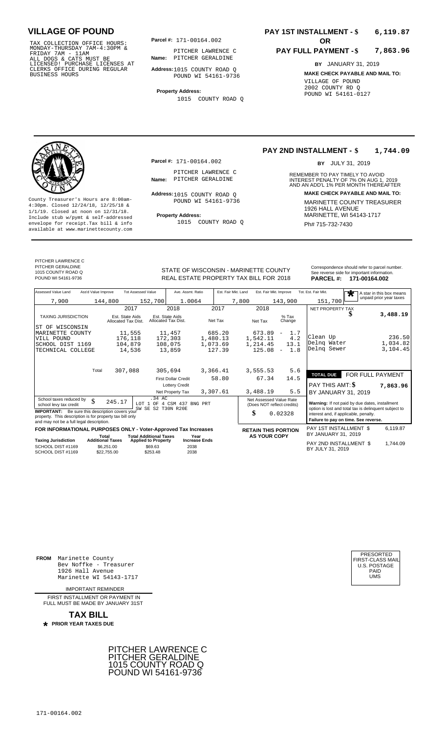# VILLAGE OF POUND

TAX COLLECTION OFFICE HOURS:
MONDAY-THURSDAY 7AM-4:30PM &
FRIDAY 7AM - 11AM
ALL DOGS & CATS MUST BE
LICENSED! PURCHASE LICENSES AT
CLERKS OFFICE DURING REGULAR
BUSINESS HOURS

**Parcel #:** 171-00164.002

**Name:** PITCHER LAWRENCE C
PITCHER GERALDINE

**Address:** 1015 COUNTY ROAD Q
POUND WI 54161-9736

**Property Address:**
1015 COUNTY ROAD Q

**PAY 1ST INSTALLMENT - $ 6,119.87**

**OR**

**PAY FULL PAYMENT - $ 7,863.96**

**BY** JANUARY 31, 2019

**MAKE CHECK PAYABLE AND MAIL TO:**
VILLAGE OF POUND
2002 COUNTY RD Q
POUND WI 54161-0127

---

County Treasurer's Hours are 8:00am-4:30pm. Closed 12/24/18, 12/25/18 & 1/1/19. Closed at noon on 12/31/18. Include stub w/pymt & self-addressed envelope for receipt. Tax bill & info available at www.marinettecounty.com

**Parcel #:** 171-00164.002

**Name:** PITCHER LAWRENCE C
PITCHER GERALDINE

**Address:** 1015 COUNTY ROAD Q
POUND WI 54161-9736

**Property Address:**
1015 COUNTY ROAD Q

**PAY 2ND INSTALLMENT - $ 1,744.09**

**BY** JULY 31, 2019

REMEMBER TO PAY TIMELY TO AVOID INTEREST PENALTY OF 7% ON AUG 1, 2019 AND AN ADD'L 1% PER MONTH THEREAFTER

**MAKE CHECK PAYABLE AND MAIL TO:**
MARINETTE COUNTY TREASURER
1926 HALL AVENUE
MARINETTE, WI 54143-1717
Ph# 715-732-7430

---

PITCHER LAWRENCE C
PITCHER GERALDINE
1015 COUNTY ROAD Q
POUND WI 54161-9736

STATE OF WISCONSIN - MARINETTE COUNTY
REAL ESTATE PROPERTY TAX BILL FOR 2018

Correspondence should refer to parcel number. See reverse side for important information.
**PARCEL #: 171-00164.002**

| Assessed Value Land | Ass'd Value Improve | Tot Assessed Value | Ave. Assmt. Ratio | Est. Fair Mkt. Land | Est. Fair Mkt. Improve | Tot. Est. Fair Mkt. |
|---|---|---|---|---|---|---|
| 7,900 | 144,800 | 152,700 | 1.0064 | 7,800 | 143,900 | 151,700 |

A star in this box means unpaid prior year taxes: *

| TAXING JURISDICTION | 2017 Est. State Aids Allocated Tax Dist. | 2018 Est. State Aids Allocated Tax Dist. | 2017 Net Tax | 2018 Net Tax | % Tax Change |
|---|---|---|---|---|---|
| ST OF WISCONSIN | | | | | |
| MARINETTE COUNTY | 11,555 | 11,457 | 685.20 | 673.89 | - 1.7 |
| VILL POUND | 176,118 | 172,303 | 1,480.13 | 1,542.11 | 4.2 |
| SCHOOL DIST 1169 | 104,879 | 108,075 | 1,073.69 | 1,214.45 | 13.1 |
| TECHNICAL COLLEGE | 14,536 | 13,859 | 127.39 | 125.08 | - 1.8 |
| Total | 307,088 | 305,694 | 3,366.41 | 3,555.53 | 5.6 |
| | | First Dollar Credit | 58.80 | 67.34 | 14.5 |
| | | Lottery Credit | | | |
| | | Net Property Tax | 3,307.61 | 3,488.19 | 5.5 |

| NET PROPERTY TAX | $ 3,488.19 |
|---|---|
| Clean Up | 236.50 |
| Delnq Water | 1,034.82 |
| Delnq Sewer | 3,104.45 |

**TOTAL DUE FOR FULL PAYMENT**
PAY THIS AMT: $ 7,863.96
BY JANUARY 31, 2019

School taxes reduced by school levy tax credit: $ 245.17

.34 AC
LOT 1 OF 4 CSM 437 BNG PRT
SW SE S2 T30N R20E

**IMPORTANT:** Be sure this description covers your property. This description is for property tax bill only and may not be a full legal description.

Net Assessed Value Rate (Does NOT reflect credits): $ 0.02328

**Warning:** If not paid by due dates, installment option is lost and total tax is delinquent subject to interest and, if applicable, penalty.
**Failure to pay on time. See reverse.**

**FOR INFORMATIONAL PURPOSES ONLY - Voter-Approved Tax Increases**

| Taxing Jurisdiction | Total Additional Taxes | Total Additional Taxes Applied to Property | Year Increase Ends |
|---|---|---|---|
| SCHOOL DIST #1169 | $6,251.00 | $69.63 | 2038 |
| SCHOOL DIST #1169 | $22,755.00 | $253.48 | 2038 |

**RETAIN THIS PORTION AS YOUR COPY**

PAY 1ST INSTALLMENT $ 6,119.87
BY JANUARY 31, 2019

PAY 2ND INSTALLMENT $ 1,744.09
BY JULY 31, 2019

---

**FROM** Marinette County
Bev Noffke - Treasurer
1926 Hall Avenue
Marinette WI 54143-1717

PRESORTED
FIRST-CLASS MAIL
U.S. POSTAGE
PAID
UMS

IMPORTANT REMINDER

FIRST INSTALLMENT OR PAYMENT IN FULL MUST BE MADE BY JANUARY 31ST

**TAX BILL**

**\* PRIOR YEAR TAXES DUE**

PITCHER LAWRENCE C
PITCHER GERALDINE
1015 COUNTY ROAD Q
POUND WI 54161-9736

171-00164.002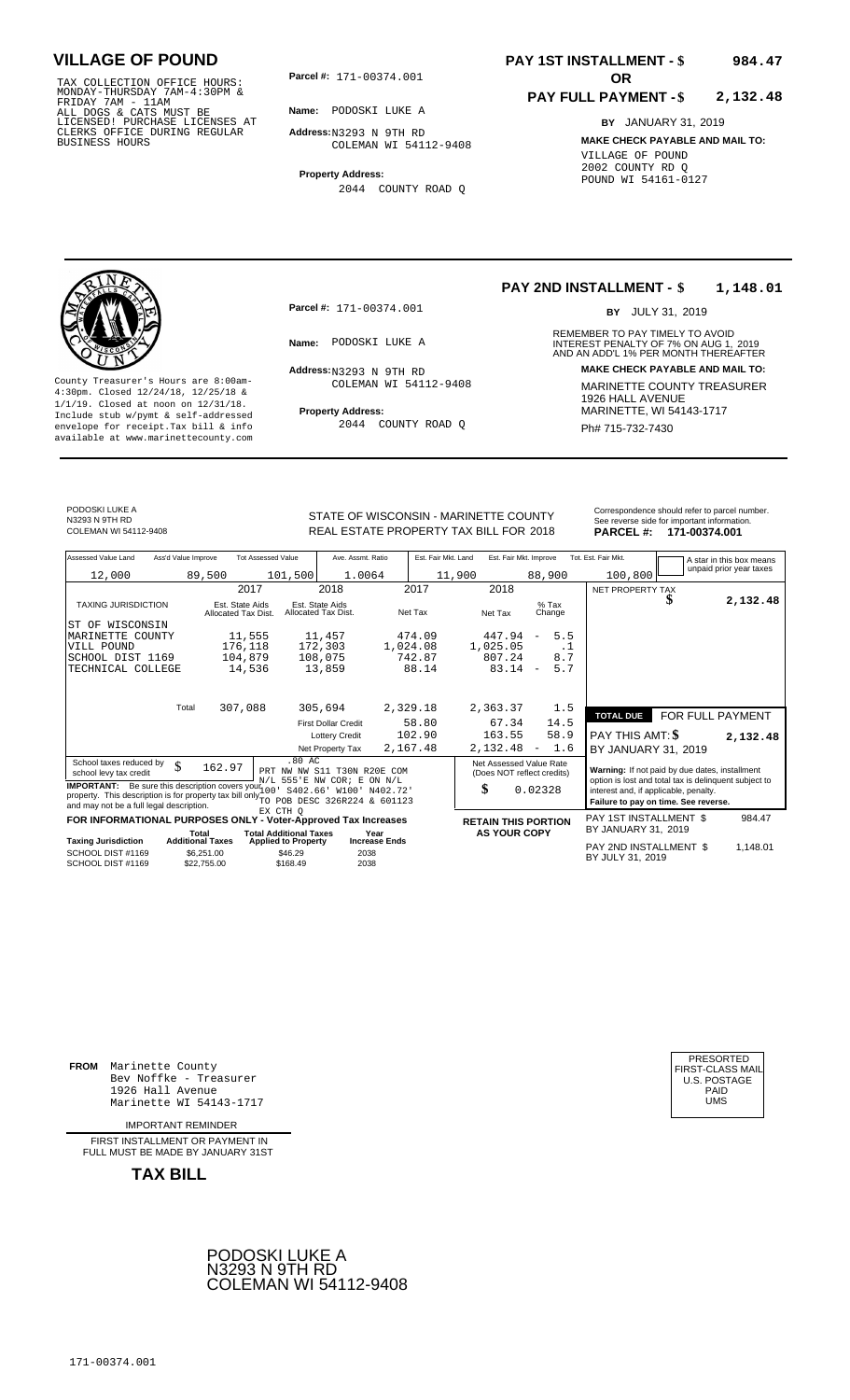# VILLAGE OF POUND

TAX COLLECTION OFFICE HOURS: MONDAY-THURSDAY 7AM-4:30PM & FRIDAY 7AM - 11AM
ALL DOGS & CATS MUST BE LICENSED! PURCHASE LICENSES AT CLERKS OFFICE DURING REGULAR BUSINESS HOURS

**Parcel #:** 171-00374.001

**Name:** PODOSKI LUKE A

**Address:** N3293 N 9TH RD
COLEMAN WI 54112-9408

**Property Address:**
2044 COUNTY ROAD Q

**PAY 1ST INSTALLMENT - $ 984.47**

**OR**

**PAY FULL PAYMENT - $ 2,132.48**

**BY** JANUARY 31, 2019

**MAKE CHECK PAYABLE AND MAIL TO:**
VILLAGE OF POUND
2002 COUNTY RD Q
POUND WI 54161-0127

---

County Treasurer's Hours are 8:00am-4:30pm. Closed 12/24/18, 12/25/18 & 1/1/19. Closed at noon on 12/31/18. Include stub w/pymt & self-addressed envelope for receipt. Tax bill & info available at www.marinettecounty.com

**Parcel #:** 171-00374.001

**Name:** PODOSKI LUKE A

**Address:** N3293 N 9TH RD
COLEMAN WI 54112-9408

**Property Address:**
2044 COUNTY ROAD Q

**PAY 2ND INSTALLMENT - $ 1,148.01**

**BY** JULY 31, 2019

REMEMBER TO PAY TIMELY TO AVOID INTEREST PENALTY OF 7% ON AUG 1, 2019 AND AN ADD'L 1% PER MONTH THEREAFTER

**MAKE CHECK PAYABLE AND MAIL TO:**
MARINETTE COUNTY TREASURER
1926 HALL AVENUE
MARINETTE, WI 54143-1717
Ph# 715-732-7430

---

PODOSKI LUKE A
N3293 N 9TH RD
COLEMAN WI 54112-9408

STATE OF WISCONSIN - MARINETTE COUNTY
REAL ESTATE PROPERTY TAX BILL FOR 2018

Correspondence should refer to parcel number. See reverse side for important information.
**PARCEL #: 171-00374.001**

| Assessed Value Land | Ass'd Value Improve | Tot Assessed Value | Ave. Assmt. Ratio | Est. Fair Mkt. Land | Est. Fair Mkt. Improve | Tot. Est. Fair Mkt. |
|---|---|---|---|---|---|---|
| 12,000 | 89,500 | 101,500 | 1.0064 | 11,900 | 88,900 | 100,800 |

A star in this box means unpaid prior year taxes

| TAXING JURISDICTION | 2017 Est. State Aids Allocated Tax Dist. | 2018 Est. State Aids Allocated Tax Dist. | 2017 Net Tax | 2018 Net Tax | % Tax Change |
|---|---|---|---|---|---|
| ST OF WISCONSIN | | | | | |
| MARINETTE COUNTY | 11,555 | 11,457 | 474.09 | 447.94 | - 5.5 |
| VILL POUND | 176,118 | 172,303 | 1,024.08 | 1,025.05 | .1 |
| SCHOOL DIST 1169 | 104,879 | 108,075 | 742.87 | 807.24 | 8.7 |
| TECHNICAL COLLEGE | 14,536 | 13,859 | 88.14 | 83.14 | - 5.7 |
| Total | 307,088 | 305,694 | 2,329.18 | 2,363.37 | 1.5 |
| | | First Dollar Credit | 58.80 | 67.34 | 14.5 |
| | | Lottery Credit | 102.90 | 163.55 | 58.9 |
| | | Net Property Tax | 2,167.48 | 2,132.48 | - 1.6 |

NET PROPERTY TAX $ 2,132.48

| TOTAL DUE | FOR FULL PAYMENT |
|---|---|
| PAY THIS AMT: $ | 2,132.48 |
| BY JANUARY 31, 2019 | |

School taxes reduced by school levy tax credit $ 162.97

.80 AC
PRT NW NW S11 T30N R20E COM N/L 555'E NW COR; E ON N/L 100' S402.66' W100' N402.72' TO POB DESC 326R224 & 601123 EX CTH Q

**IMPORTANT:** Be sure this description covers your property. This description is for property tax bill only and may not be a full legal description.

Net Assessed Value Rate (Does NOT reflect credits) $ 0.02328

**Warning:** If not paid by due dates, installment option is lost and total tax is delinquent subject to interest and, if applicable, penalty.
**Failure to pay on time. See reverse.**

**FOR INFORMATIONAL PURPOSES ONLY - Voter-Approved Tax Increases**

| Taxing Jurisdiction | Total Additional Taxes | Total Additional Taxes Applied to Property | Year Increase Ends |
|---|---|---|---|
| SCHOOL DIST #1169 | $6,251.00 | $46.29 | 2038 |
| SCHOOL DIST #1169 | $22,755.00 | $168.49 | 2038 |

**RETAIN THIS PORTION AS YOUR COPY**

PAY 1ST INSTALLMENT $ 984.47
BY JANUARY 31, 2019

PAY 2ND INSTALLMENT $ 1,148.01
BY JULY 31, 2019

---

**FROM** Marinette County
Bev Noffke - Treasurer
1926 Hall Avenue
Marinette WI 54143-1717

IMPORTANT REMINDER

FIRST INSTALLMENT OR PAYMENT IN FULL MUST BE MADE BY JANUARY 31ST

**TAX BILL**

PRESORTED
FIRST-CLASS MAIL
U.S. POSTAGE
PAID
UMS

PODOSKI LUKE A
N3293 N 9TH RD
COLEMAN WI 54112-9408

171-00374.001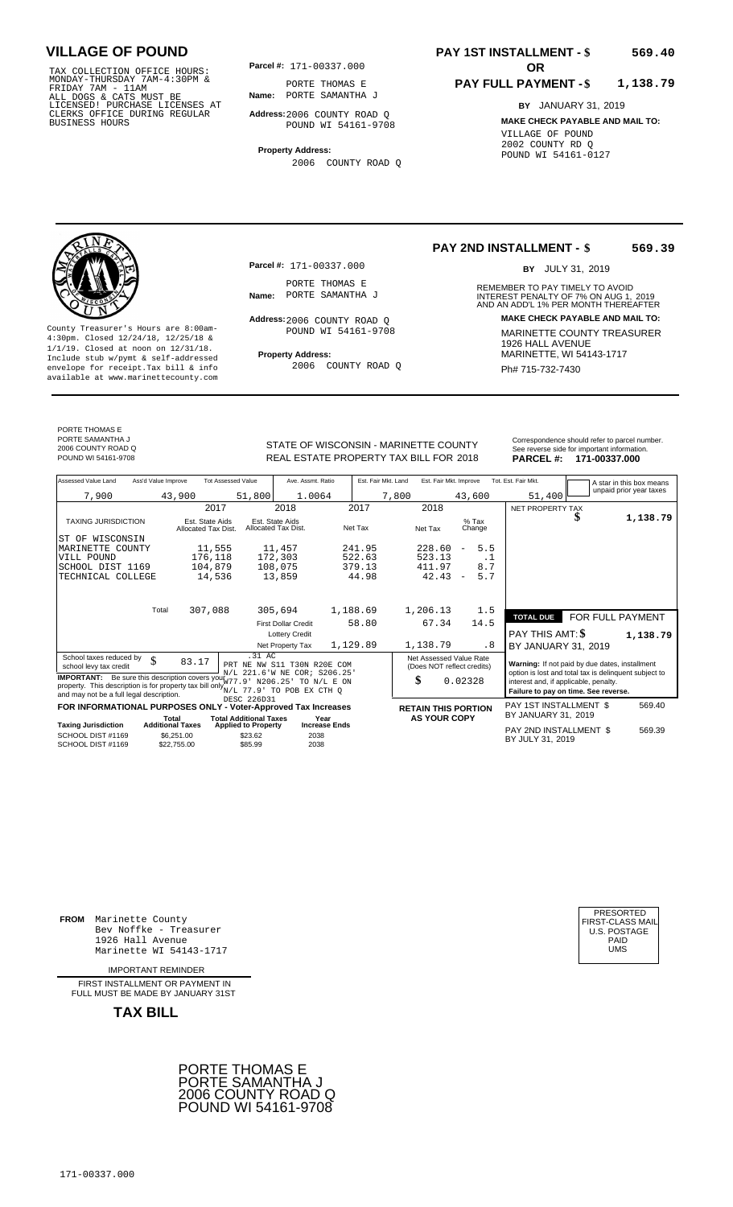# VILLAGE OF POUND

TAX COLLECTION OFFICE HOURS:
MONDAY-THURSDAY 7AM-4:30PM &
FRIDAY 7AM - 11AM
ALL DOGS & CATS MUST BE
LICENSED! PURCHASE LICENSES AT
CLERKS OFFICE DURING REGULAR
BUSINESS HOURS

**Parcel #:** 171-00337.000

**Name:** PORTE THOMAS E
PORTE SAMANTHA J

**Address:** 2006 COUNTY ROAD Q
POUND WI 54161-9708

**Property Address:**
2006 COUNTY ROAD Q

**PAY 1ST INSTALLMENT - $ 569.40**

**OR**

**PAY FULL PAYMENT - $ 1,138.79**

**BY** JANUARY 31, 2019

**MAKE CHECK PAYABLE AND MAIL TO:**
VILLAGE OF POUND
2002 COUNTY RD Q
POUND WI 54161-0127

---

County Treasurer's Hours are 8:00am-4:30pm. Closed 12/24/18, 12/25/18 & 1/1/19. Closed at noon on 12/31/18. Include stub w/pymt & self-addressed envelope for receipt.Tax bill & info available at www.marinettecounty.com

**Parcel #:** 171-00337.000

**Name:** PORTE THOMAS E
PORTE SAMANTHA J

**Address:** 2006 COUNTY ROAD Q
POUND WI 54161-9708

**Property Address:**
2006 COUNTY ROAD Q

**PAY 2ND INSTALLMENT - $ 569.39**

**BY** JULY 31, 2019

REMEMBER TO PAY TIMELY TO AVOID INTEREST PENALTY OF 7% ON AUG 1, 2019 AND AN ADD'L 1% PER MONTH THEREAFTER

**MAKE CHECK PAYABLE AND MAIL TO:**
MARINETTE COUNTY TREASURER
1926 HALL AVENUE
MARINETTE, WI 54143-1717
Ph# 715-732-7430

---

PORTE THOMAS E
PORTE SAMANTHA J
2006 COUNTY ROAD Q
POUND WI 54161-9708

STATE OF WISCONSIN - MARINETTE COUNTY
REAL ESTATE PROPERTY TAX BILL FOR 2018

Correspondence should refer to parcel number. See reverse side for important information.
**PARCEL #: 171-00337.000**

| Assessed Value Land | Ass'd Value Improve | Tot Assessed Value | Ave. Assmt. Ratio | Est. Fair Mkt. Land | Est. Fair Mkt. Improve | Tot. Est. Fair Mkt. |
|---|---|---|---|---|---|---|
| 7,900 | 43,900 | 51,800 | 1.0064 | 7,800 | 43,600 | 51,400 |

A star in this box means unpaid prior year taxes

| TAXING JURISDICTION | 2017 Est. State Aids Allocated Tax Dist. | 2018 Est. State Aids Allocated Tax Dist. | 2017 Net Tax | 2018 Net Tax | % Tax Change |
|---|---|---|---|---|---|
| ST OF WISCONSIN | | | | | |
| MARINETTE COUNTY | 11,555 | 11,457 | 241.95 | 228.60 | - 5.5 |
| VILL POUND | 176,118 | 172,303 | 522.63 | 523.13 | .1 |
| SCHOOL DIST 1169 | 104,879 | 108,075 | 379.13 | 411.97 | 8.7 |
| TECHNICAL COLLEGE | 14,536 | 13,859 | 44.98 | 42.43 | - 5.7 |
| Total | 307,088 | 305,694 | 1,188.69 | 1,206.13 | 1.5 |
| | | First Dollar Credit | 58.80 | 67.34 | 14.5 |
| | | Lottery Credit | | | |
| | | Net Property Tax | 1,129.89 | 1,138.79 | .8 |

NET PROPERTY TAX $ 1,138.79

**TOTAL DUE** FOR FULL PAYMENT
PAY THIS AMT: $ 1,138.79
BY JANUARY 31, 2019

School taxes reduced by school levy tax credit $ 83.17

.31 AC
PRT NE NW S11 T30N R20E COM N/L 221.6'W NE COR; S206.25' W77.9' N206.25' TO N/L E ON N/L 77.9' TO POB EX CTH Q
DESC 226D31

**IMPORTANT:** Be sure this description covers your property. This description is for property tax bill only and may not be a full legal description.

Net Assessed Value Rate (Does NOT reflect credits) $ 0.02328

**Warning:** If not paid by due dates, installment option is lost and total tax is delinquent subject to interest and, if applicable, penalty.
**Failure to pay on time. See reverse.**

**FOR INFORMATIONAL PURPOSES ONLY - Voter-Approved Tax Increases**

| Taxing Jurisdiction | Total Additional Taxes | Total Additional Taxes Applied to Property | Year Increase Ends |
|---|---|---|---|
| SCHOOL DIST #1169 | $6,251.00 | $23.62 | 2038 |
| SCHOOL DIST #1169 | $22,755.00 | $85.99 | 2038 |

**RETAIN THIS PORTION AS YOUR COPY**

PAY 1ST INSTALLMENT $ 569.40
BY JANUARY 31, 2019

PAY 2ND INSTALLMENT $ 569.39
BY JULY 31, 2019

---

**FROM** Marinette County
Bev Noffke - Treasurer
1926 Hall Avenue
Marinette WI 54143-1717

IMPORTANT REMINDER

FIRST INSTALLMENT OR PAYMENT IN FULL MUST BE MADE BY JANUARY 31ST

**TAX BILL**

PRESORTED
FIRST-CLASS MAIL
U.S. POSTAGE
PAID
UMS

PORTE THOMAS E
PORTE SAMANTHA J
2006 COUNTY ROAD Q
POUND WI 54161-9708

171-00337.000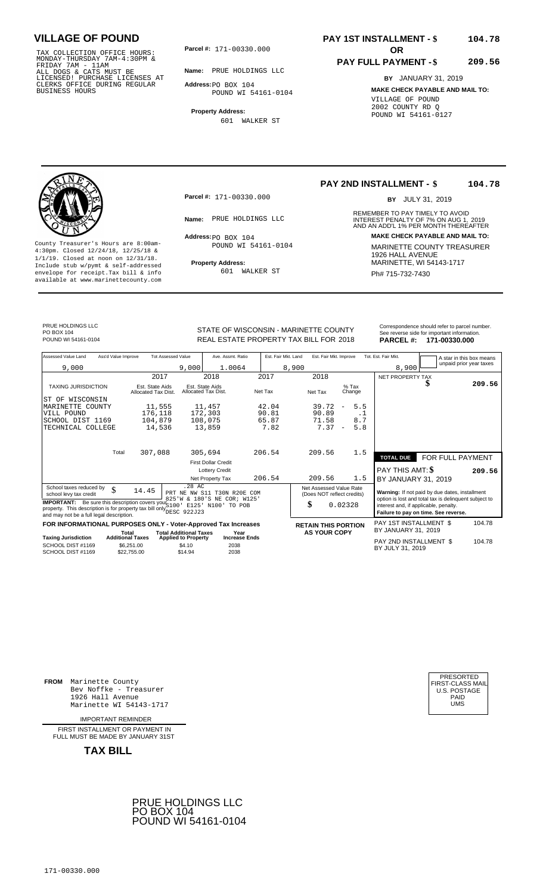# VILLAGE OF POUND

TAX COLLECTION OFFICE HOURS: MONDAY-THURSDAY 7AM-4:30PM & FRIDAY 7AM - 11AM
ALL DOGS & CATS MUST BE LICENSED! PURCHASE LICENSES AT CLERKS OFFICE DURING REGULAR BUSINESS HOURS

**Parcel #:** 171-00330.000

**Name:** PRUE HOLDINGS LLC

**Address:** PO BOX 104
POUND WI 54161-0104

**Property Address:**
601 WALKER ST

**PAY 1ST INSTALLMENT - $ 104.78**

**OR**

**PAY FULL PAYMENT - $ 209.56**

**BY** JANUARY 31, 2019

**MAKE CHECK PAYABLE AND MAIL TO:**
VILLAGE OF POUND
2002 COUNTY RD Q
POUND WI 54161-0127

---

County Treasurer's Hours are 8:00am-4:30pm. Closed 12/24/18, 12/25/18 & 1/1/19. Closed at noon on 12/31/18. Include stub w/pymt & self-addressed envelope for receipt. Tax bill & info available at www.marinettecounty.com

**Parcel #:** 171-00330.000

**Name:** PRUE HOLDINGS LLC

**Address:** PO BOX 104
POUND WI 54161-0104

**Property Address:**
601 WALKER ST

**PAY 2ND INSTALLMENT - $ 104.78**

**BY** JULY 31, 2019

REMEMBER TO PAY TIMELY TO AVOID INTEREST PENALTY OF 7% ON AUG 1, 2019 AND AN ADD'L 1% PER MONTH THEREAFTER

**MAKE CHECK PAYABLE AND MAIL TO:**
MARINETTE COUNTY TREASURER
1926 HALL AVENUE
MARINETTE, WI 54143-1717
Ph# 715-732-7430

---

PRUE HOLDINGS LLC
PO BOX 104
POUND WI 54161-0104

STATE OF WISCONSIN - MARINETTE COUNTY
REAL ESTATE PROPERTY TAX BILL FOR 2018

Correspondence should refer to parcel number. See reverse side for important information.
**PARCEL #: 171-00330.000**

| Assessed Value Land | Ass'd Value Improve | Tot Assessed Value | Ave. Assmt. Ratio | Est. Fair Mkt. Land | Est. Fair Mkt. Improve | Tot. Est. Fair Mkt. |
|---|---|---|---|---|---|---|
| 9,000 | | 9,000 | 1.0064 | 8,900 | | 8,900 |

A star in this box means unpaid prior year taxes

| TAXING JURISDICTION | 2017 Est. State Aids Allocated Tax Dist. | 2018 Est. State Aids Allocated Tax Dist. | 2017 Net Tax | 2018 Net Tax | % Tax Change |
|---|---|---|---|---|---|
| ST OF WISCONSIN | | | | | |
| MARINETTE COUNTY | 11,555 | 11,457 | 42.04 | 39.72 | - 5.5 |
| VILL POUND | 176,118 | 172,303 | 90.81 | 90.89 | .1 |
| SCHOOL DIST 1169 | 104,879 | 108,075 | 65.87 | 71.58 | 8.7 |
| TECHNICAL COLLEGE | 14,536 | 13,859 | 7.82 | 7.37 | - 5.8 |
| Total | 307,088 | 305,694 | 206.54 | 209.56 | 1.5 |
| | | First Dollar Credit | | | |
| | | Lottery Credit | | | |
| | | Net Property Tax | 206.54 | 209.56 | 1.5 |

NET PROPERTY TAX $ 209.56

**TOTAL DUE** FOR FULL PAYMENT
PAY THIS AMT: $ 209.56
BY JANUARY 31, 2019

School taxes reduced by school levy tax credit $ 14.45

.28 AC
PRT NE NW S11 T30N R20E COM 825'W & 180'S NE COR; W125' S100' E125' N100' TO POB
DESC 922J23

**IMPORTANT:** Be sure this description covers your property. This description is for property tax bill only and may not be a full legal description.

Net Assessed Value Rate (Does NOT reflect credits) $ 0.02328

**Warning:** If not paid by due dates, installment option is lost and total tax is delinquent subject to interest and, if applicable, penalty.
**Failure to pay on time. See reverse.**

**FOR INFORMATIONAL PURPOSES ONLY - Voter-Approved Tax Increases**

| Taxing Jurisdiction | Total Additional Taxes | Total Additional Taxes Applied to Property | Year Increase Ends |
|---|---|---|---|
| SCHOOL DIST #1169 | $6,251.00 | $4.10 | 2038 |
| SCHOOL DIST #1169 | $22,755.00 | $14.94 | 2038 |

**RETAIN THIS PORTION AS YOUR COPY**

PAY 1ST INSTALLMENT $ 104.78
BY JANUARY 31, 2019

PAY 2ND INSTALLMENT $ 104.78
BY JULY 31, 2019

---

**FROM** Marinette County
Bev Noffke - Treasurer
1926 Hall Avenue
Marinette WI 54143-1717

IMPORTANT REMINDER

FIRST INSTALLMENT OR PAYMENT IN FULL MUST BE MADE BY JANUARY 31ST

**TAX BILL**

PRESORTED
FIRST-CLASS MAIL
U.S. POSTAGE
PAID
UMS

PRUE HOLDINGS LLC
PO BOX 104
POUND WI 54161-0104

171-00330.000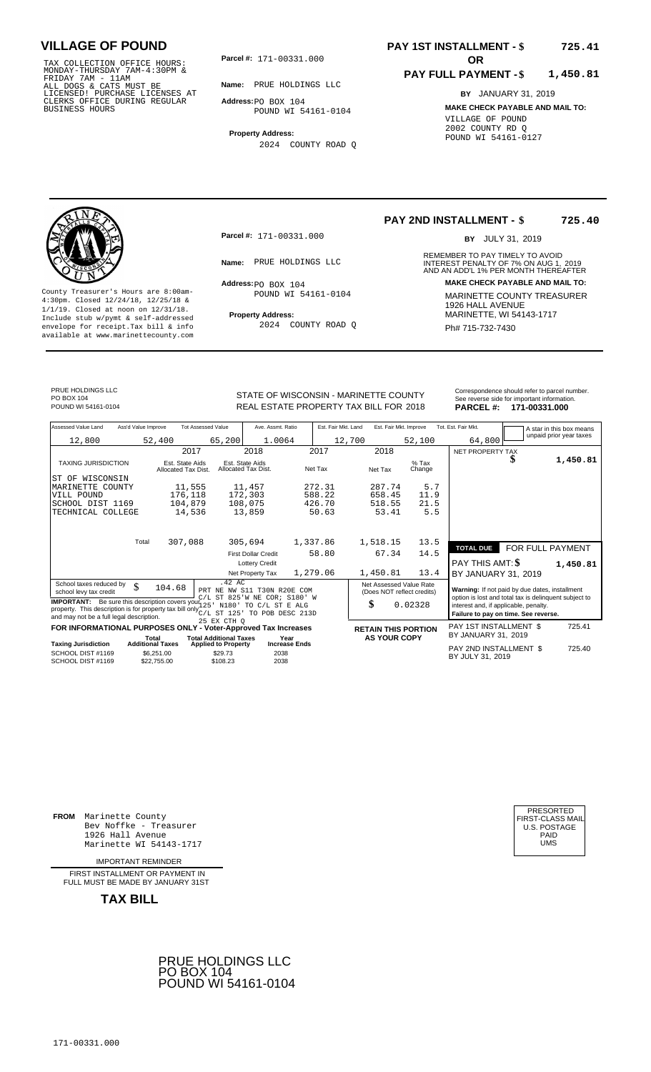# VILLAGE OF POUND

TAX COLLECTION OFFICE HOURS: MONDAY-THURSDAY 7AM-4:30PM & FRIDAY 7AM - 11AM
ALL DOGS & CATS MUST BE LICENSED! PURCHASE LICENSES AT CLERKS OFFICE DURING REGULAR BUSINESS HOURS

**Parcel #:** 171-00331.000

**Name:** PRUE HOLDINGS LLC

**Address:** PO BOX 104
POUND WI 54161-0104

**Property Address:**
2024 COUNTY ROAD Q

**PAY 1ST INSTALLMENT - $ 725.41**

**OR**

**PAY FULL PAYMENT - $ 1,450.81**

**BY** JANUARY 31, 2019

**MAKE CHECK PAYABLE AND MAIL TO:**
VILLAGE OF POUND
2002 COUNTY RD Q
POUND WI 54161-0127

---

County Treasurer's Hours are 8:00am-4:30pm. Closed 12/24/18, 12/25/18 & 1/1/19. Closed at noon on 12/31/18. Include stub w/pymt & self-addressed envelope for receipt. Tax bill & info available at www.marinettecounty.com

**Parcel #:** 171-00331.000

**Name:** PRUE HOLDINGS LLC

**Address:** PO BOX 104
POUND WI 54161-0104

**Property Address:**
2024 COUNTY ROAD Q

**PAY 2ND INSTALLMENT - $ 725.40**

**BY** JULY 31, 2019

REMEMBER TO PAY TIMELY TO AVOID INTEREST PENALTY OF 7% ON AUG 1, 2019 AND AN ADD'L 1% PER MONTH THEREAFTER

**MAKE CHECK PAYABLE AND MAIL TO:**
MARINETTE COUNTY TREASURER
1926 HALL AVENUE
MARINETTE, WI 54143-1717
Ph# 715-732-7430

---

PRUE HOLDINGS LLC
PO BOX 104
POUND WI 54161-0104

STATE OF WISCONSIN - MARINETTE COUNTY
REAL ESTATE PROPERTY TAX BILL FOR 2018

Correspondence should refer to parcel number. See reverse side for important information.
**PARCEL #: 171-00331.000**

| Assessed Value Land | Ass'd Value Improve | Tot Assessed Value | Ave. Assmt. Ratio | Est. Fair Mkt. Land | Est. Fair Mkt. Improve | Tot. Est. Fair Mkt. |
|---|---|---|---|---|---|---|
| 12,800 | 52,400 | 65,200 | 1.0064 | 12,700 | 52,100 | 64,800 |

A star in this box means unpaid prior year taxes

| TAXING JURISDICTION | 2017 Est. State Aids Allocated Tax Dist. | 2018 Est. State Aids Allocated Tax Dist. | 2017 Net Tax | 2018 Net Tax | % Tax Change |
|---|---|---|---|---|---|
| ST OF WISCONSIN | | | | | |
| MARINETTE COUNTY | 11,555 | 11,457 | 272.31 | 287.74 | 5.7 |
| VILL POUND | 176,118 | 172,303 | 588.22 | 658.45 | 11.9 |
| SCHOOL DIST 1169 | 104,879 | 108,075 | 426.70 | 518.55 | 21.5 |
| TECHNICAL COLLEGE | 14,536 | 13,859 | 50.63 | 53.41 | 5.5 |
| Total | 307,088 | 305,694 | 1,337.86 | 1,518.15 | 13.5 |
| | | First Dollar Credit | 58.80 | 67.34 | 14.5 |
| | | Lottery Credit | | | |
| | | Net Property Tax | 1,279.06 | 1,450.81 | 13.4 |

NET PROPERTY TAX $ 1,450.81

**TOTAL DUE FOR FULL PAYMENT**
PAY THIS AMT: $ 1,450.81
BY JANUARY 31, 2019

School taxes reduced by school levy tax credit $ 104.68

**IMPORTANT:** Be sure this description covers your property. This description is for property tax bill only and may not be a full legal description.

.42 AC
PRT NE NW S11 T30N R20E COM C/L ST 825'W NE COR; S180' W 125' N180' TO C/L ST E ALG C/L ST 125' TO POB DESC 213D 25 EX CTH Q

Net Assessed Value Rate (Does NOT reflect credits): $ 0.02328

**Warning:** If not paid by due dates, installment option is lost and total tax is delinquent subject to interest and, if applicable, penalty.
**Failure to pay on time. See reverse.**

**FOR INFORMATIONAL PURPOSES ONLY - Voter-Approved Tax Increases**

| Taxing Jurisdiction | Total Additional Taxes | Total Additional Taxes Applied to Property | Year Increase Ends |
|---|---|---|---|
| SCHOOL DIST #1169 | $6,251.00 | $29.73 | 2038 |
| SCHOOL DIST #1169 | $22,755.00 | $108.23 | 2038 |

**RETAIN THIS PORTION AS YOUR COPY**

PAY 1ST INSTALLMENT $ 725.41
BY JANUARY 31, 2019

PAY 2ND INSTALLMENT $ 725.40
BY JULY 31, 2019

---

**FROM** Marinette County
Bev Noffke - Treasurer
1926 Hall Avenue
Marinette WI 54143-1717

IMPORTANT REMINDER

FIRST INSTALLMENT OR PAYMENT IN FULL MUST BE MADE BY JANUARY 31ST

**TAX BILL**

PRESORTED
FIRST-CLASS MAIL
U.S. POSTAGE
PAID
UMS

PRUE HOLDINGS LLC
PO BOX 104
POUND WI 54161-0104

171-00331.000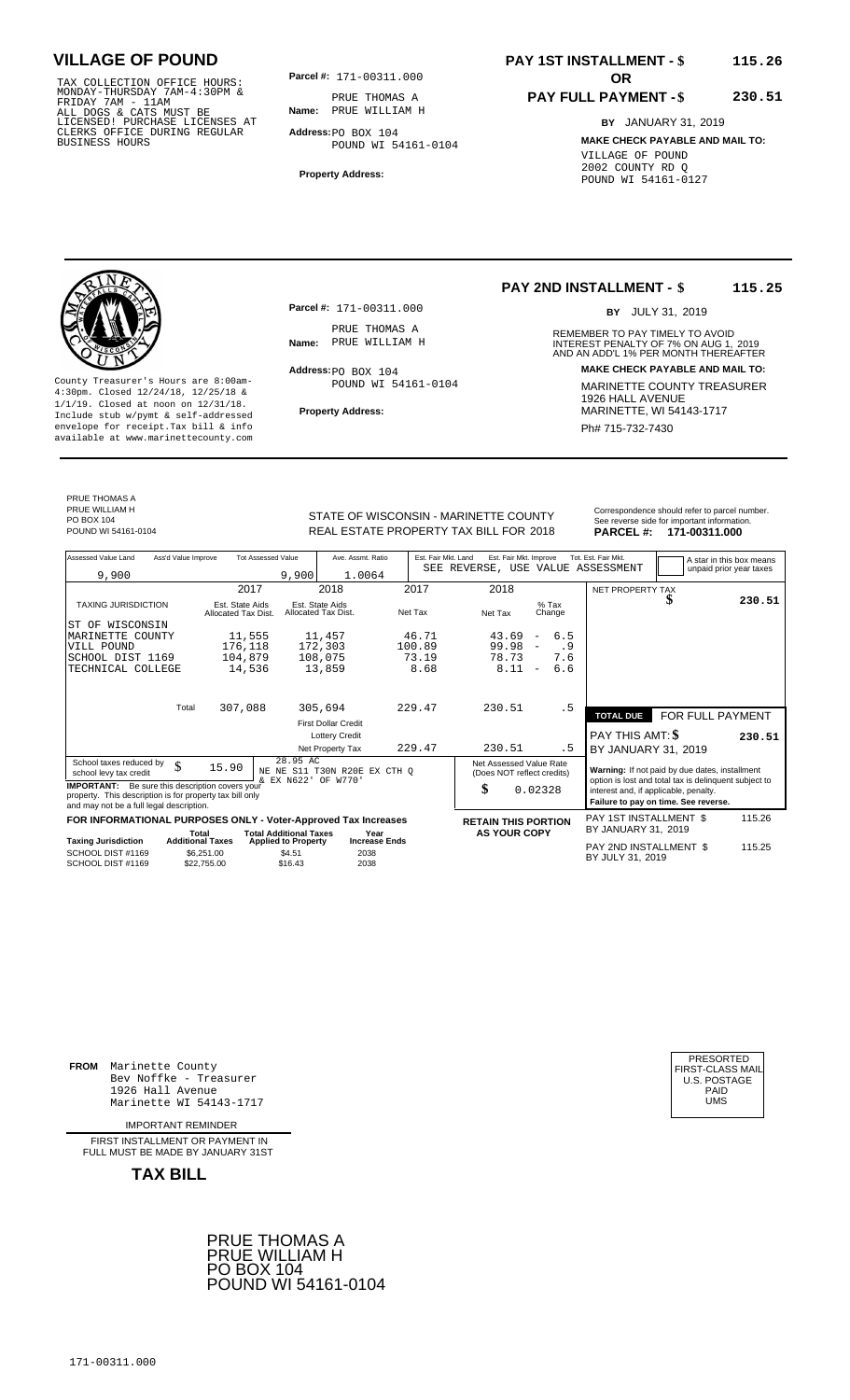## VILLAGE OF POUND

TAX COLLECTION OFFICE HOURS: MONDAY-THURSDAY 7AM-4:30PM & FRIDAY 7AM - 11AM ALL DOGS & CATS MUST BE LICENSED! PURCHASE LICENSES AT CLERKS OFFICE DURING REGULAR BUSINESS HOURS

**Parcel #:** 171-00311.000

**Name:** PRUE THOMAS A
PRUE WILLIAM H

**Address:** PO BOX 104
POUND WI 54161-0104

**Property Address:**

**PAY 1ST INSTALLMENT - $** **115.26**

**OR**

**PAY FULL PAYMENT - $** **230.51**

**BY** JANUARY 31, 2019

**MAKE CHECK PAYABLE AND MAIL TO:**
VILLAGE OF POUND
2002 COUNTY RD Q
POUND WI 54161-0127

---

County Treasurer's Hours are 8:00am-4:30pm. Closed 12/24/18, 12/25/18 & 1/1/19. Closed at noon on 12/31/18. Include stub w/pymt & self-addressed envelope for receipt.Tax bill & info available at www.marinettecounty.com

**Parcel #:** 171-00311.000

**Name:** PRUE THOMAS A
PRUE WILLIAM H

**Address:** PO BOX 104
POUND WI 54161-0104

**Property Address:**

**PAY 2ND INSTALLMENT - $** **115.25**

**BY** JULY 31, 2019

REMEMBER TO PAY TIMELY TO AVOID INTEREST PENALTY OF 7% ON AUG 1, 2019 AND AN ADD'L 1% PER MONTH THEREAFTER

**MAKE CHECK PAYABLE AND MAIL TO:**
MARINETTE COUNTY TREASURER
1926 HALL AVENUE
MARINETTE, WI 54143-1717
Ph# 715-732-7430

---

PRUE THOMAS A
PRUE WILLIAM H
PO BOX 104
POUND WI 54161-0104

STATE OF WISCONSIN - MARINETTE COUNTY
REAL ESTATE PROPERTY TAX BILL FOR 2018

Correspondence should refer to parcel number. See reverse side for important information.
**PARCEL #: 171-00311.000**

| Assessed Value Land | Ass'd Value Improve | Tot Assessed Value | Ave. Assmt. Ratio | Est. Fair Mkt. Land | Est. Fair Mkt. Improve | Tot. Est. Fair Mkt. |
|---|---|---|---|---|---|---|
| 9,900 | | 9,900 | 1.0064 | SEE REVERSE, USE VALUE ASSESSMENT | | |

A star in this box means unpaid prior year taxes

| TAXING JURISDICTION | 2017 Est. State Aids Allocated Tax Dist. | 2018 Est. State Aids Allocated Tax Dist. | 2017 Net Tax | 2018 Net Tax | % Tax Change |
|---|---|---|---|---|---|
| ST OF WISCONSIN | | | | | |
| MARINETTE COUNTY | 11,555 | 11,457 | 46.71 | 43.69 | - 6.5 |
| VILL POUND | 176,118 | 172,303 | 100.89 | 99.98 | - .9 |
| SCHOOL DIST 1169 | 104,879 | 108,075 | 73.19 | 78.73 | 7.6 |
| TECHNICAL COLLEGE | 14,536 | 13,859 | 8.68 | 8.11 | - 6.6 |
| Total | 307,088 | 305,694 | 229.47 | 230.51 | .5 |
| | | First Dollar Credit | | | |
| | | Lottery Credit | | | |
| | | Net Property Tax | 229.47 | 230.51 | .5 |

NET PROPERTY TAX $ **230.51**

**TOTAL DUE** FOR FULL PAYMENT
PAY THIS AMT: $ **230.51**
BY JANUARY 31, 2019

School taxes reduced by school levy tax credit $ 15.90

28.95 AC
NE NE S11 T30N R20E EX CTH Q & EX N622' OF W770'

**IMPORTANT:** Be sure this description covers your property. This description is for property tax bill only and may not be a full legal description.

Net Assessed Value Rate (Does NOT reflect credits) $ 0.02328

**Warning:** If not paid by due dates, installment option is lost and total tax is delinquent subject to interest and, if applicable, penalty.
**Failure to pay on time. See reverse.**

**FOR INFORMATIONAL PURPOSES ONLY - Voter-Approved Tax Increases**

| Taxing Jurisdiction | Total Additional Taxes | Total Additional Taxes Applied to Property | Year Increase Ends |
|---|---|---|---|
| SCHOOL DIST #1169 | $6,251.00 | $4.51 | 2038 |
| SCHOOL DIST #1169 | $22,755.00 | $16.43 | 2038 |

**RETAIN THIS PORTION AS YOUR COPY**

PAY 1ST INSTALLMENT $ 115.26
BY JANUARY 31, 2019

PAY 2ND INSTALLMENT $ 115.25
BY JULY 31, 2019

---

**FROM** Marinette County
Bev Noffke - Treasurer
1926 Hall Avenue
Marinette WI 54143-1717

PRESORTED FIRST-CLASS MAIL U.S. POSTAGE PAID UMS

IMPORTANT REMINDER

FIRST INSTALLMENT OR PAYMENT IN FULL MUST BE MADE BY JANUARY 31ST

**TAX BILL**

PRUE THOMAS A
PRUE WILLIAM H
PO BOX 104
POUND WI 54161-0104

171-00311.000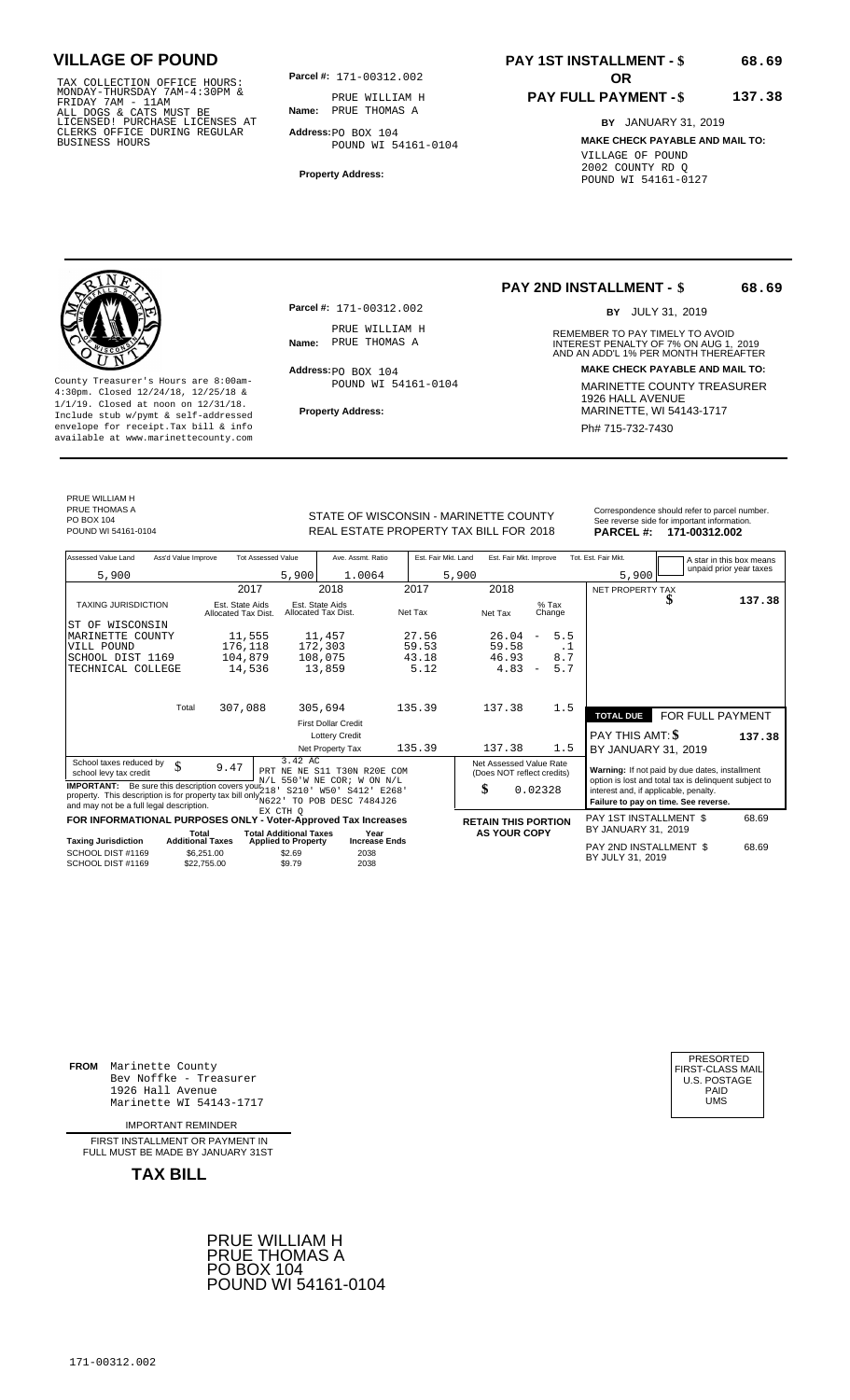# VILLAGE OF POUND

TAX COLLECTION OFFICE HOURS:
MONDAY-THURSDAY 7AM-4:30PM &
FRIDAY 7AM - 11AM
ALL DOGS & CATS MUST BE
LICENSED! PURCHASE LICENSES AT
CLERKS OFFICE DURING REGULAR
BUSINESS HOURS

**Parcel #:** 171-00312.002

**Name:** PRUE WILLIAM H
PRUE THOMAS A

**Address:** PO BOX 104
POUND WI 54161-0104

**Property Address:**

**PAY 1ST INSTALLMENT - $ 68.69**

**OR**

**PAY FULL PAYMENT - $ 137.38**

**BY** JANUARY 31, 2019

**MAKE CHECK PAYABLE AND MAIL TO:**
VILLAGE OF POUND
2002 COUNTY RD Q
POUND WI 54161-0127

---

County Treasurer's Hours are 8:00am-4:30pm. Closed 12/24/18, 12/25/18 & 1/1/19. Closed at noon on 12/31/18. Include stub w/pymt & self-addressed envelope for receipt.Tax bill & info available at www.marinettecounty.com

**Parcel #:** 171-00312.002

**Name:** PRUE WILLIAM H
PRUE THOMAS A

**Address:** PO BOX 104
POUND WI 54161-0104

**Property Address:**

**PAY 2ND INSTALLMENT - $ 68.69**

**BY** JULY 31, 2019

REMEMBER TO PAY TIMELY TO AVOID INTEREST PENALTY OF 7% ON AUG 1, 2019 AND AN ADD'L 1% PER MONTH THEREAFTER

**MAKE CHECK PAYABLE AND MAIL TO:**
MARINETTE COUNTY TREASURER
1926 HALL AVENUE
MARINETTE, WI 54143-1717
Ph# 715-732-7430

---

PRUE WILLIAM H
PRUE THOMAS A
PO BOX 104
POUND WI 54161-0104

STATE OF WISCONSIN - MARINETTE COUNTY
REAL ESTATE PROPERTY TAX BILL FOR 2018

Correspondence should refer to parcel number. See reverse side for important information.
**PARCEL #: 171-00312.002**

| Assessed Value Land | Ass'd Value Improve | Tot Assessed Value | Ave. Assmt. Ratio | Est. Fair Mkt. Land | Est. Fair Mkt. Improve | Tot. Est. Fair Mkt. |
|---|---|---|---|---|---|---|
| 5,900 | | 5,900 | 1.0064 | 5,900 | | 5,900 |

A star in this box means unpaid prior year taxes

| TAXING JURISDICTION | 2017 Est. State Aids Allocated Tax Dist. | 2018 Est. State Aids Allocated Tax Dist. | 2017 Net Tax | 2018 Net Tax | % Tax Change |
|---|---|---|---|---|---|
| ST OF WISCONSIN | | | | | |
| MARINETTE COUNTY | 11,555 | 11,457 | 27.56 | 26.04 | - 5.5 |
| VILL POUND | 176,118 | 172,303 | 59.53 | 59.58 | .1 |
| SCHOOL DIST 1169 | 104,879 | 108,075 | 43.18 | 46.93 | 8.7 |
| TECHNICAL COLLEGE | 14,536 | 13,859 | 5.12 | 4.83 | - 5.7 |
| Total | 307,088 | 305,694 | 135.39 | 137.38 | 1.5 |
| | | First Dollar Credit | | | |
| | | Lottery Credit | | | |
| | | Net Property Tax | 135.39 | 137.38 | 1.5 |

NET PROPERTY TAX $ 137.38

**TOTAL DUE** FOR FULL PAYMENT
PAY THIS AMT: $ 137.38
BY JANUARY 31, 2019

School taxes reduced by school levy tax credit $ 9.47

3.42 AC
PRT NE NE S11 T30N R20E COM N/L 550'W NE COR; W ON N/L 218' S210' W50' S412' E268' N622' TO POB DESC 7484J26 EX CTH Q

**IMPORTANT:** Be sure this description covers your property. This description is for property tax bill only and may not be a full legal description.

Net Assessed Value Rate (Does NOT reflect credits) $ 0.02328

**Warning:** If not paid by due dates, installment option is lost and total tax is delinquent subject to interest and, if applicable, penalty.
**Failure to pay on time. See reverse.**

**FOR INFORMATIONAL PURPOSES ONLY - Voter-Approved Tax Increases**

| Taxing Jurisdiction | Total Additional Taxes | Total Additional Taxes Applied to Property | Year Increase Ends |
|---|---|---|---|
| SCHOOL DIST #1169 | $6,251.00 | $2.69 | 2038 |
| SCHOOL DIST #1169 | $22,755.00 | $9.79 | 2038 |

**RETAIN THIS PORTION AS YOUR COPY**

PAY 1ST INSTALLMENT $ 68.69
BY JANUARY 31, 2019

PAY 2ND INSTALLMENT $ 68.69
BY JULY 31, 2019

---

**FROM** Marinette County
Bev Noffke - Treasurer
1926 Hall Avenue
Marinette WI 54143-1717

PRESORTED
FIRST-CLASS MAIL
U.S. POSTAGE
PAID
UMS

IMPORTANT REMINDER

FIRST INSTALLMENT OR PAYMENT IN FULL MUST BE MADE BY JANUARY 31ST

**TAX BILL**

PRUE WILLIAM H
PRUE THOMAS A
PO BOX 104
POUND WI 54161-0104

171-00312.002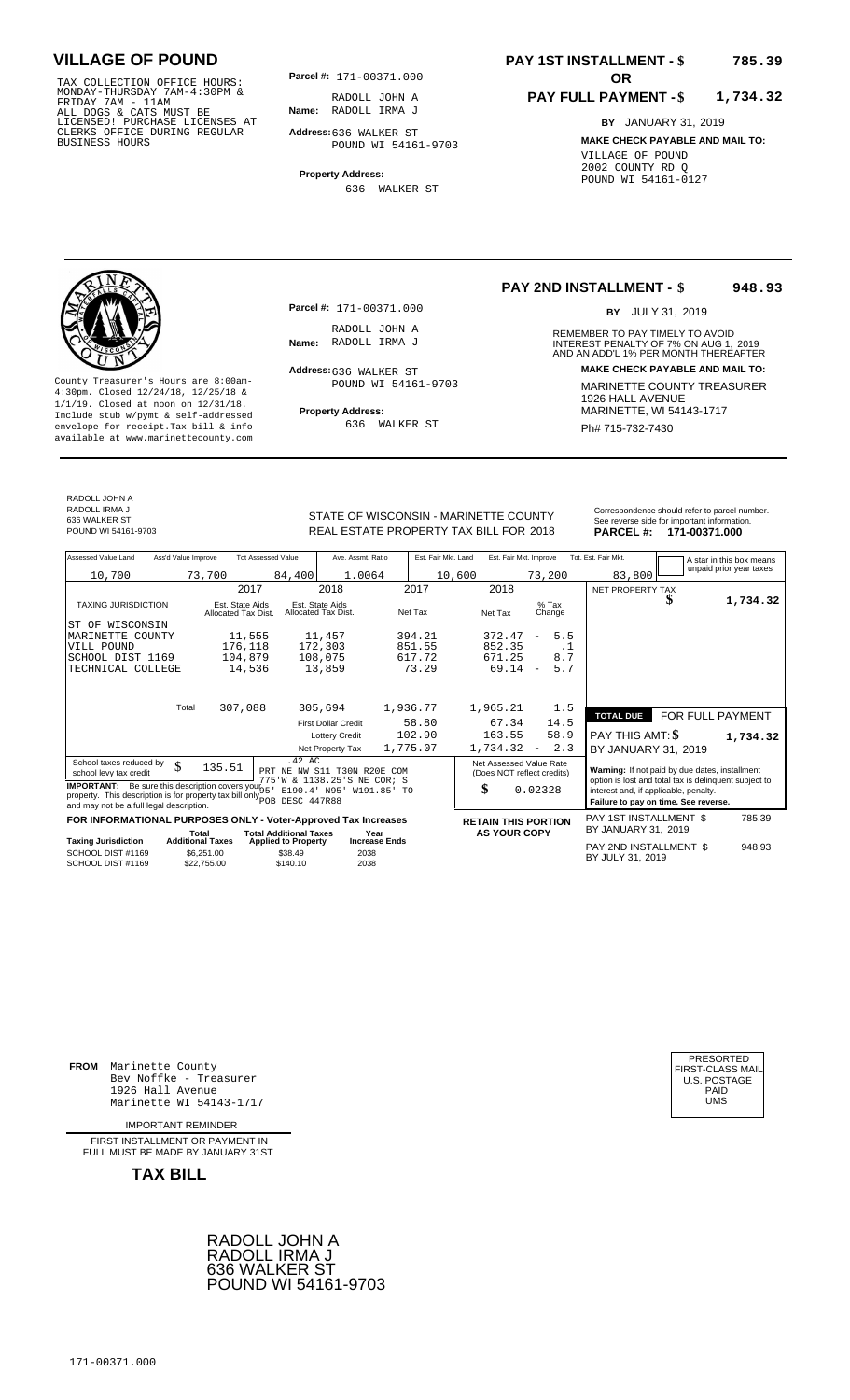# VILLAGE OF POUND

TAX COLLECTION OFFICE HOURS: MONDAY-THURSDAY 7AM-4:30PM & FRIDAY 7AM - 11AM ALL DOGS & CATS MUST BE LICENSED! PURCHASE LICENSES AT CLERKS OFFICE DURING REGULAR BUSINESS HOURS

**Parcel #:** 171-00371.000

**Name:** RADOLL JOHN A
RADOLL IRMA J

**Address:** 636 WALKER ST
POUND WI 54161-9703

**Property Address:**
636 WALKER ST

**PAY 1ST INSTALLMENT - $ 785.39**

**OR**

**PAY FULL PAYMENT - $ 1,734.32**

**BY** JANUARY 31, 2019

**MAKE CHECK PAYABLE AND MAIL TO:**
VILLAGE OF POUND
2002 COUNTY RD Q
POUND WI 54161-0127

---

County Treasurer's Hours are 8:00am-4:30pm. Closed 12/24/18, 12/25/18 & 1/1/19. Closed at noon on 12/31/18. Include stub w/pymt & self-addressed envelope for receipt.Tax bill & info available at www.marinettecounty.com

**Parcel #:** 171-00371.000

**Name:** RADOLL JOHN A
RADOLL IRMA J

**Address:** 636 WALKER ST
POUND WI 54161-9703

**Property Address:**
636 WALKER ST

**PAY 2ND INSTALLMENT - $ 948.93**

**BY** JULY 31, 2019

REMEMBER TO PAY TIMELY TO AVOID INTEREST PENALTY OF 7% ON AUG 1, 2019 AND AN ADD'L 1% PER MONTH THEREAFTER

**MAKE CHECK PAYABLE AND MAIL TO:**
MARINETTE COUNTY TREASURER
1926 HALL AVENUE
MARINETTE, WI 54143-1717
Ph# 715-732-7430

---

RADOLL JOHN A
RADOLL IRMA J
636 WALKER ST
POUND WI 54161-9703

STATE OF WISCONSIN - MARINETTE COUNTY
REAL ESTATE PROPERTY TAX BILL FOR 2018

Correspondence should refer to parcel number. See reverse side for important information.
**PARCEL #: 171-00371.000**

| Assessed Value Land | Ass'd Value Improve | Tot Assessed Value | Ave. Assmt. Ratio | Est. Fair Mkt. Land | Est. Fair Mkt. Improve | Tot. Est. Fair Mkt. | A star in this box means unpaid prior year taxes |
|---|---|---|---|---|---|---|---|
| 10,700 | 73,700 | 84,400 | 1.0064 | 10,600 | 73,200 | 83,800 | |

| TAXING JURISDICTION | 2017 Est. State Aids Allocated Tax Dist. | 2018 Est. State Aids Allocated Tax Dist. | 2017 Net Tax | 2018 Net Tax | % Tax Change |
|---|---|---|---|---|---|
| ST OF WISCONSIN | | | | | |
| MARINETTE COUNTY | 11,555 | 11,457 | 394.21 | 372.47 | - 5.5 |
| VILL POUND | 176,118 | 172,303 | 851.55 | 852.35 | .1 |
| SCHOOL DIST 1169 | 104,879 | 108,075 | 617.72 | 671.25 | 8.7 |
| TECHNICAL COLLEGE | 14,536 | 13,859 | 73.29 | 69.14 | - 5.7 |
| Total | 307,088 | 305,694 | 1,936.77 | 1,965.21 | 1.5 |
| | | First Dollar Credit | 58.80 | 67.34 | 14.5 |
| | | Lottery Credit | 102.90 | 163.55 | 58.9 |
| | | Net Property Tax | 1,775.07 | 1,734.32 | - 2.3 |

NET PROPERTY TAX $ 1,734.32

| TOTAL DUE | FOR FULL PAYMENT |
|---|---|
| PAY THIS AMT: $ | 1,734.32 |
| BY JANUARY 31, 2019 | |

School taxes reduced by school levy tax credit $ 135.51

.42 AC
PRT NE NW S11 T30N R20E COM 775'W & 1138.25'S NE COR; S 95' E190.4' N95' W191.85' TO POB DESC 447R88

**IMPORTANT:** Be sure this description covers your property. This description is for property tax bill only and may not be a full legal description.

Net Assessed Value Rate (Does NOT reflect credits) $ 0.02328

**Warning:** If not paid by due dates, installment option is lost and total tax is delinquent subject to interest and, if applicable, penalty.
**Failure to pay on time. See reverse.**

**FOR INFORMATIONAL PURPOSES ONLY - Voter-Approved Tax Increases**

| Taxing Jurisdiction | Total Additional Taxes | Total Additional Taxes Applied to Property | Year Increase Ends |
|---|---|---|---|
| SCHOOL DIST #1169 | $6,251.00 | $38.49 | 2038 |
| SCHOOL DIST #1169 | $22,755.00 | $140.10 | 2038 |

**RETAIN THIS PORTION AS YOUR COPY**

PAY 1ST INSTALLMENT $ 785.39
BY JANUARY 31, 2019

PAY 2ND INSTALLMENT $ 948.93
BY JULY 31, 2019

---

**FROM** Marinette County
Bev Noffke - Treasurer
1926 Hall Avenue
Marinette WI 54143-1717

IMPORTANT REMINDER

FIRST INSTALLMENT OR PAYMENT IN FULL MUST BE MADE BY JANUARY 31ST

**TAX BILL**

PRESORTED
FIRST-CLASS MAIL
U.S. POSTAGE
PAID
UMS

RADOLL JOHN A
RADOLL IRMA J
636 WALKER ST
POUND WI 54161-9703

171-00371.000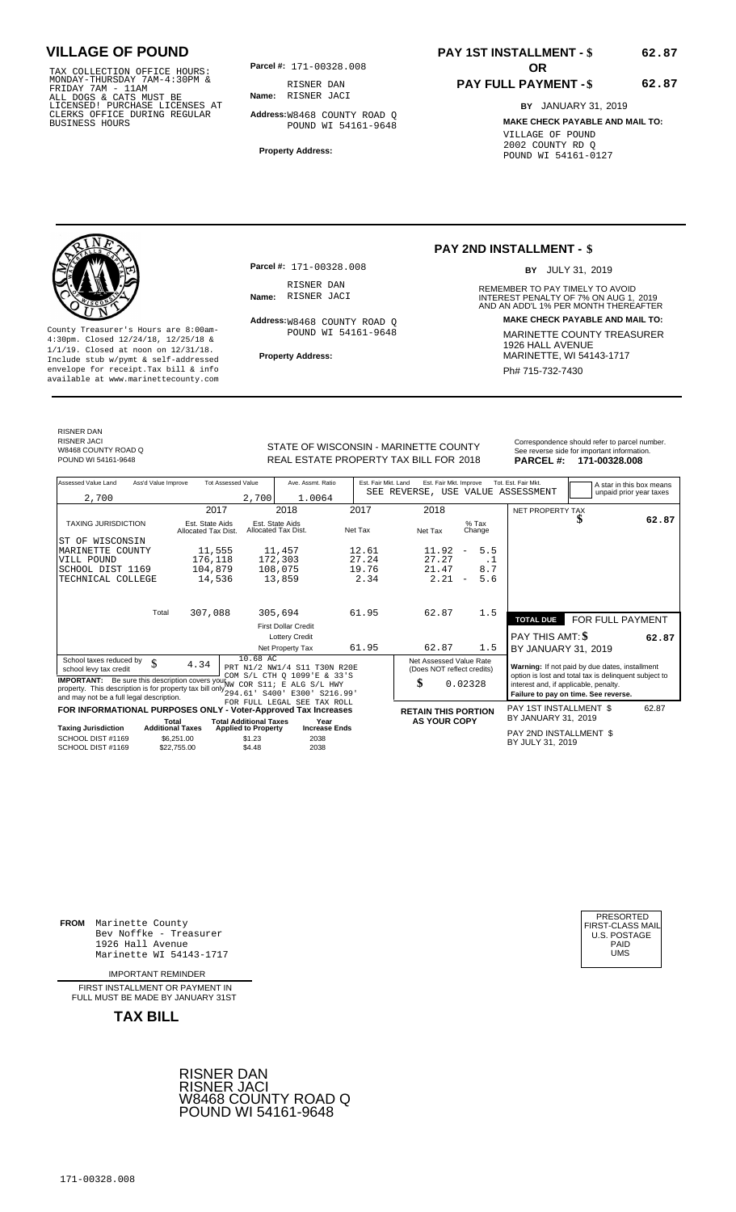# VILLAGE OF POUND

TAX COLLECTION OFFICE HOURS: MONDAY-THURSDAY 7AM-4:30PM & FRIDAY 7AM - 11AM ALL DOGS & CATS MUST BE LICENSED! PURCHASE LICENSES AT CLERKS OFFICE DURING REGULAR BUSINESS HOURS

**Parcel #:** 171-00328.008

**Name:** RISNER DAN RISNER JACI

**Address:** W8468 COUNTY ROAD Q POUND WI 54161-9648

**Property Address:**

**PAY 1ST INSTALLMENT - $ 62.87**

**OR**

**PAY FULL PAYMENT - $ 62.87**

**BY** JANUARY 31, 2019

**MAKE CHECK PAYABLE AND MAIL TO:**

VILLAGE OF POUND
2002 COUNTY RD Q
POUND WI 54161-0127

---

County Treasurer's Hours are 8:00am-4:30pm. Closed 12/24/18, 12/25/18 & 1/1/19. Closed at noon on 12/31/18. Include stub w/pymt & self-addressed envelope for receipt.Tax bill & info available at www.marinettecounty.com

**Parcel #:** 171-00328.008

**Name:** RISNER DAN RISNER JACI

**Address:** W8468 COUNTY ROAD Q POUND WI 54161-9648

**Property Address:**

**PAY 2ND INSTALLMENT - $**

**BY** JULY 31, 2019

REMEMBER TO PAY TIMELY TO AVOID INTEREST PENALTY OF 7% ON AUG 1, 2019 AND AN ADD'L 1% PER MONTH THEREAFTER

**MAKE CHECK PAYABLE AND MAIL TO:**

MARINETTE COUNTY TREASURER
1926 HALL AVENUE
MARINETTE, WI 54143-1717
Ph# 715-732-7430

---

RISNER DAN
RISNER JACI
W8468 COUNTY ROAD Q
POUND WI 54161-9648

STATE OF WISCONSIN - MARINETTE COUNTY
REAL ESTATE PROPERTY TAX BILL FOR 2018

Correspondence should refer to parcel number. See reverse side for important information.

**PARCEL #: 171-00328.008**

| Assessed Value Land | Ass'd Value Improve | Tot Assessed Value | Ave. Assmt. Ratio | Est. Fair Mkt. Land | Est. Fair Mkt. Improve | Tot. Est. Fair Mkt. |
|---|---|---|---|---|---|---|
| 2,700 | | 2,700 | 1.0064 | SEE REVERSE, USE VALUE ASSESSMENT | | |

A star in this box means unpaid prior year taxes

| TAXING JURISDICTION | 2017 Est. State Aids Allocated Tax Dist. | 2018 Est. State Aids Allocated Tax Dist. | 2017 Net Tax | 2018 Net Tax | % Tax Change |
|---|---|---|---|---|---|
| ST OF WISCONSIN | | | | | |
| MARINETTE COUNTY | 11,555 | 11,457 | 12.61 | 11.92 | - 5.5 |
| VILL POUND | 176,118 | 172,303 | 27.24 | 27.27 | .1 |
| SCHOOL DIST 1169 | 104,879 | 108,075 | 19.76 | 21.47 | 8.7 |
| TECHNICAL COLLEGE | 14,536 | 13,859 | 2.34 | 2.21 | - 5.6 |
| Total | 307,088 | 305,694 | 61.95 | 62.87 | 1.5 |
| | | First Dollar Credit | | | |
| | | Lottery Credit | | | |
| | | Net Property Tax | 61.95 | 62.87 | 1.5 |

NET PROPERTY TAX $ 62.87

**TOTAL DUE** FOR FULL PAYMENT
PAY THIS AMT: **$ 62.87**
BY JANUARY 31, 2019

School taxes reduced by school levy tax credit $ 4.34

10.68 AC
PRT N1/2 NW1/4 S11 T30N R20E COM S/L CTH Q 1099'E & 33'S NW COR S11; E ALG S/L HWY 294.61' S400' E300' S216.99' FOR FULL LEGAL SEE TAX ROLL

**IMPORTANT:** Be sure this description covers your property. This description is for property tax bill only and may not be a full legal description.

Net Assessed Value Rate (Does NOT reflect credits) $ 0.02328

**Warning:** If not paid by due dates, installment option is lost and total tax is delinquent subject to interest and, if applicable, penalty.
**Failure to pay on time. See reverse.**

**FOR INFORMATIONAL PURPOSES ONLY - Voter-Approved Tax Increases**

| Taxing Jurisdiction | Total Additional Taxes | Total Additional Taxes Applied to Property | Year Increase Ends |
|---|---|---|---|
| SCHOOL DIST #1169 | $6,251.00 | $1.23 | 2038 |
| SCHOOL DIST #1169 | $22,755.00 | $4.48 | 2038 |

**RETAIN THIS PORTION AS YOUR COPY**

PAY 1ST INSTALLMENT $ 62.87
BY JANUARY 31, 2019

PAY 2ND INSTALLMENT $
BY JULY 31, 2019

---

**FROM** Marinette County
Bev Noffke - Treasurer
1926 Hall Avenue
Marinette WI 54143-1717

IMPORTANT REMINDER

FIRST INSTALLMENT OR PAYMENT IN FULL MUST BE MADE BY JANUARY 31ST

**TAX BILL**

PRESORTED FIRST-CLASS MAIL U.S. POSTAGE PAID UMS

RISNER DAN
RISNER JACI
W8468 COUNTY ROAD Q
POUND WI 54161-9648

171-00328.008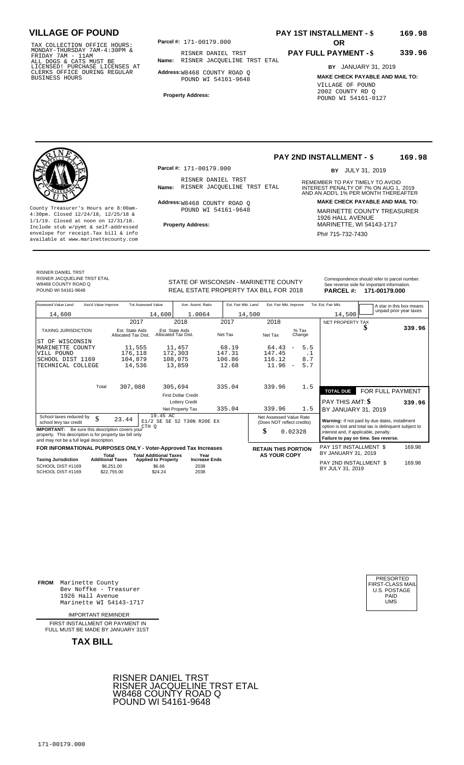# VILLAGE OF POUND

TAX COLLECTION OFFICE HOURS: MONDAY-THURSDAY 7AM-4:30PM & FRIDAY 7AM - 11AM ALL DOGS & CATS MUST BE LICENSED! PURCHASE LICENSES AT CLERKS OFFICE DURING REGULAR BUSINESS HOURS

**Parcel #:** 171-00179.000

**Name:** RISNER DANIEL TRST RISNER JACQUELINE TRST ETAL

**Address:** W8468 COUNTY ROAD Q POUND WI 54161-9648

**Property Address:**

**PAY 1ST INSTALLMENT - $ 169.98**

**OR**

**PAY FULL PAYMENT - $ 339.96**

**BY** JANUARY 31, 2019

**MAKE CHECK PAYABLE AND MAIL TO:**

VILLAGE OF POUND
2002 COUNTY RD Q
POUND WI 54161-0127

---

**PAY 2ND INSTALLMENT - $ 169.98**

**BY** JULY 31, 2019

County Treasurer's Hours are 8:00am-4:30pm. Closed 12/24/18, 12/25/18 & 1/1/19. Closed at noon on 12/31/18. Include stub w/pymt & self-addressed envelope for receipt. Tax bill & info available at www.marinettecounty.com

**Parcel #:** 171-00179.000

**Name:** RISNER DANIEL TRST RISNER JACQUELINE TRST ETAL

**Address:** W8468 COUNTY ROAD Q POUND WI 54161-9648

**Property Address:**

REMEMBER TO PAY TIMELY TO AVOID INTEREST PENALTY OF 7% ON AUG 1, 2019 AND AN ADD'L 1% PER MONTH THEREAFTER

**MAKE CHECK PAYABLE AND MAIL TO:**

MARINETTE COUNTY TREASURER
1926 HALL AVENUE
MARINETTE, WI 54143-1717
Ph# 715-732-7430

---

RISNER DANIEL TRST
RISNER JACQUELINE TRST ETAL
W8468 COUNTY ROAD Q
POUND WI 54161-9648

STATE OF WISCONSIN - MARINETTE COUNTY
REAL ESTATE PROPERTY TAX BILL FOR 2018

Correspondence should refer to parcel number. See reverse side for important information.

**PARCEL #: 171-00179.000**

| Assessed Value Land | Ass'd Value Improve | Tot Assessed Value | Ave. Assmt. Ratio | Est. Fair Mkt. Land | Est. Fair Mkt. Improve | Tot. Est. Fair Mkt. |
|---|---|---|---|---|---|---|
| 14,600 | | 14,600 | 1.0064 | 14,500 | | 14,500 |

A star in this box means unpaid prior year taxes

| TAXING JURISDICTION | 2017 Est. State Aids Allocated Tax Dist. | 2018 Est. State Aids Allocated Tax Dist. | 2017 Net Tax | 2018 Net Tax | % Tax Change |
|---|---|---|---|---|---|
| ST OF WISCONSIN | | | | | |
| MARINETTE COUNTY | 11,555 | 11,457 | 68.19 | 64.43 | - 5.5 |
| VILL POUND | 176,118 | 172,303 | 147.31 | 147.45 | .1 |
| SCHOOL DIST 1169 | 104,879 | 108,075 | 106.86 | 116.12 | 8.7 |
| TECHNICAL COLLEGE | 14,536 | 13,859 | 12.68 | 11.96 | - 5.7 |
| Total | 307,088 | 305,694 | 335.04 | 339.96 | 1.5 |
| | | First Dollar Credit | | | |
| | | Lottery Credit | | | |
| | | Net Property Tax | 335.04 | 339.96 | 1.5 |

NET PROPERTY TAX $ 339.96

**TOTAL DUE** FOR FULL PAYMENT
PAY THIS AMT: $ 339.96
BY JANUARY 31, 2019

School taxes reduced by school levy tax credit $ 23.44

19.45 AC
E1/2 SE SE S2 T30N R20E EX
CTH Q

**IMPORTANT:** Be sure this description covers your property. This description is for property tax bill only and may not be a full legal description.

Net Assessed Value Rate (Does NOT reflect credits) $ 0.02328

**Warning:** If not paid by due dates, installment option is lost and total tax is delinquent subject to interest and, if applicable, penalty. **Failure to pay on time. See reverse.**

**FOR INFORMATIONAL PURPOSES ONLY - Voter-Approved Tax Increases**

| Taxing Jurisdiction | Total Additional Taxes | Total Additional Taxes Applied to Property | Year Increase Ends |
|---|---|---|---|
| SCHOOL DIST #1169 | $6,251.00 | $6.66 | 2038 |
| SCHOOL DIST #1169 | $22,755.00 | $24.24 | 2038 |

**RETAIN THIS PORTION AS YOUR COPY**

PAY 1ST INSTALLMENT $ 169.98 BY JANUARY 31, 2019

PAY 2ND INSTALLMENT $ 169.98 BY JULY 31, 2019

---

**FROM** Marinette County
Bev Noffke - Treasurer
1926 Hall Avenue
Marinette WI 54143-1717

IMPORTANT REMINDER

FIRST INSTALLMENT OR PAYMENT IN FULL MUST BE MADE BY JANUARY 31ST

**TAX BILL**

PRESORTED FIRST-CLASS MAIL U.S. POSTAGE PAID UMS

RISNER DANIEL TRST
RISNER JACQUELINE TRST ETAL
W8468 COUNTY ROAD Q
POUND WI 54161-9648

171-00179.000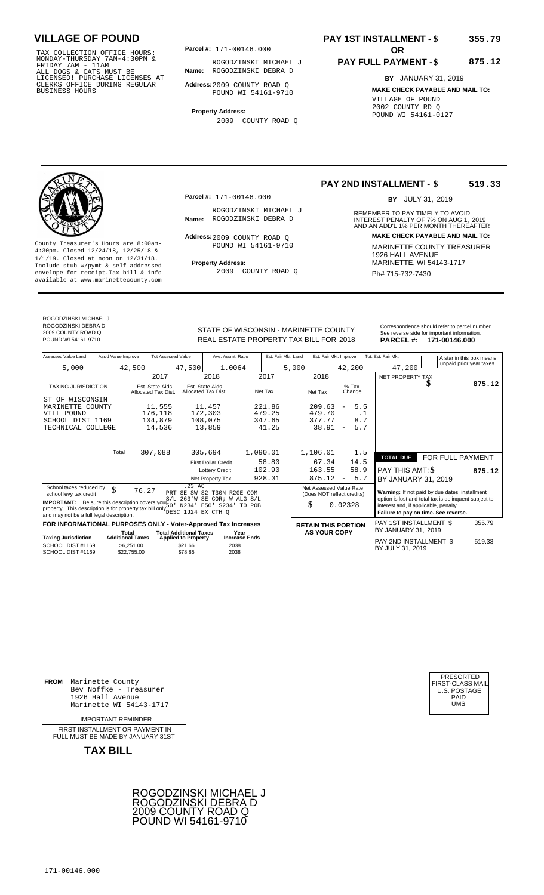# VILLAGE OF POUND

TAX COLLECTION OFFICE HOURS: MONDAY-THURSDAY 7AM-4:30PM & FRIDAY 7AM - 11AM ALL DOGS & CATS MUST BE LICENSED! PURCHASE LICENSES AT CLERKS OFFICE DURING REGULAR BUSINESS HOURS

**Parcel #:** 171-00146.000

**Name:** ROGODZINSKI MICHAEL J ROGODZINSKI DEBRA D

**Address:** 2009 COUNTY ROAD Q POUND WI 54161-9710

**Property Address:** 2009 COUNTY ROAD Q

**PAY 1ST INSTALLMENT - $ 355.79**

**OR**

**PAY FULL PAYMENT - $ 875.12**

**BY** JANUARY 31, 2019

**MAKE CHECK PAYABLE AND MAIL TO:**
VILLAGE OF POUND
2002 COUNTY RD Q
POUND WI 54161-0127

---

County Treasurer's Hours are 8:00am-4:30pm. Closed 12/24/18, 12/25/18 & 1/1/19. Closed at noon on 12/31/18. Include stub w/pymt & self-addressed envelope for receipt.Tax bill & info available at www.marinettecounty.com

**Parcel #:** 171-00146.000

**Name:** ROGODZINSKI MICHAEL J ROGODZINSKI DEBRA D

**Address:** 2009 COUNTY ROAD Q POUND WI 54161-9710

**Property Address:** 2009 COUNTY ROAD Q

**PAY 2ND INSTALLMENT - $ 519.33**

**BY** JULY 31, 2019

REMEMBER TO PAY TIMELY TO AVOID INTEREST PENALTY OF 7% ON AUG 1, 2019 AND AN ADD'L 1% PER MONTH THEREAFTER

**MAKE CHECK PAYABLE AND MAIL TO:**
MARINETTE COUNTY TREASURER
1926 HALL AVENUE
MARINETTE, WI 54143-1717
Ph# 715-732-7430

---

ROGODZINSKI MICHAEL J
ROGODZINSKI DEBRA D
2009 COUNTY ROAD Q
POUND WI 54161-9710

STATE OF WISCONSIN - MARINETTE COUNTY
REAL ESTATE PROPERTY TAX BILL FOR 2018

Correspondence should refer to parcel number. See reverse side for important information.
**PARCEL #: 171-00146.000**

| Assessed Value Land | Ass'd Value Improve | Tot Assessed Value | Ave. Assmt. Ratio | Est. Fair Mkt. Land | Est. Fair Mkt. Improve | Tot. Est. Fair Mkt. |
|---|---|---|---|---|---|---|
| 5,000 | 42,500 | 47,500 | 1.0064 | 5,000 | 42,200 | 47,200 |

A star in this box means unpaid prior year taxes

| TAXING JURISDICTION | 2017 Est. State Aids Allocated Tax Dist. | 2018 Est. State Aids Allocated Tax Dist. | 2017 Net Tax | 2018 Net Tax | % Tax Change |
|---|---|---|---|---|---|
| ST OF WISCONSIN | | | | | |
| MARINETTE COUNTY | 11,555 | 11,457 | 221.86 | 209.63 | - 5.5 |
| VILL POUND | 176,118 | 172,303 | 479.25 | 479.70 | .1 |
| SCHOOL DIST 1169 | 104,879 | 108,075 | 347.65 | 377.77 | 8.7 |
| TECHNICAL COLLEGE | 14,536 | 13,859 | 41.25 | 38.91 | - 5.7 |
| Total | 307,088 | 305,694 | 1,090.01 | 1,106.01 | 1.5 |
| | | First Dollar Credit | 58.80 | 67.34 | 14.5 |
| | | Lottery Credit | 102.90 | 163.55 | 58.9 |
| | | Net Property Tax | 928.31 | 875.12 | - 5.7 |

NET PROPERTY TAX $ 875.12

**TOTAL DUE** FOR FULL PAYMENT
PAY THIS AMT: $ 875.12
BY JANUARY 31, 2019

School taxes reduced by school levy tax credit $ 76.27

.23 AC PRT SE SW S2 T30N R20E COM S/L 263'W SE COR; W ALG S/L 50' N234' E50' S234' TO POB DESC 1J24 EX CTH Q

**IMPORTANT:** Be sure this description covers your property. This description is for property tax bill only and may not be a full legal description.

Net Assessed Value Rate (Does NOT reflect credits) $ 0.02328

**Warning:** If not paid by due dates, installment option is lost and total tax is delinquent subject to interest and, if applicable, penalty. **Failure to pay on time. See reverse.**

**FOR INFORMATIONAL PURPOSES ONLY - Voter-Approved Tax Increases**

| Taxing Jurisdiction | Total Additional Taxes | Total Additional Taxes Applied to Property | Year Increase Ends |
|---|---|---|---|
| SCHOOL DIST #1169 | $6,251.00 | $21.66 | 2038 |
| SCHOOL DIST #1169 | $22,755.00 | $78.85 | 2038 |

**RETAIN THIS PORTION AS YOUR COPY**

PAY 1ST INSTALLMENT $ 355.79 BY JANUARY 31, 2019

PAY 2ND INSTALLMENT $ 519.33 BY JULY 31, 2019

---

**FROM** Marinette County
Bev Noffke - Treasurer
1926 Hall Avenue
Marinette WI 54143-1717

IMPORTANT REMINDER

FIRST INSTALLMENT OR PAYMENT IN FULL MUST BE MADE BY JANUARY 31ST

**TAX BILL**

PRESORTED FIRST-CLASS MAIL U.S. POSTAGE PAID UMS

ROGODZINSKI MICHAEL J
ROGODZINSKI DEBRA D
2009 COUNTY ROAD Q
POUND WI 54161-9710

171-00146.000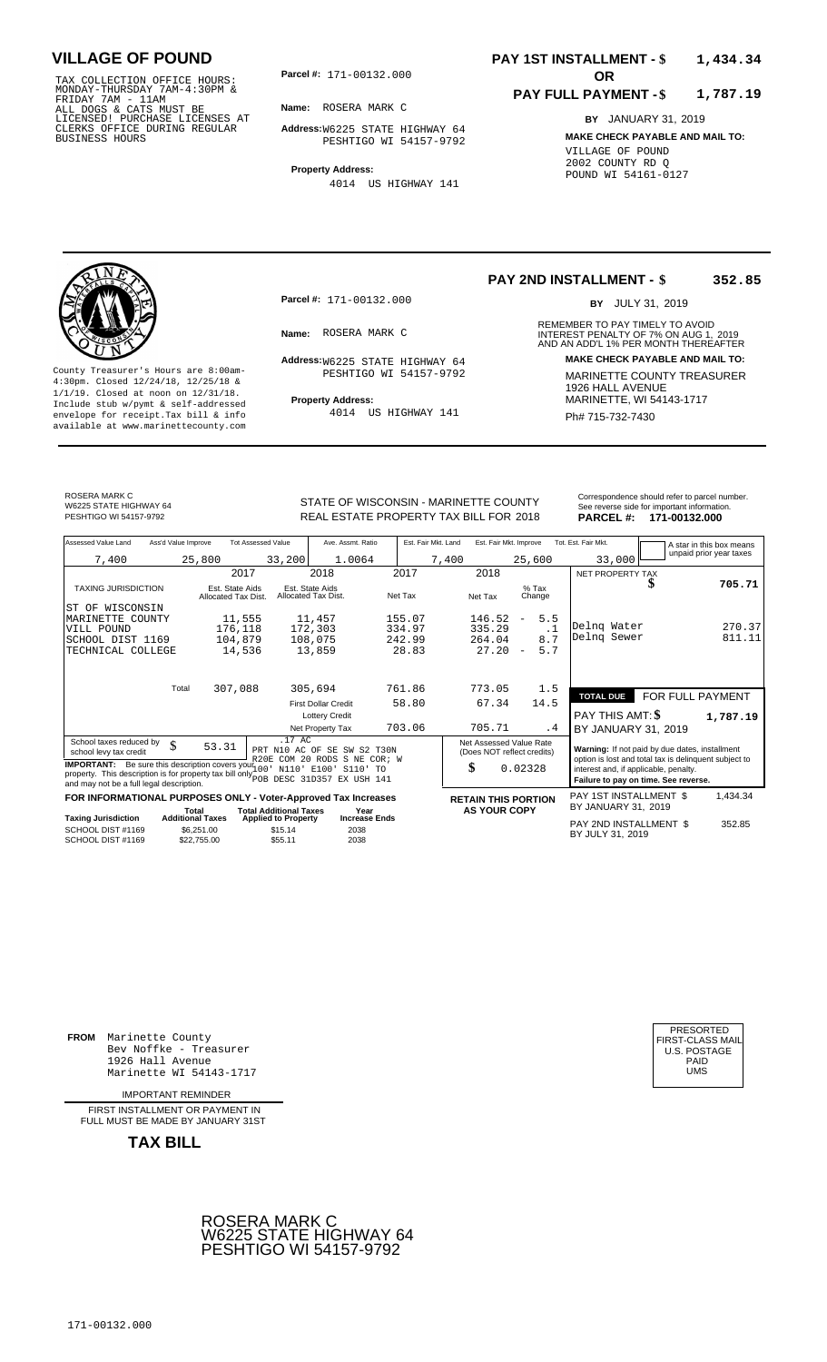## VILLAGE OF POUND

TAX COLLECTION OFFICE HOURS: MONDAY-THURSDAY 7AM-4:30PM & FRIDAY 7AM - 11AM
ALL DOGS & CATS MUST BE LICENSED! PURCHASE LICENSES AT CLERKS OFFICE DURING REGULAR BUSINESS HOURS

**Parcel #:** 171-00132.000

**Name:** ROSERA MARK C

**Address:** W6225 STATE HIGHWAY 64
PESHTIGO WI 54157-9792

**Property Address:**
4014 US HIGHWAY 141

**PAY 1ST INSTALLMENT - $ 1,434.34**

**OR**

**PAY FULL PAYMENT - $ 1,787.19**

**BY** JANUARY 31, 2019

**MAKE CHECK PAYABLE AND MAIL TO:**
VILLAGE OF POUND
2002 COUNTY RD Q
POUND WI 54161-0127

---

County Treasurer's Hours are 8:00am-4:30pm. Closed 12/24/18, 12/25/18 & 1/1/19. Closed at noon on 12/31/18. Include stub w/pymt & self-addressed envelope for receipt.Tax bill & info available at www.marinettecounty.com

**Parcel #:** 171-00132.000

**Name:** ROSERA MARK C

**Address:** W6225 STATE HIGHWAY 64
PESHTIGO WI 54157-9792

**Property Address:**
4014 US HIGHWAY 141

**PAY 2ND INSTALLMENT - $ 352.85**

**BY** JULY 31, 2019

REMEMBER TO PAY TIMELY TO AVOID INTEREST PENALTY OF 7% ON AUG 1, 2019 AND AN ADD'L 1% PER MONTH THEREAFTER

**MAKE CHECK PAYABLE AND MAIL TO:**
MARINETTE COUNTY TREASURER
1926 HALL AVENUE
MARINETTE, WI 54143-1717
Ph# 715-732-7430

---

ROSERA MARK C
W6225 STATE HIGHWAY 64
PESHTIGO WI 54157-9792

STATE OF WISCONSIN - MARINETTE COUNTY
REAL ESTATE PROPERTY TAX BILL FOR 2018

Correspondence should refer to parcel number. See reverse side for important information.
**PARCEL #: 171-00132.000**

| Assessed Value Land | Ass'd Value Improve | Tot Assessed Value | Ave. Assmt. Ratio | Est. Fair Mkt. Land | Est. Fair Mkt. Improve | Tot. Est. Fair Mkt. |
|---|---|---|---|---|---|---|
| 7,400 | 25,800 | 33,200 | 1.0064 | 7,400 | 25,600 | 33,000 |

A star in this box means unpaid prior year taxes

| TAXING JURISDICTION | 2017 Est. State Aids Allocated Tax Dist. | 2018 Est. State Aids Allocated Tax Dist. | 2017 Net Tax | 2018 Net Tax | % Tax Change |
|---|---|---|---|---|---|
| ST OF WISCONSIN | | | | | |
| MARINETTE COUNTY | 11,555 | 11,457 | 155.07 | 146.52 | - 5.5 |
| VILL POUND | 176,118 | 172,303 | 334.97 | 335.29 | .1 |
| SCHOOL DIST 1169 | 104,879 | 108,075 | 242.99 | 264.04 | 8.7 |
| TECHNICAL COLLEGE | 14,536 | 13,859 | 28.83 | 27.20 | - 5.7 |
| Total | 307,088 | 305,694 | 761.86 | 773.05 | 1.5 |
| | | First Dollar Credit | 58.80 | 67.34 | 14.5 |
| | | Lottery Credit | | | |
| | | Net Property Tax | 703.06 | 705.71 | .4 |

| NET PROPERTY TAX | $ 705.71 |
|---|---|
| Delnq Water | 270.37 |
| Delnq Sewer | 811.11 |
| **TOTAL DUE** | **FOR FULL PAYMENT** |
| PAY THIS AMT: $ | 1,787.19 |
| BY JANUARY 31, 2019 | |

School taxes reduced by school levy tax credit $ 53.31

.17 AC
PRT N10 AC OF SE SW S2 T30N R20E COM 20 RODS S NE COR; W 100' N110' E100' S110' TO POB DESC 31D357 EX USH 141

**IMPORTANT:** Be sure this description covers your property. This description is for property tax bill only and may not be a full legal description.

Net Assessed Value Rate (Does NOT reflect credits) $ 0.02328

**Warning:** If not paid by due dates, installment option is lost and total tax is delinquent subject to interest and, if applicable, penalty. **Failure to pay on time. See reverse.**

**FOR INFORMATIONAL PURPOSES ONLY - Voter-Approved Tax Increases**

| Taxing Jurisdiction | Total Additional Taxes | Total Additional Taxes Applied to Property | Year Increase Ends |
|---|---|---|---|
| SCHOOL DIST #1169 | $6,251.00 | $15.14 | 2038 |
| SCHOOL DIST #1169 | $22,755.00 | $55.11 | 2038 |

**RETAIN THIS PORTION AS YOUR COPY**

PAY 1ST INSTALLMENT $ 1,434.34
BY JANUARY 31, 2019

PAY 2ND INSTALLMENT $ 352.85
BY JULY 31, 2019

---

**FROM** Marinette County
Bev Noffke - Treasurer
1926 Hall Avenue
Marinette WI 54143-1717

IMPORTANT REMINDER

FIRST INSTALLMENT OR PAYMENT IN FULL MUST BE MADE BY JANUARY 31ST

**TAX BILL**

PRESORTED
FIRST-CLASS MAIL
U.S. POSTAGE
PAID
UMS

ROSERA MARK C
W6225 STATE HIGHWAY 64
PESHTIGO WI 54157-9792

171-00132.000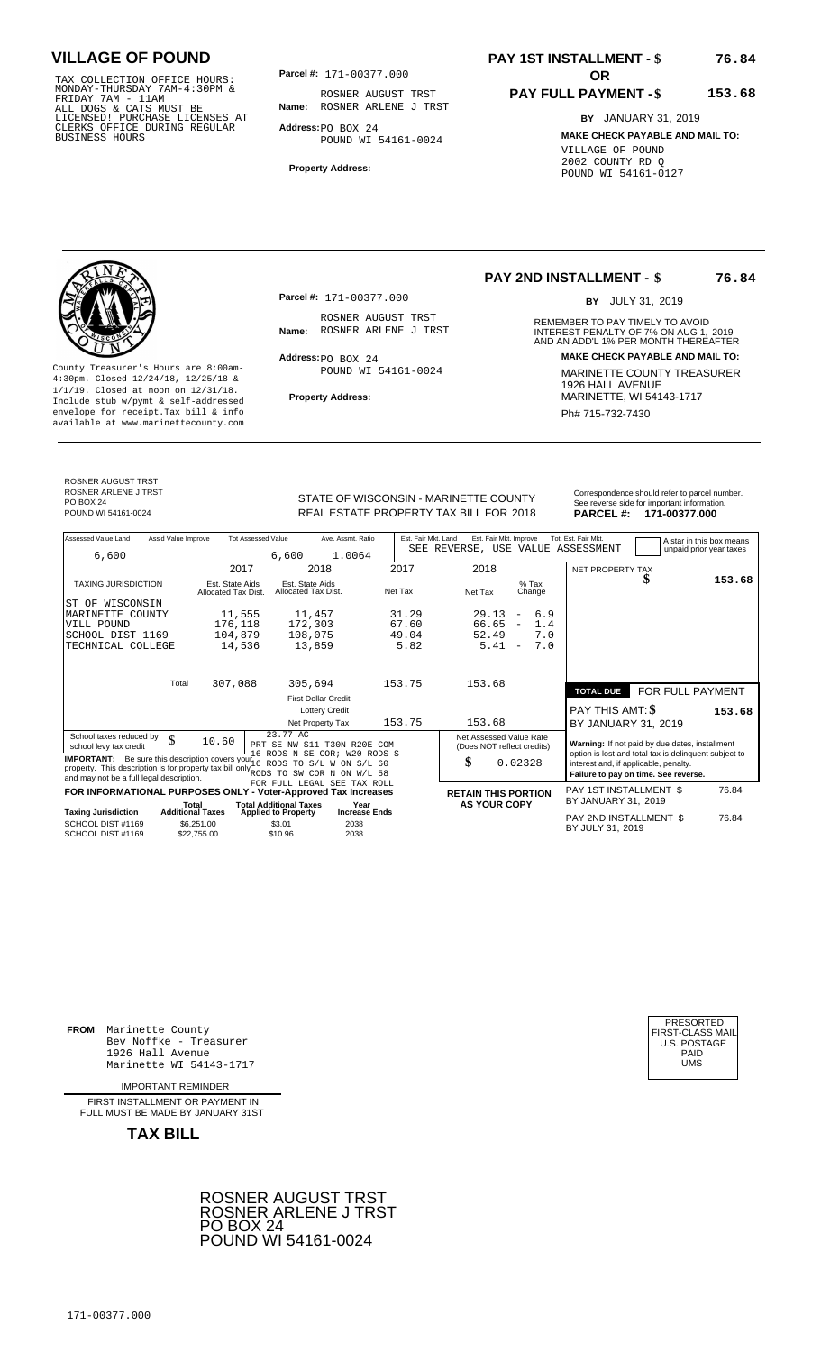# VILLAGE OF POUND

TAX COLLECTION OFFICE HOURS:
MONDAY-THURSDAY 7AM-4:30PM &
FRIDAY 7AM - 11AM
ALL DOGS & CATS MUST BE
LICENSED! PURCHASE LICENSES AT
CLERKS OFFICE DURING REGULAR
BUSINESS HOURS

**Parcel #:** 171-00377.000

**Name:** ROSNER AUGUST TRST
ROSNER ARLENE J TRST

**Address:** PO BOX 24
POUND WI 54161-0024

**Property Address:**

## PAY 1ST INSTALLMENT - $ 76.84

**OR**

## PAY FULL PAYMENT - $ 153.68

**BY** JANUARY 31, 2019

**MAKE CHECK PAYABLE AND MAIL TO:**
VILLAGE OF POUND
2002 COUNTY RD Q
POUND WI 54161-0127

---

County Treasurer's Hours are 8:00am-4:30pm. Closed 12/24/18, 12/25/18 & 1/1/19. Closed at noon on 12/31/18. Include stub w/pymt & self-addressed envelope for receipt.Tax bill & info available at www.marinettecounty.com

**Parcel #:** 171-00377.000

**Name:** ROSNER AUGUST TRST
ROSNER ARLENE J TRST

**Address:** PO BOX 24
POUND WI 54161-0024

**Property Address:**

## PAY 2ND INSTALLMENT - $ 76.84

**BY** JULY 31, 2019

REMEMBER TO PAY TIMELY TO AVOID INTEREST PENALTY OF 7% ON AUG 1, 2019 AND AN ADD'L 1% PER MONTH THEREAFTER

**MAKE CHECK PAYABLE AND MAIL TO:**
MARINETTE COUNTY TREASURER
1926 HALL AVENUE
MARINETTE, WI 54143-1717
Ph# 715-732-7430

---

ROSNER AUGUST TRST
ROSNER ARLENE J TRST
PO BOX 24
POUND WI 54161-0024

STATE OF WISCONSIN - MARINETTE COUNTY
REAL ESTATE PROPERTY TAX BILL FOR 2018

Correspondence should refer to parcel number. See reverse side for important information.
**PARCEL #: 171-00377.000**

| Assessed Value Land | Ass'd Value Improve | Tot Assessed Value | Ave. Assmt. Ratio | Est. Fair Mkt. Land | Est. Fair Mkt. Improve | Tot. Est. Fair Mkt. |
|---|---|---|---|---|---|---|
| 6,600 | | 6,600 | 1.0064 | SEE REVERSE, USE VALUE ASSESSMENT | | |

A star in this box means unpaid prior year taxes

| TAXING JURISDICTION | 2017 Est. State Aids Allocated Tax Dist. | 2018 Est. State Aids Allocated Tax Dist. | 2017 Net Tax | 2018 Net Tax | % Tax Change |
|---|---|---|---|---|---|
| ST OF WISCONSIN | | | | | |
| MARINETTE COUNTY | 11,555 | 11,457 | 31.29 | 29.13 | - 6.9 |
| VILL POUND | 176,118 | 172,303 | 67.60 | 66.65 | - 1.4 |
| SCHOOL DIST 1169 | 104,879 | 108,075 | 49.04 | 52.49 | 7.0 |
| TECHNICAL COLLEGE | 14,536 | 13,859 | 5.82 | 5.41 | - 7.0 |
| Total | 307,088 | 305,694 | 153.75 | 153.68 | |
| | | First Dollar Credit | | | |
| | | Lottery Credit | | | |
| | | Net Property Tax | 153.75 | 153.68 | |

NET PROPERTY TAX $ 153.68

| TOTAL DUE | FOR FULL PAYMENT |
|---|---|
| PAY THIS AMT: $ | 153.68 |
| BY JANUARY 31, 2019 | |

School taxes reduced by school levy tax credit $ 10.60

**IMPORTANT:** Be sure this description covers your property. This description is for property tax bill only and may not be a full legal description.

23.77 AC
PRT SE NW S11 T30N R20E COM 16 RODS N SE COR; W20 RODS S 16 RODS TO S/L W ON S/L 60 RODS TO SW COR N ON W/L 58
FOR FULL LEGAL SEE TAX ROLL

Net Assessed Value Rate (Does NOT reflect credits) $ 0.02328

**Warning:** If not paid by due dates, installment option is lost and total tax is delinquent subject to interest and, if applicable, penalty.
**Failure to pay on time. See reverse.**

**FOR INFORMATIONAL PURPOSES ONLY - Voter-Approved Tax Increases**

| Taxing Jurisdiction | Total Additional Taxes | Total Additional Taxes Applied to Property | Year Increase Ends |
|---|---|---|---|
| SCHOOL DIST #1169 | $6,251.00 | $3.01 | 2038 |
| SCHOOL DIST #1169 | $22,755.00 | $10.96 | 2038 |

**RETAIN THIS PORTION AS YOUR COPY**

PAY 1ST INSTALLMENT $ 76.84
BY JANUARY 31, 2019

PAY 2ND INSTALLMENT $ 76.84
BY JULY 31, 2019

---

**FROM** Marinette County
Bev Noffke - Treasurer
1926 Hall Avenue
Marinette WI 54143-1717

IMPORTANT REMINDER

FIRST INSTALLMENT OR PAYMENT IN FULL MUST BE MADE BY JANUARY 31ST

**TAX BILL**

PRESORTED
FIRST-CLASS MAIL
U.S. POSTAGE
PAID
UMS

ROSNER AUGUST TRST
ROSNER ARLENE J TRST
PO BOX 24
POUND WI 54161-0024

171-00377.000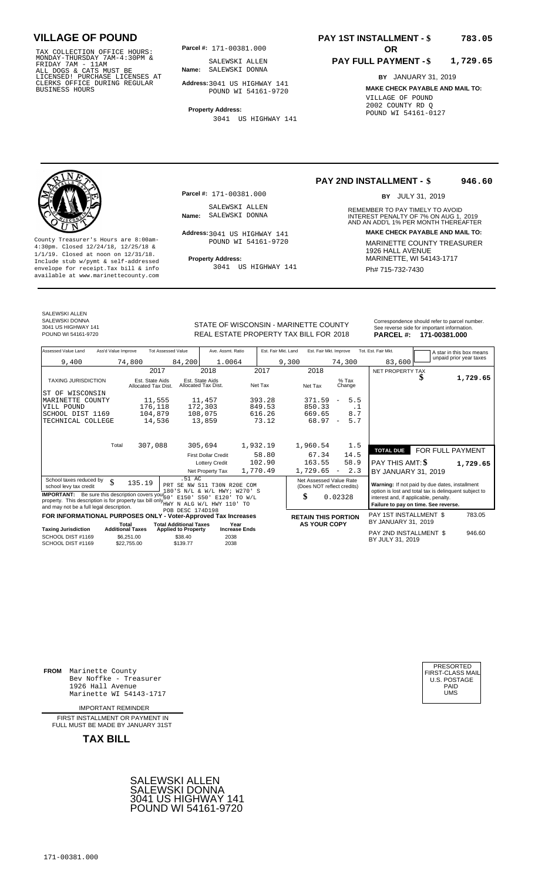# VILLAGE OF POUND

TAX COLLECTION OFFICE HOURS: MONDAY-THURSDAY 7AM-4:30PM & FRIDAY 7AM - 11AM ALL DOGS & CATS MUST BE LICENSED! PURCHASE LICENSES AT CLERKS OFFICE DURING REGULAR BUSINESS HOURS

**Parcel #:** 171-00381.000

**Name:** SALEWSKI ALLEN SALEWSKI DONNA

**Address:** 3041 US HIGHWAY 141 POUND WI 54161-9720

**Property Address:** 3041 US HIGHWAY 141

**PAY 1ST INSTALLMENT - $ 783.05**

**OR**

**PAY FULL PAYMENT - $ 1,729.65**

**BY** JANUARY 31, 2019

**MAKE CHECK PAYABLE AND MAIL TO:** VILLAGE OF POUND 2002 COUNTY RD Q POUND WI 54161-0127

---

**PAY 2ND INSTALLMENT - $ 946.60**

**BY** JULY 31, 2019

REMEMBER TO PAY TIMELY TO AVOID INTEREST PENALTY OF 7% ON AUG 1, 2019 AND AN ADD'L 1% PER MONTH THEREAFTER

**MAKE CHECK PAYABLE AND MAIL TO:** MARINETTE COUNTY TREASURER 1926 HALL AVENUE MARINETTE, WI 54143-1717 Ph# 715-732-7430

**Parcel #:** 171-00381.000

**Name:** SALEWSKI ALLEN SALEWSKI DONNA

**Address:** 3041 US HIGHWAY 141 POUND WI 54161-9720

**Property Address:** 3041 US HIGHWAY 141

County Treasurer's Hours are 8:00am-4:30pm. Closed 12/24/18, 12/25/18 & 1/1/19. Closed at noon on 12/31/18. Include stub w/pymt & self-addressed envelope for receipt. Tax bill & info available at www.marinettecounty.com

---

SALEWSKI ALLEN
SALEWSKI DONNA
3041 US HIGHWAY 141
POUND WI 54161-9720

STATE OF WISCONSIN - MARINETTE COUNTY
REAL ESTATE PROPERTY TAX BILL FOR 2018

Correspondence should refer to parcel number. See reverse side for important information.

**PARCEL #: 171-00381.000**

| Assessed Value Land | Ass'd Value Improve | Tot Assessed Value | Ave. Assmt. Ratio | Est. Fair Mkt. Land | Est. Fair Mkt. Improve | Tot. Est. Fair Mkt. |
|---|---|---|---|---|---|---|
| 9,400 | 74,800 | 84,200 | 1.0064 | 9,300 | 74,300 | 83,600 |

A star in this box means unpaid prior year taxes

| TAXING JURISDICTION | 2017 Est. State Aids Allocated Tax Dist. | 2018 Est. State Aids Allocated Tax Dist. | 2017 Net Tax | 2018 Net Tax | % Tax Change |
|---|---|---|---|---|---|
| ST OF WISCONSIN | | | | | |
| MARINETTE COUNTY | 11,555 | 11,457 | 393.28 | 371.59 | - 5.5 |
| VILL POUND | 176,118 | 172,303 | 849.53 | 850.33 | .1 |
| SCHOOL DIST 1169 | 104,879 | 108,075 | 616.26 | 669.65 | 8.7 |
| TECHNICAL COLLEGE | 14,536 | 13,859 | 73.12 | 68.97 | - 5.7 |
| Total | 307,088 | 305,694 | 1,932.19 | 1,960.54 | 1.5 |
| | | First Dollar Credit | 58.80 | 67.34 | 14.5 |
| | | Lottery Credit | 102.90 | 163.55 | 58.9 |
| | | Net Property Tax | 1,770.49 | 1,729.65 | - 2.3 |

NET PROPERTY TAX $ 1,729.65

| TOTAL DUE | FOR FULL PAYMENT |
|---|---|
| PAY THIS AMT: $ | 1,729.65 |
| BY JANUARY 31, 2019 | |

School taxes reduced by school levy tax credit $ 135.19

.51 AC PRT SE NW S11 T30N R20E COM 180'S N/L & W/L HWY; W270' S 60' E150' S50' E120' TO W/L HWY N ALG W/L HWY 110' TO POB DESC 174D198

**IMPORTANT:** Be sure this description covers your property. This description is for property tax bill only and may not be a full legal description.

Net Assessed Value Rate (Does NOT reflect credits) $ 0.02328

**Warning:** If not paid by due dates, installment option is lost and total tax is delinquent subject to interest and, if applicable, penalty. **Failure to pay on time. See reverse.**

**FOR INFORMATIONAL PURPOSES ONLY - Voter-Approved Tax Increases**

| Taxing Jurisdiction | Total Additional Taxes | Total Additional Taxes Applied to Property | Year Increase Ends |
|---|---|---|---|
| SCHOOL DIST #1169 | $6,251.00 | $38.40 | 2038 |
| SCHOOL DIST #1169 | $22,755.00 | $139.77 | 2038 |

**RETAIN THIS PORTION AS YOUR COPY**

PAY 1ST INSTALLMENT $ 783.05 BY JANUARY 31, 2019

PAY 2ND INSTALLMENT $ 946.60 BY JULY 31, 2019

---

**FROM** Marinette County Bev Noffke - Treasurer 1926 Hall Avenue Marinette WI 54143-1717

IMPORTANT REMINDER

FIRST INSTALLMENT OR PAYMENT IN FULL MUST BE MADE BY JANUARY 31ST

**TAX BILL**

PRESORTED FIRST-CLASS MAIL U.S. POSTAGE PAID UMS

SALEWSKI ALLEN
SALEWSKI DONNA
3041 US HIGHWAY 141
POUND WI 54161-9720

171-00381.000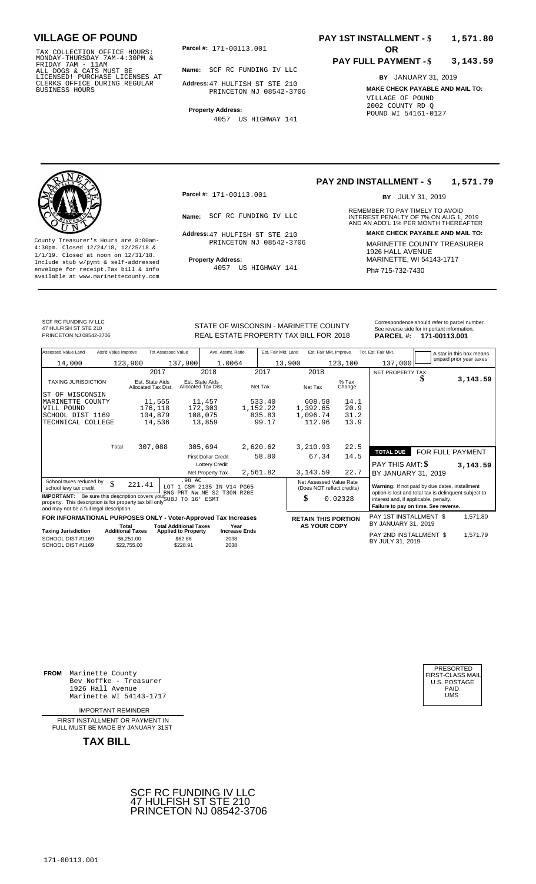# VILLAGE OF POUND

TAX COLLECTION OFFICE HOURS:
MONDAY-THURSDAY 7AM-4:30PM &
FRIDAY 7AM - 11AM
ALL DOGS & CATS MUST BE
LICENSED! PURCHASE LICENSES AT
CLERKS OFFICE DURING REGULAR
BUSINESS HOURS

**Parcel #:** 171-00113.001

**Name:** SCF RC FUNDING IV LLC

**Address:** 47 HULFISH ST STE 210
PRINCETON NJ 08542-3706

**Property Address:**
4057 US HIGHWAY 141

**PAY 1ST INSTALLMENT - $ 1,571.80**

**OR**

**PAY FULL PAYMENT - $ 3,143.59**

**BY** JANUARY 31, 2019

**MAKE CHECK PAYABLE AND MAIL TO:**
VILLAGE OF POUND
2002 COUNTY RD Q
POUND WI 54161-0127

---

**PAY 2ND INSTALLMENT - $ 1,571.79**

**BY** JULY 31, 2019

County Treasurer's Hours are 8:00am-4:30pm. Closed 12/24/18, 12/25/18 & 1/1/19. Closed at noon on 12/31/18. Include stub w/pymt & self-addressed envelope for receipt. Tax bill & info available at www.marinettecounty.com

**Parcel #:** 171-00113.001

**Name:** SCF RC FUNDING IV LLC

**Address:** 47 HULFISH ST STE 210
PRINCETON NJ 08542-3706

**Property Address:**
4057 US HIGHWAY 141

REMEMBER TO PAY TIMELY TO AVOID INTEREST PENALTY OF 7% ON AUG 1, 2019 AND AN ADD'L 1% PER MONTH THEREAFTER

**MAKE CHECK PAYABLE AND MAIL TO:**
MARINETTE COUNTY TREASURER
1926 HALL AVENUE
MARINETTE, WI 54143-1717
Ph# 715-732-7430

---

SCF RC FUNDING IV LLC
47 HULFISH ST STE 210
PRINCETON NJ 08542-3706

STATE OF WISCONSIN - MARINETTE COUNTY
REAL ESTATE PROPERTY TAX BILL FOR 2018

Correspondence should refer to parcel number. See reverse side for important information.
**PARCEL #: 171-00113.001**

| Assessed Value Land | Ass'd Value Improve | Tot Assessed Value | Ave. Assmt. Ratio | Est. Fair Mkt. Land | Est. Fair Mkt. Improve | Tot. Est. Fair Mkt. |
|---|---|---|---|---|---|---|
| 14,000 | 123,900 | 137,900 | 1.0064 | 13,900 | 123,100 | 137,000 |

A star in this box means unpaid prior year taxes

| TAXING JURISDICTION | 2017 Est. State Aids Allocated Tax Dist. | 2018 Est. State Aids Allocated Tax Dist. | 2017 Net Tax | 2018 Net Tax | % Tax Change |
|---|---|---|---|---|---|
| ST OF WISCONSIN | | | | | |
| MARINETTE COUNTY | 11,555 | 11,457 | 533.40 | 608.58 | 14.1 |
| VILL POUND | 176,118 | 172,303 | 1,152.22 | 1,392.65 | 20.9 |
| SCHOOL DIST 1169 | 104,879 | 108,075 | 835.83 | 1,096.74 | 31.2 |
| TECHNICAL COLLEGE | 14,536 | 13,859 | 99.17 | 112.96 | 13.9 |
| Total | 307,088 | 305,694 | 2,620.62 | 3,210.93 | 22.5 |
| | | First Dollar Credit | 58.80 | 67.34 | 14.5 |
| | | Lottery Credit | | | |
| | | Net Property Tax | 2,561.82 | 3,143.59 | 22.7 |

NET PROPERTY TAX $ 3,143.59

**TOTAL DUE** FOR FULL PAYMENT
PAY THIS AMT: $ 3,143.59
BY JANUARY 31, 2019

School taxes reduced by school levy tax credit $ 221.41

.98 AC
LOT 1 CSM 2135 IN V14 PG65
BNG PRT NW NE S2 T30N R20E
SUBJ TO 16' ESMT

**IMPORTANT:** Be sure this description covers your property. This description is for property tax bill only and may not be a full legal description.

Net Assessed Value Rate (Does NOT reflect credits) $ 0.02328

**Warning:** If not paid by due dates, installment option is lost and total tax is delinquent subject to interest and, if applicable, penalty.
**Failure to pay on time. See reverse.**

**FOR INFORMATIONAL PURPOSES ONLY - Voter-Approved Tax Increases**

| Taxing Jurisdiction | Total Additional Taxes | Total Additional Taxes Applied to Property | Year Increase Ends |
|---|---|---|---|
| SCHOOL DIST #1169 | $6,251.00 | $62.88 | 2038 |
| SCHOOL DIST #1169 | $22,755.00 | $228.91 | 2038 |

**RETAIN THIS PORTION AS YOUR COPY**

PAY 1ST INSTALLMENT $ 1,571.80
BY JANUARY 31, 2019

PAY 2ND INSTALLMENT $ 1,571.79
BY JULY 31, 2019

---

**FROM** Marinette County
Bev Noffke - Treasurer
1926 Hall Avenue
Marinette WI 54143-1717

IMPORTANT REMINDER

FIRST INSTALLMENT OR PAYMENT IN FULL MUST BE MADE BY JANUARY 31ST

**TAX BILL**

PRESORTED
FIRST-CLASS MAIL
U.S. POSTAGE
PAID
UMS

SCF RC FUNDING IV LLC
47 HULFISH ST STE 210
PRINCETON NJ 08542-3706

171-00113.001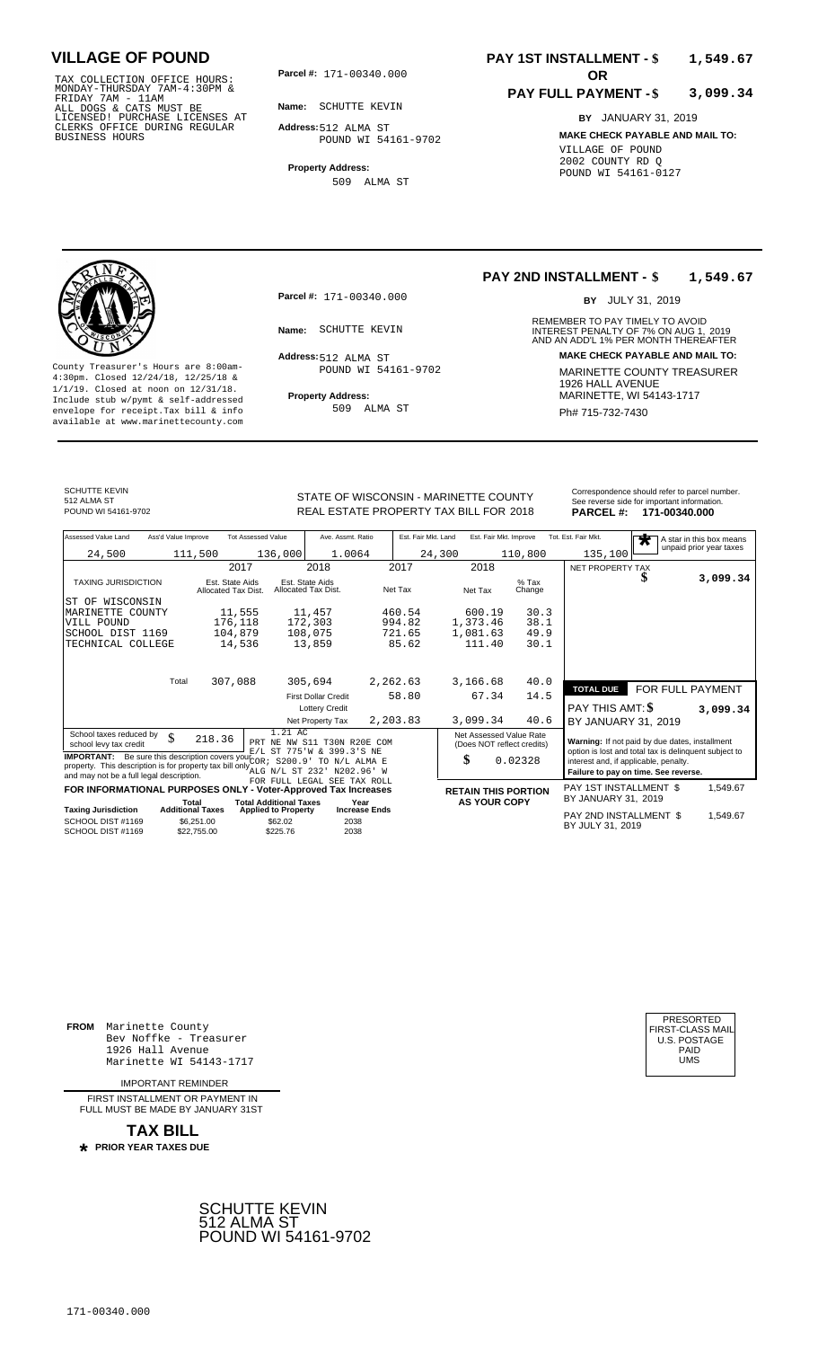## VILLAGE OF POUND

TAX COLLECTION OFFICE HOURS: MONDAY-THURSDAY 7AM-4:30PM & FRIDAY 7AM - 11AM
ALL DOGS & CATS MUST BE LICENSED! PURCHASE LICENSES AT CLERKS OFFICE DURING REGULAR BUSINESS HOURS

**Parcel #:** 171-00340.000

**Name:** SCHUTTE KEVIN

**Address:** 512 ALMA ST
POUND WI 54161-9702

**Property Address:**
509 ALMA ST

**PAY 1ST INSTALLMENT - $ 1,549.67**

**OR**

**PAY FULL PAYMENT - $ 3,099.34**

**BY** JANUARY 31, 2019

**MAKE CHECK PAYABLE AND MAIL TO:**
VILLAGE OF POUND
2002 COUNTY RD Q
POUND WI 54161-0127

---

County Treasurer's Hours are 8:00am-4:30pm. Closed 12/24/18, 12/25/18 & 1/1/19. Closed at noon on 12/31/18. Include stub w/pymt & self-addressed envelope for receipt.Tax bill & info available at www.marinettecounty.com

**Parcel #:** 171-00340.000

**Name:** SCHUTTE KEVIN

**Address:** 512 ALMA ST
POUND WI 54161-9702

**Property Address:**
509 ALMA ST

**PAY 2ND INSTALLMENT - $ 1,549.67**

**BY** JULY 31, 2019

REMEMBER TO PAY TIMELY TO AVOID INTEREST PENALTY OF 7% ON AUG 1, 2019 AND AN ADD'L 1% PER MONTH THEREAFTER

**MAKE CHECK PAYABLE AND MAIL TO:**
MARINETTE COUNTY TREASURER
1926 HALL AVENUE
MARINETTE, WI 54143-1717
Ph# 715-732-7430

---

SCHUTTE KEVIN
512 ALMA ST
POUND WI 54161-9702

STATE OF WISCONSIN - MARINETTE COUNTY
REAL ESTATE PROPERTY TAX BILL FOR 2018

Correspondence should refer to parcel number. See reverse side for important information.
**PARCEL #: 171-00340.000**

| Assessed Value Land | Ass'd Value Improve | Tot Assessed Value | Ave. Assmt. Ratio | Est. Fair Mkt. Land | Est. Fair Mkt. Improve | Tot. Est. Fair Mkt. |
|---|---|---|---|---|---|---|
| 24,500 | 111,500 | 136,000 | 1.0064 | 24,300 | 110,800 | 135,100 |

* A star in this box means unpaid prior year taxes

| TAXING JURISDICTION | 2017 Est. State Aids Allocated Tax Dist. | 2018 Est. State Aids Allocated Tax Dist. | 2017 Net Tax | 2018 Net Tax | % Tax Change |
|---|---|---|---|---|---|
| ST OF WISCONSIN | | | | | |
| MARINETTE COUNTY | 11,555 | 11,457 | 460.54 | 600.19 | 30.3 |
| VILL POUND | 176,118 | 172,303 | 994.82 | 1,373.46 | 38.1 |
| SCHOOL DIST 1169 | 104,879 | 108,075 | 721.65 | 1,081.63 | 49.9 |
| TECHNICAL COLLEGE | 14,536 | 13,859 | 85.62 | 111.40 | 30.1 |
| Total | 307,088 | 305,694 | 2,262.63 | 3,166.68 | 40.0 |
| | | First Dollar Credit | 58.80 | 67.34 | 14.5 |
| | | Lottery Credit | | | |
| | | Net Property Tax | 2,203.83 | 3,099.34 | 40.6 |

NET PROPERTY TAX $ 3,099.34

**TOTAL DUE** FOR FULL PAYMENT
PAY THIS AMT: $ 3,099.34
BY JANUARY 31, 2019

School taxes reduced by school levy tax credit $ 218.36

**IMPORTANT:** Be sure this description covers your property. This description is for property tax bill only and may not be a full legal description.

1.21 AC
PRT NE NW S11 T30N R20E COM E/L ST 775'W & 399.3'S NE COR; S200.9' TO N/L ALMA E ALG N/L ST 232' N202.96' W FOR FULL LEGAL SEE TAX ROLL

Net Assessed Value Rate (Does NOT reflect credits) $ 0.02328

**Warning:** If not paid by due dates, installment option is lost and total tax is delinquent subject to interest and, if applicable, penalty.
**Failure to pay on time. See reverse.**

**FOR INFORMATIONAL PURPOSES ONLY - Voter-Approved Tax Increases**

| Taxing Jurisdiction | Total Additional Taxes | Total Additional Taxes Applied to Property | Year Increase Ends |
|---|---|---|---|
| SCHOOL DIST #1169 | $6,251.00 | $62.02 | 2038 |
| SCHOOL DIST #1169 | $22,755.00 | $225.76 | 2038 |

**RETAIN THIS PORTION AS YOUR COPY**

PAY 1ST INSTALLMENT $ 1,549.67
BY JANUARY 31, 2019

PAY 2ND INSTALLMENT $ 1,549.67
BY JULY 31, 2019

---

**FROM** Marinette County
Bev Noffke - Treasurer
1926 Hall Avenue
Marinette WI 54143-1717

IMPORTANT REMINDER

FIRST INSTALLMENT OR PAYMENT IN FULL MUST BE MADE BY JANUARY 31ST

**TAX BILL**

* **PRIOR YEAR TAXES DUE**

PRESORTED
FIRST-CLASS MAIL
U.S. POSTAGE
PAID
UMS

SCHUTTE KEVIN
512 ALMA ST
POUND WI 54161-9702

171-00340.000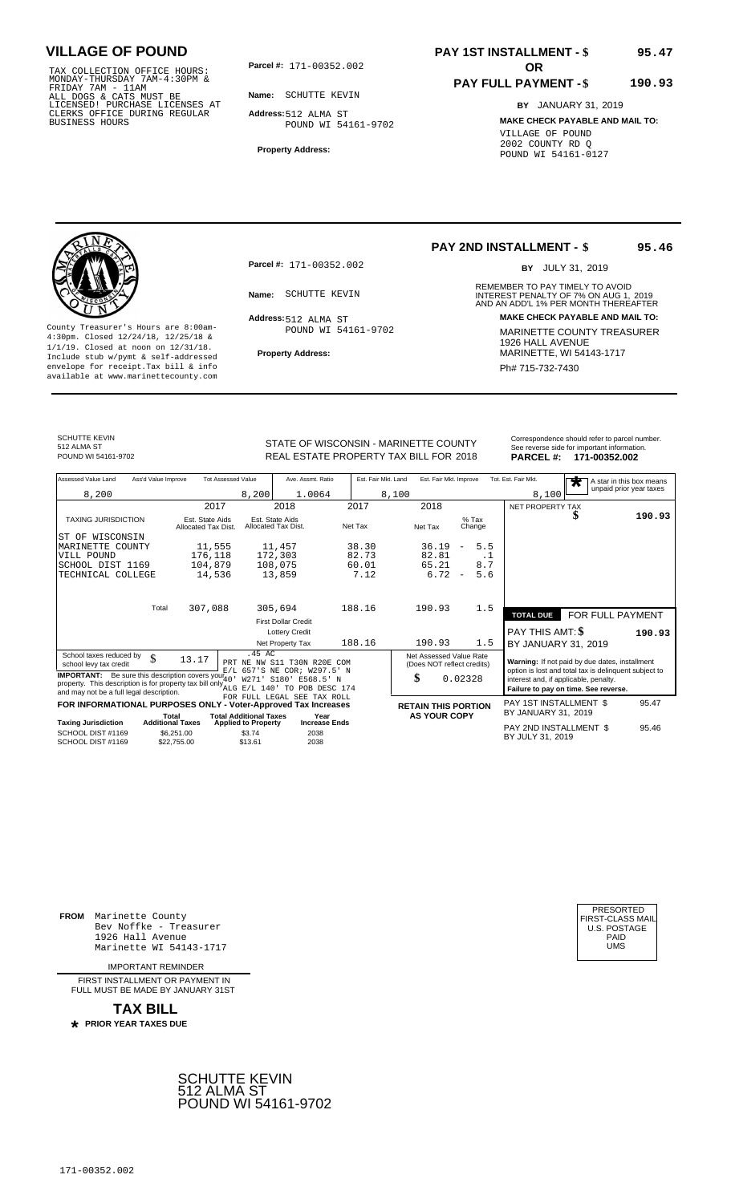# VILLAGE OF POUND

TAX COLLECTION OFFICE HOURS: MONDAY-THURSDAY 7AM-4:30PM & FRIDAY 7AM - 11AM
ALL DOGS & CATS MUST BE LICENSED! PURCHASE LICENSES AT CLERKS OFFICE DURING REGULAR BUSINESS HOURS

**Parcel #:** 171-00352.002

**Name:** SCHUTTE KEVIN

**Address:** 512 ALMA ST
POUND WI 54161-9702

**Property Address:**

**PAY 1ST INSTALLMENT - $** 95.47

**OR**

**PAY FULL PAYMENT - $** 190.93

**BY** JANUARY 31, 2019

**MAKE CHECK PAYABLE AND MAIL TO:**
VILLAGE OF POUND
2002 COUNTY RD Q
POUND WI 54161-0127

---

County Treasurer's Hours are 8:00am-4:30pm. Closed 12/24/18, 12/25/18 & 1/1/19. Closed at noon on 12/31/18. Include stub w/pymt & self-addressed envelope for receipt.Tax bill & info available at www.marinettecounty.com

**Parcel #:** 171-00352.002

**Name:** SCHUTTE KEVIN

**Address:** 512 ALMA ST
POUND WI 54161-9702

**Property Address:**

**PAY 2ND INSTALLMENT - $** 95.46

**BY** JULY 31, 2019

REMEMBER TO PAY TIMELY TO AVOID INTEREST PENALTY OF 7% ON AUG 1, 2019 AND AN ADD'L 1% PER MONTH THEREAFTER

**MAKE CHECK PAYABLE AND MAIL TO:**
MARINETTE COUNTY TREASURER
1926 HALL AVENUE
MARINETTE, WI 54143-1717
Ph# 715-732-7430

---

SCHUTTE KEVIN
512 ALMA ST
POUND WI 54161-9702

STATE OF WISCONSIN - MARINETTE COUNTY
REAL ESTATE PROPERTY TAX BILL FOR 2018

Correspondence should refer to parcel number. See reverse side for important information.
**PARCEL #: 171-00352.002**

| Assessed Value Land | Ass'd Value Improve | Tot Assessed Value | Ave. Assmt. Ratio | Est. Fair Mkt. Land | Est. Fair Mkt. Improve | Tot. Est. Fair Mkt. |
|---|---|---|---|---|---|---|
| 8,200 | | 8,200 | 1.0064 | 8,100 | | 8,100 |

* A star in this box means unpaid prior year taxes

| TAXING JURISDICTION | 2017 Est. State Aids Allocated Tax Dist. | 2018 Est. State Aids Allocated Tax Dist. | 2017 Net Tax | 2018 Net Tax | % Tax Change |
|---|---|---|---|---|---|
| ST OF WISCONSIN | | | | | |
| MARINETTE COUNTY | 11,555 | 11,457 | 38.30 | 36.19 | - 5.5 |
| VILL POUND | 176,118 | 172,303 | 82.73 | 82.81 | .1 |
| SCHOOL DIST 1169 | 104,879 | 108,075 | 60.01 | 65.21 | 8.7 |
| TECHNICAL COLLEGE | 14,536 | 13,859 | 7.12 | 6.72 | - 5.6 |
| Total | 307,088 | 305,694 | 188.16 | 190.93 | 1.5 |
| | | First Dollar Credit | | | |
| | | Lottery Credit | | | |
| | | Net Property Tax | 188.16 | 190.93 | 1.5 |

NET PROPERTY TAX $ 190.93

**TOTAL DUE** FOR FULL PAYMENT
PAY THIS AMT: $ 190.93
BY JANUARY 31, 2019

School taxes reduced by school levy tax credit $ 13.17

.45 AC
PRT NE NW S11 T30N R20E COM E/L 657'S NE COR; W297.5' N 40' W271' S180' E568.5' N ALG E/L 140' TO POB DESC 174 FOR FULL LEGAL SEE TAX ROLL

**IMPORTANT:** Be sure this description covers your property. This description is for property tax bill only and may not be a full legal description.

Net Assessed Value Rate (Does NOT reflect credits) $ 0.02328

**Warning:** If not paid by due dates, installment option is lost and total tax is delinquent subject to interest and, if applicable, penalty.
**Failure to pay on time. See reverse.**

**FOR INFORMATIONAL PURPOSES ONLY - Voter-Approved Tax Increases**

| Taxing Jurisdiction | Total Additional Taxes | Total Additional Taxes Applied to Property | Year Increase Ends |
|---|---|---|---|
| SCHOOL DIST #1169 | $6,251.00 | $3.74 | 2038 |
| SCHOOL DIST #1169 | $22,755.00 | $13.61 | 2038 |

**RETAIN THIS PORTION AS YOUR COPY**

PAY 1ST INSTALLMENT $ 95.47
BY JANUARY 31, 2019

PAY 2ND INSTALLMENT $ 95.46
BY JULY 31, 2019

---

**FROM** Marinette County
Bev Noffke - Treasurer
1926 Hall Avenue
Marinette WI 54143-1717

IMPORTANT REMINDER

FIRST INSTALLMENT OR PAYMENT IN FULL MUST BE MADE BY JANUARY 31ST

**TAX BILL**

* **PRIOR YEAR TAXES DUE**

PRESORTED
FIRST-CLASS MAIL
U.S. POSTAGE
PAID
UMS

SCHUTTE KEVIN
512 ALMA ST
POUND WI 54161-9702

171-00352.002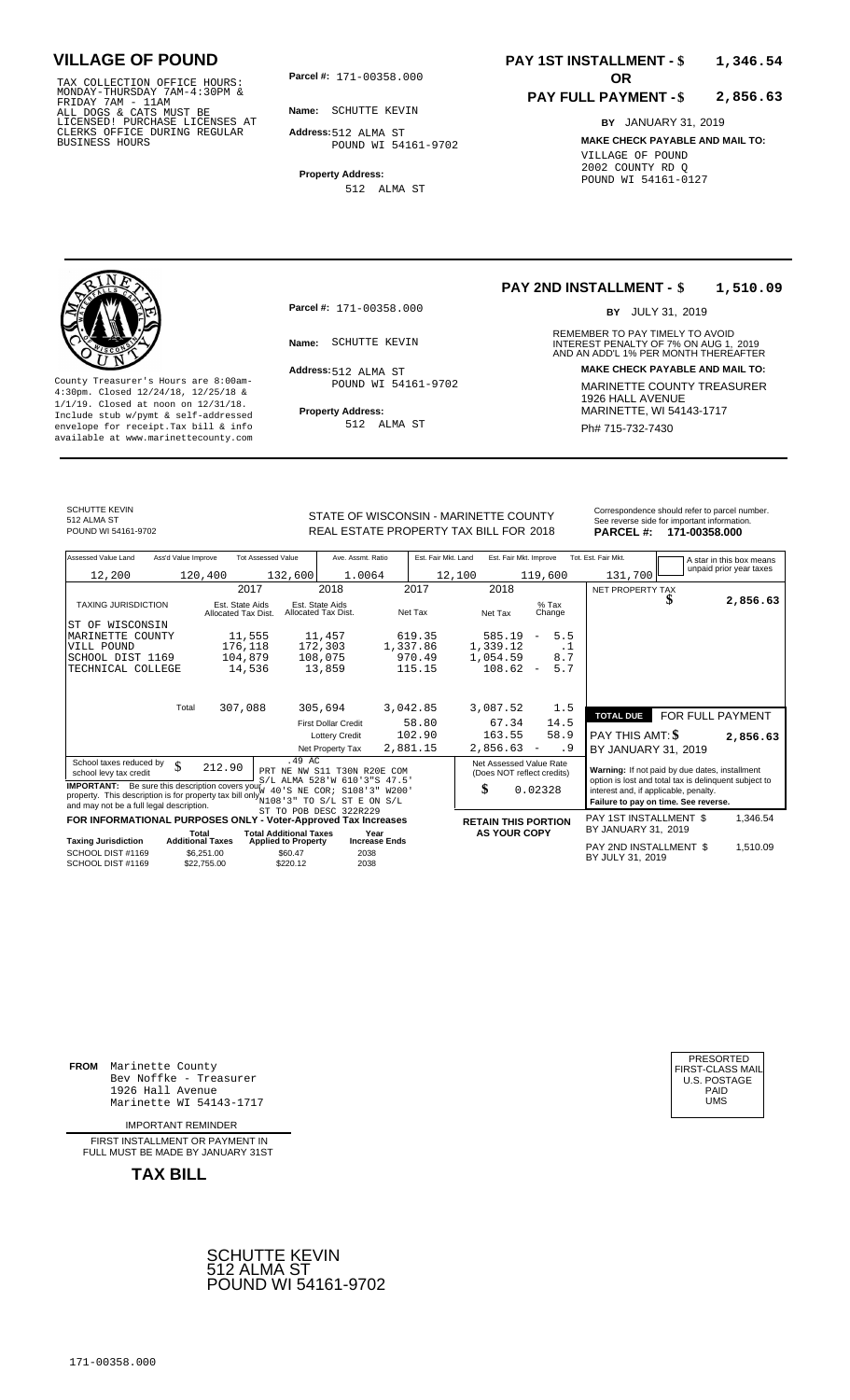# VILLAGE OF POUND

TAX COLLECTION OFFICE HOURS: MONDAY-THURSDAY 7AM-4:30PM & FRIDAY 7AM - 11AM ALL DOGS & CATS MUST BE LICENSED! PURCHASE LICENSES AT CLERKS OFFICE DURING REGULAR BUSINESS HOURS

**Parcel #:** 171-00358.000

**Name:** SCHUTTE KEVIN

**Address:** 512 ALMA ST POUND WI 54161-9702

**Property Address:** 512 ALMA ST

**PAY 1ST INSTALLMENT - $ 1,346.54**

**OR**

**PAY FULL PAYMENT - $ 2,856.63**

**BY** JANUARY 31, 2019

**MAKE CHECK PAYABLE AND MAIL TO:**
VILLAGE OF POUND
2002 COUNTY RD Q
POUND WI 54161-0127

---

**PAY 2ND INSTALLMENT - $ 1,510.09**

**BY** JULY 31, 2019

REMEMBER TO PAY TIMELY TO AVOID INTEREST PENALTY OF 7% ON AUG 1, 2019 AND AN ADD'L 1% PER MONTH THEREAFTER

County Treasurer's Hours are 8:00am-4:30pm. Closed 12/24/18, 12/25/18 & 1/1/19. Closed at noon on 12/31/18. Include stub w/pymt & self-addressed envelope for receipt.Tax bill & info available at www.marinettecounty.com

**Parcel #:** 171-00358.000

**Name:** SCHUTTE KEVIN

**Address:** 512 ALMA ST POUND WI 54161-9702

**Property Address:** 512 ALMA ST

**MAKE CHECK PAYABLE AND MAIL TO:**
MARINETTE COUNTY TREASURER
1926 HALL AVENUE
MARINETTE, WI 54143-1717
Ph# 715-732-7430

---

SCHUTTE KEVIN
512 ALMA ST
POUND WI 54161-9702

STATE OF WISCONSIN - MARINETTE COUNTY
REAL ESTATE PROPERTY TAX BILL FOR 2018

Correspondence should refer to parcel number. See reverse side for important information.
**PARCEL #: 171-00358.000**

| Assessed Value Land | Ass'd Value Improve | Tot Assessed Value | Ave. Assmt. Ratio | Est. Fair Mkt. Land | Est. Fair Mkt. Improve | Tot. Est. Fair Mkt. |
|---|---|---|---|---|---|---|
| 12,200 | 120,400 | 132,600 | 1.0064 | 12,100 | 119,600 | 131,700 |

A star in this box means unpaid prior year taxes

| TAXING JURISDICTION | 2017 Est. State Aids Allocated Tax Dist. | 2018 Est. State Aids Allocated Tax Dist. | 2017 Net Tax | 2018 Net Tax | % Tax Change |
|---|---|---|---|---|---|
| ST OF WISCONSIN | | | | | |
| MARINETTE COUNTY | 11,555 | 11,457 | 619.35 | 585.19 | - 5.5 |
| VILL POUND | 176,118 | 172,303 | 1,337.86 | 1,339.12 | .1 |
| SCHOOL DIST 1169 | 104,879 | 108,075 | 970.49 | 1,054.59 | 8.7 |
| TECHNICAL COLLEGE | 14,536 | 13,859 | 115.15 | 108.62 | - 5.7 |
| Total | 307,088 | 305,694 | 3,042.85 | 3,087.52 | 1.5 |
| | | First Dollar Credit | 58.80 | 67.34 | 14.5 |
| | | Lottery Credit | 102.90 | 163.55 | 58.9 |
| | | Net Property Tax | 2,881.15 | 2,856.63 | - .9 |

NET PROPERTY TAX $ 2,856.63

| TOTAL DUE | FOR FULL PAYMENT |
|---|---|
| PAY THIS AMT: $ | 2,856.63 |
| BY JANUARY 31, 2019 | |

School taxes reduced by school levy tax credit $ 212.90

**IMPORTANT:** Be sure this description covers your property. This description is for property tax bill only and may not be a full legal description.

.49 AC
PRT NE NW S11 T30N R20E COM S/L ALMA 528'W 610'3"S 47.5'W 40'S NE COR; S108'3" W200' N108'3" TO S/L ST E ON S/L ST TO POB DESC 322R229

Net Assessed Value Rate (Does NOT reflect credits) $ 0.02328

**Warning:** If not paid by due dates, installment option is lost and total tax is delinquent subject to interest and, if applicable, penalty.
**Failure to pay on time. See reverse.**

**FOR INFORMATIONAL PURPOSES ONLY - Voter-Approved Tax Increases**

| Taxing Jurisdiction | Total Additional Taxes | Total Additional Taxes Applied to Property | Year Increase Ends |
|---|---|---|---|
| SCHOOL DIST #1169 | $6,251.00 | $60.47 | 2038 |
| SCHOOL DIST #1169 | $22,755.00 | $220.12 | 2038 |

**RETAIN THIS PORTION AS YOUR COPY**

PAY 1ST INSTALLMENT $ 1,346.54
BY JANUARY 31, 2019

PAY 2ND INSTALLMENT $ 1,510.09
BY JULY 31, 2019

---

**FROM** Marinette County
Bev Noffke - Treasurer
1926 Hall Avenue
Marinette WI 54143-1717

IMPORTANT REMINDER

FIRST INSTALLMENT OR PAYMENT IN FULL MUST BE MADE BY JANUARY 31ST

**TAX BILL**

PRESORTED
FIRST-CLASS MAIL
U.S. POSTAGE
PAID
UMS

SCHUTTE KEVIN
512 ALMA ST
POUND WI 54161-9702

171-00358.000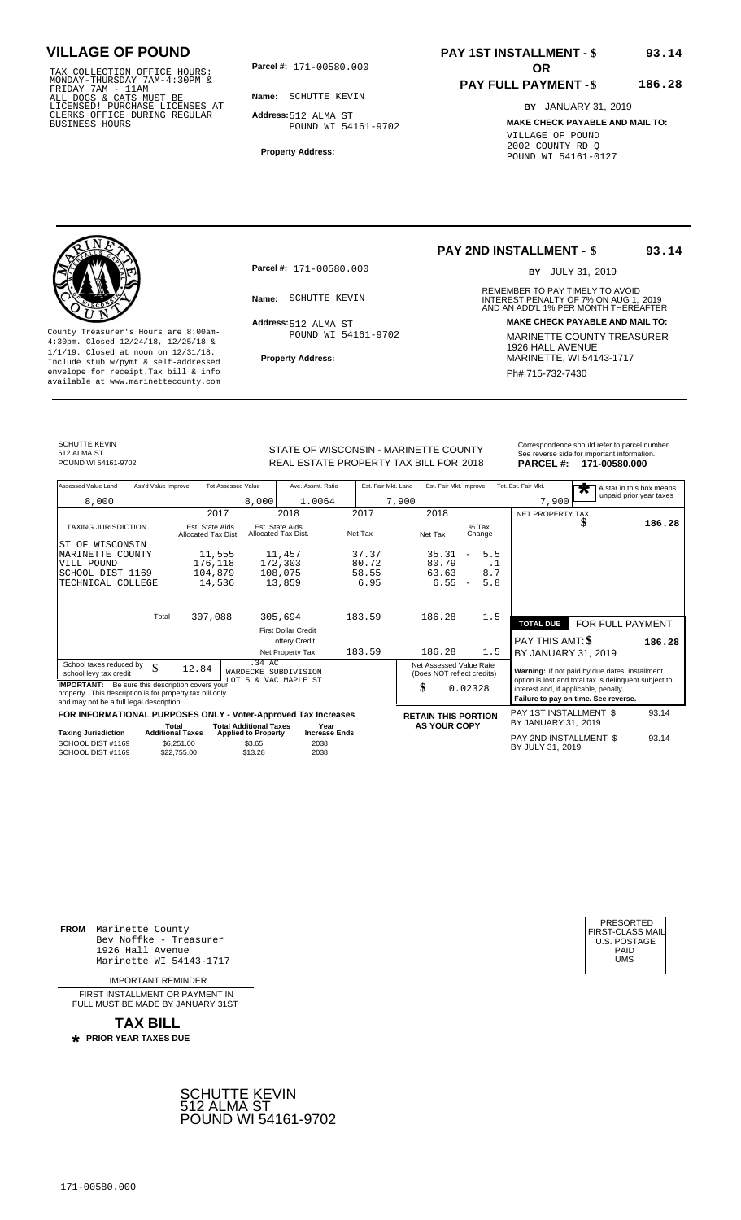# VILLAGE OF POUND

TAX COLLECTION OFFICE HOURS: MONDAY-THURSDAY 7AM-4:30PM & FRIDAY 7AM - 11AM
ALL DOGS & CATS MUST BE LICENSED! PURCHASE LICENSES AT CLERKS OFFICE DURING REGULAR BUSINESS HOURS

**Parcel #:** 171-00580.000

**Name:** SCHUTTE KEVIN

**Address:** 512 ALMA ST
POUND WI 54161-9702

**Property Address:**

**PAY 1ST INSTALLMENT - $ 93.14**

**OR**

**PAY FULL PAYMENT - $ 186.28**

**BY** JANUARY 31, 2019

**MAKE CHECK PAYABLE AND MAIL TO:**
VILLAGE OF POUND
2002 COUNTY RD Q
POUND WI 54161-0127

---

County Treasurer's Hours are 8:00am-4:30pm. Closed 12/24/18, 12/25/18 & 1/1/19. Closed at noon on 12/31/18. Include stub w/pymt & self-addressed envelope for receipt.Tax bill & info available at www.marinettecounty.com

**Parcel #:** 171-00580.000

**Name:** SCHUTTE KEVIN

**Address:** 512 ALMA ST
POUND WI 54161-9702

**Property Address:**

**PAY 2ND INSTALLMENT - $ 93.14**

**BY** JULY 31, 2019

REMEMBER TO PAY TIMELY TO AVOID INTEREST PENALTY OF 7% ON AUG 1, 2019 AND AN ADD'L 1% PER MONTH THEREAFTER

**MAKE CHECK PAYABLE AND MAIL TO:**
MARINETTE COUNTY TREASURER
1926 HALL AVENUE
MARINETTE, WI 54143-1717
Ph# 715-732-7430

---

SCHUTTE KEVIN
512 ALMA ST
POUND WI 54161-9702

STATE OF WISCONSIN - MARINETTE COUNTY
REAL ESTATE PROPERTY TAX BILL FOR 2018

Correspondence should refer to parcel number. See reverse side for important information.
**PARCEL #: 171-00580.000**

| Assessed Value Land | Ass'd Value Improve | Tot Assessed Value | Ave. Assmt. Ratio | Est. Fair Mkt. Land | Est. Fair Mkt. Improve | Tot. Est. Fair Mkt. |
|---|---|---|---|---|---|---|
| 8,000 | | 8,000 | 1.0064 | 7,900 | | 7,900 |

* A star in this box means unpaid prior year taxes

| TAXING JURISDICTION | 2017 Est. State Aids Allocated Tax Dist. | 2018 Est. State Aids Allocated Tax Dist. | 2017 Net Tax | 2018 Net Tax | % Tax Change |
|---|---|---|---|---|---|
| ST OF WISCONSIN | | | | | |
| MARINETTE COUNTY | 11,555 | 11,457 | 37.37 | 35.31 | - 5.5 |
| VILL POUND | 176,118 | 172,303 | 80.72 | 80.79 | .1 |
| SCHOOL DIST 1169 | 104,879 | 108,075 | 58.55 | 63.63 | 8.7 |
| TECHNICAL COLLEGE | 14,536 | 13,859 | 6.95 | 6.55 | - 5.8 |
| Total | 307,088 | 305,694 | 183.59 | 186.28 | 1.5 |
| First Dollar Credit | | | | | |
| Lottery Credit | | | | | |
| Net Property Tax | | | 183.59 | 186.28 | 1.5 |

NET PROPERTY TAX $ 186.28

**TOTAL DUE** FOR FULL PAYMENT
PAY THIS AMT: $ 186.28
BY JANUARY 31, 2019

School taxes reduced by school levy tax credit $ 12.84

.34 AC
WARDECKE SUBDIVISION
LOT 5 & VAC MAPLE ST

**IMPORTANT:** Be sure this description covers your property. This description is for property tax bill only and may not be a full legal description.

Net Assessed Value Rate (Does NOT reflect credits) $ 0.02328

**Warning:** If not paid by due dates, installment option is lost and total tax is delinquent subject to interest and, if applicable, penalty.
**Failure to pay on time. See reverse.**

**FOR INFORMATIONAL PURPOSES ONLY - Voter-Approved Tax Increases**

| Taxing Jurisdiction | Total Additional Taxes | Total Additional Taxes Applied to Property | Year Increase Ends |
|---|---|---|---|
| SCHOOL DIST #1169 | $6,251.00 | $3.65 | 2038 |
| SCHOOL DIST #1169 | $22,755.00 | $13.28 | 2038 |

**RETAIN THIS PORTION AS YOUR COPY**

PAY 1ST INSTALLMENT $ 93.14
BY JANUARY 31, 2019

PAY 2ND INSTALLMENT $ 93.14
BY JULY 31, 2019

---

**FROM** Marinette County
Bev Noffke - Treasurer
1926 Hall Avenue
Marinette WI 54143-1717

IMPORTANT REMINDER

FIRST INSTALLMENT OR PAYMENT IN FULL MUST BE MADE BY JANUARY 31ST

**TAX BILL**

* **PRIOR YEAR TAXES DUE**

PRESORTED
FIRST-CLASS MAIL
U.S. POSTAGE
PAID
UMS

SCHUTTE KEVIN
512 ALMA ST
POUND WI 54161-9702

171-00580.000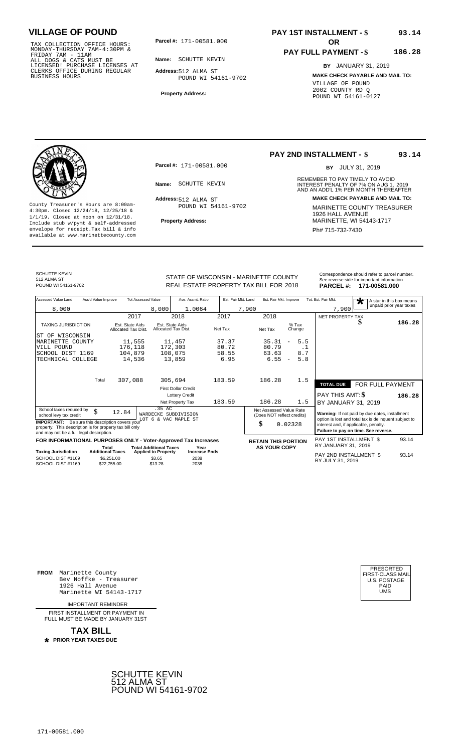# VILLAGE OF POUND

TAX COLLECTION OFFICE HOURS: MONDAY-THURSDAY 7AM-4:30PM & FRIDAY 7AM - 11AM ALL DOGS & CATS MUST BE LICENSED! PURCHASE LICENSES AT CLERKS OFFICE DURING REGULAR BUSINESS HOURS

**Parcel #:** 171-00581.000

**Name:** SCHUTTE KEVIN

**Address:** 512 ALMA ST POUND WI 54161-9702

**Property Address:**

**PAY 1ST INSTALLMENT - $ 93.14**

**OR**

**PAY FULL PAYMENT - $ 186.28**

**BY** JANUARY 31, 2019

**MAKE CHECK PAYABLE AND MAIL TO:**

VILLAGE OF POUND
2002 COUNTY RD Q
POUND WI 54161-0127

---

County Treasurer's Hours are 8:00am-4:30pm. Closed 12/24/18, 12/25/18 & 1/1/19. Closed at noon on 12/31/18. Include stub w/pymt & self-addressed envelope for receipt.Tax bill & info available at www.marinettecounty.com

**Parcel #:** 171-00581.000

**Name:** SCHUTTE KEVIN

**Address:** 512 ALMA ST POUND WI 54161-9702

**Property Address:**

**PAY 2ND INSTALLMENT - $ 93.14**

**BY** JULY 31, 2019

REMEMBER TO PAY TIMELY TO AVOID INTEREST PENALTY OF 7% ON AUG 1, 2019 AND AN ADD'L 1% PER MONTH THEREAFTER

**MAKE CHECK PAYABLE AND MAIL TO:**

MARINETTE COUNTY TREASURER
1926 HALL AVENUE
MARINETTE, WI 54143-1717
Ph# 715-732-7430

---

SCHUTTE KEVIN
512 ALMA ST
POUND WI 54161-9702

STATE OF WISCONSIN - MARINETTE COUNTY
REAL ESTATE PROPERTY TAX BILL FOR 2018

Correspondence should refer to parcel number. See reverse side for important information.

**PARCEL #: 171-00581.000**

| Assessed Value Land | Ass'd Value Improve | Tot Assessed Value | Ave. Assmt. Ratio | Est. Fair Mkt. Land | Est. Fair Mkt. Improve | Tot. Est. Fair Mkt. |
|---|---|---|---|---|---|---|
| 8,000 | | 8,000 | 1.0064 | 7,900 | | 7,900 |

A star in this box means unpaid prior year taxes

| TAXING JURISDICTION | 2017 Est. State Aids Allocated Tax Dist. | 2018 Est. State Aids Allocated Tax Dist. | 2017 Net Tax | 2018 Net Tax | % Tax Change |
|---|---|---|---|---|---|
| ST OF WISCONSIN | | | | | |
| MARINETTE COUNTY | 11,555 | 11,457 | 37.37 | 35.31 | - 5.5 |
| VILL POUND | 176,118 | 172,303 | 80.72 | 80.79 | .1 |
| SCHOOL DIST 1169 | 104,879 | 108,075 | 58.55 | 63.63 | 8.7 |
| TECHNICAL COLLEGE | 14,536 | 13,859 | 6.95 | 6.55 | - 5.8 |
| Total | 307,088 | 305,694 | 183.59 | 186.28 | 1.5 |
| | | First Dollar Credit | | | |
| | | Lottery Credit | | | |
| | | Net Property Tax | 183.59 | 186.28 | 1.5 |

NET PROPERTY TAX $ 186.28

**TOTAL DUE** FOR FULL PAYMENT
PAY THIS AMT: $ **186.28**
BY JANUARY 31, 2019

School taxes reduced by school levy tax credit $ 12.84

.35 AC
WARDECKE SUBDIVISION
LOT 6 & VAC MAPLE ST

**IMPORTANT:** Be sure this description covers your property. This description is for property tax bill only and may not be a full legal description.

Net Assessed Value Rate (Does NOT reflect credits) $ 0.02328

**Warning:** If not paid by due dates, installment option is lost and total tax is delinquent subject to interest and, if applicable, penalty.
**Failure to pay on time. See reverse.**

**FOR INFORMATIONAL PURPOSES ONLY - Voter-Approved Tax Increases**

| Taxing Jurisdiction | Total Additional Taxes | Total Additional Taxes Applied to Property | Year Increase Ends |
|---|---|---|---|
| SCHOOL DIST #1169 | $6,251.00 | $3.65 | 2038 |
| SCHOOL DIST #1169 | $22,755.00 | $13.28 | 2038 |

**RETAIN THIS PORTION AS YOUR COPY**

PAY 1ST INSTALLMENT $ 93.14
BY JANUARY 31, 2019

PAY 2ND INSTALLMENT $ 93.14
BY JULY 31, 2019

---

**FROM** Marinette County
Bev Noffke - Treasurer
1926 Hall Avenue
Marinette WI 54143-1717

IMPORTANT REMINDER

FIRST INSTALLMENT OR PAYMENT IN FULL MUST BE MADE BY JANUARY 31ST

**TAX BILL**

* **PRIOR YEAR TAXES DUE**

PRESORTED FIRST-CLASS MAIL U.S. POSTAGE PAID UMS

SCHUTTE KEVIN
512 ALMA ST
POUND WI 54161-9702

171-00581.000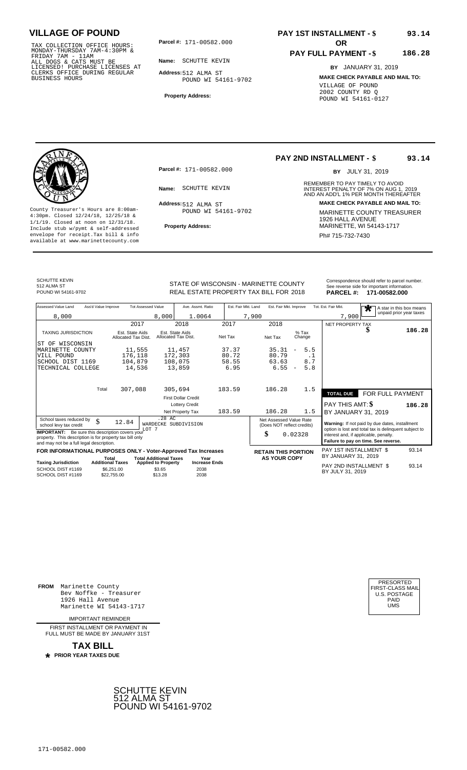# VILLAGE OF POUND

TAX COLLECTION OFFICE HOURS: MONDAY-THURSDAY 7AM-4:30PM & FRIDAY 7AM - 11AM
ALL DOGS & CATS MUST BE LICENSED! PURCHASE LICENSES AT CLERKS OFFICE DURING REGULAR BUSINESS HOURS

**Parcel #:** 171-00582.000

**Name:** SCHUTTE KEVIN

**Address:** 512 ALMA ST
POUND WI 54161-9702

**Property Address:**

**PAY 1ST INSTALLMENT - $ 93.14**

**OR**

**PAY FULL PAYMENT - $ 186.28**

**BY** JANUARY 31, 2019

**MAKE CHECK PAYABLE AND MAIL TO:**
VILLAGE OF POUND
2002 COUNTY RD Q
POUND WI 54161-0127

---

**PAY 2ND INSTALLMENT - $ 93.14**

**BY** JULY 31, 2019

REMEMBER TO PAY TIMELY TO AVOID INTEREST PENALTY OF 7% ON AUG 1, 2019 AND AN ADD'L 1% PER MONTH THEREAFTER

**Parcel #:** 171-00582.000

**Name:** SCHUTTE KEVIN

**Address:** 512 ALMA ST
POUND WI 54161-9702

**Property Address:**

County Treasurer's Hours are 8:00am-4:30pm. Closed 12/24/18, 12/25/18 & 1/1/19. Closed at noon on 12/31/18. Include stub w/pymt & self-addressed envelope for receipt.Tax bill & info available at www.marinettecounty.com

**MAKE CHECK PAYABLE AND MAIL TO:**
MARINETTE COUNTY TREASURER
1926 HALL AVENUE
MARINETTE, WI 54143-1717
Ph# 715-732-7430

---

SCHUTTE KEVIN
512 ALMA ST
POUND WI 54161-9702

STATE OF WISCONSIN - MARINETTE COUNTY
REAL ESTATE PROPERTY TAX BILL FOR 2018

Correspondence should refer to parcel number. See reverse side for important information.
**PARCEL #: 171-00582.000**

| Assessed Value Land | Ass'd Value Improve | Tot Assessed Value | Ave. Assmt. Ratio | Est. Fair Mkt. Land | Est. Fair Mkt. Improve | Tot. Est. Fair Mkt. |
|---|---|---|---|---|---|---|
| 8,000 | | 8,000 | 1.0064 | 7,900 | | 7,900 |

A star in this box means unpaid prior year taxes

| TAXING JURISDICTION | 2017 Est. State Aids Allocated Tax Dist. | 2018 Est. State Aids Allocated Tax Dist. | 2017 Net Tax | 2018 Net Tax | % Tax Change |
|---|---|---|---|---|---|
| ST OF WISCONSIN | | | | | |
| MARINETTE COUNTY | 11,555 | 11,457 | 37.37 | 35.31 | - 5.5 |
| VILL POUND | 176,118 | 172,303 | 80.72 | 80.79 | .1 |
| SCHOOL DIST 1169 | 104,879 | 108,075 | 58.55 | 63.63 | 8.7 |
| TECHNICAL COLLEGE | 14,536 | 13,859 | 6.95 | 6.55 | - 5.8 |
| Total | 307,088 | 305,694 | 183.59 | 186.28 | 1.5 |
| First Dollar Credit | | | | | |
| Lottery Credit | | | | | |
| Net Property Tax | | | 183.59 | 186.28 | 1.5 |

NET PROPERTY TAX $ 186.28

School taxes reduced by school levy tax credit $ 12.84

.28 AC
WARDECKE SUBDIVISION
LOT 7

**IMPORTANT:** Be sure this description covers your property. This description is for property tax bill only and may not be a full legal description.

Net Assessed Value Rate (Does NOT reflect credits) $ 0.02328

**TOTAL DUE** FOR FULL PAYMENT
PAY THIS AMT: $ 186.28
BY JANUARY 31, 2019

**Warning:** If not paid by due dates, installment option is lost and total tax is delinquent subject to interest and, if applicable, penalty.
**Failure to pay on time. See reverse.**

**FOR INFORMATIONAL PURPOSES ONLY - Voter-Approved Tax Increases**

| Taxing Jurisdiction | Total Additional Taxes | Total Additional Taxes Applied to Property | Year Increase Ends |
|---|---|---|---|
| SCHOOL DIST #1169 | $6,251.00 | $3.65 | 2038 |
| SCHOOL DIST #1169 | $22,755.00 | $13.28 | 2038 |

**RETAIN THIS PORTION AS YOUR COPY**

PAY 1ST INSTALLMENT $ 93.14
BY JANUARY 31, 2019

PAY 2ND INSTALLMENT $ 93.14
BY JULY 31, 2019

---

**FROM** Marinette County
Bev Noffke - Treasurer
1926 Hall Avenue
Marinette WI 54143-1717

IMPORTANT REMINDER

FIRST INSTALLMENT OR PAYMENT IN FULL MUST BE MADE BY JANUARY 31ST

**TAX BILL**

* **PRIOR YEAR TAXES DUE**

PRESORTED
FIRST-CLASS MAIL
U.S. POSTAGE
PAID
UMS

SCHUTTE KEVIN
512 ALMA ST
POUND WI 54161-9702

171-00582.000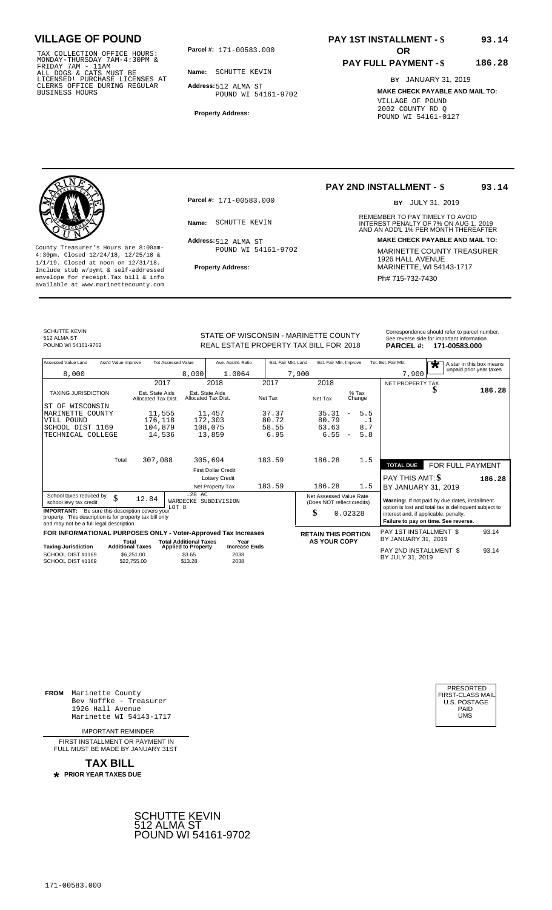# VILLAGE OF POUND

TAX COLLECTION OFFICE HOURS: MONDAY-THURSDAY 7AM-4:30PM & FRIDAY 7AM - 11AM
ALL DOGS & CATS MUST BE LICENSED! PURCHASE LICENSES AT CLERKS OFFICE DURING REGULAR BUSINESS HOURS

**Parcel #:** 171-00583.000

**Name:** SCHUTTE KEVIN

**Address:** 512 ALMA ST
POUND WI 54161-9702

**Property Address:**

**PAY 1ST INSTALLMENT - $ 93.14**

**OR**

**PAY FULL PAYMENT - $ 186.28**

**BY** JANUARY 31, 2019

**MAKE CHECK PAYABLE AND MAIL TO:**
VILLAGE OF POUND
2002 COUNTY RD Q
POUND WI 54161-0127

---

County Treasurer's Hours are 8:00am-4:30pm. Closed 12/24/18, 12/25/18 & 1/1/19. Closed at noon on 12/31/18. Include stub w/pymt & self-addressed envelope for receipt. Tax bill & info available at www.marinettecounty.com

**Parcel #:** 171-00583.000

**Name:** SCHUTTE KEVIN

**Address:** 512 ALMA ST
POUND WI 54161-9702

**Property Address:**

**PAY 2ND INSTALLMENT - $ 93.14**

**BY** JULY 31, 2019

REMEMBER TO PAY TIMELY TO AVOID INTEREST PENALTY OF 7% ON AUG 1, 2019 AND AN ADD'L 1% PER MONTH THEREAFTER

**MAKE CHECK PAYABLE AND MAIL TO:**
MARINETTE COUNTY TREASURER
1926 HALL AVENUE
MARINETTE, WI 54143-1717
Ph# 715-732-7430

---

SCHUTTE KEVIN
512 ALMA ST
POUND WI 54161-9702

STATE OF WISCONSIN - MARINETTE COUNTY
REAL ESTATE PROPERTY TAX BILL FOR 2018

Correspondence should refer to parcel number. See reverse side for important information.
**PARCEL #: 171-00583.000**

| Assessed Value Land | Ass'd Value Improve | Tot Assessed Value | Ave. Assmt. Ratio | Est. Fair Mkt. Land | Est. Fair Mkt. Improve | Tot. Est. Fair Mkt. |
|---|---|---|---|---|---|---|
| 8,000 | | 8,000 | 1.0064 | 7,900 | | 7,900 |

* A star in this box means unpaid prior year taxes

| TAXING JURISDICTION | 2017 Est. State Aids Allocated Tax Dist. | 2018 Est. State Aids Allocated Tax Dist. | 2017 Net Tax | 2018 Net Tax | % Tax Change |
|---|---|---|---|---|---|
| ST OF WISCONSIN | | | | | |
| MARINETTE COUNTY | 11,555 | 11,457 | 37.37 | 35.31 | - 5.5 |
| VILL POUND | 176,118 | 172,303 | 80.72 | 80.79 | .1 |
| SCHOOL DIST 1169 | 104,879 | 108,075 | 58.55 | 63.63 | 8.7 |
| TECHNICAL COLLEGE | 14,536 | 13,859 | 6.95 | 6.55 | - 5.8 |
| Total | 307,088 | 305,694 | 183.59 | 186.28 | 1.5 |
| First Dollar Credit | | | | | |
| Lottery Credit | | | | | |
| Net Property Tax | | | 183.59 | 186.28 | 1.5 |

NET PROPERTY TAX $ 186.28

TOTAL DUE FOR FULL PAYMENT
PAY THIS AMT: $ 186.28
BY JANUARY 31, 2019

School taxes reduced by school levy tax credit $ 12.84

.28 AC
WARDECKE SUBDIVISION
LOT 8

**IMPORTANT:** Be sure this description covers your property. This description is for property tax bill only and may not be a full legal description.

Net Assessed Value Rate (Does NOT reflect credits) $ 0.02328

**Warning:** If not paid by due dates, installment option is lost and total tax is delinquent subject to interest and, if applicable, penalty.
**Failure to pay on time. See reverse.**

**FOR INFORMATIONAL PURPOSES ONLY - Voter-Approved Tax Increases**

| Taxing Jurisdiction | Total Additional Taxes | Total Additional Taxes Applied to Property | Year Increase Ends |
|---|---|---|---|
| SCHOOL DIST #1169 | $6,251.00 | $3.65 | 2038 |
| SCHOOL DIST #1169 | $22,755.00 | $13.28 | 2038 |

**RETAIN THIS PORTION AS YOUR COPY**

PAY 1ST INSTALLMENT $ 93.14
BY JANUARY 31, 2019

PAY 2ND INSTALLMENT $ 93.14
BY JULY 31, 2019

---

**FROM** Marinette County
Bev Noffke - Treasurer
1926 Hall Avenue
Marinette WI 54143-1717

IMPORTANT REMINDER

FIRST INSTALLMENT OR PAYMENT IN FULL MUST BE MADE BY JANUARY 31ST

**TAX BILL**

* **PRIOR YEAR TAXES DUE**

PRESORTED
FIRST-CLASS MAIL
U.S. POSTAGE
PAID
UMS

SCHUTTE KEVIN
512 ALMA ST
POUND WI 54161-9702

171-00583.000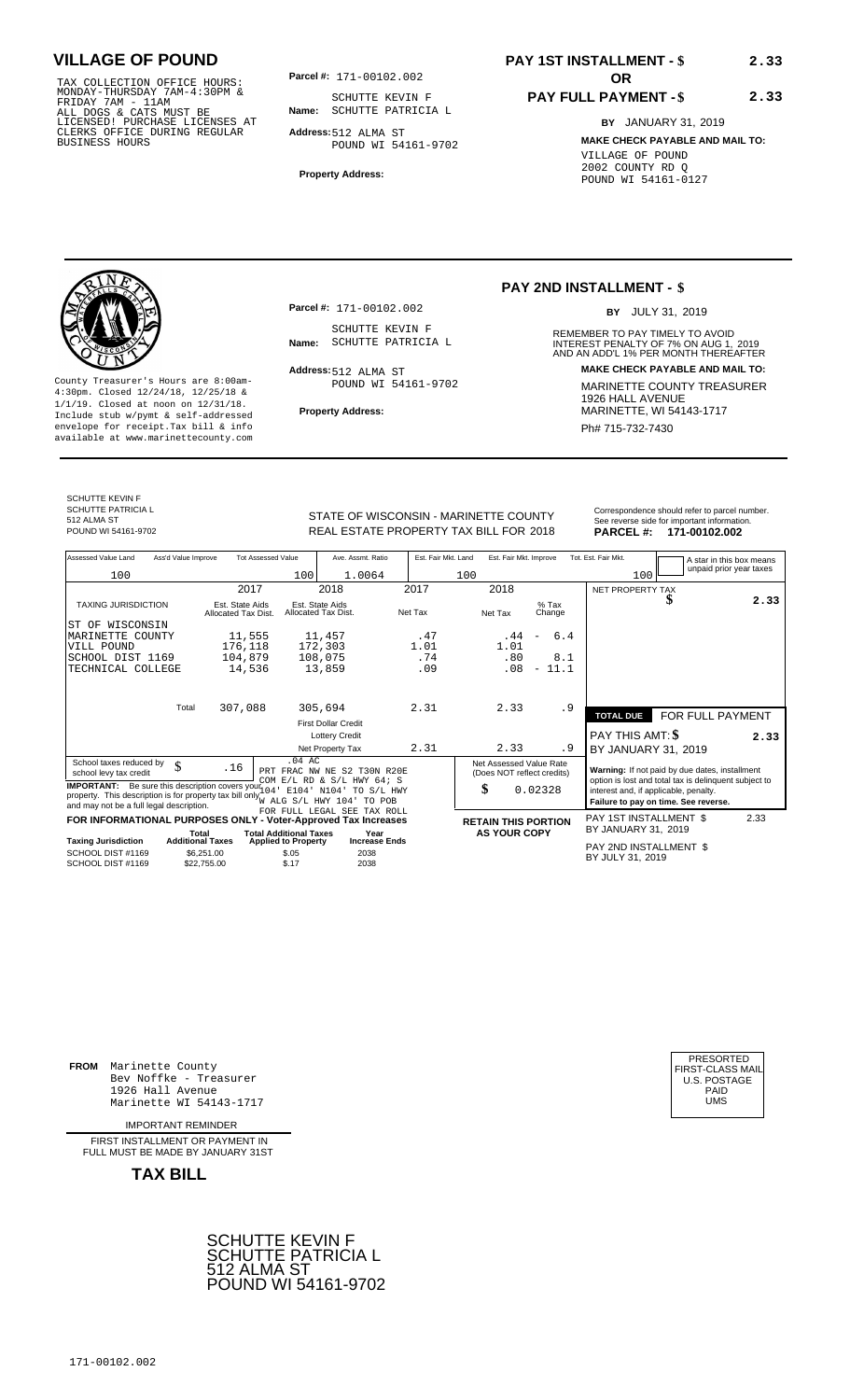# VILLAGE OF POUND

TAX COLLECTION OFFICE HOURS: MONDAY-THURSDAY 7AM-4:30PM & FRIDAY 7AM - 11AM
ALL DOGS & CATS MUST BE LICENSED! PURCHASE LICENSES AT CLERKS OFFICE DURING REGULAR BUSINESS HOURS

**Parcel #:** 171-00102.002

**Name:** SCHUTTE KEVIN F
SCHUTTE PATRICIA L

**Address:** 512 ALMA ST
POUND WI 54161-9702

**Property Address:**

**PAY 1ST INSTALLMENT - $** 2.33

**OR**

**PAY FULL PAYMENT - $** 2.33

**BY** JANUARY 31, 2019

**MAKE CHECK PAYABLE AND MAIL TO:**
VILLAGE OF POUND
2002 COUNTY RD Q
POUND WI 54161-0127

---

County Treasurer's Hours are 8:00am-4:30pm. Closed 12/24/18, 12/25/18 & 1/1/19. Closed at noon on 12/31/18. Include stub w/pymt & self-addressed envelope for receipt. Tax bill & info available at www.marinettecounty.com

**Parcel #:** 171-00102.002

**Name:** SCHUTTE KEVIN F
SCHUTTE PATRICIA L

**Address:** 512 ALMA ST
POUND WI 54161-9702

**Property Address:**

## PAY 2ND INSTALLMENT - $

**BY** JULY 31, 2019

REMEMBER TO PAY TIMELY TO AVOID INTEREST PENALTY OF 7% ON AUG 1, 2019 AND AN ADD'L 1% PER MONTH THEREAFTER

**MAKE CHECK PAYABLE AND MAIL TO:**
MARINETTE COUNTY TREASURER
1926 HALL AVENUE
MARINETTE, WI 54143-1717
Ph# 715-732-7430

---

SCHUTTE KEVIN F
SCHUTTE PATRICIA L
512 ALMA ST
POUND WI 54161-9702

STATE OF WISCONSIN - MARINETTE COUNTY
REAL ESTATE PROPERTY TAX BILL FOR 2018

Correspondence should refer to parcel number. See reverse side for important information.
**PARCEL #: 171-00102.002**

| Assessed Value Land | Ass'd Value Improve | Tot Assessed Value | Ave. Assmt. Ratio | Est. Fair Mkt. Land | Est. Fair Mkt. Improve | Tot. Est. Fair Mkt. |
|---|---|---|---|---|---|---|
| 100 | | 100 | 1.0064 | 100 | | 100 |

A star in this box means unpaid prior year taxes

| TAXING JURISDICTION | 2017 Est. State Aids Allocated Tax Dist. | 2018 Est. State Aids Allocated Tax Dist. | 2017 Net Tax | 2018 Net Tax | % Tax Change |
|---|---|---|---|---|---|
| ST OF WISCONSIN | | | | | |
| MARINETTE COUNTY | 11,555 | 11,457 | .47 | .44 | - 6.4 |
| VILL POUND | 176,118 | 172,303 | 1.01 | 1.01 | |
| SCHOOL DIST 1169 | 104,879 | 108,075 | .74 | .80 | 8.1 |
| TECHNICAL COLLEGE | 14,536 | 13,859 | .09 | .08 | - 11.1 |
| Total | 307,088 | 305,694 | 2.31 | 2.33 | .9 |
| | | First Dollar Credit | | | |
| | | Lottery Credit | | | |
| | | Net Property Tax | 2.31 | 2.33 | .9 |

NET PROPERTY TAX $ 2.33

**TOTAL DUE** FOR FULL PAYMENT
PAY THIS AMT: $ 2.33
BY JANUARY 31, 2019

School taxes reduced by school levy tax credit $ .16

.04 AC
PRT FRAC NW NE S2 T30N R20E COM E/L RD & S/L HWY 64; S 104' E104' N104' TO S/L HWY W ALG S/L HWY 104' TO POB FOR FULL LEGAL SEE TAX ROLL

**IMPORTANT:** Be sure this description covers your property. This description is for property tax bill only and may not be a full legal description.

Net Assessed Value Rate (Does NOT reflect credits) $ 0.02328

**Warning:** If not paid by due dates, installment option is lost and total tax is delinquent subject to interest and, if applicable, penalty.
**Failure to pay on time. See reverse.**

**FOR INFORMATIONAL PURPOSES ONLY - Voter-Approved Tax Increases**

| Taxing Jurisdiction | Total Additional Taxes | Total Additional Taxes Applied to Property | Year Increase Ends |
|---|---|---|---|
| SCHOOL DIST #1169 | $6,251.00 | $.05 | 2038 |
| SCHOOL DIST #1169 | $22,755.00 | $.17 | 2038 |

**RETAIN THIS PORTION AS YOUR COPY**

PAY 1ST INSTALLMENT $ 2.33
BY JANUARY 31, 2019

PAY 2ND INSTALLMENT $
BY JULY 31, 2019

---

**FROM** Marinette County
Bev Noffke - Treasurer
1926 Hall Avenue
Marinette WI 54143-1717

IMPORTANT REMINDER

FIRST INSTALLMENT OR PAYMENT IN FULL MUST BE MADE BY JANUARY 31ST

**TAX BILL**

PRESORTED
FIRST-CLASS MAIL
U.S. POSTAGE
PAID
UMS

SCHUTTE KEVIN F
SCHUTTE PATRICIA L
512 ALMA ST
POUND WI 54161-9702

171-00102.002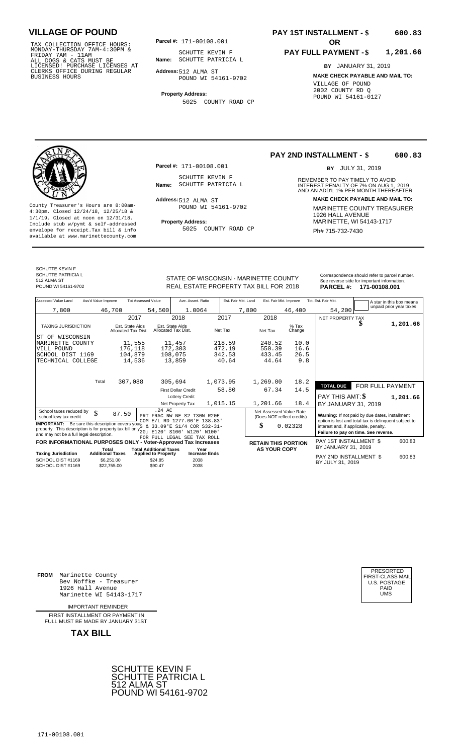# VILLAGE OF POUND

TAX COLLECTION OFFICE HOURS: MONDAY-THURSDAY 7AM-4:30PM & FRIDAY 7AM - 11AM ALL DOGS & CATS MUST BE LICENSED! PURCHASE LICENSES AT CLERKS OFFICE DURING REGULAR BUSINESS HOURS

**Parcel #:** 171-00108.001

**Name:** SCHUTTE KEVIN F SCHUTTE PATRICIA L

**Address:** 512 ALMA ST POUND WI 54161-9702

**Property Address:** 5025 COUNTY ROAD CP

**PAY 1ST INSTALLMENT - $ 600.83**

**OR**

**PAY FULL PAYMENT - $ 1,201.66**

**BY** JANUARY 31, 2019

**MAKE CHECK PAYABLE AND MAIL TO:** VILLAGE OF POUND 2002 COUNTY RD Q POUND WI 54161-0127

---

**PAY 2ND INSTALLMENT - $ 600.83**

**BY** JULY 31, 2019

REMEMBER TO PAY TIMELY TO AVOID INTEREST PENALTY OF 7% ON AUG 1, 2019 AND AN ADD'L 1% PER MONTH THEREAFTER

**MAKE CHECK PAYABLE AND MAIL TO:** MARINETTE COUNTY TREASURER 1926 HALL AVENUE MARINETTE, WI 54143-1717 Ph# 715-732-7430

County Treasurer's Hours are 8:00am-4:30pm. Closed 12/24/18, 12/25/18 & 1/1/19. Closed at noon on 12/31/18. Include stub w/pymt & self-addressed envelope for receipt. Tax bill & info available at www.marinettecounty.com

**Parcel #:** 171-00108.001

**Name:** SCHUTTE KEVIN F SCHUTTE PATRICIA L

**Address:** 512 ALMA ST POUND WI 54161-9702

**Property Address:** 5025 COUNTY ROAD CP

---

SCHUTTE KEVIN F
SCHUTTE PATRICIA L
512 ALMA ST
POUND WI 54161-9702

STATE OF WISCONSIN - MARINETTE COUNTY
REAL ESTATE PROPERTY TAX BILL FOR 2018

Correspondence should refer to parcel number. See reverse side for important information.
**PARCEL #: 171-00108.001**

| Assessed Value Land | Ass'd Value Improve | Tot Assessed Value | Ave. Assmt. Ratio | Est. Fair Mkt. Land | Est. Fair Mkt. Improve | Tot. Est. Fair Mkt. |
|---|---|---|---|---|---|---|
| 7,800 | 46,700 | 54,500 | 1.0064 | 7,800 | 46,400 | 54,200 |

A star in this box means unpaid prior year taxes

| TAXING JURISDICTION | 2017 Est. State Aids Allocated Tax Dist. | 2018 Est. State Aids Allocated Tax Dist. | 2017 Net Tax | 2018 Net Tax | % Tax Change |
|---|---|---|---|---|---|
| ST OF WISCONSIN | | | | | |
| MARINETTE COUNTY | 11,555 | 11,457 | 218.59 | 240.52 | 10.0 |
| VILL POUND | 176,118 | 172,303 | 472.19 | 550.39 | 16.6 |
| SCHOOL DIST 1169 | 104,879 | 108,075 | 342.53 | 433.45 | 26.5 |
| TECHNICAL COLLEGE | 14,536 | 13,859 | 40.64 | 44.64 | 9.8 |
| Total | 307,088 | 305,694 | 1,073.95 | 1,269.00 | 18.2 |
| | | First Dollar Credit | 58.80 | 67.34 | 14.5 |
| | | Lottery Credit | | | |
| | | Net Property Tax | 1,015.15 | 1,201.66 | 18.4 |

NET PROPERTY TAX $ 1,201.66

| TOTAL DUE | FOR FULL PAYMENT |
|---|---|
| PAY THIS AMT: $ | 1,201.66 |
| BY JANUARY 31, 2019 | |

School taxes reduced by school levy tax credit $ 87.50

.24 AC
PRT FRAC NW NE S2 T30N R20E COM E/L RD 1277.06'E 138.83'S & 33.09'E S1/4 COR S32-31-20; E120' S100' W120' N100' FOR FULL LEGAL SEE TAX ROLL

**IMPORTANT:** Be sure this description covers your property. This description is for property tax bill only and may not be a full legal description.

Net Assessed Value Rate (Does NOT reflect credits) $ 0.02328

**Warning:** If not paid by due dates, installment option is lost and total tax is delinquent subject to interest and, if applicable, penalty.
**Failure to pay on time. See reverse.**

**FOR INFORMATIONAL PURPOSES ONLY - Voter-Approved Tax Increases**

| Taxing Jurisdiction | Total Additional Taxes | Total Additional Taxes Applied to Property | Year Increase Ends |
|---|---|---|---|
| SCHOOL DIST #1169 | $6,251.00 | $24.85 | 2038 |
| SCHOOL DIST #1169 | $22,755.00 | $90.47 | 2038 |

**RETAIN THIS PORTION AS YOUR COPY**

PAY 1ST INSTALLMENT $ 600.83 BY JANUARY 31, 2019

PAY 2ND INSTALLMENT $ 600.83 BY JULY 31, 2019

---

**FROM** Marinette County Bev Noffke - Treasurer 1926 Hall Avenue Marinette WI 54143-1717

PRESORTED FIRST-CLASS MAIL U.S. POSTAGE PAID UMS

IMPORTANT REMINDER

FIRST INSTALLMENT OR PAYMENT IN FULL MUST BE MADE BY JANUARY 31ST

**TAX BILL**

SCHUTTE KEVIN F
SCHUTTE PATRICIA L
512 ALMA ST
POUND WI 54161-9702

171-00108.001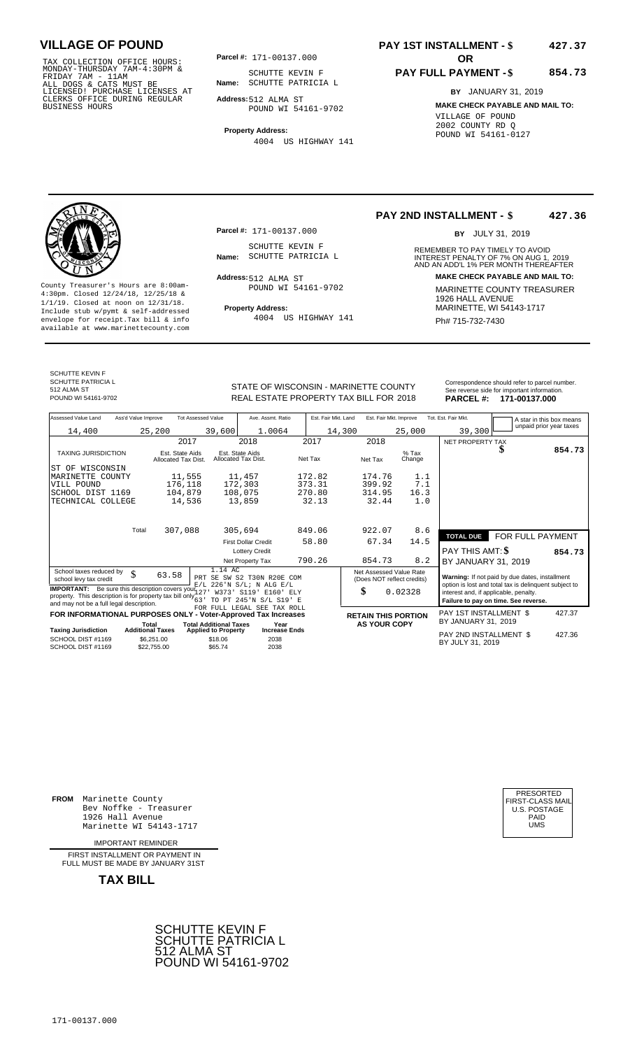# VILLAGE OF POUND

TAX COLLECTION OFFICE HOURS: MONDAY-THURSDAY 7AM-4:30PM & FRIDAY 7AM - 11AM
ALL DOGS & CATS MUST BE LICENSED! PURCHASE LICENSES AT CLERKS OFFICE DURING REGULAR BUSINESS HOURS

**Parcel #:** 171-00137.000

**Name:** SCHUTTE KEVIN F
SCHUTTE PATRICIA L

**Address:** 512 ALMA ST
POUND WI 54161-9702

**Property Address:**
4004 US HIGHWAY 141

**PAY 1ST INSTALLMENT - $ 427.37**

**OR**

**PAY FULL PAYMENT - $ 854.73**

**BY** JANUARY 31, 2019

**MAKE CHECK PAYABLE AND MAIL TO:**
VILLAGE OF POUND
2002 COUNTY RD Q
POUND WI 54161-0127

---

**PAY 2ND INSTALLMENT - $ 427.36**

**BY** JULY 31, 2019

REMEMBER TO PAY TIMELY TO AVOID INTEREST PENALTY OF 7% ON AUG 1, 2019 AND AN ADD'L 1% PER MONTH THEREAFTER

**Parcel #:** 171-00137.000

**Name:** SCHUTTE KEVIN F
SCHUTTE PATRICIA L

**Address:** 512 ALMA ST
POUND WI 54161-9702

**Property Address:**
4004 US HIGHWAY 141

County Treasurer's Hours are 8:00am-4:30pm. Closed 12/24/18, 12/25/18 & 1/1/19. Closed at noon on 12/31/18. Include stub w/pymt & self-addressed envelope for receipt. Tax bill & info available at www.marinettecounty.com

**MAKE CHECK PAYABLE AND MAIL TO:**
MARINETTE COUNTY TREASURER
1926 HALL AVENUE
MARINETTE, WI 54143-1717
Ph# 715-732-7430

---

SCHUTTE KEVIN F
SCHUTTE PATRICIA L
512 ALMA ST
POUND WI 54161-9702

STATE OF WISCONSIN - MARINETTE COUNTY
REAL ESTATE PROPERTY TAX BILL FOR 2018

Correspondence should refer to parcel number. See reverse side for important information.
**PARCEL #: 171-00137.000**

| Assessed Value Land | Ass'd Value Improve | Tot Assessed Value | Ave. Assmt. Ratio | Est. Fair Mkt. Land | Est. Fair Mkt. Improve | Tot. Est. Fair Mkt. |
|---|---|---|---|---|---|---|
| 14,400 | 25,200 | 39,600 | 1.0064 | 14,300 | 25,000 | 39,300 |

A star in this box means unpaid prior year taxes

| TAXING JURISDICTION | 2017 Est. State Aids Allocated Tax Dist. | 2018 Est. State Aids Allocated Tax Dist. | 2017 Net Tax | 2018 Net Tax | % Tax Change |
|---|---|---|---|---|---|
| ST OF WISCONSIN | | | | | |
| MARINETTE COUNTY | 11,555 | 11,457 | 172.82 | 174.76 | 1.1 |
| VILL POUND | 176,118 | 172,303 | 373.31 | 399.92 | 7.1 |
| SCHOOL DIST 1169 | 104,879 | 108,075 | 270.80 | 314.95 | 16.3 |
| TECHNICAL COLLEGE | 14,536 | 13,859 | 32.13 | 32.44 | 1.0 |
| Total | 307,088 | 305,694 | 849.06 | 922.07 | 8.6 |
| | | First Dollar Credit | 58.80 | 67.34 | 14.5 |
| | | Lottery Credit | | | |
| | | Net Property Tax | 790.26 | 854.73 | 8.2 |

NET PROPERTY TAX $ 854.73

**TOTAL DUE** FOR FULL PAYMENT

PAY THIS AMT: $ **854.73**

BY JANUARY 31, 2019

School taxes reduced by school levy tax credit $ 63.58

1.14 AC
PRT SE SW S2 T30N R20E COM E/L 226'N S/L; N ALG E/L 127' W373' S119' E160' ELY 63' TO PT 245'N S/L S19' E
FOR FULL LEGAL SEE TAX ROLL

**IMPORTANT:** Be sure this description covers your property. This description is for property tax bill only and may not be a full legal description.

Net Assessed Value Rate (Does NOT reflect credits)
$ 0.02328

**Warning:** If not paid by due dates, installment option is lost and total tax is delinquent subject to interest and, if applicable, penalty.
**Failure to pay on time. See reverse.**

**FOR INFORMATIONAL PURPOSES ONLY - Voter-Approved Tax Increases**

| Taxing Jurisdiction | Total Additional Taxes | Total Additional Taxes Applied to Property | Year Increase Ends |
|---|---|---|---|
| SCHOOL DIST #1169 | $6,251.00 | $18.06 | 2038 |
| SCHOOL DIST #1169 | $22,755.00 | $65.74 | 2038 |

**RETAIN THIS PORTION AS YOUR COPY**

PAY 1ST INSTALLMENT $ 427.37
BY JANUARY 31, 2019

PAY 2ND INSTALLMENT $ 427.36
BY JULY 31, 2019

---

**FROM** Marinette County
Bev Noffke - Treasurer
1926 Hall Avenue
Marinette WI 54143-1717

IMPORTANT REMINDER

FIRST INSTALLMENT OR PAYMENT IN FULL MUST BE MADE BY JANUARY 31ST

**TAX BILL**

PRESORTED
FIRST-CLASS MAIL
U.S. POSTAGE
PAID
UMS

SCHUTTE KEVIN F
SCHUTTE PATRICIA L
512 ALMA ST
POUND WI 54161-9702

171-00137.000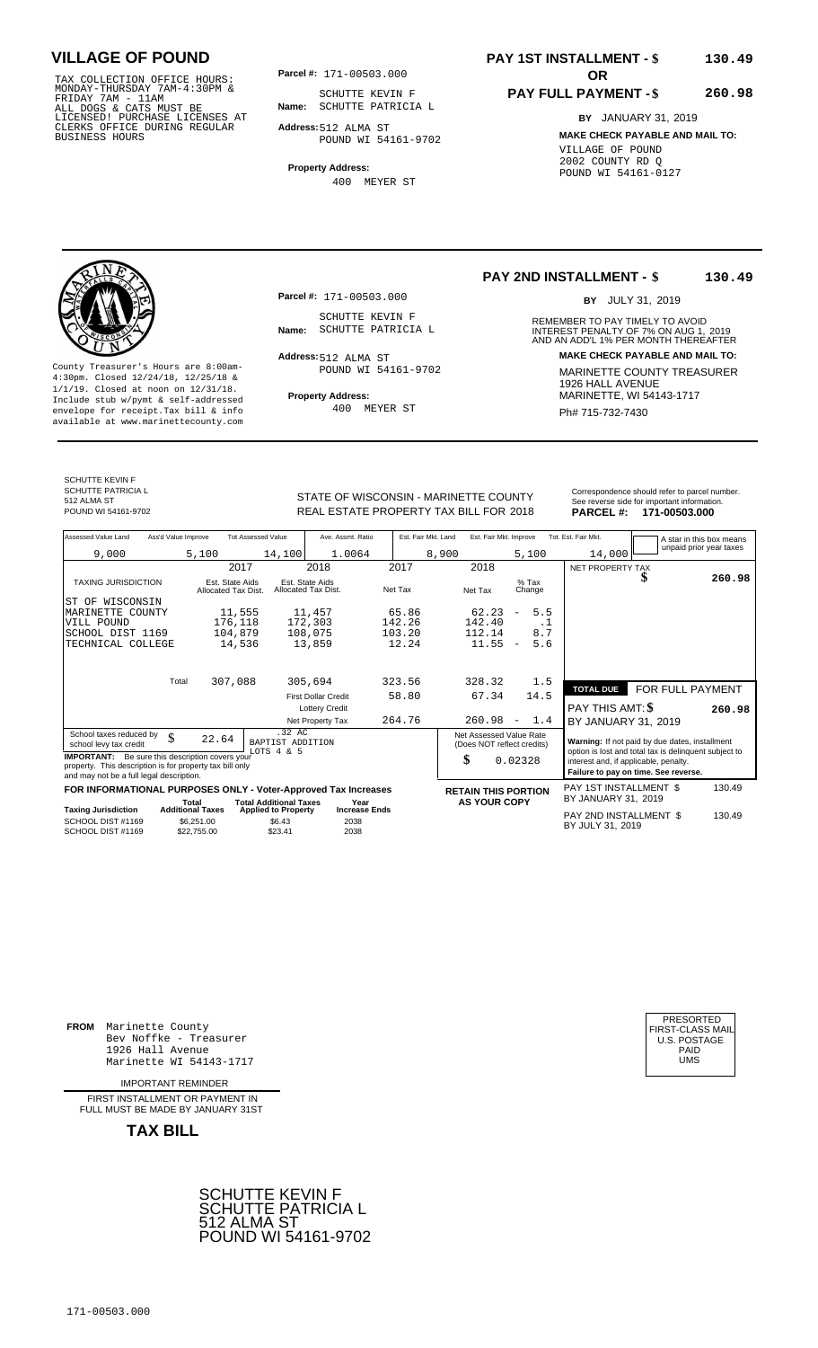# VILLAGE OF POUND

TAX COLLECTION OFFICE HOURS: MONDAY-THURSDAY 7AM-4:30PM & FRIDAY 7AM - 11AM ALL DOGS & CATS MUST BE LICENSED! PURCHASE LICENSES AT CLERKS OFFICE DURING REGULAR BUSINESS HOURS

**Parcel #:** 171-00503.000

**Name:** SCHUTTE KEVIN F SCHUTTE PATRICIA L

**Address:** 512 ALMA ST POUND WI 54161-9702

**Property Address:** 400 MEYER ST

**PAY 1ST INSTALLMENT - $ 130.49**

**OR**

**PAY FULL PAYMENT - $ 260.98**

**BY** JANUARY 31, 2019

**MAKE CHECK PAYABLE AND MAIL TO:**
VILLAGE OF POUND
2002 COUNTY RD Q
POUND WI 54161-0127

---

County Treasurer's Hours are 8:00am-4:30pm. Closed 12/24/18, 12/25/18 & 1/1/19. Closed at noon on 12/31/18. Include stub w/pymt & self-addressed envelope for receipt.Tax bill & info available at www.marinettecounty.com

**Parcel #:** 171-00503.000

**Name:** SCHUTTE KEVIN F SCHUTTE PATRICIA L

**Address:** 512 ALMA ST POUND WI 54161-9702

**Property Address:** 400 MEYER ST

**PAY 2ND INSTALLMENT - $ 130.49**

**BY** JULY 31, 2019

REMEMBER TO PAY TIMELY TO AVOID INTEREST PENALTY OF 7% ON AUG 1, 2019 AND AN ADD'L 1% PER MONTH THEREAFTER

**MAKE CHECK PAYABLE AND MAIL TO:**
MARINETTE COUNTY TREASURER
1926 HALL AVENUE
MARINETTE, WI 54143-1717
Ph# 715-732-7430

---

SCHUTTE KEVIN F
SCHUTTE PATRICIA L
512 ALMA ST
POUND WI 54161-9702

STATE OF WISCONSIN - MARINETTE COUNTY
REAL ESTATE PROPERTY TAX BILL FOR 2018

Correspondence should refer to parcel number. See reverse side for important information.
**PARCEL #: 171-00503.000**

| Assessed Value Land | Ass'd Value Improve | Tot Assessed Value | Ave. Assmt. Ratio | Est. Fair Mkt. Land | Est. Fair Mkt. Improve | Tot. Est. Fair Mkt. |
|---|---|---|---|---|---|---|
| 9,000 | 5,100 | 14,100 | 1.0064 | 8,900 | 5,100 | 14,000 |

A star in this box means unpaid prior year taxes

| TAXING JURISDICTION | 2017 Est. State Aids Allocated Tax Dist. | 2018 Est. State Aids Allocated Tax Dist. | 2017 Net Tax | 2018 Net Tax | % Tax Change |
|---|---|---|---|---|---|
| ST OF WISCONSIN | | | | | |
| MARINETTE COUNTY | 11,555 | 11,457 | 65.86 | 62.23 | - 5.5 |
| VILL POUND | 176,118 | 172,303 | 142.26 | 142.40 | .1 |
| SCHOOL DIST 1169 | 104,879 | 108,075 | 103.20 | 112.14 | 8.7 |
| TECHNICAL COLLEGE | 14,536 | 13,859 | 12.24 | 11.55 | - 5.6 |
| Total | 307,088 | 305,694 | 323.56 | 328.32 | 1.5 |
| | | First Dollar Credit | 58.80 | 67.34 | 14.5 |
| | | Lottery Credit | | | |
| | | Net Property Tax | 264.76 | 260.98 | - 1.4 |

NET PROPERTY TAX $ 260.98

**TOTAL DUE** FOR FULL PAYMENT
PAY THIS AMT: $ 260.98
BY JANUARY 31, 2019

School taxes reduced by school levy tax credit $ 22.64

.32 AC
BAPTIST ADDITION
LOTS 4 & 5

**IMPORTANT:** Be sure this description covers your property. This description is for property tax bill only and may not be a full legal description.

Net Assessed Value Rate (Does NOT reflect credits) $ 0.02328

**Warning:** If not paid by due dates, installment option is lost and total tax is delinquent subject to interest and, if applicable, penalty.
**Failure to pay on time. See reverse.**

**FOR INFORMATIONAL PURPOSES ONLY - Voter-Approved Tax Increases**

| Taxing Jurisdiction | Total Additional Taxes | Total Additional Taxes Applied to Property | Year Increase Ends |
|---|---|---|---|
| SCHOOL DIST #1169 | $6,251.00 | $6.43 | 2038 |
| SCHOOL DIST #1169 | $22,755.00 | $23.41 | 2038 |

**RETAIN THIS PORTION AS YOUR COPY**

PAY 1ST INSTALLMENT $ 130.49
BY JANUARY 31, 2019

PAY 2ND INSTALLMENT $ 130.49
BY JULY 31, 2019

---

**FROM** Marinette County
Bev Noffke - Treasurer
1926 Hall Avenue
Marinette WI 54143-1717

PRESORTED FIRST-CLASS MAIL U.S. POSTAGE PAID UMS

IMPORTANT REMINDER

FIRST INSTALLMENT OR PAYMENT IN FULL MUST BE MADE BY JANUARY 31ST

**TAX BILL**

SCHUTTE KEVIN F
SCHUTTE PATRICIA L
512 ALMA ST
POUND WI 54161-9702

171-00503.000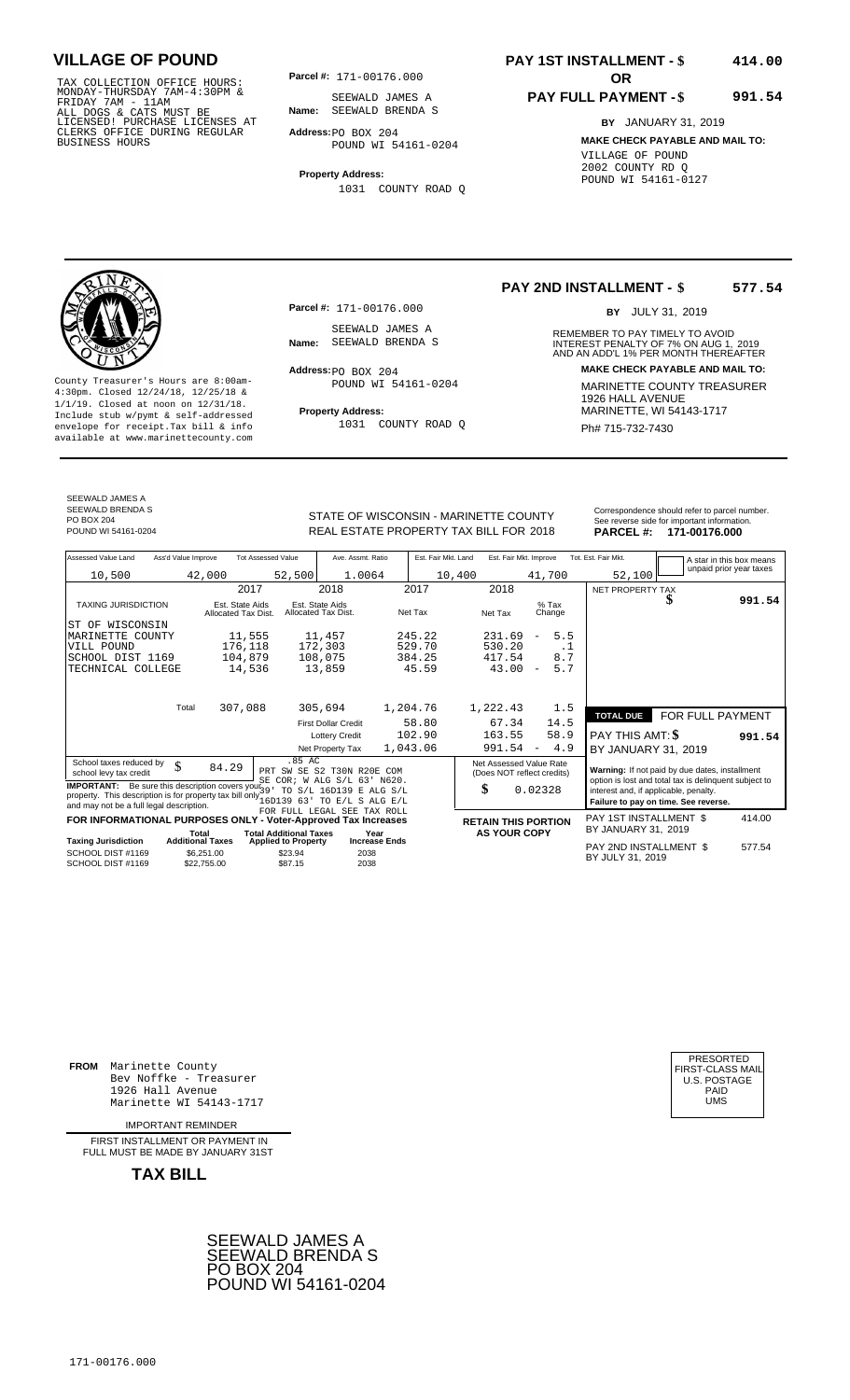# VILLAGE OF POUND

TAX COLLECTION OFFICE HOURS:
MONDAY-THURSDAY 7AM-4:30PM &
FRIDAY 7AM - 11AM
ALL DOGS & CATS MUST BE
LICENSED! PURCHASE LICENSES AT
CLERKS OFFICE DURING REGULAR
BUSINESS HOURS

**Parcel #:** 171-00176.000

**Name:** SEEWALD JAMES A
SEEWALD BRENDA S

**Address:** PO BOX 204
POUND WI 54161-0204

**Property Address:**
1031 COUNTY ROAD Q

**PAY 1ST INSTALLMENT - $ 414.00**

**OR**

**PAY FULL PAYMENT - $ 991.54**

**BY** JANUARY 31, 2019

**MAKE CHECK PAYABLE AND MAIL TO:**
VILLAGE OF POUND
2002 COUNTY RD Q
POUND WI 54161-0127

---

**PAY 2ND INSTALLMENT - $ 577.54**

**BY** JULY 31, 2019

REMEMBER TO PAY TIMELY TO AVOID INTEREST PENALTY OF 7% ON AUG 1, 2019 AND AN ADD'L 1% PER MONTH THEREAFTER

**MAKE CHECK PAYABLE AND MAIL TO:**
MARINETTE COUNTY TREASURER
1926 HALL AVENUE
MARINETTE, WI 54143-1717
Ph# 715-732-7430

County Treasurer's Hours are 8:00am-4:30pm. Closed 12/24/18, 12/25/18 & 1/1/19. Closed at noon on 12/31/18. Include stub w/pymt & self-addressed envelope for receipt.Tax bill & info available at www.marinettecounty.com

**Parcel #:** 171-00176.000

**Name:** SEEWALD JAMES A
SEEWALD BRENDA S

**Address:** PO BOX 204
POUND WI 54161-0204

**Property Address:**
1031 COUNTY ROAD Q

---

SEEWALD JAMES A
SEEWALD BRENDA S
PO BOX 204
POUND WI 54161-0204

STATE OF WISCONSIN - MARINETTE COUNTY
REAL ESTATE PROPERTY TAX BILL FOR 2018

Correspondence should refer to parcel number. See reverse side for important information.
**PARCEL #: 171-00176.000**

| Assessed Value Land | Ass'd Value Improve | Tot Assessed Value | Ave. Assmt. Ratio | Est. Fair Mkt. Land | Est. Fair Mkt. Improve | Tot. Est. Fair Mkt. |
|---|---|---|---|---|---|---|
| 10,500 | 42,000 | 52,500 | 1.0064 | 10,400 | 41,700 | 52,100 |

A star in this box means unpaid prior year taxes

| TAXING JURISDICTION | 2017 Est. State Aids Allocated Tax Dist. | 2018 Est. State Aids Allocated Tax Dist. | 2017 Net Tax | 2018 Net Tax | % Tax Change |
|---|---|---|---|---|---|
| ST OF WISCONSIN | | | | | |
| MARINETTE COUNTY | 11,555 | 11,457 | 245.22 | 231.69 | - 5.5 |
| VILL POUND | 176,118 | 172,303 | 529.70 | 530.20 | .1 |
| SCHOOL DIST 1169 | 104,879 | 108,075 | 384.25 | 417.54 | 8.7 |
| TECHNICAL COLLEGE | 14,536 | 13,859 | 45.59 | 43.00 | - 5.7 |
| Total | 307,088 | 305,694 | 1,204.76 | 1,222.43 | 1.5 |
| | | First Dollar Credit | 58.80 | 67.34 | 14.5 |
| | | Lottery Credit | 102.90 | 163.55 | 58.9 |
| | | Net Property Tax | 1,043.06 | 991.54 | - 4.9 |

NET PROPERTY TAX $ 991.54

**TOTAL DUE** FOR FULL PAYMENT
PAY THIS AMT: $ **991.54**
BY JANUARY 31, 2019

School taxes reduced by school levy tax credit $ 84.29

.85 AC
PRT SW SE S2 T30N R20E COM SE COR; W ALG S/L 63' N620. 39' TO S/L 16D139 E ALG S/L 16D139 63' TO E/L S ALG E/L
FOR FULL LEGAL SEE TAX ROLL

**IMPORTANT:** Be sure this description covers your property. This description is for property tax bill only and may not be a full legal description.

Net Assessed Value Rate (Does NOT reflect credits)
$ 0.02328

**Warning:** If not paid by due dates, installment option is lost and total tax is delinquent subject to interest and, if applicable, penalty.
**Failure to pay on time. See reverse.**

**FOR INFORMATIONAL PURPOSES ONLY - Voter-Approved Tax Increases**

| Taxing Jurisdiction | Total Additional Taxes | Total Additional Taxes Applied to Property | Year Increase Ends |
|---|---|---|---|
| SCHOOL DIST #1169 | $6,251.00 | $23.94 | 2038 |
| SCHOOL DIST #1169 | $22,755.00 | $87.15 | 2038 |

**RETAIN THIS PORTION AS YOUR COPY**

PAY 1ST INSTALLMENT $ 414.00
BY JANUARY 31, 2019

PAY 2ND INSTALLMENT $ 577.54
BY JULY 31, 2019

---

**FROM** Marinette County
Bev Noffke - Treasurer
1926 Hall Avenue
Marinette WI 54143-1717

IMPORTANT REMINDER

FIRST INSTALLMENT OR PAYMENT IN FULL MUST BE MADE BY JANUARY 31ST

**TAX BILL**

PRESORTED
FIRST-CLASS MAIL
U.S. POSTAGE
PAID
UMS

SEEWALD JAMES A
SEEWALD BRENDA S
PO BOX 204
POUND WI 54161-0204

171-00176.000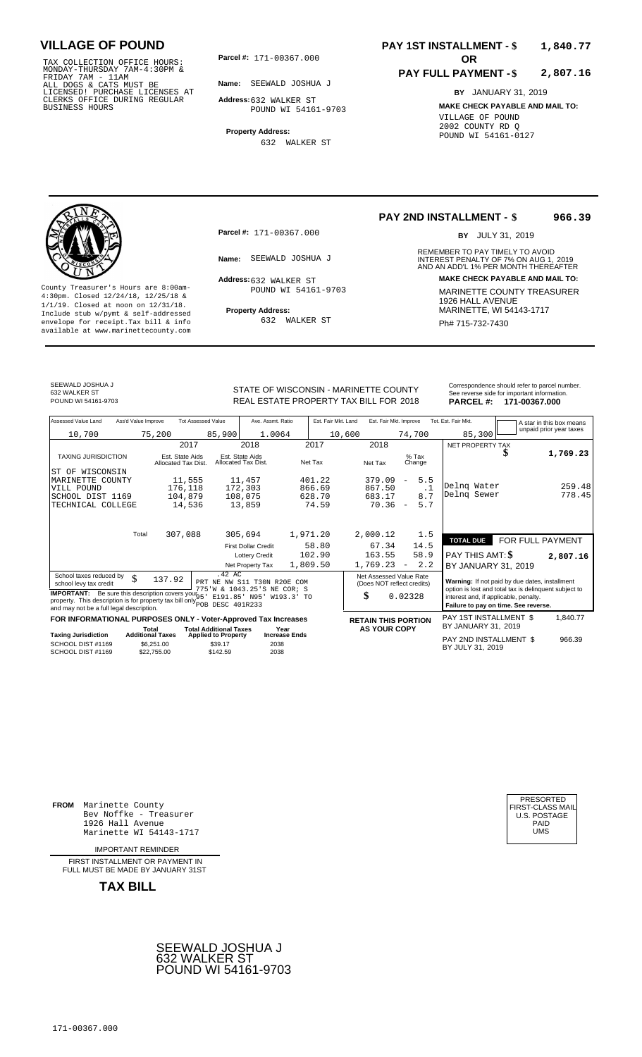# VILLAGE OF POUND

TAX COLLECTION OFFICE HOURS: MONDAY-THURSDAY 7AM-4:30PM & FRIDAY 7AM - 11AM
ALL DOGS & CATS MUST BE LICENSED! PURCHASE LICENSES AT CLERKS OFFICE DURING REGULAR BUSINESS HOURS

**Parcel #:** 171-00367.000

**Name:** SEEWALD JOSHUA J

**Address:** 632 WALKER ST
POUND WI 54161-9703

**Property Address:**
632 WALKER ST

**PAY 1ST INSTALLMENT - $ 1,840.77**

**OR**

**PAY FULL PAYMENT - $ 2,807.16**

**BY** JANUARY 31, 2019

**MAKE CHECK PAYABLE AND MAIL TO:**
VILLAGE OF POUND
2002 COUNTY RD Q
POUND WI 54161-0127

---

County Treasurer's Hours are 8:00am-4:30pm. Closed 12/24/18, 12/25/18 & 1/1/19. Closed at noon on 12/31/18. Include stub w/pymt & self-addressed envelope for receipt.Tax bill & info available at www.marinettecounty.com

**Parcel #:** 171-00367.000

**Name:** SEEWALD JOSHUA J

**Address:** 632 WALKER ST
POUND WI 54161-9703

**Property Address:**
632 WALKER ST

**PAY 2ND INSTALLMENT - $ 966.39**

**BY** JULY 31, 2019

REMEMBER TO PAY TIMELY TO AVOID INTEREST PENALTY OF 7% ON AUG 1, 2019 AND AN ADD'L 1% PER MONTH THEREAFTER

**MAKE CHECK PAYABLE AND MAIL TO:**
MARINETTE COUNTY TREASURER
1926 HALL AVENUE
MARINETTE, WI 54143-1717
Ph# 715-732-7430

---

SEEWALD JOSHUA J
632 WALKER ST
POUND WI 54161-9703

STATE OF WISCONSIN - MARINETTE COUNTY
REAL ESTATE PROPERTY TAX BILL FOR 2018

Correspondence should refer to parcel number. See reverse side for important information.
**PARCEL #: 171-00367.000**

| Assessed Value Land | Ass'd Value Improve | Tot Assessed Value | Ave. Assmt. Ratio | Est. Fair Mkt. Land | Est. Fair Mkt. Improve | Tot. Est. Fair Mkt. |
|---|---|---|---|---|---|---|
| 10,700 | 75,200 | 85,900 | 1.0064 | 10,600 | 74,700 | 85,300 |

A star in this box means unpaid prior year taxes

| TAXING JURISDICTION | 2017 Est. State Aids Allocated Tax Dist. | 2018 Est. State Aids Allocated Tax Dist. | 2017 Net Tax | 2018 Net Tax | % Tax Change |
|---|---|---|---|---|---|
| ST OF WISCONSIN | | | | | |
| MARINETTE COUNTY | 11,555 | 11,457 | 401.22 | 379.09 | - 5.5 |
| VILL POUND | 176,118 | 172,303 | 866.69 | 867.50 | .1 |
| SCHOOL DIST 1169 | 104,879 | 108,075 | 628.70 | 683.17 | 8.7 |
| TECHNICAL COLLEGE | 14,536 | 13,859 | 74.59 | 70.36 | - 5.7 |
| Total | 307,088 | 305,694 | 1,971.20 | 2,000.12 | 1.5 |
| | | First Dollar Credit | 58.80 | 67.34 | 14.5 |
| | | Lottery Credit | 102.90 | 163.55 | 58.9 |
| | | Net Property Tax | 1,809.50 | 1,769.23 | - 2.2 |

| | |
|---|---|
| NET PROPERTY TAX | $ 1,769.23 |
| Delnq Water | 259.48 |
| Delnq Sewer | 778.45 |
| **TOTAL DUE** | **FOR FULL PAYMENT** |
| PAY THIS AMT: $ | 2,807.16 |
| BY JANUARY 31, 2019 | |

School taxes reduced by school levy tax credit: $ 137.92

.42 AC
PRT NE NW S11 T30N R20E COM 775'W & 1043.25'S NE COR; S 95' E191.85' N95' W193.3' TO POB DESC 401R233

**IMPORTANT:** Be sure this description covers your property. This description is for property tax bill only and may not be a full legal description.

Net Assessed Value Rate (Does NOT reflect credits): $ 0.02328

**Warning:** If not paid by due dates, installment option is lost and total tax is delinquent subject to interest and, if applicable, penalty.
**Failure to pay on time. See reverse.**

**FOR INFORMATIONAL PURPOSES ONLY - Voter-Approved Tax Increases**

| Taxing Jurisdiction | Total Additional Taxes | Total Additional Taxes Applied to Property | Year Increase Ends |
|---|---|---|---|
| SCHOOL DIST #1169 | $6,251.00 | $39.17 | 2038 |
| SCHOOL DIST #1169 | $22,755.00 | $142.59 | 2038 |

**RETAIN THIS PORTION AS YOUR COPY**

| | |
|---|---|
| PAY 1ST INSTALLMENT $ BY JANUARY 31, 2019 | 1,840.77 |
| PAY 2ND INSTALLMENT $ BY JULY 31, 2019 | 966.39 |

---

**FROM** Marinette County
Bev Noffke - Treasurer
1926 Hall Avenue
Marinette WI 54143-1717

IMPORTANT REMINDER

FIRST INSTALLMENT OR PAYMENT IN FULL MUST BE MADE BY JANUARY 31ST

**TAX BILL**

PRESORTED
FIRST-CLASS MAIL
U.S. POSTAGE
PAID
UMS

SEEWALD JOSHUA J
632 WALKER ST
POUND WI 54161-9703

171-00367.000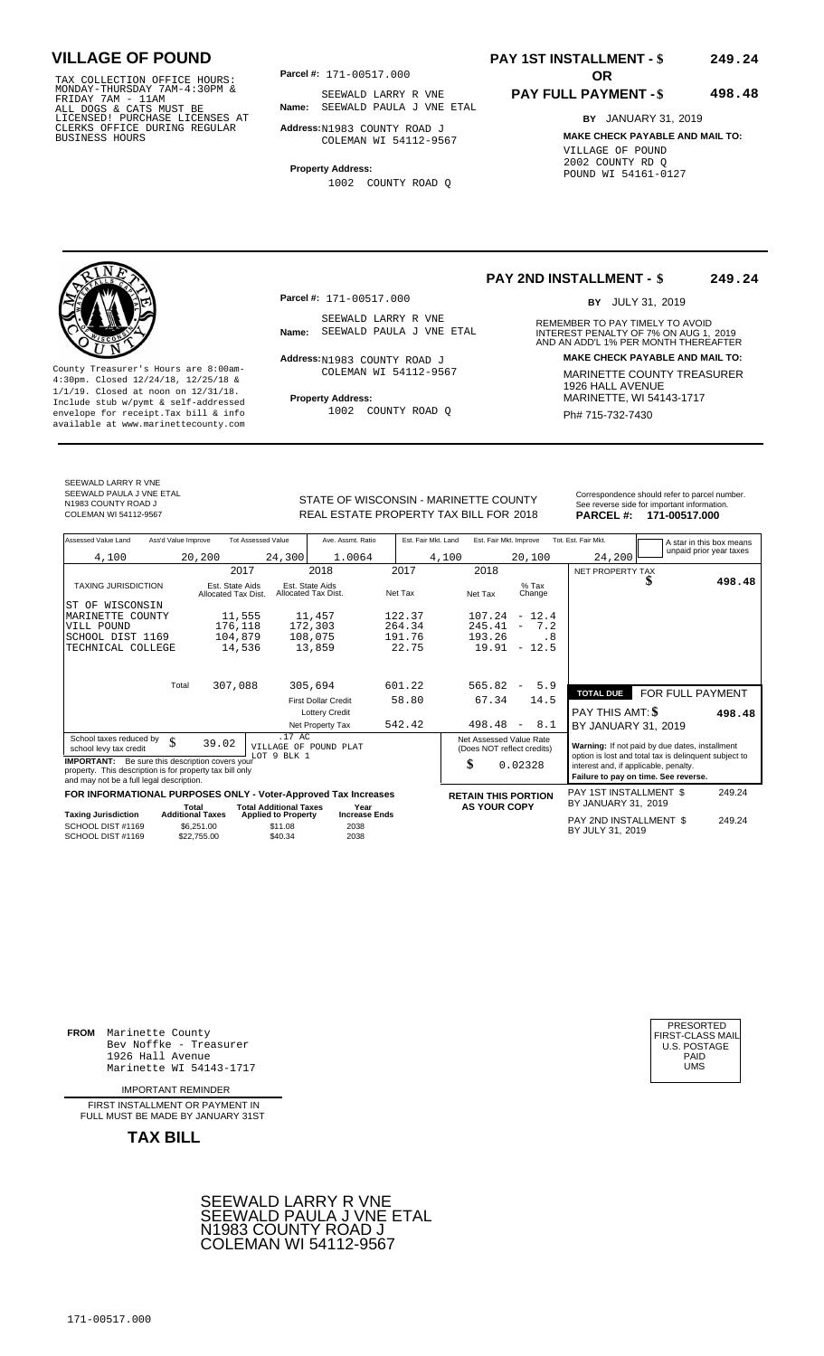# VILLAGE OF POUND

TAX COLLECTION OFFICE HOURS: MONDAY-THURSDAY 7AM-4:30PM & FRIDAY 7AM - 11AM ALL DOGS & CATS MUST BE LICENSED! PURCHASE LICENSES AT CLERKS OFFICE DURING REGULAR BUSINESS HOURS

**Parcel #:** 171-00517.000

**Name:** SEEWALD LARRY R VNE SEEWALD PAULA J VNE ETAL

**Address:** N1983 COUNTY ROAD J COLEMAN WI 54112-9567

**Property Address:** 1002 COUNTY ROAD Q

**PAY 1ST INSTALLMENT - $ 249.24**

**OR**

**PAY FULL PAYMENT - $ 498.48**

**BY** JANUARY 31, 2019

**MAKE CHECK PAYABLE AND MAIL TO:**

VILLAGE OF POUND
2002 COUNTY RD Q
POUND WI 54161-0127

---

County Treasurer's Hours are 8:00am-4:30pm. Closed 12/24/18, 12/25/18 & 1/1/19. Closed at noon on 12/31/18. Include stub w/pymt & self-addressed envelope for receipt.Tax bill & info available at www.marinettecounty.com

**Parcel #:** 171-00517.000

**Name:** SEEWALD LARRY R VNE SEEWALD PAULA J VNE ETAL

**Address:** N1983 COUNTY ROAD J COLEMAN WI 54112-9567

**Property Address:** 1002 COUNTY ROAD Q

**PAY 2ND INSTALLMENT - $ 249.24**

**BY** JULY 31, 2019

REMEMBER TO PAY TIMELY TO AVOID INTEREST PENALTY OF 7% ON AUG 1, 2019 AND AN ADD'L 1% PER MONTH THEREAFTER

**MAKE CHECK PAYABLE AND MAIL TO:**

MARINETTE COUNTY TREASURER
1926 HALL AVENUE
MARINETTE, WI 54143-1717
Ph# 715-732-7430

---

SEEWALD LARRY R VNE
SEEWALD PAULA J VNE ETAL
N1983 COUNTY ROAD J
COLEMAN WI 54112-9567

STATE OF WISCONSIN - MARINETTE COUNTY
REAL ESTATE PROPERTY TAX BILL FOR 2018

Correspondence should refer to parcel number. See reverse side for important information.

**PARCEL #: 171-00517.000**

| Assessed Value Land | Ass'd Value Improve | Tot Assessed Value | Ave. Assmt. Ratio | Est. Fair Mkt. Land | Est. Fair Mkt. Improve | Tot. Est. Fair Mkt. |
|---|---|---|---|---|---|---|
| 4,100 | 20,200 | 24,300 | 1.0064 | 4,100 | 20,100 | 24,200 |

A star in this box means unpaid prior year taxes

| TAXING JURISDICTION | 2017 Est. State Aids Allocated Tax Dist. | 2018 Est. State Aids Allocated Tax Dist. | 2017 Net Tax | 2018 Net Tax | % Tax Change |
|---|---|---|---|---|---|
| ST OF WISCONSIN | | | | | |
| MARINETTE COUNTY | 11,555 | 11,457 | 122.37 | 107.24 | - 12.4 |
| VILL POUND | 176,118 | 172,303 | 264.34 | 245.41 | - 7.2 |
| SCHOOL DIST 1169 | 104,879 | 108,075 | 191.76 | 193.26 | .8 |
| TECHNICAL COLLEGE | 14,536 | 13,859 | 22.75 | 19.91 | - 12.5 |
| Total | 307,088 | 305,694 | 601.22 | 565.82 | - 5.9 |
| | | First Dollar Credit | 58.80 | 67.34 | 14.5 |
| | | Lottery Credit | | | |
| | | Net Property Tax | 542.42 | 498.48 | - 8.1 |

NET PROPERTY TAX $ 498.48

**TOTAL DUE** FOR FULL PAYMENT

PAY THIS AMT: $ 498.48

BY JANUARY 31, 2019

School taxes reduced by school levy tax credit $ 39.02

.17 AC
VILLAGE OF POUND PLAT
LOT 9 BLK 1

**IMPORTANT:** Be sure this description covers your property. This description is for property tax bill only and may not be a full legal description.

Net Assessed Value Rate (Does NOT reflect credits) $ 0.02328

**Warning:** If not paid by due dates, installment option is lost and total tax is delinquent subject to interest and, if applicable, penalty. **Failure to pay on time. See reverse.**

**FOR INFORMATIONAL PURPOSES ONLY - Voter-Approved Tax Increases**

| Taxing Jurisdiction | Total Additional Taxes | Total Additional Taxes Applied to Property | Year Increase Ends |
|---|---|---|---|
| SCHOOL DIST #1169 | $6,251.00 | $11.08 | 2038 |
| SCHOOL DIST #1169 | $22,755.00 | $40.34 | 2038 |

**RETAIN THIS PORTION AS YOUR COPY**

PAY 1ST INSTALLMENT $ 249.24 BY JANUARY 31, 2019

PAY 2ND INSTALLMENT $ 249.24 BY JULY 31, 2019

---

**FROM** Marinette County
Bev Noffke - Treasurer
1926 Hall Avenue
Marinette WI 54143-1717

IMPORTANT REMINDER

FIRST INSTALLMENT OR PAYMENT IN FULL MUST BE MADE BY JANUARY 31ST

**TAX BILL**

PRESORTED FIRST-CLASS MAIL U.S. POSTAGE PAID UMS

SEEWALD LARRY R VNE
SEEWALD PAULA J VNE ETAL
N1983 COUNTY ROAD J
COLEMAN WI 54112-9567

171-00517.000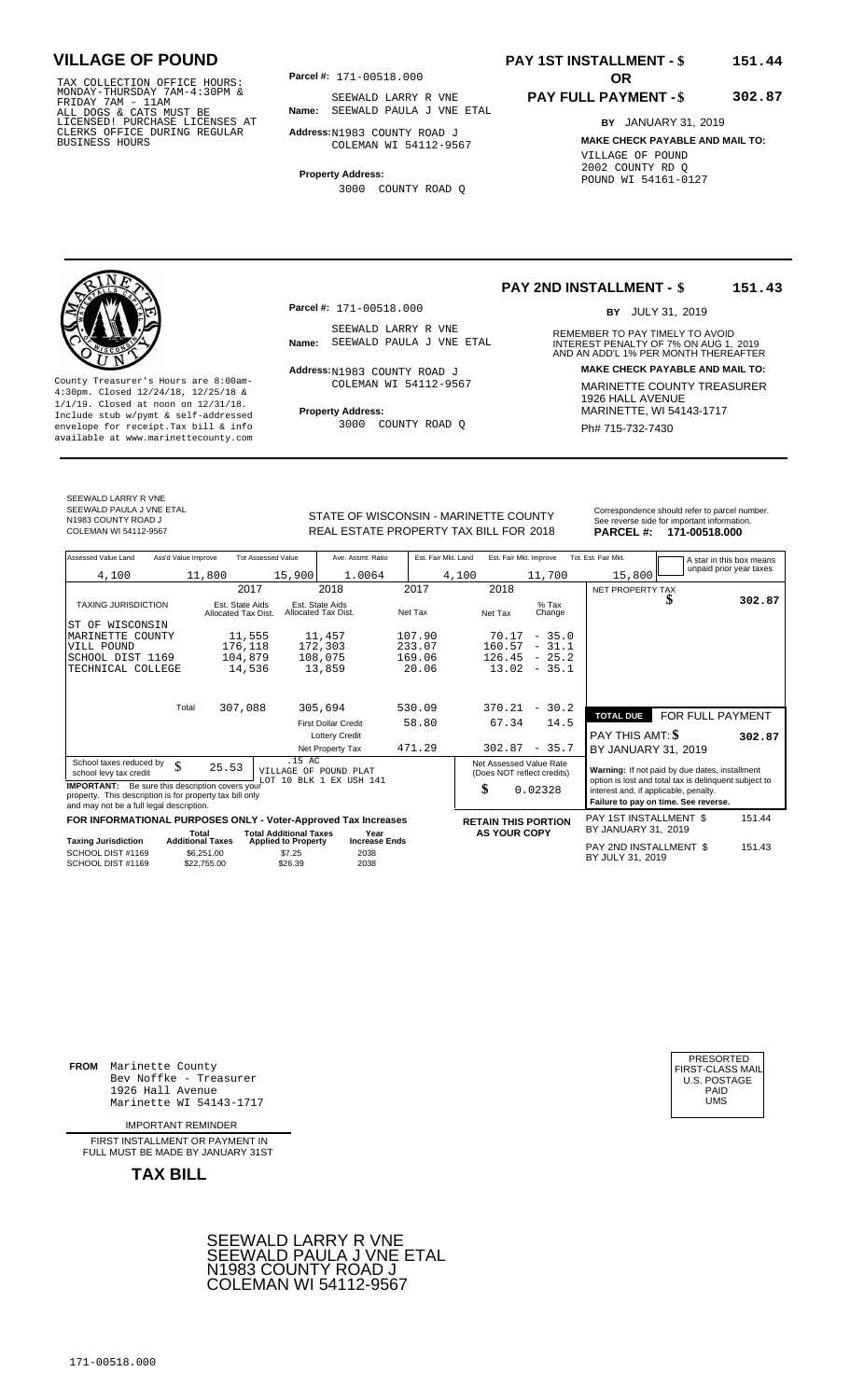# VILLAGE OF POUND

TAX COLLECTION OFFICE HOURS:
MONDAY-THURSDAY 7AM-4:30PM &
FRIDAY 7AM - 11AM
ALL DOGS & CATS MUST BE
LICENSED! PURCHASE LICENSES AT
CLERKS OFFICE DURING REGULAR
BUSINESS HOURS

**Parcel #:** 171-00518.000

**Name:** SEEWALD LARRY R VNE
SEEWALD PAULA J VNE ETAL

**Address:** N1983 COUNTY ROAD J
COLEMAN WI 54112-9567

**Property Address:**
3000 COUNTY ROAD Q

**PAY 1ST INSTALLMENT - $** 151.44

**OR**

**PAY FULL PAYMENT - $** 302.87

**BY** JANUARY 31, 2019

**MAKE CHECK PAYABLE AND MAIL TO:**
VILLAGE OF POUND
2002 COUNTY RD Q
POUND WI 54161-0127

---

County Treasurer's Hours are 8:00am-4:30pm. Closed 12/24/18, 12/25/18 & 1/1/19. Closed at noon on 12/31/18. Include stub w/pymt & self-addressed envelope for receipt.Tax bill & info available at www.marinettecounty.com

**Parcel #:** 171-00518.000

**Name:** SEEWALD LARRY R VNE
SEEWALD PAULA J VNE ETAL

**Address:** N1983 COUNTY ROAD J
COLEMAN WI 54112-9567

**Property Address:**
3000 COUNTY ROAD Q

**PAY 2ND INSTALLMENT - $** 151.43

**BY** JULY 31, 2019

REMEMBER TO PAY TIMELY TO AVOID INTEREST PENALTY OF 7% ON AUG 1, 2019 AND AN ADD'L 1% PER MONTH THEREAFTER

**MAKE CHECK PAYABLE AND MAIL TO:**
MARINETTE COUNTY TREASURER
1926 HALL AVENUE
MARINETTE, WI 54143-1717
Ph# 715-732-7430

---

SEEWALD LARRY R VNE
SEEWALD PAULA J VNE ETAL
N1983 COUNTY ROAD J
COLEMAN WI 54112-9567

STATE OF WISCONSIN - MARINETTE COUNTY
REAL ESTATE PROPERTY TAX BILL FOR 2018

Correspondence should refer to parcel number. See reverse side for important information.
**PARCEL #: 171-00518.000**

| Assessed Value Land | Ass'd Value Improve | Tot Assessed Value | Ave. Assmt. Ratio | Est. Fair Mkt. Land | Est. Fair Mkt. Improve | Tot. Est. Fair Mkt. |
|---|---|---|---|---|---|---|
| 4,100 | 11,800 | 15,900 | 1.0064 | 4,100 | 11,700 | 15,800 |

A star in this box means unpaid prior year taxes

| TAXING JURISDICTION | 2017 Est. State Aids Allocated Tax Dist. | 2018 Est. State Aids Allocated Tax Dist. | 2017 Net Tax | 2018 Net Tax | % Tax Change |
|---|---|---|---|---|---|
| ST OF WISCONSIN | | | | | |
| MARINETTE COUNTY | 11,555 | 11,457 | 107.90 | 70.17 | - 35.0 |
| VILL POUND | 176,118 | 172,303 | 233.07 | 160.57 | - 31.1 |
| SCHOOL DIST 1169 | 104,879 | 108,075 | 169.06 | 126.45 | - 25.2 |
| TECHNICAL COLLEGE | 14,536 | 13,859 | 20.06 | 13.02 | - 35.1 |
| Total | 307,088 | 305,694 | 530.09 | 370.21 | - 30.2 |
| | | First Dollar Credit | 58.80 | 67.34 | 14.5 |
| | | Lottery Credit | | | |
| | | Net Property Tax | 471.29 | 302.87 | - 35.7 |

NET PROPERTY TAX $ 302.87

**TOTAL DUE** FOR FULL PAYMENT
PAY THIS AMT: $ 302.87
BY JANUARY 31, 2019

School taxes reduced by school levy tax credit $ 25.53

.15 AC
VILLAGE OF POUND PLAT
LOT 10 BLK 1 EX USH 141

**IMPORTANT:** Be sure this description covers your property. This description is for property tax bill only and may not be a full legal description.

Net Assessed Value Rate (Does NOT reflect credits) $ 0.02328

**Warning:** If not paid by due dates, installment option is lost and total tax is delinquent subject to interest and, if applicable, penalty.
**Failure to pay on time. See reverse.**

**FOR INFORMATIONAL PURPOSES ONLY - Voter-Approved Tax Increases**

| Taxing Jurisdiction | Total Additional Taxes | Total Additional Taxes Applied to Property | Year Increase Ends |
|---|---|---|---|
| SCHOOL DIST #1169 | $6,251.00 | $7.25 | 2038 |
| SCHOOL DIST #1169 | $22,755.00 | $26.39 | 2038 |

**RETAIN THIS PORTION AS YOUR COPY**

PAY 1ST INSTALLMENT $ 151.44
BY JANUARY 31, 2019

PAY 2ND INSTALLMENT $ 151.43
BY JULY 31, 2019

---

**FROM** Marinette County
Bev Noffke - Treasurer
1926 Hall Avenue
Marinette WI 54143-1717

IMPORTANT REMINDER

FIRST INSTALLMENT OR PAYMENT IN FULL MUST BE MADE BY JANUARY 31ST

**TAX BILL**

PRESORTED
FIRST-CLASS MAIL
U.S. POSTAGE
PAID
UMS

SEEWALD LARRY R VNE
SEEWALD PAULA J VNE ETAL
N1983 COUNTY ROAD J
COLEMAN WI 54112-9567

171-00518.000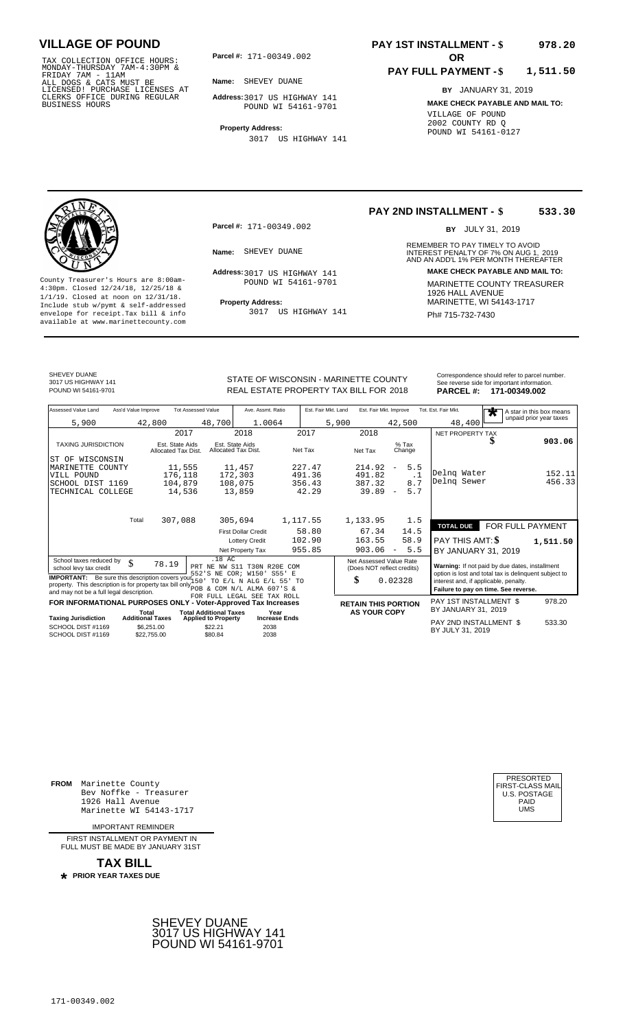# VILLAGE OF POUND

TAX COLLECTION OFFICE HOURS: MONDAY-THURSDAY 7AM-4:30PM & FRIDAY 7AM - 11AM ALL DOGS & CATS MUST BE LICENSED! PURCHASE LICENSES AT CLERKS OFFICE DURING REGULAR BUSINESS HOURS

**Parcel #:** 171-00349.002

**Name:** SHEVEY DUANE

**Address:** 3017 US HIGHWAY 141 POUND WI 54161-9701

**Property Address:** 3017 US HIGHWAY 141

**PAY 1ST INSTALLMENT - $ 978.20**

**OR**

**PAY FULL PAYMENT - $ 1,511.50**

**BY** JANUARY 31, 2019

**MAKE CHECK PAYABLE AND MAIL TO:**
VILLAGE OF POUND
2002 COUNTY RD Q
POUND WI 54161-0127

---

**PAY 2ND INSTALLMENT - $ 533.30**

**BY** JULY 31, 2019

REMEMBER TO PAY TIMELY TO AVOID INTEREST PENALTY OF 7% ON AUG 1, 2019 AND AN ADD'L 1% PER MONTH THEREAFTER

**Parcel #:** 171-00349.002

**Name:** SHEVEY DUANE

**Address:** 3017 US HIGHWAY 141 POUND WI 54161-9701

**Property Address:** 3017 US HIGHWAY 141

County Treasurer's Hours are 8:00am-4:30pm. Closed 12/24/18, 12/25/18 & 1/1/19. Closed at noon on 12/31/18. Include stub w/pymt & self-addressed envelope for receipt. Tax bill & info available at www.marinettecounty.com

**MAKE CHECK PAYABLE AND MAIL TO:**
MARINETTE COUNTY TREASURER
1926 HALL AVENUE
MARINETTE, WI 54143-1717
Ph# 715-732-7430

---

SHEVEY DUANE
3017 US HIGHWAY 141
POUND WI 54161-9701

STATE OF WISCONSIN - MARINETTE COUNTY
REAL ESTATE PROPERTY TAX BILL FOR 2018

Correspondence should refer to parcel number. See reverse side for important information.
**PARCEL #: 171-00349.002**

| Assessed Value Land | Ass'd Value Improve | Tot Assessed Value | Ave. Assmt. Ratio | Est. Fair Mkt. Land | Est. Fair Mkt. Improve | Tot. Est. Fair Mkt. |
|---|---|---|---|---|---|---|
| 5,900 | 42,800 | 48,700 | 1.0064 | 5,900 | 42,500 | 48,400 |

\* A star in this box means unpaid prior year taxes

| TAXING JURISDICTION | 2017 Est. State Aids Allocated Tax Dist. | 2018 Est. State Aids Allocated Tax Dist. | 2017 Net Tax | 2018 Net Tax | % Tax Change |
|---|---|---|---|---|---|
| ST OF WISCONSIN | | | | | |
| MARINETTE COUNTY | 11,555 | 11,457 | 227.47 | 214.92 | - 5.5 |
| VILL POUND | 176,118 | 172,303 | 491.36 | 491.82 | .1 |
| SCHOOL DIST 1169 | 104,879 | 108,075 | 356.43 | 387.32 | 8.7 |
| TECHNICAL COLLEGE | 14,536 | 13,859 | 42.29 | 39.89 | - 5.7 |
| Total | 307,088 | 305,694 | 1,117.55 | 1,133.95 | 1.5 |
| | | First Dollar Credit | 58.80 | 67.34 | 14.5 |
| | | Lottery Credit | 102.90 | 163.55 | 58.9 |
| | | Net Property Tax | 955.85 | 903.06 | - 5.5 |

| | |
|---|---|
| NET PROPERTY TAX | $ 903.06 |
| Delnq Water | 152.11 |
| Delnq Sewer | 456.33 |
| **TOTAL DUE** | **FOR FULL PAYMENT** |
| PAY THIS AMT: $ | **1,511.50** |
| BY JANUARY 31, 2019 | |

School taxes reduced by school levy tax credit $ 78.19

.18 AC PRT NE NW S11 T30N R20E COM 552'S NE COR; W150' S55' E 150' TO E/L N ALG E/L 55' TO POB & COM N/L ALMA 607'S & FOR FULL LEGAL SEE TAX ROLL

**IMPORTANT:** Be sure this description covers your property. This description is for property tax bill only and may not be a full legal description.

Net Assessed Value Rate (Does NOT reflect credits) $ 0.02328

**Warning:** If not paid by due dates, installment option is lost and total tax is delinquent subject to interest and, if applicable, penalty. **Failure to pay on time. See reverse.**

**FOR INFORMATIONAL PURPOSES ONLY - Voter-Approved Tax Increases**

| Taxing Jurisdiction | Total Additional Taxes | Total Additional Taxes Applied to Property | Year Increase Ends |
|---|---|---|---|
| SCHOOL DIST #1169 | $6,251.00 | $22.21 | 2038 |
| SCHOOL DIST #1169 | $22,755.00 | $80.84 | 2038 |

**RETAIN THIS PORTION AS YOUR COPY**

PAY 1ST INSTALLMENT $ 978.20
BY JANUARY 31, 2019

PAY 2ND INSTALLMENT $ 533.30
BY JULY 31, 2019

---

**FROM** Marinette County
Bev Noffke - Treasurer
1926 Hall Avenue
Marinette WI 54143-1717

IMPORTANT REMINDER

FIRST INSTALLMENT OR PAYMENT IN FULL MUST BE MADE BY JANUARY 31ST

**TAX BILL**

\* **PRIOR YEAR TAXES DUE**

PRESORTED FIRST-CLASS MAIL U.S. POSTAGE PAID UMS

SHEVEY DUANE
3017 US HIGHWAY 141
POUND WI 54161-9701

171-00349.002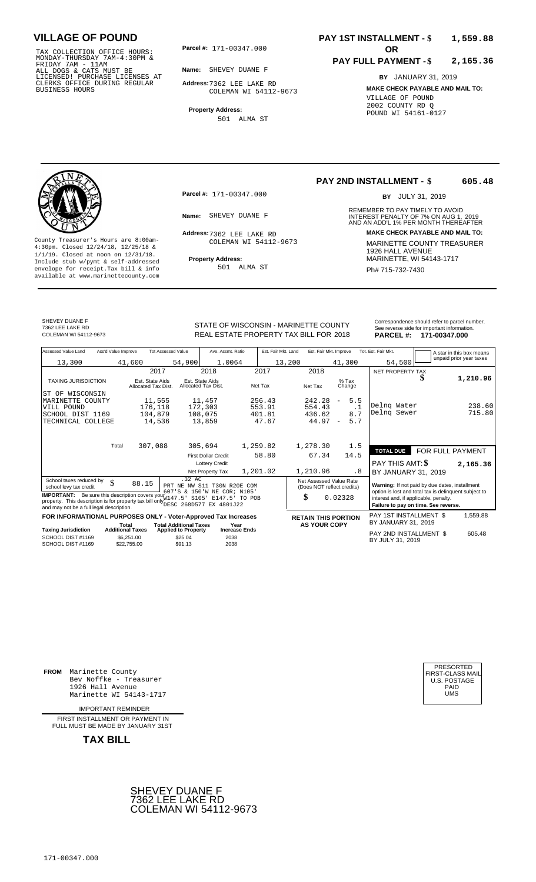# VILLAGE OF POUND

TAX COLLECTION OFFICE HOURS: MONDAY-THURSDAY 7AM-4:30PM & FRIDAY 7AM - 11AM
ALL DOGS & CATS MUST BE LICENSED! PURCHASE LICENSES AT CLERKS OFFICE DURING REGULAR BUSINESS HOURS

**Parcel #:** 171-00347.000

**Name:** SHEVEY DUANE F

**Address:** 7362 LEE LAKE RD
COLEMAN WI 54112-9673

**Property Address:**
501 ALMA ST

**PAY 1ST INSTALLMENT - $ 1,559.88**

**OR**

**PAY FULL PAYMENT - $ 2,165.36**

**BY** JANUARY 31, 2019

**MAKE CHECK PAYABLE AND MAIL TO:**
VILLAGE OF POUND
2002 COUNTY RD Q
POUND WI 54161-0127

---

County Treasurer's Hours are 8:00am-4:30pm. Closed 12/24/18, 12/25/18 & 1/1/19. Closed at noon on 12/31/18. Include stub w/pymt & self-addressed envelope for receipt. Tax bill & info available at www.marinettecounty.com

**Parcel #:** 171-00347.000

**Name:** SHEVEY DUANE F

**Address:** 7362 LEE LAKE RD
COLEMAN WI 54112-9673

**Property Address:**
501 ALMA ST

**PAY 2ND INSTALLMENT - $ 605.48**

**BY** JULY 31, 2019

REMEMBER TO PAY TIMELY TO AVOID INTEREST PENALTY OF 7% ON AUG 1, 2019 AND AN ADD'L 1% PER MONTH THEREAFTER

**MAKE CHECK PAYABLE AND MAIL TO:**
MARINETTE COUNTY TREASURER
1926 HALL AVENUE
MARINETTE, WI 54143-1717
Ph# 715-732-7430

---

SHEVEY DUANE F
7362 LEE LAKE RD
COLEMAN WI 54112-9673

STATE OF WISCONSIN - MARINETTE COUNTY
REAL ESTATE PROPERTY TAX BILL FOR 2018

Correspondence should refer to parcel number. See reverse side for important information.
**PARCEL #: 171-00347.000**

| Assessed Value Land | Ass'd Value Improve | Tot Assessed Value | Ave. Assmt. Ratio | Est. Fair Mkt. Land | Est. Fair Mkt. Improve | Tot. Est. Fair Mkt. |
|---|---|---|---|---|---|---|
| 13,300 | 41,600 | 54,900 | 1.0064 | 13,200 | 41,300 | 54,500 |

A star in this box means unpaid prior year taxes

| TAXING JURISDICTION | 2017 Est. State Aids Allocated Tax Dist. | 2018 Est. State Aids Allocated Tax Dist. | 2017 Net Tax | 2018 Net Tax | % Tax Change |
|---|---|---|---|---|---|
| ST OF WISCONSIN | | | | | |
| MARINETTE COUNTY | 11,555 | 11,457 | 256.43 | 242.28 | - 5.5 |
| VILL POUND | 176,118 | 172,303 | 553.91 | 554.43 | .1 |
| SCHOOL DIST 1169 | 104,879 | 108,075 | 401.81 | 436.62 | 8.7 |
| TECHNICAL COLLEGE | 14,536 | 13,859 | 47.67 | 44.97 | - 5.7 |
| Total | 307,088 | 305,694 | 1,259.82 | 1,278.30 | 1.5 |
| | | First Dollar Credit | 58.80 | 67.34 | 14.5 |
| | | Lottery Credit | | | |
| | | Net Property Tax | 1,201.02 | 1,210.96 | .8 |

| NET PROPERTY TAX | $ 1,210.96 |
|---|---|
| Delnq Water | 238.60 |
| Delnq Sewer | 715.80 |

| TOTAL DUE | FOR FULL PAYMENT |
|---|---|
| PAY THIS AMT: $ | 2,165.36 |
| BY JANUARY 31, 2019 | |

School taxes reduced by school levy tax credit: $ 88.15

.32 AC
PRT NE NW S11 T30N R20E COM 607'S & 150'W NE COR; N105' W147.5' S105' E147.5' TO POB DESC 268D577 EX 4801J22

**IMPORTANT:** Be sure this description covers your property. This description is for property tax bill only and may not be a full legal description.

Net Assessed Value Rate (Does NOT reflect credits): $ 0.02328

**Warning:** If not paid by due dates, installment option is lost and total tax is delinquent subject to interest and, if applicable, penalty.
**Failure to pay on time. See reverse.**

**FOR INFORMATIONAL PURPOSES ONLY - Voter-Approved Tax Increases**

| Taxing Jurisdiction | Total Additional Taxes | Total Additional Taxes Applied to Property | Year Increase Ends |
|---|---|---|---|
| SCHOOL DIST #1169 | $6,251.00 | $25.04 | 2038 |
| SCHOOL DIST #1169 | $22,755.00 | $91.13 | 2038 |

**RETAIN THIS PORTION AS YOUR COPY**

PAY 1ST INSTALLMENT $ 1,559.88
BY JANUARY 31, 2019

PAY 2ND INSTALLMENT $ 605.48
BY JULY 31, 2019

---

**FROM** Marinette County
Bev Noffke - Treasurer
1926 Hall Avenue
Marinette WI 54143-1717

IMPORTANT REMINDER

FIRST INSTALLMENT OR PAYMENT IN FULL MUST BE MADE BY JANUARY 31ST

**TAX BILL**

PRESORTED
FIRST-CLASS MAIL
U.S. POSTAGE
PAID
UMS

SHEVEY DUANE F
7362 LEE LAKE RD
COLEMAN WI 54112-9673

171-00347.000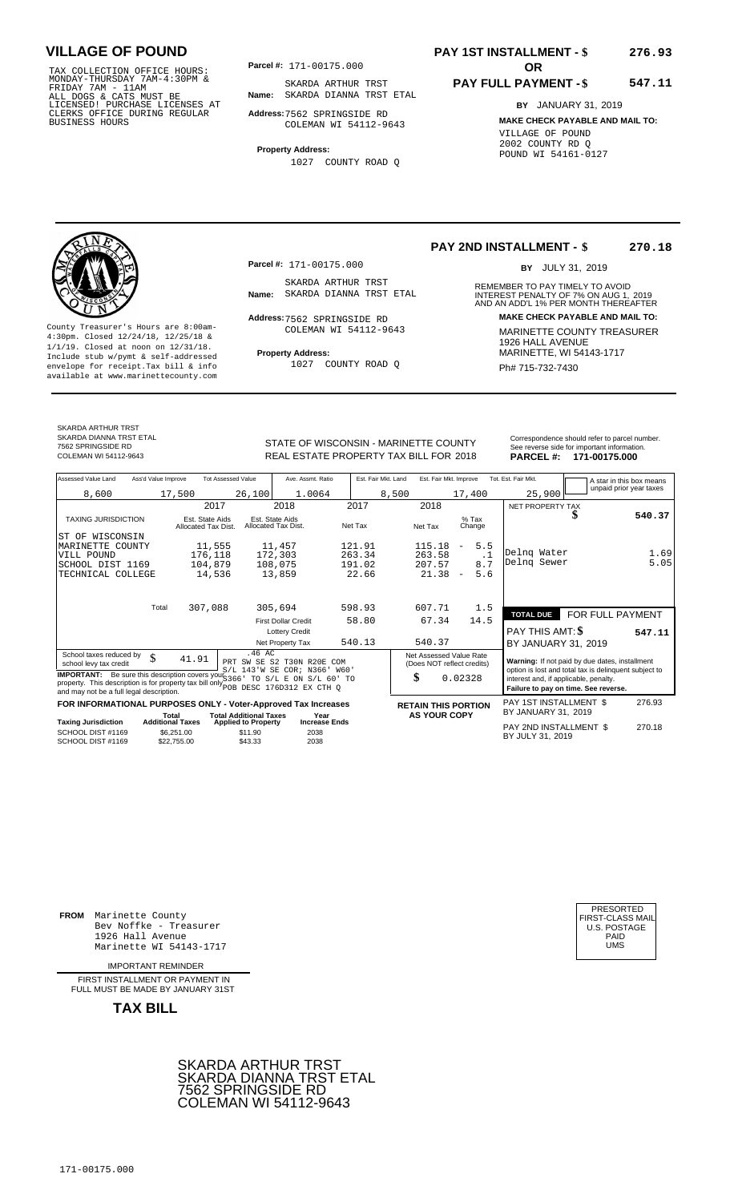# VILLAGE OF POUND

TAX COLLECTION OFFICE HOURS:
MONDAY-THURSDAY 7AM-4:30PM &
FRIDAY 7AM - 11AM
ALL DOGS & CATS MUST BE
LICENSED! PURCHASE LICENSES AT
CLERKS OFFICE DURING REGULAR
BUSINESS HOURS

**Parcel #:** 171-00175.000

**Name:** SKARDA ARTHUR TRST
SKARDA DIANNA TRST ETAL

**Address:** 7562 SPRINGSIDE RD
COLEMAN WI 54112-9643

**Property Address:**
1027 COUNTY ROAD Q

**PAY 1ST INSTALLMENT - $ 276.93**

**OR**

**PAY FULL PAYMENT - $ 547.11**

**BY** JANUARY 31, 2019

**MAKE CHECK PAYABLE AND MAIL TO:**
VILLAGE OF POUND
2002 COUNTY RD Q
POUND WI 54161-0127

---

County Treasurer's Hours are 8:00am-4:30pm. Closed 12/24/18, 12/25/18 & 1/1/19. Closed at noon on 12/31/18. Include stub w/pymt & self-addressed envelope for receipt.Tax bill & info available at www.marinettecounty.com

**Parcel #:** 171-00175.000

**Name:** SKARDA ARTHUR TRST
SKARDA DIANNA TRST ETAL

**Address:** 7562 SPRINGSIDE RD
COLEMAN WI 54112-9643

**Property Address:**
1027 COUNTY ROAD Q

**PAY 2ND INSTALLMENT - $ 270.18**

**BY** JULY 31, 2019

REMEMBER TO PAY TIMELY TO AVOID INTEREST PENALTY OF 7% ON AUG 1, 2019 AND AN ADD'L 1% PER MONTH THEREAFTER

**MAKE CHECK PAYABLE AND MAIL TO:**
MARINETTE COUNTY TREASURER
1926 HALL AVENUE
MARINETTE, WI 54143-1717
Ph# 715-732-7430

---

SKARDA ARTHUR TRST
SKARDA DIANNA TRST ETAL
7562 SPRINGSIDE RD
COLEMAN WI 54112-9643

STATE OF WISCONSIN - MARINETTE COUNTY
REAL ESTATE PROPERTY TAX BILL FOR 2018

Correspondence should refer to parcel number. See reverse side for important information.
**PARCEL #: 171-00175.000**

| Assessed Value Land | Ass'd Value Improve | Tot Assessed Value | Ave. Assmt. Ratio | Est. Fair Mkt. Land | Est. Fair Mkt. Improve | Tot. Est. Fair Mkt. |
|---|---|---|---|---|---|---|
| 8,600 | 17,500 | 26,100 | 1.0064 | 8,500 | 17,400 | 25,900 |

A star in this box means unpaid prior year taxes

| TAXING JURISDICTION | 2017 Est. State Aids Allocated Tax Dist. | 2018 Est. State Aids Allocated Tax Dist. | 2017 Net Tax | 2018 Net Tax | % Tax Change |
|---|---|---|---|---|---|
| ST OF WISCONSIN | | | | | |
| MARINETTE COUNTY | 11,555 | 11,457 | 121.91 | 115.18 | - 5.5 |
| VILL POUND | 176,118 | 172,303 | 263.34 | 263.58 | .1 |
| SCHOOL DIST 1169 | 104,879 | 108,075 | 191.02 | 207.57 | 8.7 |
| TECHNICAL COLLEGE | 14,536 | 13,859 | 22.66 | 21.38 | - 5.6 |
| Total | 307,088 | 305,694 | 598.93 | 607.71 | 1.5 |
| | | First Dollar Credit | 58.80 | 67.34 | 14.5 |
| | | Lottery Credit | | | |
| | | Net Property Tax | 540.13 | 540.37 | |

| | |
|---|---|
| NET PROPERTY TAX | $ 540.37 |
| Delnq Water | 1.69 |
| Delnq Sewer | 5.05 |
| **TOTAL DUE** | **FOR FULL PAYMENT** |
| PAY THIS AMT: $ | 547.11 |
| BY JANUARY 31, 2019 | |

School taxes reduced by school levy tax credit $ 41.91

.46 AC
PRT SW SE S2 T30N R20E COM S/L 143'W SE COR; N366' W60' S366' TO S/L E ON S/L 60' TO POB DESC 176D312 EX CTH Q

**IMPORTANT:** Be sure this description covers your property. This description is for property tax bill only and may not be a full legal description.

Net Assessed Value Rate (Does NOT reflect credits) $ 0.02328

**Warning:** If not paid by due dates, installment option is lost and total tax is delinquent subject to interest and, if applicable, penalty.
**Failure to pay on time. See reverse.**

**FOR INFORMATIONAL PURPOSES ONLY - Voter-Approved Tax Increases**

| Taxing Jurisdiction | Total Additional Taxes | Total Additional Taxes Applied to Property | Year Increase Ends |
|---|---|---|---|
| SCHOOL DIST #1169 | $6,251.00 | $11.90 | 2038 |
| SCHOOL DIST #1169 | $22,755.00 | $43.33 | 2038 |

**RETAIN THIS PORTION AS YOUR COPY**

PAY 1ST INSTALLMENT $ 276.93
BY JANUARY 31, 2019

PAY 2ND INSTALLMENT $ 270.18
BY JULY 31, 2019

---

**FROM** Marinette County
Bev Noffke - Treasurer
1926 Hall Avenue
Marinette WI 54143-1717

IMPORTANT REMINDER

FIRST INSTALLMENT OR PAYMENT IN FULL MUST BE MADE BY JANUARY 31ST

**TAX BILL**

PRESORTED
FIRST-CLASS MAIL
U.S. POSTAGE
PAID
UMS

SKARDA ARTHUR TRST
SKARDA DIANNA TRST ETAL
7562 SPRINGSIDE RD
COLEMAN WI 54112-9643

171-00175.000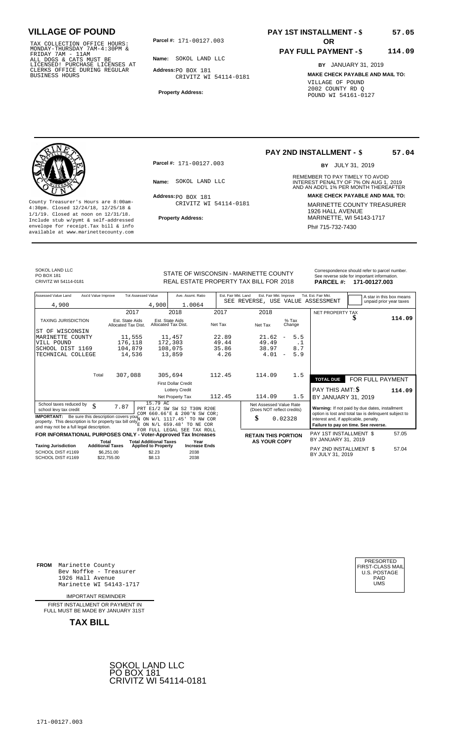# VILLAGE OF POUND

TAX COLLECTION OFFICE HOURS: MONDAY-THURSDAY 7AM-4:30PM & FRIDAY 7AM - 11AM
ALL DOGS & CATS MUST BE LICENSED! PURCHASE LICENSES AT CLERKS OFFICE DURING REGULAR BUSINESS HOURS

**Parcel #:** 171-00127.003

**Name:** SOKOL LAND LLC

**Address:** PO BOX 181
CRIVITZ WI 54114-0181

**Property Address:**

**PAY 1ST INSTALLMENT - $ 57.05**

**OR**

**PAY FULL PAYMENT - $ 114.09**

**BY** JANUARY 31, 2019

**MAKE CHECK PAYABLE AND MAIL TO:**
VILLAGE OF POUND
2002 COUNTY RD Q
POUND WI 54161-0127

---

**PAY 2ND INSTALLMENT - $ 57.04**

**BY** JULY 31, 2019

REMEMBER TO PAY TIMELY TO AVOID INTEREST PENALTY OF 7% ON AUG 1, 2019 AND AN ADD'L 1% PER MONTH THEREAFTER

**Parcel #:** 171-00127.003

**Name:** SOKOL LAND LLC

**Address:** PO BOX 181
CRIVITZ WI 54114-0181

**Property Address:**

County Treasurer's Hours are 8:00am-4:30pm. Closed 12/24/18, 12/25/18 & 1/1/19. Closed at noon on 12/31/18. Include stub w/pymt & self-addressed envelope for receipt. Tax bill & info available at www.marinettecounty.com

**MAKE CHECK PAYABLE AND MAIL TO:**
MARINETTE COUNTY TREASURER
1926 HALL AVENUE
MARINETTE, WI 54143-1717
Ph# 715-732-7430

---

SOKOL LAND LLC
PO BOX 181
CRIVITZ WI 54114-0181

STATE OF WISCONSIN - MARINETTE COUNTY
REAL ESTATE PROPERTY TAX BILL FOR 2018

Correspondence should refer to parcel number. See reverse side for important information.
**PARCEL #: 171-00127.003**

| Assessed Value Land | Ass'd Value Improve | Tot Assessed Value | Ave. Assmt. Ratio | Est. Fair Mkt. Land | Est. Fair Mkt. Improve | Tot. Est. Fair Mkt. |
|---|---|---|---|---|---|---|
| 4,900 | | 4,900 | 1.0064 | SEE REVERSE, USE VALUE ASSESSMENT | | |

A star in this box means unpaid prior year taxes

| TAXING JURISDICTION | 2017 Est. State Aids Allocated Tax Dist. | 2018 Est. State Aids Allocated Tax Dist. | 2017 Net Tax | 2018 Net Tax | % Tax Change |
|---|---|---|---|---|---|
| ST OF WISCONSIN | | | | | |
| MARINETTE COUNTY | 11,555 | 11,457 | 22.89 | 21.62 | - 5.5 |
| VILL POUND | 176,118 | 172,303 | 49.44 | 49.49 | .1 |
| SCHOOL DIST 1169 | 104,879 | 108,075 | 35.86 | 38.97 | 8.7 |
| TECHNICAL COLLEGE | 14,536 | 13,859 | 4.26 | 4.01 | - 5.9 |
| Total | 307,088 | 305,694 | 112.45 | 114.09 | 1.5 |
| | | First Dollar Credit | | | |
| | | Lottery Credit | | | |
| | | Net Property Tax | 112.45 | 114.09 | 1.5 |

NET PROPERTY TAX $ **114.09**

**TOTAL DUE** FOR FULL PAYMENT
PAY THIS AMT: $ **114.09**
BY JANUARY 31, 2019

School taxes reduced by school levy tax credit $ 7.87

15.79 AC
PRT E1/2 SW SW S2 T30N R20E COM 660.66'E & 200'N SW COR; N ON W/L 1117.45' TO NW COR E ON N/L 659.48' TO NE COR FOR FULL LEGAL SEE TAX ROLL

**IMPORTANT:** Be sure this description covers your property. This description is for property tax bill only and may not be a full legal description.

Net Assessed Value Rate (Does NOT reflect credits) $ 0.02328

**Warning:** If not paid by due dates, installment option is lost and total tax is delinquent subject to interest and, if applicable, penalty.
**Failure to pay on time. See reverse.**

**FOR INFORMATIONAL PURPOSES ONLY - Voter-Approved Tax Increases**

| Taxing Jurisdiction | Total Additional Taxes | Total Additional Taxes Applied to Property | Year Increase Ends |
|---|---|---|---|
| SCHOOL DIST #1169 | $6,251.00 | $2.23 | 2038 |
| SCHOOL DIST #1169 | $22,755.00 | $8.13 | 2038 |

**RETAIN THIS PORTION AS YOUR COPY**

PAY 1ST INSTALLMENT $ 57.05
BY JANUARY 31, 2019

PAY 2ND INSTALLMENT $ 57.04
BY JULY 31, 2019

---

**FROM** Marinette County
Bev Noffke - Treasurer
1926 Hall Avenue
Marinette WI 54143-1717

IMPORTANT REMINDER

FIRST INSTALLMENT OR PAYMENT IN FULL MUST BE MADE BY JANUARY 31ST

**TAX BILL**

PRESORTED
FIRST-CLASS MAIL
U.S. POSTAGE
PAID
UMS

SOKOL LAND LLC
PO BOX 181
CRIVITZ WI 54114-0181

171-00127.003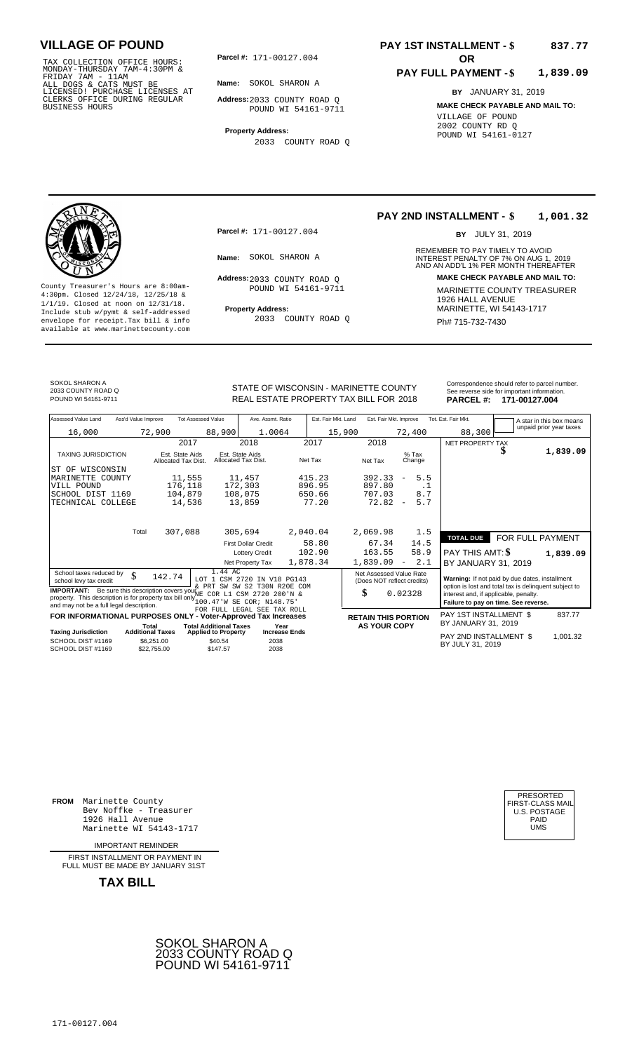# VILLAGE OF POUND

TAX COLLECTION OFFICE HOURS: MONDAY-THURSDAY 7AM-4:30PM & FRIDAY 7AM - 11AM
ALL DOGS & CATS MUST BE LICENSED! PURCHASE LICENSES AT CLERKS OFFICE DURING REGULAR BUSINESS HOURS

**Parcel #:** 171-00127.004

**Name:** SOKOL SHARON A

**Address:** 2033 COUNTY ROAD Q
POUND WI 54161-9711

**Property Address:**
2033 COUNTY ROAD Q

**PAY 1ST INSTALLMENT - $ 837.77**

**OR**

**PAY FULL PAYMENT - $ 1,839.09**

**BY** JANUARY 31, 2019

**MAKE CHECK PAYABLE AND MAIL TO:**
VILLAGE OF POUND
2002 COUNTY RD Q
POUND WI 54161-0127

---

**PAY 2ND INSTALLMENT - $ 1,001.32**

**BY** JULY 31, 2019

REMEMBER TO PAY TIMELY TO AVOID INTEREST PENALTY OF 7% ON AUG 1, 2019 AND AN ADD'L 1% PER MONTH THEREAFTER

County Treasurer's Hours are 8:00am-4:30pm. Closed 12/24/18, 12/25/18 & 1/1/19. Closed at noon on 12/31/18. Include stub w/pymt & self-addressed envelope for receipt.Tax bill & info available at www.marinettecounty.com

**Parcel #:** 171-00127.004

**Name:** SOKOL SHARON A

**Address:** 2033 COUNTY ROAD Q
POUND WI 54161-9711

**Property Address:**
2033 COUNTY ROAD Q

**MAKE CHECK PAYABLE AND MAIL TO:**
MARINETTE COUNTY TREASURER
1926 HALL AVENUE
MARINETTE, WI 54143-1717
Ph# 715-732-7430

---

SOKOL SHARON A
2033 COUNTY ROAD Q
POUND WI 54161-9711

STATE OF WISCONSIN - MARINETTE COUNTY
REAL ESTATE PROPERTY TAX BILL FOR 2018

Correspondence should refer to parcel number. See reverse side for important information.
**PARCEL #: 171-00127.004**

| Assessed Value Land | Ass'd Value Improve | Tot Assessed Value | Ave. Assmt. Ratio | Est. Fair Mkt. Land | Est. Fair Mkt. Improve | Tot. Est. Fair Mkt. |
|---|---|---|---|---|---|---|
| 16,000 | 72,900 | 88,900 | 1.0064 | 15,900 | 72,400 | 88,300 |

A star in this box means unpaid prior year taxes

| TAXING JURISDICTION | 2017 Est. State Aids Allocated Tax Dist. | 2018 Est. State Aids Allocated Tax Dist. | 2017 Net Tax | 2018 Net Tax | % Tax Change |
|---|---|---|---|---|---|
| ST OF WISCONSIN | | | | | |
| MARINETTE COUNTY | 11,555 | 11,457 | 415.23 | 392.33 | - 5.5 |
| VILL POUND | 176,118 | 172,303 | 896.95 | 897.80 | .1 |
| SCHOOL DIST 1169 | 104,879 | 108,075 | 650.66 | 707.03 | 8.7 |
| TECHNICAL COLLEGE | 14,536 | 13,859 | 77.20 | 72.82 | - 5.7 |
| Total | 307,088 | 305,694 | 2,040.04 | 2,069.98 | 1.5 |
| First Dollar Credit | | | 58.80 | 67.34 | 14.5 |
| Lottery Credit | | | 102.90 | 163.55 | 58.9 |
| Net Property Tax | | | 1,878.34 | 1,839.09 | - 2.1 |

NET PROPERTY TAX $ 1,839.09

**TOTAL DUE** FOR FULL PAYMENT
PAY THIS AMT: $ **1,839.09**
BY JANUARY 31, 2019

School taxes reduced by school levy tax credit $ 142.74

1.44 AC
LOT 1 CSM 2720 IN V18 PG143 & PRT SW SW S2 T30N R20E COM NE COR L1 CSM 2720 200'N & 100.47'W SE COR; N148.75' FOR FULL LEGAL SEE TAX ROLL

**IMPORTANT:** Be sure this description covers your property. This description is for property tax bill only and may not be a full legal description.

Net Assessed Value Rate (Does NOT reflect credits) $ 0.02328

**Warning:** If not paid by due dates, installment option is lost and total tax is delinquent subject to interest and, if applicable, penalty.
**Failure to pay on time. See reverse.**

**FOR INFORMATIONAL PURPOSES ONLY - Voter-Approved Tax Increases**

| Taxing Jurisdiction | Total Additional Taxes | Total Additional Taxes Applied to Property | Year Increase Ends |
|---|---|---|---|
| SCHOOL DIST #1169 | $6,251.00 | $40.54 | 2038 |
| SCHOOL DIST #1169 | $22,755.00 | $147.57 | 2038 |

**RETAIN THIS PORTION AS YOUR COPY**

PAY 1ST INSTALLMENT $ 837.77
BY JANUARY 31, 2019

PAY 2ND INSTALLMENT $ 1,001.32
BY JULY 31, 2019

---

**FROM** Marinette County
Bev Noffke - Treasurer
1926 Hall Avenue
Marinette WI 54143-1717

IMPORTANT REMINDER

FIRST INSTALLMENT OR PAYMENT IN FULL MUST BE MADE BY JANUARY 31ST

**TAX BILL**

PRESORTED
FIRST-CLASS MAIL
U.S. POSTAGE
PAID
UMS

SOKOL SHARON A
2033 COUNTY ROAD Q
POUND WI 54161-9711

171-00127.004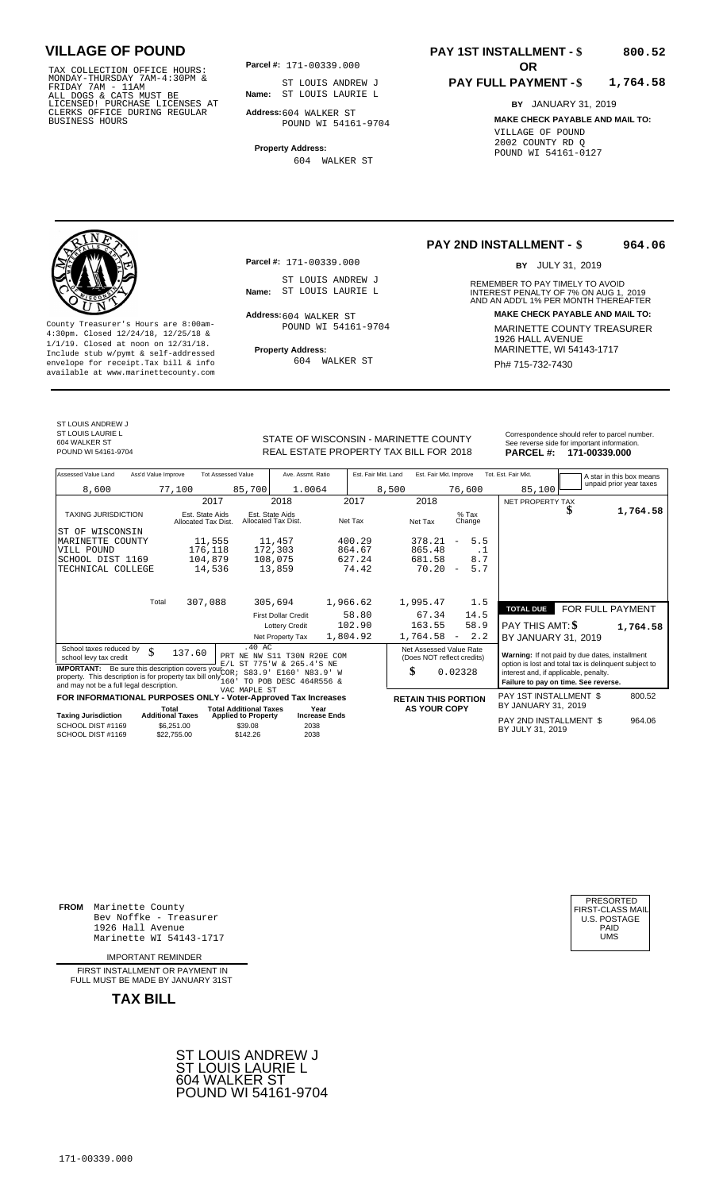# VILLAGE OF POUND

TAX COLLECTION OFFICE HOURS: MONDAY-THURSDAY 7AM-4:30PM & FRIDAY 7AM - 11AM ALL DOGS & CATS MUST BE LICENSED! PURCHASE LICENSES AT CLERKS OFFICE DURING REGULAR BUSINESS HOURS

**Parcel #:** 171-00339.000

**Name:** ST LOUIS ANDREW J ST LOUIS LAURIE L

**Address:** 604 WALKER ST POUND WI 54161-9704

**Property Address:** 604 WALKER ST

**PAY 1ST INSTALLMENT - $ 800.52**

**OR**

**PAY FULL PAYMENT - $ 1,764.58**

**BY** JANUARY 31, 2019

**MAKE CHECK PAYABLE AND MAIL TO:**

VILLAGE OF POUND
2002 COUNTY RD Q
POUND WI 54161-0127

---

County Treasurer's Hours are 8:00am-4:30pm. Closed 12/24/18, 12/25/18 & 1/1/19. Closed at noon on 12/31/18. Include stub w/pymt & self-addressed envelope for receipt.Tax bill & info available at www.marinettecounty.com

**Parcel #:** 171-00339.000

**Name:** ST LOUIS ANDREW J ST LOUIS LAURIE L

**Address:** 604 WALKER ST POUND WI 54161-9704

**Property Address:** 604 WALKER ST

**PAY 2ND INSTALLMENT - $ 964.06**

**BY** JULY 31, 2019

REMEMBER TO PAY TIMELY TO AVOID INTEREST PENALTY OF 7% ON AUG 1, 2019 AND AN ADD'L 1% PER MONTH THEREAFTER

**MAKE CHECK PAYABLE AND MAIL TO:**

MARINETTE COUNTY TREASURER
1926 HALL AVENUE
MARINETTE, WI 54143-1717
Ph# 715-732-7430

---

ST LOUIS ANDREW J
ST LOUIS LAURIE L
604 WALKER ST
POUND WI 54161-9704

STATE OF WISCONSIN - MARINETTE COUNTY
REAL ESTATE PROPERTY TAX BILL FOR 2018

Correspondence should refer to parcel number. See reverse side for important information.

**PARCEL #: 171-00339.000**

| Assessed Value Land | Ass'd Value Improve | Tot Assessed Value | Ave. Assmt. Ratio | Est. Fair Mkt. Land | Est. Fair Mkt. Improve | Tot. Est. Fair Mkt. |
|---|---|---|---|---|---|---|
| 8,600 | 77,100 | 85,700 | 1.0064 | 8,500 | 76,600 | 85,100 |

A star in this box means unpaid prior year taxes

| TAXING JURISDICTION | 2017 Est. State Aids Allocated Tax Dist. | 2018 Est. State Aids Allocated Tax Dist. | 2017 Net Tax | 2018 Net Tax | % Tax Change |
|---|---|---|---|---|---|
| ST OF WISCONSIN | | | | | |
| MARINETTE COUNTY | 11,555 | 11,457 | 400.29 | 378.21 | - 5.5 |
| VILL POUND | 176,118 | 172,303 | 864.67 | 865.48 | .1 |
| SCHOOL DIST 1169 | 104,879 | 108,075 | 627.24 | 681.58 | 8.7 |
| TECHNICAL COLLEGE | 14,536 | 13,859 | 74.42 | 70.20 | - 5.7 |
| Total | 307,088 | 305,694 | 1,966.62 | 1,995.47 | 1.5 |
| | | First Dollar Credit | 58.80 | 67.34 | 14.5 |
| | | Lottery Credit | 102.90 | 163.55 | 58.9 |
| | | Net Property Tax | 1,804.92 | 1,764.58 | - 2.2 |

NET PROPERTY TAX $ 1,764.58

**TOTAL DUE** FOR FULL PAYMENT

PAY THIS AMT: $ 1,764.58

BY JANUARY 31, 2019

School taxes reduced by school levy tax credit $ 137.60

.40 AC PRT NE NW S11 T30N R20E COM E/L ST 775'W & 265.4'S NE COR; S83.9' E160' N83.9' W 160' TO POB DESC 464R556 & VAC MAPLE ST

**IMPORTANT:** Be sure this description covers your property. This description is for property tax bill only and may not be a full legal description.

Net Assessed Value Rate (Does NOT reflect credits) $ 0.02328

**Warning:** If not paid by due dates, installment option is lost and total tax is delinquent subject to interest and, if applicable, penalty. **Failure to pay on time. See reverse.**

**FOR INFORMATIONAL PURPOSES ONLY - Voter-Approved Tax Increases**

| Taxing Jurisdiction | Total Additional Taxes | Total Additional Taxes Applied to Property | Year Increase Ends |
|---|---|---|---|
| SCHOOL DIST #1169 | $6,251.00 | $39.08 | 2038 |
| SCHOOL DIST #1169 | $22,755.00 | $142.26 | 2038 |

**RETAIN THIS PORTION AS YOUR COPY**

PAY 1ST INSTALLMENT $ 800.52 BY JANUARY 31, 2019

PAY 2ND INSTALLMENT $ 964.06 BY JULY 31, 2019

---

**FROM** Marinette County
Bev Noffke - Treasurer
1926 Hall Avenue
Marinette WI 54143-1717

IMPORTANT REMINDER

FIRST INSTALLMENT OR PAYMENT IN FULL MUST BE MADE BY JANUARY 31ST

**TAX BILL**

PRESORTED FIRST-CLASS MAIL U.S. POSTAGE PAID UMS

ST LOUIS ANDREW J
ST LOUIS LAURIE L
604 WALKER ST
POUND WI 54161-9704

171-00339.000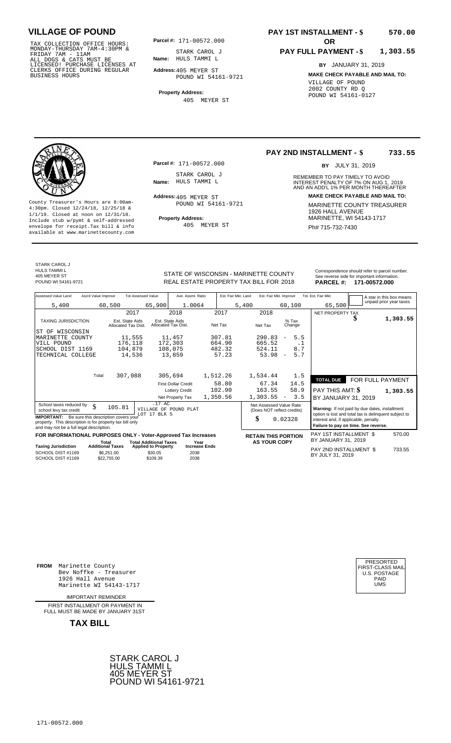# VILLAGE OF POUND

TAX COLLECTION OFFICE HOURS: MONDAY-THURSDAY 7AM-4:30PM & FRIDAY 7AM - 11AM ALL DOGS & CATS MUST BE LICENSED! PURCHASE LICENSES AT CLERKS OFFICE DURING REGULAR BUSINESS HOURS

**Parcel #:** 171-00572.000

**Name:** STARK CAROL J HULS TAMMI L

**Address:** 405 MEYER ST POUND WI 54161-9721

**Property Address:** 405 MEYER ST

## PAY 1ST INSTALLMENT - $ 570.00

**OR**

## PAY FULL PAYMENT - $ 1,303.55

**BY** JANUARY 31, 2019

**MAKE CHECK PAYABLE AND MAIL TO:**

VILLAGE OF POUND
2002 COUNTY RD Q
POUND WI 54161-0127

---

## PAY 2ND INSTALLMENT - $ 733.55

**BY** JULY 31, 2019

REMEMBER TO PAY TIMELY TO AVOID INTEREST PENALTY OF 7% ON AUG 1, 2019 AND AN ADD'L 1% PER MONTH THEREAFTER

**MAKE CHECK PAYABLE AND MAIL TO:**

MARINETTE COUNTY TREASURER
1926 HALL AVENUE
MARINETTE, WI 54143-1717
Ph# 715-732-7430

County Treasurer's Hours are 8:00am-4:30pm. Closed 12/24/18, 12/25/18 & 1/1/19. Closed at noon on 12/31/18. Include stub w/pymt & self-addressed envelope for receipt.Tax bill & info available at www.marinettecounty.com

**Parcel #:** 171-00572.000

**Name:** STARK CAROL J HULS TAMMI L

**Address:** 405 MEYER ST POUND WI 54161-9721

**Property Address:** 405 MEYER ST

---

STARK CAROL J
HULS TAMMI L
405 MEYER ST
POUND WI 54161-9721

STATE OF WISCONSIN - MARINETTE COUNTY
REAL ESTATE PROPERTY TAX BILL FOR 2018

Correspondence should refer to parcel number. See reverse side for important information.

**PARCEL #: 171-00572.000**

| Assessed Value Land | Ass'd Value Improve | Tot Assessed Value | Ave. Assmt. Ratio | Est. Fair Mkt. Land | Est. Fair Mkt. Improve | Tot. Est. Fair Mkt. |
|---|---|---|---|---|---|---|
| 5,400 | 60,500 | 65,900 | 1.0064 | 5,400 | 60,100 | 65,500 |

A star in this box means unpaid prior year taxes

| TAXING JURISDICTION | 2017 Est. State Aids Allocated Tax Dist. | 2018 Est. State Aids Allocated Tax Dist. | 2017 Net Tax | 2018 Net Tax | % Tax Change |
|---|---|---|---|---|---|
| ST OF WISCONSIN | | | | | |
| MARINETTE COUNTY | 11,555 | 11,457 | 307.81 | 290.83 | - 5.5 |
| VILL POUND | 176,118 | 172,303 | 664.90 | 665.52 | .1 |
| SCHOOL DIST 1169 | 104,879 | 108,075 | 482.32 | 524.11 | 8.7 |
| TECHNICAL COLLEGE | 14,536 | 13,859 | 57.23 | 53.98 | - 5.7 |
| Total | 307,088 | 305,694 | 1,512.26 | 1,534.44 | 1.5 |
| | | First Dollar Credit | 58.80 | 67.34 | 14.5 |
| | | Lottery Credit | 102.90 | 163.55 | 58.9 |
| | | Net Property Tax | 1,350.56 | 1,303.55 | - 3.5 |

NET PROPERTY TAX $ 1,303.55

**TOTAL DUE** FOR FULL PAYMENT

PAY THIS AMT: $ 1,303.55

BY JANUARY 31, 2019

School taxes reduced by school levy tax credit $ 105.81

.17 AC
VILLAGE OF POUND PLAT
LOT 17 BLK 5

**IMPORTANT:** Be sure this description covers your property. This description is for property tax bill only and may not be a full legal description.

Net Assessed Value Rate (Does NOT reflect credits) $ 0.02328

**Warning:** If not paid by due dates, installment option is lost and total tax is delinquent subject to interest and, if applicable, penalty. **Failure to pay on time. See reverse.**

**FOR INFORMATIONAL PURPOSES ONLY - Voter-Approved Tax Increases**

| Taxing Jurisdiction | Total Additional Taxes | Total Additional Taxes Applied to Property | Year Increase Ends |
|---|---|---|---|
| SCHOOL DIST #1169 | $6,251.00 | $30.05 | 2038 |
| SCHOOL DIST #1169 | $22,755.00 | $109.39 | 2038 |

**RETAIN THIS PORTION AS YOUR COPY**

PAY 1ST INSTALLMENT $ 570.00 BY JANUARY 31, 2019

PAY 2ND INSTALLMENT $ 733.55 BY JULY 31, 2019

---

**FROM** Marinette County
Bev Noffke - Treasurer
1926 Hall Avenue
Marinette WI 54143-1717

IMPORTANT REMINDER

FIRST INSTALLMENT OR PAYMENT IN FULL MUST BE MADE BY JANUARY 31ST

**TAX BILL**

PRESORTED FIRST-CLASS MAIL U.S. POSTAGE PAID UMS

STARK CAROL J
HULS TAMMI L
405 MEYER ST
POUND WI 54161-9721

171-00572.000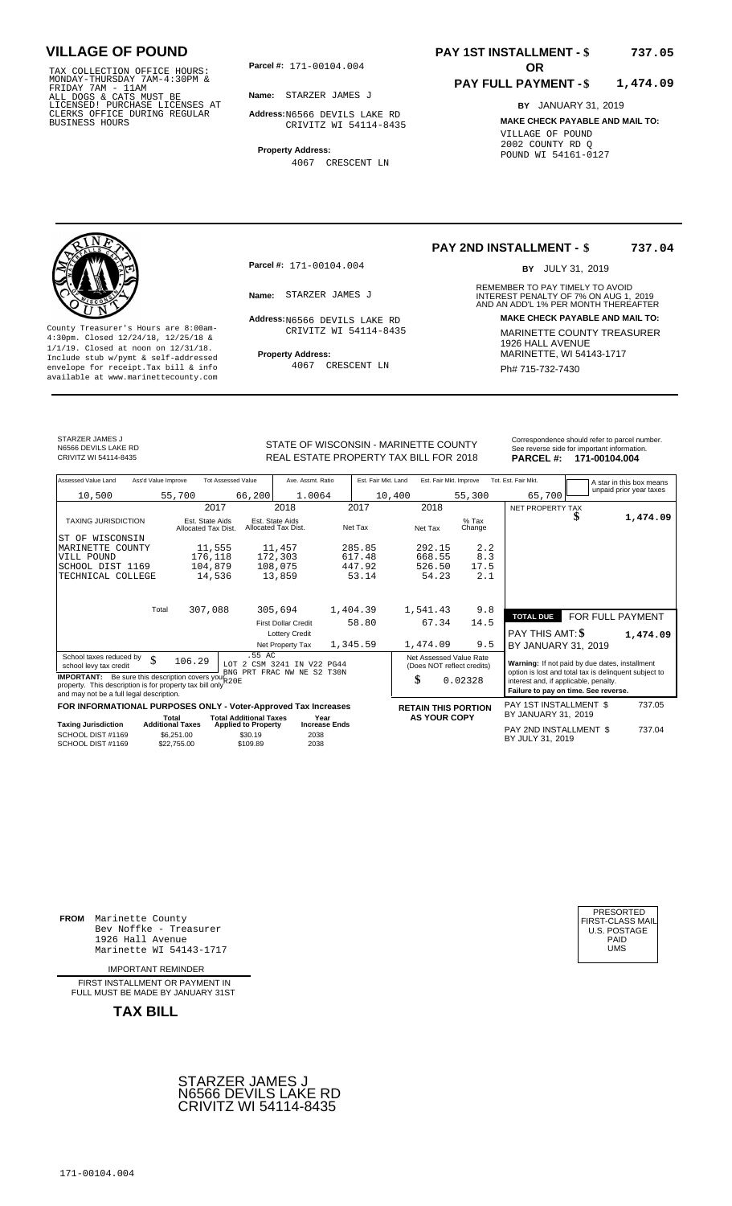# VILLAGE OF POUND

TAX COLLECTION OFFICE HOURS: MONDAY-THURSDAY 7AM-4:30PM & FRIDAY 7AM - 11AM ALL DOGS & CATS MUST BE LICENSED! PURCHASE LICENSES AT CLERKS OFFICE DURING REGULAR BUSINESS HOURS

**Parcel #:** 171-00104.004

**Name:** STARZER JAMES J

**Address:** N6566 DEVILS LAKE RD CRIVITZ WI 54114-8435

**Property Address:** 4067 CRESCENT LN

**PAY 1ST INSTALLMENT - $ 737.05**

**OR**

**PAY FULL PAYMENT - $ 1,474.09**

**BY** JANUARY 31, 2019

**MAKE CHECK PAYABLE AND MAIL TO:**
VILLAGE OF POUND
2002 COUNTY RD Q
POUND WI 54161-0127

---

County Treasurer's Hours are 8:00am-4:30pm. Closed 12/24/18, 12/25/18 & 1/1/19. Closed at noon on 12/31/18. Include stub w/pymt & self-addressed envelope for receipt. Tax bill & info available at www.marinettecounty.com

**Parcel #:** 171-00104.004

**Name:** STARZER JAMES J

**Address:** N6566 DEVILS LAKE RD CRIVITZ WI 54114-8435

**Property Address:** 4067 CRESCENT LN

**PAY 2ND INSTALLMENT - $ 737.04**

**BY** JULY 31, 2019

REMEMBER TO PAY TIMELY TO AVOID INTEREST PENALTY OF 7% ON AUG 1, 2019 AND AN ADD'L 1% PER MONTH THEREAFTER

**MAKE CHECK PAYABLE AND MAIL TO:**
MARINETTE COUNTY TREASURER
1926 HALL AVENUE
MARINETTE, WI 54143-1717
Ph# 715-732-7430

---

STARZER JAMES J
N6566 DEVILS LAKE RD
CRIVITZ WI 54114-8435

STATE OF WISCONSIN - MARINETTE COUNTY
REAL ESTATE PROPERTY TAX BILL FOR 2018

Correspondence should refer to parcel number. See reverse side for important information.
**PARCEL #: 171-00104.004**

| Assessed Value Land | Ass'd Value Improve | Tot Assessed Value | Ave. Assmt. Ratio | Est. Fair Mkt. Land | Est. Fair Mkt. Improve | Tot. Est. Fair Mkt. |
|---|---|---|---|---|---|---|
| 10,500 | 55,700 | 66,200 | 1.0064 | 10,400 | 55,300 | 65,700 |

A star in this box means unpaid prior year taxes

| TAXING JURISDICTION | 2017 Est. State Aids Allocated Tax Dist. | 2018 Est. State Aids Allocated Tax Dist. | 2017 Net Tax | 2018 Net Tax | % Tax Change |
|---|---|---|---|---|---|
| ST OF WISCONSIN | | | | | |
| MARINETTE COUNTY | 11,555 | 11,457 | 285.85 | 292.15 | 2.2 |
| VILL POUND | 176,118 | 172,303 | 617.48 | 668.55 | 8.3 |
| SCHOOL DIST 1169 | 104,879 | 108,075 | 447.92 | 526.50 | 17.5 |
| TECHNICAL COLLEGE | 14,536 | 13,859 | 53.14 | 54.23 | 2.1 |
| Total | 307,088 | 305,694 | 1,404.39 | 1,541.43 | 9.8 |
| | | First Dollar Credit | 58.80 | 67.34 | 14.5 |
| | | Lottery Credit | | | |
| | | Net Property Tax | 1,345.59 | 1,474.09 | 9.5 |

NET PROPERTY TAX $ 1,474.09

**TOTAL DUE FOR FULL PAYMENT**
PAY THIS AMT: $ 1,474.09
BY JANUARY 31, 2019

School taxes reduced by school levy tax credit $ 106.29

.55 AC
LOT 2 CSM 3241 IN V22 PG44
BNG PRT FRAC NW NE S2 T30N
R20E

**IMPORTANT:** Be sure this description covers your property. This description is for property tax bill only and may not be a full legal description.

Net Assessed Value Rate (Does NOT reflect credits) $ 0.02328

**Warning:** If not paid by due dates, installment option is lost and total tax is delinquent subject to interest and, if applicable, penalty.
**Failure to pay on time. See reverse.**

**FOR INFORMATIONAL PURPOSES ONLY - Voter-Approved Tax Increases**

| Taxing Jurisdiction | Total Additional Taxes | Total Additional Taxes Applied to Property | Year Increase Ends |
|---|---|---|---|
| SCHOOL DIST #1169 | $6,251.00 | $30.19 | 2038 |
| SCHOOL DIST #1169 | $22,755.00 | $109.89 | 2038 |

**RETAIN THIS PORTION AS YOUR COPY**

PAY 1ST INSTALLMENT $ 737.05
BY JANUARY 31, 2019

PAY 2ND INSTALLMENT $ 737.04
BY JULY 31, 2019

---

**FROM** Marinette County
Bev Noffke - Treasurer
1926 Hall Avenue
Marinette WI 54143-1717

IMPORTANT REMINDER

FIRST INSTALLMENT OR PAYMENT IN FULL MUST BE MADE BY JANUARY 31ST

**TAX BILL**

PRESORTED
FIRST-CLASS MAIL
U.S. POSTAGE
PAID
UMS

STARZER JAMES J
N6566 DEVILS LAKE RD
CRIVITZ WI 54114-8435

171-00104.004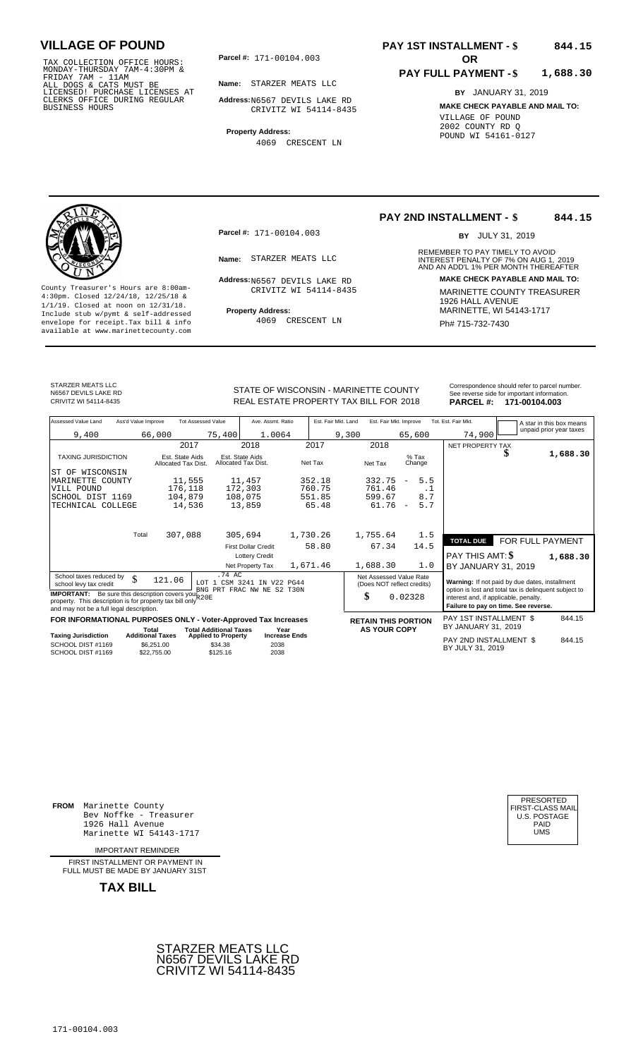# VILLAGE OF POUND

TAX COLLECTION OFFICE HOURS: MONDAY-THURSDAY 7AM-4:30PM & FRIDAY 7AM - 11AM ALL DOGS & CATS MUST BE LICENSED! PURCHASE LICENSES AT CLERKS OFFICE DURING REGULAR BUSINESS HOURS

**Parcel #:** 171-00104.003

**Name:** STARZER MEATS LLC

**Address:** N6567 DEVILS LAKE RD CRIVITZ WI 54114-8435

**Property Address:** 4069 CRESCENT LN

**PAY 1ST INSTALLMENT - $ 844.15**

**OR**

**PAY FULL PAYMENT - $ 1,688.30**

**BY** JANUARY 31, 2019

**MAKE CHECK PAYABLE AND MAIL TO:**
VILLAGE OF POUND
2002 COUNTY RD Q
POUND WI 54161-0127

---

**PAY 2ND INSTALLMENT - $ 844.15**

**BY** JULY 31, 2019

County Treasurer's Hours are 8:00am-4:30pm. Closed 12/24/18, 12/25/18 & 1/1/19. Closed at noon on 12/31/18. Include stub w/pymt & self-addressed envelope for receipt.Tax bill & info available at www.marinettecounty.com

**Parcel #:** 171-00104.003

**Name:** STARZER MEATS LLC

**Address:** N6567 DEVILS LAKE RD CRIVITZ WI 54114-8435

**Property Address:** 4069 CRESCENT LN

REMEMBER TO PAY TIMELY TO AVOID INTEREST PENALTY OF 7% ON AUG 1, 2019 AND AN ADD'L 1% PER MONTH THEREAFTER

**MAKE CHECK PAYABLE AND MAIL TO:**
MARINETTE COUNTY TREASURER
1926 HALL AVENUE
MARINETTE, WI 54143-1717
Ph# 715-732-7430

---

STARZER MEATS LLC
N6567 DEVILS LAKE RD
CRIVITZ WI 54114-8435

STATE OF WISCONSIN - MARINETTE COUNTY
REAL ESTATE PROPERTY TAX BILL FOR 2018

Correspondence should refer to parcel number. See reverse side for important information.
**PARCEL #: 171-00104.003**

| Assessed Value Land | Ass'd Value Improve | Tot Assessed Value | Ave. Assmt. Ratio | Est. Fair Mkt. Land | Est. Fair Mkt. Improve | Tot. Est. Fair Mkt. |
|---|---|---|---|---|---|---|
| 9,400 | 66,000 | 75,400 | 1.0064 | 9,300 | 65,600 | 74,900 |

A star in this box means unpaid prior year taxes

| TAXING JURISDICTION | 2017 Est. State Aids Allocated Tax Dist. | 2018 Est. State Aids Allocated Tax Dist. | 2017 Net Tax | 2018 Net Tax | % Tax Change |
|---|---|---|---|---|---|
| ST OF WISCONSIN | | | | | |
| MARINETTE COUNTY | 11,555 | 11,457 | 352.18 | 332.75 | - 5.5 |
| VILL POUND | 176,118 | 172,303 | 760.75 | 761.46 | .1 |
| SCHOOL DIST 1169 | 104,879 | 108,075 | 551.85 | 599.67 | 8.7 |
| TECHNICAL COLLEGE | 14,536 | 13,859 | 65.48 | 61.76 | - 5.7 |
| Total | 307,088 | 305,694 | 1,730.26 | 1,755.64 | 1.5 |
| | | First Dollar Credit | 58.80 | 67.34 | 14.5 |
| | | Lottery Credit | | | |
| | | Net Property Tax | 1,671.46 | 1,688.30 | 1.0 |

NET PROPERTY TAX $ 1,688.30

**TOTAL DUE** FOR FULL PAYMENT
PAY THIS AMT: $ 1,688.30
BY JANUARY 31, 2019

School taxes reduced by school levy tax credit $ 121.06

.74 AC LOT 1 CSM 3241 IN V22 PG44 BNG PRT FRAC NW NE S2 T30N R20E

**IMPORTANT:** Be sure this description covers your property. This description is for property tax bill only and may not be a full legal description.

Net Assessed Value Rate (Does NOT reflect credits) $ 0.02328

**Warning:** If not paid by due dates, installment option is lost and total tax is delinquent subject to interest and, if applicable, penalty.
**Failure to pay on time. See reverse.**

**FOR INFORMATIONAL PURPOSES ONLY - Voter-Approved Tax Increases**

| Taxing Jurisdiction | Total Additional Taxes | Total Additional Taxes Applied to Property | Year Increase Ends |
|---|---|---|---|
| SCHOOL DIST #1169 | $6,251.00 | $34.38 | 2038 |
| SCHOOL DIST #1169 | $22,755.00 | $125.16 | 2038 |

**RETAIN THIS PORTION AS YOUR COPY**

PAY 1ST INSTALLMENT $ 844.15
BY JANUARY 31, 2019

PAY 2ND INSTALLMENT $ 844.15
BY JULY 31, 2019

---

**FROM** Marinette County
Bev Noffke - Treasurer
1926 Hall Avenue
Marinette WI 54143-1717

IMPORTANT REMINDER

FIRST INSTALLMENT OR PAYMENT IN FULL MUST BE MADE BY JANUARY 31ST

**TAX BILL**

PRESORTED FIRST-CLASS MAIL U.S. POSTAGE PAID UMS

STARZER MEATS LLC
N6567 DEVILS LAKE RD
CRIVITZ WI 54114-8435

171-00104.003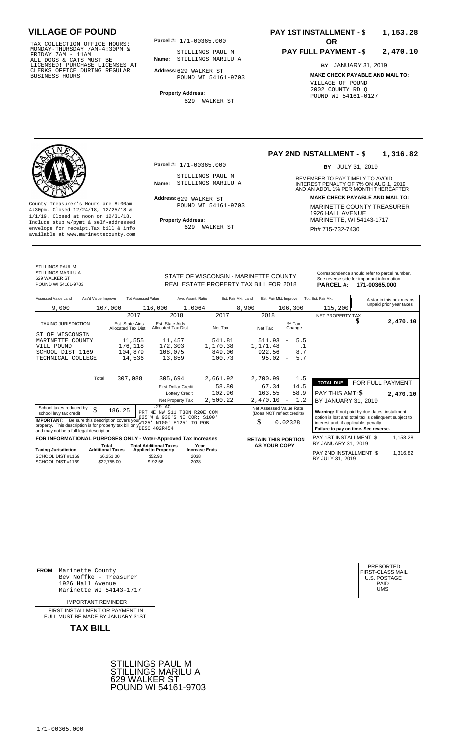# VILLAGE OF POUND

TAX COLLECTION OFFICE HOURS:
MONDAY-THURSDAY 7AM-4:30PM &
FRIDAY 7AM - 11AM
ALL DOGS & CATS MUST BE
LICENSED! PURCHASE LICENSES AT
CLERKS OFFICE DURING REGULAR
BUSINESS HOURS

**Parcel #:** 171-00365.000

**Name:** STILLINGS PAUL M
STILLINGS MARILU A

**Address:** 629 WALKER ST
POUND WI 54161-9703

**Property Address:**
629 WALKER ST

**PAY 1ST INSTALLMENT - $ 1,153.28**

**OR**

**PAY FULL PAYMENT - $ 2,470.10**

**BY** JANUARY 31, 2019

**MAKE CHECK PAYABLE AND MAIL TO:**
VILLAGE OF POUND
2002 COUNTY RD Q
POUND WI 54161-0127

---

County Treasurer's Hours are 8:00am-4:30pm. Closed 12/24/18, 12/25/18 & 1/1/19. Closed at noon on 12/31/18. Include stub w/pymt & self-addressed envelope for receipt. Tax bill & info available at www.marinettecounty.com

**Parcel #:** 171-00365.000

**Name:** STILLINGS PAUL M
STILLINGS MARILU A

**Address:** 629 WALKER ST
POUND WI 54161-9703

**Property Address:**
629 WALKER ST

**PAY 2ND INSTALLMENT - $ 1,316.82**

**BY** JULY 31, 2019

REMEMBER TO PAY TIMELY TO AVOID INTEREST PENALTY OF 7% ON AUG 1, 2019 AND AN ADD'L 1% PER MONTH THEREAFTER

**MAKE CHECK PAYABLE AND MAIL TO:**
MARINETTE COUNTY TREASURER
1926 HALL AVENUE
MARINETTE, WI 54143-1717
Ph# 715-732-7430

---

STILLINGS PAUL M
STILLINGS MARILU A
629 WALKER ST
POUND WI 54161-9703

STATE OF WISCONSIN - MARINETTE COUNTY
REAL ESTATE PROPERTY TAX BILL FOR 2018

Correspondence should refer to parcel number. See reverse side for important information.
**PARCEL #: 171-00365.000**

| Assessed Value Land | Ass'd Value Improve | Tot Assessed Value | Ave. Assmt. Ratio | Est. Fair Mkt. Land | Est. Fair Mkt. Improve | Tot. Est. Fair Mkt. |
|---|---|---|---|---|---|---|
| 9,000 | 107,000 | 116,000 | 1.0064 | 8,900 | 106,300 | 115,200 |

A star in this box means unpaid prior year taxes

| TAXING JURISDICTION | 2017 Est. State Aids Allocated Tax Dist. | 2018 Est. State Aids Allocated Tax Dist. | 2017 Net Tax | 2018 Net Tax | % Tax Change |
|---|---|---|---|---|---|
| ST OF WISCONSIN | | | | | |
| MARINETTE COUNTY | 11,555 | 11,457 | 541.81 | 511.93 | - 5.5 |
| VILL POUND | 176,118 | 172,303 | 1,170.38 | 1,171.48 | .1 |
| SCHOOL DIST 1169 | 104,879 | 108,075 | 849.00 | 922.56 | 8.7 |
| TECHNICAL COLLEGE | 14,536 | 13,859 | 100.73 | 95.02 | - 5.7 |
| Total | 307,088 | 305,694 | 2,661.92 | 2,700.99 | 1.5 |
| | | First Dollar Credit | 58.80 | 67.34 | 14.5 |
| | | Lottery Credit | 102.90 | 163.55 | 58.9 |
| | | Net Property Tax | 2,500.22 | 2,470.10 | - 1.2 |

NET PROPERTY TAX $ 2,470.10

| TOTAL DUE | FOR FULL PAYMENT |
|---|---|
| PAY THIS AMT: $ | 2,470.10 |
| BY JANUARY 31, 2019 | |

School taxes reduced by school levy tax credit $ 186.25

.29 AC
PRT NE NW S11 T30N R20E COM 825'W & 930'S NE COR; S100' W125' N100' E125' TO POB DESC 402R454

**IMPORTANT:** Be sure this description covers your property. This description is for property tax bill only and may not be a full legal description.

Net Assessed Value Rate (Does NOT reflect credits) $ 0.02328

**Warning:** If not paid by due dates, installment option is lost and total tax is delinquent subject to interest and, if applicable, penalty.
**Failure to pay on time. See reverse.**

**FOR INFORMATIONAL PURPOSES ONLY - Voter-Approved Tax Increases**

| Taxing Jurisdiction | Total Additional Taxes | Total Additional Taxes Applied to Property | Year Increase Ends |
|---|---|---|---|
| SCHOOL DIST #1169 | $6,251.00 | $52.90 | 2038 |
| SCHOOL DIST #1169 | $22,755.00 | $192.56 | 2038 |

**RETAIN THIS PORTION AS YOUR COPY**

| | |
|---|---|
| PAY 1ST INSTALLMENT $ BY JANUARY 31, 2019 | 1,153.28 |
| PAY 2ND INSTALLMENT $ BY JULY 31, 2019 | 1,316.82 |

---

**FROM** Marinette County
Bev Noffke - Treasurer
1926 Hall Avenue
Marinette WI 54143-1717

PRESORTED
FIRST-CLASS MAIL
U.S. POSTAGE
PAID
UMS

IMPORTANT REMINDER

FIRST INSTALLMENT OR PAYMENT IN FULL MUST BE MADE BY JANUARY 31ST

**TAX BILL**

STILLINGS PAUL M
STILLINGS MARILU A
629 WALKER ST
POUND WI 54161-9703

171-00365.000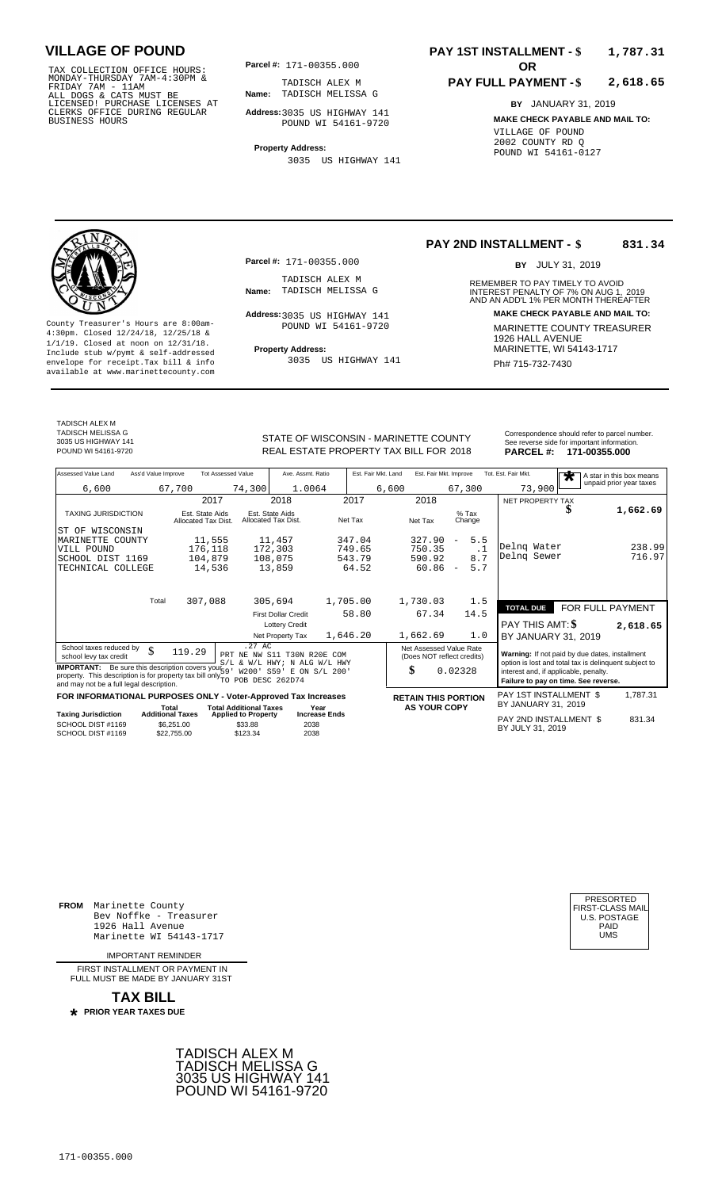# VILLAGE OF POUND

TAX COLLECTION OFFICE HOURS: MONDAY-THURSDAY 7AM-4:30PM & FRIDAY 7AM - 11AM ALL DOGS & CATS MUST BE LICENSED! PURCHASE LICENSES AT CLERKS OFFICE DURING REGULAR BUSINESS HOURS

**Parcel #:** 171-00355.000

**Name:** TADISCH ALEX M TADISCH MELISSA G

**Address:** 3035 US HIGHWAY 141 POUND WI 54161-9720

**Property Address:** 3035 US HIGHWAY 141

**PAY 1ST INSTALLMENT - $ 1,787.31**

**OR**

**PAY FULL PAYMENT - $ 2,618.65**

**BY** JANUARY 31, 2019

**MAKE CHECK PAYABLE AND MAIL TO:**
VILLAGE OF POUND
2002 COUNTY RD Q
POUND WI 54161-0127

---

County Treasurer's Hours are 8:00am-4:30pm. Closed 12/24/18, 12/25/18 & 1/1/19. Closed at noon on 12/31/18. Include stub w/pymt & self-addressed envelope for receipt.Tax bill & info available at www.marinettecounty.com

**Parcel #:** 171-00355.000

**Name:** TADISCH ALEX M TADISCH MELISSA G

**Address:** 3035 US HIGHWAY 141 POUND WI 54161-9720

**Property Address:** 3035 US HIGHWAY 141

**PAY 2ND INSTALLMENT - $ 831.34**

**BY** JULY 31, 2019

REMEMBER TO PAY TIMELY TO AVOID INTEREST PENALTY OF 7% ON AUG 1, 2019 AND AN ADD'L 1% PER MONTH THEREAFTER

**MAKE CHECK PAYABLE AND MAIL TO:**
MARINETTE COUNTY TREASURER
1926 HALL AVENUE
MARINETTE, WI 54143-1717
Ph# 715-732-7430

---

TADISCH ALEX M
TADISCH MELISSA G
3035 US HIGHWAY 141
POUND WI 54161-9720

STATE OF WISCONSIN - MARINETTE COUNTY
REAL ESTATE PROPERTY TAX BILL FOR 2018

Correspondence should refer to parcel number. See reverse side for important information.
**PARCEL #: 171-00355.000**

| Assessed Value Land | Ass'd Value Improve | Tot Assessed Value | Ave. Assmt. Ratio | Est. Fair Mkt. Land | Est. Fair Mkt. Improve | Tot. Est. Fair Mkt. |
|---|---|---|---|---|---|---|
| 6,600 | 67,700 | 74,300 | 1.0064 | 6,600 | 67,300 | 73,900 |

A star in this box means unpaid prior year taxes

| TAXING JURISDICTION | 2017 Est. State Aids Allocated Tax Dist. | 2018 Est. State Aids Allocated Tax Dist. | 2017 Net Tax | 2018 Net Tax | % Tax Change |
|---|---|---|---|---|---|
| ST OF WISCONSIN | | | | | |
| MARINETTE COUNTY | 11,555 | 11,457 | 347.04 | 327.90 | - 5.5 |
| VILL POUND | 176,118 | 172,303 | 749.65 | 750.35 | .1 |
| SCHOOL DIST 1169 | 104,879 | 108,075 | 543.79 | 590.92 | 8.7 |
| TECHNICAL COLLEGE | 14,536 | 13,859 | 64.52 | 60.86 | - 5.7 |
| Total | 307,088 | 305,694 | 1,705.00 | 1,730.03 | 1.5 |
| | | First Dollar Credit | 58.80 | 67.34 | 14.5 |
| | | Lottery Credit | | | |
| | | Net Property Tax | 1,646.20 | 1,662.69 | 1.0 |

| NET PROPERTY TAX | $ 1,662.69 |
|---|---|
| Delnq Water | 238.99 |
| Delnq Sewer | 716.97 |

**TOTAL DUE** FOR FULL PAYMENT
PAY THIS AMT: $ **2,618.65**
BY JANUARY 31, 2019

School taxes reduced by school levy tax credit $ 119.29

.27 AC PRT NE NW S11 T30N R20E COM S/L & W/L HWY; N ALG W/L HWY 59' W200' S59' E ON S/L 200' TO POB DESC 262D74

**IMPORTANT:** Be sure this description covers your property. This description is for property tax bill only and may not be a full legal description.

Net Assessed Value Rate (Does NOT reflect credits) $ 0.02328

**Warning:** If not paid by due dates, installment option is lost and total tax is delinquent subject to interest and, if applicable, penalty. **Failure to pay on time. See reverse.**

**FOR INFORMATIONAL PURPOSES ONLY - Voter-Approved Tax Increases**

| Taxing Jurisdiction | Total Additional Taxes | Total Additional Taxes Applied to Property | Year Increase Ends |
|---|---|---|---|
| SCHOOL DIST #1169 | $6,251.00 | $33.88 | 2038 |
| SCHOOL DIST #1169 | $22,755.00 | $123.34 | 2038 |

**RETAIN THIS PORTION AS YOUR COPY**

PAY 1ST INSTALLMENT $ 1,787.31 BY JANUARY 31, 2019

PAY 2ND INSTALLMENT $ 831.34 BY JULY 31, 2019

---

**FROM** Marinette County
Bev Noffke - Treasurer
1926 Hall Avenue
Marinette WI 54143-1717

IMPORTANT REMINDER

FIRST INSTALLMENT OR PAYMENT IN FULL MUST BE MADE BY JANUARY 31ST

**TAX BILL**

* **PRIOR YEAR TAXES DUE**

PRESORTED FIRST-CLASS MAIL U.S. POSTAGE PAID UMS

TADISCH ALEX M
TADISCH MELISSA G
3035 US HIGHWAY 141
POUND WI 54161-9720

171-00355.000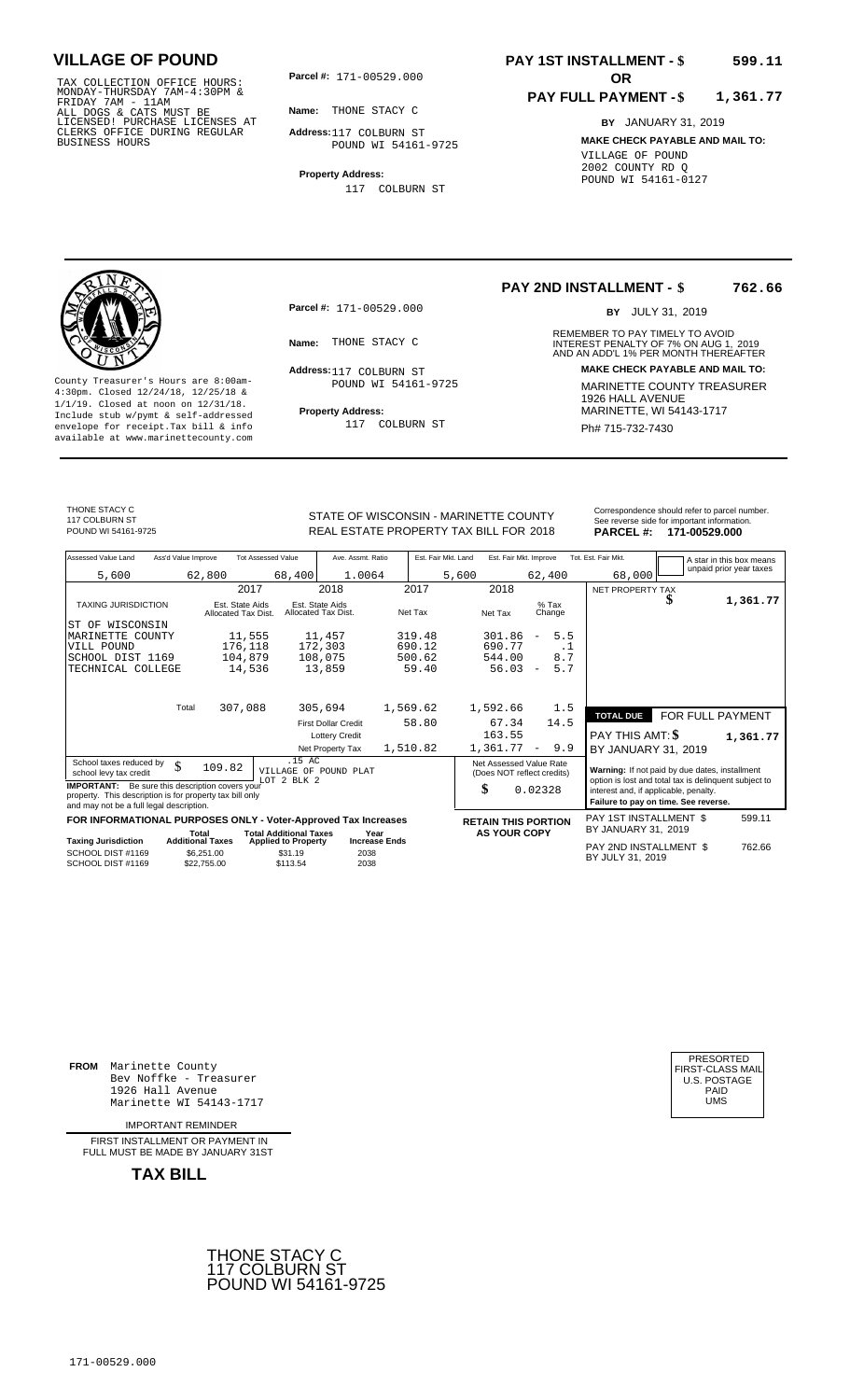# VILLAGE OF POUND

TAX COLLECTION OFFICE HOURS: MONDAY-THURSDAY 7AM-4:30PM & FRIDAY 7AM - 11AM
ALL DOGS & CATS MUST BE LICENSED! PURCHASE LICENSES AT CLERKS OFFICE DURING REGULAR BUSINESS HOURS

**Parcel #:** 171-00529.000

**Name:** THONE STACY C

**Address:** 117 COLBURN ST
POUND WI 54161-9725

**Property Address:**
117 COLBURN ST

**PAY 1ST INSTALLMENT - $ 599.11**

**OR**

**PAY FULL PAYMENT - $ 1,361.77**

**BY** JANUARY 31, 2019

**MAKE CHECK PAYABLE AND MAIL TO:**
VILLAGE OF POUND
2002 COUNTY RD Q
POUND WI 54161-0127

---

County Treasurer's Hours are 8:00am-4:30pm. Closed 12/24/18, 12/25/18 & 1/1/19. Closed at noon on 12/31/18. Include stub w/pymt & self-addressed envelope for receipt.Tax bill & info available at www.marinettecounty.com

**Parcel #:** 171-00529.000

**Name:** THONE STACY C

**Address:** 117 COLBURN ST
POUND WI 54161-9725

**Property Address:**
117 COLBURN ST

**PAY 2ND INSTALLMENT - $ 762.66**

**BY** JULY 31, 2019

REMEMBER TO PAY TIMELY TO AVOID INTEREST PENALTY OF 7% ON AUG 1, 2019 AND AN ADD'L 1% PER MONTH THEREAFTER

**MAKE CHECK PAYABLE AND MAIL TO:**
MARINETTE COUNTY TREASURER
1926 HALL AVENUE
MARINETTE, WI 54143-1717
Ph# 715-732-7430

---

THONE STACY C
117 COLBURN ST
POUND WI 54161-9725

STATE OF WISCONSIN - MARINETTE COUNTY
REAL ESTATE PROPERTY TAX BILL FOR 2018

Correspondence should refer to parcel number. See reverse side for important information.
**PARCEL #: 171-00529.000**

| Assessed Value Land | Ass'd Value Improve | Tot Assessed Value | Ave. Assmt. Ratio | Est. Fair Mkt. Land | Est. Fair Mkt. Improve | Tot. Est. Fair Mkt. |
|---|---|---|---|---|---|---|
| 5,600 | 62,800 | 68,400 | 1.0064 | 5,600 | 62,400 | 68,000 |

A star in this box means unpaid prior year taxes

| TAXING JURISDICTION | 2017 Est. State Aids Allocated Tax Dist. | 2018 Est. State Aids Allocated Tax Dist. | 2017 Net Tax | 2018 Net Tax | % Tax Change |
|---|---|---|---|---|---|
| ST OF WISCONSIN | | | | | |
| MARINETTE COUNTY | 11,555 | 11,457 | 319.48 | 301.86 | - 5.5 |
| VILL POUND | 176,118 | 172,303 | 690.12 | 690.77 | .1 |
| SCHOOL DIST 1169 | 104,879 | 108,075 | 500.62 | 544.00 | 8.7 |
| TECHNICAL COLLEGE | 14,536 | 13,859 | 59.40 | 56.03 | - 5.7 |
| Total | 307,088 | 305,694 | 1,569.62 | 1,592.66 | 1.5 |
| | | First Dollar Credit | 58.80 | 67.34 | 14.5 |
| | | Lottery Credit | | 163.55 | |
| | | Net Property Tax | 1,510.82 | 1,361.77 | - 9.9 |

NET PROPERTY TAX $ 1,361.77

**TOTAL DUE** FOR FULL PAYMENT
PAY THIS AMT: $ 1,361.77
BY JANUARY 31, 2019

School taxes reduced by school levy tax credit $ 109.82

.15 AC
VILLAGE OF POUND PLAT
LOT 2 BLK 2

**IMPORTANT:** Be sure this description covers your property. This description is for property tax bill only and may not be a full legal description.

Net Assessed Value Rate (Does NOT reflect credits) $ 0.02328

**Warning:** If not paid by due dates, installment option is lost and total tax is delinquent subject to interest and, if applicable, penalty.
**Failure to pay on time. See reverse.**

**FOR INFORMATIONAL PURPOSES ONLY - Voter-Approved Tax Increases**

| Taxing Jurisdiction | Total Additional Taxes | Total Additional Taxes Applied to Property | Year Increase Ends |
|---|---|---|---|
| SCHOOL DIST #1169 | $6,251.00 | $31.19 | 2038 |
| SCHOOL DIST #1169 | $22,755.00 | $113.54 | 2038 |

**RETAIN THIS PORTION AS YOUR COPY**

PAY 1ST INSTALLMENT $ 599.11
BY JANUARY 31, 2019

PAY 2ND INSTALLMENT $ 762.66
BY JULY 31, 2019

---

**FROM** Marinette County
Bev Noffke - Treasurer
1926 Hall Avenue
Marinette WI 54143-1717

IMPORTANT REMINDER

FIRST INSTALLMENT OR PAYMENT IN FULL MUST BE MADE BY JANUARY 31ST

**TAX BILL**

PRESORTED
FIRST-CLASS MAIL
U.S. POSTAGE
PAID
UMS

THONE STACY C
117 COLBURN ST
POUND WI 54161-9725

171-00529.000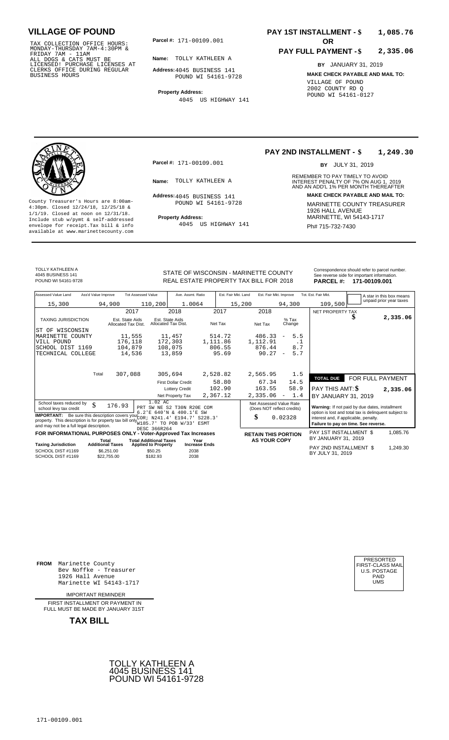# VILLAGE OF POUND

TAX COLLECTION OFFICE HOURS: MONDAY-THURSDAY 7AM-4:30PM & FRIDAY 7AM - 11AM
ALL DOGS & CATS MUST BE LICENSED! PURCHASE LICENSES AT CLERKS OFFICE DURING REGULAR BUSINESS HOURS

**Parcel #:** 171-00109.001

**Name:** TOLLY KATHLEEN A

**Address:** 4045 BUSINESS 141
POUND WI 54161-9728

**Property Address:**
4045 US HIGHWAY 141

**PAY 1ST INSTALLMENT - $ 1,085.76**

**OR**

**PAY FULL PAYMENT - $ 2,335.06**

**BY** JANUARY 31, 2019

**MAKE CHECK PAYABLE AND MAIL TO:**
VILLAGE OF POUND
2002 COUNTY RD Q
POUND WI 54161-0127

---

County Treasurer's Hours are 8:00am-4:30pm. Closed 12/24/18, 12/25/18 & 1/1/19. Closed at noon on 12/31/18. Include stub w/pymt & self-addressed envelope for receipt.Tax bill & info available at www.marinettecounty.com

**Parcel #:** 171-00109.001

**Name:** TOLLY KATHLEEN A

**Address:** 4045 BUSINESS 141
POUND WI 54161-9728

**Property Address:**
4045 US HIGHWAY 141

**PAY 2ND INSTALLMENT - $ 1,249.30**

**BY** JULY 31, 2019

REMEMBER TO PAY TIMELY TO AVOID INTEREST PENALTY OF 7% ON AUG 1, 2019 AND AN ADD'L 1% PER MONTH THEREAFTER

**MAKE CHECK PAYABLE AND MAIL TO:**
MARINETTE COUNTY TREASURER
1926 HALL AVENUE
MARINETTE, WI 54143-1717
Ph# 715-732-7430

---

TOLLY KATHLEEN A
4045 BUSINESS 141
POUND WI 54161-9728

STATE OF WISCONSIN - MARINETTE COUNTY
REAL ESTATE PROPERTY TAX BILL FOR 2018

Correspondence should refer to parcel number. See reverse side for important information.
**PARCEL #: 171-00109.001**

| Assessed Value Land | Ass'd Value Improve | Tot Assessed Value | Ave. Assmt. Ratio | Est. Fair Mkt. Land | Est. Fair Mkt. Improve | Tot. Est. Fair Mkt. |
|---|---|---|---|---|---|---|
| 15,300 | 94,900 | 110,200 | 1.0064 | 15,200 | 94,300 | 109,500 |

A star in this box means unpaid prior year taxes

| TAXING JURISDICTION | 2017 Est. State Aids Allocated Tax Dist. | 2018 Est. State Aids Allocated Tax Dist. | 2017 Net Tax | 2018 Net Tax | % Tax Change |
|---|---|---|---|---|---|
| ST OF WISCONSIN | | | | | |
| MARINETTE COUNTY | 11,555 | 11,457 | 514.72 | 486.33 | - 5.5 |
| VILL POUND | 176,118 | 172,303 | 1,111.86 | 1,112.91 | .1 |
| SCHOOL DIST 1169 | 104,879 | 108,075 | 806.55 | 876.44 | 8.7 |
| TECHNICAL COLLEGE | 14,536 | 13,859 | 95.69 | 90.27 | - 5.7 |
| Total | 307,088 | 305,694 | 2,528.82 | 2,565.95 | 1.5 |
| | | First Dollar Credit | 58.80 | 67.34 | 14.5 |
| | | Lottery Credit | 102.90 | 163.55 | 58.9 |
| | | Net Property Tax | 2,367.12 | 2,335.06 | - 1.4 |

NET PROPERTY TAX $ 2,335.06

| TOTAL DUE | FOR FULL PAYMENT |
|---|---|
| PAY THIS AMT: $ | 2,335.06 |
| BY JANUARY 31, 2019 | |

School taxes reduced by school levy tax credit $ 176.93

1.02 AC
PRT SW NE S2 T30N R20E COM 6.2'E 640'N & 400.1'E SW COR; N241.4' E194.7' S228.3' W185.7' TO POB W/33' ESMT
DESC 366R264

**IMPORTANT:** Be sure this description covers your property. This description is for property tax bill only and may not be a full legal description.

Net Assessed Value Rate (Does NOT reflect credits) $ 0.02328

**Warning:** If not paid by due dates, installment option is lost and total tax is delinquent subject to interest and, if applicable, penalty.
**Failure to pay on time. See reverse.**

**FOR INFORMATIONAL PURPOSES ONLY - Voter-Approved Tax Increases**

| Taxing Jurisdiction | Total Additional Taxes | Total Additional Taxes Applied to Property | Year Increase Ends |
|---|---|---|---|
| SCHOOL DIST #1169 | $6,251.00 | $50.25 | 2038 |
| SCHOOL DIST #1169 | $22,755.00 | $182.93 | 2038 |

**RETAIN THIS PORTION AS YOUR COPY**

PAY 1ST INSTALLMENT $ 1,085.76
BY JANUARY 31, 2019

PAY 2ND INSTALLMENT $ 1,249.30
BY JULY 31, 2019

---

**FROM** Marinette County
Bev Noffke - Treasurer
1926 Hall Avenue
Marinette WI 54143-1717

PRESORTED FIRST-CLASS MAIL U.S. POSTAGE PAID UMS

IMPORTANT REMINDER

FIRST INSTALLMENT OR PAYMENT IN FULL MUST BE MADE BY JANUARY 31ST

**TAX BILL**

TOLLY KATHLEEN A
4045 BUSINESS 141
POUND WI 54161-9728

171-00109.001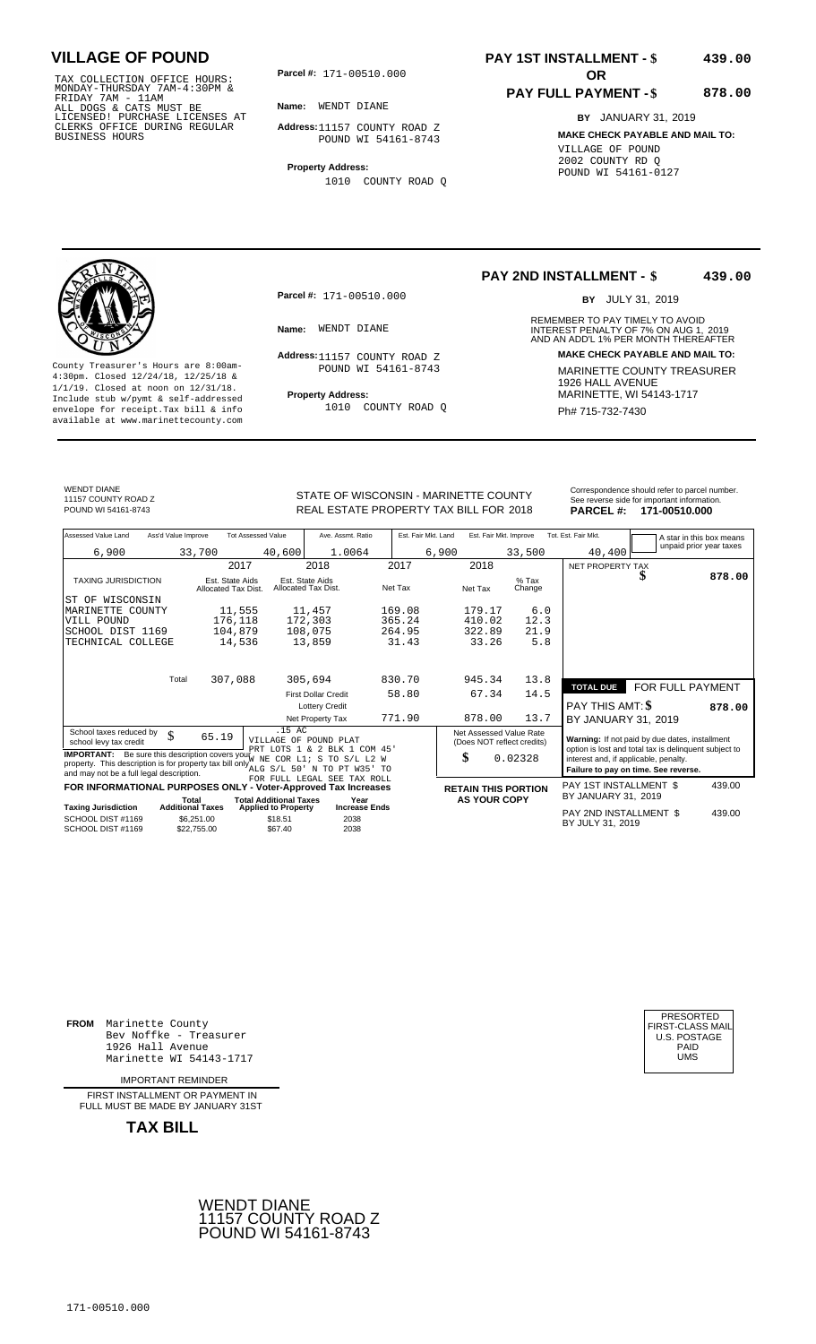# VILLAGE OF POUND

TAX COLLECTION OFFICE HOURS: MONDAY-THURSDAY 7AM-4:30PM & FRIDAY 7AM - 11AM
ALL DOGS & CATS MUST BE LICENSED! PURCHASE LICENSES AT CLERKS OFFICE DURING REGULAR BUSINESS HOURS

**Parcel #:** 171-00510.000

**Name:** WENDT DIANE

**Address:** 11157 COUNTY ROAD Z
POUND WI 54161-8743

**Property Address:**
1010 COUNTY ROAD Q

**PAY 1ST INSTALLMENT - $ 439.00**

**OR**

**PAY FULL PAYMENT - $ 878.00**

**BY** JANUARY 31, 2019

**MAKE CHECK PAYABLE AND MAIL TO:**
VILLAGE OF POUND
2002 COUNTY RD Q
POUND WI 54161-0127

---

**PAY 2ND INSTALLMENT - $ 439.00**

**BY** JULY 31, 2019

County Treasurer's Hours are 8:00am-4:30pm. Closed 12/24/18, 12/25/18 & 1/1/19. Closed at noon on 12/31/18. Include stub w/pymt & self-addressed envelope for receipt. Tax bill & info available at www.marinettecounty.com

**Parcel #:** 171-00510.000

**Name:** WENDT DIANE

**Address:** 11157 COUNTY ROAD Z
POUND WI 54161-8743

**Property Address:**
1010 COUNTY ROAD Q

REMEMBER TO PAY TIMELY TO AVOID INTEREST PENALTY OF 7% ON AUG 1, 2019 AND AN ADD'L 1% PER MONTH THEREAFTER

**MAKE CHECK PAYABLE AND MAIL TO:**
MARINETTE COUNTY TREASURER
1926 HALL AVENUE
MARINETTE, WI 54143-1717
Ph# 715-732-7430

---

WENDT DIANE
11157 COUNTY ROAD Z
POUND WI 54161-8743

STATE OF WISCONSIN - MARINETTE COUNTY
REAL ESTATE PROPERTY TAX BILL FOR 2018

Correspondence should refer to parcel number. See reverse side for important information.
**PARCEL #: 171-00510.000**

| Assessed Value Land | Ass'd Value Improve | Tot Assessed Value | Ave. Assmt. Ratio | Est. Fair Mkt. Land | Est. Fair Mkt. Improve | Tot. Est. Fair Mkt. |
|---|---|---|---|---|---|---|
| 6,900 | 33,700 | 40,600 | 1.0064 | 6,900 | 33,500 | 40,400 |

A star in this box means unpaid prior year taxes

| TAXING JURISDICTION | 2017 Est. State Aids Allocated Tax Dist. | 2018 Est. State Aids Allocated Tax Dist. | 2017 Net Tax | 2018 Net Tax | % Tax Change |
|---|---|---|---|---|---|
| ST OF WISCONSIN | | | | | |
| MARINETTE COUNTY | 11,555 | 11,457 | 169.08 | 179.17 | 6.0 |
| VILL POUND | 176,118 | 172,303 | 365.24 | 410.02 | 12.3 |
| SCHOOL DIST 1169 | 104,879 | 108,075 | 264.95 | 322.89 | 21.9 |
| TECHNICAL COLLEGE | 14,536 | 13,859 | 31.43 | 33.26 | 5.8 |
| Total | 307,088 | 305,694 | 830.70 | 945.34 | 13.8 |
| | | First Dollar Credit | 58.80 | 67.34 | 14.5 |
| | | Lottery Credit | | | |
| | | Net Property Tax | 771.90 | 878.00 | 13.7 |

NET PROPERTY TAX $ 878.00

**TOTAL DUE** FOR FULL PAYMENT
PAY THIS AMT: $ 878.00
BY JANUARY 31, 2019

School taxes reduced by school levy tax credit $ 65.19

.15 AC
VILLAGE OF POUND PLAT
PRT LOTS 1 & 2 BLK 1 COM 45' W NE COR L1; S TO S/L L2 W ALG S/L 50' N TO PT W35' TO
FOR FULL LEGAL SEE TAX ROLL

**IMPORTANT:** Be sure this description covers your property. This description is for property tax bill only and may not be a full legal description.

Net Assessed Value Rate (Does NOT reflect credits) $ 0.02328

**Warning:** If not paid by due dates, installment option is lost and total tax is delinquent subject to interest and, if applicable, penalty.
**Failure to pay on time. See reverse.**

**FOR INFORMATIONAL PURPOSES ONLY - Voter-Approved Tax Increases**

| Taxing Jurisdiction | Total Additional Taxes | Total Additional Taxes Applied to Property | Year Increase Ends |
|---|---|---|---|
| SCHOOL DIST #1169 | $6,251.00 | $18.51 | 2038 |
| SCHOOL DIST #1169 | $22,755.00 | $67.40 | 2038 |

**RETAIN THIS PORTION AS YOUR COPY**

PAY 1ST INSTALLMENT $ 439.00
BY JANUARY 31, 2019

PAY 2ND INSTALLMENT $ 439.00
BY JULY 31, 2019

---

**FROM** Marinette County
Bev Noffke - Treasurer
1926 Hall Avenue
Marinette WI 54143-1717

PRESORTED
FIRST-CLASS MAIL
U.S. POSTAGE
PAID
UMS

IMPORTANT REMINDER

FIRST INSTALLMENT OR PAYMENT IN FULL MUST BE MADE BY JANUARY 31ST

**TAX BILL**

WENDT DIANE
11157 COUNTY ROAD Z
POUND WI 54161-8743

171-00510.000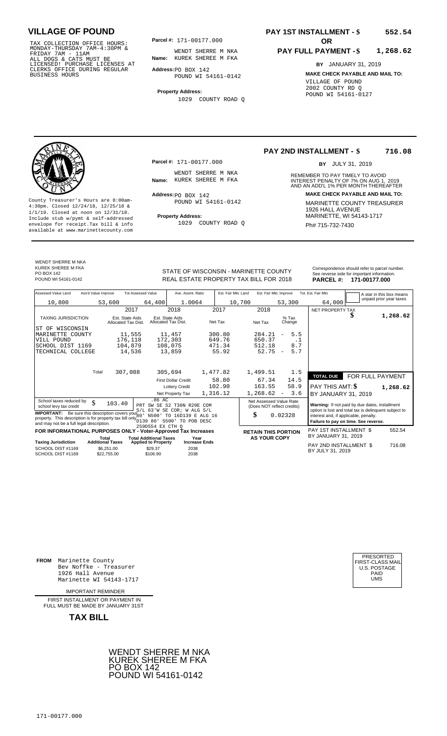# VILLAGE OF POUND

TAX COLLECTION OFFICE HOURS: MONDAY-THURSDAY 7AM-4:30PM & FRIDAY 7AM - 11AM
ALL DOGS & CATS MUST BE LICENSED! PURCHASE LICENSES AT CLERKS OFFICE DURING REGULAR BUSINESS HOURS

**Parcel #:** 171-00177.000

**Name:** WENDT SHERRE M NKA
KUREK SHEREE M FKA

**Address:** PO BOX 142
POUND WI 54161-0142

**Property Address:**
1029 COUNTY ROAD Q

**PAY 1ST INSTALLMENT - $ 552.54**
**OR**
**PAY FULL PAYMENT - $ 1,268.62**

**BY** JANUARY 31, 2019

**MAKE CHECK PAYABLE AND MAIL TO:**
VILLAGE OF POUND
2002 COUNTY RD Q
POUND WI 54161-0127

---

**PAY 2ND INSTALLMENT - $ 716.08**

**BY** JULY 31, 2019

REMEMBER TO PAY TIMELY TO AVOID INTEREST PENALTY OF 7% ON AUG 1, 2019 AND AN ADD'L 1% PER MONTH THEREAFTER

**MAKE CHECK PAYABLE AND MAIL TO:**
MARINETTE COUNTY TREASURER
1926 HALL AVENUE
MARINETTE, WI 54143-1717
Ph# 715-732-7430

County Treasurer's Hours are 8:00am-4:30pm. Closed 12/24/18, 12/25/18 & 1/1/19. Closed at noon on 12/31/18. Include stub w/pymt & self-addressed envelope for receipt. Tax bill & info available at www.marinettecounty.com

**Parcel #:** 171-00177.000

**Name:** WENDT SHERRE M NKA
KUREK SHEREE M FKA

**Address:** PO BOX 142
POUND WI 54161-0142

**Property Address:**
1029 COUNTY ROAD Q

---

WENDT SHERRE M NKA
KUREK SHEREE M FKA
PO BOX 142
POUND WI 54161-0142

STATE OF WISCONSIN - MARINETTE COUNTY
REAL ESTATE PROPERTY TAX BILL FOR 2018

Correspondence should refer to parcel number. See reverse side for important information.
**PARCEL #: 171-00177.000**

| Assessed Value Land | Ass'd Value Improve | Tot Assessed Value | Ave. Assmt. Ratio | Est. Fair Mkt. Land | Est. Fair Mkt. Improve | Tot. Est. Fair Mkt. |
|---|---|---|---|---|---|---|
| 10,800 | 53,600 | 64,400 | 1.0064 | 10,700 | 53,300 | 64,000 |

A star in this box means unpaid prior year taxes

| TAXING JURISDICTION | 2017 Est. State Aids Allocated Tax Dist. | 2018 Est. State Aids Allocated Tax Dist. | 2017 Net Tax | 2018 Net Tax | % Tax Change |
|---|---|---|---|---|---|
| ST OF WISCONSIN | | | | | |
| MARINETTE COUNTY | 11,555 | 11,457 | 300.80 | 284.21 | - 5.5 |
| VILL POUND | 176,118 | 172,303 | 649.76 | 650.37 | .1 |
| SCHOOL DIST 1169 | 104,879 | 108,075 | 471.34 | 512.18 | 8.7 |
| TECHNICAL COLLEGE | 14,536 | 13,859 | 55.92 | 52.75 | - 5.7 |
| Total | 307,088 | 305,694 | 1,477.82 | 1,499.51 | 1.5 |
| | | First Dollar Credit | 58.80 | 67.34 | 14.5 |
| | | Lottery Credit | 102.90 | 163.55 | 58.9 |
| | | Net Property Tax | 1,316.12 | 1,268.62 | - 3.6 |

NET PROPERTY TAX $ 1,268.62

**TOTAL DUE FOR FULL PAYMENT**
PAY THIS AMT: $ 1,268.62
BY JANUARY 31, 2019

School taxes reduced by school levy tax credit $ 103.40

.86 AC
PRT SW SE S2 T30N R20E COM S/L 63'W SE COR; W ALG S/L 80' N500' TO 16D139 E ALG 16 D139 80' S500' TO POB DESC 259D554 EX CTH Q

**IMPORTANT:** Be sure this description covers your property. This description is for property tax bill only and may not be a full legal description.

Net Assessed Value Rate (Does NOT reflect credits) $ 0.02328

**Warning:** If not paid by due dates, installment option is lost and total tax is delinquent subject to interest and, if applicable, penalty.
**Failure to pay on time. See reverse.**

**FOR INFORMATIONAL PURPOSES ONLY - Voter-Approved Tax Increases**

| Taxing Jurisdiction | Total Additional Taxes | Total Additional Taxes Applied to Property | Year Increase Ends |
|---|---|---|---|
| SCHOOL DIST #1169 | $6,251.00 | $29.37 | 2038 |
| SCHOOL DIST #1169 | $22,755.00 | $106.90 | 2038 |

**RETAIN THIS PORTION AS YOUR COPY**

PAY 1ST INSTALLMENT $ 552.54
BY JANUARY 31, 2019

PAY 2ND INSTALLMENT $ 716.08
BY JULY 31, 2019

---

**FROM** Marinette County
Bev Noffke - Treasurer
1926 Hall Avenue
Marinette WI 54143-1717

PRESORTED
FIRST-CLASS MAIL
U.S. POSTAGE
PAID
UMS

IMPORTANT REMINDER

FIRST INSTALLMENT OR PAYMENT IN FULL MUST BE MADE BY JANUARY 31ST

**TAX BILL**

WENDT SHERRE M NKA
KUREK SHEREE M FKA
PO BOX 142
POUND WI 54161-0142

171-00177.000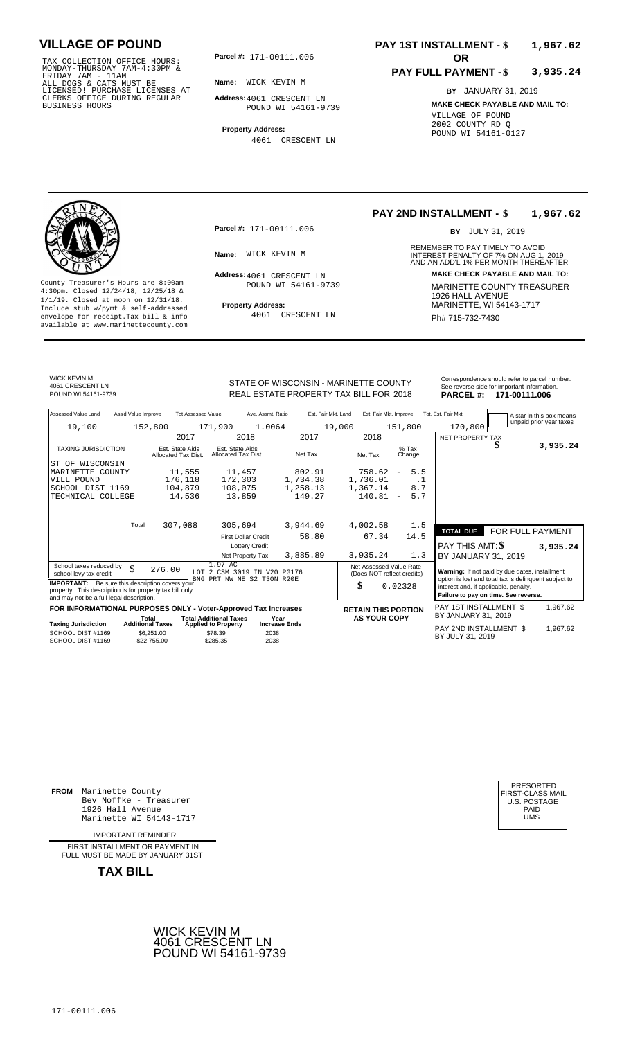# VILLAGE OF POUND

TAX COLLECTION OFFICE HOURS:
MONDAY-THURSDAY 7AM-4:30PM &
FRIDAY 7AM - 11AM
ALL DOGS & CATS MUST BE
LICENSED! PURCHASE LICENSES AT
CLERKS OFFICE DURING REGULAR
BUSINESS HOURS

**Parcel #:** 171-00111.006

**Name:** WICK KEVIN M

**Address:** 4061 CRESCENT LN
POUND WI 54161-9739

**Property Address:**
4061 CRESCENT LN

**PAY 1ST INSTALLMENT - $ 1,967.62**

**OR**

**PAY FULL PAYMENT - $ 3,935.24**

**BY** JANUARY 31, 2019

**MAKE CHECK PAYABLE AND MAIL TO:**
VILLAGE OF POUND
2002 COUNTY RD Q
POUND WI 54161-0127

---

County Treasurer's Hours are 8:00am-4:30pm. Closed 12/24/18, 12/25/18 & 1/1/19. Closed at noon on 12/31/18. Include stub w/pymt & self-addressed envelope for receipt.Tax bill & info available at www.marinettecounty.com

**Parcel #:** 171-00111.006

**Name:** WICK KEVIN M

**Address:** 4061 CRESCENT LN
POUND WI 54161-9739

**Property Address:**
4061 CRESCENT LN

**PAY 2ND INSTALLMENT - $ 1,967.62**

**BY** JULY 31, 2019

REMEMBER TO PAY TIMELY TO AVOID INTEREST PENALTY OF 7% ON AUG 1, 2019 AND AN ADD'L 1% PER MONTH THEREAFTER

**MAKE CHECK PAYABLE AND MAIL TO:**
MARINETTE COUNTY TREASURER
1926 HALL AVENUE
MARINETTE, WI 54143-1717
Ph# 715-732-7430

---

WICK KEVIN M
4061 CRESCENT LN
POUND WI 54161-9739

STATE OF WISCONSIN - MARINETTE COUNTY
REAL ESTATE PROPERTY TAX BILL FOR 2018

Correspondence should refer to parcel number. See reverse side for important information.
**PARCEL #: 171-00111.006**

| Assessed Value Land | Ass'd Value Improve | Tot Assessed Value | Ave. Assmt. Ratio | Est. Fair Mkt. Land | Est. Fair Mkt. Improve | Tot. Est. Fair Mkt. |
|---|---|---|---|---|---|---|
| 19,100 | 152,800 | 171,900 | 1.0064 | 19,000 | 151,800 | 170,800 |

A star in this box means unpaid prior year taxes

| TAXING JURISDICTION | 2017 Est. State Aids Allocated Tax Dist. | 2018 Est. State Aids Allocated Tax Dist. | 2017 Net Tax | 2018 Net Tax | % Tax Change |
|---|---|---|---|---|---|
| ST OF WISCONSIN | | | | | |
| MARINETTE COUNTY | 11,555 | 11,457 | 802.91 | 758.62 | - 5.5 |
| VILL POUND | 176,118 | 172,303 | 1,734.38 | 1,736.01 | .1 |
| SCHOOL DIST 1169 | 104,879 | 108,075 | 1,258.13 | 1,367.14 | 8.7 |
| TECHNICAL COLLEGE | 14,536 | 13,859 | 149.27 | 140.81 | - 5.7 |
| Total | 307,088 | 305,694 | 3,944.69 | 4,002.58 | 1.5 |
| | | First Dollar Credit | 58.80 | 67.34 | 14.5 |
| | | Lottery Credit | | | |
| | | Net Property Tax | 3,885.89 | 3,935.24 | 1.3 |

NET PROPERTY TAX $ **3,935.24**

**TOTAL DUE** FOR FULL PAYMENT
PAY THIS AMT: $ **3,935.24**
BY JANUARY 31, 2019

School taxes reduced by school levy tax credit $ 276.00

1.97 AC
LOT 2 CSM 3019 IN V20 PG176
BNG PRT NW NE S2 T30N R20E

**IMPORTANT:** Be sure this description covers your property. This description is for property tax bill only and may not be a full legal description.

Net Assessed Value Rate (Does NOT reflect credits) $ 0.02328

**Warning:** If not paid by due dates, installment option is lost and total tax is delinquent subject to interest and, if applicable, penalty.
**Failure to pay on time. See reverse.**

**FOR INFORMATIONAL PURPOSES ONLY - Voter-Approved Tax Increases**

| Taxing Jurisdiction | Total Additional Taxes | Total Additional Taxes Applied to Property | Year Increase Ends |
|---|---|---|---|
| SCHOOL DIST #1169 | $6,251.00 | $78.39 | 2038 |
| SCHOOL DIST #1169 | $22,755.00 | $285.35 | 2038 |

**RETAIN THIS PORTION AS YOUR COPY**

PAY 1ST INSTALLMENT $ 1,967.62
BY JANUARY 31, 2019

PAY 2ND INSTALLMENT $ 1,967.62
BY JULY 31, 2019

---

**FROM** Marinette County
Bev Noffke - Treasurer
1926 Hall Avenue
Marinette WI 54143-1717

IMPORTANT REMINDER

FIRST INSTALLMENT OR PAYMENT IN FULL MUST BE MADE BY JANUARY 31ST

**TAX BILL**

PRESORTED
FIRST-CLASS MAIL
U.S. POSTAGE
PAID
UMS

WICK KEVIN M
4061 CRESCENT LN
POUND WI 54161-9739

171-00111.006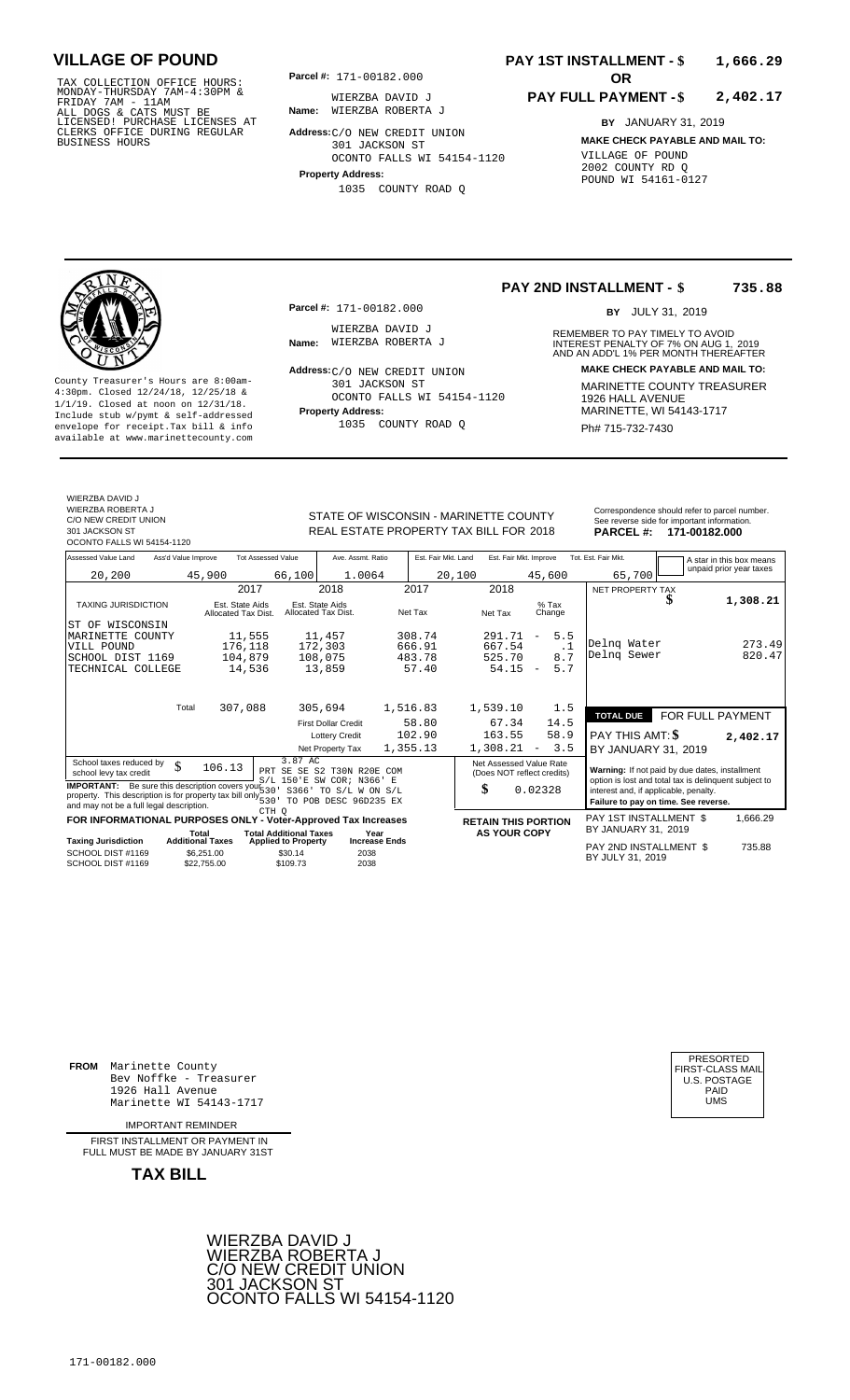## VILLAGE OF POUND

TAX COLLECTION OFFICE HOURS:
MONDAY-THURSDAY 7AM-4:30PM &
FRIDAY 7AM - 11AM
ALL DOGS & CATS MUST BE
LICENSED! PURCHASE LICENSES AT
CLERKS OFFICE DURING REGULAR
BUSINESS HOURS

**Parcel #:** 171-00182.000

**Name:** WIERZBA DAVID J
WIERZBA ROBERTA J

**Address:** C/O NEW CREDIT UNION
301 JACKSON ST
OCONTO FALLS WI 54154-1120

**Property Address:**
1035 COUNTY ROAD Q

**PAY 1ST INSTALLMENT - $ 1,666.29**

**OR**

**PAY FULL PAYMENT - $ 2,402.17**

**BY** JANUARY 31, 2019

**MAKE CHECK PAYABLE AND MAIL TO:**
VILLAGE OF POUND
2002 COUNTY RD Q
POUND WI 54161-0127

---

**PAY 2ND INSTALLMENT - $ 735.88**

**BY** JULY 31, 2019

REMEMBER TO PAY TIMELY TO AVOID INTEREST PENALTY OF 7% ON AUG 1, 2019 AND AN ADD'L 1% PER MONTH THEREAFTER

**MAKE CHECK PAYABLE AND MAIL TO:**
MARINETTE COUNTY TREASURER
1926 HALL AVENUE
MARINETTE, WI 54143-1717
Ph# 715-732-7430

County Treasurer's Hours are 8:00am-4:30pm. Closed 12/24/18, 12/25/18 & 1/1/19. Closed at noon on 12/31/18. Include stub w/pymt & self-addressed envelope for receipt.Tax bill & info available at www.marinettecounty.com

**Parcel #:** 171-00182.000

**Name:** WIERZBA DAVID J
WIERZBA ROBERTA J

**Address:** C/O NEW CREDIT UNION
301 JACKSON ST
OCONTO FALLS WI 54154-1120

**Property Address:**
1035 COUNTY ROAD Q

---

WIERZBA DAVID J
WIERZBA ROBERTA J
C/O NEW CREDIT UNION
301 JACKSON ST
OCONTO FALLS WI 54154-1120

STATE OF WISCONSIN - MARINETTE COUNTY
REAL ESTATE PROPERTY TAX BILL FOR 2018

Correspondence should refer to parcel number. See reverse side for important information.
**PARCEL #: 171-00182.000**

| Assessed Value Land | Ass'd Value Improve | Tot Assessed Value | Ave. Assmt. Ratio | Est. Fair Mkt. Land | Est. Fair Mkt. Improve | Tot. Est. Fair Mkt. |
|---|---|---|---|---|---|---|
| 20,200 | 45,900 | 66,100 | 1.0064 | 20,100 | 45,600 | 65,700 |

A star in this box means unpaid prior year taxes

| TAXING JURISDICTION | 2017 Est. State Aids Allocated Tax Dist. | 2018 Est. State Aids Allocated Tax Dist. | 2017 Net Tax | 2018 Net Tax | % Tax Change |
|---|---|---|---|---|---|
| ST OF WISCONSIN | | | | | |
| MARINETTE COUNTY | 11,555 | 11,457 | 308.74 | 291.71 | - 5.5 |
| VILL POUND | 176,118 | 172,303 | 666.91 | 667.54 | .1 |
| SCHOOL DIST 1169 | 104,879 | 108,075 | 483.78 | 525.70 | 8.7 |
| TECHNICAL COLLEGE | 14,536 | 13,859 | 57.40 | 54.15 | - 5.7 |
| Total | 307,088 | 305,694 | 1,516.83 | 1,539.10 | 1.5 |
| | | First Dollar Credit | 58.80 | 67.34 | 14.5 |
| | | Lottery Credit | 102.90 | 163.55 | 58.9 |
| | | Net Property Tax | 1,355.13 | 1,308.21 | - 3.5 |

| | |
|---|---|
| NET PROPERTY TAX | $ 1,308.21 |
| Delnq Water | 273.49 |
| Delnq Sewer | 820.47 |
| **TOTAL DUE** | **FOR FULL PAYMENT** |
| PAY THIS AMT: $ | 2,402.17 |
| BY JANUARY 31, 2019 | |

School taxes reduced by school levy tax credit $ 106.13

3.87 AC
PRT SE SE S2 T30N R20E COM S/L 150'E SW COR; N366' E 530' S366' TO S/L W ON S/L 530' TO POB DESC 96D235 EX CTH Q

**IMPORTANT:** Be sure this description covers your property. This description is for property tax bill only and may not be a full legal description.

Net Assessed Value Rate (Does NOT reflect credits) $ 0.02328

**Warning:** If not paid by due dates, installment option is lost and total tax is delinquent subject to interest and, if applicable, penalty.
**Failure to pay on time. See reverse.**

**FOR INFORMATIONAL PURPOSES ONLY - Voter-Approved Tax Increases**

| Taxing Jurisdiction | Total Additional Taxes | Total Additional Taxes Applied to Property | Year Increase Ends |
|---|---|---|---|
| SCHOOL DIST #1169 | $6,251.00 | $30.14 | 2038 |
| SCHOOL DIST #1169 | $22,755.00 | $109.73 | 2038 |

**RETAIN THIS PORTION AS YOUR COPY**

PAY 1ST INSTALLMENT $ 1,666.29
BY JANUARY 31, 2019

PAY 2ND INSTALLMENT $ 735.88
BY JULY 31, 2019

---

**FROM** Marinette County
Bev Noffke - Treasurer
1926 Hall Avenue
Marinette WI 54143-1717

IMPORTANT REMINDER

FIRST INSTALLMENT OR PAYMENT IN FULL MUST BE MADE BY JANUARY 31ST

**TAX BILL**

PRESORTED
FIRST-CLASS MAIL
U.S. POSTAGE
PAID
UMS

WIERZBA DAVID J
WIERZBA ROBERTA J
C/O NEW CREDIT UNION
301 JACKSON ST
OCONTO FALLS WI 54154-1120

171-00182.000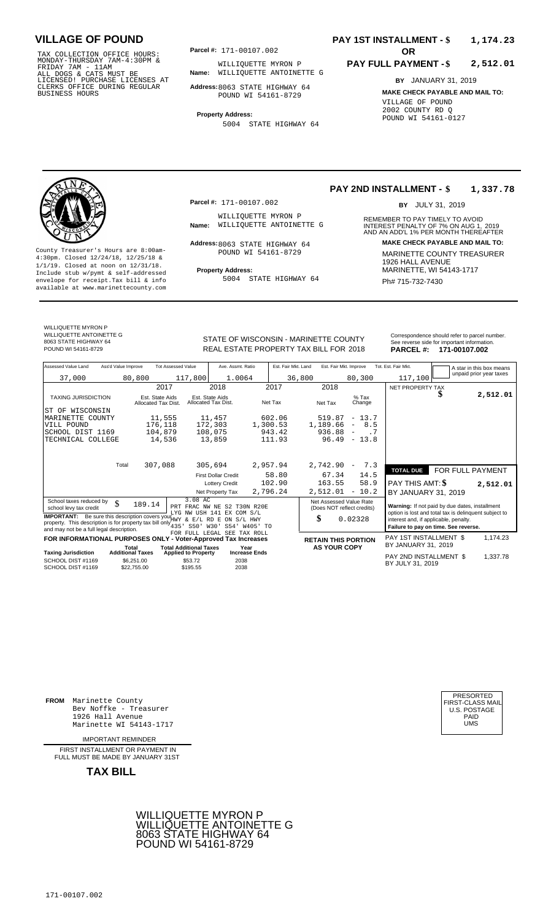# VILLAGE OF POUND

TAX COLLECTION OFFICE HOURS:
MONDAY-THURSDAY 7AM-4:30PM &
FRIDAY 7AM - 11AM
ALL DOGS & CATS MUST BE
LICENSED! PURCHASE LICENSES AT
CLERKS OFFICE DURING REGULAR
BUSINESS HOURS

**Parcel #:** 171-00107.002

**Name:** WILLIQUETTE MYRON P
WILLIQUETTE ANTOINETTE G

**Address:** 8063 STATE HIGHWAY 64
POUND WI 54161-8729

**Property Address:**
5004 STATE HIGHWAY 64

**PAY 1ST INSTALLMENT - $ 1,174.23**

**OR**

**PAY FULL PAYMENT - $ 2,512.01**

**BY** JANUARY 31, 2019

**MAKE CHECK PAYABLE AND MAIL TO:**
VILLAGE OF POUND
2002 COUNTY RD Q
POUND WI 54161-0127

---

**PAY 2ND INSTALLMENT - $ 1,337.78**

**BY** JULY 31, 2019

REMEMBER TO PAY TIMELY TO AVOID INTEREST PENALTY OF 7% ON AUG 1, 2019 AND AN ADD'L 1% PER MONTH THEREAFTER

**MAKE CHECK PAYABLE AND MAIL TO:**
MARINETTE COUNTY TREASURER
1926 HALL AVENUE
MARINETTE, WI 54143-1717
Ph# 715-732-7430

County Treasurer's Hours are 8:00am-4:30pm. Closed 12/24/18, 12/25/18 & 1/1/19. Closed at noon on 12/31/18. Include stub w/pymt & self-addressed envelope for receipt.Tax bill & info available at www.marinettecounty.com

**Parcel #:** 171-00107.002

**Name:** WILLIQUETTE MYRON P
WILLIQUETTE ANTOINETTE G

**Address:** 8063 STATE HIGHWAY 64
POUND WI 54161-8729

**Property Address:**
5004 STATE HIGHWAY 64

---

WILLIQUETTE MYRON P
WILLIQUETTE ANTOINETTE G
8063 STATE HIGHWAY 64
POUND WI 54161-8729

STATE OF WISCONSIN - MARINETTE COUNTY
REAL ESTATE PROPERTY TAX BILL FOR 2018

Correspondence should refer to parcel number. See reverse side for important information.
**PARCEL #: 171-00107.002**

| Assessed Value Land | Ass'd Value Improve | Tot Assessed Value | Ave. Assmt. Ratio | Est. Fair Mkt. Land | Est. Fair Mkt. Improve | Tot. Est. Fair Mkt. |
|---|---|---|---|---|---|---|
| 37,000 | 80,800 | 117,800 | 1.0064 | 36,800 | 80,300 | 117,100 |

A star in this box means unpaid prior year taxes

| TAXING JURISDICTION | 2017 Est. State Aids Allocated Tax Dist. | 2018 Est. State Aids Allocated Tax Dist. | 2017 Net Tax | 2018 Net Tax | % Tax Change |
|---|---|---|---|---|---|
| ST OF WISCONSIN | | | | | |
| MARINETTE COUNTY | 11,555 | 11,457 | 602.06 | 519.87 | - 13.7 |
| VILL POUND | 176,118 | 172,303 | 1,300.53 | 1,189.66 | - 8.5 |
| SCHOOL DIST 1169 | 104,879 | 108,075 | 943.42 | 936.88 | - .7 |
| TECHNICAL COLLEGE | 14,536 | 13,859 | 111.93 | 96.49 | - 13.8 |
| Total | 307,088 | 305,694 | 2,957.94 | 2,742.90 | - 7.3 |
| | | First Dollar Credit | 58.80 | 67.34 | 14.5 |
| | | Lottery Credit | 102.90 | 163.55 | 58.9 |
| | | Net Property Tax | 2,796.24 | 2,512.01 | - 10.2 |

NET PROPERTY TAX $ 2,512.01

**TOTAL DUE** FOR FULL PAYMENT
PAY THIS AMT: $ 2,512.01
BY JANUARY 31, 2019

School taxes reduced by school levy tax credit $ 189.14

**IMPORTANT:** Be sure this description covers your property. This description is for property tax bill only and may not be a full legal description.

3.08 AC
PRT FRAC NW NE S2 T30N R20E
LYG NW USH 141 EX COM S/L
HWY & E/L RD E ON S/L HWY
435' S50' W30' S54' W405' TO
FOR FULL LEGAL SEE TAX ROLL

Net Assessed Value Rate (Does NOT reflect credits) $ 0.02328

**Warning:** If not paid by due dates, installment option is lost and total tax is delinquent subject to interest and, if applicable, penalty.
**Failure to pay on time. See reverse.**

**FOR INFORMATIONAL PURPOSES ONLY - Voter-Approved Tax Increases**

| Taxing Jurisdiction | Total Additional Taxes | Total Additional Taxes Applied to Property | Year Increase Ends |
|---|---|---|---|
| SCHOOL DIST #1169 | $6,251.00 | $53.72 | 2038 |
| SCHOOL DIST #1169 | $22,755.00 | $195.55 | 2038 |

**RETAIN THIS PORTION AS YOUR COPY**

PAY 1ST INSTALLMENT $ 1,174.23
BY JANUARY 31, 2019

PAY 2ND INSTALLMENT $ 1,337.78
BY JULY 31, 2019

---

**FROM** Marinette County
Bev Noffke - Treasurer
1926 Hall Avenue
Marinette WI 54143-1717

PRESORTED
FIRST-CLASS MAIL
U.S. POSTAGE
PAID
UMS

IMPORTANT REMINDER

FIRST INSTALLMENT OR PAYMENT IN FULL MUST BE MADE BY JANUARY 31ST

**TAX BILL**

WILLIQUETTE MYRON P
WILLIQUETTE ANTOINETTE G
8063 STATE HIGHWAY 64
POUND WI 54161-8729

171-00107.002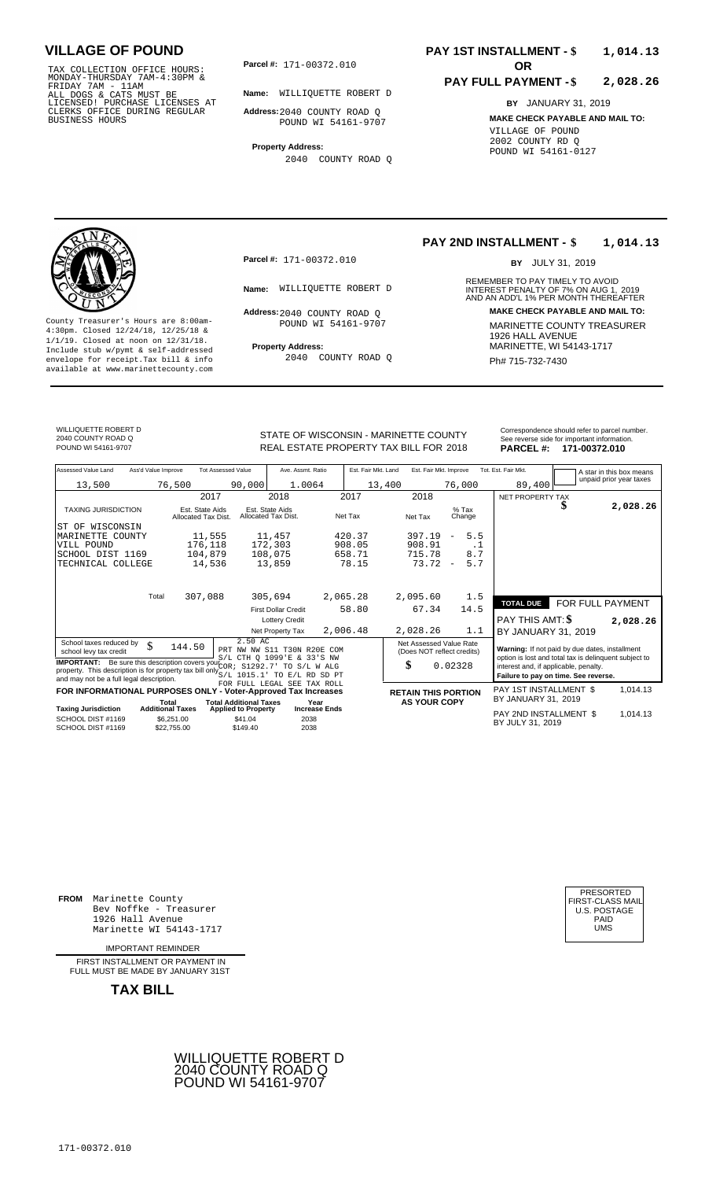# VILLAGE OF POUND

TAX COLLECTION OFFICE HOURS: MONDAY-THURSDAY 7AM-4:30PM & FRIDAY 7AM - 11AM
ALL DOGS & CATS MUST BE LICENSED! PURCHASE LICENSES AT CLERKS OFFICE DURING REGULAR BUSINESS HOURS

**Parcel #:** 171-00372.010

**Name:** WILLIQUETTE ROBERT D

**Address:** 2040 COUNTY ROAD Q
POUND WI 54161-9707

**Property Address:**
2040 COUNTY ROAD Q

**PAY 1ST INSTALLMENT - $ 1,014.13**

**OR**

**PAY FULL PAYMENT - $ 2,028.26**

**BY** JANUARY 31, 2019

**MAKE CHECK PAYABLE AND MAIL TO:**
VILLAGE OF POUND
2002 COUNTY RD Q
POUND WI 54161-0127

---

County Treasurer's Hours are 8:00am-4:30pm. Closed 12/24/18, 12/25/18 & 1/1/19. Closed at noon on 12/31/18. Include stub w/pymt & self-addressed envelope for receipt. Tax bill & info available at www.marinettecounty.com

**Parcel #:** 171-00372.010

**Name:** WILLIQUETTE ROBERT D

**Address:** 2040 COUNTY ROAD Q
POUND WI 54161-9707

**Property Address:**
2040 COUNTY ROAD Q

**PAY 2ND INSTALLMENT - $ 1,014.13**

**BY** JULY 31, 2019

REMEMBER TO PAY TIMELY TO AVOID INTEREST PENALTY OF 7% ON AUG 1, 2019 AND AN ADD'L 1% PER MONTH THEREAFTER

**MAKE CHECK PAYABLE AND MAIL TO:**
MARINETTE COUNTY TREASURER
1926 HALL AVENUE
MARINETTE, WI 54143-1717
Ph# 715-732-7430

---

WILLIQUETTE ROBERT D
2040 COUNTY ROAD Q
POUND WI 54161-9707

STATE OF WISCONSIN - MARINETTE COUNTY
REAL ESTATE PROPERTY TAX BILL FOR 2018

Correspondence should refer to parcel number. See reverse side for important information.
**PARCEL #: 171-00372.010**

| Assessed Value Land | Ass'd Value Improve | Tot Assessed Value | Ave. Assmt. Ratio | Est. Fair Mkt. Land | Est. Fair Mkt. Improve | Tot. Est. Fair Mkt. |
|---|---|---|---|---|---|---|
| 13,500 | 76,500 | 90,000 | 1.0064 | 13,400 | 76,000 | 89,400 |

A star in this box means unpaid prior year taxes

| TAXING JURISDICTION | 2017 Est. State Aids Allocated Tax Dist. | 2018 Est. State Aids Allocated Tax Dist. | 2017 Net Tax | 2018 Net Tax | % Tax Change |
|---|---|---|---|---|---|
| ST OF WISCONSIN | | | | | |
| MARINETTE COUNTY | 11,555 | 11,457 | 420.37 | 397.19 | - 5.5 |
| VILL POUND | 176,118 | 172,303 | 908.05 | 908.91 | .1 |
| SCHOOL DIST 1169 | 104,879 | 108,075 | 658.71 | 715.78 | 8.7 |
| TECHNICAL COLLEGE | 14,536 | 13,859 | 78.15 | 73.72 | - 5.7 |
| Total | 307,088 | 305,694 | 2,065.28 | 2,095.60 | 1.5 |
| | | First Dollar Credit | 58.80 | 67.34 | 14.5 |
| | | Lottery Credit | | | |
| | | Net Property Tax | 2,006.48 | 2,028.26 | 1.1 |

NET PROPERTY TAX $ 2,028.26

**TOTAL DUE** FOR FULL PAYMENT
PAY THIS AMT: $ 2,028.26
BY JANUARY 31, 2019

School taxes reduced by school levy tax credit $ 144.50

2.50 AC
PRT NW NW S11 T30N R20E COM S/L CTH Q 1099'E & 33'S NW COR; S1292.7' TO S/L W ALG S/L 1015.1' TO E/L RD SD PT FOR FULL LEGAL SEE TAX ROLL

**IMPORTANT:** Be sure this description covers your property. This description is for property tax bill only and may not be a full legal description.

Net Assessed Value Rate (Does NOT reflect credits) $ 0.02328

**Warning:** If not paid by due dates, installment option is lost and total tax is delinquent subject to interest and, if applicable, penalty.
**Failure to pay on time. See reverse.**

**FOR INFORMATIONAL PURPOSES ONLY - Voter-Approved Tax Increases**

| Taxing Jurisdiction | Total Additional Taxes | Total Additional Taxes Applied to Property | Year Increase Ends |
|---|---|---|---|
| SCHOOL DIST #1169 | $6,251.00 | $41.04 | 2038 |
| SCHOOL DIST #1169 | $22,755.00 | $149.40 | 2038 |

**RETAIN THIS PORTION AS YOUR COPY**

PAY 1ST INSTALLMENT $ 1,014.13
BY JANUARY 31, 2019

PAY 2ND INSTALLMENT $ 1,014.13
BY JULY 31, 2019

---

**FROM** Marinette County
Bev Noffke - Treasurer
1926 Hall Avenue
Marinette WI 54143-1717

IMPORTANT REMINDER

FIRST INSTALLMENT OR PAYMENT IN FULL MUST BE MADE BY JANUARY 31ST

**TAX BILL**

PRESORTED FIRST-CLASS MAIL U.S. POSTAGE PAID UMS

WILLIQUETTE ROBERT D
2040 COUNTY ROAD Q
POUND WI 54161-9707

171-00372.010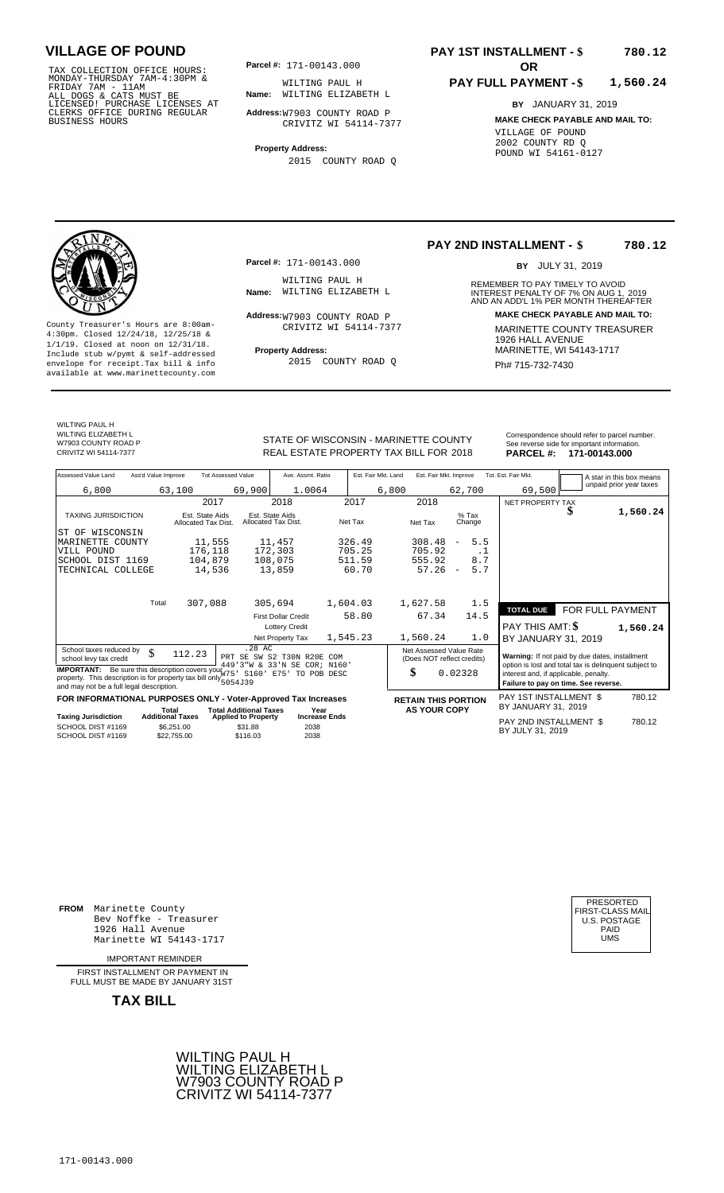# VILLAGE OF POUND

TAX COLLECTION OFFICE HOURS: MONDAY-THURSDAY 7AM-4:30PM & FRIDAY 7AM - 11AM
ALL DOGS & CATS MUST BE LICENSED! PURCHASE LICENSES AT CLERKS OFFICE DURING REGULAR BUSINESS HOURS

**Parcel #:** 171-00143.000

**Name:** WILTING PAUL H
WILTING ELIZABETH L

**Address:** W7903 COUNTY ROAD P
CRIVITZ WI 54114-7377

**Property Address:**
2015 COUNTY ROAD Q

**PAY 1ST INSTALLMENT - $ 780.12**

**OR**

**PAY FULL PAYMENT - $ 1,560.24**

**BY** JANUARY 31, 2019

**MAKE CHECK PAYABLE AND MAIL TO:**
VILLAGE OF POUND
2002 COUNTY RD Q
POUND WI 54161-0127

---

County Treasurer's Hours are 8:00am-4:30pm. Closed 12/24/18, 12/25/18 & 1/1/19. Closed at noon on 12/31/18. Include stub w/pymt & self-addressed envelope for receipt. Tax bill & info available at www.marinettecounty.com

**Parcel #:** 171-00143.000

**Name:** WILTING PAUL H
WILTING ELIZABETH L

**Address:** W7903 COUNTY ROAD P
CRIVITZ WI 54114-7377

**Property Address:**
2015 COUNTY ROAD Q

**PAY 2ND INSTALLMENT - $ 780.12**

**BY** JULY 31, 2019

REMEMBER TO PAY TIMELY TO AVOID INTEREST PENALTY OF 7% ON AUG 1, 2019 AND AN ADD'L 1% PER MONTH THEREAFTER

**MAKE CHECK PAYABLE AND MAIL TO:**
MARINETTE COUNTY TREASURER
1926 HALL AVENUE
MARINETTE, WI 54143-1717
Ph# 715-732-7430

---

WILTING PAUL H
WILTING ELIZABETH L
W7903 COUNTY ROAD P
CRIVITZ WI 54114-7377

STATE OF WISCONSIN - MARINETTE COUNTY
REAL ESTATE PROPERTY TAX BILL FOR 2018

Correspondence should refer to parcel number. See reverse side for important information.
**PARCEL #: 171-00143.000**

| Assessed Value Land | Ass'd Value Improve | Tot Assessed Value | Ave. Assmt. Ratio | Est. Fair Mkt. Land | Est. Fair Mkt. Improve | Tot. Est. Fair Mkt. |
|---|---|---|---|---|---|---|
| 6,800 | 63,100 | 69,900 | 1.0064 | 6,800 | 62,700 | 69,500 |

A star in this box means unpaid prior year taxes

| TAXING JURISDICTION | 2017 Est. State Aids Allocated Tax Dist. | 2018 Est. State Aids Allocated Tax Dist. | 2017 Net Tax | 2018 Net Tax | % Tax Change |
|---|---|---|---|---|---|
| ST OF WISCONSIN | | | | | |
| MARINETTE COUNTY | 11,555 | 11,457 | 326.49 | 308.48 | - 5.5 |
| VILL POUND | 176,118 | 172,303 | 705.25 | 705.92 | .1 |
| SCHOOL DIST 1169 | 104,879 | 108,075 | 511.59 | 555.92 | 8.7 |
| TECHNICAL COLLEGE | 14,536 | 13,859 | 60.70 | 57.26 | - 5.7 |
| Total | 307,088 | 305,694 | 1,604.03 | 1,627.58 | 1.5 |
| | | First Dollar Credit | 58.80 | 67.34 | 14.5 |
| | | Lottery Credit | | | |
| | | Net Property Tax | 1,545.23 | 1,560.24 | 1.0 |

NET PROPERTY TAX $ 1,560.24

**TOTAL DUE** FOR FULL PAYMENT
PAY THIS AMT: $ 1,560.24
BY JANUARY 31, 2019

School taxes reduced by school levy tax credit $ 112.23

**IMPORTANT:** Be sure this description covers your property. This description is for property tax bill only and may not be a full legal description.

.28 AC
PRT SE SW S2 T30N R20E COM 449'3"W & 33'N SE COR; N160' W75' S160' E75' TO POB DESC 5054J39

Net Assessed Value Rate (Does NOT reflect credits)
$ 0.02328

**Warning:** If not paid by due dates, installment option is lost and total tax is delinquent subject to interest and, if applicable, penalty.
**Failure to pay on time. See reverse.**

**FOR INFORMATIONAL PURPOSES ONLY - Voter-Approved Tax Increases**

| Taxing Jurisdiction | Total Additional Taxes | Total Additional Taxes Applied to Property | Year Increase Ends |
|---|---|---|---|
| SCHOOL DIST #1169 | $6,251.00 | $31.88 | 2038 |
| SCHOOL DIST #1169 | $22,755.00 | $116.03 | 2038 |

**RETAIN THIS PORTION AS YOUR COPY**

PAY 1ST INSTALLMENT $ 780.12
BY JANUARY 31, 2019

PAY 2ND INSTALLMENT $ 780.12
BY JULY 31, 2019

---

**FROM** Marinette County
Bev Noffke - Treasurer
1926 Hall Avenue
Marinette WI 54143-1717

IMPORTANT REMINDER

FIRST INSTALLMENT OR PAYMENT IN FULL MUST BE MADE BY JANUARY 31ST

**TAX BILL**

PRESORTED
FIRST-CLASS MAIL
U.S. POSTAGE
PAID
UMS

WILTING PAUL H
WILTING ELIZABETH L
W7903 COUNTY ROAD P
CRIVITZ WI 54114-7377

171-00143.000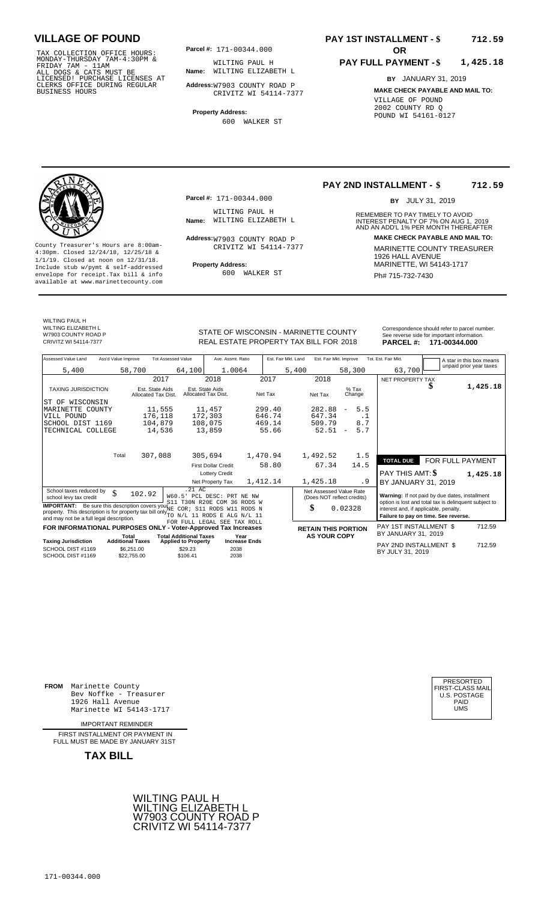# VILLAGE OF POUND

TAX COLLECTION OFFICE HOURS:
MONDAY-THURSDAY 7AM-4:30PM &
FRIDAY 7AM - 11AM
ALL DOGS & CATS MUST BE
LICENSED! PURCHASE LICENSES AT
CLERKS OFFICE DURING REGULAR
BUSINESS HOURS

**Parcel #:** 171-00344.000

**Name:** WILTING PAUL H
WILTING ELIZABETH L

**Address:** W7903 COUNTY ROAD P
CRIVITZ WI 54114-7377

**Property Address:**
600 WALKER ST

**PAY 1ST INSTALLMENT - $ 712.59**

**OR**

**PAY FULL PAYMENT - $ 1,425.18**

**BY** JANUARY 31, 2019

**MAKE CHECK PAYABLE AND MAIL TO:**
VILLAGE OF POUND
2002 COUNTY RD Q
POUND WI 54161-0127

---

County Treasurer's Hours are 8:00am-4:30pm. Closed 12/24/18, 12/25/18 & 1/1/19. Closed at noon on 12/31/18. Include stub w/pymt & self-addressed envelope for receipt. Tax bill & info available at www.marinettecounty.com

**Parcel #:** 171-00344.000

**Name:** WILTING PAUL H
WILTING ELIZABETH L

**Address:** W7903 COUNTY ROAD P
CRIVITZ WI 54114-7377

**Property Address:**
600 WALKER ST

**PAY 2ND INSTALLMENT - $ 712.59**

**BY** JULY 31, 2019

REMEMBER TO PAY TIMELY TO AVOID INTEREST PENALTY OF 7% ON AUG 1, 2019 AND AN ADD'L 1% PER MONTH THEREAFTER

**MAKE CHECK PAYABLE AND MAIL TO:**
MARINETTE COUNTY TREASURER
1926 HALL AVENUE
MARINETTE, WI 54143-1717
Ph# 715-732-7430

---

WILTING PAUL H
WILTING ELIZABETH L
W7903 COUNTY ROAD P
CRIVITZ WI 54114-7377

STATE OF WISCONSIN - MARINETTE COUNTY
REAL ESTATE PROPERTY TAX BILL FOR 2018

Correspondence should refer to parcel number. See reverse side for important information.
**PARCEL #: 171-00344.000**

| Assessed Value Land | Ass'd Value Improve | Tot Assessed Value | Ave. Assmt. Ratio | Est. Fair Mkt. Land | Est. Fair Mkt. Improve | Tot. Est. Fair Mkt. |
|---|---|---|---|---|---|---|
| 5,400 | 58,700 | 64,100 | 1.0064 | 5,400 | 58,300 | 63,700 |

A star in this box means unpaid prior year taxes

| TAXING JURISDICTION | 2017 Est. State Aids Allocated Tax Dist. | 2018 Est. State Aids Allocated Tax Dist. | 2017 Net Tax | 2018 Net Tax | % Tax Change |
|---|---|---|---|---|---|
| ST OF WISCONSIN | | | | | |
| MARINETTE COUNTY | 11,555 | 11,457 | 299.40 | 282.88 | - 5.5 |
| VILL POUND | 176,118 | 172,303 | 646.74 | 647.34 | .1 |
| SCHOOL DIST 1169 | 104,879 | 108,075 | 469.14 | 509.79 | 8.7 |
| TECHNICAL COLLEGE | 14,536 | 13,859 | 55.66 | 52.51 | - 5.7 |
| Total | 307,088 | 305,694 | 1,470.94 | 1,492.52 | 1.5 |
| | | First Dollar Credit | 58.80 | 67.34 | 14.5 |
| | | Lottery Credit | | | |
| | | Net Property Tax | 1,412.14 | 1,425.18 | .9 |

NET PROPERTY TAX $ 1,425.18

**TOTAL DUE** FOR FULL PAYMENT
PAY THIS AMT: $ 1,425.18
BY JANUARY 31, 2019

School taxes reduced by school levy tax credit $ 102.92

.21 AC
W60.5' PCL DESC: PRT NE NW S11 T30N R20E COM 36 RODS W NE COR; S11 RODS W11 RODS N TO N/L 11 RODS E ALG N/L 11 FOR FULL LEGAL SEE TAX ROLL

**IMPORTANT:** Be sure this description covers your property. This description is for property tax bill only and may not be a full legal description.

Net Assessed Value Rate (Does NOT reflect credits) $ 0.02328

**Warning:** If not paid by due dates, installment option is lost and total tax is delinquent subject to interest and, if applicable, penalty.
**Failure to pay on time. See reverse.**

**FOR INFORMATIONAL PURPOSES ONLY - Voter-Approved Tax Increases**

| Taxing Jurisdiction | Total Additional Taxes | Total Additional Taxes Applied to Property | Year Increase Ends |
|---|---|---|---|
| SCHOOL DIST #1169 | $6,251.00 | $29.23 | 2038 |
| SCHOOL DIST #1169 | $22,755.00 | $106.41 | 2038 |

**RETAIN THIS PORTION AS YOUR COPY**

PAY 1ST INSTALLMENT $ 712.59
BY JANUARY 31, 2019

PAY 2ND INSTALLMENT $ 712.59
BY JULY 31, 2019

---

**FROM** Marinette County
Bev Noffke - Treasurer
1926 Hall Avenue
Marinette WI 54143-1717

PRESORTED
FIRST-CLASS MAIL
U.S. POSTAGE
PAID
UMS

IMPORTANT REMINDER

FIRST INSTALLMENT OR PAYMENT IN FULL MUST BE MADE BY JANUARY 31ST

**TAX BILL**

WILTING PAUL H
WILTING ELIZABETH L
W7903 COUNTY ROAD P
CRIVITZ WI 54114-7377

171-00344.000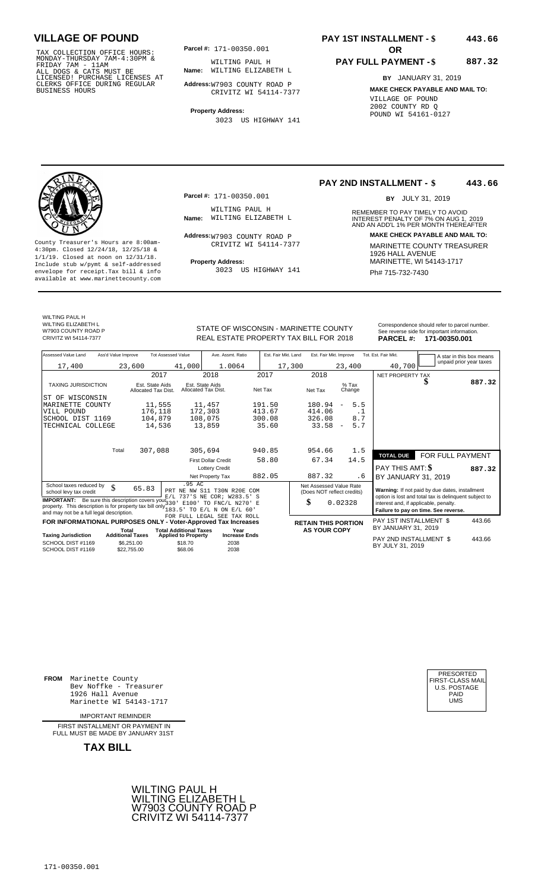## VILLAGE OF POUND

TAX COLLECTION OFFICE HOURS: MONDAY-THURSDAY 7AM-4:30PM & FRIDAY 7AM - 11AM ALL DOGS & CATS MUST BE LICENSED! PURCHASE LICENSES AT CLERKS OFFICE DURING REGULAR BUSINESS HOURS

**Parcel #:** 171-00350.001

**Name:** WILTING PAUL H
WILTING ELIZABETH L

**Address:** W7903 COUNTY ROAD P
CRIVITZ WI 54114-7377

**Property Address:**
3023 US HIGHWAY 141

**PAY 1ST INSTALLMENT - $ 443.66**

**OR**

**PAY FULL PAYMENT - $ 887.32**

**BY** JANUARY 31, 2019

**MAKE CHECK PAYABLE AND MAIL TO:**
VILLAGE OF POUND
2002 COUNTY RD Q
POUND WI 54161-0127

---

County Treasurer's Hours are 8:00am-4:30pm. Closed 12/24/18, 12/25/18 & 1/1/19. Closed at noon on 12/31/18. Include stub w/pymt & self-addressed envelope for receipt.Tax bill & info available at www.marinettecounty.com

**Parcel #:** 171-00350.001

**Name:** WILTING PAUL H
WILTING ELIZABETH L

**Address:** W7903 COUNTY ROAD P
CRIVITZ WI 54114-7377

**Property Address:**
3023 US HIGHWAY 141

**PAY 2ND INSTALLMENT - $ 443.66**

**BY** JULY 31, 2019

REMEMBER TO PAY TIMELY TO AVOID INTEREST PENALTY OF 7% ON AUG 1, 2019 AND AN ADD'L 1% PER MONTH THEREAFTER

**MAKE CHECK PAYABLE AND MAIL TO:**
MARINETTE COUNTY TREASURER
1926 HALL AVENUE
MARINETTE, WI 54143-1717
Ph# 715-732-7430

---

WILTING PAUL H
WILTING ELIZABETH L
W7903 COUNTY ROAD P
CRIVITZ WI 54114-7377

STATE OF WISCONSIN - MARINETTE COUNTY
REAL ESTATE PROPERTY TAX BILL FOR 2018

Correspondence should refer to parcel number. See reverse side for important information.
**PARCEL #: 171-00350.001**

| Assessed Value Land | Ass'd Value Improve | Tot Assessed Value | Ave. Assmt. Ratio | Est. Fair Mkt. Land | Est. Fair Mkt. Improve | Tot. Est. Fair Mkt. |
|---|---|---|---|---|---|---|
| 17,400 | 23,600 | 41,000 | 1.0064 | 17,300 | 23,400 | 40,700 |

A star in this box means unpaid prior year taxes

| TAXING JURISDICTION | 2017 Est. State Aids Allocated Tax Dist. | 2018 Est. State Aids Allocated Tax Dist. | 2017 Net Tax | 2018 Net Tax | % Tax Change |
|---|---|---|---|---|---|
| ST OF WISCONSIN | | | | | |
| MARINETTE COUNTY | 11,555 | 11,457 | 191.50 | 180.94 | - 5.5 |
| VILL POUND | 176,118 | 172,303 | 413.67 | 414.06 | .1 |
| SCHOOL DIST 1169 | 104,879 | 108,075 | 300.08 | 326.08 | 8.7 |
| TECHNICAL COLLEGE | 14,536 | 13,859 | 35.60 | 33.58 | - 5.7 |
| Total | 307,088 | 305,694 | 940.85 | 954.66 | 1.5 |
| | | First Dollar Credit | 58.80 | 67.34 | 14.5 |
| | | Lottery Credit | | | |
| | | Net Property Tax | 882.05 | 887.32 | .6 |

NET PROPERTY TAX $ 887.32

**TOTAL DUE** FOR FULL PAYMENT
PAY THIS AMT: $ **887.32**
BY JANUARY 31, 2019

School taxes reduced by school levy tax credit $ 65.83

.95 AC
PRT NE NW S11 T30N R20E COM E/L 737'S NE COR; W283.5' S 330' E100' TO FNC/L N270' E 183.5' TO E/L N ON E/L 60'
FOR FULL LEGAL SEE TAX ROLL

**IMPORTANT:** Be sure this description covers your property. This description is for property tax bill only and may not be a full legal description.

Net Assessed Value Rate (Does NOT reflect credits) $ 0.02328

**Warning:** If not paid by due dates, installment option is lost and total tax is delinquent subject to interest and, if applicable, penalty.
**Failure to pay on time. See reverse.**

**FOR INFORMATIONAL PURPOSES ONLY - Voter-Approved Tax Increases**

| Taxing Jurisdiction | Total Additional Taxes | Total Additional Taxes Applied to Property | Year Increase Ends |
|---|---|---|---|
| SCHOOL DIST #1169 | $6,251.00 | $18.70 | 2038 |
| SCHOOL DIST #1169 | $22,755.00 | $68.06 | 2038 |

**RETAIN THIS PORTION AS YOUR COPY**

PAY 1ST INSTALLMENT $ 443.66
BY JANUARY 31, 2019

PAY 2ND INSTALLMENT $ 443.66
BY JULY 31, 2019

---

**FROM** Marinette County
Bev Noffke - Treasurer
1926 Hall Avenue
Marinette WI 54143-1717

PRESORTED FIRST-CLASS MAIL U.S. POSTAGE PAID UMS

IMPORTANT REMINDER

FIRST INSTALLMENT OR PAYMENT IN FULL MUST BE MADE BY JANUARY 31ST

**TAX BILL**

WILTING PAUL H
WILTING ELIZABETH L
W7903 COUNTY ROAD P
CRIVITZ WI 54114-7377

171-00350.001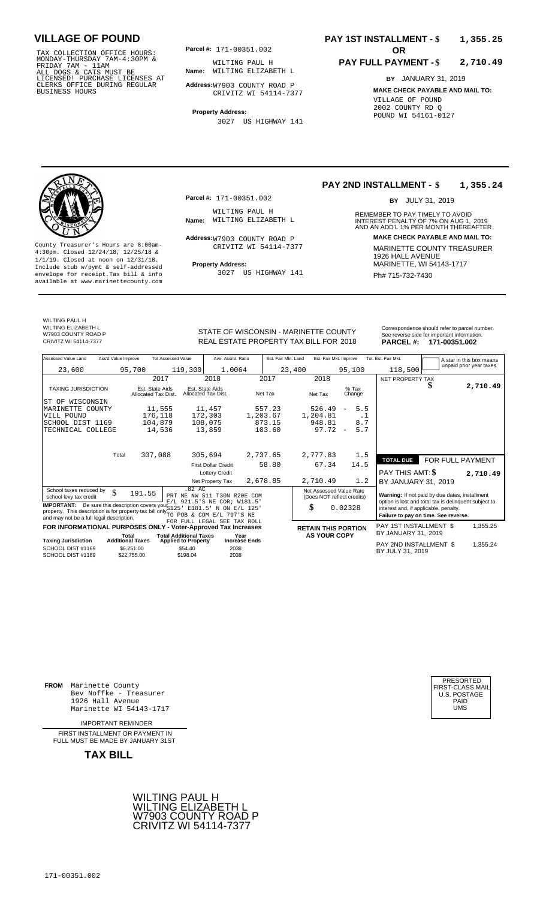# VILLAGE OF POUND

TAX COLLECTION OFFICE HOURS:
MONDAY-THURSDAY 7AM-4:30PM &
FRIDAY 7AM - 11AM
ALL DOGS & CATS MUST BE
LICENSED! PURCHASE LICENSES AT
CLERKS OFFICE DURING REGULAR
BUSINESS HOURS

**Parcel #:** 171-00351.002

**Name:** WILTING PAUL H
WILTING ELIZABETH L

**Address:** W7903 COUNTY ROAD P
CRIVITZ WI 54114-7377

**Property Address:**
3027 US HIGHWAY 141

**PAY 1ST INSTALLMENT - $ 1,355.25**

**OR**

**PAY FULL PAYMENT - $ 2,710.49**

**BY** JANUARY 31, 2019

**MAKE CHECK PAYABLE AND MAIL TO:**
VILLAGE OF POUND
2002 COUNTY RD Q
POUND WI 54161-0127

---

County Treasurer's Hours are 8:00am-4:30pm. Closed 12/24/18, 12/25/18 & 1/1/19. Closed at noon on 12/31/18. Include stub w/pymt & self-addressed envelope for receipt.Tax bill & info available at www.marinettecounty.com

**Parcel #:** 171-00351.002

**Name:** WILTING PAUL H
WILTING ELIZABETH L

**Address:** W7903 COUNTY ROAD P
CRIVITZ WI 54114-7377

**Property Address:**
3027 US HIGHWAY 141

**PAY 2ND INSTALLMENT - $ 1,355.24**

**BY** JULY 31, 2019

REMEMBER TO PAY TIMELY TO AVOID INTEREST PENALTY OF 7% ON AUG 1, 2019 AND AN ADD'L 1% PER MONTH THEREAFTER

**MAKE CHECK PAYABLE AND MAIL TO:**
MARINETTE COUNTY TREASURER
1926 HALL AVENUE
MARINETTE, WI 54143-1717
Ph# 715-732-7430

---

WILTING PAUL H
WILTING ELIZABETH L
W7903 COUNTY ROAD P
CRIVITZ WI 54114-7377

STATE OF WISCONSIN - MARINETTE COUNTY
REAL ESTATE PROPERTY TAX BILL FOR 2018

Correspondence should refer to parcel number. See reverse side for important information.

**PARCEL #: 171-00351.002**

| Assessed Value Land | Ass'd Value Improve | Tot Assessed Value | Ave. Assmt. Ratio | Est. Fair Mkt. Land | Est. Fair Mkt. Improve | Tot. Est. Fair Mkt. |
|---|---|---|---|---|---|---|
| 23,600 | 95,700 | 119,300 | 1.0064 | 23,400 | 95,100 | 118,500 |

A star in this box means unpaid prior year taxes

| TAXING JURISDICTION | 2017 Est. State Aids Allocated Tax Dist. | 2018 Est. State Aids Allocated Tax Dist. | 2017 Net Tax | 2018 Net Tax | % Tax Change |
|---|---|---|---|---|---|
| ST OF WISCONSIN | | | | | |
| MARINETTE COUNTY | 11,555 | 11,457 | 557.23 | 526.49 | - 5.5 |
| VILL POUND | 176,118 | 172,303 | 1,203.67 | 1,204.81 | .1 |
| SCHOOL DIST 1169 | 104,879 | 108,075 | 873.15 | 948.81 | 8.7 |
| TECHNICAL COLLEGE | 14,536 | 13,859 | 103.60 | 97.72 | - 5.7 |
| Total | 307,088 | 305,694 | 2,737.65 | 2,777.83 | 1.5 |
| | | First Dollar Credit | 58.80 | 67.34 | 14.5 |
| | | Lottery Credit | | | |
| | | Net Property Tax | 2,678.85 | 2,710.49 | 1.2 |

NET PROPERTY TAX $ 2,710.49

**TOTAL DUE FOR FULL PAYMENT**

PAY THIS AMT: $ 2,710.49

BY JANUARY 31, 2019

School taxes reduced by school levy tax credit $ 191.55

.82 AC
PRT NE NW S11 T30N R20E COM E/L 921.5'S NE COR; W181.5' S125' E181.5' N ON E/L 125' TO POB & COM E/L 797'S NE FOR FULL LEGAL SEE TAX ROLL

**IMPORTANT:** Be sure this description covers your property. This description is for property tax bill only and may not be a full legal description.

Net Assessed Value Rate (Does NOT reflect credits) $ 0.02328

**Warning:** If not paid by due dates, installment option is lost and total tax is delinquent subject to interest and, if applicable, penalty.
**Failure to pay on time. See reverse.**

**FOR INFORMATIONAL PURPOSES ONLY - Voter-Approved Tax Increases**

| Taxing Jurisdiction | Total Additional Taxes | Total Additional Taxes Applied to Property | Year Increase Ends |
|---|---|---|---|
| SCHOOL DIST #1169 | $6,251.00 | $54.40 | 2038 |
| SCHOOL DIST #1169 | $22,755.00 | $198.04 | 2038 |

**RETAIN THIS PORTION AS YOUR COPY**

PAY 1ST INSTALLMENT $ 1,355.25
BY JANUARY 31, 2019

PAY 2ND INSTALLMENT $ 1,355.24
BY JULY 31, 2019

---

**FROM** Marinette County
Bev Noffke - Treasurer
1926 Hall Avenue
Marinette WI 54143-1717

PRESORTED
FIRST-CLASS MAIL
U.S. POSTAGE
PAID
UMS

IMPORTANT REMINDER

FIRST INSTALLMENT OR PAYMENT IN FULL MUST BE MADE BY JANUARY 31ST

**TAX BILL**

WILTING PAUL H
WILTING ELIZABETH L
W7903 COUNTY ROAD P
CRIVITZ WI 54114-7377

171-00351.002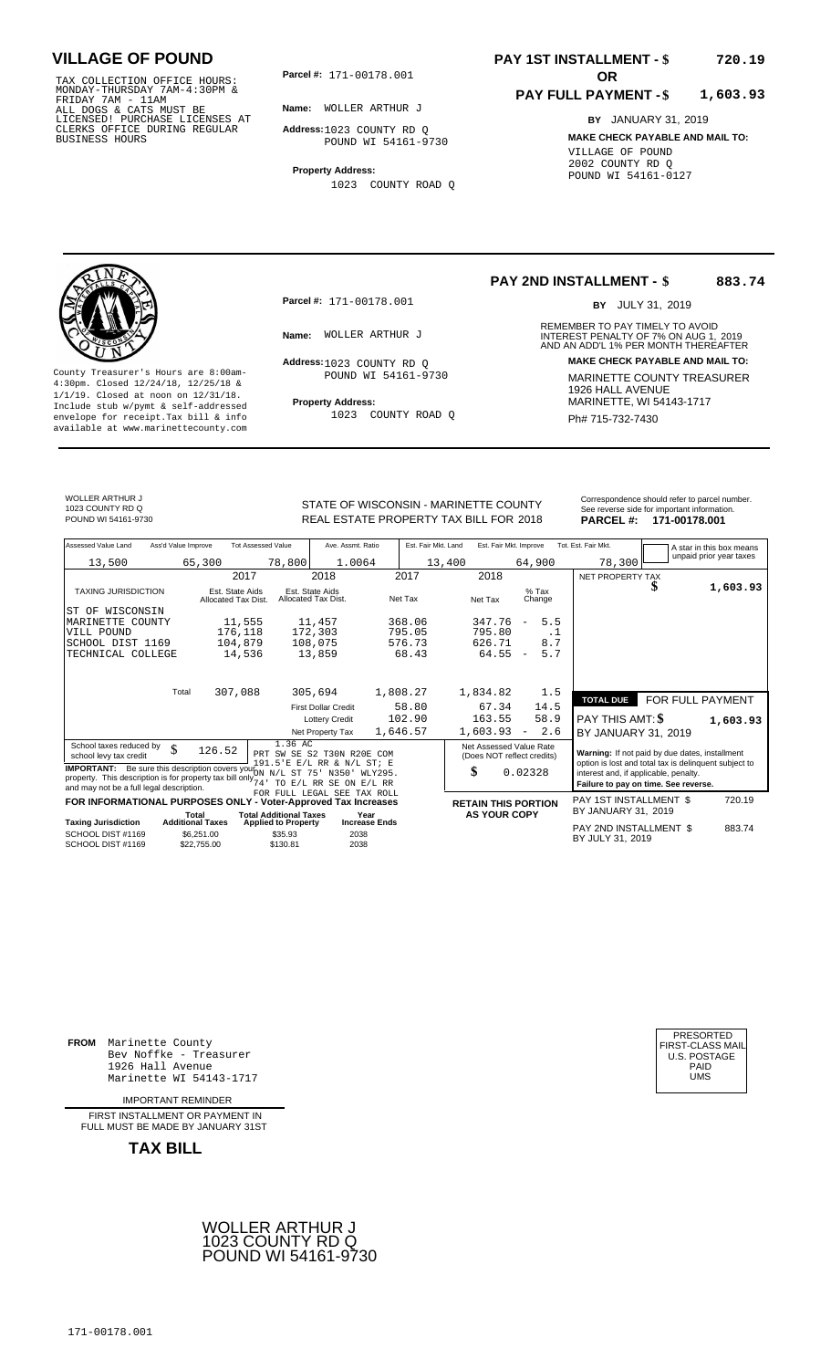# VILLAGE OF POUND

TAX COLLECTION OFFICE HOURS: MONDAY-THURSDAY 7AM-4:30PM & FRIDAY 7AM - 11AM
ALL DOGS & CATS MUST BE LICENSED! PURCHASE LICENSES AT CLERKS OFFICE DURING REGULAR BUSINESS HOURS

**Parcel #:** 171-00178.001

**Name:** WOLLER ARTHUR J

**Address:** 1023 COUNTY RD Q
POUND WI 54161-9730

**Property Address:**
1023 COUNTY ROAD Q

**PAY 1ST INSTALLMENT - $ 720.19**

**OR**

**PAY FULL PAYMENT - $ 1,603.93**

**BY** JANUARY 31, 2019

**MAKE CHECK PAYABLE AND MAIL TO:**
VILLAGE OF POUND
2002 COUNTY RD Q
POUND WI 54161-0127

---

County Treasurer's Hours are 8:00am-4:30pm. Closed 12/24/18, 12/25/18 & 1/1/19. Closed at noon on 12/31/18. Include stub w/pymt & self-addressed envelope for receipt.Tax bill & info available at www.marinettecounty.com

**Parcel #:** 171-00178.001

**Name:** WOLLER ARTHUR J

**Address:** 1023 COUNTY RD Q
POUND WI 54161-9730

**Property Address:**
1023 COUNTY ROAD Q

**PAY 2ND INSTALLMENT - $ 883.74**

**BY** JULY 31, 2019

REMEMBER TO PAY TIMELY TO AVOID INTEREST PENALTY OF 7% ON AUG 1, 2019 AND AN ADD'L 1% PER MONTH THEREAFTER

**MAKE CHECK PAYABLE AND MAIL TO:**
MARINETTE COUNTY TREASURER
1926 HALL AVENUE
MARINETTE, WI 54143-1717
Ph# 715-732-7430

---

WOLLER ARTHUR J
1023 COUNTY RD Q
POUND WI 54161-9730

STATE OF WISCONSIN - MARINETTE COUNTY
REAL ESTATE PROPERTY TAX BILL FOR 2018

Correspondence should refer to parcel number. See reverse side for important information.
**PARCEL #: 171-00178.001**

| Assessed Value Land | Ass'd Value Improve | Tot Assessed Value | Ave. Assmt. Ratio | Est. Fair Mkt. Land | Est. Fair Mkt. Improve | Tot. Est. Fair Mkt. |
|---|---|---|---|---|---|---|
| 13,500 | 65,300 | 78,800 | 1.0064 | 13,400 | 64,900 | 78,300 |

A star in this box means unpaid prior year taxes

| TAXING JURISDICTION | 2017 Est. State Aids Allocated Tax Dist. | 2018 Est. State Aids Allocated Tax Dist. | 2017 Net Tax | 2018 Net Tax | % Tax Change |
|---|---|---|---|---|---|
| ST OF WISCONSIN | | | | | |
| MARINETTE COUNTY | 11,555 | 11,457 | 368.06 | 347.76 | - 5.5 |
| VILL POUND | 176,118 | 172,303 | 795.05 | 795.80 | .1 |
| SCHOOL DIST 1169 | 104,879 | 108,075 | 576.73 | 626.71 | 8.7 |
| TECHNICAL COLLEGE | 14,536 | 13,859 | 68.43 | 64.55 | - 5.7 |
| Total | 307,088 | 305,694 | 1,808.27 | 1,834.82 | 1.5 |
| | | First Dollar Credit | 58.80 | 67.34 | 14.5 |
| | | Lottery Credit | 102.90 | 163.55 | 58.9 |
| | | Net Property Tax | 1,646.57 | 1,603.93 | - 2.6 |

NET PROPERTY TAX $ 1,603.93

**TOTAL DUE** FOR FULL PAYMENT
PAY THIS AMT: $ 1,603.93
BY JANUARY 31, 2019

School taxes reduced by school levy tax credit $ 126.52

1.36 AC
PRT SW SE S2 T30N R20E COM 191.5'E E/L RR & N/L ST; E ON N/L ST 75' N350' WLY295. 74' TO E/L RR SE ON E/L RR FOR FULL LEGAL SEE TAX ROLL

**IMPORTANT:** Be sure this description covers your property. This description is for property tax bill only and may not be a full legal description.

Net Assessed Value Rate (Does NOT reflect credits) $ 0.02328

**Warning:** If not paid by due dates, installment option is lost and total tax is delinquent subject to interest and, if applicable, penalty.
**Failure to pay on time. See reverse.**

**FOR INFORMATIONAL PURPOSES ONLY - Voter-Approved Tax Increases**

| Taxing Jurisdiction | Total Additional Taxes | Total Additional Taxes Applied to Property | Year Increase Ends |
|---|---|---|---|
| SCHOOL DIST #1169 | $6,251.00 | $35.93 | 2038 |
| SCHOOL DIST #1169 | $22,755.00 | $130.81 | 2038 |

**RETAIN THIS PORTION AS YOUR COPY**

PAY 1ST INSTALLMENT $ 720.19
BY JANUARY 31, 2019

PAY 2ND INSTALLMENT $ 883.74
BY JULY 31, 2019

---

**FROM** Marinette County
Bev Noffke - Treasurer
1926 Hall Avenue
Marinette WI 54143-1717

IMPORTANT REMINDER

FIRST INSTALLMENT OR PAYMENT IN FULL MUST BE MADE BY JANUARY 31ST

**TAX BILL**

PRESORTED
FIRST-CLASS MAIL
U.S. POSTAGE
PAID
UMS

WOLLER ARTHUR J
1023 COUNTY RD Q
POUND WI 54161-9730

171-00178.001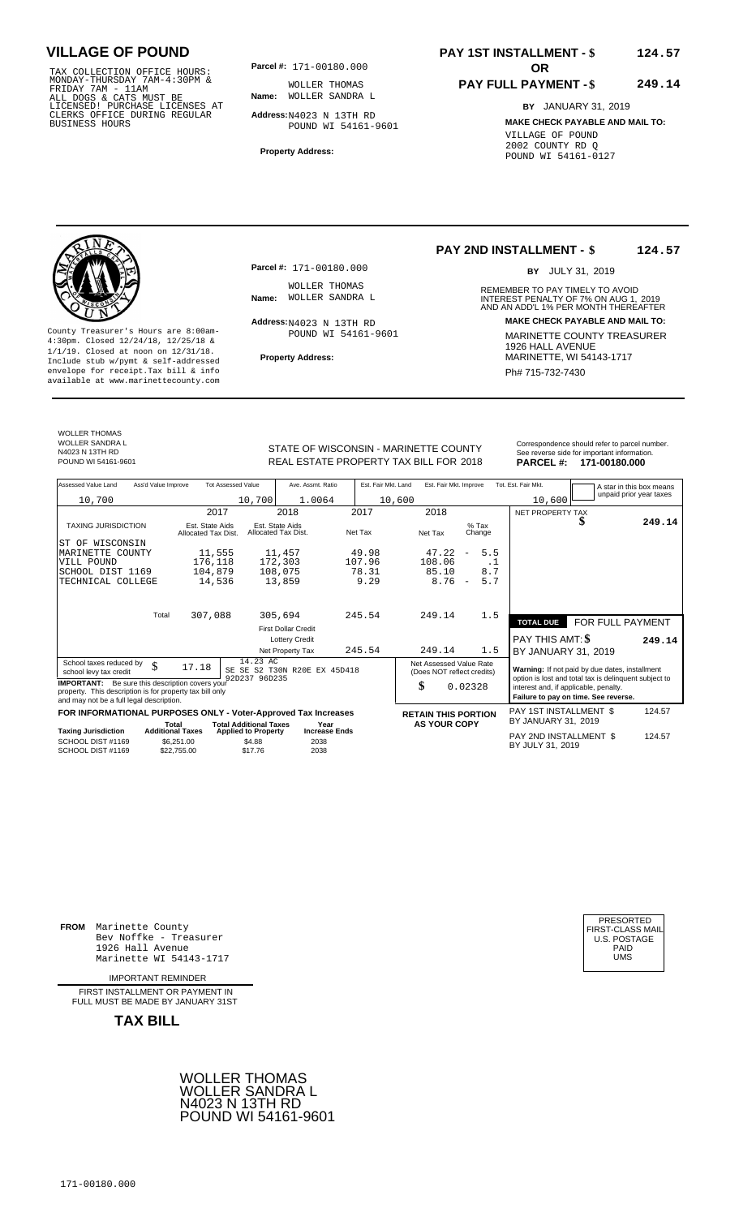# VILLAGE OF POUND

TAX COLLECTION OFFICE HOURS:
MONDAY-THURSDAY 7AM-4:30PM &
FRIDAY 7AM - 11AM
ALL DOGS & CATS MUST BE
LICENSED! PURCHASE LICENSES AT
CLERKS OFFICE DURING REGULAR
BUSINESS HOURS

**Parcel #:** 171-00180.000

**Name:** WOLLER THOMAS
WOLLER SANDRA L

**Address:** N4023 N 13TH RD
POUND WI 54161-9601

**Property Address:**

**PAY 1ST INSTALLMENT - $** **124.57**

**OR**

**PAY FULL PAYMENT - $** **249.14**

**BY** JANUARY 31, 2019

**MAKE CHECK PAYABLE AND MAIL TO:**
VILLAGE OF POUND
2002 COUNTY RD Q
POUND WI 54161-0127

---

**PAY 2ND INSTALLMENT - $** **124.57**

**BY** JULY 31, 2019

**Parcel #:** 171-00180.000

**Name:** WOLLER THOMAS
WOLLER SANDRA L

**Address:** N4023 N 13TH RD
POUND WI 54161-9601

**Property Address:**

County Treasurer's Hours are 8:00am-4:30pm. Closed 12/24/18, 12/25/18 & 1/1/19. Closed at noon on 12/31/18. Include stub w/pymt & self-addressed envelope for receipt.Tax bill & info available at www.marinettecounty.com

REMEMBER TO PAY TIMELY TO AVOID INTEREST PENALTY OF 7% ON AUG 1, 2019 AND AN ADD'L 1% PER MONTH THEREAFTER

**MAKE CHECK PAYABLE AND MAIL TO:**
MARINETTE COUNTY TREASURER
1926 HALL AVENUE
MARINETTE, WI 54143-1717
Ph# 715-732-7430

---

WOLLER THOMAS
WOLLER SANDRA L
N4023 N 13TH RD
POUND WI 54161-9601

STATE OF WISCONSIN - MARINETTE COUNTY
REAL ESTATE PROPERTY TAX BILL FOR 2018

Correspondence should refer to parcel number. See reverse side for important information.
**PARCEL #: 171-00180.000**

| Assessed Value Land | Ass'd Value Improve | Tot Assessed Value | Ave. Assmt. Ratio | Est. Fair Mkt. Land | Est. Fair Mkt. Improve | Tot. Est. Fair Mkt. |
|---|---|---|---|---|---|---|
| 10,700 | | 10,700 | 1.0064 | 10,600 | | 10,600 |

A star in this box means unpaid prior year taxes

| TAXING JURISDICTION | 2017 Est. State Aids Allocated Tax Dist. | 2018 Est. State Aids Allocated Tax Dist. | 2017 Net Tax | 2018 Net Tax | % Tax Change |
|---|---|---|---|---|---|
| ST OF WISCONSIN | | | | | |
| MARINETTE COUNTY | 11,555 | 11,457 | 49.98 | 47.22 | - 5.5 |
| VILL POUND | 176,118 | 172,303 | 107.96 | 108.06 | .1 |
| SCHOOL DIST 1169 | 104,879 | 108,075 | 78.31 | 85.10 | 8.7 |
| TECHNICAL COLLEGE | 14,536 | 13,859 | 9.29 | 8.76 | - 5.7 |
| Total | 307,088 | 305,694 | 245.54 | 249.14 | 1.5 |
| | | First Dollar Credit | | | |
| | | Lottery Credit | | | |
| | | Net Property Tax | 245.54 | 249.14 | 1.5 |

NET PROPERTY TAX $ **249.14**

**TOTAL DUE** FOR FULL PAYMENT
PAY THIS AMT: $ **249.14**
BY JANUARY 31, 2019

School taxes reduced by school levy tax credit $ 17.18

14.23 AC
SE SE S2 T30N R20E EX 45D418
92D237 96D235

**IMPORTANT:** Be sure this description covers your property. This description is for property tax bill only and may not be a full legal description.

Net Assessed Value Rate (Does NOT reflect credits) $ 0.02328

**Warning:** If not paid by due dates, installment option is lost and total tax is delinquent subject to interest and, if applicable, penalty.
**Failure to pay on time. See reverse.**

**FOR INFORMATIONAL PURPOSES ONLY - Voter-Approved Tax Increases**

| Taxing Jurisdiction | Total Additional Taxes | Total Additional Taxes Applied to Property | Year Increase Ends |
|---|---|---|---|
| SCHOOL DIST #1169 | $6,251.00 | $4.88 | 2038 |
| SCHOOL DIST #1169 | $22,755.00 | $17.76 | 2038 |

**RETAIN THIS PORTION AS YOUR COPY**

PAY 1ST INSTALLMENT $ 124.57
BY JANUARY 31, 2019

PAY 2ND INSTALLMENT $ 124.57
BY JULY 31, 2019

---

**FROM** Marinette County
Bev Noffke - Treasurer
1926 Hall Avenue
Marinette WI 54143-1717

PRESORTED
FIRST-CLASS MAIL
U.S. POSTAGE
PAID
UMS

IMPORTANT REMINDER

FIRST INSTALLMENT OR PAYMENT IN FULL MUST BE MADE BY JANUARY 31ST

**TAX BILL**

WOLLER THOMAS
WOLLER SANDRA L
N4023 N 13TH RD
POUND WI 54161-9601

171-00180.000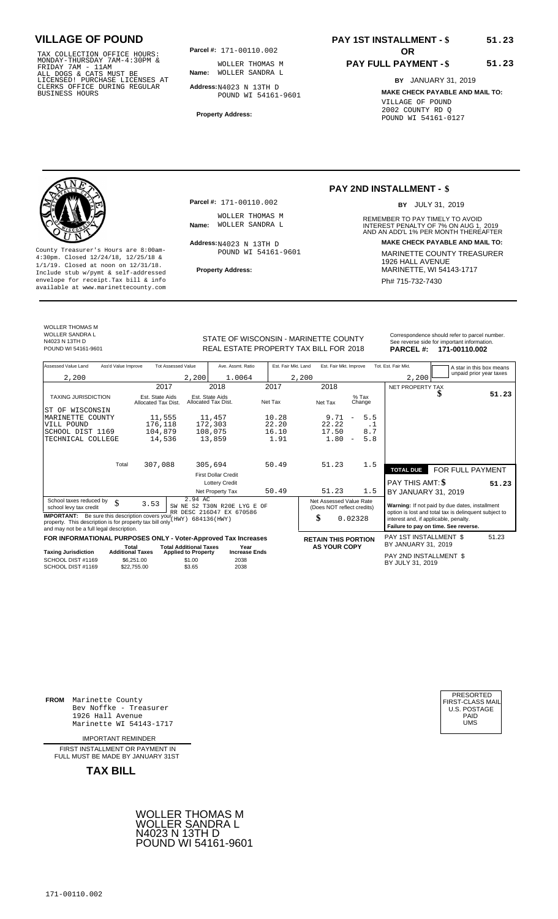# VILLAGE OF POUND

TAX COLLECTION OFFICE HOURS: MONDAY-THURSDAY 7AM-4:30PM & FRIDAY 7AM - 11AM
ALL DOGS & CATS MUST BE LICENSED! PURCHASE LICENSES AT CLERKS OFFICE DURING REGULAR BUSINESS HOURS

**Parcel #:** 171-00110.002

**Name:** WOLLER THOMAS M
WOLLER SANDRA L

**Address:** N4023 N 13TH D
POUND WI 54161-9601

**Property Address:**

**PAY 1ST INSTALLMENT - $** 51.23

**OR**

**PAY FULL PAYMENT - $** 51.23

**BY** JANUARY 31, 2019

**MAKE CHECK PAYABLE AND MAIL TO:**
VILLAGE OF POUND
2002 COUNTY RD Q
POUND WI 54161-0127

---

County Treasurer's Hours are 8:00am-4:30pm. Closed 12/24/18, 12/25/18 & 1/1/19. Closed at noon on 12/31/18. Include stub w/pymt & self-addressed envelope for receipt. Tax bill & info available at www.marinettecounty.com

**Parcel #:** 171-00110.002

**Name:** WOLLER THOMAS M
WOLLER SANDRA L

**Address:** N4023 N 13TH D
POUND WI 54161-9601

**Property Address:**

**PAY 2ND INSTALLMENT - $**

**BY** JULY 31, 2019

REMEMBER TO PAY TIMELY TO AVOID INTEREST PENALTY OF 7% ON AUG 1, 2019 AND AN ADD'L 1% PER MONTH THEREAFTER

**MAKE CHECK PAYABLE AND MAIL TO:**
MARINETTE COUNTY TREASURER
1926 HALL AVENUE
MARINETTE, WI 54143-1717
Ph# 715-732-7430

---

WOLLER THOMAS M
WOLLER SANDRA L
N4023 N 13TH D
POUND WI 54161-9601

STATE OF WISCONSIN - MARINETTE COUNTY
REAL ESTATE PROPERTY TAX BILL FOR 2018

Correspondence should refer to parcel number. See reverse side for important information.
**PARCEL #: 171-00110.002**

| Assessed Value Land | Ass'd Value Improve | Tot Assessed Value | Ave. Assmt. Ratio | Est. Fair Mkt. Land | Est. Fair Mkt. Improve | Tot. Est. Fair Mkt. |
|---|---|---|---|---|---|---|
| 2,200 | | 2,200 | 1.0064 | 2,200 | | 2,200 |

A star in this box means unpaid prior year taxes

| TAXING JURISDICTION | 2017 Est. State Aids Allocated Tax Dist. | 2018 Est. State Aids Allocated Tax Dist. | 2017 Net Tax | 2018 Net Tax | % Tax Change |
|---|---|---|---|---|---|
| ST OF WISCONSIN | | | | | |
| MARINETTE COUNTY | 11,555 | 11,457 | 10.28 | 9.71 | - 5.5 |
| VILL POUND | 176,118 | 172,303 | 22.20 | 22.22 | .1 |
| SCHOOL DIST 1169 | 104,879 | 108,075 | 16.10 | 17.50 | 8.7 |
| TECHNICAL COLLEGE | 14,536 | 13,859 | 1.91 | 1.80 | - 5.8 |
| Total | 307,088 | 305,694 | 50.49 | 51.23 | 1.5 |
| | | First Dollar Credit | | | |
| | | Lottery Credit | | | |
| | | Net Property Tax | 50.49 | 51.23 | 1.5 |

NET PROPERTY TAX $ 51.23

**TOTAL DUE** FOR FULL PAYMENT
PAY THIS AMT: $ 51.23
BY JANUARY 31, 2019

School taxes reduced by school levy tax credit $ 3.53

2.94 AC
SW NE S2 T30N R20E LYG E OF RR DESC 216D47 EX 670586 (HWY) 684136(HWY)

**IMPORTANT:** Be sure this description covers your property. This description is for property tax bill only and may not be a full legal description.

Net Assessed Value Rate (Does NOT reflect credits) $ 0.02328

**Warning:** If not paid by due dates, installment option is lost and total tax is delinquent subject to interest and, if applicable, penalty.
**Failure to pay on time. See reverse.**

**FOR INFORMATIONAL PURPOSES ONLY - Voter-Approved Tax Increases**

| Taxing Jurisdiction | Total Additional Taxes | Total Additional Taxes Applied to Property | Year Increase Ends |
|---|---|---|---|
| SCHOOL DIST #1169 | $6,251.00 | $1.00 | 2038 |
| SCHOOL DIST #1169 | $22,755.00 | $3.65 | 2038 |

**RETAIN THIS PORTION AS YOUR COPY**

PAY 1ST INSTALLMENT $ 51.23
BY JANUARY 31, 2019

PAY 2ND INSTALLMENT $
BY JULY 31, 2019

---

**FROM** Marinette County
Bev Noffke - Treasurer
1926 Hall Avenue
Marinette WI 54143-1717

IMPORTANT REMINDER

FIRST INSTALLMENT OR PAYMENT IN FULL MUST BE MADE BY JANUARY 31ST

**TAX BILL**

PRESORTED
FIRST-CLASS MAIL
U.S. POSTAGE
PAID
UMS

WOLLER THOMAS M
WOLLER SANDRA L
N4023 N 13TH D
POUND WI 54161-9601

171-00110.002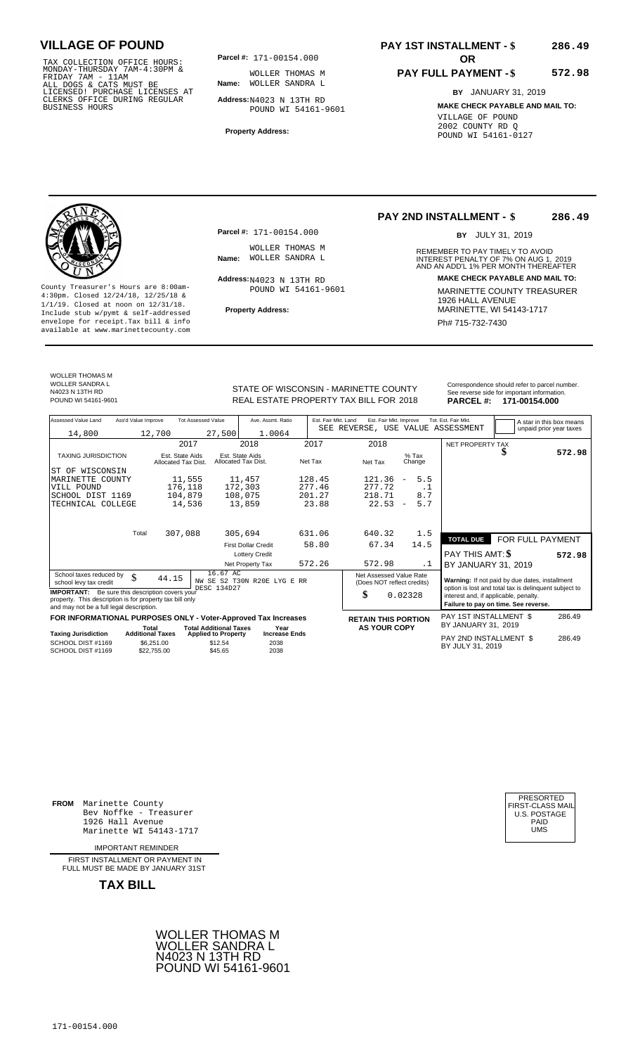# VILLAGE OF POUND

TAX COLLECTION OFFICE HOURS: MONDAY-THURSDAY 7AM-4:30PM & FRIDAY 7AM - 11AM ALL DOGS & CATS MUST BE LICENSED! PURCHASE LICENSES AT CLERKS OFFICE DURING REGULAR BUSINESS HOURS

**Parcel #:** 171-00154.000

**Name:** WOLLER THOMAS M WOLLER SANDRA L

**Address:** N4023 N 13TH RD POUND WI 54161-9601

**Property Address:**

**PAY 1ST INSTALLMENT - $ 286.49**

**OR**

**PAY FULL PAYMENT - $ 572.98**

**BY** JANUARY 31, 2019

**MAKE CHECK PAYABLE AND MAIL TO:**
VILLAGE OF POUND
2002 COUNTY RD Q
POUND WI 54161-0127

---

County Treasurer's Hours are 8:00am-4:30pm. Closed 12/24/18, 12/25/18 & 1/1/19. Closed at noon on 12/31/18. Include stub w/pymt & self-addressed envelope for receipt.Tax bill & info available at www.marinettecounty.com

**Parcel #:** 171-00154.000

**Name:** WOLLER THOMAS M WOLLER SANDRA L

**Address:** N4023 N 13TH RD POUND WI 54161-9601

**Property Address:**

**PAY 2ND INSTALLMENT - $ 286.49**

**BY** JULY 31, 2019

REMEMBER TO PAY TIMELY TO AVOID INTEREST PENALTY OF 7% ON AUG 1, 2019 AND AN ADD'L 1% PER MONTH THEREAFTER

**MAKE CHECK PAYABLE AND MAIL TO:**
MARINETTE COUNTY TREASURER
1926 HALL AVENUE
MARINETTE, WI 54143-1717
Ph# 715-732-7430

---

WOLLER THOMAS M
WOLLER SANDRA L
N4023 N 13TH RD
POUND WI 54161-9601

STATE OF WISCONSIN - MARINETTE COUNTY
REAL ESTATE PROPERTY TAX BILL FOR 2018

Correspondence should refer to parcel number. See reverse side for important information.
**PARCEL #: 171-00154.000**

| Assessed Value Land | Ass'd Value Improve | Tot Assessed Value | Ave. Assmt. Ratio | Est. Fair Mkt. Land | Est. Fair Mkt. Improve | Tot. Est. Fair Mkt. |
|---|---|---|---|---|---|---|
| 14,800 | 12,700 | 27,500 | 1.0064 | SEE REVERSE, USE VALUE ASSESSMENT | | |

A star in this box means unpaid prior year taxes

| TAXING JURISDICTION | 2017 Est. State Aids Allocated Tax Dist. | 2018 Est. State Aids Allocated Tax Dist. | 2017 Net Tax | 2018 Net Tax | % Tax Change |
|---|---|---|---|---|---|
| ST OF WISCONSIN | | | | | |
| MARINETTE COUNTY | 11,555 | 11,457 | 128.45 | 121.36 | - 5.5 |
| VILL POUND | 176,118 | 172,303 | 277.46 | 277.72 | .1 |
| SCHOOL DIST 1169 | 104,879 | 108,075 | 201.27 | 218.71 | 8.7 |
| TECHNICAL COLLEGE | 14,536 | 13,859 | 23.88 | 22.53 | - 5.7 |
| Total | 307,088 | 305,694 | 631.06 | 640.32 | 1.5 |
| | | First Dollar Credit | 58.80 | 67.34 | 14.5 |
| | | Lottery Credit | | | |
| | | Net Property Tax | 572.26 | 572.98 | .1 |

NET PROPERTY TAX $ 572.98

**TOTAL DUE** FOR FULL PAYMENT
PAY THIS AMT: $ 572.98
BY JANUARY 31, 2019

School taxes reduced by school levy tax credit $ 44.15

16.67 AC
NW SE S2 T30N R20E LYG E RR
DESC 134D27

**IMPORTANT:** Be sure this description covers your property. This description is for property tax bill only and may not be a full legal description.

Net Assessed Value Rate (Does NOT reflect credits) $ 0.02328

**Warning:** If not paid by due dates, installment option is lost and total tax is delinquent subject to interest and, if applicable, penalty. **Failure to pay on time. See reverse.**

**FOR INFORMATIONAL PURPOSES ONLY - Voter-Approved Tax Increases**

| Taxing Jurisdiction | Total Additional Taxes | Total Additional Taxes Applied to Property | Year Increase Ends |
|---|---|---|---|
| SCHOOL DIST #1169 | $6,251.00 | $12.54 | 2038 |
| SCHOOL DIST #1169 | $22,755.00 | $45.65 | 2038 |

**RETAIN THIS PORTION AS YOUR COPY**

PAY 1ST INSTALLMENT $ 286.49
BY JANUARY 31, 2019

PAY 2ND INSTALLMENT $ 286.49
BY JULY 31, 2019

---

**FROM** Marinette County
Bev Noffke - Treasurer
1926 Hall Avenue
Marinette WI 54143-1717

PRESORTED FIRST-CLASS MAIL U.S. POSTAGE PAID UMS

IMPORTANT REMINDER

FIRST INSTALLMENT OR PAYMENT IN FULL MUST BE MADE BY JANUARY 31ST

**TAX BILL**

WOLLER THOMAS M
WOLLER SANDRA L
N4023 N 13TH RD
POUND WI 54161-9601

171-00154.000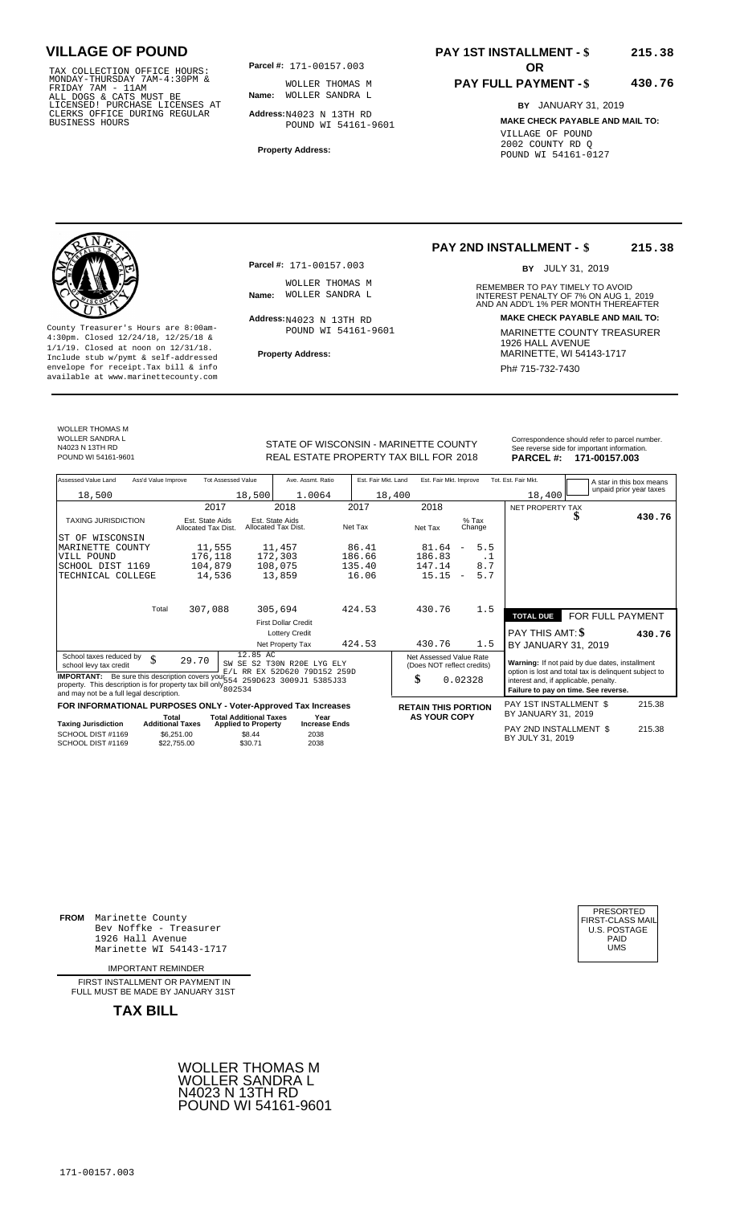# VILLAGE OF POUND

TAX COLLECTION OFFICE HOURS: MONDAY-THURSDAY 7AM-4:30PM & FRIDAY 7AM - 11AM
ALL DOGS & CATS MUST BE LICENSED! PURCHASE LICENSES AT CLERKS OFFICE DURING REGULAR BUSINESS HOURS

**Parcel #:** 171-00157.003

**Name:** WOLLER THOMAS M
WOLLER SANDRA L

**Address:** N4023 N 13TH RD
POUND WI 54161-9601

**Property Address:**

**PAY 1ST INSTALLMENT - $ 215.38**
**OR**
**PAY FULL PAYMENT - $ 430.76**

**BY** JANUARY 31, 2019

**MAKE CHECK PAYABLE AND MAIL TO:**
VILLAGE OF POUND
2002 COUNTY RD Q
POUND WI 54161-0127

---

County Treasurer's Hours are 8:00am-4:30pm. Closed 12/24/18, 12/25/18 & 1/1/19. Closed at noon on 12/31/18. Include stub w/pymt & self-addressed envelope for receipt. Tax bill & info available at www.marinettecounty.com

**Parcel #:** 171-00157.003

**Name:** WOLLER THOMAS M
WOLLER SANDRA L

**Address:** N4023 N 13TH RD
POUND WI 54161-9601

**Property Address:**

**PAY 2ND INSTALLMENT - $ 215.38**

**BY** JULY 31, 2019

REMEMBER TO PAY TIMELY TO AVOID INTEREST PENALTY OF 7% ON AUG 1, 2019 AND AN ADD'L 1% PER MONTH THEREAFTER

**MAKE CHECK PAYABLE AND MAIL TO:**
MARINETTE COUNTY TREASURER
1926 HALL AVENUE
MARINETTE, WI 54143-1717
Ph# 715-732-7430

---

WOLLER THOMAS M
WOLLER SANDRA L
N4023 N 13TH RD
POUND WI 54161-9601

STATE OF WISCONSIN - MARINETTE COUNTY
REAL ESTATE PROPERTY TAX BILL FOR 2018

Correspondence should refer to parcel number. See reverse side for important information.
**PARCEL #: 171-00157.003**

| Assessed Value Land | Ass'd Value Improve | Tot Assessed Value | Ave. Assmt. Ratio | Est. Fair Mkt. Land | Est. Fair Mkt. Improve | Tot. Est. Fair Mkt. |
|---|---|---|---|---|---|---|
| 18,500 | | 18,500 | 1.0064 | 18,400 | | 18,400 |

A star in this box means unpaid prior year taxes

| TAXING JURISDICTION | 2017 Est. State Aids Allocated Tax Dist. | 2018 Est. State Aids Allocated Tax Dist. | 2017 Net Tax | 2018 Net Tax | % Tax Change |
|---|---|---|---|---|---|
| ST OF WISCONSIN | | | | | |
| MARINETTE COUNTY | 11,555 | 11,457 | 86.41 | 81.64 | - 5.5 |
| VILL POUND | 176,118 | 172,303 | 186.66 | 186.83 | .1 |
| SCHOOL DIST 1169 | 104,879 | 108,075 | 135.40 | 147.14 | 8.7 |
| TECHNICAL COLLEGE | 14,536 | 13,859 | 16.06 | 15.15 | - 5.7 |
| Total | 307,088 | 305,694 | 424.53 | 430.76 | 1.5 |
| | | First Dollar Credit | | | |
| | | Lottery Credit | | | |
| | | Net Property Tax | 424.53 | 430.76 | 1.5 |

NET PROPERTY TAX $ 430.76

**TOTAL DUE** FOR FULL PAYMENT
PAY THIS AMT: $ 430.76
BY JANUARY 31, 2019

School taxes reduced by school levy tax credit $ 29.70

12.85 AC
SW SE S2 T30N R20E LYG ELY E/L RR EX 52D620 79D152 259D 554 259D623 3009J1 5385J33 802534

**IMPORTANT:** Be sure this description covers your property. This description is for property tax bill only and may not be a full legal description.

Net Assessed Value Rate (Does NOT reflect credits) $ 0.02328

**Warning:** If not paid by due dates, installment option is lost and total tax is delinquent subject to interest and, if applicable, penalty.
**Failure to pay on time. See reverse.**

**FOR INFORMATIONAL PURPOSES ONLY - Voter-Approved Tax Increases**

| Taxing Jurisdiction | Total Additional Taxes | Total Additional Taxes Applied to Property | Year Increase Ends |
|---|---|---|---|
| SCHOOL DIST #1169 | $6,251.00 | $8.44 | 2038 |
| SCHOOL DIST #1169 | $22,755.00 | $30.71 | 2038 |

**RETAIN THIS PORTION AS YOUR COPY**

PAY 1ST INSTALLMENT $ 215.38
BY JANUARY 31, 2019

PAY 2ND INSTALLMENT $ 215.38
BY JULY 31, 2019

---

**FROM** Marinette County
Bev Noffke - Treasurer
1926 Hall Avenue
Marinette WI 54143-1717

IMPORTANT REMINDER

FIRST INSTALLMENT OR PAYMENT IN FULL MUST BE MADE BY JANUARY 31ST

**TAX BILL**

PRESORTED
FIRST-CLASS MAIL
U.S. POSTAGE
PAID
UMS

WOLLER THOMAS M
WOLLER SANDRA L
N4023 N 13TH RD
POUND WI 54161-9601

171-00157.003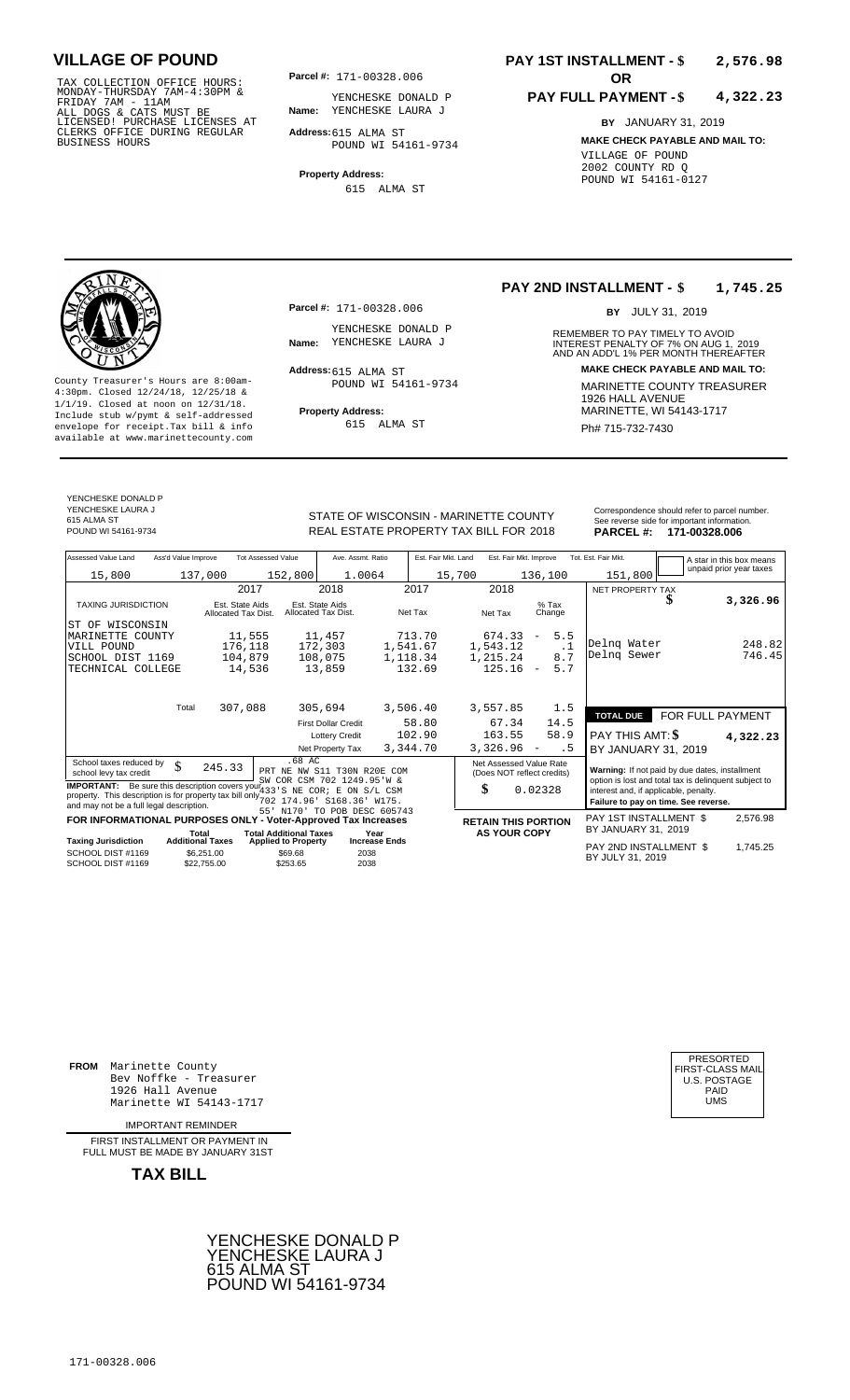## VILLAGE OF POUND

TAX COLLECTION OFFICE HOURS: MONDAY-THURSDAY 7AM-4:30PM & FRIDAY 7AM - 11AM ALL DOGS & CATS MUST BE LICENSED! PURCHASE LICENSES AT CLERKS OFFICE DURING REGULAR BUSINESS HOURS

**Parcel #:** 171-00328.006

**Name:** YENCHESKE DONALD P YENCHESKE LAURA J

**Address:** 615 ALMA ST POUND WI 54161-9734

**Property Address:** 615 ALMA ST

**PAY 1ST INSTALLMENT - $ 2,576.98**

**OR**

**PAY FULL PAYMENT - $ 4,322.23**

**BY** JANUARY 31, 2019

**MAKE CHECK PAYABLE AND MAIL TO:** VILLAGE OF POUND 2002 COUNTY RD Q POUND WI 54161-0127

---

County Treasurer's Hours are 8:00am-4:30pm. Closed 12/24/18, 12/25/18 & 1/1/19. Closed at noon on 12/31/18. Include stub w/pymt & self-addressed envelope for receipt.Tax bill & info available at www.marinettecounty.com

**Parcel #:** 171-00328.006

**Name:** YENCHESKE DONALD P YENCHESKE LAURA J

**Address:** 615 ALMA ST POUND WI 54161-9734

**Property Address:** 615 ALMA ST

**PAY 2ND INSTALLMENT - $ 1,745.25**

**BY** JULY 31, 2019

REMEMBER TO PAY TIMELY TO AVOID INTEREST PENALTY OF 7% ON AUG 1, 2019 AND AN ADD'L 1% PER MONTH THEREAFTER

**MAKE CHECK PAYABLE AND MAIL TO:** MARINETTE COUNTY TREASURER 1926 HALL AVENUE MARINETTE, WI 54143-1717

Ph# 715-732-7430

---

YENCHESKE DONALD P
YENCHESKE LAURA J
615 ALMA ST
POUND WI 54161-9734

STATE OF WISCONSIN - MARINETTE COUNTY
REAL ESTATE PROPERTY TAX BILL FOR 2018

Correspondence should refer to parcel number. See reverse side for important information.

**PARCEL #: 171-00328.006**

| Assessed Value Land | Ass'd Value Improve | Tot Assessed Value | Ave. Assmt. Ratio | Est. Fair Mkt. Land | Est. Fair Mkt. Improve | Tot. Est. Fair Mkt. |
|---|---|---|---|---|---|---|
| 15,800 | 137,000 | 152,800 | 1.0064 | 15,700 | 136,100 | 151,800 |

A star in this box means unpaid prior year taxes

| TAXING JURISDICTION | 2017 Est. State Aids Allocated Tax Dist. | 2018 Est. State Aids Allocated Tax Dist. | 2017 Net Tax | 2018 Net Tax | % Tax Change |
|---|---|---|---|---|---|
| ST OF WISCONSIN | | | | | |
| MARINETTE COUNTY | 11,555 | 11,457 | 713.70 | 674.33 | - 5.5 |
| VILL POUND | 176,118 | 172,303 | 1,541.67 | 1,543.12 | .1 |
| SCHOOL DIST 1169 | 104,879 | 108,075 | 1,118.34 | 1,215.24 | 8.7 |
| TECHNICAL COLLEGE | 14,536 | 13,859 | 132.69 | 125.16 | - 5.7 |
| Total | 307,088 | 305,694 | 3,506.40 | 3,557.85 | 1.5 |
| | | First Dollar Credit | 58.80 | 67.34 | 14.5 |
| | | Lottery Credit | 102.90 | 163.55 | 58.9 |
| | | Net Property Tax | 3,344.70 | 3,326.96 | - .5 |

| | |
|---|---|
| NET PROPERTY TAX | $ 3,326.96 |
| Delnq Water | 248.82 |
| Delnq Sewer | 746.45 |
| **TOTAL DUE** | **FOR FULL PAYMENT** |
| PAY THIS AMT: $ | 4,322.23 |
| BY JANUARY 31, 2019 | |

School taxes reduced by school levy tax credit: $ 245.33

.68 AC PRT NE NW S11 T30N R20E COM SW COR CSM 702 1249.95'W & 433'S NE COR; E ON S/L CSM 702 174.96' S168.36' W175. 55' N170' TO POB DESC 605743

**IMPORTANT:** Be sure this description covers your property. This description is for property tax bill only and may not be a full legal description.

Net Assessed Value Rate (Does NOT reflect credits): $ 0.02328

**Warning:** If not paid by due dates, installment option is lost and total tax is delinquent subject to interest and, if applicable, penalty. **Failure to pay on time. See reverse.**

**FOR INFORMATIONAL PURPOSES ONLY - Voter-Approved Tax Increases**

| Taxing Jurisdiction | Total Additional Taxes | Total Additional Taxes Applied to Property | Year Increase Ends |
|---|---|---|---|
| SCHOOL DIST #1169 | $6,251.00 | $69.68 | 2038 |
| SCHOOL DIST #1169 | $22,755.00 | $253.65 | 2038 |

**RETAIN THIS PORTION AS YOUR COPY**

PAY 1ST INSTALLMENT $ 2,576.98 BY JANUARY 31, 2019

PAY 2ND INSTALLMENT $ 1,745.25 BY JULY 31, 2019

---

**FROM** Marinette County Bev Noffke - Treasurer 1926 Hall Avenue Marinette WI 54143-1717

IMPORTANT REMINDER

FIRST INSTALLMENT OR PAYMENT IN FULL MUST BE MADE BY JANUARY 31ST

**TAX BILL**

PRESORTED FIRST-CLASS MAIL U.S. POSTAGE PAID UMS

YENCHESKE DONALD P
YENCHESKE LAURA J
615 ALMA ST
POUND WI 54161-9734

171-00328.006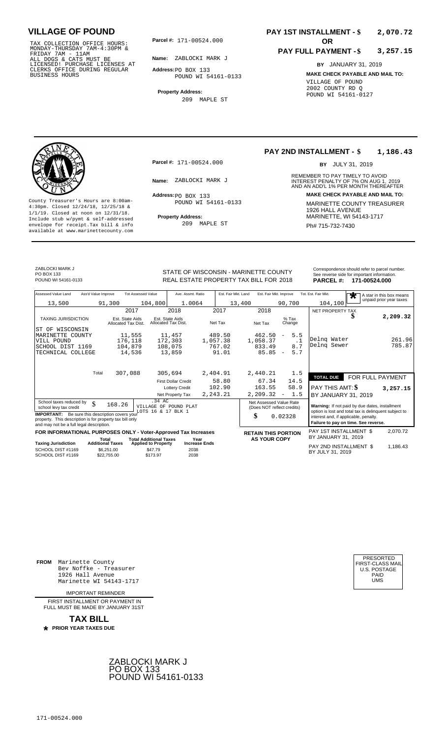# VILLAGE OF POUND

TAX COLLECTION OFFICE HOURS: MONDAY-THURSDAY 7AM-4:30PM & FRIDAY 7AM - 11AM
ALL DOGS & CATS MUST BE LICENSED! PURCHASE LICENSES AT CLERKS OFFICE DURING REGULAR BUSINESS HOURS

**Parcel #:** 171-00524.000

**Name:** ZABLOCKI MARK J

**Address:** PO BOX 133
POUND WI 54161-0133

**Property Address:**
209 MAPLE ST

**PAY 1ST INSTALLMENT - $ 2,070.72**

**OR**

**PAY FULL PAYMENT - $ 3,257.15**

**BY** JANUARY 31, 2019

**MAKE CHECK PAYABLE AND MAIL TO:**
VILLAGE OF POUND
2002 COUNTY RD Q
POUND WI 54161-0127

---

County Treasurer's Hours are 8:00am-4:30pm. Closed 12/24/18, 12/25/18 & 1/1/19. Closed at noon on 12/31/18. Include stub w/pymt & self-addressed envelope for receipt. Tax bill & info available at www.marinettecounty.com

**Parcel #:** 171-00524.000

**Name:** ZABLOCKI MARK J

**Address:** PO BOX 133
POUND WI 54161-0133

**Property Address:**
209 MAPLE ST

**PAY 2ND INSTALLMENT - $ 1,186.43**

**BY** JULY 31, 2019

REMEMBER TO PAY TIMELY TO AVOID INTEREST PENALTY OF 7% ON AUG 1, 2019 AND AN ADD'L 1% PER MONTH THEREAFTER

**MAKE CHECK PAYABLE AND MAIL TO:**
MARINETTE COUNTY TREASURER
1926 HALL AVENUE
MARINETTE, WI 54143-1717
Ph# 715-732-7430

---

ZABLOCKI MARK J
PO BOX 133
POUND WI 54161-0133

STATE OF WISCONSIN - MARINETTE COUNTY
REAL ESTATE PROPERTY TAX BILL FOR 2018

Correspondence should refer to parcel number. See reverse side for important information.

**PARCEL #: 171-00524.000**

| Assessed Value Land | Ass'd Value Improve | Tot Assessed Value | Ave. Assmt. Ratio | Est. Fair Mkt. Land | Est. Fair Mkt. Improve | Tot. Est. Fair Mkt. |
|---|---|---|---|---|---|---|
| 13,500 | 91,300 | 104,800 | 1.0064 | 13,400 | 90,700 | 104,100 |

★ A star in this box means unpaid prior year taxes

| TAXING JURISDICTION | 2017 Est. State Aids Allocated Tax Dist. | 2018 Est. State Aids Allocated Tax Dist. | 2017 Net Tax | 2018 Net Tax | % Tax Change |
|---|---|---|---|---|---|
| ST OF WISCONSIN | | | | | |
| MARINETTE COUNTY | 11,555 | 11,457 | 489.50 | 462.50 | - 5.5 |
| VILL POUND | 176,118 | 172,303 | 1,057.38 | 1,058.37 | .1 |
| SCHOOL DIST 1169 | 104,879 | 108,075 | 767.02 | 833.49 | 8.7 |
| TECHNICAL COLLEGE | 14,536 | 13,859 | 91.01 | 85.85 | - 5.7 |
| Total | 307,088 | 305,694 | 2,404.91 | 2,440.21 | 1.5 |
| | | First Dollar Credit | 58.80 | 67.34 | 14.5 |
| | | Lottery Credit | 102.90 | 163.55 | 58.9 |
| | | Net Property Tax | 2,243.21 | 2,209.32 | - 1.5 |

| NET PROPERTY TAX | $ 2,209.32 |
|---|---|
| Delnq Water | 261.96 |
| Delnq Sewer | 785.87 |

**TOTAL DUE FOR FULL PAYMENT**
PAY THIS AMT: $ 3,257.15
BY JANUARY 31, 2019

School taxes reduced by school levy tax credit $ 168.26

.34 AC
VILLAGE OF POUND PLAT
LOTS 16 & 17 BLK 1

Net Assessed Value Rate (Does NOT reflect credits) $ 0.02328

**IMPORTANT:** Be sure this description covers your property. This description is for property tax bill only and may not be a full legal description.

**Warning:** If not paid by due dates, installment option is lost and total tax is delinquent subject to interest and, if applicable, penalty.
**Failure to pay on time. See reverse.**

**FOR INFORMATIONAL PURPOSES ONLY - Voter-Approved Tax Increases**

| Taxing Jurisdiction | Total Additional Taxes | Total Additional Taxes Applied to Property | Year Increase Ends |
|---|---|---|---|
| SCHOOL DIST #1169 | $6,251.00 | $47.79 | 2038 |
| SCHOOL DIST #1169 | $22,755.00 | $173.97 | 2038 |

**RETAIN THIS PORTION AS YOUR COPY**

PAY 1ST INSTALLMENT $ 2,070.72
BY JANUARY 31, 2019

PAY 2ND INSTALLMENT $ 1,186.43
BY JULY 31, 2019

---

**FROM** Marinette County
Bev Noffke - Treasurer
1926 Hall Avenue
Marinette WI 54143-1717

IMPORTANT REMINDER

FIRST INSTALLMENT OR PAYMENT IN FULL MUST BE MADE BY JANUARY 31ST

**TAX BILL**

★ **PRIOR YEAR TAXES DUE**

PRESORTED
FIRST-CLASS MAIL
U.S. POSTAGE
PAID
UMS

ZABLOCKI MARK J
PO BOX 133
POUND WI 54161-0133

171-00524.000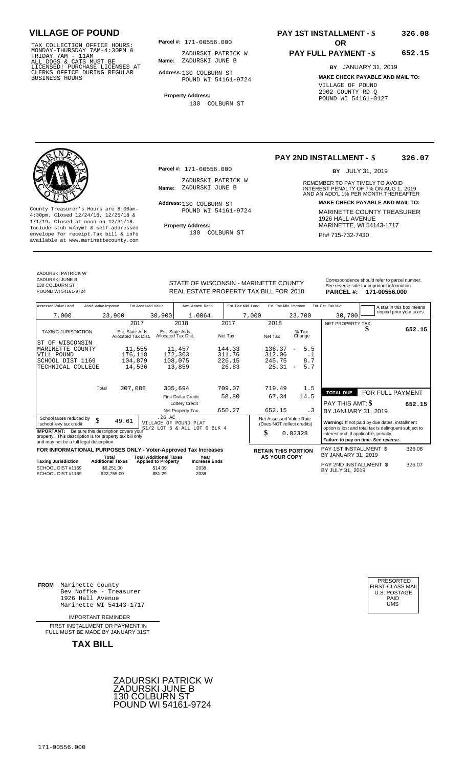## VILLAGE OF POUND

TAX COLLECTION OFFICE HOURS: MONDAY-THURSDAY 7AM-4:30PM & FRIDAY 7AM - 11AM ALL DOGS & CATS MUST BE LICENSED! PURCHASE LICENSES AT CLERKS OFFICE DURING REGULAR BUSINESS HOURS

**Parcel #:** 171-00556.000

**Name:** ZADURSKI PATRICK W ZADURSKI JUNE B

**Address:** 130 COLBURN ST POUND WI 54161-9724

**Property Address:** 130 COLBURN ST

**PAY 1ST INSTALLMENT - $ 326.08**

**OR**

**PAY FULL PAYMENT - $ 652.15**

**BY** JANUARY 31, 2019

**MAKE CHECK PAYABLE AND MAIL TO:** VILLAGE OF POUND 2002 COUNTY RD Q POUND WI 54161-0127

**PAY 2ND INSTALLMENT - $ 326.07**

**BY** JULY 31, 2019

REMEMBER TO PAY TIMELY TO AVOID INTEREST PENALTY OF 7% ON AUG 1, 2019 AND AN ADD'L 1% PER MONTH THEREAFTER

**MAKE CHECK PAYABLE AND MAIL TO:** MARINETTE COUNTY TREASURER 1926 HALL AVENUE MARINETTE, WI 54143-1717 Ph# 715-732-7430

County Treasurer's Hours are 8:00am-4:30pm. Closed 12/24/18, 12/25/18 & 1/1/19. Closed at noon on 12/31/18. Include stub w/pymt & self-addressed envelope for receipt.Tax bill & info available at www.marinettecounty.com

ZADURSKI PATRICK W
ZADURSKI JUNE B
130 COLBURN ST
POUND WI 54161-9724

STATE OF WISCONSIN - MARINETTE COUNTY
REAL ESTATE PROPERTY TAX BILL FOR 2018

Correspondence should refer to parcel number. See reverse side for important information.
**PARCEL #: 171-00556.000**

| Assessed Value Land | Ass'd Value Improve | Tot Assessed Value | Ave. Assmt. Ratio | Est. Fair Mkt. Land | Est. Fair Mkt. Improve | Tot. Est. Fair Mkt. |
|---|---|---|---|---|---|---|
| 7,000 | 23,900 | 30,900 | 1.0064 | 7,000 | 23,700 | 30,700 |

A star in this box means unpaid prior year taxes

| TAXING JURISDICTION | 2017 Est. State Aids Allocated Tax Dist. | 2018 Est. State Aids Allocated Tax Dist. | 2017 Net Tax | 2018 Net Tax | % Tax Change |
|---|---|---|---|---|---|
| ST OF WISCONSIN | | | | | |
| MARINETTE COUNTY | 11,555 | 11,457 | 144.33 | 136.37 | - 5.5 |
| VILL POUND | 176,118 | 172,303 | 311.76 | 312.06 | .1 |
| SCHOOL DIST 1169 | 104,879 | 108,075 | 226.15 | 245.75 | 8.7 |
| TECHNICAL COLLEGE | 14,536 | 13,859 | 26.83 | 25.31 | - 5.7 |
| Total | 307,088 | 305,694 | 709.07 | 719.49 | 1.5 |
| | | First Dollar Credit | 58.80 | 67.34 | 14.5 |
| | | Lottery Credit | | | |
| | | Net Property Tax | 650.27 | 652.15 | .3 |

NET PROPERTY TAX $ 652.15

TOTAL DUE FOR FULL PAYMENT
PAY THIS AMT: $ 652.15
BY JANUARY 31, 2019

School taxes reduced by school levy tax credit $ 49.61

.26 AC VILLAGE OF POUND PLAT S1/2 LOT 5 & ALL LOT 6 BLK 4

**IMPORTANT:** Be sure this description covers your property. This description is for property tax bill only and may not be a full legal description.

Net Assessed Value Rate (Does NOT reflect credits) $ 0.02328

**Warning:** If not paid by due dates, installment option is lost and total tax is delinquent subject to interest and, if applicable, penalty. **Failure to pay on time. See reverse.**

**FOR INFORMATIONAL PURPOSES ONLY - Voter-Approved Tax Increases**

| Taxing Jurisdiction | Total Additional Taxes | Total Additional Taxes Applied to Property | Year Increase Ends |
|---|---|---|---|
| SCHOOL DIST #1169 | $6,251.00 | $14.09 | 2038 |
| SCHOOL DIST #1169 | $22,755.00 | $51.29 | 2038 |

**RETAIN THIS PORTION AS YOUR COPY**

PAY 1ST INSTALLMENT $ 326.08 BY JANUARY 31, 2019

PAY 2ND INSTALLMENT $ 326.07 BY JULY 31, 2019

**FROM** Marinette County Bev Noffke - Treasurer 1926 Hall Avenue Marinette WI 54143-1717

IMPORTANT REMINDER

FIRST INSTALLMENT OR PAYMENT IN FULL MUST BE MADE BY JANUARY 31ST

**TAX BILL**

PRESORTED FIRST-CLASS MAIL U.S. POSTAGE PAID UMS

ZADURSKI PATRICK W
ZADURSKI JUNE B
130 COLBURN ST
POUND WI 54161-9724

171-00556.000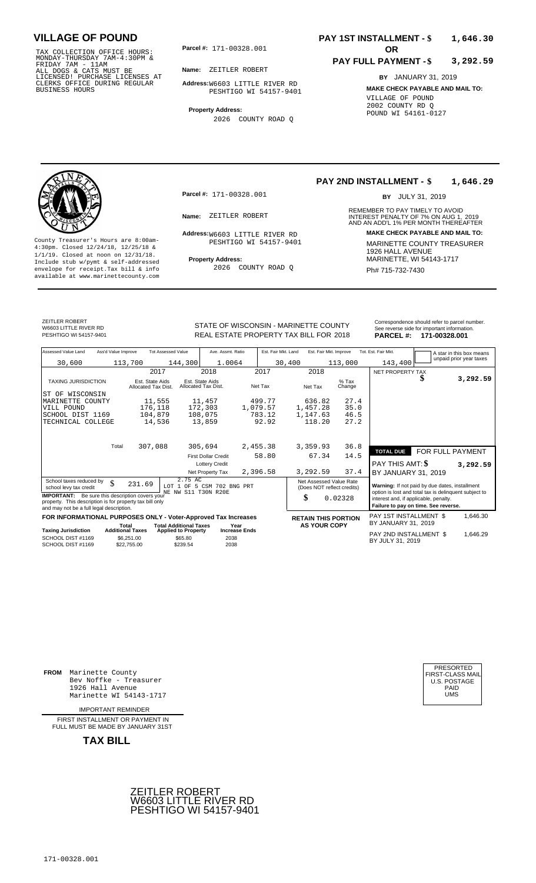# VILLAGE OF POUND

TAX COLLECTION OFFICE HOURS: MONDAY-THURSDAY 7AM-4:30PM & FRIDAY 7AM - 11AM ALL DOGS & CATS MUST BE LICENSED! PURCHASE LICENSES AT CLERKS OFFICE DURING REGULAR BUSINESS HOURS

**Parcel #:** 171-00328.001

**Name:** ZEITLER ROBERT

**Address:** W6603 LITTLE RIVER RD PESHTIGO WI 54157-9401

**Property Address:** 2026 COUNTY ROAD Q

**PAY 1ST INSTALLMENT - $ 1,646.30**

**OR**

**PAY FULL PAYMENT - $ 3,292.59**

**BY** JANUARY 31, 2019

**MAKE CHECK PAYABLE AND MAIL TO:**

VILLAGE OF POUND
2002 COUNTY RD Q
POUND WI 54161-0127

---

County Treasurer's Hours are 8:00am-4:30pm. Closed 12/24/18, 12/25/18 & 1/1/19. Closed at noon on 12/31/18. Include stub w/pymt & self-addressed envelope for receipt.Tax bill & info available at www.marinettecounty.com

**Parcel #:** 171-00328.001

**Name:** ZEITLER ROBERT

**Address:** W6603 LITTLE RIVER RD PESHTIGO WI 54157-9401

**Property Address:** 2026 COUNTY ROAD Q

**PAY 2ND INSTALLMENT - $ 1,646.29**

**BY** JULY 31, 2019

REMEMBER TO PAY TIMELY TO AVOID INTEREST PENALTY OF 7% ON AUG 1, 2019 AND AN ADD'L 1% PER MONTH THEREAFTER

**MAKE CHECK PAYABLE AND MAIL TO:**

MARINETTE COUNTY TREASURER
1926 HALL AVENUE
MARINETTE, WI 54143-1717
Ph# 715-732-7430

---

ZEITLER ROBERT
W6603 LITTLE RIVER RD
PESHTIGO WI 54157-9401

STATE OF WISCONSIN - MARINETTE COUNTY
REAL ESTATE PROPERTY TAX BILL FOR 2018

Correspondence should refer to parcel number. See reverse side for important information.
**PARCEL #: 171-00328.001**

| Assessed Value Land | Ass'd Value Improve | Tot Assessed Value | Ave. Assmt. Ratio | Est. Fair Mkt. Land | Est. Fair Mkt. Improve | Tot. Est. Fair Mkt. |
|---|---|---|---|---|---|---|
| 30,600 | 113,700 | 144,300 | 1.0064 | 30,400 | 113,000 | 143,400 |

A star in this box means unpaid prior year taxes

| TAXING JURISDICTION | 2017 Est. State Aids Allocated Tax Dist. | 2018 Est. State Aids Allocated Tax Dist. | 2017 Net Tax | 2018 Net Tax | % Tax Change |
|---|---|---|---|---|---|
| ST OF WISCONSIN | | | | | |
| MARINETTE COUNTY | 11,555 | 11,457 | 499.77 | 636.82 | 27.4 |
| VILL POUND | 176,118 | 172,303 | 1,079.57 | 1,457.28 | 35.0 |
| SCHOOL DIST 1169 | 104,879 | 108,075 | 783.12 | 1,147.63 | 46.5 |
| TECHNICAL COLLEGE | 14,536 | 13,859 | 92.92 | 118.20 | 27.2 |
| Total | 307,088 | 305,694 | 2,455.38 | 3,359.93 | 36.8 |
| | | First Dollar Credit | 58.80 | 67.34 | 14.5 |
| | | Lottery Credit | | | |
| | | Net Property Tax | 2,396.58 | 3,292.59 | 37.4 |

NET PROPERTY TAX $ 3,292.59

**TOTAL DUE FOR FULL PAYMENT**
PAY THIS AMT: $ 3,292.59
BY JANUARY 31, 2019

School taxes reduced by school levy tax credit $ 231.69

2.75 AC LOT 1 OF 5 CSM 702 BNG PRT NE NW S11 T30N R20E

**IMPORTANT:** Be sure this description covers your property. This description is for property tax bill only and may not be a full legal description.

Net Assessed Value Rate (Does NOT reflect credits) $ 0.02328

**Warning:** If not paid by due dates, installment option is lost and total tax is delinquent subject to interest and, if applicable, penalty.
**Failure to pay on time. See reverse.**

**FOR INFORMATIONAL PURPOSES ONLY - Voter-Approved Tax Increases**

| Taxing Jurisdiction | Total Additional Taxes | Total Additional Taxes Applied to Property | Year Increase Ends |
|---|---|---|---|
| SCHOOL DIST #1169 | $6,251.00 | $65.80 | 2038 |
| SCHOOL DIST #1169 | $22,755.00 | $239.54 | 2038 |

**RETAIN THIS PORTION AS YOUR COPY**

PAY 1ST INSTALLMENT $ 1,646.30 BY JANUARY 31, 2019

PAY 2ND INSTALLMENT $ 1,646.29 BY JULY 31, 2019

---

**FROM** Marinette County
Bev Noffke - Treasurer
1926 Hall Avenue
Marinette WI 54143-1717

IMPORTANT REMINDER

FIRST INSTALLMENT OR PAYMENT IN FULL MUST BE MADE BY JANUARY 31ST

**TAX BILL**

PRESORTED FIRST-CLASS MAIL U.S. POSTAGE PAID UMS

ZEITLER ROBERT
W6603 LITTLE RIVER RD
PESHTIGO WI 54157-9401

171-00328.001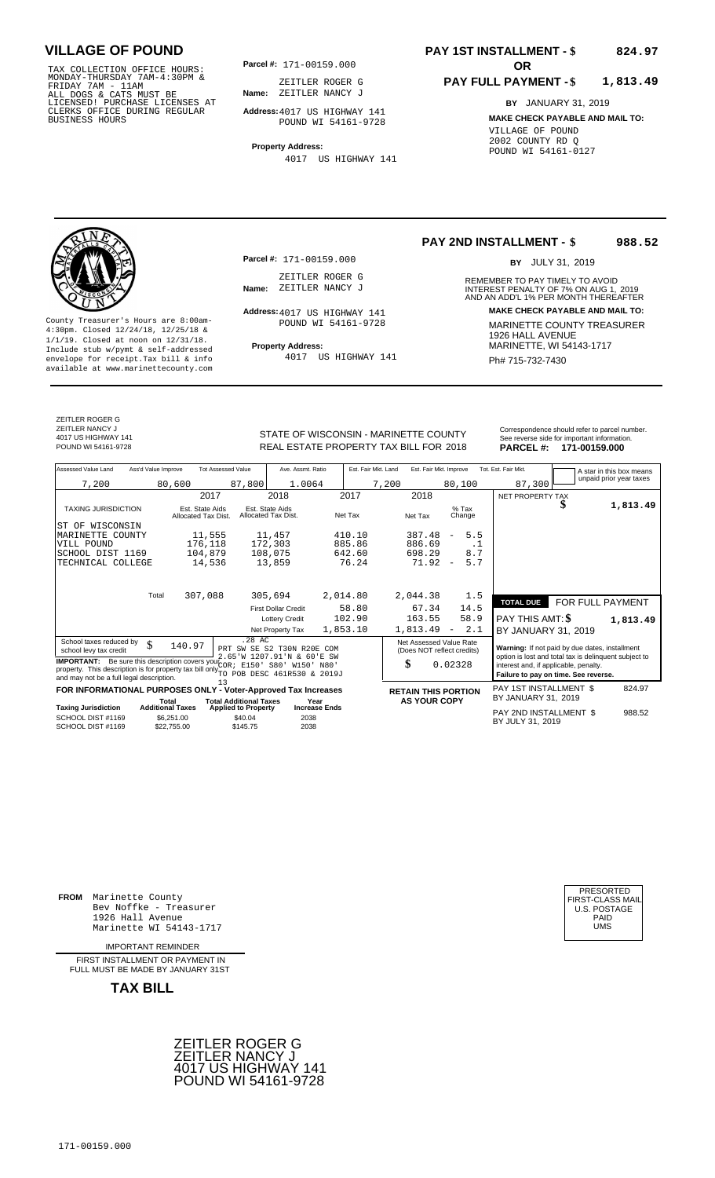# VILLAGE OF POUND

TAX COLLECTION OFFICE HOURS: MONDAY-THURSDAY 7AM-4:30PM & FRIDAY 7AM - 11AM ALL DOGS & CATS MUST BE LICENSED! PURCHASE LICENSES AT CLERKS OFFICE DURING REGULAR BUSINESS HOURS

**Parcel #:** 171-00159.000

**Name:** ZEITLER ROGER G
ZEITLER NANCY J

**Address:** 4017 US HIGHWAY 141
POUND WI 54161-9728

**Property Address:**
4017 US HIGHWAY 141

**PAY 1ST INSTALLMENT - $ 824.97**

**OR**

**PAY FULL PAYMENT - $ 1,813.49**

**BY** JANUARY 31, 2019

**MAKE CHECK PAYABLE AND MAIL TO:**
VILLAGE OF POUND
2002 COUNTY RD Q
POUND WI 54161-0127

---

County Treasurer's Hours are 8:00am-4:30pm. Closed 12/24/18, 12/25/18 & 1/1/19. Closed at noon on 12/31/18. Include stub w/pymt & self-addressed envelope for receipt.Tax bill & info available at www.marinettecounty.com

**Parcel #:** 171-00159.000

**Name:** ZEITLER ROGER G
ZEITLER NANCY J

**Address:** 4017 US HIGHWAY 141
POUND WI 54161-9728

**Property Address:**
4017 US HIGHWAY 141

**PAY 2ND INSTALLMENT - $ 988.52**

**BY** JULY 31, 2019

REMEMBER TO PAY TIMELY TO AVOID INTEREST PENALTY OF 7% ON AUG 1, 2019 AND AN ADD'L 1% PER MONTH THEREAFTER

**MAKE CHECK PAYABLE AND MAIL TO:**
MARINETTE COUNTY TREASURER
1926 HALL AVENUE
MARINETTE, WI 54143-1717
Ph# 715-732-7430

---

ZEITLER ROGER G
ZEITLER NANCY J
4017 US HIGHWAY 141
POUND WI 54161-9728

STATE OF WISCONSIN - MARINETTE COUNTY
REAL ESTATE PROPERTY TAX BILL FOR 2018

Correspondence should refer to parcel number. See reverse side for important information.
**PARCEL #: 171-00159.000**

| Assessed Value Land | Ass'd Value Improve | Tot Assessed Value | Ave. Assmt. Ratio | Est. Fair Mkt. Land | Est. Fair Mkt. Improve | Tot. Est. Fair Mkt. |
|---|---|---|---|---|---|---|
| 7,200 | 80,600 | 87,800 | 1.0064 | 7,200 | 80,100 | 87,300 |

A star in this box means unpaid prior year taxes

| TAXING JURISDICTION | 2017 Est. State Aids Allocated Tax Dist. | 2018 Est. State Aids Allocated Tax Dist. | 2017 Net Tax | 2018 Net Tax | % Tax Change |
|---|---|---|---|---|---|
| ST OF WISCONSIN | | | | | |
| MARINETTE COUNTY | 11,555 | 11,457 | 410.10 | 387.48 | - 5.5 |
| VILL POUND | 176,118 | 172,303 | 885.86 | 886.69 | .1 |
| SCHOOL DIST 1169 | 104,879 | 108,075 | 642.60 | 698.29 | 8.7 |
| TECHNICAL COLLEGE | 14,536 | 13,859 | 76.24 | 71.92 | - 5.7 |
| Total | 307,088 | 305,694 | 2,014.80 | 2,044.38 | 1.5 |
| | | First Dollar Credit | 58.80 | 67.34 | 14.5 |
| | | Lottery Credit | 102.90 | 163.55 | 58.9 |
| | | Net Property Tax | 1,853.10 | 1,813.49 | - 2.1 |

NET PROPERTY TAX $ 1,813.49

**TOTAL DUE** FOR FULL PAYMENT
PAY THIS AMT: $ 1,813.49
BY JANUARY 31, 2019

School taxes reduced by school levy tax credit $ 140.97

.28 AC PRT SW SE S2 T30N R20E COM 2.65'W 1207.91'N & 60'E SW COR; E150' S80' W150' N80' TO POB DESC 461R530 & 2019J 13

**IMPORTANT:** Be sure this description covers your property. This description is for property tax bill only and may not be a full legal description.

Net Assessed Value Rate (Does NOT reflect credits) $ 0.02328

**Warning:** If not paid by due dates, installment option is lost and total tax is delinquent subject to interest and, if applicable, penalty. **Failure to pay on time. See reverse.**

**FOR INFORMATIONAL PURPOSES ONLY - Voter-Approved Tax Increases**

| Taxing Jurisdiction | Total Additional Taxes | Total Additional Taxes Applied to Property | Year Increase Ends |
|---|---|---|---|
| SCHOOL DIST #1169 | $6,251.00 | $40.04 | 2038 |
| SCHOOL DIST #1169 | $22,755.00 | $145.75 | 2038 |

**RETAIN THIS PORTION AS YOUR COPY**

PAY 1ST INSTALLMENT $ 824.97
BY JANUARY 31, 2019

PAY 2ND INSTALLMENT $ 988.52
BY JULY 31, 2019

---

**FROM** Marinette County
Bev Noffke - Treasurer
1926 Hall Avenue
Marinette WI 54143-1717

PRESORTED FIRST-CLASS MAIL U.S. POSTAGE PAID UMS

IMPORTANT REMINDER

FIRST INSTALLMENT OR PAYMENT IN FULL MUST BE MADE BY JANUARY 31ST

**TAX BILL**

ZEITLER ROGER G
ZEITLER NANCY J
4017 US HIGHWAY 141
POUND WI 54161-9728

171-00159.000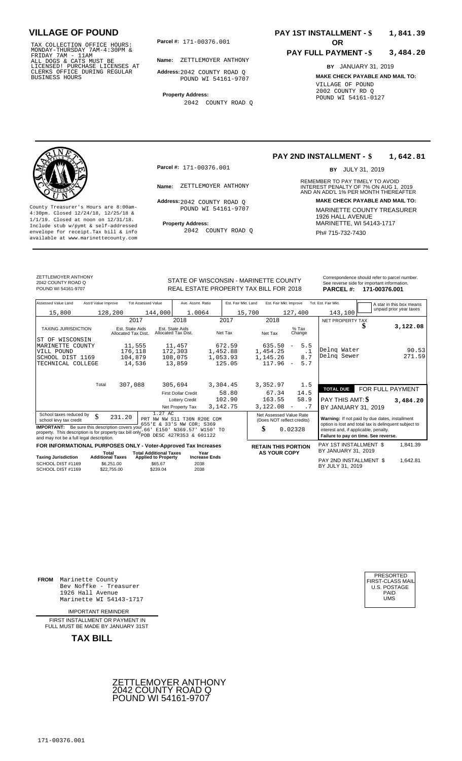# VILLAGE OF POUND

TAX COLLECTION OFFICE HOURS:
MONDAY-THURSDAY 7AM-4:30PM &
FRIDAY 7AM - 11AM
ALL DOGS & CATS MUST BE
LICENSED! PURCHASE LICENSES AT
CLERKS OFFICE DURING REGULAR
BUSINESS HOURS

**Parcel #:** 171-00376.001

**Name:** ZETTLEMOYER ANTHONY

**Address:** 2042 COUNTY ROAD Q
POUND WI 54161-9707

**Property Address:**
2042 COUNTY ROAD Q

**PAY 1ST INSTALLMENT - $ 1,841.39**

**OR**

**PAY FULL PAYMENT - $ 3,484.20**

**BY** JANUARY 31, 2019

**MAKE CHECK PAYABLE AND MAIL TO:**
VILLAGE OF POUND
2002 COUNTY RD Q
POUND WI 54161-0127

---

County Treasurer's Hours are 8:00am-4:30pm. Closed 12/24/18, 12/25/18 & 1/1/19. Closed at noon on 12/31/18. Include stub w/pymt & self-addressed envelope for receipt. Tax bill & info available at www.marinettecounty.com

**Parcel #:** 171-00376.001

**Name:** ZETTLEMOYER ANTHONY

**Address:** 2042 COUNTY ROAD Q
POUND WI 54161-9707

**Property Address:**
2042 COUNTY ROAD Q

**PAY 2ND INSTALLMENT - $ 1,642.81**

**BY** JULY 31, 2019

REMEMBER TO PAY TIMELY TO AVOID INTEREST PENALTY OF 7% ON AUG 1, 2019 AND AN ADD'L 1% PER MONTH THEREAFTER

**MAKE CHECK PAYABLE AND MAIL TO:**
MARINETTE COUNTY TREASURER
1926 HALL AVENUE
MARINETTE, WI 54143-1717
Ph# 715-732-7430

---

ZETTLEMOYER ANTHONY
2042 COUNTY ROAD Q
POUND WI 54161-9707

STATE OF WISCONSIN - MARINETTE COUNTY
REAL ESTATE PROPERTY TAX BILL FOR 2018

Correspondence should refer to parcel number. See reverse side for important information.
**PARCEL #: 171-00376.001**

| Assessed Value Land | Ass'd Value Improve | Tot Assessed Value | Ave. Assmt. Ratio | Est. Fair Mkt. Land | Est. Fair Mkt. Improve | Tot. Est. Fair Mkt. |
|---|---|---|---|---|---|---|
| 15,800 | 128,200 | 144,000 | 1.0064 | 15,700 | 127,400 | 143,100 |

A star in this box means unpaid prior year taxes

| TAXING JURISDICTION | 2017 Est. State Aids Allocated Tax Dist. | 2018 Est. State Aids Allocated Tax Dist. | 2017 Net Tax | 2018 Net Tax | % Tax Change |
|---|---|---|---|---|---|
| ST OF WISCONSIN | | | | | |
| MARINETTE COUNTY | 11,555 | 11,457 | 672.59 | 635.50 | - 5.5 |
| VILL POUND | 176,118 | 172,303 | 1,452.88 | 1,454.25 | .1 |
| SCHOOL DIST 1169 | 104,879 | 108,075 | 1,053.93 | 1,145.26 | 8.7 |
| TECHNICAL COLLEGE | 14,536 | 13,859 | 125.05 | 117.96 | - 5.7 |
| Total | 307,088 | 305,694 | 3,304.45 | 3,352.97 | 1.5 |
| | | First Dollar Credit | 58.80 | 67.34 | 14.5 |
| | | Lottery Credit | 102.90 | 163.55 | 58.9 |
| | | Net Property Tax | 3,142.75 | 3,122.08 | - .7 |

| | |
|---|---|
| NET PROPERTY TAX | $ 3,122.08 |
| Delnq Water | 90.53 |
| Delnq Sewer | 271.59 |
| **TOTAL DUE** | **FOR FULL PAYMENT** |
| PAY THIS AMT: $ | 3,484.20 |
| BY JANUARY 31, 2019 | |

School taxes reduced by school levy tax credit: $ 231.20

1.27 AC
PRT NW NW S11 T30N R20E COM 655'E & 33'S NW COR; S369.66' E150' N369.57' W150' TO POB DESC 427R353 & 601122

**IMPORTANT:** Be sure this description covers your property. This description is for property tax bill only and may not be a full legal description.

Net Assessed Value Rate (Does NOT reflect credits): $ 0.02328

**Warning:** If not paid by due dates, installment option is lost and total tax is delinquent subject to interest and, if applicable, penalty.
**Failure to pay on time. See reverse.**

**FOR INFORMATIONAL PURPOSES ONLY - Voter-Approved Tax Increases**

| Taxing Jurisdiction | Total Additional Taxes | Total Additional Taxes Applied to Property | Year Increase Ends |
|---|---|---|---|
| SCHOOL DIST #1169 | $6,251.00 | $65.67 | 2038 |
| SCHOOL DIST #1169 | $22,755.00 | $239.04 | 2038 |

**RETAIN THIS PORTION AS YOUR COPY**

PAY 1ST INSTALLMENT $ 1,841.39
BY JANUARY 31, 2019

PAY 2ND INSTALLMENT $ 1,642.81
BY JULY 31, 2019

---

**FROM** Marinette County
Bev Noffke - Treasurer
1926 Hall Avenue
Marinette WI 54143-1717

IMPORTANT REMINDER

FIRST INSTALLMENT OR PAYMENT IN FULL MUST BE MADE BY JANUARY 31ST

**TAX BILL**

PRESORTED
FIRST-CLASS MAIL
U.S. POSTAGE
PAID
UMS

ZETTLEMOYER ANTHONY
2042 COUNTY ROAD Q
POUND WI 54161-9707

171-00376.001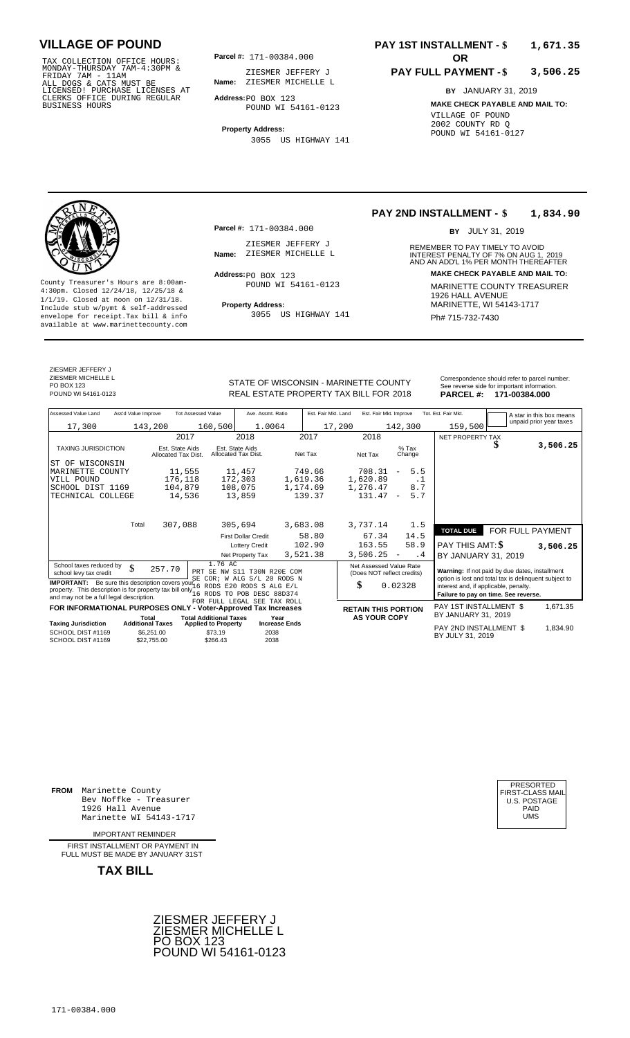# VILLAGE OF POUND

TAX COLLECTION OFFICE HOURS: MONDAY-THURSDAY 7AM-4:30PM & FRIDAY 7AM - 11AM
ALL DOGS & CATS MUST BE LICENSED! PURCHASE LICENSES AT CLERKS OFFICE DURING REGULAR BUSINESS HOURS

**Parcel #:** 171-00384.000

**Name:** ZIESMER JEFFERY J
ZIESMER MICHELLE L

**Address:** PO BOX 123
POUND WI 54161-0123

**Property Address:**
3055 US HIGHWAY 141

**PAY 1ST INSTALLMENT - $ 1,671.35**

**OR**

**PAY FULL PAYMENT - $ 3,506.25**

**BY** JANUARY 31, 2019

**MAKE CHECK PAYABLE AND MAIL TO:**
VILLAGE OF POUND
2002 COUNTY RD Q
POUND WI 54161-0127

---

County Treasurer's Hours are 8:00am-4:30pm. Closed 12/24/18, 12/25/18 & 1/1/19. Closed at noon on 12/31/18. Include stub w/pymt & self-addressed envelope for receipt.Tax bill & info available at www.marinettecounty.com

**Parcel #:** 171-00384.000

**Name:** ZIESMER JEFFERY J
ZIESMER MICHELLE L

**Address:** PO BOX 123
POUND WI 54161-0123

**Property Address:**
3055 US HIGHWAY 141

**PAY 2ND INSTALLMENT - $ 1,834.90**

**BY** JULY 31, 2019

REMEMBER TO PAY TIMELY TO AVOID INTEREST PENALTY OF 7% ON AUG 1, 2019 AND AN ADD'L 1% PER MONTH THEREAFTER

**MAKE CHECK PAYABLE AND MAIL TO:**
MARINETTE COUNTY TREASURER
1926 HALL AVENUE
MARINETTE, WI 54143-1717
Ph# 715-732-7430

---

ZIESMER JEFFERY J
ZIESMER MICHELLE L
PO BOX 123
POUND WI 54161-0123

STATE OF WISCONSIN - MARINETTE COUNTY
REAL ESTATE PROPERTY TAX BILL FOR 2018

Correspondence should refer to parcel number. See reverse side for important information.
**PARCEL #: 171-00384.000**

| Assessed Value Land | Ass'd Value Improve | Tot Assessed Value | Ave. Assmt. Ratio | Est. Fair Mkt. Land | Est. Fair Mkt. Improve | Tot. Est. Fair Mkt. |
|---|---|---|---|---|---|---|
| 17,300 | 143,200 | 160,500 | 1.0064 | 17,200 | 142,300 | 159,500 |

A star in this box means unpaid prior year taxes

| TAXING JURISDICTION | 2017 Est. State Aids Allocated Tax Dist. | 2018 Est. State Aids Allocated Tax Dist. | 2017 Net Tax | 2018 Net Tax | % Tax Change |
|---|---|---|---|---|---|
| ST OF WISCONSIN | | | | | |
| MARINETTE COUNTY | 11,555 | 11,457 | 749.66 | 708.31 | - 5.5 |
| VILL POUND | 176,118 | 172,303 | 1,619.36 | 1,620.89 | .1 |
| SCHOOL DIST 1169 | 104,879 | 108,075 | 1,174.69 | 1,276.47 | 8.7 |
| TECHNICAL COLLEGE | 14,536 | 13,859 | 139.37 | 131.47 | - 5.7 |
| Total | 307,088 | 305,694 | 3,683.08 | 3,737.14 | 1.5 |
| | | First Dollar Credit | 58.80 | 67.34 | 14.5 |
| | | Lottery Credit | 102.90 | 163.55 | 58.9 |
| | | Net Property Tax | 3,521.38 | 3,506.25 | - .4 |

NET PROPERTY TAX $ 3,506.25

**TOTAL DUE** FOR FULL PAYMENT
PAY THIS AMT: $ 3,506.25
BY JANUARY 31, 2019

School taxes reduced by school levy tax credit $ 257.70

**IMPORTANT:** Be sure this description covers your property. This description is for property tax bill only and may not be a full legal description.

1.76 AC
PRT SE NW S11 T30N R20E COM SE COR; W ALG S/L 20 RODS N 16 RODS E20 RODS S ALG E/L 16 RODS TO POB DESC 88D374 FOR FULL LEGAL SEE TAX ROLL

Net Assessed Value Rate (Does NOT reflect credits)
$ 0.02328

**Warning:** If not paid by due dates, installment option is lost and total tax is delinquent subject to interest and, if applicable, penalty.
**Failure to pay on time. See reverse.**

**FOR INFORMATIONAL PURPOSES ONLY - Voter-Approved Tax Increases**

| Taxing Jurisdiction | Total Additional Taxes | Total Additional Taxes Applied to Property | Year Increase Ends |
|---|---|---|---|
| SCHOOL DIST #1169 | $6,251.00 | $73.19 | 2038 |
| SCHOOL DIST #1169 | $22,755.00 | $266.43 | 2038 |

**RETAIN THIS PORTION AS YOUR COPY**

PAY 1ST INSTALLMENT $ 1,671.35
BY JANUARY 31, 2019

PAY 2ND INSTALLMENT $ 1,834.90
BY JULY 31, 2019

---

**FROM** Marinette County
Bev Noffke - Treasurer
1926 Hall Avenue
Marinette WI 54143-1717

IMPORTANT REMINDER

FIRST INSTALLMENT OR PAYMENT IN FULL MUST BE MADE BY JANUARY 31ST

**TAX BILL**

PRESORTED
FIRST-CLASS MAIL
U.S. POSTAGE
PAID
UMS

ZIESMER JEFFERY J
ZIESMER MICHELLE L
PO BOX 123
POUND WI 54161-0123

171-00384.000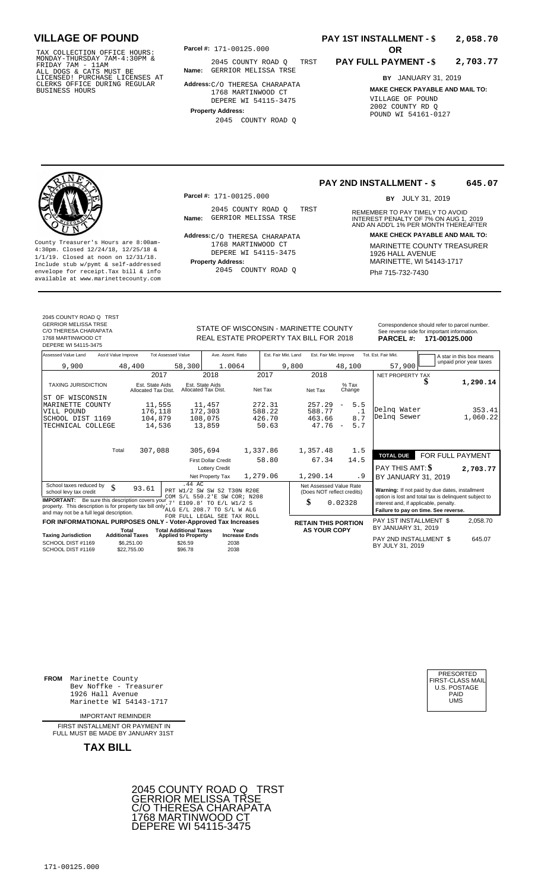# VILLAGE OF POUND

TAX COLLECTION OFFICE HOURS: MONDAY-THURSDAY 7AM-4:30PM & FRIDAY 7AM - 11AM ALL DOGS & CATS MUST BE LICENSED! PURCHASE LICENSES AT CLERKS OFFICE DURING REGULAR BUSINESS HOURS

**Parcel #:** 171-00125.000

2045 COUNTY ROAD Q TRST

**Name:** GERRIOR MELISSA TRSE

**Address:** C/O THERESA CHARAPATA
1768 MARTINWOOD CT
DEPERE WI 54115-3475

**Property Address:**
2045 COUNTY ROAD Q

**PAY 1ST INSTALLMENT - $ 2,058.70**

**OR**

**PAY FULL PAYMENT - $ 2,703.77**

**BY** JANUARY 31, 2019

**MAKE CHECK PAYABLE AND MAIL TO:**
VILLAGE OF POUND
2002 COUNTY RD Q
POUND WI 54161-0127

---

**PAY 2ND INSTALLMENT - $ 645.07**

**BY** JULY 31, 2019

County Treasurer's Hours are 8:00am-4:30pm. Closed 12/24/18, 12/25/18 & 1/1/19. Closed at noon on 12/31/18. Include stub w/pymt & self-addressed envelope for receipt.Tax bill & info available at www.marinettecounty.com

**Parcel #:** 171-00125.000

2045 COUNTY ROAD Q TRST

**Name:** GERRIOR MELISSA TRSE

**Address:** C/O THERESA CHARAPATA
1768 MARTINWOOD CT
DEPERE WI 54115-3475

**Property Address:**
2045 COUNTY ROAD Q

REMEMBER TO PAY TIMELY TO AVOID INTEREST PENALTY OF 7% ON AUG 1, 2019 AND AN ADD'L 1% PER MONTH THEREAFTER

**MAKE CHECK PAYABLE AND MAIL TO:**
MARINETTE COUNTY TREASURER
1926 HALL AVENUE
MARINETTE, WI 54143-1717
Ph# 715-732-7430

---

2045 COUNTY ROAD Q TRST
GERRIOR MELISSA TRSE
C/O THERESA CHARAPATA
1768 MARTINWOOD CT
DEPERE WI 54115-3475

STATE OF WISCONSIN - MARINETTE COUNTY
REAL ESTATE PROPERTY TAX BILL FOR 2018

Correspondence should refer to parcel number. See reverse side for important information.
**PARCEL #: 171-00125.000**

| Assessed Value Land | Ass'd Value Improve | Tot Assessed Value | Ave. Assmt. Ratio | Est. Fair Mkt. Land | Est. Fair Mkt. Improve | Tot. Est. Fair Mkt. |
|---|---|---|---|---|---|---|
| 9,900 | 48,400 | 58,300 | 1.0064 | 9,800 | 48,100 | 57,900 |

A star in this box means unpaid prior year taxes

| TAXING JURISDICTION | 2017 Est. State Aids Allocated Tax Dist. | 2018 Est. State Aids Allocated Tax Dist. | 2017 Net Tax | 2018 Net Tax | % Tax Change |
|---|---|---|---|---|---|
| ST OF WISCONSIN | | | | | |
| MARINETTE COUNTY | 11,555 | 11,457 | 272.31 | 257.29 | - 5.5 |
| VILL POUND | 176,118 | 172,303 | 588.22 | 588.77 | .1 |
| SCHOOL DIST 1169 | 104,879 | 108,075 | 426.70 | 463.66 | 8.7 |
| TECHNICAL COLLEGE | 14,536 | 13,859 | 50.63 | 47.76 | - 5.7 |
| Total | 307,088 | 305,694 | 1,337.86 | 1,357.48 | 1.5 |
| | | First Dollar Credit | 58.80 | 67.34 | 14.5 |
| | | Lottery Credit | | | |
| | | Net Property Tax | 1,279.06 | 1,290.14 | .9 |

| | |
|---|---|
| NET PROPERTY TAX | $ 1,290.14 |
| Delnq Water | 353.41 |
| Delnq Sewer | 1,060.22 |
| **TOTAL DUE** | **FOR FULL PAYMENT** |
| PAY THIS AMT: $ | 2,703.77 |
| BY JANUARY 31, 2019 | |

School taxes reduced by school levy tax credit $ 93.61

**IMPORTANT:** Be sure this description covers your property. This description is for property tax bill only and may not be a full legal description.

.44 AC
PRT W1/2 SW SW S2 T30N R20E
COM S/L 550.2'E SW COR; N208.7' E109.8' TO E/L W1/2 S ALG E/L 208.7 TO S/L W ALG
FOR FULL LEGAL SEE TAX ROLL

Net Assessed Value Rate (Does NOT reflect credits)
$ 0.02328

**Warning:** If not paid by due dates, installment option is lost and total tax is delinquent subject to interest and, if applicable, penalty.
**Failure to pay on time. See reverse.**

**FOR INFORMATIONAL PURPOSES ONLY - Voter-Approved Tax Increases**

| Taxing Jurisdiction | Total Additional Taxes | Total Additional Taxes Applied to Property | Year Increase Ends |
|---|---|---|---|
| SCHOOL DIST #1169 | $6,251.00 | $26.59 | 2038 |
| SCHOOL DIST #1169 | $22,755.00 | $96.78 | 2038 |

**RETAIN THIS PORTION AS YOUR COPY**

| | |
|---|---|
| PAY 1ST INSTALLMENT $ BY JANUARY 31, 2019 | 2,058.70 |
| PAY 2ND INSTALLMENT $ BY JULY 31, 2019 | 645.07 |

---

**FROM** Marinette County
Bev Noffke - Treasurer
1926 Hall Avenue
Marinette WI 54143-1717

IMPORTANT REMINDER

FIRST INSTALLMENT OR PAYMENT IN FULL MUST BE MADE BY JANUARY 31ST

**TAX BILL**

PRESORTED
FIRST-CLASS MAIL
U.S. POSTAGE
PAID
UMS

2045 COUNTY ROAD Q TRST
GERRIOR MELISSA TRSE
C/O THERESA CHARAPATA
1768 MARTINWOOD CT
DEPERE WI 54115-3475

171-00125.000